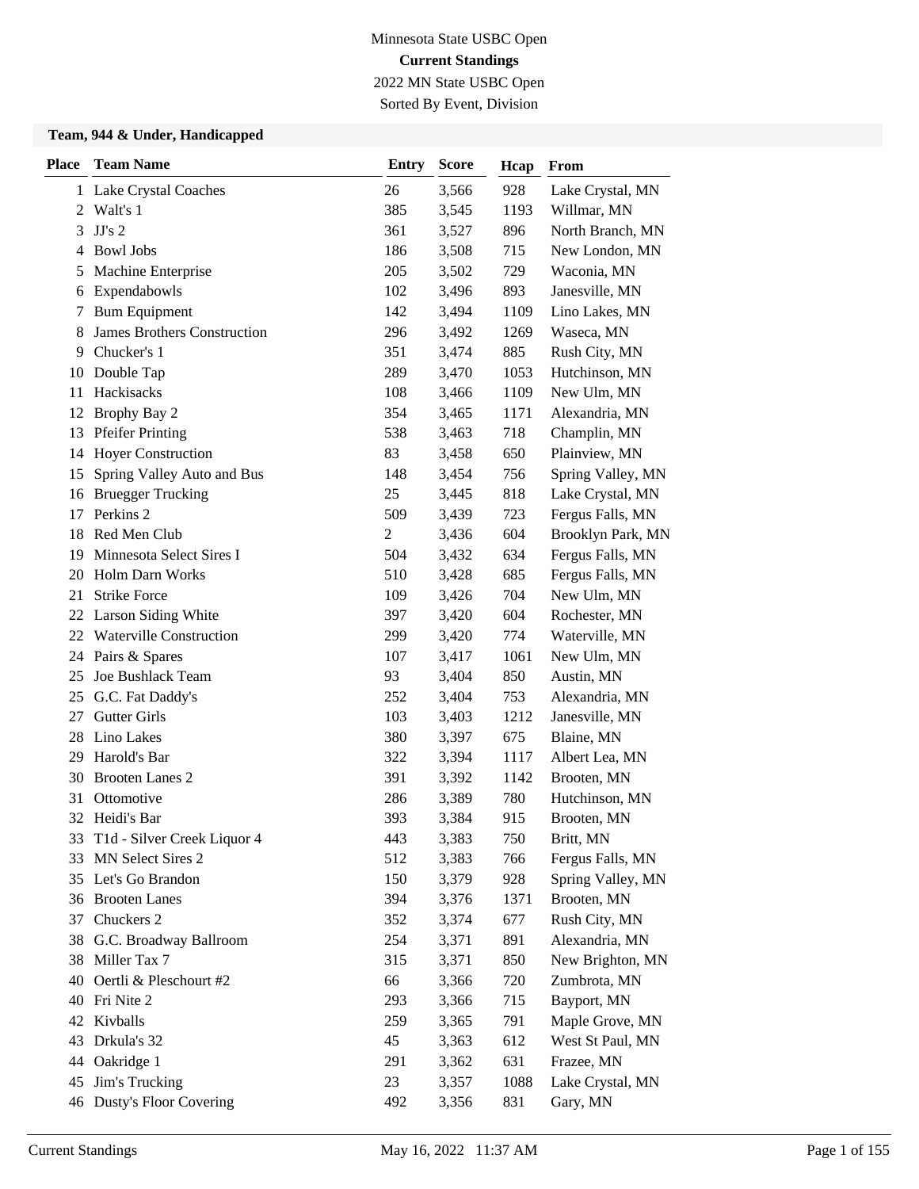Minnesota State USBC Open

**Current Standings**

2022 MN State USBC Open

Sorted By Event, Division

### Team, 944 & Under, Handicapped

| Place | Team Name | Entry | Score | Hcap | From |
|---|---|---|---|---|---|
| 1 | Lake Crystal Coaches | 26 | 3,566 | 928 | Lake Crystal, MN |
| 2 | Walt's 1 | 385 | 3,545 | 1193 | Willmar, MN |
| 3 | JJ's 2 | 361 | 3,527 | 896 | North Branch, MN |
| 4 | Bowl Jobs | 186 | 3,508 | 715 | New London, MN |
| 5 | Machine Enterprise | 205 | 3,502 | 729 | Waconia, MN |
| 6 | Expendabowls | 102 | 3,496 | 893 | Janesville, MN |
| 7 | Bum Equipment | 142 | 3,494 | 1109 | Lino Lakes, MN |
| 8 | James Brothers Construction | 296 | 3,492 | 1269 | Waseca, MN |
| 9 | Chucker's 1 | 351 | 3,474 | 885 | Rush City, MN |
| 10 | Double Tap | 289 | 3,470 | 1053 | Hutchinson, MN |
| 11 | Hackisacks | 108 | 3,466 | 1109 | New Ulm, MN |
| 12 | Brophy Bay 2 | 354 | 3,465 | 1171 | Alexandria, MN |
| 13 | Pfeifer Printing | 538 | 3,463 | 718 | Champlin, MN |
| 14 | Hoyer Construction | 83 | 3,458 | 650 | Plainview, MN |
| 15 | Spring Valley Auto and Bus | 148 | 3,454 | 756 | Spring Valley, MN |
| 16 | Bruegger Trucking | 25 | 3,445 | 818 | Lake Crystal, MN |
| 17 | Perkins 2 | 509 | 3,439 | 723 | Fergus Falls, MN |
| 18 | Red Men Club | 2 | 3,436 | 604 | Brooklyn Park, MN |
| 19 | Minnesota Select Sires I | 504 | 3,432 | 634 | Fergus Falls, MN |
| 20 | Holm Darn Works | 510 | 3,428 | 685 | Fergus Falls, MN |
| 21 | Strike Force | 109 | 3,426 | 704 | New Ulm, MN |
| 22 | Larson Siding White | 397 | 3,420 | 604 | Rochester, MN |
| 22 | Waterville Construction | 299 | 3,420 | 774 | Waterville, MN |
| 24 | Pairs & Spares | 107 | 3,417 | 1061 | New Ulm, MN |
| 25 | Joe Bushlack Team | 93 | 3,404 | 850 | Austin, MN |
| 25 | G.C. Fat Daddy's | 252 | 3,404 | 753 | Alexandria, MN |
| 27 | Gutter Girls | 103 | 3,403 | 1212 | Janesville, MN |
| 28 | Lino Lakes | 380 | 3,397 | 675 | Blaine, MN |
| 29 | Harold's Bar | 322 | 3,394 | 1117 | Albert Lea, MN |
| 30 | Brooten Lanes 2 | 391 | 3,392 | 1142 | Brooten, MN |
| 31 | Ottomotive | 286 | 3,389 | 780 | Hutchinson, MN |
| 32 | Heidi's Bar | 393 | 3,384 | 915 | Brooten, MN |
| 33 | T1d - Silver Creek Liquor 4 | 443 | 3,383 | 750 | Britt, MN |
| 33 | MN Select Sires 2 | 512 | 3,383 | 766 | Fergus Falls, MN |
| 35 | Let's Go Brandon | 150 | 3,379 | 928 | Spring Valley, MN |
| 36 | Brooten Lanes | 394 | 3,376 | 1371 | Brooten, MN |
| 37 | Chuckers 2 | 352 | 3,374 | 677 | Rush City, MN |
| 38 | G.C. Broadway Ballroom | 254 | 3,371 | 891 | Alexandria, MN |
| 38 | Miller Tax 7 | 315 | 3,371 | 850 | New Brighton, MN |
| 40 | Oertli & Pleschourt #2 | 66 | 3,366 | 720 | Zumbrota, MN |
| 40 | Fri Nite 2 | 293 | 3,366 | 715 | Bayport, MN |
| 42 | Kivballs | 259 | 3,365 | 791 | Maple Grove, MN |
| 43 | Drkula's 32 | 45 | 3,363 | 612 | West St Paul, MN |
| 44 | Oakridge 1 | 291 | 3,362 | 631 | Frazee, MN |
| 45 | Jim's Trucking | 23 | 3,357 | 1088 | Lake Crystal, MN |
| 46 | Dusty's Floor Covering | 492 | 3,356 | 831 | Gary, MN |

Current Standings May 16, 2022 11:37 AM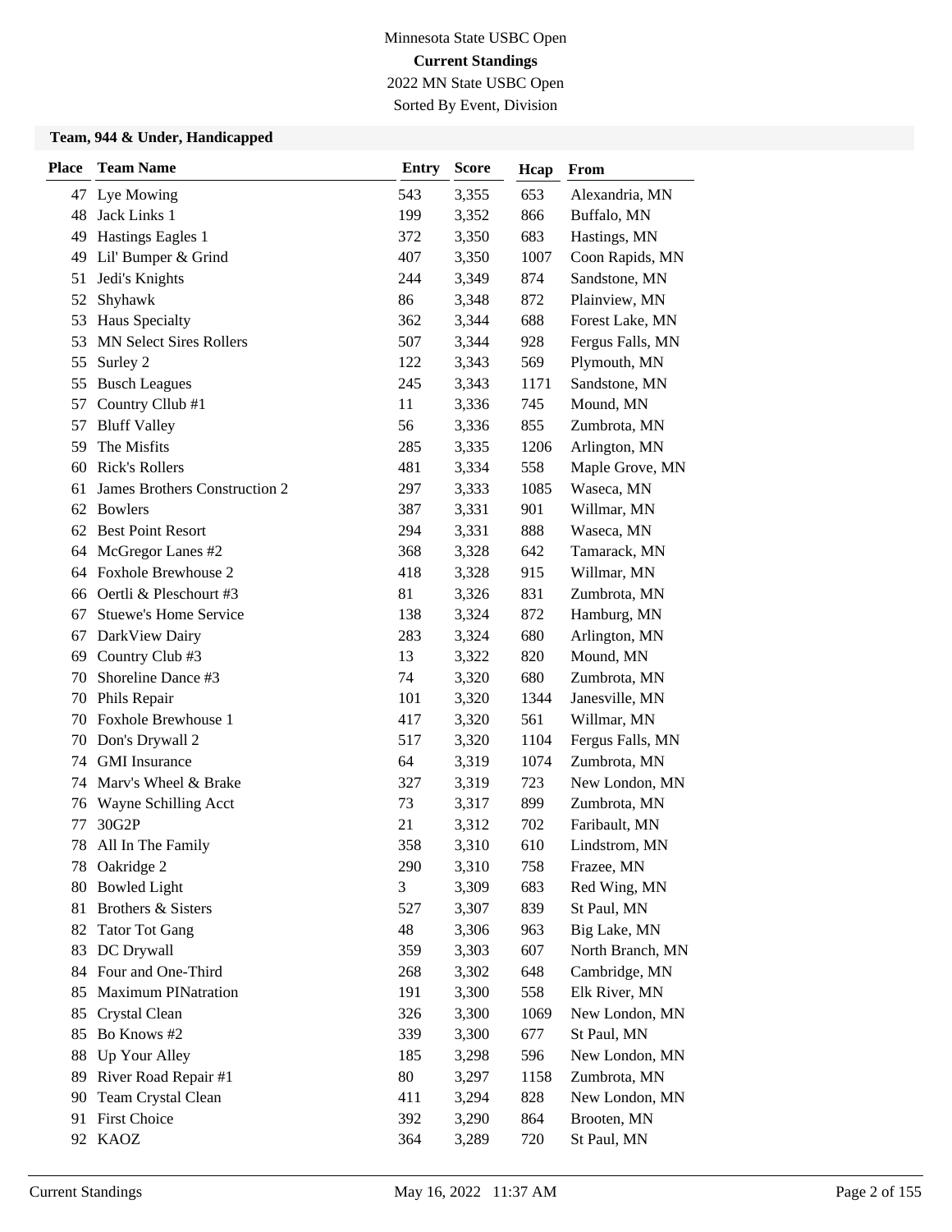Minnesota State USBC Open

**Current Standings**

2022 MN State USBC Open

Sorted By Event, Division

### Team, 944 & Under, Handicapped

| Place | Team Name | Entry | Score | Hcap | From |
|---|---|---|---|---|---|
| 47 | Lye Mowing | 543 | 3,355 | 653 | Alexandria, MN |
| 48 | Jack Links 1 | 199 | 3,352 | 866 | Buffalo, MN |
| 49 | Hastings Eagles 1 | 372 | 3,350 | 683 | Hastings, MN |
| 49 | Lil' Bumper & Grind | 407 | 3,350 | 1007 | Coon Rapids, MN |
| 51 | Jedi's Knights | 244 | 3,349 | 874 | Sandstone, MN |
| 52 | Shyhawk | 86 | 3,348 | 872 | Plainview, MN |
| 53 | Haus Specialty | 362 | 3,344 | 688 | Forest Lake, MN |
| 53 | MN Select Sires Rollers | 507 | 3,344 | 928 | Fergus Falls, MN |
| 55 | Surley 2 | 122 | 3,343 | 569 | Plymouth, MN |
| 55 | Busch Leagues | 245 | 3,343 | 1171 | Sandstone, MN |
| 57 | Country Cllub #1 | 11 | 3,336 | 745 | Mound, MN |
| 57 | Bluff Valley | 56 | 3,336 | 855 | Zumbrota, MN |
| 59 | The Misfits | 285 | 3,335 | 1206 | Arlington, MN |
| 60 | Rick's Rollers | 481 | 3,334 | 558 | Maple Grove, MN |
| 61 | James Brothers Construction 2 | 297 | 3,333 | 1085 | Waseca, MN |
| 62 | Bowlers | 387 | 3,331 | 901 | Willmar, MN |
| 62 | Best Point Resort | 294 | 3,331 | 888 | Waseca, MN |
| 64 | McGregor Lanes #2 | 368 | 3,328 | 642 | Tamarack, MN |
| 64 | Foxhole Brewhouse 2 | 418 | 3,328 | 915 | Willmar, MN |
| 66 | Oertli & Pleschourt #3 | 81 | 3,326 | 831 | Zumbrota, MN |
| 67 | Stuewe's Home Service | 138 | 3,324 | 872 | Hamburg, MN |
| 67 | DarkView Dairy | 283 | 3,324 | 680 | Arlington, MN |
| 69 | Country Club #3 | 13 | 3,322 | 820 | Mound, MN |
| 70 | Shoreline Dance #3 | 74 | 3,320 | 680 | Zumbrota, MN |
| 70 | Phils Repair | 101 | 3,320 | 1344 | Janesville, MN |
| 70 | Foxhole Brewhouse 1 | 417 | 3,320 | 561 | Willmar, MN |
| 70 | Don's Drywall 2 | 517 | 3,320 | 1104 | Fergus Falls, MN |
| 74 | GMI Insurance | 64 | 3,319 | 1074 | Zumbrota, MN |
| 74 | Marv's Wheel & Brake | 327 | 3,319 | 723 | New London, MN |
| 76 | Wayne Schilling Acct | 73 | 3,317 | 899 | Zumbrota, MN |
| 77 | 30G2P | 21 | 3,312 | 702 | Faribault, MN |
| 78 | All In The Family | 358 | 3,310 | 610 | Lindstrom, MN |
| 78 | Oakridge 2 | 290 | 3,310 | 758 | Frazee, MN |
| 80 | Bowled Light | 3 | 3,309 | 683 | Red Wing, MN |
| 81 | Brothers & Sisters | 527 | 3,307 | 839 | St Paul, MN |
| 82 | Tator Tot Gang | 48 | 3,306 | 963 | Big Lake, MN |
| 83 | DC Drywall | 359 | 3,303 | 607 | North Branch, MN |
| 84 | Four and One-Third | 268 | 3,302 | 648 | Cambridge, MN |
| 85 | Maximum PINatration | 191 | 3,300 | 558 | Elk River, MN |
| 85 | Crystal Clean | 326 | 3,300 | 1069 | New London, MN |
| 85 | Bo Knows #2 | 339 | 3,300 | 677 | St Paul, MN |
| 88 | Up Your Alley | 185 | 3,298 | 596 | New London, MN |
| 89 | River Road Repair #1 | 80 | 3,297 | 1158 | Zumbrota, MN |
| 90 | Team Crystal Clean | 411 | 3,294 | 828 | New London, MN |
| 91 | First Choice | 392 | 3,290 | 864 | Brooten, MN |
| 92 | KAOZ | 364 | 3,289 | 720 | St Paul, MN |

Current Standings May 16, 2022 11:37 AM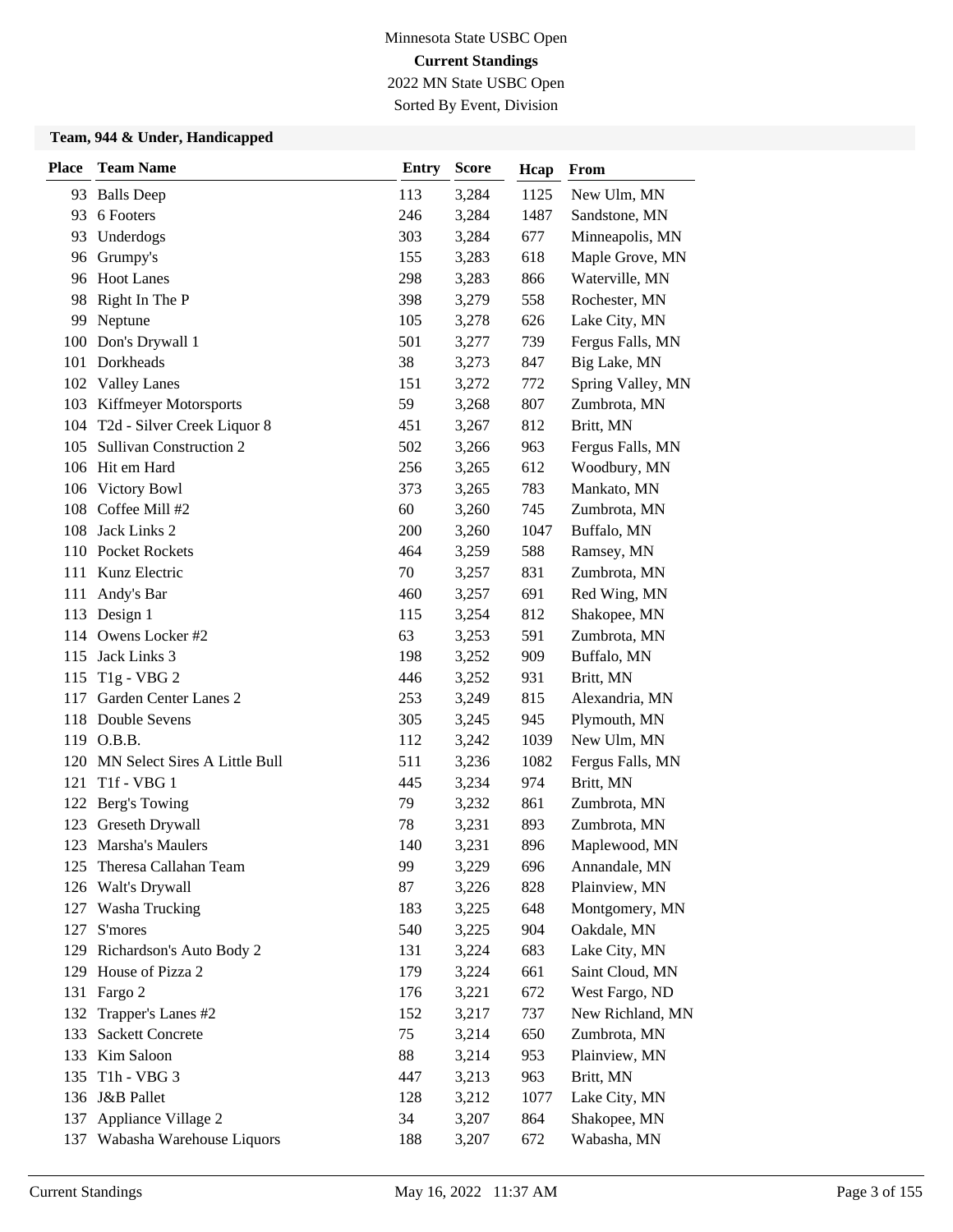Minnesota State USBC Open

**Current Standings**

2022 MN State USBC Open

Sorted By Event, Division

### Team, 944 & Under, Handicapped

| Place | Team Name | Entry | Score | Hcap | From |
|---|---|---|---|---|---|
| 93 | Balls Deep | 113 | 3,284 | 1125 | New Ulm, MN |
| 93 | 6 Footers | 246 | 3,284 | 1487 | Sandstone, MN |
| 93 | Underdogs | 303 | 3,284 | 677 | Minneapolis, MN |
| 96 | Grumpy's | 155 | 3,283 | 618 | Maple Grove, MN |
| 96 | Hoot Lanes | 298 | 3,283 | 866 | Waterville, MN |
| 98 | Right In The P | 398 | 3,279 | 558 | Rochester, MN |
| 99 | Neptune | 105 | 3,278 | 626 | Lake City, MN |
| 100 | Don's Drywall 1 | 501 | 3,277 | 739 | Fergus Falls, MN |
| 101 | Dorkheads | 38 | 3,273 | 847 | Big Lake, MN |
| 102 | Valley Lanes | 151 | 3,272 | 772 | Spring Valley, MN |
| 103 | Kiffmeyer Motorsports | 59 | 3,268 | 807 | Zumbrota, MN |
| 104 | T2d - Silver Creek Liquor 8 | 451 | 3,267 | 812 | Britt, MN |
| 105 | Sullivan Construction 2 | 502 | 3,266 | 963 | Fergus Falls, MN |
| 106 | Hit em Hard | 256 | 3,265 | 612 | Woodbury, MN |
| 106 | Victory Bowl | 373 | 3,265 | 783 | Mankato, MN |
| 108 | Coffee Mill #2 | 60 | 3,260 | 745 | Zumbrota, MN |
| 108 | Jack Links 2 | 200 | 3,260 | 1047 | Buffalo, MN |
| 110 | Pocket Rockets | 464 | 3,259 | 588 | Ramsey, MN |
| 111 | Kunz Electric | 70 | 3,257 | 831 | Zumbrota, MN |
| 111 | Andy's Bar | 460 | 3,257 | 691 | Red Wing, MN |
| 113 | Design 1 | 115 | 3,254 | 812 | Shakopee, MN |
| 114 | Owens Locker #2 | 63 | 3,253 | 591 | Zumbrota, MN |
| 115 | Jack Links 3 | 198 | 3,252 | 909 | Buffalo, MN |
| 115 | T1g - VBG 2 | 446 | 3,252 | 931 | Britt, MN |
| 117 | Garden Center Lanes 2 | 253 | 3,249 | 815 | Alexandria, MN |
| 118 | Double Sevens | 305 | 3,245 | 945 | Plymouth, MN |
| 119 | O.B.B. | 112 | 3,242 | 1039 | New Ulm, MN |
| 120 | MN Select Sires A Little Bull | 511 | 3,236 | 1082 | Fergus Falls, MN |
| 121 | T1f - VBG 1 | 445 | 3,234 | 974 | Britt, MN |
| 122 | Berg's Towing | 79 | 3,232 | 861 | Zumbrota, MN |
| 123 | Greseth Drywall | 78 | 3,231 | 893 | Zumbrota, MN |
| 123 | Marsha's Maulers | 140 | 3,231 | 896 | Maplewood, MN |
| 125 | Theresa Callahan Team | 99 | 3,229 | 696 | Annandale, MN |
| 126 | Walt's Drywall | 87 | 3,226 | 828 | Plainview, MN |
| 127 | Washa Trucking | 183 | 3,225 | 648 | Montgomery, MN |
| 127 | S'mores | 540 | 3,225 | 904 | Oakdale, MN |
| 129 | Richardson's Auto Body 2 | 131 | 3,224 | 683 | Lake City, MN |
| 129 | House of Pizza 2 | 179 | 3,224 | 661 | Saint Cloud, MN |
| 131 | Fargo 2 | 176 | 3,221 | 672 | West Fargo, ND |
| 132 | Trapper's Lanes #2 | 152 | 3,217 | 737 | New Richland, MN |
| 133 | Sackett Concrete | 75 | 3,214 | 650 | Zumbrota, MN |
| 133 | Kim Saloon | 88 | 3,214 | 953 | Plainview, MN |
| 135 | T1h - VBG 3 | 447 | 3,213 | 963 | Britt, MN |
| 136 | J&B Pallet | 128 | 3,212 | 1077 | Lake City, MN |
| 137 | Appliance Village 2 | 34 | 3,207 | 864 | Shakopee, MN |
| 137 | Wabasha Warehouse Liquors | 188 | 3,207 | 672 | Wabasha, MN |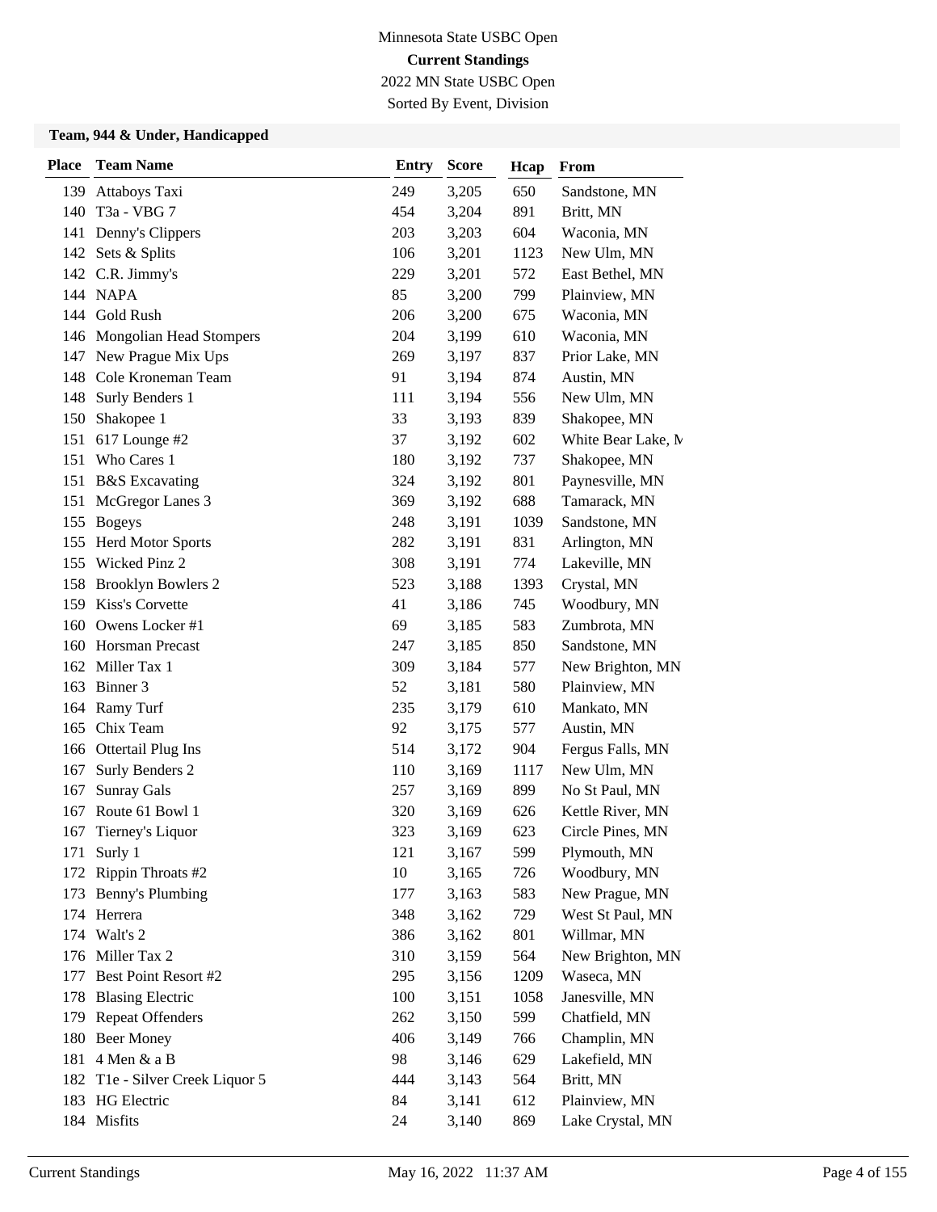Minnesota State USBC Open

**Current Standings**

2022 MN State USBC Open

Sorted By Event, Division

### Team, 944 & Under, Handicapped

| Place | Team Name | Entry | Score | Hcap | From |
|---|---|---|---|---|---|
| 139 | Attaboys Taxi | 249 | 3,205 | 650 | Sandstone, MN |
| 140 | T3a - VBG 7 | 454 | 3,204 | 891 | Britt, MN |
| 141 | Denny's Clippers | 203 | 3,203 | 604 | Waconia, MN |
| 142 | Sets & Splits | 106 | 3,201 | 1123 | New Ulm, MN |
| 142 | C.R. Jimmy's | 229 | 3,201 | 572 | East Bethel, MN |
| 144 | NAPA | 85 | 3,200 | 799 | Plainview, MN |
| 144 | Gold Rush | 206 | 3,200 | 675 | Waconia, MN |
| 146 | Mongolian Head Stompers | 204 | 3,199 | 610 | Waconia, MN |
| 147 | New Prague Mix Ups | 269 | 3,197 | 837 | Prior Lake, MN |
| 148 | Cole Kroneman Team | 91 | 3,194 | 874 | Austin, MN |
| 148 | Surly Benders 1 | 111 | 3,194 | 556 | New Ulm, MN |
| 150 | Shakopee 1 | 33 | 3,193 | 839 | Shakopee, MN |
| 151 | 617 Lounge #2 | 37 | 3,192 | 602 | White Bear Lake, M |
| 151 | Who Cares 1 | 180 | 3,192 | 737 | Shakopee, MN |
| 151 | B&S Excavating | 324 | 3,192 | 801 | Paynesville, MN |
| 151 | McGregor Lanes 3 | 369 | 3,192 | 688 | Tamarack, MN |
| 155 | Bogeys | 248 | 3,191 | 1039 | Sandstone, MN |
| 155 | Herd Motor Sports | 282 | 3,191 | 831 | Arlington, MN |
| 155 | Wicked Pinz 2 | 308 | 3,191 | 774 | Lakeville, MN |
| 158 | Brooklyn Bowlers 2 | 523 | 3,188 | 1393 | Crystal, MN |
| 159 | Kiss's Corvette | 41 | 3,186 | 745 | Woodbury, MN |
| 160 | Owens Locker #1 | 69 | 3,185 | 583 | Zumbrota, MN |
| 160 | Horsman Precast | 247 | 3,185 | 850 | Sandstone, MN |
| 162 | Miller Tax 1 | 309 | 3,184 | 577 | New Brighton, MN |
| 163 | Binner 3 | 52 | 3,181 | 580 | Plainview, MN |
| 164 | Ramy Turf | 235 | 3,179 | 610 | Mankato, MN |
| 165 | Chix Team | 92 | 3,175 | 577 | Austin, MN |
| 166 | Ottertail Plug Ins | 514 | 3,172 | 904 | Fergus Falls, MN |
| 167 | Surly Benders 2 | 110 | 3,169 | 1117 | New Ulm, MN |
| 167 | Sunray Gals | 257 | 3,169 | 899 | No St Paul, MN |
| 167 | Route 61 Bowl 1 | 320 | 3,169 | 626 | Kettle River, MN |
| 167 | Tierney's Liquor | 323 | 3,169 | 623 | Circle Pines, MN |
| 171 | Surly 1 | 121 | 3,167 | 599 | Plymouth, MN |
| 172 | Rippin Throats #2 | 10 | 3,165 | 726 | Woodbury, MN |
| 173 | Benny's Plumbing | 177 | 3,163 | 583 | New Prague, MN |
| 174 | Herrera | 348 | 3,162 | 729 | West St Paul, MN |
| 174 | Walt's 2 | 386 | 3,162 | 801 | Willmar, MN |
| 176 | Miller Tax 2 | 310 | 3,159 | 564 | New Brighton, MN |
| 177 | Best Point Resort #2 | 295 | 3,156 | 1209 | Waseca, MN |
| 178 | Blasing Electric | 100 | 3,151 | 1058 | Janesville, MN |
| 179 | Repeat Offenders | 262 | 3,150 | 599 | Chatfield, MN |
| 180 | Beer Money | 406 | 3,149 | 766 | Champlin, MN |
| 181 | 4 Men & a B | 98 | 3,146 | 629 | Lakefield, MN |
| 182 | T1e - Silver Creek Liquor 5 | 444 | 3,143 | 564 | Britt, MN |
| 183 | HG Electric | 84 | 3,141 | 612 | Plainview, MN |
| 184 | Misfits | 24 | 3,140 | 869 | Lake Crystal, MN |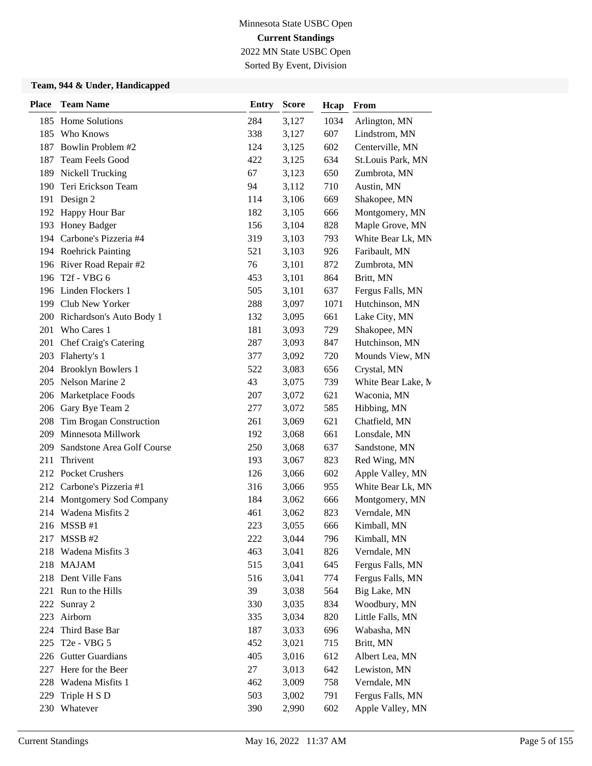Minnesota State USBC Open

**Current Standings**

2022 MN State USBC Open

Sorted By Event, Division

**Team, 944 & Under, Handicapped**

| Place | Team Name | Entry | Score | Hcap | From |
|---|---|---|---|---|---|
| 185 | Home Solutions | 284 | 3,127 | 1034 | Arlington, MN |
| 185 | Who Knows | 338 | 3,127 | 607 | Lindstrom, MN |
| 187 | Bowlin Problem #2 | 124 | 3,125 | 602 | Centerville, MN |
| 187 | Team Feels Good | 422 | 3,125 | 634 | St.Louis Park, MN |
| 189 | Nickell Trucking | 67 | 3,123 | 650 | Zumbrota, MN |
| 190 | Teri Erickson Team | 94 | 3,112 | 710 | Austin, MN |
| 191 | Design 2 | 114 | 3,106 | 669 | Shakopee, MN |
| 192 | Happy Hour Bar | 182 | 3,105 | 666 | Montgomery, MN |
| 193 | Honey Badger | 156 | 3,104 | 828 | Maple Grove, MN |
| 194 | Carbone's Pizzeria #4 | 319 | 3,103 | 793 | White Bear Lk, MN |
| 194 | Roehrick Painting | 521 | 3,103 | 926 | Faribault, MN |
| 196 | River Road Repair #2 | 76 | 3,101 | 872 | Zumbrota, MN |
| 196 | T2f - VBG 6 | 453 | 3,101 | 864 | Britt, MN |
| 196 | Linden Flockers 1 | 505 | 3,101 | 637 | Fergus Falls, MN |
| 199 | Club New Yorker | 288 | 3,097 | 1071 | Hutchinson, MN |
| 200 | Richardson's Auto Body 1 | 132 | 3,095 | 661 | Lake City, MN |
| 201 | Who Cares 1 | 181 | 3,093 | 729 | Shakopee, MN |
| 201 | Chef Craig's Catering | 287 | 3,093 | 847 | Hutchinson, MN |
| 203 | Flaherty's 1 | 377 | 3,092 | 720 | Mounds View, MN |
| 204 | Brooklyn Bowlers 1 | 522 | 3,083 | 656 | Crystal, MN |
| 205 | Nelson Marine 2 | 43 | 3,075 | 739 | White Bear Lake, M |
| 206 | Marketplace Foods | 207 | 3,072 | 621 | Waconia, MN |
| 206 | Gary Bye Team 2 | 277 | 3,072 | 585 | Hibbing, MN |
| 208 | Tim Brogan Construction | 261 | 3,069 | 621 | Chatfield, MN |
| 209 | Minnesota Millwork | 192 | 3,068 | 661 | Lonsdale, MN |
| 209 | Sandstone Area Golf Course | 250 | 3,068 | 637 | Sandstone, MN |
| 211 | Thrivent | 193 | 3,067 | 823 | Red Wing, MN |
| 212 | Pocket Crushers | 126 | 3,066 | 602 | Apple Valley, MN |
| 212 | Carbone's Pizzeria #1 | 316 | 3,066 | 955 | White Bear Lk, MN |
| 214 | Montgomery Sod Company | 184 | 3,062 | 666 | Montgomery, MN |
| 214 | Wadena Misfits 2 | 461 | 3,062 | 823 | Verndale, MN |
| 216 | MSSB #1 | 223 | 3,055 | 666 | Kimball, MN |
| 217 | MSSB #2 | 222 | 3,044 | 796 | Kimball, MN |
| 218 | Wadena Misfits 3 | 463 | 3,041 | 826 | Verndale, MN |
| 218 | MAJAM | 515 | 3,041 | 645 | Fergus Falls, MN |
| 218 | Dent Ville Fans | 516 | 3,041 | 774 | Fergus Falls, MN |
| 221 | Run to the Hills | 39 | 3,038 | 564 | Big Lake, MN |
| 222 | Sunray 2 | 330 | 3,035 | 834 | Woodbury, MN |
| 223 | Airborn | 335 | 3,034 | 820 | Little Falls, MN |
| 224 | Third Base Bar | 187 | 3,033 | 696 | Wabasha, MN |
| 225 | T2e - VBG 5 | 452 | 3,021 | 715 | Britt, MN |
| 226 | Gutter Guardians | 405 | 3,016 | 612 | Albert Lea, MN |
| 227 | Here for the Beer | 27 | 3,013 | 642 | Lewiston, MN |
| 228 | Wadena Misfits 1 | 462 | 3,009 | 758 | Verndale, MN |
| 229 | Triple H S D | 503 | 3,002 | 791 | Fergus Falls, MN |
| 230 | Whatever | 390 | 2,990 | 602 | Apple Valley, MN |

Current Standings May 16, 2022 11:37 AM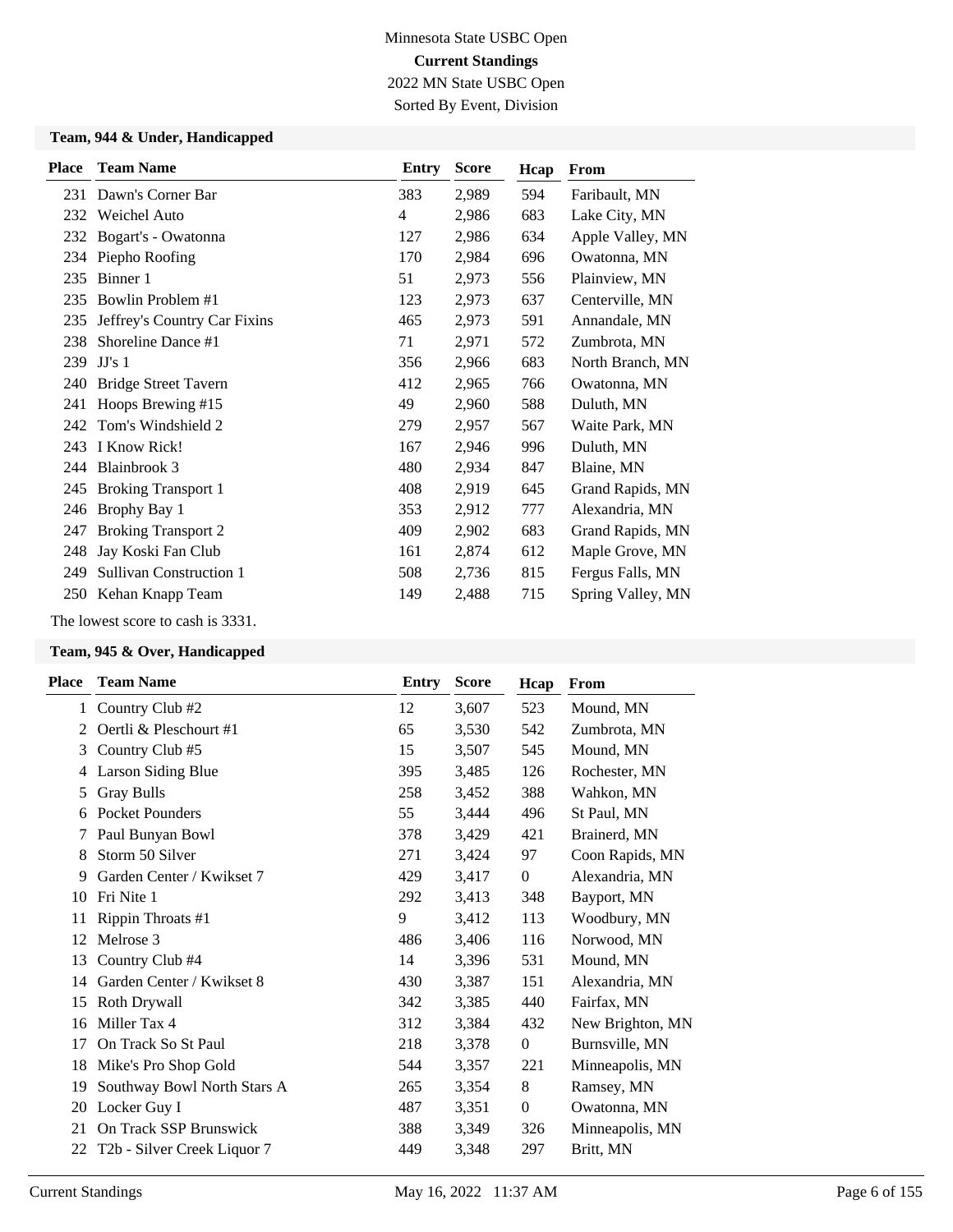Minnesota State USBC Open

**Current Standings**

2022 MN State USBC Open

Sorted By Event, Division

### Team, 944 & Under, Handicapped

| Place | Team Name | Entry | Score | Hcap | From |
|---|---|---|---|---|---|
| 231 | Dawn's Corner Bar | 383 | 2,989 | 594 | Faribault, MN |
| 232 | Weichel Auto | 4 | 2,986 | 683 | Lake City, MN |
| 232 | Bogart's - Owatonna | 127 | 2,986 | 634 | Apple Valley, MN |
| 234 | Piepho Roofing | 170 | 2,984 | 696 | Owatonna, MN |
| 235 | Binner 1 | 51 | 2,973 | 556 | Plainview, MN |
| 235 | Bowlin Problem #1 | 123 | 2,973 | 637 | Centerville, MN |
| 235 | Jeffrey's Country Car Fixins | 465 | 2,973 | 591 | Annandale, MN |
| 238 | Shoreline Dance #1 | 71 | 2,971 | 572 | Zumbrota, MN |
| 239 | JJ's 1 | 356 | 2,966 | 683 | North Branch, MN |
| 240 | Bridge Street Tavern | 412 | 2,965 | 766 | Owatonna, MN |
| 241 | Hoops Brewing #15 | 49 | 2,960 | 588 | Duluth, MN |
| 242 | Tom's Windshield 2 | 279 | 2,957 | 567 | Waite Park, MN |
| 243 | I Know Rick! | 167 | 2,946 | 996 | Duluth, MN |
| 244 | Blainbrook 3 | 480 | 2,934 | 847 | Blaine, MN |
| 245 | Broking Transport 1 | 408 | 2,919 | 645 | Grand Rapids, MN |
| 246 | Brophy Bay 1 | 353 | 2,912 | 777 | Alexandria, MN |
| 247 | Broking Transport 2 | 409 | 2,902 | 683 | Grand Rapids, MN |
| 248 | Jay Koski Fan Club | 161 | 2,874 | 612 | Maple Grove, MN |
| 249 | Sullivan Construction 1 | 508 | 2,736 | 815 | Fergus Falls, MN |
| 250 | Kehan Knapp Team | 149 | 2,488 | 715 | Spring Valley, MN |

The lowest score to cash is 3331.

### Team, 945 & Over, Handicapped

| Place | Team Name | Entry | Score | Hcap | From |
|---|---|---|---|---|---|
| 1 | Country Club #2 | 12 | 3,607 | 523 | Mound, MN |
| 2 | Oertli & Pleschourt #1 | 65 | 3,530 | 542 | Zumbrota, MN |
| 3 | Country Club #5 | 15 | 3,507 | 545 | Mound, MN |
| 4 | Larson Siding Blue | 395 | 3,485 | 126 | Rochester, MN |
| 5 | Gray Bulls | 258 | 3,452 | 388 | Wahkon, MN |
| 6 | Pocket Pounders | 55 | 3,444 | 496 | St Paul, MN |
| 7 | Paul Bunyan Bowl | 378 | 3,429 | 421 | Brainerd, MN |
| 8 | Storm 50 Silver | 271 | 3,424 | 97 | Coon Rapids, MN |
| 9 | Garden Center / Kwikset 7 | 429 | 3,417 | 0 | Alexandria, MN |
| 10 | Fri Nite 1 | 292 | 3,413 | 348 | Bayport, MN |
| 11 | Rippin Throats #1 | 9 | 3,412 | 113 | Woodbury, MN |
| 12 | Melrose 3 | 486 | 3,406 | 116 | Norwood, MN |
| 13 | Country Club #4 | 14 | 3,396 | 531 | Mound, MN |
| 14 | Garden Center / Kwikset 8 | 430 | 3,387 | 151 | Alexandria, MN |
| 15 | Roth Drywall | 342 | 3,385 | 440 | Fairfax, MN |
| 16 | Miller Tax 4 | 312 | 3,384 | 432 | New Brighton, MN |
| 17 | On Track So St Paul | 218 | 3,378 | 0 | Burnsville, MN |
| 18 | Mike's Pro Shop Gold | 544 | 3,357 | 221 | Minneapolis, MN |
| 19 | Southway Bowl North Stars A | 265 | 3,354 | 8 | Ramsey, MN |
| 20 | Locker Guy I | 487 | 3,351 | 0 | Owatonna, MN |
| 21 | On Track SSP Brunswick | 388 | 3,349 | 326 | Minneapolis, MN |
| 22 | T2b - Silver Creek Liquor 7 | 449 | 3,348 | 297 | Britt, MN |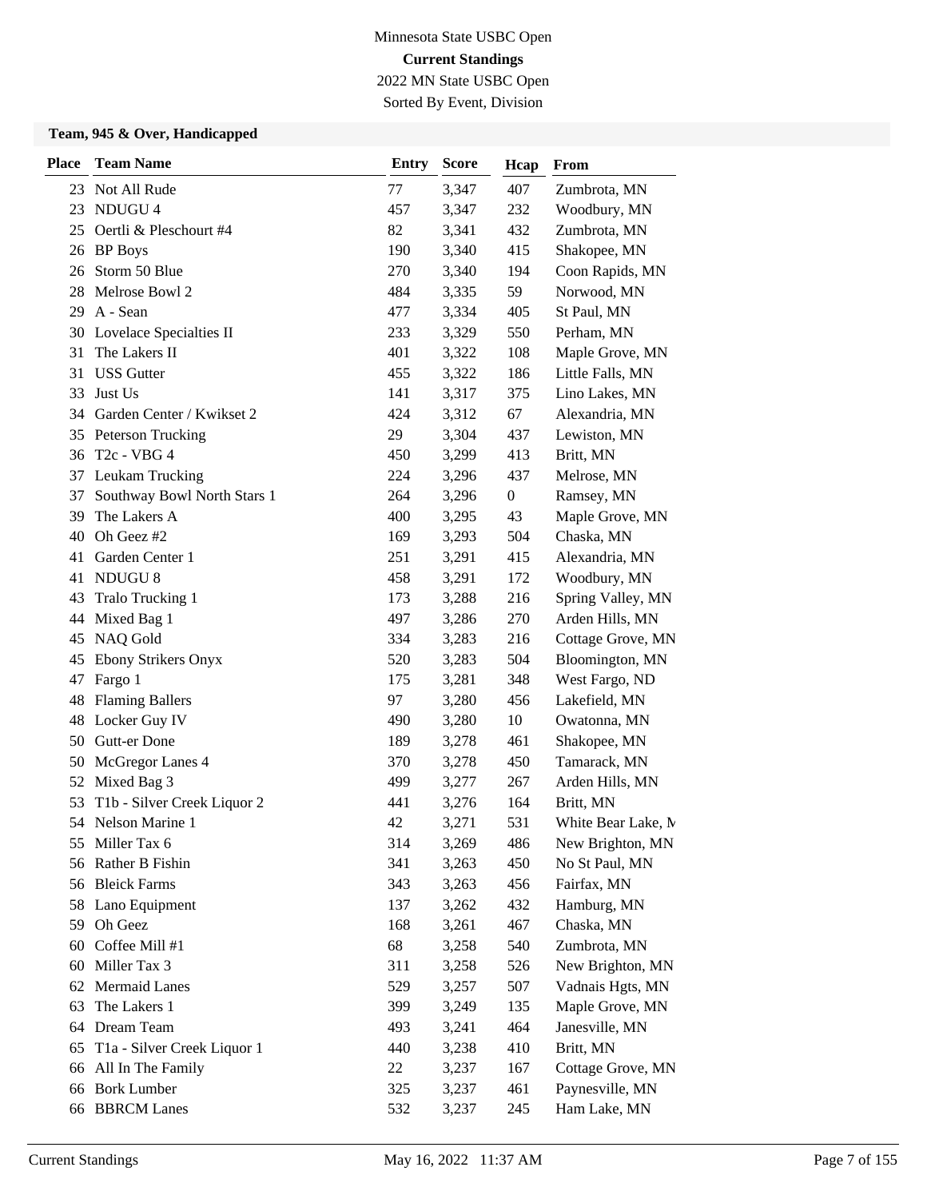Minnesota State USBC Open

**Current Standings**

2022 MN State USBC Open

Sorted By Event, Division

### Team, 945 & Over, Handicapped

| Place | Team Name | Entry | Score | Hcap | From |
|---|---|---|---|---|---|
| 23 | Not All Rude | 77 | 3,347 | 407 | Zumbrota, MN |
| 23 | NDUGU 4 | 457 | 3,347 | 232 | Woodbury, MN |
| 25 | Oertli & Pleschourt #4 | 82 | 3,341 | 432 | Zumbrota, MN |
| 26 | BP Boys | 190 | 3,340 | 415 | Shakopee, MN |
| 26 | Storm 50 Blue | 270 | 3,340 | 194 | Coon Rapids, MN |
| 28 | Melrose Bowl 2 | 484 | 3,335 | 59 | Norwood, MN |
| 29 | A - Sean | 477 | 3,334 | 405 | St Paul, MN |
| 30 | Lovelace Specialties II | 233 | 3,329 | 550 | Perham, MN |
| 31 | The Lakers II | 401 | 3,322 | 108 | Maple Grove, MN |
| 31 | USS Gutter | 455 | 3,322 | 186 | Little Falls, MN |
| 33 | Just Us | 141 | 3,317 | 375 | Lino Lakes, MN |
| 34 | Garden Center / Kwikset 2 | 424 | 3,312 | 67 | Alexandria, MN |
| 35 | Peterson Trucking | 29 | 3,304 | 437 | Lewiston, MN |
| 36 | T2c - VBG 4 | 450 | 3,299 | 413 | Britt, MN |
| 37 | Leukam Trucking | 224 | 3,296 | 437 | Melrose, MN |
| 37 | Southway Bowl North Stars 1 | 264 | 3,296 | 0 | Ramsey, MN |
| 39 | The Lakers A | 400 | 3,295 | 43 | Maple Grove, MN |
| 40 | Oh Geez #2 | 169 | 3,293 | 504 | Chaska, MN |
| 41 | Garden Center 1 | 251 | 3,291 | 415 | Alexandria, MN |
| 41 | NDUGU 8 | 458 | 3,291 | 172 | Woodbury, MN |
| 43 | Tralo Trucking 1 | 173 | 3,288 | 216 | Spring Valley, MN |
| 44 | Mixed Bag 1 | 497 | 3,286 | 270 | Arden Hills, MN |
| 45 | NAQ Gold | 334 | 3,283 | 216 | Cottage Grove, MN |
| 45 | Ebony Strikers Onyx | 520 | 3,283 | 504 | Bloomington, MN |
| 47 | Fargo 1 | 175 | 3,281 | 348 | West Fargo, ND |
| 48 | Flaming Ballers | 97 | 3,280 | 456 | Lakefield, MN |
| 48 | Locker Guy IV | 490 | 3,280 | 10 | Owatonna, MN |
| 50 | Gutt-er Done | 189 | 3,278 | 461 | Shakopee, MN |
| 50 | McGregor Lanes 4 | 370 | 3,278 | 450 | Tamarack, MN |
| 52 | Mixed Bag 3 | 499 | 3,277 | 267 | Arden Hills, MN |
| 53 | T1b - Silver Creek Liquor 2 | 441 | 3,276 | 164 | Britt, MN |
| 54 | Nelson Marine 1 | 42 | 3,271 | 531 | White Bear Lake, M |
| 55 | Miller Tax 6 | 314 | 3,269 | 486 | New Brighton, MN |
| 56 | Rather B Fishin | 341 | 3,263 | 450 | No St Paul, MN |
| 56 | Bleick Farms | 343 | 3,263 | 456 | Fairfax, MN |
| 58 | Lano Equipment | 137 | 3,262 | 432 | Hamburg, MN |
| 59 | Oh Geez | 168 | 3,261 | 467 | Chaska, MN |
| 60 | Coffee Mill #1 | 68 | 3,258 | 540 | Zumbrota, MN |
| 60 | Miller Tax 3 | 311 | 3,258 | 526 | New Brighton, MN |
| 62 | Mermaid Lanes | 529 | 3,257 | 507 | Vadnais Hgts, MN |
| 63 | The Lakers 1 | 399 | 3,249 | 135 | Maple Grove, MN |
| 64 | Dream Team | 493 | 3,241 | 464 | Janesville, MN |
| 65 | T1a - Silver Creek Liquor 1 | 440 | 3,238 | 410 | Britt, MN |
| 66 | All In The Family | 22 | 3,237 | 167 | Cottage Grove, MN |
| 66 | Bork Lumber | 325 | 3,237 | 461 | Paynesville, MN |
| 66 | BBRCM Lanes | 532 | 3,237 | 245 | Ham Lake, MN |

Current Standings May 16, 2022 11:37 AM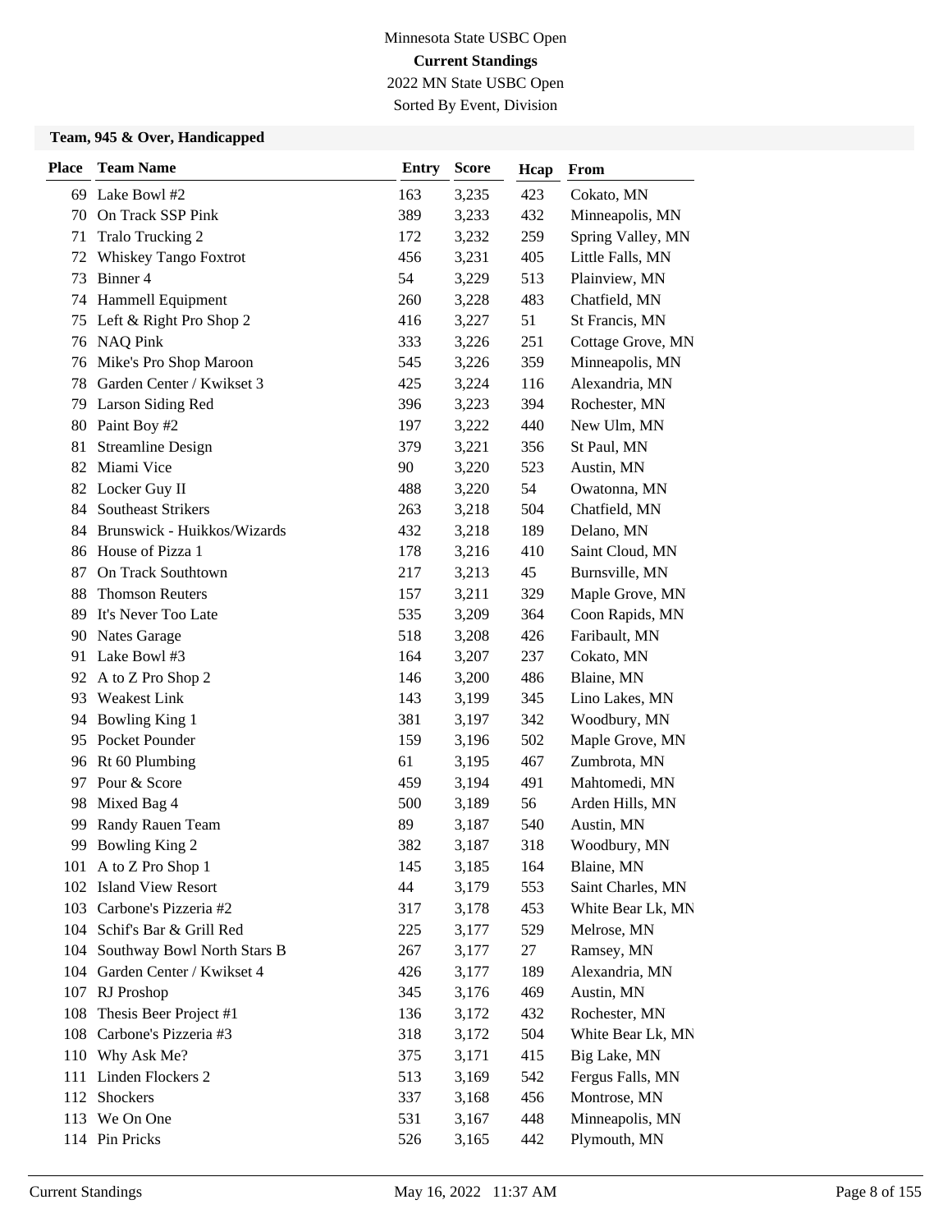Minnesota State USBC Open

**Current Standings**

2022 MN State USBC Open

Sorted By Event, Division

### Team, 945 & Over, Handicapped

| Place | Team Name | Entry | Score | Hcap | From |
|---|---|---|---|---|---|
| 69 | Lake Bowl #2 | 163 | 3,235 | 423 | Cokato, MN |
| 70 | On Track SSP Pink | 389 | 3,233 | 432 | Minneapolis, MN |
| 71 | Tralo Trucking 2 | 172 | 3,232 | 259 | Spring Valley, MN |
| 72 | Whiskey Tango Foxtrot | 456 | 3,231 | 405 | Little Falls, MN |
| 73 | Binner 4 | 54 | 3,229 | 513 | Plainview, MN |
| 74 | Hammell Equipment | 260 | 3,228 | 483 | Chatfield, MN |
| 75 | Left & Right Pro Shop 2 | 416 | 3,227 | 51 | St Francis, MN |
| 76 | NAQ Pink | 333 | 3,226 | 251 | Cottage Grove, MN |
| 76 | Mike's Pro Shop Maroon | 545 | 3,226 | 359 | Minneapolis, MN |
| 78 | Garden Center / Kwikset 3 | 425 | 3,224 | 116 | Alexandria, MN |
| 79 | Larson Siding Red | 396 | 3,223 | 394 | Rochester, MN |
| 80 | Paint Boy #2 | 197 | 3,222 | 440 | New Ulm, MN |
| 81 | Streamline Design | 379 | 3,221 | 356 | St Paul, MN |
| 82 | Miami Vice | 90 | 3,220 | 523 | Austin, MN |
| 82 | Locker Guy II | 488 | 3,220 | 54 | Owatonna, MN |
| 84 | Southeast Strikers | 263 | 3,218 | 504 | Chatfield, MN |
| 84 | Brunswick - Huikkos/Wizards | 432 | 3,218 | 189 | Delano, MN |
| 86 | House of Pizza 1 | 178 | 3,216 | 410 | Saint Cloud, MN |
| 87 | On Track Southtown | 217 | 3,213 | 45 | Burnsville, MN |
| 88 | Thomson Reuters | 157 | 3,211 | 329 | Maple Grove, MN |
| 89 | It's Never Too Late | 535 | 3,209 | 364 | Coon Rapids, MN |
| 90 | Nates Garage | 518 | 3,208 | 426 | Faribault, MN |
| 91 | Lake Bowl #3 | 164 | 3,207 | 237 | Cokato, MN |
| 92 | A to Z Pro Shop 2 | 146 | 3,200 | 486 | Blaine, MN |
| 93 | Weakest Link | 143 | 3,199 | 345 | Lino Lakes, MN |
| 94 | Bowling King 1 | 381 | 3,197 | 342 | Woodbury, MN |
| 95 | Pocket Pounder | 159 | 3,196 | 502 | Maple Grove, MN |
| 96 | Rt 60 Plumbing | 61 | 3,195 | 467 | Zumbrota, MN |
| 97 | Pour & Score | 459 | 3,194 | 491 | Mahtomedi, MN |
| 98 | Mixed Bag 4 | 500 | 3,189 | 56 | Arden Hills, MN |
| 99 | Randy Rauen Team | 89 | 3,187 | 540 | Austin, MN |
| 99 | Bowling King 2 | 382 | 3,187 | 318 | Woodbury, MN |
| 101 | A to Z Pro Shop 1 | 145 | 3,185 | 164 | Blaine, MN |
| 102 | Island View Resort | 44 | 3,179 | 553 | Saint Charles, MN |
| 103 | Carbone's Pizzeria #2 | 317 | 3,178 | 453 | White Bear Lk, MN |
| 104 | Schif's Bar & Grill Red | 225 | 3,177 | 529 | Melrose, MN |
| 104 | Southway Bowl North Stars B | 267 | 3,177 | 27 | Ramsey, MN |
| 104 | Garden Center / Kwikset 4 | 426 | 3,177 | 189 | Alexandria, MN |
| 107 | RJ Proshop | 345 | 3,176 | 469 | Austin, MN |
| 108 | Thesis Beer Project #1 | 136 | 3,172 | 432 | Rochester, MN |
| 108 | Carbone's Pizzeria #3 | 318 | 3,172 | 504 | White Bear Lk, MN |
| 110 | Why Ask Me? | 375 | 3,171 | 415 | Big Lake, MN |
| 111 | Linden Flockers 2 | 513 | 3,169 | 542 | Fergus Falls, MN |
| 112 | Shockers | 337 | 3,168 | 456 | Montrose, MN |
| 113 | We On One | 531 | 3,167 | 448 | Minneapolis, MN |
| 114 | Pin Pricks | 526 | 3,165 | 442 | Plymouth, MN |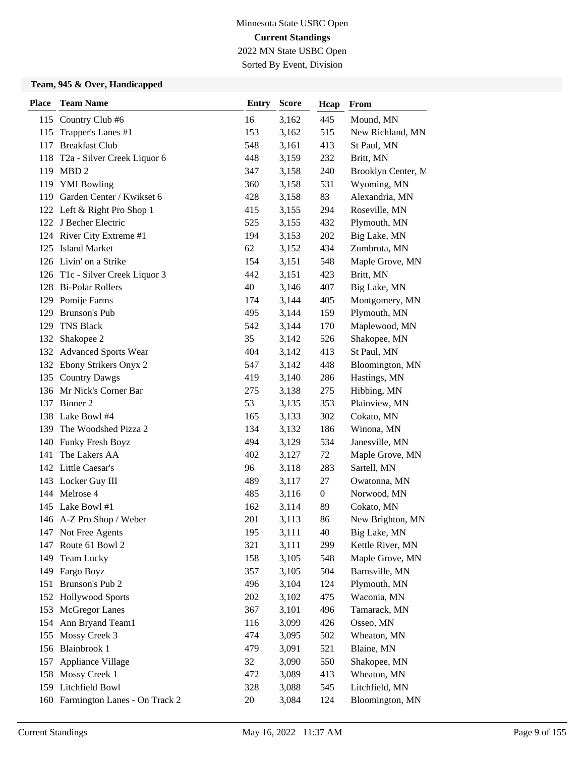Minnesota State USBC Open

**Current Standings**

2022 MN State USBC Open

Sorted By Event, Division

### Team, 945 & Over, Handicapped

| Place | Team Name | Entry | Score | Hcap | From |
|---|---|---|---|---|---|
| 115 | Country Club #6 | 16 | 3,162 | 445 | Mound, MN |
| 115 | Trapper's Lanes #1 | 153 | 3,162 | 515 | New Richland, MN |
| 117 | Breakfast Club | 548 | 3,161 | 413 | St Paul, MN |
| 118 | T2a - Silver Creek Liquor 6 | 448 | 3,159 | 232 | Britt, MN |
| 119 | MBD 2 | 347 | 3,158 | 240 | Brooklyn Center, M |
| 119 | YMI Bowling | 360 | 3,158 | 531 | Wyoming, MN |
| 119 | Garden Center / Kwikset 6 | 428 | 3,158 | 83 | Alexandria, MN |
| 122 | Left & Right Pro Shop 1 | 415 | 3,155 | 294 | Roseville, MN |
| 122 | J Becher Electric | 525 | 3,155 | 432 | Plymouth, MN |
| 124 | River City Extreme #1 | 194 | 3,153 | 202 | Big Lake, MN |
| 125 | Island Market | 62 | 3,152 | 434 | Zumbrota, MN |
| 126 | Livin' on a Strike | 154 | 3,151 | 548 | Maple Grove, MN |
| 126 | T1c - Silver Creek Liquor 3 | 442 | 3,151 | 423 | Britt, MN |
| 128 | Bi-Polar Rollers | 40 | 3,146 | 407 | Big Lake, MN |
| 129 | Pomije Farms | 174 | 3,144 | 405 | Montgomery, MN |
| 129 | Brunson's Pub | 495 | 3,144 | 159 | Plymouth, MN |
| 129 | TNS Black | 542 | 3,144 | 170 | Maplewood, MN |
| 132 | Shakopee 2 | 35 | 3,142 | 526 | Shakopee, MN |
| 132 | Advanced Sports Wear | 404 | 3,142 | 413 | St Paul, MN |
| 132 | Ebony Strikers Onyx 2 | 547 | 3,142 | 448 | Bloomington, MN |
| 135 | Country Dawgs | 419 | 3,140 | 286 | Hastings, MN |
| 136 | Mr Nick's Corner Bar | 275 | 3,138 | 275 | Hibbing, MN |
| 137 | Binner 2 | 53 | 3,135 | 353 | Plainview, MN |
| 138 | Lake Bowl #4 | 165 | 3,133 | 302 | Cokato, MN |
| 139 | The Woodshed Pizza 2 | 134 | 3,132 | 186 | Winona, MN |
| 140 | Funky Fresh Boyz | 494 | 3,129 | 534 | Janesville, MN |
| 141 | The Lakers AA | 402 | 3,127 | 72 | Maple Grove, MN |
| 142 | Little Caesar's | 96 | 3,118 | 283 | Sartell, MN |
| 143 | Locker Guy III | 489 | 3,117 | 27 | Owatonna, MN |
| 144 | Melrose 4 | 485 | 3,116 | 0 | Norwood, MN |
| 145 | Lake Bowl #1 | 162 | 3,114 | 89 | Cokato, MN |
| 146 | A-Z Pro Shop / Weber | 201 | 3,113 | 86 | New Brighton, MN |
| 147 | Not Free Agents | 195 | 3,111 | 40 | Big Lake, MN |
| 147 | Route 61 Bowl 2 | 321 | 3,111 | 299 | Kettle River, MN |
| 149 | Team Lucky | 158 | 3,105 | 548 | Maple Grove, MN |
| 149 | Fargo Boyz | 357 | 3,105 | 504 | Barnsville, MN |
| 151 | Brunson's Pub 2 | 496 | 3,104 | 124 | Plymouth, MN |
| 152 | Hollywood Sports | 202 | 3,102 | 475 | Waconia, MN |
| 153 | McGregor Lanes | 367 | 3,101 | 496 | Tamarack, MN |
| 154 | Ann Bryand Team1 | 116 | 3,099 | 426 | Osseo, MN |
| 155 | Mossy Creek 3 | 474 | 3,095 | 502 | Wheaton, MN |
| 156 | Blainbrook 1 | 479 | 3,091 | 521 | Blaine, MN |
| 157 | Appliance Village | 32 | 3,090 | 550 | Shakopee, MN |
| 158 | Mossy Creek 1 | 472 | 3,089 | 413 | Wheaton, MN |
| 159 | Litchfield Bowl | 328 | 3,088 | 545 | Litchfield, MN |
| 160 | Farmington Lanes - On Track 2 | 20 | 3,084 | 124 | Bloomington, MN |

Current Standings May 16, 2022 11:37 AM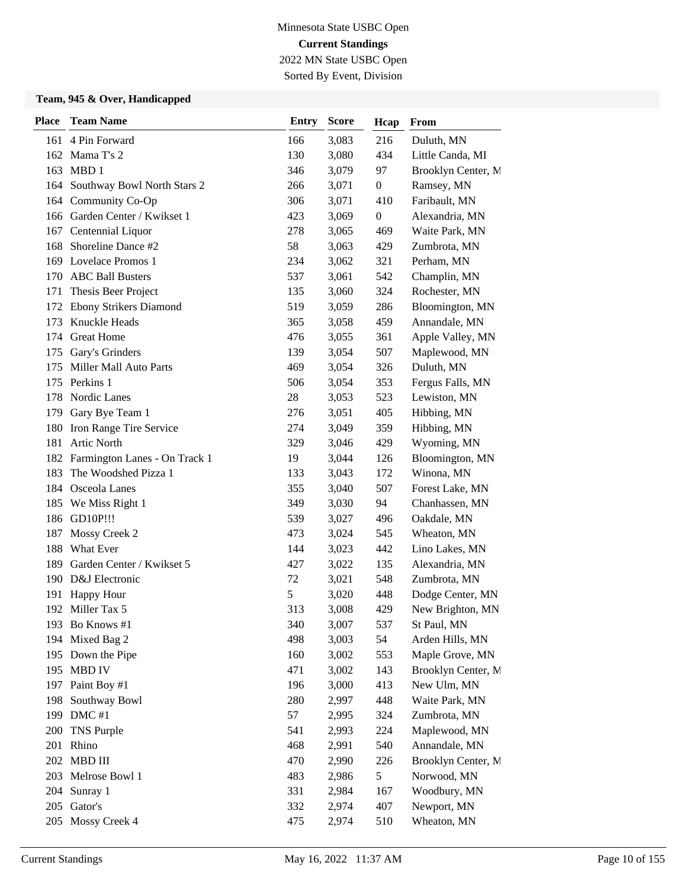Minnesota State USBC Open

**Current Standings**

2022 MN State USBC Open

Sorted By Event, Division

### Team, 945 & Over, Handicapped

| Place | Team Name | Entry | Score | Hcap | From |
|---|---|---|---|---|---|
| 161 | 4 Pin Forward | 166 | 3,083 | 216 | Duluth, MN |
| 162 | Mama T's 2 | 130 | 3,080 | 434 | Little Canda, MI |
| 163 | MBD 1 | 346 | 3,079 | 97 | Brooklyn Center, M |
| 164 | Southway Bowl North Stars 2 | 266 | 3,071 | 0 | Ramsey, MN |
| 164 | Community Co-Op | 306 | 3,071 | 410 | Faribault, MN |
| 166 | Garden Center / Kwikset 1 | 423 | 3,069 | 0 | Alexandria, MN |
| 167 | Centennial Liquor | 278 | 3,065 | 469 | Waite Park, MN |
| 168 | Shoreline Dance #2 | 58 | 3,063 | 429 | Zumbrota, MN |
| 169 | Lovelace Promos 1 | 234 | 3,062 | 321 | Perham, MN |
| 170 | ABC Ball Busters | 537 | 3,061 | 542 | Champlin, MN |
| 171 | Thesis Beer Project | 135 | 3,060 | 324 | Rochester, MN |
| 172 | Ebony Strikers Diamond | 519 | 3,059 | 286 | Bloomington, MN |
| 173 | Knuckle Heads | 365 | 3,058 | 459 | Annandale, MN |
| 174 | Great Home | 476 | 3,055 | 361 | Apple Valley, MN |
| 175 | Gary's Grinders | 139 | 3,054 | 507 | Maplewood, MN |
| 175 | Miller Mall Auto Parts | 469 | 3,054 | 326 | Duluth, MN |
| 175 | Perkins 1 | 506 | 3,054 | 353 | Fergus Falls, MN |
| 178 | Nordic Lanes | 28 | 3,053 | 523 | Lewiston, MN |
| 179 | Gary Bye Team 1 | 276 | 3,051 | 405 | Hibbing, MN |
| 180 | Iron Range Tire Service | 274 | 3,049 | 359 | Hibbing, MN |
| 181 | Artic North | 329 | 3,046 | 429 | Wyoming, MN |
| 182 | Farmington Lanes - On Track 1 | 19 | 3,044 | 126 | Bloomington, MN |
| 183 | The Woodshed Pizza 1 | 133 | 3,043 | 172 | Winona, MN |
| 184 | Osceola Lanes | 355 | 3,040 | 507 | Forest Lake, MN |
| 185 | We Miss Right 1 | 349 | 3,030 | 94 | Chanhassen, MN |
| 186 | GD10P!!! | 539 | 3,027 | 496 | Oakdale, MN |
| 187 | Mossy Creek 2 | 473 | 3,024 | 545 | Wheaton, MN |
| 188 | What Ever | 144 | 3,023 | 442 | Lino Lakes, MN |
| 189 | Garden Center / Kwikset 5 | 427 | 3,022 | 135 | Alexandria, MN |
| 190 | D&J Electronic | 72 | 3,021 | 548 | Zumbrota, MN |
| 191 | Happy Hour | 5 | 3,020 | 448 | Dodge Center, MN |
| 192 | Miller Tax 5 | 313 | 3,008 | 429 | New Brighton, MN |
| 193 | Bo Knows #1 | 340 | 3,007 | 537 | St Paul, MN |
| 194 | Mixed Bag 2 | 498 | 3,003 | 54 | Arden Hills, MN |
| 195 | Down the Pipe | 160 | 3,002 | 553 | Maple Grove, MN |
| 195 | MBD IV | 471 | 3,002 | 143 | Brooklyn Center, M |
| 197 | Paint Boy #1 | 196 | 3,000 | 413 | New Ulm, MN |
| 198 | Southway Bowl | 280 | 2,997 | 448 | Waite Park, MN |
| 199 | DMC #1 | 57 | 2,995 | 324 | Zumbrota, MN |
| 200 | TNS Purple | 541 | 2,993 | 224 | Maplewood, MN |
| 201 | Rhino | 468 | 2,991 | 540 | Annandale, MN |
| 202 | MBD III | 470 | 2,990 | 226 | Brooklyn Center, M |
| 203 | Melrose Bowl 1 | 483 | 2,986 | 5 | Norwood, MN |
| 204 | Sunray 1 | 331 | 2,984 | 167 | Woodbury, MN |
| 205 | Gator's | 332 | 2,974 | 407 | Newport, MN |
| 205 | Mossy Creek 4 | 475 | 2,974 | 510 | Wheaton, MN |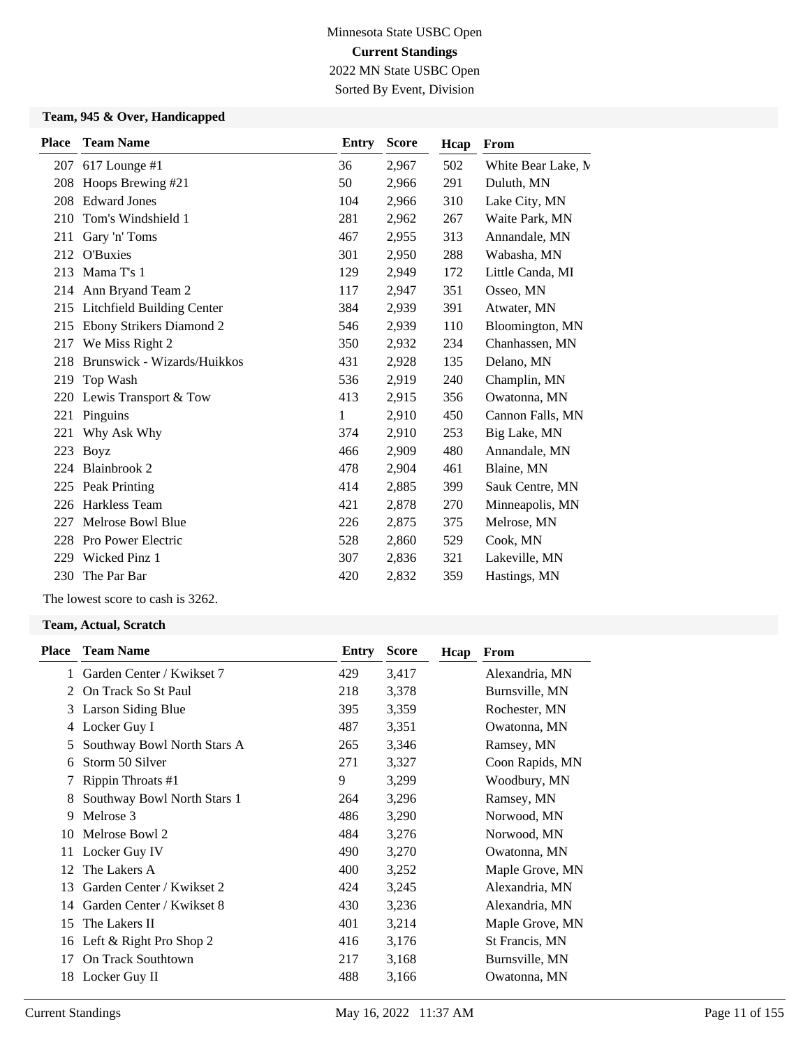Minnesota State USBC Open

**Current Standings**

2022 MN State USBC Open

Sorted By Event, Division

### Team, 945 & Over, Handicapped

| Place | Team Name | Entry | Score | Hcap | From |
|---|---|---|---|---|---|
| 207 | 617 Lounge #1 | 36 | 2,967 | 502 | White Bear Lake, M |
| 208 | Hoops Brewing #21 | 50 | 2,966 | 291 | Duluth, MN |
| 208 | Edward Jones | 104 | 2,966 | 310 | Lake City, MN |
| 210 | Tom's Windshield 1 | 281 | 2,962 | 267 | Waite Park, MN |
| 211 | Gary 'n' Toms | 467 | 2,955 | 313 | Annandale, MN |
| 212 | O'Buxies | 301 | 2,950 | 288 | Wabasha, MN |
| 213 | Mama T's 1 | 129 | 2,949 | 172 | Little Canda, MI |
| 214 | Ann Bryand Team 2 | 117 | 2,947 | 351 | Osseo, MN |
| 215 | Litchfield Building Center | 384 | 2,939 | 391 | Atwater, MN |
| 215 | Ebony Strikers Diamond 2 | 546 | 2,939 | 110 | Bloomington, MN |
| 217 | We Miss Right 2 | 350 | 2,932 | 234 | Chanhassen, MN |
| 218 | Brunswick - Wizards/Huikkos | 431 | 2,928 | 135 | Delano, MN |
| 219 | Top Wash | 536 | 2,919 | 240 | Champlin, MN |
| 220 | Lewis Transport & Tow | 413 | 2,915 | 356 | Owatonna, MN |
| 221 | Pinguins | 1 | 2,910 | 450 | Cannon Falls, MN |
| 221 | Why Ask Why | 374 | 2,910 | 253 | Big Lake, MN |
| 223 | Boyz | 466 | 2,909 | 480 | Annandale, MN |
| 224 | Blainbrook 2 | 478 | 2,904 | 461 | Blaine, MN |
| 225 | Peak Printing | 414 | 2,885 | 399 | Sauk Centre, MN |
| 226 | Harkless Team | 421 | 2,878 | 270 | Minneapolis, MN |
| 227 | Melrose Bowl Blue | 226 | 2,875 | 375 | Melrose, MN |
| 228 | Pro Power Electric | 528 | 2,860 | 529 | Cook, MN |
| 229 | Wicked Pinz 1 | 307 | 2,836 | 321 | Lakeville, MN |
| 230 | The Par Bar | 420 | 2,832 | 359 | Hastings, MN |

The lowest score to cash is 3262.

### Team, Actual, Scratch

| Place | Team Name | Entry | Score | Hcap | From |
|---|---|---|---|---|---|
| 1 | Garden Center / Kwikset 7 | 429 | 3,417 | | Alexandria, MN |
| 2 | On Track So St Paul | 218 | 3,378 | | Burnsville, MN |
| 3 | Larson Siding Blue | 395 | 3,359 | | Rochester, MN |
| 4 | Locker Guy I | 487 | 3,351 | | Owatonna, MN |
| 5 | Southway Bowl North Stars A | 265 | 3,346 | | Ramsey, MN |
| 6 | Storm 50 Silver | 271 | 3,327 | | Coon Rapids, MN |
| 7 | Rippin Throats #1 | 9 | 3,299 | | Woodbury, MN |
| 8 | Southway Bowl North Stars 1 | 264 | 3,296 | | Ramsey, MN |
| 9 | Melrose 3 | 486 | 3,290 | | Norwood, MN |
| 10 | Melrose Bowl 2 | 484 | 3,276 | | Norwood, MN |
| 11 | Locker Guy IV | 490 | 3,270 | | Owatonna, MN |
| 12 | The Lakers A | 400 | 3,252 | | Maple Grove, MN |
| 13 | Garden Center / Kwikset 2 | 424 | 3,245 | | Alexandria, MN |
| 14 | Garden Center / Kwikset 8 | 430 | 3,236 | | Alexandria, MN |
| 15 | The Lakers II | 401 | 3,214 | | Maple Grove, MN |
| 16 | Left & Right Pro Shop 2 | 416 | 3,176 | | St Francis, MN |
| 17 | On Track Southtown | 217 | 3,168 | | Burnsville, MN |
| 18 | Locker Guy II | 488 | 3,166 | | Owatonna, MN |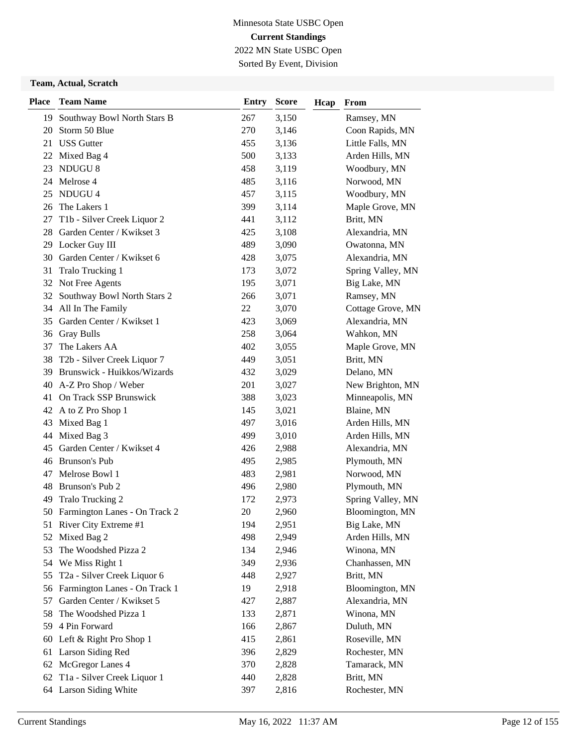Minnesota State USBC Open

**Current Standings**

2022 MN State USBC Open

Sorted By Event, Division

**Team, Actual, Scratch**

| Place | Team Name | Entry | Score | Hcap | From |
|---|---|---|---|---|---|
| 19 | Southway Bowl North Stars B | 267 | 3,150 | | Ramsey, MN |
| 20 | Storm 50 Blue | 270 | 3,146 | | Coon Rapids, MN |
| 21 | USS Gutter | 455 | 3,136 | | Little Falls, MN |
| 22 | Mixed Bag 4 | 500 | 3,133 | | Arden Hills, MN |
| 23 | NDUGU 8 | 458 | 3,119 | | Woodbury, MN |
| 24 | Melrose 4 | 485 | 3,116 | | Norwood, MN |
| 25 | NDUGU 4 | 457 | 3,115 | | Woodbury, MN |
| 26 | The Lakers 1 | 399 | 3,114 | | Maple Grove, MN |
| 27 | T1b - Silver Creek Liquor 2 | 441 | 3,112 | | Britt, MN |
| 28 | Garden Center / Kwikset 3 | 425 | 3,108 | | Alexandria, MN |
| 29 | Locker Guy III | 489 | 3,090 | | Owatonna, MN |
| 30 | Garden Center / Kwikset 6 | 428 | 3,075 | | Alexandria, MN |
| 31 | Tralo Trucking 1 | 173 | 3,072 | | Spring Valley, MN |
| 32 | Not Free Agents | 195 | 3,071 | | Big Lake, MN |
| 32 | Southway Bowl North Stars 2 | 266 | 3,071 | | Ramsey, MN |
| 34 | All In The Family | 22 | 3,070 | | Cottage Grove, MN |
| 35 | Garden Center / Kwikset 1 | 423 | 3,069 | | Alexandria, MN |
| 36 | Gray Bulls | 258 | 3,064 | | Wahkon, MN |
| 37 | The Lakers AA | 402 | 3,055 | | Maple Grove, MN |
| 38 | T2b - Silver Creek Liquor 7 | 449 | 3,051 | | Britt, MN |
| 39 | Brunswick - Huikkos/Wizards | 432 | 3,029 | | Delano, MN |
| 40 | A-Z Pro Shop / Weber | 201 | 3,027 | | New Brighton, MN |
| 41 | On Track SSP Brunswick | 388 | 3,023 | | Minneapolis, MN |
| 42 | A to Z Pro Shop 1 | 145 | 3,021 | | Blaine, MN |
| 43 | Mixed Bag 1 | 497 | 3,016 | | Arden Hills, MN |
| 44 | Mixed Bag 3 | 499 | 3,010 | | Arden Hills, MN |
| 45 | Garden Center / Kwikset 4 | 426 | 2,988 | | Alexandria, MN |
| 46 | Brunson's Pub | 495 | 2,985 | | Plymouth, MN |
| 47 | Melrose Bowl 1 | 483 | 2,981 | | Norwood, MN |
| 48 | Brunson's Pub 2 | 496 | 2,980 | | Plymouth, MN |
| 49 | Tralo Trucking 2 | 172 | 2,973 | | Spring Valley, MN |
| 50 | Farmington Lanes - On Track 2 | 20 | 2,960 | | Bloomington, MN |
| 51 | River City Extreme #1 | 194 | 2,951 | | Big Lake, MN |
| 52 | Mixed Bag 2 | 498 | 2,949 | | Arden Hills, MN |
| 53 | The Woodshed Pizza 2 | 134 | 2,946 | | Winona, MN |
| 54 | We Miss Right 1 | 349 | 2,936 | | Chanhassen, MN |
| 55 | T2a - Silver Creek Liquor 6 | 448 | 2,927 | | Britt, MN |
| 56 | Farmington Lanes - On Track 1 | 19 | 2,918 | | Bloomington, MN |
| 57 | Garden Center / Kwikset 5 | 427 | 2,887 | | Alexandria, MN |
| 58 | The Woodshed Pizza 1 | 133 | 2,871 | | Winona, MN |
| 59 | 4 Pin Forward | 166 | 2,867 | | Duluth, MN |
| 60 | Left & Right Pro Shop 1 | 415 | 2,861 | | Roseville, MN |
| 61 | Larson Siding Red | 396 | 2,829 | | Rochester, MN |
| 62 | McGregor Lanes 4 | 370 | 2,828 | | Tamarack, MN |
| 62 | T1a - Silver Creek Liquor 1 | 440 | 2,828 | | Britt, MN |
| 64 | Larson Siding White | 397 | 2,816 | | Rochester, MN |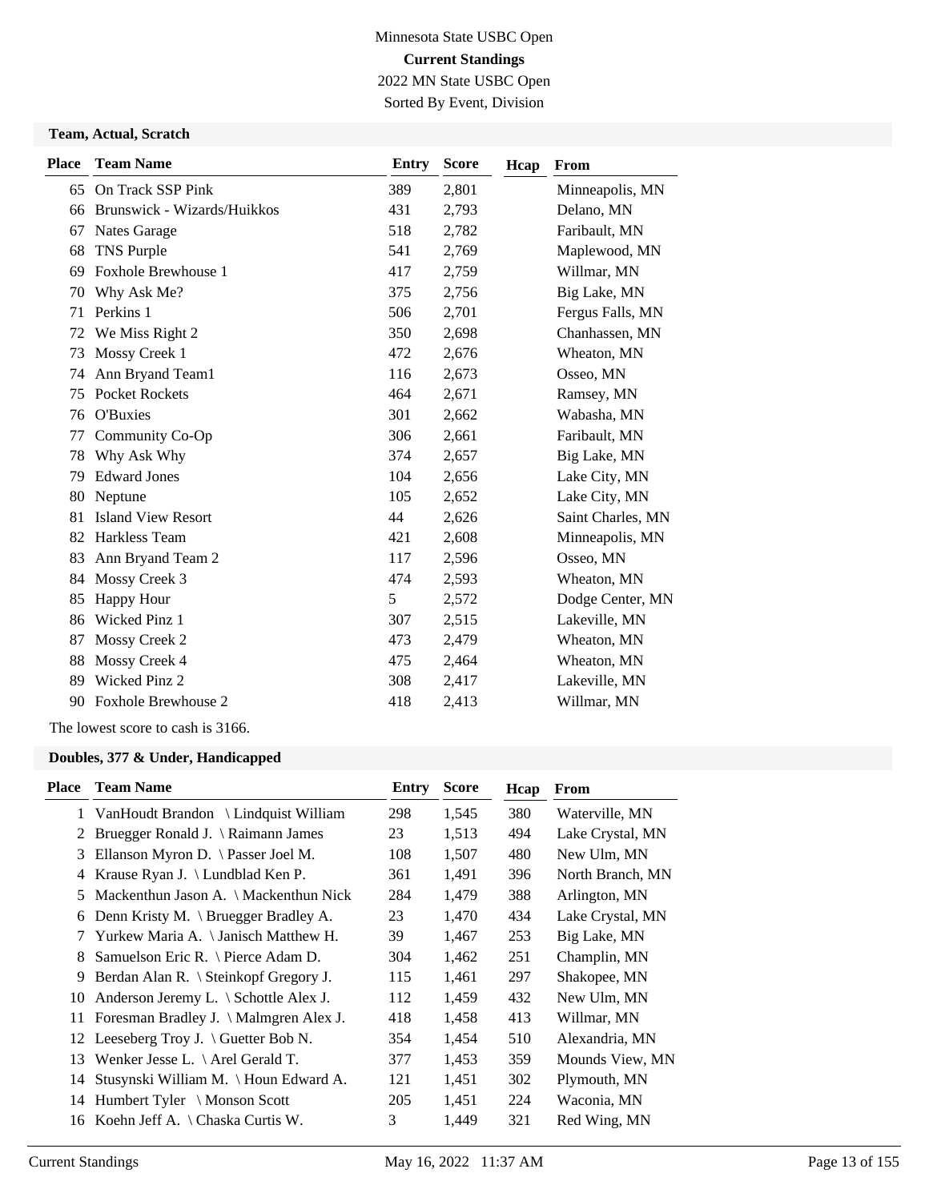Minnesota State USBC Open

**Current Standings**

2022 MN State USBC Open

Sorted By Event, Division

### Team, Actual, Scratch

| Place | Team Name | Entry | Score | Hcap | From |
|---|---|---|---|---|---|
| 65 | On Track SSP Pink | 389 | 2,801 | | Minneapolis, MN |
| 66 | Brunswick - Wizards/Huikkos | 431 | 2,793 | | Delano, MN |
| 67 | Nates Garage | 518 | 2,782 | | Faribault, MN |
| 68 | TNS Purple | 541 | 2,769 | | Maplewood, MN |
| 69 | Foxhole Brewhouse 1 | 417 | 2,759 | | Willmar, MN |
| 70 | Why Ask Me? | 375 | 2,756 | | Big Lake, MN |
| 71 | Perkins 1 | 506 | 2,701 | | Fergus Falls, MN |
| 72 | We Miss Right 2 | 350 | 2,698 | | Chanhassen, MN |
| 73 | Mossy Creek 1 | 472 | 2,676 | | Wheaton, MN |
| 74 | Ann Bryand Team1 | 116 | 2,673 | | Osseo, MN |
| 75 | Pocket Rockets | 464 | 2,671 | | Ramsey, MN |
| 76 | O'Buxies | 301 | 2,662 | | Wabasha, MN |
| 77 | Community Co-Op | 306 | 2,661 | | Faribault, MN |
| 78 | Why Ask Why | 374 | 2,657 | | Big Lake, MN |
| 79 | Edward Jones | 104 | 2,656 | | Lake City, MN |
| 80 | Neptune | 105 | 2,652 | | Lake City, MN |
| 81 | Island View Resort | 44 | 2,626 | | Saint Charles, MN |
| 82 | Harkless Team | 421 | 2,608 | | Minneapolis, MN |
| 83 | Ann Bryand Team 2 | 117 | 2,596 | | Osseo, MN |
| 84 | Mossy Creek 3 | 474 | 2,593 | | Wheaton, MN |
| 85 | Happy Hour | 5 | 2,572 | | Dodge Center, MN |
| 86 | Wicked Pinz 1 | 307 | 2,515 | | Lakeville, MN |
| 87 | Mossy Creek 2 | 473 | 2,479 | | Wheaton, MN |
| 88 | Mossy Creek 4 | 475 | 2,464 | | Wheaton, MN |
| 89 | Wicked Pinz 2 | 308 | 2,417 | | Lakeville, MN |
| 90 | Foxhole Brewhouse 2 | 418 | 2,413 | | Willmar, MN |

The lowest score to cash is 3166.

### Doubles, 377 & Under, Handicapped

| Place | Team Name | Entry | Score | Hcap | From |
|---|---|---|---|---|---|
| 1 | VanHoudt Brandon \ Lindquist William | 298 | 1,545 | 380 | Waterville, MN |
| 2 | Bruegger Ronald J. \ Raimann James | 23 | 1,513 | 494 | Lake Crystal, MN |
| 3 | Ellanson Myron D. \ Passer Joel M. | 108 | 1,507 | 480 | New Ulm, MN |
| 4 | Krause Ryan J. \ Lundblad Ken P. | 361 | 1,491 | 396 | North Branch, MN |
| 5 | Mackenthun Jason A. \ Mackenthun Nick | 284 | 1,479 | 388 | Arlington, MN |
| 6 | Denn Kristy M. \ Bruegger Bradley A. | 23 | 1,470 | 434 | Lake Crystal, MN |
| 7 | Yurkew Maria A. \ Janisch Matthew H. | 39 | 1,467 | 253 | Big Lake, MN |
| 8 | Samuelson Eric R. \ Pierce Adam D. | 304 | 1,462 | 251 | Champlin, MN |
| 9 | Berdan Alan R. \ Steinkopf Gregory J. | 115 | 1,461 | 297 | Shakopee, MN |
| 10 | Anderson Jeremy L. \ Schottle Alex J. | 112 | 1,459 | 432 | New Ulm, MN |
| 11 | Foresman Bradley J. \ Malmgren Alex J. | 418 | 1,458 | 413 | Willmar, MN |
| 12 | Leeseberg Troy J. \ Guetter Bob N. | 354 | 1,454 | 510 | Alexandria, MN |
| 13 | Wenker Jesse L. \ Arel Gerald T. | 377 | 1,453 | 359 | Mounds View, MN |
| 14 | Stusynski William M. \ Houn Edward A. | 121 | 1,451 | 302 | Plymouth, MN |
| 14 | Humbert Tyler \ Monson Scott | 205 | 1,451 | 224 | Waconia, MN |
| 16 | Koehn Jeff A. \ Chaska Curtis W. | 3 | 1,449 | 321 | Red Wing, MN |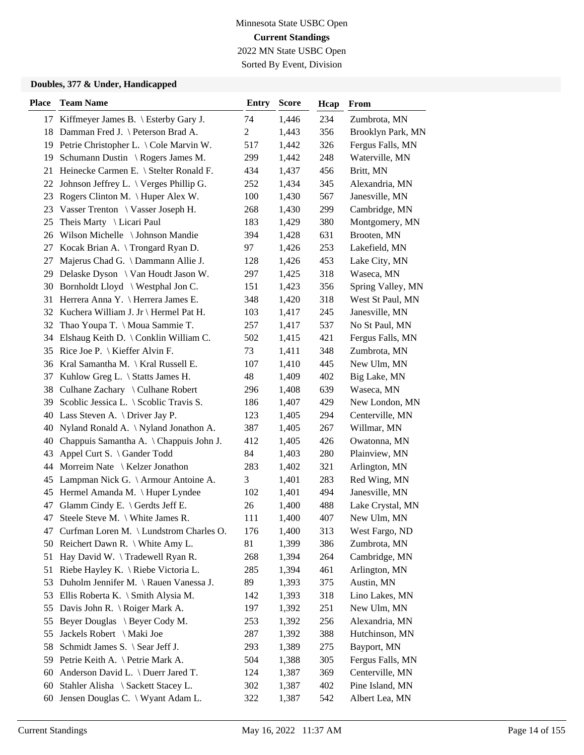Minnesota State USBC Open

**Current Standings**

2022 MN State USBC Open

Sorted By Event, Division

### Doubles, 377 & Under, Handicapped

| Place | Team Name | Entry | Score | Hcap | From |
|---|---|---|---|---|---|
| 17 | Kiffmeyer James B. \ Esterby Gary J. | 74 | 1,446 | 234 | Zumbrota, MN |
| 18 | Damman Fred J. \ Peterson Brad A. | 2 | 1,443 | 356 | Brooklyn Park, MN |
| 19 | Petrie Christopher L. \ Cole Marvin W. | 517 | 1,442 | 326 | Fergus Falls, MN |
| 19 | Schumann Dustin \ Rogers James M. | 299 | 1,442 | 248 | Waterville, MN |
| 21 | Heinecke Carmen E. \ Stelter Ronald F. | 434 | 1,437 | 456 | Britt, MN |
| 22 | Johnson Jeffrey L. \ Verges Phillip G. | 252 | 1,434 | 345 | Alexandria, MN |
| 23 | Rogers Clinton M. \ Huper Alex W. | 100 | 1,430 | 567 | Janesville, MN |
| 23 | Vasser Trenton \ Vasser Joseph H. | 268 | 1,430 | 299 | Cambridge, MN |
| 25 | Theis Marty \ Licari Paul | 183 | 1,429 | 380 | Montgomery, MN |
| 26 | Wilson Michelle \ Johnson Mandie | 394 | 1,428 | 631 | Brooten, MN |
| 27 | Kocak Brian A. \ Trongard Ryan D. | 97 | 1,426 | 253 | Lakefield, MN |
| 27 | Majerus Chad G. \ Dammann Allie J. | 128 | 1,426 | 453 | Lake City, MN |
| 29 | Delaske Dyson \ Van Houdt Jason W. | 297 | 1,425 | 318 | Waseca, MN |
| 30 | Bornholdt Lloyd \ Westphal Jon C. | 151 | 1,423 | 356 | Spring Valley, MN |
| 31 | Herrera Anna Y. \ Herrera James E. | 348 | 1,420 | 318 | West St Paul, MN |
| 32 | Kuchera William J. Jr \ Hermel Pat H. | 103 | 1,417 | 245 | Janesville, MN |
| 32 | Thao Youpa T. \ Moua Sammie T. | 257 | 1,417 | 537 | No St Paul, MN |
| 34 | Elshaug Keith D. \ Conklin William C. | 502 | 1,415 | 421 | Fergus Falls, MN |
| 35 | Rice Joe P. \ Kieffer Alvin F. | 73 | 1,411 | 348 | Zumbrota, MN |
| 36 | Kral Samantha M. \ Kral Russell E. | 107 | 1,410 | 445 | New Ulm, MN |
| 37 | Kuhlow Greg L. \ Statts James H. | 48 | 1,409 | 402 | Big Lake, MN |
| 38 | Culhane Zachary \ Culhane Robert | 296 | 1,408 | 639 | Waseca, MN |
| 39 | Scoblic Jessica L. \ Scoblic Travis S. | 186 | 1,407 | 429 | New London, MN |
| 40 | Lass Steven A. \ Driver Jay P. | 123 | 1,405 | 294 | Centerville, MN |
| 40 | Nyland Ronald A. \ Nyland Jonathon A. | 387 | 1,405 | 267 | Willmar, MN |
| 40 | Chappuis Samantha A. \ Chappuis John J. | 412 | 1,405 | 426 | Owatonna, MN |
| 43 | Appel Curt S. \ Gander Todd | 84 | 1,403 | 280 | Plainview, MN |
| 44 | Morreim Nate \ Kelzer Jonathon | 283 | 1,402 | 321 | Arlington, MN |
| 45 | Lampman Nick G. \ Armour Antoine A. | 3 | 1,401 | 283 | Red Wing, MN |
| 45 | Hermel Amanda M. \ Huper Lyndee | 102 | 1,401 | 494 | Janesville, MN |
| 47 | Glamm Cindy E. \ Gerdts Jeff E. | 26 | 1,400 | 488 | Lake Crystal, MN |
| 47 | Steele Steve M. \ White James R. | 111 | 1,400 | 407 | New Ulm, MN |
| 47 | Curfman Loren M. \ Lundstrom Charles O. | 176 | 1,400 | 313 | West Fargo, ND |
| 50 | Reichert Dawn R. \ White Amy L. | 81 | 1,399 | 386 | Zumbrota, MN |
| 51 | Hay David W. \ Tradewell Ryan R. | 268 | 1,394 | 264 | Cambridge, MN |
| 51 | Riebe Hayley K. \ Riebe Victoria L. | 285 | 1,394 | 461 | Arlington, MN |
| 53 | Duholm Jennifer M. \ Rauen Vanessa J. | 89 | 1,393 | 375 | Austin, MN |
| 53 | Ellis Roberta K. \ Smith Alysia M. | 142 | 1,393 | 318 | Lino Lakes, MN |
| 55 | Davis John R. \ Roiger Mark A. | 197 | 1,392 | 251 | New Ulm, MN |
| 55 | Beyer Douglas \ Beyer Cody M. | 253 | 1,392 | 256 | Alexandria, MN |
| 55 | Jackels Robert \ Maki Joe | 287 | 1,392 | 388 | Hutchinson, MN |
| 58 | Schmidt James S. \ Sear Jeff J. | 293 | 1,389 | 275 | Bayport, MN |
| 59 | Petrie Keith A. \ Petrie Mark A. | 504 | 1,388 | 305 | Fergus Falls, MN |
| 60 | Anderson David L. \ Duerr Jared T. | 124 | 1,387 | 369 | Centerville, MN |
| 60 | Stahler Alisha \ Sackett Stacey L. | 302 | 1,387 | 402 | Pine Island, MN |
| 60 | Jensen Douglas C. \ Wyant Adam L. | 322 | 1,387 | 542 | Albert Lea, MN |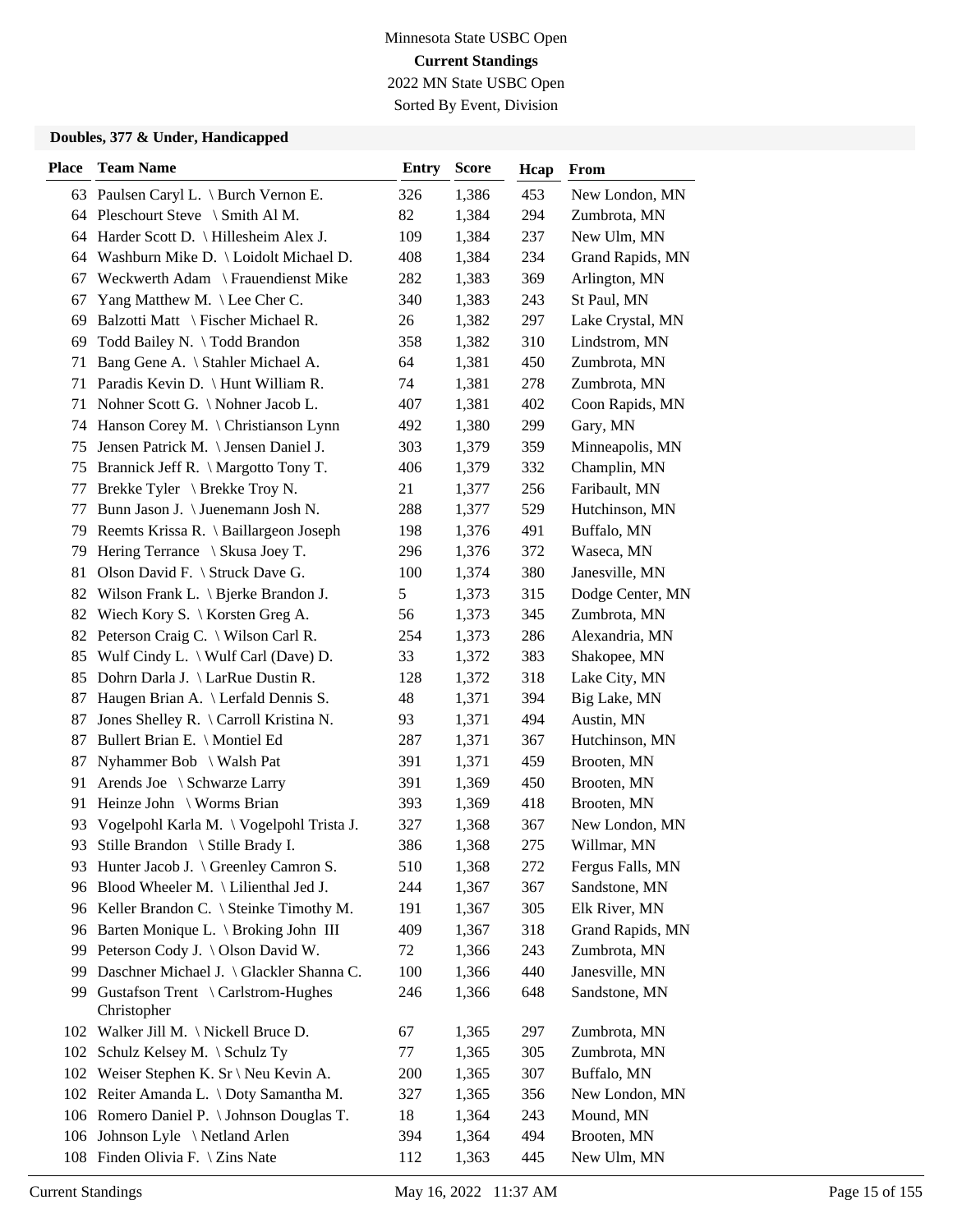Minnesota State USBC Open

**Current Standings**

2022 MN State USBC Open

Sorted By Event, Division

### Doubles, 377 & Under, Handicapped

| Place | Team Name | Entry | Score | Hcap | From |
|---|---|---|---|---|---|
| 63 | Paulsen Caryl L. \ Burch Vernon E. | 326 | 1,386 | 453 | New London, MN |
| 64 | Pleschourt Steve \ Smith Al M. | 82 | 1,384 | 294 | Zumbrota, MN |
| 64 | Harder Scott D. \ Hillesheim Alex J. | 109 | 1,384 | 237 | New Ulm, MN |
| 64 | Washburn Mike D. \ Loidolt Michael D. | 408 | 1,384 | 234 | Grand Rapids, MN |
| 67 | Weckwerth Adam \ Frauendienst Mike | 282 | 1,383 | 369 | Arlington, MN |
| 67 | Yang Matthew M. \ Lee Cher C. | 340 | 1,383 | 243 | St Paul, MN |
| 69 | Balzotti Matt \ Fischer Michael R. | 26 | 1,382 | 297 | Lake Crystal, MN |
| 69 | Todd Bailey N. \ Todd Brandon | 358 | 1,382 | 310 | Lindstrom, MN |
| 71 | Bang Gene A. \ Stahler Michael A. | 64 | 1,381 | 450 | Zumbrota, MN |
| 71 | Paradis Kevin D. \ Hunt William R. | 74 | 1,381 | 278 | Zumbrota, MN |
| 71 | Nohner Scott G. \ Nohner Jacob L. | 407 | 1,381 | 402 | Coon Rapids, MN |
| 74 | Hanson Corey M. \ Christianson Lynn | 492 | 1,380 | 299 | Gary, MN |
| 75 | Jensen Patrick M. \ Jensen Daniel J. | 303 | 1,379 | 359 | Minneapolis, MN |
| 75 | Brannick Jeff R. \ Margotto Tony T. | 406 | 1,379 | 332 | Champlin, MN |
| 77 | Brekke Tyler \ Brekke Troy N. | 21 | 1,377 | 256 | Faribault, MN |
| 77 | Bunn Jason J. \ Juenemann Josh N. | 288 | 1,377 | 529 | Hutchinson, MN |
| 79 | Reemts Krissa R. \ Baillargeon Joseph | 198 | 1,376 | 491 | Buffalo, MN |
| 79 | Hering Terrance \ Skusa Joey T. | 296 | 1,376 | 372 | Waseca, MN |
| 81 | Olson David F. \ Struck Dave G. | 100 | 1,374 | 380 | Janesville, MN |
| 82 | Wilson Frank L. \ Bjerke Brandon J. | 5 | 1,373 | 315 | Dodge Center, MN |
| 82 | Wiech Kory S. \ Korsten Greg A. | 56 | 1,373 | 345 | Zumbrota, MN |
| 82 | Peterson Craig C. \ Wilson Carl R. | 254 | 1,373 | 286 | Alexandria, MN |
| 85 | Wulf Cindy L. \ Wulf Carl (Dave) D. | 33 | 1,372 | 383 | Shakopee, MN |
| 85 | Dohrn Darla J. \ LarRue Dustin R. | 128 | 1,372 | 318 | Lake City, MN |
| 87 | Haugen Brian A. \ Lerfald Dennis S. | 48 | 1,371 | 394 | Big Lake, MN |
| 87 | Jones Shelley R. \ Carroll Kristina N. | 93 | 1,371 | 494 | Austin, MN |
| 87 | Bullert Brian E. \ Montiel Ed | 287 | 1,371 | 367 | Hutchinson, MN |
| 87 | Nyhammer Bob \ Walsh Pat | 391 | 1,371 | 459 | Brooten, MN |
| 91 | Arends Joe \ Schwarze Larry | 391 | 1,369 | 450 | Brooten, MN |
| 91 | Heinze John \ Worms Brian | 393 | 1,369 | 418 | Brooten, MN |
| 93 | Vogelpohl Karla M. \ Vogelpohl Trista J. | 327 | 1,368 | 367 | New London, MN |
| 93 | Stille Brandon \ Stille Brady I. | 386 | 1,368 | 275 | Willmar, MN |
| 93 | Hunter Jacob J. \ Greenley Camron S. | 510 | 1,368 | 272 | Fergus Falls, MN |
| 96 | Blood Wheeler M. \ Lilienthal Jed J. | 244 | 1,367 | 367 | Sandstone, MN |
| 96 | Keller Brandon C. \ Steinke Timothy M. | 191 | 1,367 | 305 | Elk River, MN |
| 96 | Barten Monique L. \ Broking John III | 409 | 1,367 | 318 | Grand Rapids, MN |
| 99 | Peterson Cody J. \ Olson David W. | 72 | 1,366 | 243 | Zumbrota, MN |
| 99 | Daschner Michael J. \ Glackler Shanna C. | 100 | 1,366 | 440 | Janesville, MN |
| 99 | Gustafson Trent \ Carlstrom-Hughes Christopher | 246 | 1,366 | 648 | Sandstone, MN |
| 102 | Walker Jill M. \ Nickell Bruce D. | 67 | 1,365 | 297 | Zumbrota, MN |
| 102 | Schulz Kelsey M. \ Schulz Ty | 77 | 1,365 | 305 | Zumbrota, MN |
| 102 | Weiser Stephen K. Sr \ Neu Kevin A. | 200 | 1,365 | 307 | Buffalo, MN |
| 102 | Reiter Amanda L. \ Doty Samantha M. | 327 | 1,365 | 356 | New London, MN |
| 106 | Romero Daniel P. \ Johnson Douglas T. | 18 | 1,364 | 243 | Mound, MN |
| 106 | Johnson Lyle \ Netland Arlen | 394 | 1,364 | 494 | Brooten, MN |
| 108 | Finden Olivia F. \ Zins Nate | 112 | 1,363 | 445 | New Ulm, MN |

Current Standings May 16, 2022 11:37 AM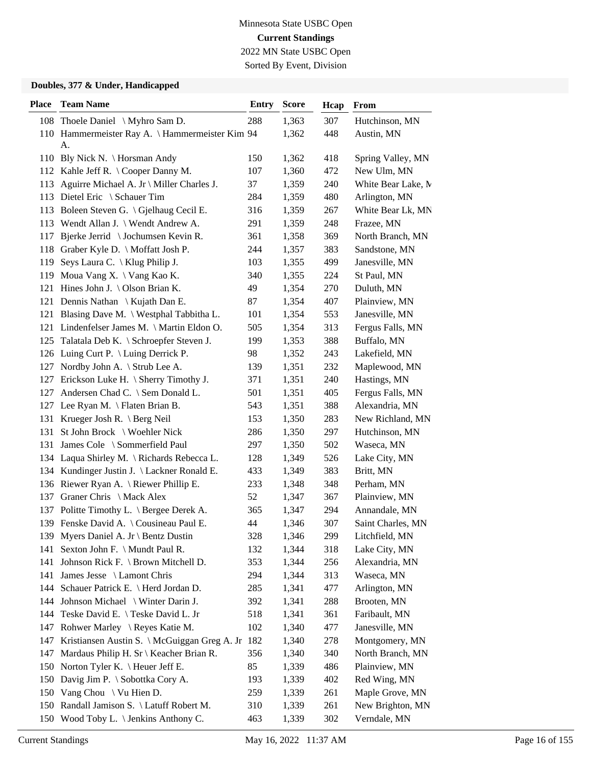Minnesota State USBC Open

**Current Standings**

2022 MN State USBC Open

Sorted By Event, Division

### Doubles, 377 & Under, Handicapped

| Place | Team Name | Entry | Score | Hcap | From |
|---|---|---|---|---|---|
| 108 | Thoele Daniel \ Myhro Sam D. | 288 | 1,363 | 307 | Hutchinson, MN |
| 110 | Hammermeister Ray A. \ Hammermeister Kim A. | 94 | 1,362 | 448 | Austin, MN |
| 110 | Bly Nick N. \ Horsman Andy | 150 | 1,362 | 418 | Spring Valley, MN |
| 112 | Kahle Jeff R. \ Cooper Danny M. | 107 | 1,360 | 472 | New Ulm, MN |
| 113 | Aguirre Michael A. Jr \ Miller Charles J. | 37 | 1,359 | 240 | White Bear Lake, M |
| 113 | Dietel Eric \ Schauer Tim | 284 | 1,359 | 480 | Arlington, MN |
| 113 | Boleen Steven G. \ Gjelhaug Cecil E. | 316 | 1,359 | 267 | White Bear Lk, MN |
| 113 | Wendt Allan J. \ Wendt Andrew A. | 291 | 1,359 | 248 | Frazee, MN |
| 117 | Bjerke Jerrid \ Jochumsen Kevin R. | 361 | 1,358 | 369 | North Branch, MN |
| 118 | Graber Kyle D. \ Moffatt Josh P. | 244 | 1,357 | 383 | Sandstone, MN |
| 119 | Seys Laura C. \ Klug Philip J. | 103 | 1,355 | 499 | Janesville, MN |
| 119 | Moua Vang X. \ Vang Kao K. | 340 | 1,355 | 224 | St Paul, MN |
| 121 | Hines John J. \ Olson Brian K. | 49 | 1,354 | 270 | Duluth, MN |
| 121 | Dennis Nathan \ Kujath Dan E. | 87 | 1,354 | 407 | Plainview, MN |
| 121 | Blasing Dave M. \ Westphal Tabbitha L. | 101 | 1,354 | 553 | Janesville, MN |
| 121 | Lindenfelser James M. \ Martin Eldon O. | 505 | 1,354 | 313 | Fergus Falls, MN |
| 125 | Talatala Deb K. \ Schroepfer Steven J. | 199 | 1,353 | 388 | Buffalo, MN |
| 126 | Luing Curt P. \ Luing Derrick P. | 98 | 1,352 | 243 | Lakefield, MN |
| 127 | Nordby John A. \ Strub Lee A. | 139 | 1,351 | 232 | Maplewood, MN |
| 127 | Erickson Luke H. \ Sherry Timothy J. | 371 | 1,351 | 240 | Hastings, MN |
| 127 | Andersen Chad C. \ Sem Donald L. | 501 | 1,351 | 405 | Fergus Falls, MN |
| 127 | Lee Ryan M. \ Flaten Brian B. | 543 | 1,351 | 388 | Alexandria, MN |
| 131 | Krueger Josh R. \ Berg Neil | 153 | 1,350 | 283 | New Richland, MN |
| 131 | St John Brock \ Woehler Nick | 286 | 1,350 | 297 | Hutchinson, MN |
| 131 | James Cole \ Sommerfield Paul | 297 | 1,350 | 502 | Waseca, MN |
| 134 | Laqua Shirley M. \ Richards Rebecca L. | 128 | 1,349 | 526 | Lake City, MN |
| 134 | Kundinger Justin J. \ Lackner Ronald E. | 433 | 1,349 | 383 | Britt, MN |
| 136 | Riewer Ryan A. \ Riewer Phillip E. | 233 | 1,348 | 348 | Perham, MN |
| 137 | Graner Chris \ Mack Alex | 52 | 1,347 | 367 | Plainview, MN |
| 137 | Politte Timothy L. \ Bergee Derek A. | 365 | 1,347 | 294 | Annandale, MN |
| 139 | Fenske David A. \ Cousineau Paul E. | 44 | 1,346 | 307 | Saint Charles, MN |
| 139 | Myers Daniel A. Jr \ Bentz Dustin | 328 | 1,346 | 299 | Litchfield, MN |
| 141 | Sexton John F. \ Mundt Paul R. | 132 | 1,344 | 318 | Lake City, MN |
| 141 | Johnson Rick F. \ Brown Mitchell D. | 353 | 1,344 | 256 | Alexandria, MN |
| 141 | James Jesse \ Lamont Chris | 294 | 1,344 | 313 | Waseca, MN |
| 144 | Schauer Patrick E. \ Herd Jordan D. | 285 | 1,341 | 477 | Arlington, MN |
| 144 | Johnson Michael \ Winter Darin J. | 392 | 1,341 | 288 | Brooten, MN |
| 144 | Teske David E. \ Teske David L. Jr | 518 | 1,341 | 361 | Faribault, MN |
| 147 | Rohwer Marley \ Reyes Katie M. | 102 | 1,340 | 477 | Janesville, MN |
| 147 | Kristiansen Austin S. \ McGuiggan Greg A. Jr | 182 | 1,340 | 278 | Montgomery, MN |
| 147 | Mardaus Philip H. Sr \ Keacher Brian R. | 356 | 1,340 | 340 | North Branch, MN |
| 150 | Norton Tyler K. \ Heuer Jeff E. | 85 | 1,339 | 486 | Plainview, MN |
| 150 | Davig Jim P. \ Sobottka Cory A. | 193 | 1,339 | 402 | Red Wing, MN |
| 150 | Vang Chou \ Vu Hien D. | 259 | 1,339 | 261 | Maple Grove, MN |
| 150 | Randall Jamison S. \ Latuff Robert M. | 310 | 1,339 | 261 | New Brighton, MN |
| 150 | Wood Toby L. \ Jenkins Anthony C. | 463 | 1,339 | 302 | Verndale, MN |

Current Standings May 16, 2022 11:37 AM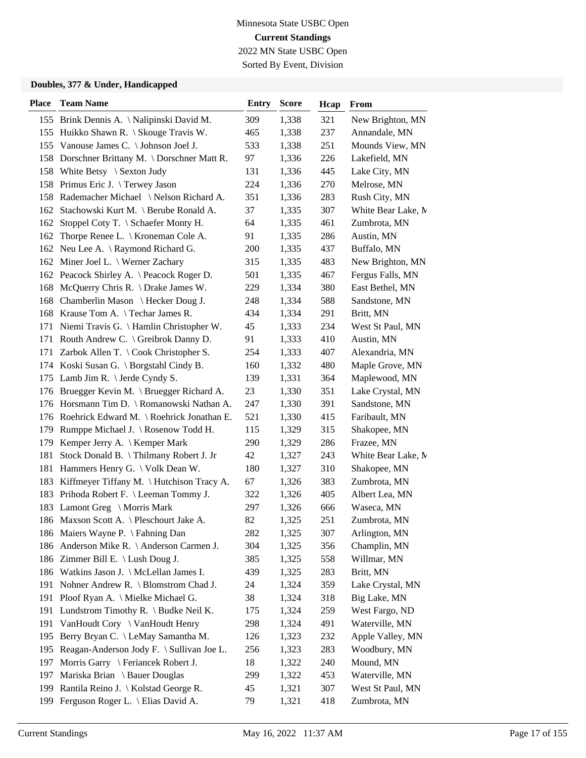Minnesota State USBC Open

**Current Standings**

2022 MN State USBC Open

Sorted By Event, Division

### Doubles, 377 & Under, Handicapped

| Place | Team Name | Entry | Score | Hcap | From |
|---|---|---|---|---|---|
| 155 | Brink Dennis A. \ Nalipinski David M. | 309 | 1,338 | 321 | New Brighton, MN |
| 155 | Huikko Shawn R. \ Skouge Travis W. | 465 | 1,338 | 237 | Annandale, MN |
| 155 | Vanouse James C. \ Johnson Joel J. | 533 | 1,338 | 251 | Mounds View, MN |
| 158 | Dorschner Brittany M. \ Dorschner Matt R. | 97 | 1,336 | 226 | Lakefield, MN |
| 158 | White Betsy \ Sexton Judy | 131 | 1,336 | 445 | Lake City, MN |
| 158 | Primus Eric J. \ Terwey Jason | 224 | 1,336 | 270 | Melrose, MN |
| 158 | Rademacher Michael \ Nelson Richard A. | 351 | 1,336 | 283 | Rush City, MN |
| 162 | Stachowski Kurt M. \ Berube Ronald A. | 37 | 1,335 | 307 | White Bear Lake, M |
| 162 | Stoppel Coty T. \ Schaefer Monty H. | 64 | 1,335 | 461 | Zumbrota, MN |
| 162 | Thorpe Renee L. \ Kroneman Cole A. | 91 | 1,335 | 286 | Austin, MN |
| 162 | Neu Lee A. \ Raymond Richard G. | 200 | 1,335 | 437 | Buffalo, MN |
| 162 | Miner Joel L. \ Werner Zachary | 315 | 1,335 | 483 | New Brighton, MN |
| 162 | Peacock Shirley A. \ Peacock Roger D. | 501 | 1,335 | 467 | Fergus Falls, MN |
| 168 | McQuerry Chris R. \ Drake James W. | 229 | 1,334 | 380 | East Bethel, MN |
| 168 | Chamberlin Mason \ Hecker Doug J. | 248 | 1,334 | 588 | Sandstone, MN |
| 168 | Krause Tom A. \ Techar James R. | 434 | 1,334 | 291 | Britt, MN |
| 171 | Niemi Travis G. \ Hamlin Christopher W. | 45 | 1,333 | 234 | West St Paul, MN |
| 171 | Routh Andrew C. \ Greibrok Danny D. | 91 | 1,333 | 410 | Austin, MN |
| 171 | Zarbok Allen T. \ Cook Christopher S. | 254 | 1,333 | 407 | Alexandria, MN |
| 174 | Koski Susan G. \ Borgstahl Cindy B. | 160 | 1,332 | 480 | Maple Grove, MN |
| 175 | Lamb Jim R. \ Jerde Cyndy S. | 139 | 1,331 | 364 | Maplewood, MN |
| 176 | Bruegger Kevin M. \ Bruegger Richard A. | 23 | 1,330 | 351 | Lake Crystal, MN |
| 176 | Horsmann Tim D. \ Romanowski Nathan A. | 247 | 1,330 | 391 | Sandstone, MN |
| 176 | Roehrick Edward M. \ Roehrick Jonathan E. | 521 | 1,330 | 415 | Faribault, MN |
| 179 | Rumppe Michael J. \ Rosenow Todd H. | 115 | 1,329 | 315 | Shakopee, MN |
| 179 | Kemper Jerry A. \ Kemper Mark | 290 | 1,329 | 286 | Frazee, MN |
| 181 | Stock Donald B. \ Thilmany Robert J. Jr | 42 | 1,327 | 243 | White Bear Lake, M |
| 181 | Hammers Henry G. \ Volk Dean W. | 180 | 1,327 | 310 | Shakopee, MN |
| 183 | Kiffmeyer Tiffany M. \ Hutchison Tracy A. | 67 | 1,326 | 383 | Zumbrota, MN |
| 183 | Prihoda Robert F. \ Leeman Tommy J. | 322 | 1,326 | 405 | Albert Lea, MN |
| 183 | Lamont Greg \ Morris Mark | 297 | 1,326 | 666 | Waseca, MN |
| 186 | Maxson Scott A. \ Pleschourt Jake A. | 82 | 1,325 | 251 | Zumbrota, MN |
| 186 | Maiers Wayne P. \ Fahning Dan | 282 | 1,325 | 307 | Arlington, MN |
| 186 | Anderson Mike R. \ Anderson Carmen J. | 304 | 1,325 | 356 | Champlin, MN |
| 186 | Zimmer Bill E. \ Lush Doug J. | 385 | 1,325 | 558 | Willmar, MN |
| 186 | Watkins Jason J. \ McLellan James I. | 439 | 1,325 | 283 | Britt, MN |
| 191 | Nohner Andrew R. \ Blomstrom Chad J. | 24 | 1,324 | 359 | Lake Crystal, MN |
| 191 | Ploof Ryan A. \ Mielke Michael G. | 38 | 1,324 | 318 | Big Lake, MN |
| 191 | Lundstrom Timothy R. \ Budke Neil K. | 175 | 1,324 | 259 | West Fargo, ND |
| 191 | VanHoudt Cory \ VanHoudt Henry | 298 | 1,324 | 491 | Waterville, MN |
| 195 | Berry Bryan C. \ LeMay Samantha M. | 126 | 1,323 | 232 | Apple Valley, MN |
| 195 | Reagan-Anderson Jody F. \ Sullivan Joe L. | 256 | 1,323 | 283 | Woodbury, MN |
| 197 | Morris Garry \ Feriancek Robert J. | 18 | 1,322 | 240 | Mound, MN |
| 197 | Mariska Brian \ Bauer Douglas | 299 | 1,322 | 453 | Waterville, MN |
| 199 | Rantila Reino J. \ Kolstad George R. | 45 | 1,321 | 307 | West St Paul, MN |
| 199 | Ferguson Roger L. \ Elias David A. | 79 | 1,321 | 418 | Zumbrota, MN |

Current Standings May 16, 2022 11:37 AM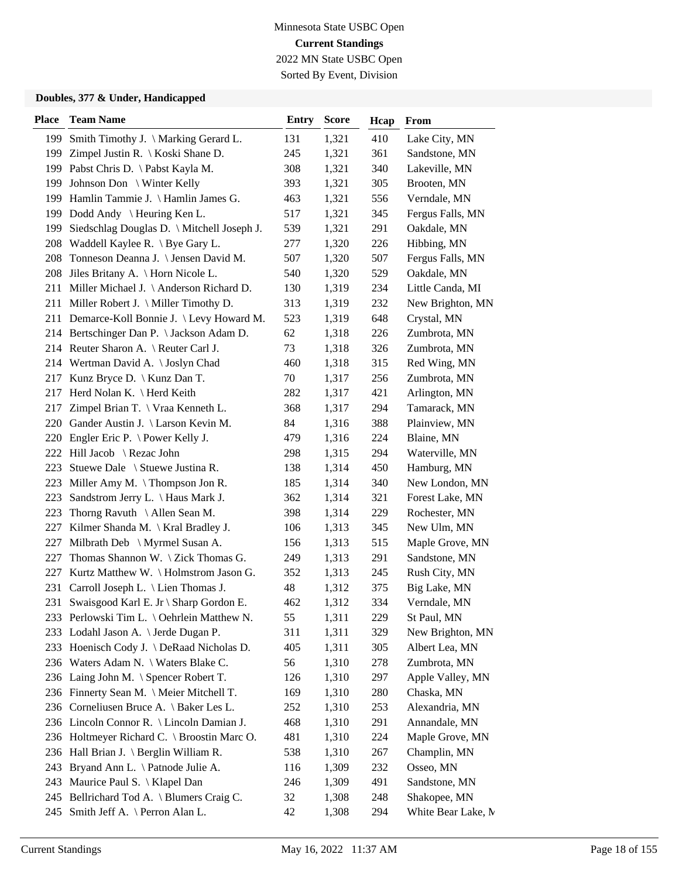Minnesota State USBC Open

**Current Standings**

2022 MN State USBC Open

Sorted By Event, Division

### Doubles, 377 & Under, Handicapped

| Place | Team Name | Entry | Score | Hcap | From |
|---|---|---|---|---|---|
| 199 | Smith Timothy J. \ Marking Gerard L. | 131 | 1,321 | 410 | Lake City, MN |
| 199 | Zimpel Justin R. \ Koski Shane D. | 245 | 1,321 | 361 | Sandstone, MN |
| 199 | Pabst Chris D. \ Pabst Kayla M. | 308 | 1,321 | 340 | Lakeville, MN |
| 199 | Johnson Don \ Winter Kelly | 393 | 1,321 | 305 | Brooten, MN |
| 199 | Hamlin Tammie J. \ Hamlin James G. | 463 | 1,321 | 556 | Verndale, MN |
| 199 | Dodd Andy \ Heuring Ken L. | 517 | 1,321 | 345 | Fergus Falls, MN |
| 199 | Siedschlag Douglas D. \ Mitchell Joseph J. | 539 | 1,321 | 291 | Oakdale, MN |
| 208 | Waddell Kaylee R. \ Bye Gary L. | 277 | 1,320 | 226 | Hibbing, MN |
| 208 | Tonneson Deanna J. \ Jensen David M. | 507 | 1,320 | 507 | Fergus Falls, MN |
| 208 | Jiles Britany A. \ Horn Nicole L. | 540 | 1,320 | 529 | Oakdale, MN |
| 211 | Miller Michael J. \ Anderson Richard D. | 130 | 1,319 | 234 | Little Canda, MI |
| 211 | Miller Robert J. \ Miller Timothy D. | 313 | 1,319 | 232 | New Brighton, MN |
| 211 | Demarce-Koll Bonnie J. \ Levy Howard M. | 523 | 1,319 | 648 | Crystal, MN |
| 214 | Bertschinger Dan P. \ Jackson Adam D. | 62 | 1,318 | 226 | Zumbrota, MN |
| 214 | Reuter Sharon A. \ Reuter Carl J. | 73 | 1,318 | 326 | Zumbrota, MN |
| 214 | Wertman David A. \ Joslyn Chad | 460 | 1,318 | 315 | Red Wing, MN |
| 217 | Kunz Bryce D. \ Kunz Dan T. | 70 | 1,317 | 256 | Zumbrota, MN |
| 217 | Herd Nolan K. \ Herd Keith | 282 | 1,317 | 421 | Arlington, MN |
| 217 | Zimpel Brian T. \ Vraa Kenneth L. | 368 | 1,317 | 294 | Tamarack, MN |
| 220 | Gander Austin J. \ Larson Kevin M. | 84 | 1,316 | 388 | Plainview, MN |
| 220 | Engler Eric P. \ Power Kelly J. | 479 | 1,316 | 224 | Blaine, MN |
| 222 | Hill Jacob \ Rezac John | 298 | 1,315 | 294 | Waterville, MN |
| 223 | Stuewe Dale \ Stuewe Justina R. | 138 | 1,314 | 450 | Hamburg, MN |
| 223 | Miller Amy M. \ Thompson Jon R. | 185 | 1,314 | 340 | New London, MN |
| 223 | Sandstrom Jerry L. \ Haus Mark J. | 362 | 1,314 | 321 | Forest Lake, MN |
| 223 | Thorng Ravuth \ Allen Sean M. | 398 | 1,314 | 229 | Rochester, MN |
| 227 | Kilmer Shanda M. \ Kral Bradley J. | 106 | 1,313 | 345 | New Ulm, MN |
| 227 | Milbrath Deb \ Myrmel Susan A. | 156 | 1,313 | 515 | Maple Grove, MN |
| 227 | Thomas Shannon W. \ Zick Thomas G. | 249 | 1,313 | 291 | Sandstone, MN |
| 227 | Kurtz Matthew W. \ Holmstrom Jason G. | 352 | 1,313 | 245 | Rush City, MN |
| 231 | Carroll Joseph L. \ Lien Thomas J. | 48 | 1,312 | 375 | Big Lake, MN |
| 231 | Swaisgood Karl E. Jr \ Sharp Gordon E. | 462 | 1,312 | 334 | Verndale, MN |
| 233 | Perlowski Tim L. \ Oehrlein Matthew N. | 55 | 1,311 | 229 | St Paul, MN |
| 233 | Lodahl Jason A. \ Jerde Dugan P. | 311 | 1,311 | 329 | New Brighton, MN |
| 233 | Hoenisch Cody J. \ DeRaad Nicholas D. | 405 | 1,311 | 305 | Albert Lea, MN |
| 236 | Waters Adam N. \ Waters Blake C. | 56 | 1,310 | 278 | Zumbrota, MN |
| 236 | Laing John M. \ Spencer Robert T. | 126 | 1,310 | 297 | Apple Valley, MN |
| 236 | Finnerty Sean M. \ Meier Mitchell T. | 169 | 1,310 | 280 | Chaska, MN |
| 236 | Corneliusen Bruce A. \ Baker Les L. | 252 | 1,310 | 253 | Alexandria, MN |
| 236 | Lincoln Connor R. \ Lincoln Damian J. | 468 | 1,310 | 291 | Annandale, MN |
| 236 | Holtmeyer Richard C. \ Broostin Marc O. | 481 | 1,310 | 224 | Maple Grove, MN |
| 236 | Hall Brian J. \ Berglin William R. | 538 | 1,310 | 267 | Champlin, MN |
| 243 | Bryand Ann L. \ Patnode Julie A. | 116 | 1,309 | 232 | Osseo, MN |
| 243 | Maurice Paul S. \ Klapel Dan | 246 | 1,309 | 491 | Sandstone, MN |
| 245 | Bellrichard Tod A. \ Blumers Craig C. | 32 | 1,308 | 248 | Shakopee, MN |
| 245 | Smith Jeff A. \ Perron Alan L. | 42 | 1,308 | 294 | White Bear Lake, M |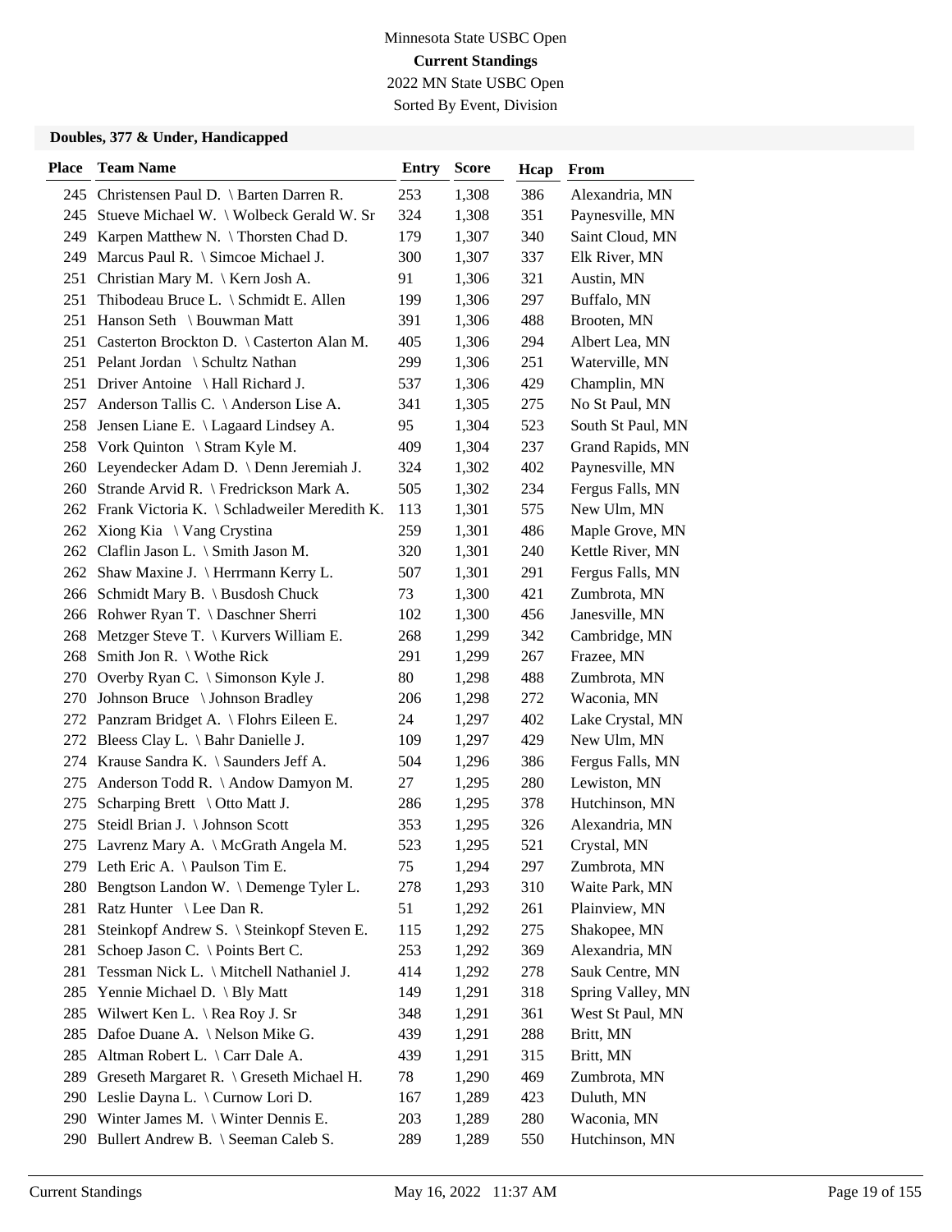Minnesota State USBC Open
**Current Standings**
2022 MN State USBC Open
Sorted By Event, Division

### Doubles, 377 & Under, Handicapped

| Place | Team Name | Entry | Score | Hcap | From |
|---|---|---|---|---|---|
| 245 | Christensen Paul D. \ Barten Darren R. | 253 | 1,308 | 386 | Alexandria, MN |
| 245 | Stueve Michael W. \ Wolbeck Gerald W. Sr | 324 | 1,308 | 351 | Paynesville, MN |
| 249 | Karpen Matthew N. \ Thorsten Chad D. | 179 | 1,307 | 340 | Saint Cloud, MN |
| 249 | Marcus Paul R. \ Simcoe Michael J. | 300 | 1,307 | 337 | Elk River, MN |
| 251 | Christian Mary M. \ Kern Josh A. | 91 | 1,306 | 321 | Austin, MN |
| 251 | Thibodeau Bruce L. \ Schmidt E. Allen | 199 | 1,306 | 297 | Buffalo, MN |
| 251 | Hanson Seth \ Bouwman Matt | 391 | 1,306 | 488 | Brooten, MN |
| 251 | Casterton Brockton D. \ Casterton Alan M. | 405 | 1,306 | 294 | Albert Lea, MN |
| 251 | Pelant Jordan \ Schultz Nathan | 299 | 1,306 | 251 | Waterville, MN |
| 251 | Driver Antoine \ Hall Richard J. | 537 | 1,306 | 429 | Champlin, MN |
| 257 | Anderson Tallis C. \ Anderson Lise A. | 341 | 1,305 | 275 | No St Paul, MN |
| 258 | Jensen Liane E. \ Lagaard Lindsey A. | 95 | 1,304 | 523 | South St Paul, MN |
| 258 | Vork Quinton \ Stram Kyle M. | 409 | 1,304 | 237 | Grand Rapids, MN |
| 260 | Leyendecker Adam D. \ Denn Jeremiah J. | 324 | 1,302 | 402 | Paynesville, MN |
| 260 | Strande Arvid R. \ Fredrickson Mark A. | 505 | 1,302 | 234 | Fergus Falls, MN |
| 262 | Frank Victoria K. \ Schladweiler Meredith K. | 113 | 1,301 | 575 | New Ulm, MN |
| 262 | Xiong Kia \ Vang Crystina | 259 | 1,301 | 486 | Maple Grove, MN |
| 262 | Claflin Jason L. \ Smith Jason M. | 320 | 1,301 | 240 | Kettle River, MN |
| 262 | Shaw Maxine J. \ Herrmann Kerry L. | 507 | 1,301 | 291 | Fergus Falls, MN |
| 266 | Schmidt Mary B. \ Busdosh Chuck | 73 | 1,300 | 421 | Zumbrota, MN |
| 266 | Rohwer Ryan T. \ Daschner Sherri | 102 | 1,300 | 456 | Janesville, MN |
| 268 | Metzger Steve T. \ Kurvers William E. | 268 | 1,299 | 342 | Cambridge, MN |
| 268 | Smith Jon R. \ Wothe Rick | 291 | 1,299 | 267 | Frazee, MN |
| 270 | Overby Ryan C. \ Simonson Kyle J. | 80 | 1,298 | 488 | Zumbrota, MN |
| 270 | Johnson Bruce \ Johnson Bradley | 206 | 1,298 | 272 | Waconia, MN |
| 272 | Panzram Bridget A. \ Flohrs Eileen E. | 24 | 1,297 | 402 | Lake Crystal, MN |
| 272 | Bleess Clay L. \ Bahr Danielle J. | 109 | 1,297 | 429 | New Ulm, MN |
| 274 | Krause Sandra K. \ Saunders Jeff A. | 504 | 1,296 | 386 | Fergus Falls, MN |
| 275 | Anderson Todd R. \ Andow Damyon M. | 27 | 1,295 | 280 | Lewiston, MN |
| 275 | Scharping Brett \ Otto Matt J. | 286 | 1,295 | 378 | Hutchinson, MN |
| 275 | Steidl Brian J. \ Johnson Scott | 353 | 1,295 | 326 | Alexandria, MN |
| 275 | Lavrenz Mary A. \ McGrath Angela M. | 523 | 1,295 | 521 | Crystal, MN |
| 279 | Leth Eric A. \ Paulson Tim E. | 75 | 1,294 | 297 | Zumbrota, MN |
| 280 | Bengtson Landon W. \ Demenge Tyler L. | 278 | 1,293 | 310 | Waite Park, MN |
| 281 | Ratz Hunter \ Lee Dan R. | 51 | 1,292 | 261 | Plainview, MN |
| 281 | Steinkopf Andrew S. \ Steinkopf Steven E. | 115 | 1,292 | 275 | Shakopee, MN |
| 281 | Schoep Jason C. \ Points Bert C. | 253 | 1,292 | 369 | Alexandria, MN |
| 281 | Tessman Nick L. \ Mitchell Nathaniel J. | 414 | 1,292 | 278 | Sauk Centre, MN |
| 285 | Yennie Michael D. \ Bly Matt | 149 | 1,291 | 318 | Spring Valley, MN |
| 285 | Wilwert Ken L. \ Rea Roy J. Sr | 348 | 1,291 | 361 | West St Paul, MN |
| 285 | Dafoe Duane A. \ Nelson Mike G. | 439 | 1,291 | 288 | Britt, MN |
| 285 | Altman Robert L. \ Carr Dale A. | 439 | 1,291 | 315 | Britt, MN |
| 289 | Greseth Margaret R. \ Greseth Michael H. | 78 | 1,290 | 469 | Zumbrota, MN |
| 290 | Leslie Dayna L. \ Curnow Lori D. | 167 | 1,289 | 423 | Duluth, MN |
| 290 | Winter James M. \ Winter Dennis E. | 203 | 1,289 | 280 | Waconia, MN |
| 290 | Bullert Andrew B. \ Seeman Caleb S. | 289 | 1,289 | 550 | Hutchinson, MN |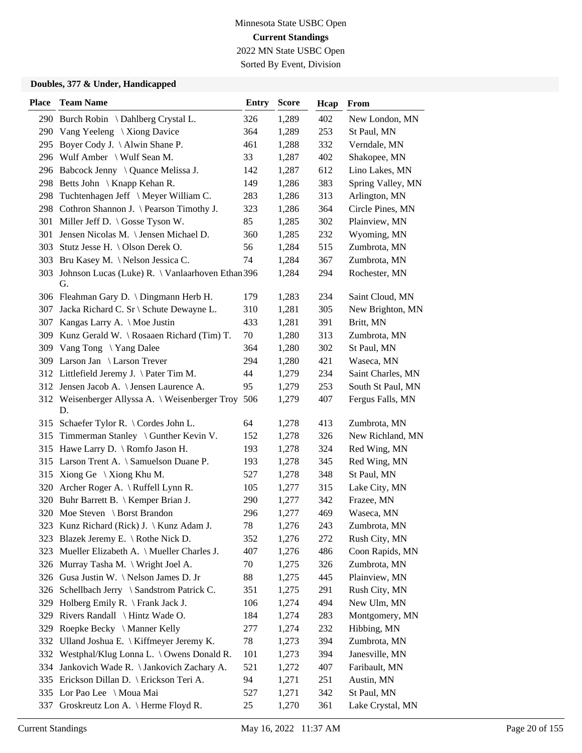Minnesota State USBC Open

**Current Standings**

2022 MN State USBC Open

Sorted By Event, Division

### Doubles, 377 & Under, Handicapped

| Place | Team Name | Entry | Score | Hcap | From |
|---|---|---|---|---|---|
| 290 | Burch Robin \ Dahlberg Crystal L. | 326 | 1,289 | 402 | New London, MN |
| 290 | Vang Yeeleng \ Xiong Davice | 364 | 1,289 | 253 | St Paul, MN |
| 295 | Boyer Cody J. \ Alwin Shane P. | 461 | 1,288 | 332 | Verndale, MN |
| 296 | Wulf Amber \ Wulf Sean M. | 33 | 1,287 | 402 | Shakopee, MN |
| 296 | Babcock Jenny \ Quance Melissa J. | 142 | 1,287 | 612 | Lino Lakes, MN |
| 298 | Betts John \ Knapp Kehan R. | 149 | 1,286 | 383 | Spring Valley, MN |
| 298 | Tuchtenhagen Jeff \ Meyer William C. | 283 | 1,286 | 313 | Arlington, MN |
| 298 | Cothron Shannon J. \ Pearson Timothy J. | 323 | 1,286 | 364 | Circle Pines, MN |
| 301 | Miller Jeff D. \ Gosse Tyson W. | 85 | 1,285 | 302 | Plainview, MN |
| 301 | Jensen Nicolas M. \ Jensen Michael D. | 360 | 1,285 | 232 | Wyoming, MN |
| 303 | Stutz Jesse H. \ Olson Derek O. | 56 | 1,284 | 515 | Zumbrota, MN |
| 303 | Bru Kasey M. \ Nelson Jessica C. | 74 | 1,284 | 367 | Zumbrota, MN |
| 303 | Johnson Lucas (Luke) R. \ Vanlaarhoven Ethan G. | 396 | 1,284 | 294 | Rochester, MN |
| 306 | Fleahman Gary D. \ Dingmann Herb H. | 179 | 1,283 | 234 | Saint Cloud, MN |
| 307 | Jacka Richard C. Sr \ Schute Dewayne L. | 310 | 1,281 | 305 | New Brighton, MN |
| 307 | Kangas Larry A. \ Moe Justin | 433 | 1,281 | 391 | Britt, MN |
| 309 | Kunz Gerald W. \ Rosaaen Richard (Tim) T. | 70 | 1,280 | 313 | Zumbrota, MN |
| 309 | Vang Tong \ Yang Dalee | 364 | 1,280 | 302 | St Paul, MN |
| 309 | Larson Jan \ Larson Trever | 294 | 1,280 | 421 | Waseca, MN |
| 312 | Littlefield Jeremy J. \ Pater Tim M. | 44 | 1,279 | 234 | Saint Charles, MN |
| 312 | Jensen Jacob A. \ Jensen Laurence A. | 95 | 1,279 | 253 | South St Paul, MN |
| 312 | Weisenberger Allyssa A. \ Weisenberger Troy D. | 506 | 1,279 | 407 | Fergus Falls, MN |
| 315 | Schaefer Tylor R. \ Cordes John L. | 64 | 1,278 | 413 | Zumbrota, MN |
| 315 | Timmerman Stanley \ Gunther Kevin V. | 152 | 1,278 | 326 | New Richland, MN |
| 315 | Hawe Larry D. \ Romfo Jason H. | 193 | 1,278 | 324 | Red Wing, MN |
| 315 | Larson Trent A. \ Samuelson Duane P. | 193 | 1,278 | 345 | Red Wing, MN |
| 315 | Xiong Ge \ Xiong Khu M. | 527 | 1,278 | 348 | St Paul, MN |
| 320 | Archer Roger A. \ Ruffell Lynn R. | 105 | 1,277 | 315 | Lake City, MN |
| 320 | Buhr Barrett B. \ Kemper Brian J. | 290 | 1,277 | 342 | Frazee, MN |
| 320 | Moe Steven \ Borst Brandon | 296 | 1,277 | 469 | Waseca, MN |
| 323 | Kunz Richard (Rick) J. \ Kunz Adam J. | 78 | 1,276 | 243 | Zumbrota, MN |
| 323 | Blazek Jeremy E. \ Rothe Nick D. | 352 | 1,276 | 272 | Rush City, MN |
| 323 | Mueller Elizabeth A. \ Mueller Charles J. | 407 | 1,276 | 486 | Coon Rapids, MN |
| 326 | Murray Tasha M. \ Wright Joel A. | 70 | 1,275 | 326 | Zumbrota, MN |
| 326 | Gusa Justin W. \ Nelson James D. Jr | 88 | 1,275 | 445 | Plainview, MN |
| 326 | Schellbach Jerry \ Sandstrom Patrick C. | 351 | 1,275 | 291 | Rush City, MN |
| 329 | Holberg Emily R. \ Frank Jack J. | 106 | 1,274 | 494 | New Ulm, MN |
| 329 | Rivers Randall \ Hintz Wade O. | 184 | 1,274 | 283 | Montgomery, MN |
| 329 | Roepke Becky \ Manner Kelly | 277 | 1,274 | 232 | Hibbing, MN |
| 332 | Ulland Joshua E. \ Kiffmeyer Jeremy K. | 78 | 1,273 | 394 | Zumbrota, MN |
| 332 | Westphal/Klug Lonna L. \ Owens Donald R. | 101 | 1,273 | 394 | Janesville, MN |
| 334 | Jankovich Wade R. \ Jankovich Zachary A. | 521 | 1,272 | 407 | Faribault, MN |
| 335 | Erickson Dillan D. \ Erickson Teri A. | 94 | 1,271 | 251 | Austin, MN |
| 335 | Lor Pao Lee \ Moua Mai | 527 | 1,271 | 342 | St Paul, MN |
| 337 | Groskreutz Lon A. \ Herme Floyd R. | 25 | 1,270 | 361 | Lake Crystal, MN |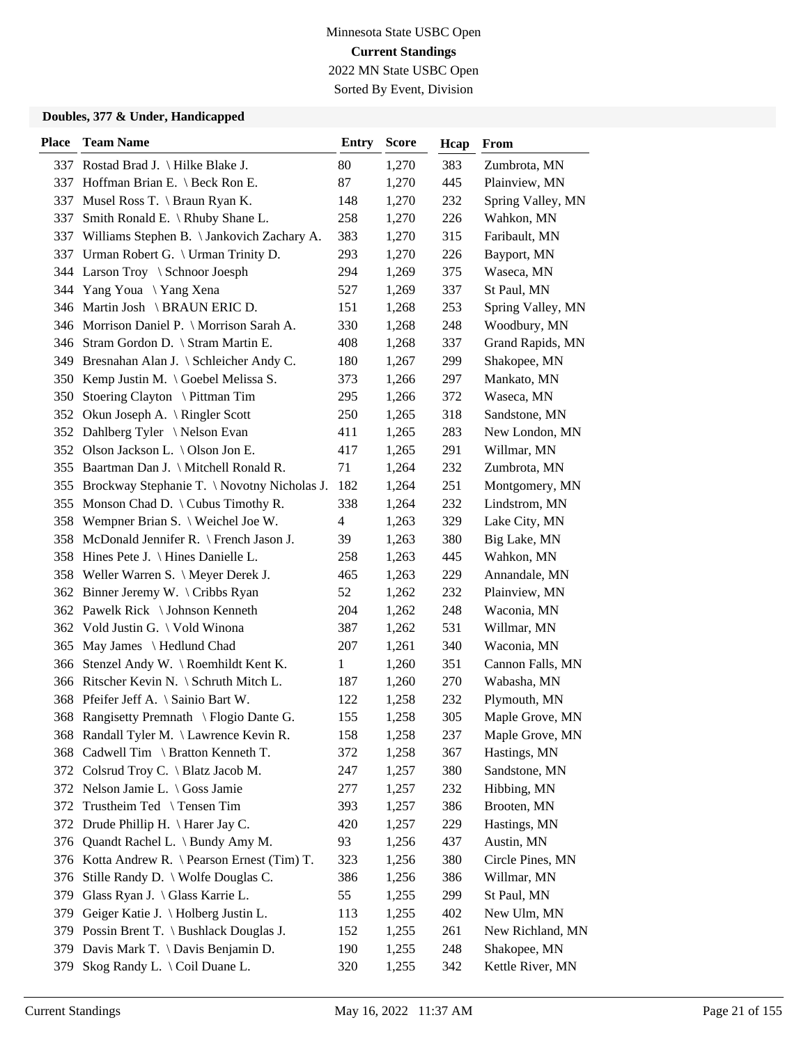Minnesota State USBC Open

**Current Standings**

2022 MN State USBC Open

Sorted By Event, Division

### Doubles, 377 & Under, Handicapped

| Place | Team Name | Entry | Score | Hcap | From |
|---|---|---|---|---|---|
| 337 | Rostad Brad J. \ Hilke Blake J. | 80 | 1,270 | 383 | Zumbrota, MN |
| 337 | Hoffman Brian E. \ Beck Ron E. | 87 | 1,270 | 445 | Plainview, MN |
| 337 | Musel Ross T. \ Braun Ryan K. | 148 | 1,270 | 232 | Spring Valley, MN |
| 337 | Smith Ronald E. \ Rhuby Shane L. | 258 | 1,270 | 226 | Wahkon, MN |
| 337 | Williams Stephen B. \ Jankovich Zachary A. | 383 | 1,270 | 315 | Faribault, MN |
| 337 | Urman Robert G. \ Urman Trinity D. | 293 | 1,270 | 226 | Bayport, MN |
| 344 | Larson Troy \ Schnoor Joesph | 294 | 1,269 | 375 | Waseca, MN |
| 344 | Yang Youa \ Yang Xena | 527 | 1,269 | 337 | St Paul, MN |
| 346 | Martin Josh \ BRAUN ERIC D. | 151 | 1,268 | 253 | Spring Valley, MN |
| 346 | Morrison Daniel P. \ Morrison Sarah A. | 330 | 1,268 | 248 | Woodbury, MN |
| 346 | Stram Gordon D. \ Stram Martin E. | 408 | 1,268 | 337 | Grand Rapids, MN |
| 349 | Bresnahan Alan J. \ Schleicher Andy C. | 180 | 1,267 | 299 | Shakopee, MN |
| 350 | Kemp Justin M. \ Goebel Melissa S. | 373 | 1,266 | 297 | Mankato, MN |
| 350 | Stoering Clayton \ Pittman Tim | 295 | 1,266 | 372 | Waseca, MN |
| 352 | Okun Joseph A. \ Ringler Scott | 250 | 1,265 | 318 | Sandstone, MN |
| 352 | Dahlberg Tyler \ Nelson Evan | 411 | 1,265 | 283 | New London, MN |
| 352 | Olson Jackson L. \ Olson Jon E. | 417 | 1,265 | 291 | Willmar, MN |
| 355 | Baartman Dan J. \ Mitchell Ronald R. | 71 | 1,264 | 232 | Zumbrota, MN |
| 355 | Brockway Stephanie T. \ Novotny Nicholas J. | 182 | 1,264 | 251 | Montgomery, MN |
| 355 | Monson Chad D. \ Cubus Timothy R. | 338 | 1,264 | 232 | Lindstrom, MN |
| 358 | Wempner Brian S. \ Weichel Joe W. | 4 | 1,263 | 329 | Lake City, MN |
| 358 | McDonald Jennifer R. \ French Jason J. | 39 | 1,263 | 380 | Big Lake, MN |
| 358 | Hines Pete J. \ Hines Danielle L. | 258 | 1,263 | 445 | Wahkon, MN |
| 358 | Weller Warren S. \ Meyer Derek J. | 465 | 1,263 | 229 | Annandale, MN |
| 362 | Binner Jeremy W. \ Cribbs Ryan | 52 | 1,262 | 232 | Plainview, MN |
| 362 | Pawelk Rick \ Johnson Kenneth | 204 | 1,262 | 248 | Waconia, MN |
| 362 | Vold Justin G. \ Vold Winona | 387 | 1,262 | 531 | Willmar, MN |
| 365 | May James \ Hedlund Chad | 207 | 1,261 | 340 | Waconia, MN |
| 366 | Stenzel Andy W. \ Roemhildt Kent K. | 1 | 1,260 | 351 | Cannon Falls, MN |
| 366 | Ritscher Kevin N. \ Schruth Mitch L. | 187 | 1,260 | 270 | Wabasha, MN |
| 368 | Pfeifer Jeff A. \ Sainio Bart W. | 122 | 1,258 | 232 | Plymouth, MN |
| 368 | Rangisetty Premnath \ Flogio Dante G. | 155 | 1,258 | 305 | Maple Grove, MN |
| 368 | Randall Tyler M. \ Lawrence Kevin R. | 158 | 1,258 | 237 | Maple Grove, MN |
| 368 | Cadwell Tim \ Bratton Kenneth T. | 372 | 1,258 | 367 | Hastings, MN |
| 372 | Colsrud Troy C. \ Blatz Jacob M. | 247 | 1,257 | 380 | Sandstone, MN |
| 372 | Nelson Jamie L. \ Goss Jamie | 277 | 1,257 | 232 | Hibbing, MN |
| 372 | Trustheim Ted \ Tensen Tim | 393 | 1,257 | 386 | Brooten, MN |
| 372 | Drude Phillip H. \ Harer Jay C. | 420 | 1,257 | 229 | Hastings, MN |
| 376 | Quandt Rachel L. \ Bundy Amy M. | 93 | 1,256 | 437 | Austin, MN |
| 376 | Kotta Andrew R. \ Pearson Ernest (Tim) T. | 323 | 1,256 | 380 | Circle Pines, MN |
| 376 | Stille Randy D. \ Wolfe Douglas C. | 386 | 1,256 | 386 | Willmar, MN |
| 379 | Glass Ryan J. \ Glass Karrie L. | 55 | 1,255 | 299 | St Paul, MN |
| 379 | Geiger Katie J. \ Holberg Justin L. | 113 | 1,255 | 402 | New Ulm, MN |
| 379 | Possin Brent T. \ Bushlack Douglas J. | 152 | 1,255 | 261 | New Richland, MN |
| 379 | Davis Mark T. \ Davis Benjamin D. | 190 | 1,255 | 248 | Shakopee, MN |
| 379 | Skog Randy L. \ Coil Duane L. | 320 | 1,255 | 342 | Kettle River, MN |

Current Standings May 16, 2022 11:37 AM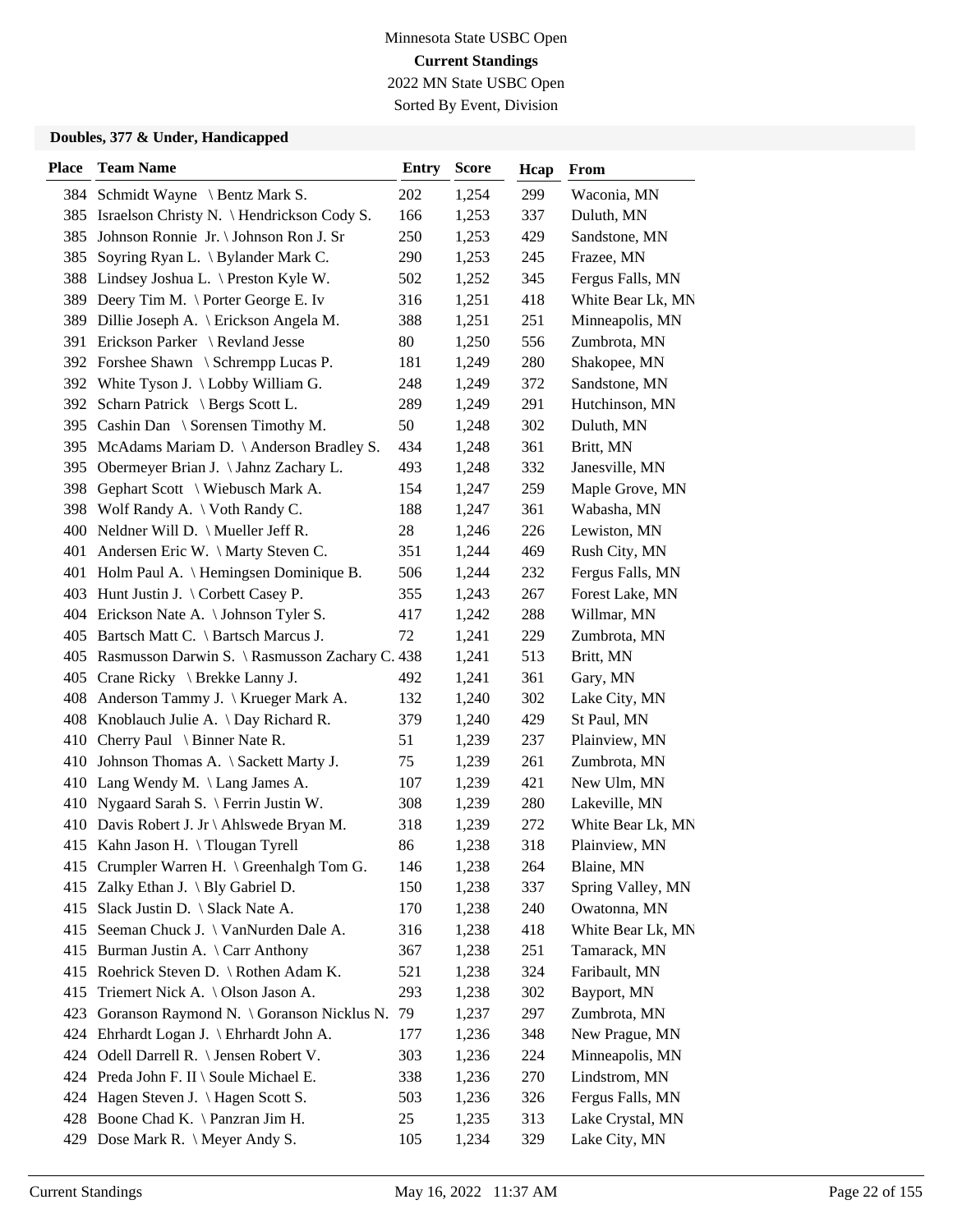Minnesota State USBC Open

**Current Standings**

2022 MN State USBC Open

Sorted By Event, Division

### Doubles, 377 & Under, Handicapped

| Place | Team Name | Entry | Score | Hcap | From |
|---|---|---|---|---|---|
| 384 | Schmidt Wayne \ Bentz Mark S. | 202 | 1,254 | 299 | Waconia, MN |
| 385 | Israelson Christy N. \ Hendrickson Cody S. | 166 | 1,253 | 337 | Duluth, MN |
| 385 | Johnson Ronnie Jr. \ Johnson Ron J. Sr | 250 | 1,253 | 429 | Sandstone, MN |
| 385 | Soyring Ryan L. \ Bylander Mark C. | 290 | 1,253 | 245 | Frazee, MN |
| 388 | Lindsey Joshua L. \ Preston Kyle W. | 502 | 1,252 | 345 | Fergus Falls, MN |
| 389 | Deery Tim M. \ Porter George E. Iv | 316 | 1,251 | 418 | White Bear Lk, MN |
| 389 | Dillie Joseph A. \ Erickson Angela M. | 388 | 1,251 | 251 | Minneapolis, MN |
| 391 | Erickson Parker \ Revland Jesse | 80 | 1,250 | 556 | Zumbrota, MN |
| 392 | Forshee Shawn \ Schrempp Lucas P. | 181 | 1,249 | 280 | Shakopee, MN |
| 392 | White Tyson J. \ Lobby William G. | 248 | 1,249 | 372 | Sandstone, MN |
| 392 | Scharn Patrick \ Bergs Scott L. | 289 | 1,249 | 291 | Hutchinson, MN |
| 395 | Cashin Dan \ Sorensen Timothy M. | 50 | 1,248 | 302 | Duluth, MN |
| 395 | McAdams Mariam D. \ Anderson Bradley S. | 434 | 1,248 | 361 | Britt, MN |
| 395 | Obermeyer Brian J. \ Jahnz Zachary L. | 493 | 1,248 | 332 | Janesville, MN |
| 398 | Gephart Scott \ Wiebusch Mark A. | 154 | 1,247 | 259 | Maple Grove, MN |
| 398 | Wolf Randy A. \ Voth Randy C. | 188 | 1,247 | 361 | Wabasha, MN |
| 400 | Neldner Will D. \ Mueller Jeff R. | 28 | 1,246 | 226 | Lewiston, MN |
| 401 | Andersen Eric W. \ Marty Steven C. | 351 | 1,244 | 469 | Rush City, MN |
| 401 | Holm Paul A. \ Hemingsen Dominique B. | 506 | 1,244 | 232 | Fergus Falls, MN |
| 403 | Hunt Justin J. \ Corbett Casey P. | 355 | 1,243 | 267 | Forest Lake, MN |
| 404 | Erickson Nate A. \ Johnson Tyler S. | 417 | 1,242 | 288 | Willmar, MN |
| 405 | Bartsch Matt C. \ Bartsch Marcus J. | 72 | 1,241 | 229 | Zumbrota, MN |
| 405 | Rasmusson Darwin S. \ Rasmusson Zachary C. | 438 | 1,241 | 513 | Britt, MN |
| 405 | Crane Ricky \ Brekke Lanny J. | 492 | 1,241 | 361 | Gary, MN |
| 408 | Anderson Tammy J. \ Krueger Mark A. | 132 | 1,240 | 302 | Lake City, MN |
| 408 | Knoblauch Julie A. \ Day Richard R. | 379 | 1,240 | 429 | St Paul, MN |
| 410 | Cherry Paul \ Binner Nate R. | 51 | 1,239 | 237 | Plainview, MN |
| 410 | Johnson Thomas A. \ Sackett Marty J. | 75 | 1,239 | 261 | Zumbrota, MN |
| 410 | Lang Wendy M. \ Lang James A. | 107 | 1,239 | 421 | New Ulm, MN |
| 410 | Nygaard Sarah S. \ Ferrin Justin W. | 308 | 1,239 | 280 | Lakeville, MN |
| 410 | Davis Robert J. Jr \ Ahlswede Bryan M. | 318 | 1,239 | 272 | White Bear Lk, MN |
| 415 | Kahn Jason H. \ Tlougan Tyrell | 86 | 1,238 | 318 | Plainview, MN |
| 415 | Crumpler Warren H. \ Greenhalgh Tom G. | 146 | 1,238 | 264 | Blaine, MN |
| 415 | Zalky Ethan J. \ Bly Gabriel D. | 150 | 1,238 | 337 | Spring Valley, MN |
| 415 | Slack Justin D. \ Slack Nate A. | 170 | 1,238 | 240 | Owatonna, MN |
| 415 | Seeman Chuck J. \ VanNurden Dale A. | 316 | 1,238 | 418 | White Bear Lk, MN |
| 415 | Burman Justin A. \ Carr Anthony | 367 | 1,238 | 251 | Tamarack, MN |
| 415 | Roehrick Steven D. \ Rothen Adam K. | 521 | 1,238 | 324 | Faribault, MN |
| 415 | Triemert Nick A. \ Olson Jason A. | 293 | 1,238 | 302 | Bayport, MN |
| 423 | Goranson Raymond N. \ Goranson Nicklus N. | 79 | 1,237 | 297 | Zumbrota, MN |
| 424 | Ehrhardt Logan J. \ Ehrhardt John A. | 177 | 1,236 | 348 | New Prague, MN |
| 424 | Odell Darrell R. \ Jensen Robert V. | 303 | 1,236 | 224 | Minneapolis, MN |
| 424 | Preda John F. II \ Soule Michael E. | 338 | 1,236 | 270 | Lindstrom, MN |
| 424 | Hagen Steven J. \ Hagen Scott S. | 503 | 1,236 | 326 | Fergus Falls, MN |
| 428 | Boone Chad K. \ Panzran Jim H. | 25 | 1,235 | 313 | Lake Crystal, MN |
| 429 | Dose Mark R. \ Meyer Andy S. | 105 | 1,234 | 329 | Lake City, MN |

Current Standings May 16, 2022 11:37 AM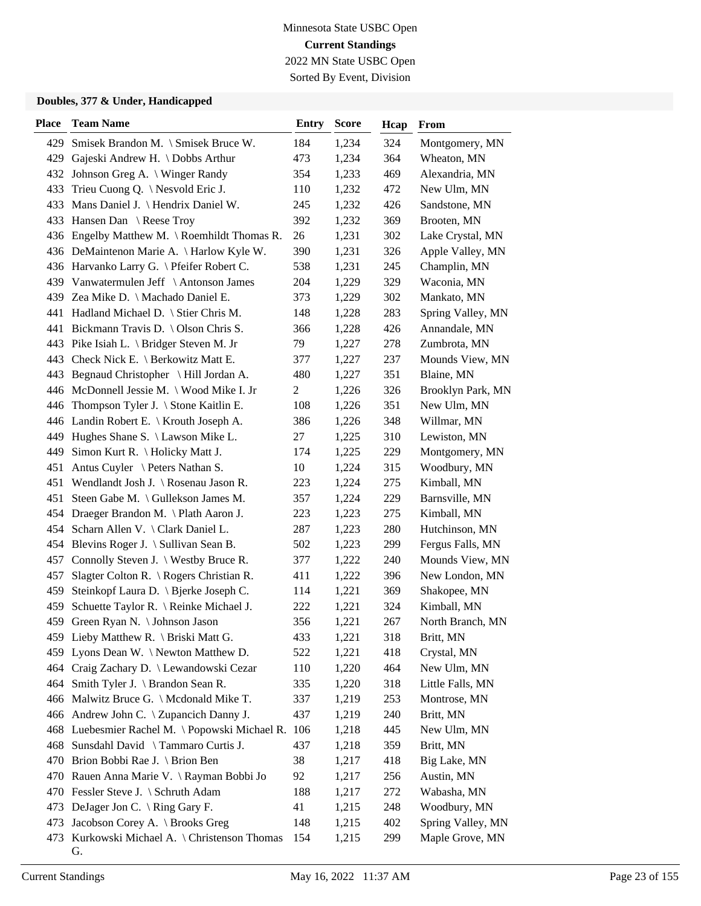Minnesota State USBC Open

**Current Standings**

2022 MN State USBC Open

Sorted By Event, Division

### Doubles, 377 & Under, Handicapped

| Place | Team Name | Entry | Score | Hcap | From |
|---|---|---|---|---|---|
| 429 | Smisek Brandon M. \ Smisek Bruce W. | 184 | 1,234 | 324 | Montgomery, MN |
| 429 | Gajeski Andrew H. \ Dobbs Arthur | 473 | 1,234 | 364 | Wheaton, MN |
| 432 | Johnson Greg A. \ Winger Randy | 354 | 1,233 | 469 | Alexandria, MN |
| 433 | Trieu Cuong Q. \ Nesvold Eric J. | 110 | 1,232 | 472 | New Ulm, MN |
| 433 | Mans Daniel J. \ Hendrix Daniel W. | 245 | 1,232 | 426 | Sandstone, MN |
| 433 | Hansen Dan \ Reese Troy | 392 | 1,232 | 369 | Brooten, MN |
| 436 | Engelby Matthew M. \ Roemhildt Thomas R. | 26 | 1,231 | 302 | Lake Crystal, MN |
| 436 | DeMaintenon Marie A. \ Harlow Kyle W. | 390 | 1,231 | 326 | Apple Valley, MN |
| 436 | Harvanko Larry G. \ Pfeifer Robert C. | 538 | 1,231 | 245 | Champlin, MN |
| 439 | Vanwatermulen Jeff \ Antonson James | 204 | 1,229 | 329 | Waconia, MN |
| 439 | Zea Mike D. \ Machado Daniel E. | 373 | 1,229 | 302 | Mankato, MN |
| 441 | Hadland Michael D. \ Stier Chris M. | 148 | 1,228 | 283 | Spring Valley, MN |
| 441 | Bickmann Travis D. \ Olson Chris S. | 366 | 1,228 | 426 | Annandale, MN |
| 443 | Pike Isiah L. \ Bridger Steven M. Jr | 79 | 1,227 | 278 | Zumbrota, MN |
| 443 | Check Nick E. \ Berkowitz Matt E. | 377 | 1,227 | 237 | Mounds View, MN |
| 443 | Begnaud Christopher \ Hill Jordan A. | 480 | 1,227 | 351 | Blaine, MN |
| 446 | McDonnell Jessie M. \ Wood Mike I. Jr | 2 | 1,226 | 326 | Brooklyn Park, MN |
| 446 | Thompson Tyler J. \ Stone Kaitlin E. | 108 | 1,226 | 351 | New Ulm, MN |
| 446 | Landin Robert E. \ Krouth Joseph A. | 386 | 1,226 | 348 | Willmar, MN |
| 449 | Hughes Shane S. \ Lawson Mike L. | 27 | 1,225 | 310 | Lewiston, MN |
| 449 | Simon Kurt R. \ Holicky Matt J. | 174 | 1,225 | 229 | Montgomery, MN |
| 451 | Antus Cuyler \ Peters Nathan S. | 10 | 1,224 | 315 | Woodbury, MN |
| 451 | Wendlandt Josh J. \ Rosenau Jason R. | 223 | 1,224 | 275 | Kimball, MN |
| 451 | Steen Gabe M. \ Gullekson James M. | 357 | 1,224 | 229 | Barnsville, MN |
| 454 | Draeger Brandon M. \ Plath Aaron J. | 223 | 1,223 | 275 | Kimball, MN |
| 454 | Scharn Allen V. \ Clark Daniel L. | 287 | 1,223 | 280 | Hutchinson, MN |
| 454 | Blevins Roger J. \ Sullivan Sean B. | 502 | 1,223 | 299 | Fergus Falls, MN |
| 457 | Connolly Steven J. \ Westby Bruce R. | 377 | 1,222 | 240 | Mounds View, MN |
| 457 | Slagter Colton R. \ Rogers Christian R. | 411 | 1,222 | 396 | New London, MN |
| 459 | Steinkopf Laura D. \ Bjerke Joseph C. | 114 | 1,221 | 369 | Shakopee, MN |
| 459 | Schuette Taylor R. \ Reinke Michael J. | 222 | 1,221 | 324 | Kimball, MN |
| 459 | Green Ryan N. \ Johnson Jason | 356 | 1,221 | 267 | North Branch, MN |
| 459 | Lieby Matthew R. \ Briski Matt G. | 433 | 1,221 | 318 | Britt, MN |
| 459 | Lyons Dean W. \ Newton Matthew D. | 522 | 1,221 | 418 | Crystal, MN |
| 464 | Craig Zachary D. \ Lewandowski Cezar | 110 | 1,220 | 464 | New Ulm, MN |
| 464 | Smith Tyler J. \ Brandon Sean R. | 335 | 1,220 | 318 | Little Falls, MN |
| 466 | Malwitz Bruce G. \ Mcdonald Mike T. | 337 | 1,219 | 253 | Montrose, MN |
| 466 | Andrew John C. \ Zupancich Danny J. | 437 | 1,219 | 240 | Britt, MN |
| 468 | Luebesmier Rachel M. \ Popowski Michael R. | 106 | 1,218 | 445 | New Ulm, MN |
| 468 | Sunsdahl David \ Tammaro Curtis J. | 437 | 1,218 | 359 | Britt, MN |
| 470 | Brion Bobbi Rae J. \ Brion Ben | 38 | 1,217 | 418 | Big Lake, MN |
| 470 | Rauen Anna Marie V. \ Rayman Bobbi Jo | 92 | 1,217 | 256 | Austin, MN |
| 470 | Fessler Steve J. \ Schruth Adam | 188 | 1,217 | 272 | Wabasha, MN |
| 473 | DeJager Jon C. \ Ring Gary F. | 41 | 1,215 | 248 | Woodbury, MN |
| 473 | Jacobson Corey A. \ Brooks Greg | 148 | 1,215 | 402 | Spring Valley, MN |
| 473 | Kurkowski Michael A. \ Christenson Thomas G. | 154 | 1,215 | 299 | Maple Grove, MN |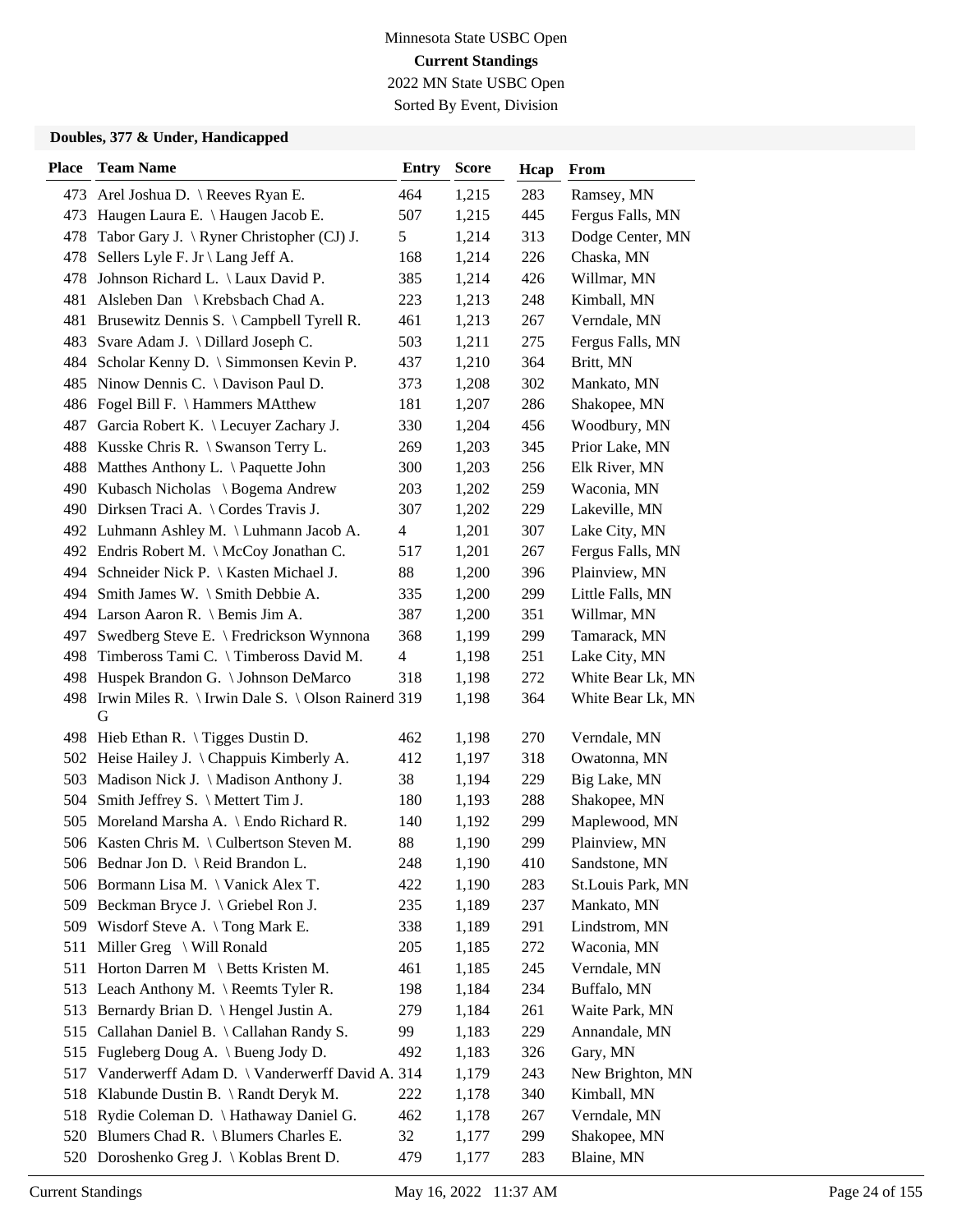Minnesota State USBC Open

**Current Standings**

2022 MN State USBC Open

Sorted By Event, Division

### Doubles, 377 & Under, Handicapped

| Place | Team Name | Entry | Score | Hcap | From |
|---|---|---|---|---|---|
| 473 | Arel Joshua D. \ Reeves Ryan E. | 464 | 1,215 | 283 | Ramsey, MN |
| 473 | Haugen Laura E. \ Haugen Jacob E. | 507 | 1,215 | 445 | Fergus Falls, MN |
| 478 | Tabor Gary J. \ Ryner Christopher (CJ) J. | 5 | 1,214 | 313 | Dodge Center, MN |
| 478 | Sellers Lyle F. Jr \ Lang Jeff A. | 168 | 1,214 | 226 | Chaska, MN |
| 478 | Johnson Richard L. \ Laux David P. | 385 | 1,214 | 426 | Willmar, MN |
| 481 | Alsleben Dan \ Krebsbach Chad A. | 223 | 1,213 | 248 | Kimball, MN |
| 481 | Brusewitz Dennis S. \ Campbell Tyrell R. | 461 | 1,213 | 267 | Verndale, MN |
| 483 | Svare Adam J. \ Dillard Joseph C. | 503 | 1,211 | 275 | Fergus Falls, MN |
| 484 | Scholar Kenny D. \ Simmonsen Kevin P. | 437 | 1,210 | 364 | Britt, MN |
| 485 | Ninow Dennis C. \ Davison Paul D. | 373 | 1,208 | 302 | Mankato, MN |
| 486 | Fogel Bill F. \ Hammers MAtthew | 181 | 1,207 | 286 | Shakopee, MN |
| 487 | Garcia Robert K. \ Lecuyer Zachary J. | 330 | 1,204 | 456 | Woodbury, MN |
| 488 | Kusske Chris R. \ Swanson Terry L. | 269 | 1,203 | 345 | Prior Lake, MN |
| 488 | Matthes Anthony L. \ Paquette John | 300 | 1,203 | 256 | Elk River, MN |
| 490 | Kubasch Nicholas \ Bogema Andrew | 203 | 1,202 | 259 | Waconia, MN |
| 490 | Dirksen Traci A. \ Cordes Travis J. | 307 | 1,202 | 229 | Lakeville, MN |
| 492 | Luhmann Ashley M. \ Luhmann Jacob A. | 4 | 1,201 | 307 | Lake City, MN |
| 492 | Endris Robert M. \ McCoy Jonathan C. | 517 | 1,201 | 267 | Fergus Falls, MN |
| 494 | Schneider Nick P. \ Kasten Michael J. | 88 | 1,200 | 396 | Plainview, MN |
| 494 | Smith James W. \ Smith Debbie A. | 335 | 1,200 | 299 | Little Falls, MN |
| 494 | Larson Aaron R. \ Bemis Jim A. | 387 | 1,200 | 351 | Willmar, MN |
| 497 | Swedberg Steve E. \ Fredrickson Wynnona | 368 | 1,199 | 299 | Tamarack, MN |
| 498 | Timbeross Tami C. \ Timbeross David M. | 4 | 1,198 | 251 | Lake City, MN |
| 498 | Huspek Brandon G. \ Johnson DeMarco | 318 | 1,198 | 272 | White Bear Lk, MN |
| 498 | Irwin Miles R. \ Irwin Dale S. \ Olson Rainerd G | 319 | 1,198 | 364 | White Bear Lk, MN |
| 498 | Hieb Ethan R. \ Tigges Dustin D. | 462 | 1,198 | 270 | Verndale, MN |
| 502 | Heise Hailey J. \ Chappuis Kimberly A. | 412 | 1,197 | 318 | Owatonna, MN |
| 503 | Madison Nick J. \ Madison Anthony J. | 38 | 1,194 | 229 | Big Lake, MN |
| 504 | Smith Jeffrey S. \ Mettert Tim J. | 180 | 1,193 | 288 | Shakopee, MN |
| 505 | Moreland Marsha A. \ Endo Richard R. | 140 | 1,192 | 299 | Maplewood, MN |
| 506 | Kasten Chris M. \ Culbertson Steven M. | 88 | 1,190 | 299 | Plainview, MN |
| 506 | Bednar Jon D. \ Reid Brandon L. | 248 | 1,190 | 410 | Sandstone, MN |
| 506 | Bormann Lisa M. \ Vanick Alex T. | 422 | 1,190 | 283 | St.Louis Park, MN |
| 509 | Beckman Bryce J. \ Griebel Ron J. | 235 | 1,189 | 237 | Mankato, MN |
| 509 | Wisdorf Steve A. \ Tong Mark E. | 338 | 1,189 | 291 | Lindstrom, MN |
| 511 | Miller Greg \ Will Ronald | 205 | 1,185 | 272 | Waconia, MN |
| 511 | Horton Darren M \ Betts Kristen M. | 461 | 1,185 | 245 | Verndale, MN |
| 513 | Leach Anthony M. \ Reemts Tyler R. | 198 | 1,184 | 234 | Buffalo, MN |
| 513 | Bernardy Brian D. \ Hengel Justin A. | 279 | 1,184 | 261 | Waite Park, MN |
| 515 | Callahan Daniel B. \ Callahan Randy S. | 99 | 1,183 | 229 | Annandale, MN |
| 515 | Fugleberg Doug A. \ Bueng Jody D. | 492 | 1,183 | 326 | Gary, MN |
| 517 | Vanderwerff Adam D. \ Vanderwerff David A. | 314 | 1,179 | 243 | New Brighton, MN |
| 518 | Klabunde Dustin B. \ Randt Deryk M. | 222 | 1,178 | 340 | Kimball, MN |
| 518 | Rydie Coleman D. \ Hathaway Daniel G. | 462 | 1,178 | 267 | Verndale, MN |
| 520 | Blumers Chad R. \ Blumers Charles E. | 32 | 1,177 | 299 | Shakopee, MN |
| 520 | Doroshenko Greg J. \ Koblas Brent D. | 479 | 1,177 | 283 | Blaine, MN |

Current Standings May 16, 2022 11:37 AM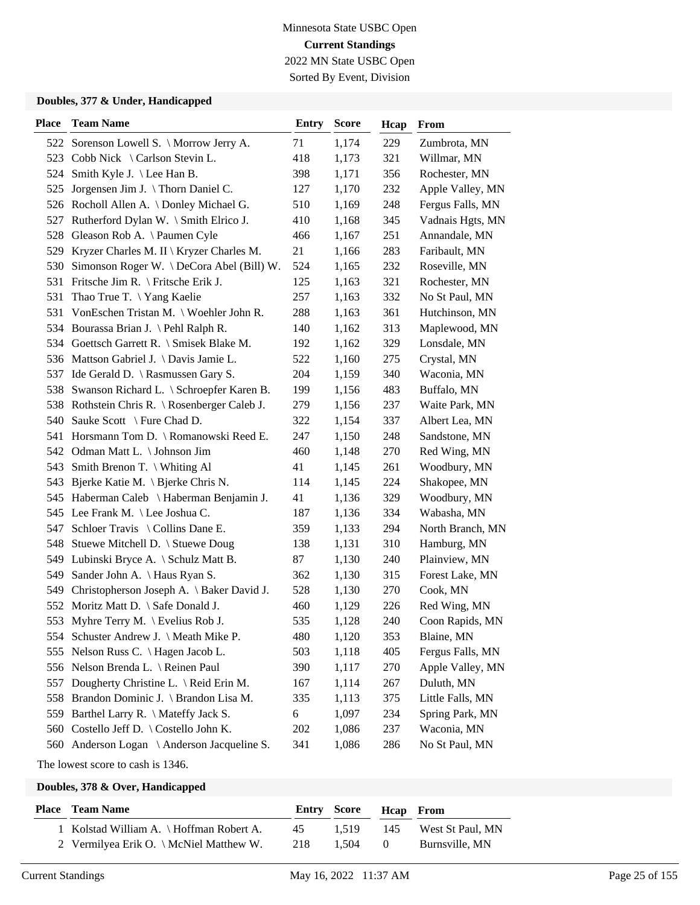Minnesota State USBC Open

**Current Standings**

2022 MN State USBC Open

Sorted By Event, Division

### Doubles, 377 & Under, Handicapped

| Place | Team Name | Entry | Score | Hcap | From |
|---|---|---|---|---|---|
| 522 | Sorenson Lowell S. \ Morrow Jerry A. | 71 | 1,174 | 229 | Zumbrota, MN |
| 523 | Cobb Nick \ Carlson Stevin L. | 418 | 1,173 | 321 | Willmar, MN |
| 524 | Smith Kyle J. \ Lee Han B. | 398 | 1,171 | 356 | Rochester, MN |
| 525 | Jorgensen Jim J. \ Thorn Daniel C. | 127 | 1,170 | 232 | Apple Valley, MN |
| 526 | Rocholl Allen A. \ Donley Michael G. | 510 | 1,169 | 248 | Fergus Falls, MN |
| 527 | Rutherford Dylan W. \ Smith Elrico J. | 410 | 1,168 | 345 | Vadnais Hgts, MN |
| 528 | Gleason Rob A. \ Paumen Cyle | 466 | 1,167 | 251 | Annandale, MN |
| 529 | Kryzer Charles M. II \ Kryzer Charles M. | 21 | 1,166 | 283 | Faribault, MN |
| 530 | Simonson Roger W. \ DeCora Abel (Bill) W. | 524 | 1,165 | 232 | Roseville, MN |
| 531 | Fritsche Jim R. \ Fritsche Erik J. | 125 | 1,163 | 321 | Rochester, MN |
| 531 | Thao True T. \ Yang Kaelie | 257 | 1,163 | 332 | No St Paul, MN |
| 531 | VonEschen Tristan M. \ Woehler John R. | 288 | 1,163 | 361 | Hutchinson, MN |
| 534 | Bourassa Brian J. \ Pehl Ralph R. | 140 | 1,162 | 313 | Maplewood, MN |
| 534 | Goettsch Garrett R. \ Smisek Blake M. | 192 | 1,162 | 329 | Lonsdale, MN |
| 536 | Mattson Gabriel J. \ Davis Jamie L. | 522 | 1,160 | 275 | Crystal, MN |
| 537 | Ide Gerald D. \ Rasmussen Gary S. | 204 | 1,159 | 340 | Waconia, MN |
| 538 | Swanson Richard L. \ Schroepfer Karen B. | 199 | 1,156 | 483 | Buffalo, MN |
| 538 | Rothstein Chris R. \ Rosenberger Caleb J. | 279 | 1,156 | 237 | Waite Park, MN |
| 540 | Sauke Scott \ Fure Chad D. | 322 | 1,154 | 337 | Albert Lea, MN |
| 541 | Horsmann Tom D. \ Romanowski Reed E. | 247 | 1,150 | 248 | Sandstone, MN |
| 542 | Odman Matt L. \ Johnson Jim | 460 | 1,148 | 270 | Red Wing, MN |
| 543 | Smith Brenon T. \ Whiting Al | 41 | 1,145 | 261 | Woodbury, MN |
| 543 | Bjerke Katie M. \ Bjerke Chris N. | 114 | 1,145 | 224 | Shakopee, MN |
| 545 | Haberman Caleb \ Haberman Benjamin J. | 41 | 1,136 | 329 | Woodbury, MN |
| 545 | Lee Frank M. \ Lee Joshua C. | 187 | 1,136 | 334 | Wabasha, MN |
| 547 | Schloer Travis \ Collins Dane E. | 359 | 1,133 | 294 | North Branch, MN |
| 548 | Stuewe Mitchell D. \ Stuewe Doug | 138 | 1,131 | 310 | Hamburg, MN |
| 549 | Lubinski Bryce A. \ Schulz Matt B. | 87 | 1,130 | 240 | Plainview, MN |
| 549 | Sander John A. \ Haus Ryan S. | 362 | 1,130 | 315 | Forest Lake, MN |
| 549 | Christopherson Joseph A. \ Baker David J. | 528 | 1,130 | 270 | Cook, MN |
| 552 | Moritz Matt D. \ Safe Donald J. | 460 | 1,129 | 226 | Red Wing, MN |
| 553 | Myhre Terry M. \ Evelius Rob J. | 535 | 1,128 | 240 | Coon Rapids, MN |
| 554 | Schuster Andrew J. \ Meath Mike P. | 480 | 1,120 | 353 | Blaine, MN |
| 555 | Nelson Russ C. \ Hagen Jacob L. | 503 | 1,118 | 405 | Fergus Falls, MN |
| 556 | Nelson Brenda L. \ Reinen Paul | 390 | 1,117 | 270 | Apple Valley, MN |
| 557 | Dougherty Christine L. \ Reid Erin M. | 167 | 1,114 | 267 | Duluth, MN |
| 558 | Brandon Dominic J. \ Brandon Lisa M. | 335 | 1,113 | 375 | Little Falls, MN |
| 559 | Barthel Larry R. \ Mateffy Jack S. | 6 | 1,097 | 234 | Spring Park, MN |
| 560 | Costello Jeff D. \ Costello John K. | 202 | 1,086 | 237 | Waconia, MN |
| 560 | Anderson Logan \ Anderson Jacqueline S. | 341 | 1,086 | 286 | No St Paul, MN |

The lowest score to cash is 1346.

### Doubles, 378 & Over, Handicapped

| Place | Team Name | Entry | Score | Hcap | From |
|---|---|---|---|---|---|
| 1 | Kolstad William A. \ Hoffman Robert A. | 45 | 1,519 | 145 | West St Paul, MN |
| 2 | Vermilyea Erik O. \ McNiel Matthew W. | 218 | 1,504 | 0 | Burnsville, MN |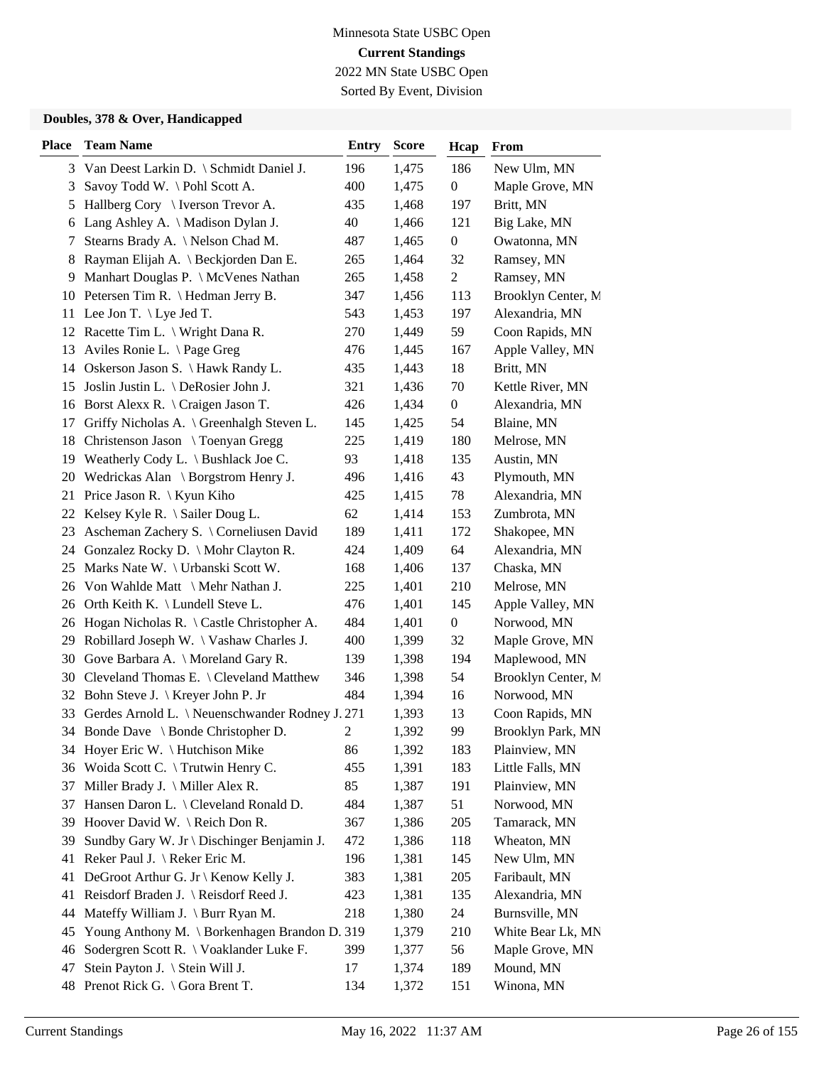Minnesota State USBC Open

**Current Standings**

2022 MN State USBC Open

Sorted By Event, Division

### Doubles, 378 & Over, Handicapped

| Place | Team Name | Entry | Score | Hcap | From |
|---|---|---|---|---|---|
| 3 | Van Deest Larkin D. \ Schmidt Daniel J. | 196 | 1,475 | 186 | New Ulm, MN |
| 3 | Savoy Todd W. \ Pohl Scott A. | 400 | 1,475 | 0 | Maple Grove, MN |
| 5 | Hallberg Cory \ Iverson Trevor A. | 435 | 1,468 | 197 | Britt, MN |
| 6 | Lang Ashley A. \ Madison Dylan J. | 40 | 1,466 | 121 | Big Lake, MN |
| 7 | Stearns Brady A. \ Nelson Chad M. | 487 | 1,465 | 0 | Owatonna, MN |
| 8 | Rayman Elijah A. \ Beckjorden Dan E. | 265 | 1,464 | 32 | Ramsey, MN |
| 9 | Manhart Douglas P. \ McVenes Nathan | 265 | 1,458 | 2 | Ramsey, MN |
| 10 | Petersen Tim R. \ Hedman Jerry B. | 347 | 1,456 | 113 | Brooklyn Center, M |
| 11 | Lee Jon T. \ Lye Jed T. | 543 | 1,453 | 197 | Alexandria, MN |
| 12 | Racette Tim L. \ Wright Dana R. | 270 | 1,449 | 59 | Coon Rapids, MN |
| 13 | Aviles Ronie L. \ Page Greg | 476 | 1,445 | 167 | Apple Valley, MN |
| 14 | Oskerson Jason S. \ Hawk Randy L. | 435 | 1,443 | 18 | Britt, MN |
| 15 | Joslin Justin L. \ DeRosier John J. | 321 | 1,436 | 70 | Kettle River, MN |
| 16 | Borst Alexx R. \ Craigen Jason T. | 426 | 1,434 | 0 | Alexandria, MN |
| 17 | Griffy Nicholas A. \ Greenhalgh Steven L. | 145 | 1,425 | 54 | Blaine, MN |
| 18 | Christenson Jason \ Toenyan Gregg | 225 | 1,419 | 180 | Melrose, MN |
| 19 | Weatherly Cody L. \ Bushlack Joe C. | 93 | 1,418 | 135 | Austin, MN |
| 20 | Wedrickas Alan \ Borgstrom Henry J. | 496 | 1,416 | 43 | Plymouth, MN |
| 21 | Price Jason R. \ Kyun Kiho | 425 | 1,415 | 78 | Alexandria, MN |
| 22 | Kelsey Kyle R. \ Sailer Doug L. | 62 | 1,414 | 153 | Zumbrota, MN |
| 23 | Ascheman Zachery S. \ Corneliusen David | 189 | 1,411 | 172 | Shakopee, MN |
| 24 | Gonzalez Rocky D. \ Mohr Clayton R. | 424 | 1,409 | 64 | Alexandria, MN |
| 25 | Marks Nate W. \ Urbanski Scott W. | 168 | 1,406 | 137 | Chaska, MN |
| 26 | Von Wahlde Matt \ Mehr Nathan J. | 225 | 1,401 | 210 | Melrose, MN |
| 26 | Orth Keith K. \ Lundell Steve L. | 476 | 1,401 | 145 | Apple Valley, MN |
| 26 | Hogan Nicholas R. \ Castle Christopher A. | 484 | 1,401 | 0 | Norwood, MN |
| 29 | Robillard Joseph W. \ Vashaw Charles J. | 400 | 1,399 | 32 | Maple Grove, MN |
| 30 | Gove Barbara A. \ Moreland Gary R. | 139 | 1,398 | 194 | Maplewood, MN |
| 30 | Cleveland Thomas E. \ Cleveland Matthew | 346 | 1,398 | 54 | Brooklyn Center, M |
| 32 | Bohn Steve J. \ Kreyer John P. Jr | 484 | 1,394 | 16 | Norwood, MN |
| 33 | Gerdes Arnold L. \ Neuenschwander Rodney J. | 271 | 1,393 | 13 | Coon Rapids, MN |
| 34 | Bonde Dave \ Bonde Christopher D. | 2 | 1,392 | 99 | Brooklyn Park, MN |
| 34 | Hoyer Eric W. \ Hutchison Mike | 86 | 1,392 | 183 | Plainview, MN |
| 36 | Woida Scott C. \ Trutwin Henry C. | 455 | 1,391 | 183 | Little Falls, MN |
| 37 | Miller Brady J. \ Miller Alex R. | 85 | 1,387 | 191 | Plainview, MN |
| 37 | Hansen Daron L. \ Cleveland Ronald D. | 484 | 1,387 | 51 | Norwood, MN |
| 39 | Hoover David W. \ Reich Don R. | 367 | 1,386 | 205 | Tamarack, MN |
| 39 | Sundby Gary W. Jr \ Dischinger Benjamin J. | 472 | 1,386 | 118 | Wheaton, MN |
| 41 | Reker Paul J. \ Reker Eric M. | 196 | 1,381 | 145 | New Ulm, MN |
| 41 | DeGroot Arthur G. Jr \ Kenow Kelly J. | 383 | 1,381 | 205 | Faribault, MN |
| 41 | Reisdorf Braden J. \ Reisdorf Reed J. | 423 | 1,381 | 135 | Alexandria, MN |
| 44 | Mateffy William J. \ Burr Ryan M. | 218 | 1,380 | 24 | Burnsville, MN |
| 45 | Young Anthony M. \ Borkenhagen Brandon D. | 319 | 1,379 | 210 | White Bear Lk, MN |
| 46 | Sodergren Scott R. \ Voaklander Luke F. | 399 | 1,377 | 56 | Maple Grove, MN |
| 47 | Stein Payton J. \ Stein Will J. | 17 | 1,374 | 189 | Mound, MN |
| 48 | Prenot Rick G. \ Gora Brent T. | 134 | 1,372 | 151 | Winona, MN |

Current Standings May 16, 2022 11:37 AM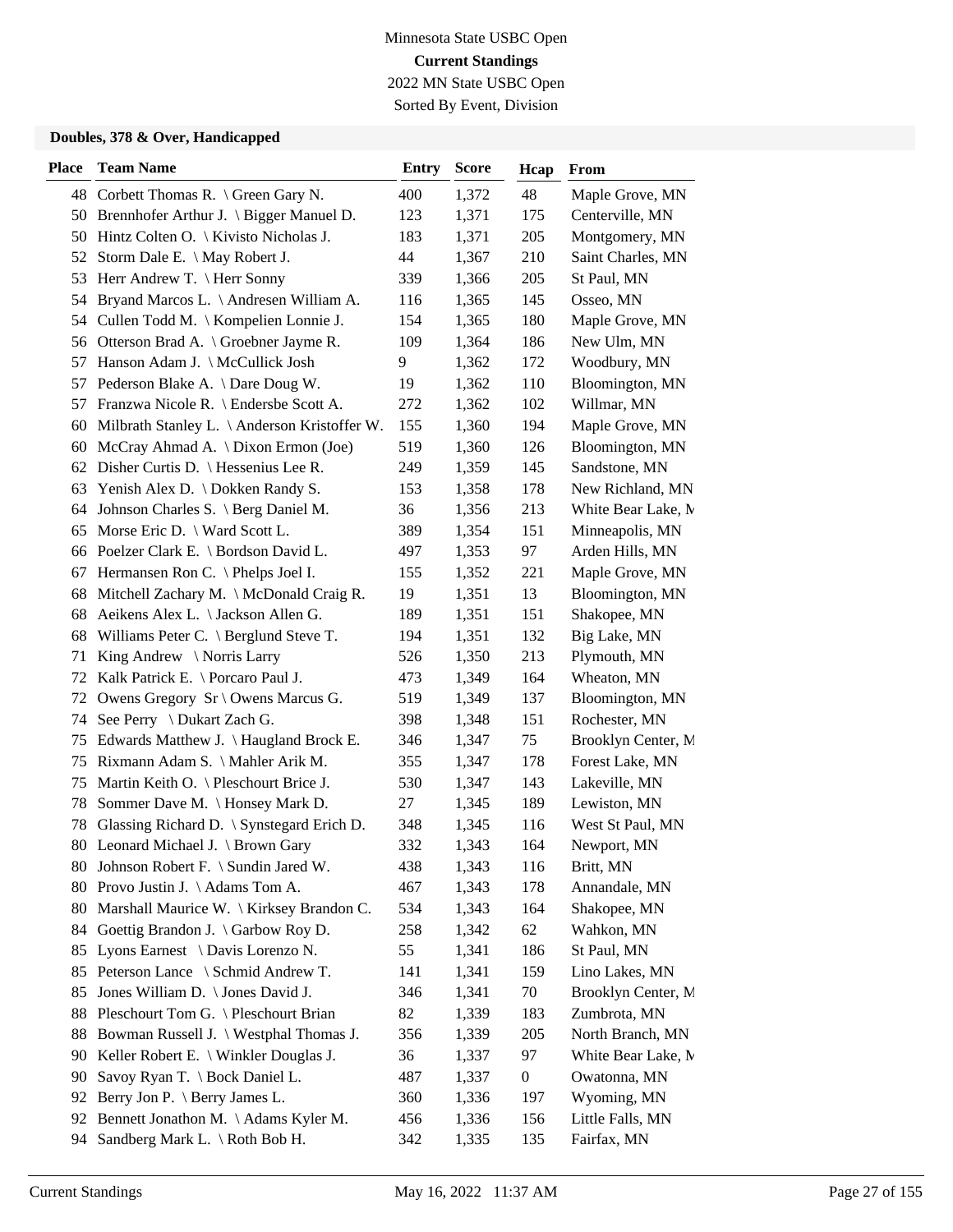Minnesota State USBC Open

**Current Standings**

2022 MN State USBC Open

Sorted By Event, Division

### Doubles, 378 & Over, Handicapped

| Place | Team Name | Entry | Score | Hcap | From |
|---|---|---|---|---|---|
| 48 | Corbett Thomas R. \ Green Gary N. | 400 | 1,372 | 48 | Maple Grove, MN |
| 50 | Brennhofer Arthur J. \ Bigger Manuel D. | 123 | 1,371 | 175 | Centerville, MN |
| 50 | Hintz Colten O. \ Kivisto Nicholas J. | 183 | 1,371 | 205 | Montgomery, MN |
| 52 | Storm Dale E. \ May Robert J. | 44 | 1,367 | 210 | Saint Charles, MN |
| 53 | Herr Andrew T. \ Herr Sonny | 339 | 1,366 | 205 | St Paul, MN |
| 54 | Bryand Marcos L. \ Andresen William A. | 116 | 1,365 | 145 | Osseo, MN |
| 54 | Cullen Todd M. \ Kompelien Lonnie J. | 154 | 1,365 | 180 | Maple Grove, MN |
| 56 | Otterson Brad A. \ Groebner Jayme R. | 109 | 1,364 | 186 | New Ulm, MN |
| 57 | Hanson Adam J. \ McCullick Josh | 9 | 1,362 | 172 | Woodbury, MN |
| 57 | Pederson Blake A. \ Dare Doug W. | 19 | 1,362 | 110 | Bloomington, MN |
| 57 | Franzwa Nicole R. \ Endersbe Scott A. | 272 | 1,362 | 102 | Willmar, MN |
| 60 | Milbrath Stanley L. \ Anderson Kristoffer W. | 155 | 1,360 | 194 | Maple Grove, MN |
| 60 | McCray Ahmad A. \ Dixon Ermon (Joe) | 519 | 1,360 | 126 | Bloomington, MN |
| 62 | Disher Curtis D. \ Hessenius Lee R. | 249 | 1,359 | 145 | Sandstone, MN |
| 63 | Yenish Alex D. \ Dokken Randy S. | 153 | 1,358 | 178 | New Richland, MN |
| 64 | Johnson Charles S. \ Berg Daniel M. | 36 | 1,356 | 213 | White Bear Lake, M |
| 65 | Morse Eric D. \ Ward Scott L. | 389 | 1,354 | 151 | Minneapolis, MN |
| 66 | Poelzer Clark E. \ Bordson David L. | 497 | 1,353 | 97 | Arden Hills, MN |
| 67 | Hermansen Ron C. \ Phelps Joel I. | 155 | 1,352 | 221 | Maple Grove, MN |
| 68 | Mitchell Zachary M. \ McDonald Craig R. | 19 | 1,351 | 13 | Bloomington, MN |
| 68 | Aeikens Alex L. \ Jackson Allen G. | 189 | 1,351 | 151 | Shakopee, MN |
| 68 | Williams Peter C. \ Berglund Steve T. | 194 | 1,351 | 132 | Big Lake, MN |
| 71 | King Andrew \ Norris Larry | 526 | 1,350 | 213 | Plymouth, MN |
| 72 | Kalk Patrick E. \ Porcaro Paul J. | 473 | 1,349 | 164 | Wheaton, MN |
| 72 | Owens Gregory Sr \ Owens Marcus G. | 519 | 1,349 | 137 | Bloomington, MN |
| 74 | See Perry \ Dukart Zach G. | 398 | 1,348 | 151 | Rochester, MN |
| 75 | Edwards Matthew J. \ Haugland Brock E. | 346 | 1,347 | 75 | Brooklyn Center, M |
| 75 | Rixmann Adam S. \ Mahler Arik M. | 355 | 1,347 | 178 | Forest Lake, MN |
| 75 | Martin Keith O. \ Pleschourt Brice J. | 530 | 1,347 | 143 | Lakeville, MN |
| 78 | Sommer Dave M. \ Honsey Mark D. | 27 | 1,345 | 189 | Lewiston, MN |
| 78 | Glassing Richard D. \ Synstegard Erich D. | 348 | 1,345 | 116 | West St Paul, MN |
| 80 | Leonard Michael J. \ Brown Gary | 332 | 1,343 | 164 | Newport, MN |
| 80 | Johnson Robert F. \ Sundin Jared W. | 438 | 1,343 | 116 | Britt, MN |
| 80 | Provo Justin J. \ Adams Tom A. | 467 | 1,343 | 178 | Annandale, MN |
| 80 | Marshall Maurice W. \ Kirksey Brandon C. | 534 | 1,343 | 164 | Shakopee, MN |
| 84 | Goettig Brandon J. \ Garbow Roy D. | 258 | 1,342 | 62 | Wahkon, MN |
| 85 | Lyons Earnest \ Davis Lorenzo N. | 55 | 1,341 | 186 | St Paul, MN |
| 85 | Peterson Lance \ Schmid Andrew T. | 141 | 1,341 | 159 | Lino Lakes, MN |
| 85 | Jones William D. \ Jones David J. | 346 | 1,341 | 70 | Brooklyn Center, M |
| 88 | Pleschourt Tom G. \ Pleschourt Brian | 82 | 1,339 | 183 | Zumbrota, MN |
| 88 | Bowman Russell J. \ Westphal Thomas J. | 356 | 1,339 | 205 | North Branch, MN |
| 90 | Keller Robert E. \ Winkler Douglas J. | 36 | 1,337 | 97 | White Bear Lake, M |
| 90 | Savoy Ryan T. \ Bock Daniel L. | 487 | 1,337 | 0 | Owatonna, MN |
| 92 | Berry Jon P. \ Berry James L. | 360 | 1,336 | 197 | Wyoming, MN |
| 92 | Bennett Jonathon M. \ Adams Kyler M. | 456 | 1,336 | 156 | Little Falls, MN |
| 94 | Sandberg Mark L. \ Roth Bob H. | 342 | 1,335 | 135 | Fairfax, MN |

Current Standings May 16, 2022 11:37 AM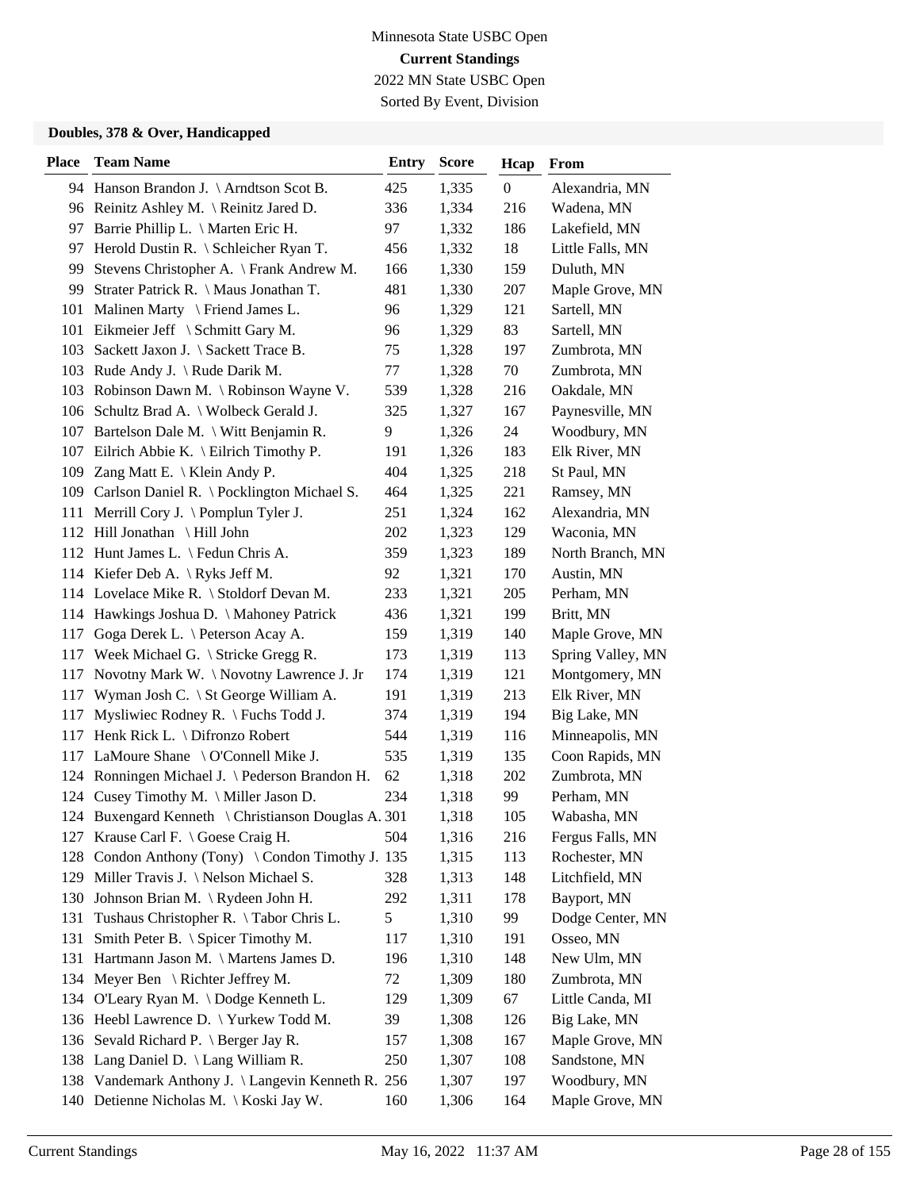Minnesota State USBC Open

**Current Standings**

2022 MN State USBC Open

Sorted By Event, Division

### Doubles, 378 & Over, Handicapped

| Place | Team Name | Entry | Score | Hcap | From |
|---|---|---|---|---|---|
| 94 | Hanson Brandon J. \ Arndtson Scot B. | 425 | 1,335 | 0 | Alexandria, MN |
| 96 | Reinitz Ashley M. \ Reinitz Jared D. | 336 | 1,334 | 216 | Wadena, MN |
| 97 | Barrie Phillip L. \ Marten Eric H. | 97 | 1,332 | 186 | Lakefield, MN |
| 97 | Herold Dustin R. \ Schleicher Ryan T. | 456 | 1,332 | 18 | Little Falls, MN |
| 99 | Stevens Christopher A. \ Frank Andrew M. | 166 | 1,330 | 159 | Duluth, MN |
| 99 | Strater Patrick R. \ Maus Jonathan T. | 481 | 1,330 | 207 | Maple Grove, MN |
| 101 | Malinen Marty \ Friend James L. | 96 | 1,329 | 121 | Sartell, MN |
| 101 | Eikmeier Jeff \ Schmitt Gary M. | 96 | 1,329 | 83 | Sartell, MN |
| 103 | Sackett Jaxon J. \ Sackett Trace B. | 75 | 1,328 | 197 | Zumbrota, MN |
| 103 | Rude Andy J. \ Rude Darik M. | 77 | 1,328 | 70 | Zumbrota, MN |
| 103 | Robinson Dawn M. \ Robinson Wayne V. | 539 | 1,328 | 216 | Oakdale, MN |
| 106 | Schultz Brad A. \ Wolbeck Gerald J. | 325 | 1,327 | 167 | Paynesville, MN |
| 107 | Bartelson Dale M. \ Witt Benjamin R. | 9 | 1,326 | 24 | Woodbury, MN |
| 107 | Eilrich Abbie K. \ Eilrich Timothy P. | 191 | 1,326 | 183 | Elk River, MN |
| 109 | Zang Matt E. \ Klein Andy P. | 404 | 1,325 | 218 | St Paul, MN |
| 109 | Carlson Daniel R. \ Pocklington Michael S. | 464 | 1,325 | 221 | Ramsey, MN |
| 111 | Merrill Cory J. \ Pomplun Tyler J. | 251 | 1,324 | 162 | Alexandria, MN |
| 112 | Hill Jonathan \ Hill John | 202 | 1,323 | 129 | Waconia, MN |
| 112 | Hunt James L. \ Fedun Chris A. | 359 | 1,323 | 189 | North Branch, MN |
| 114 | Kiefer Deb A. \ Ryks Jeff M. | 92 | 1,321 | 170 | Austin, MN |
| 114 | Lovelace Mike R. \ Stoldorf Devan M. | 233 | 1,321 | 205 | Perham, MN |
| 114 | Hawkings Joshua D. \ Mahoney Patrick | 436 | 1,321 | 199 | Britt, MN |
| 117 | Goga Derek L. \ Peterson Acay A. | 159 | 1,319 | 140 | Maple Grove, MN |
| 117 | Week Michael G. \ Stricke Gregg R. | 173 | 1,319 | 113 | Spring Valley, MN |
| 117 | Novotny Mark W. \ Novotny Lawrence J. Jr | 174 | 1,319 | 121 | Montgomery, MN |
| 117 | Wyman Josh C. \ St George William A. | 191 | 1,319 | 213 | Elk River, MN |
| 117 | Mysliwiec Rodney R. \ Fuchs Todd J. | 374 | 1,319 | 194 | Big Lake, MN |
| 117 | Henk Rick L. \ Difronzo Robert | 544 | 1,319 | 116 | Minneapolis, MN |
| 117 | LaMoure Shane \ O'Connell Mike J. | 535 | 1,319 | 135 | Coon Rapids, MN |
| 124 | Ronningen Michael J. \ Pederson Brandon H. | 62 | 1,318 | 202 | Zumbrota, MN |
| 124 | Cusey Timothy M. \ Miller Jason D. | 234 | 1,318 | 99 | Perham, MN |
| 124 | Buxengard Kenneth \ Christianson Douglas A. | 301 | 1,318 | 105 | Wabasha, MN |
| 127 | Krause Carl F. \ Goese Craig H. | 504 | 1,316 | 216 | Fergus Falls, MN |
| 128 | Condon Anthony (Tony) \ Condon Timothy J. | 135 | 1,315 | 113 | Rochester, MN |
| 129 | Miller Travis J. \ Nelson Michael S. | 328 | 1,313 | 148 | Litchfield, MN |
| 130 | Johnson Brian M. \ Rydeen John H. | 292 | 1,311 | 178 | Bayport, MN |
| 131 | Tushaus Christopher R. \ Tabor Chris L. | 5 | 1,310 | 99 | Dodge Center, MN |
| 131 | Smith Peter B. \ Spicer Timothy M. | 117 | 1,310 | 191 | Osseo, MN |
| 131 | Hartmann Jason M. \ Martens James D. | 196 | 1,310 | 148 | New Ulm, MN |
| 134 | Meyer Ben \ Richter Jeffrey M. | 72 | 1,309 | 180 | Zumbrota, MN |
| 134 | O'Leary Ryan M. \ Dodge Kenneth L. | 129 | 1,309 | 67 | Little Canda, MI |
| 136 | Heebl Lawrence D. \ Yurkew Todd M. | 39 | 1,308 | 126 | Big Lake, MN |
| 136 | Sevald Richard P. \ Berger Jay R. | 157 | 1,308 | 167 | Maple Grove, MN |
| 138 | Lang Daniel D. \ Lang William R. | 250 | 1,307 | 108 | Sandstone, MN |
| 138 | Vandemark Anthony J. \ Langevin Kenneth R. | 256 | 1,307 | 197 | Woodbury, MN |
| 140 | Detienne Nicholas M. \ Koski Jay W. | 160 | 1,306 | 164 | Maple Grove, MN |

Current Standings May 16, 2022 11:37 AM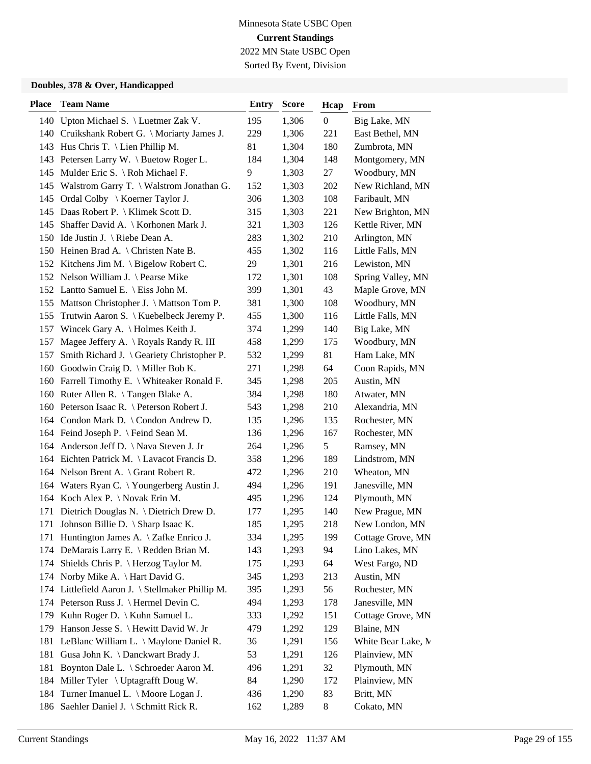Minnesota State USBC Open

**Current Standings**

2022 MN State USBC Open

Sorted By Event, Division

### Doubles, 378 & Over, Handicapped

| Place | Team Name | Entry | Score | Hcap | From |
|---|---|---|---|---|---|
| 140 | Upton Michael S. \ Luetmer Zak V. | 195 | 1,306 | 0 | Big Lake, MN |
| 140 | Cruikshank Robert G. \ Moriarty James J. | 229 | 1,306 | 221 | East Bethel, MN |
| 143 | Hus Chris T. \ Lien Phillip M. | 81 | 1,304 | 180 | Zumbrota, MN |
| 143 | Petersen Larry W. \ Buetow Roger L. | 184 | 1,304 | 148 | Montgomery, MN |
| 145 | Mulder Eric S. \ Roh Michael F. | 9 | 1,303 | 27 | Woodbury, MN |
| 145 | Walstrom Garry T. \ Walstrom Jonathan G. | 152 | 1,303 | 202 | New Richland, MN |
| 145 | Ordal Colby \ Koerner Taylor J. | 306 | 1,303 | 108 | Faribault, MN |
| 145 | Daas Robert P. \ Klimek Scott D. | 315 | 1,303 | 221 | New Brighton, MN |
| 145 | Shaffer David A. \ Korhonen Mark J. | 321 | 1,303 | 126 | Kettle River, MN |
| 150 | Ide Justin J. \ Riebe Dean A. | 283 | 1,302 | 210 | Arlington, MN |
| 150 | Heinen Brad A. \ Christen Nate B. | 455 | 1,302 | 116 | Little Falls, MN |
| 152 | Kitchens Jim M. \ Bigelow Robert C. | 29 | 1,301 | 216 | Lewiston, MN |
| 152 | Nelson William J. \ Pearse Mike | 172 | 1,301 | 108 | Spring Valley, MN |
| 152 | Lantto Samuel E. \ Eiss John M. | 399 | 1,301 | 43 | Maple Grove, MN |
| 155 | Mattson Christopher J. \ Mattson Tom P. | 381 | 1,300 | 108 | Woodbury, MN |
| 155 | Trutwin Aaron S. \ Kuebelbeck Jeremy P. | 455 | 1,300 | 116 | Little Falls, MN |
| 157 | Wincek Gary A. \ Holmes Keith J. | 374 | 1,299 | 140 | Big Lake, MN |
| 157 | Magee Jeffery A. \ Royals Randy R. III | 458 | 1,299 | 175 | Woodbury, MN |
| 157 | Smith Richard J. \ Geariety Christopher P. | 532 | 1,299 | 81 | Ham Lake, MN |
| 160 | Goodwin Craig D. \ Miller Bob K. | 271 | 1,298 | 64 | Coon Rapids, MN |
| 160 | Farrell Timothy E. \ Whiteaker Ronald F. | 345 | 1,298 | 205 | Austin, MN |
| 160 | Ruter Allen R. \ Tangen Blake A. | 384 | 1,298 | 180 | Atwater, MN |
| 160 | Peterson Isaac R. \ Peterson Robert J. | 543 | 1,298 | 210 | Alexandria, MN |
| 164 | Condon Mark D. \ Condon Andrew D. | 135 | 1,296 | 135 | Rochester, MN |
| 164 | Feind Joseph P. \ Feind Sean M. | 136 | 1,296 | 167 | Rochester, MN |
| 164 | Anderson Jeff D. \ Nava Steven J. Jr | 264 | 1,296 | 5 | Ramsey, MN |
| 164 | Eichten Patrick M. \ Lavacot Francis D. | 358 | 1,296 | 189 | Lindstrom, MN |
| 164 | Nelson Brent A. \ Grant Robert R. | 472 | 1,296 | 210 | Wheaton, MN |
| 164 | Waters Ryan C. \ Youngerberg Austin J. | 494 | 1,296 | 191 | Janesville, MN |
| 164 | Koch Alex P. \ Novak Erin M. | 495 | 1,296 | 124 | Plymouth, MN |
| 171 | Dietrich Douglas N. \ Dietrich Drew D. | 177 | 1,295 | 140 | New Prague, MN |
| 171 | Johnson Billie D. \ Sharp Isaac K. | 185 | 1,295 | 218 | New London, MN |
| 171 | Huntington James A. \ Zafke Enrico J. | 334 | 1,295 | 199 | Cottage Grove, MN |
| 174 | DeMarais Larry E. \ Redden Brian M. | 143 | 1,293 | 94 | Lino Lakes, MN |
| 174 | Shields Chris P. \ Herzog Taylor M. | 175 | 1,293 | 64 | West Fargo, ND |
| 174 | Norby Mike A. \ Hart David G. | 345 | 1,293 | 213 | Austin, MN |
| 174 | Littlefield Aaron J. \ Stellmaker Phillip M. | 395 | 1,293 | 56 | Rochester, MN |
| 174 | Peterson Russ J. \ Hermel Devin C. | 494 | 1,293 | 178 | Janesville, MN |
| 179 | Kuhn Roger D. \ Kuhn Samuel L. | 333 | 1,292 | 151 | Cottage Grove, MN |
| 179 | Hanson Jesse S. \ Hewitt David W. Jr | 479 | 1,292 | 129 | Blaine, MN |
| 181 | LeBlanc William L. \ Maylone Daniel R. | 36 | 1,291 | 156 | White Bear Lake, M |
| 181 | Gusa John K. \ Danckwart Brady J. | 53 | 1,291 | 126 | Plainview, MN |
| 181 | Boynton Dale L. \ Schroeder Aaron M. | 496 | 1,291 | 32 | Plymouth, MN |
| 184 | Miller Tyler \ Uptagrafft Doug W. | 84 | 1,290 | 172 | Plainview, MN |
| 184 | Turner Imanuel L. \ Moore Logan J. | 436 | 1,290 | 83 | Britt, MN |
| 186 | Saehler Daniel J. \ Schmitt Rick R. | 162 | 1,289 | 8 | Cokato, MN |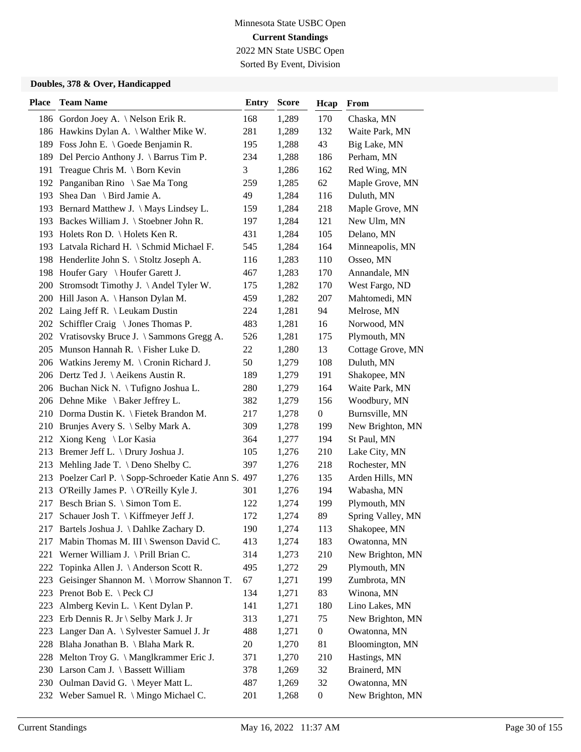Minnesota State USBC Open

**Current Standings**

2022 MN State USBC Open

Sorted By Event, Division

**Doubles, 378 & Over, Handicapped**

| Place | Team Name | Entry | Score | Hcap | From |
|---|---|---|---|---|---|
| 186 | Gordon Joey A. \ Nelson Erik R. | 168 | 1,289 | 170 | Chaska, MN |
| 186 | Hawkins Dylan A. \ Walther Mike W. | 281 | 1,289 | 132 | Waite Park, MN |
| 189 | Foss John E. \ Goede Benjamin R. | 195 | 1,288 | 43 | Big Lake, MN |
| 189 | Del Percio Anthony J. \ Barrus Tim P. | 234 | 1,288 | 186 | Perham, MN |
| 191 | Treague Chris M. \ Born Kevin | 3 | 1,286 | 162 | Red Wing, MN |
| 192 | Panganiban Rino \ Sae Ma Tong | 259 | 1,285 | 62 | Maple Grove, MN |
| 193 | Shea Dan \ Bird Jamie A. | 49 | 1,284 | 116 | Duluth, MN |
| 193 | Bernard Matthew J. \ Mays Lindsey L. | 159 | 1,284 | 218 | Maple Grove, MN |
| 193 | Backes William J. \ Stoebner John R. | 197 | 1,284 | 121 | New Ulm, MN |
| 193 | Holets Ron D. \ Holets Ken R. | 431 | 1,284 | 105 | Delano, MN |
| 193 | Latvala Richard H. \ Schmid Michael F. | 545 | 1,284 | 164 | Minneapolis, MN |
| 198 | Henderlite John S. \ Stoltz Joseph A. | 116 | 1,283 | 110 | Osseo, MN |
| 198 | Houfer Gary \ Houfer Garett J. | 467 | 1,283 | 170 | Annandale, MN |
| 200 | Stromsodt Timothy J. \ Andel Tyler W. | 175 | 1,282 | 170 | West Fargo, ND |
| 200 | Hill Jason A. \ Hanson Dylan M. | 459 | 1,282 | 207 | Mahtomedi, MN |
| 202 | Laing Jeff R. \ Leukam Dustin | 224 | 1,281 | 94 | Melrose, MN |
| 202 | Schiffler Craig \ Jones Thomas P. | 483 | 1,281 | 16 | Norwood, MN |
| 202 | Vratisovsky Bruce J. \ Sammons Gregg A. | 526 | 1,281 | 175 | Plymouth, MN |
| 205 | Munson Hannah R. \ Fisher Luke D. | 22 | 1,280 | 13 | Cottage Grove, MN |
| 206 | Watkins Jeremy M. \ Cronin Richard J. | 50 | 1,279 | 108 | Duluth, MN |
| 206 | Dertz Ted J. \ Aeikens Austin R. | 189 | 1,279 | 191 | Shakopee, MN |
| 206 | Buchan Nick N. \ Tufigno Joshua L. | 280 | 1,279 | 164 | Waite Park, MN |
| 206 | Dehne Mike \ Baker Jeffrey L. | 382 | 1,279 | 156 | Woodbury, MN |
| 210 | Dorma Dustin K. \ Fietek Brandon M. | 217 | 1,278 | 0 | Burnsville, MN |
| 210 | Brunjes Avery S. \ Selby Mark A. | 309 | 1,278 | 199 | New Brighton, MN |
| 212 | Xiong Keng \ Lor Kasia | 364 | 1,277 | 194 | St Paul, MN |
| 213 | Bremer Jeff L. \ Drury Joshua J. | 105 | 1,276 | 210 | Lake City, MN |
| 213 | Mehling Jade T. \ Deno Shelby C. | 397 | 1,276 | 218 | Rochester, MN |
| 213 | Poelzer Carl P. \ Sopp-Schroeder Katie Ann S. | 497 | 1,276 | 135 | Arden Hills, MN |
| 213 | O'Reilly James P. \ O'Reilly Kyle J. | 301 | 1,276 | 194 | Wabasha, MN |
| 217 | Besch Brian S. \ Simon Tom E. | 122 | 1,274 | 199 | Plymouth, MN |
| 217 | Schauer Josh T. \ Kiffmeyer Jeff J. | 172 | 1,274 | 89 | Spring Valley, MN |
| 217 | Bartels Joshua J. \ Dahlke Zachary D. | 190 | 1,274 | 113 | Shakopee, MN |
| 217 | Mabin Thomas M. III \ Swenson David C. | 413 | 1,274 | 183 | Owatonna, MN |
| 221 | Werner William J. \ Prill Brian C. | 314 | 1,273 | 210 | New Brighton, MN |
| 222 | Topinka Allen J. \ Anderson Scott R. | 495 | 1,272 | 29 | Plymouth, MN |
| 223 | Geisinger Shannon M. \ Morrow Shannon T. | 67 | 1,271 | 199 | Zumbrota, MN |
| 223 | Prenot Bob E. \ Peck CJ | 134 | 1,271 | 83 | Winona, MN |
| 223 | Almberg Kevin L. \ Kent Dylan P. | 141 | 1,271 | 180 | Lino Lakes, MN |
| 223 | Erb Dennis R. Jr \ Selby Mark J. Jr | 313 | 1,271 | 75 | New Brighton, MN |
| 223 | Langer Dan A. \ Sylvester Samuel J. Jr | 488 | 1,271 | 0 | Owatonna, MN |
| 228 | Blaha Jonathan B. \ Blaha Mark R. | 20 | 1,270 | 81 | Bloomington, MN |
| 228 | Melton Troy G. \ Manglkrammer Eric J. | 371 | 1,270 | 210 | Hastings, MN |
| 230 | Larson Cam J. \ Bassett William | 378 | 1,269 | 32 | Brainerd, MN |
| 230 | Oulman David G. \ Meyer Matt L. | 487 | 1,269 | 32 | Owatonna, MN |
| 232 | Weber Samuel R. \ Mingo Michael C. | 201 | 1,268 | 0 | New Brighton, MN |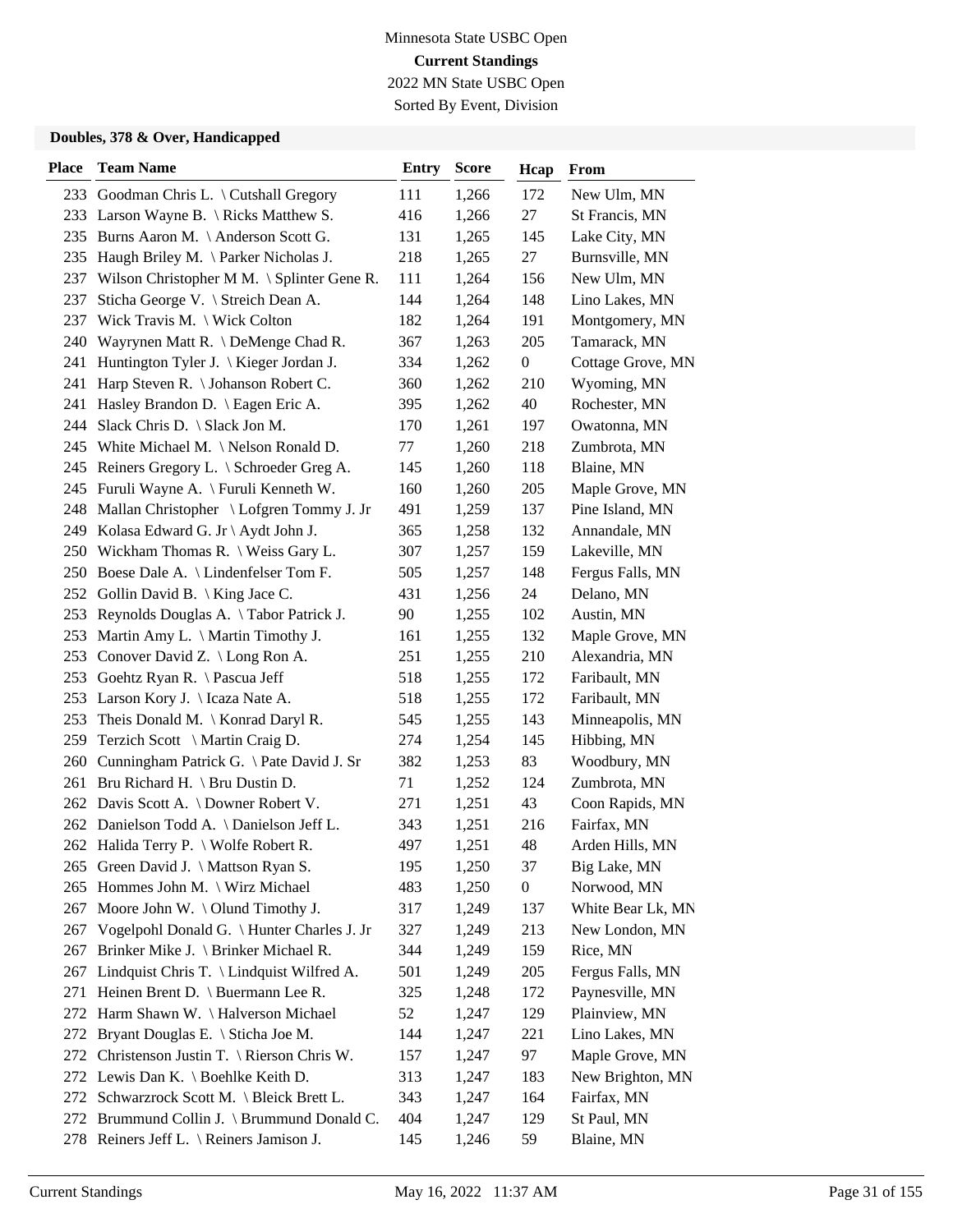Minnesota State USBC Open

**Current Standings**

2022 MN State USBC Open

Sorted By Event, Division

### Doubles, 378 & Over, Handicapped

| Place | Team Name | Entry | Score | Hcap | From |
|---|---|---|---|---|---|
| 233 | Goodman Chris L. \ Cutshall Gregory | 111 | 1,266 | 172 | New Ulm, MN |
| 233 | Larson Wayne B. \ Ricks Matthew S. | 416 | 1,266 | 27 | St Francis, MN |
| 235 | Burns Aaron M. \ Anderson Scott G. | 131 | 1,265 | 145 | Lake City, MN |
| 235 | Haugh Briley M. \ Parker Nicholas J. | 218 | 1,265 | 27 | Burnsville, MN |
| 237 | Wilson Christopher M M. \ Splinter Gene R. | 111 | 1,264 | 156 | New Ulm, MN |
| 237 | Sticha George V. \ Streich Dean A. | 144 | 1,264 | 148 | Lino Lakes, MN |
| 237 | Wick Travis M. \ Wick Colton | 182 | 1,264 | 191 | Montgomery, MN |
| 240 | Wayrynen Matt R. \ DeMenge Chad R. | 367 | 1,263 | 205 | Tamarack, MN |
| 241 | Huntington Tyler J. \ Kieger Jordan J. | 334 | 1,262 | 0 | Cottage Grove, MN |
| 241 | Harp Steven R. \ Johanson Robert C. | 360 | 1,262 | 210 | Wyoming, MN |
| 241 | Hasley Brandon D. \ Eagen Eric A. | 395 | 1,262 | 40 | Rochester, MN |
| 244 | Slack Chris D. \ Slack Jon M. | 170 | 1,261 | 197 | Owatonna, MN |
| 245 | White Michael M. \ Nelson Ronald D. | 77 | 1,260 | 218 | Zumbrota, MN |
| 245 | Reiners Gregory L. \ Schroeder Greg A. | 145 | 1,260 | 118 | Blaine, MN |
| 245 | Furuli Wayne A. \ Furuli Kenneth W. | 160 | 1,260 | 205 | Maple Grove, MN |
| 248 | Mallan Christopher \ Lofgren Tommy J. Jr | 491 | 1,259 | 137 | Pine Island, MN |
| 249 | Kolasa Edward G. Jr \ Aydt John J. | 365 | 1,258 | 132 | Annandale, MN |
| 250 | Wickham Thomas R. \ Weiss Gary L. | 307 | 1,257 | 159 | Lakeville, MN |
| 250 | Boese Dale A. \ Lindenfelser Tom F. | 505 | 1,257 | 148 | Fergus Falls, MN |
| 252 | Gollin David B. \ King Jace C. | 431 | 1,256 | 24 | Delano, MN |
| 253 | Reynolds Douglas A. \ Tabor Patrick J. | 90 | 1,255 | 102 | Austin, MN |
| 253 | Martin Amy L. \ Martin Timothy J. | 161 | 1,255 | 132 | Maple Grove, MN |
| 253 | Conover David Z. \ Long Ron A. | 251 | 1,255 | 210 | Alexandria, MN |
| 253 | Goehtz Ryan R. \ Pascua Jeff | 518 | 1,255 | 172 | Faribault, MN |
| 253 | Larson Kory J. \ Icaza Nate A. | 518 | 1,255 | 172 | Faribault, MN |
| 253 | Theis Donald M. \ Konrad Daryl R. | 545 | 1,255 | 143 | Minneapolis, MN |
| 259 | Terzich Scott \ Martin Craig D. | 274 | 1,254 | 145 | Hibbing, MN |
| 260 | Cunningham Patrick G. \ Pate David J. Sr | 382 | 1,253 | 83 | Woodbury, MN |
| 261 | Bru Richard H. \ Bru Dustin D. | 71 | 1,252 | 124 | Zumbrota, MN |
| 262 | Davis Scott A. \ Downer Robert V. | 271 | 1,251 | 43 | Coon Rapids, MN |
| 262 | Danielson Todd A. \ Danielson Jeff L. | 343 | 1,251 | 216 | Fairfax, MN |
| 262 | Halida Terry P. \ Wolfe Robert R. | 497 | 1,251 | 48 | Arden Hills, MN |
| 265 | Green David J. \ Mattson Ryan S. | 195 | 1,250 | 37 | Big Lake, MN |
| 265 | Hommes John M. \ Wirz Michael | 483 | 1,250 | 0 | Norwood, MN |
| 267 | Moore John W. \ Olund Timothy J. | 317 | 1,249 | 137 | White Bear Lk, MN |
| 267 | Vogelpohl Donald G. \ Hunter Charles J. Jr | 327 | 1,249 | 213 | New London, MN |
| 267 | Brinker Mike J. \ Brinker Michael R. | 344 | 1,249 | 159 | Rice, MN |
| 267 | Lindquist Chris T. \ Lindquist Wilfred A. | 501 | 1,249 | 205 | Fergus Falls, MN |
| 271 | Heinen Brent D. \ Buermann Lee R. | 325 | 1,248 | 172 | Paynesville, MN |
| 272 | Harm Shawn W. \ Halverson Michael | 52 | 1,247 | 129 | Plainview, MN |
| 272 | Bryant Douglas E. \ Sticha Joe M. | 144 | 1,247 | 221 | Lino Lakes, MN |
| 272 | Christenson Justin T. \ Rierson Chris W. | 157 | 1,247 | 97 | Maple Grove, MN |
| 272 | Lewis Dan K. \ Boehlke Keith D. | 313 | 1,247 | 183 | New Brighton, MN |
| 272 | Schwarzrock Scott M. \ Bleick Brett L. | 343 | 1,247 | 164 | Fairfax, MN |
| 272 | Brummund Collin J. \ Brummund Donald C. | 404 | 1,247 | 129 | St Paul, MN |
| 278 | Reiners Jeff L. \ Reiners Jamison J. | 145 | 1,246 | 59 | Blaine, MN |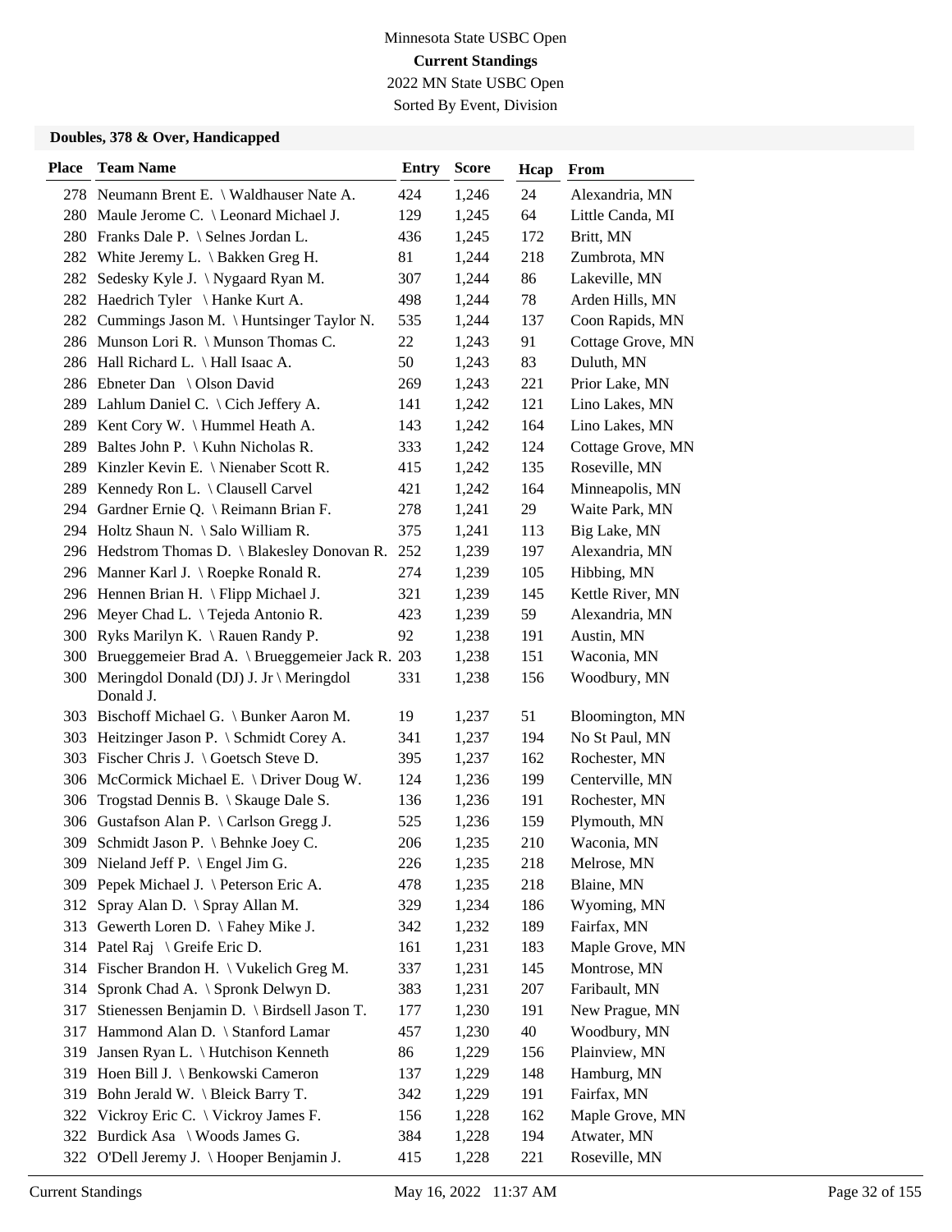Minnesota State USBC Open

**Current Standings**

2022 MN State USBC Open

Sorted By Event, Division

### Doubles, 378 & Over, Handicapped

| Place | Team Name | Entry | Score | Hcap | From |
|---|---|---|---|---|---|
| 278 | Neumann Brent E. \ Waldhauser Nate A. | 424 | 1,246 | 24 | Alexandria, MN |
| 280 | Maule Jerome C. \ Leonard Michael J. | 129 | 1,245 | 64 | Little Canda, MI |
| 280 | Franks Dale P. \ Selnes Jordan L. | 436 | 1,245 | 172 | Britt, MN |
| 282 | White Jeremy L. \ Bakken Greg H. | 81 | 1,244 | 218 | Zumbrota, MN |
| 282 | Sedesky Kyle J. \ Nygaard Ryan M. | 307 | 1,244 | 86 | Lakeville, MN |
| 282 | Haedrich Tyler \ Hanke Kurt A. | 498 | 1,244 | 78 | Arden Hills, MN |
| 282 | Cummings Jason M. \ Huntsinger Taylor N. | 535 | 1,244 | 137 | Coon Rapids, MN |
| 286 | Munson Lori R. \ Munson Thomas C. | 22 | 1,243 | 91 | Cottage Grove, MN |
| 286 | Hall Richard L. \ Hall Isaac A. | 50 | 1,243 | 83 | Duluth, MN |
| 286 | Ebneter Dan \ Olson David | 269 | 1,243 | 221 | Prior Lake, MN |
| 289 | Lahlum Daniel C. \ Cich Jeffery A. | 141 | 1,242 | 121 | Lino Lakes, MN |
| 289 | Kent Cory W. \ Hummel Heath A. | 143 | 1,242 | 164 | Lino Lakes, MN |
| 289 | Baltes John P. \ Kuhn Nicholas R. | 333 | 1,242 | 124 | Cottage Grove, MN |
| 289 | Kinzler Kevin E. \ Nienaber Scott R. | 415 | 1,242 | 135 | Roseville, MN |
| 289 | Kennedy Ron L. \ Clausell Carvel | 421 | 1,242 | 164 | Minneapolis, MN |
| 294 | Gardner Ernie Q. \ Reimann Brian F. | 278 | 1,241 | 29 | Waite Park, MN |
| 294 | Holtz Shaun N. \ Salo William R. | 375 | 1,241 | 113 | Big Lake, MN |
| 296 | Hedstrom Thomas D. \ Blakesley Donovan R. | 252 | 1,239 | 197 | Alexandria, MN |
| 296 | Manner Karl J. \ Roepke Ronald R. | 274 | 1,239 | 105 | Hibbing, MN |
| 296 | Hennen Brian H. \ Flipp Michael J. | 321 | 1,239 | 145 | Kettle River, MN |
| 296 | Meyer Chad L. \ Tejeda Antonio R. | 423 | 1,239 | 59 | Alexandria, MN |
| 300 | Ryks Marilyn K. \ Rauen Randy P. | 92 | 1,238 | 191 | Austin, MN |
| 300 | Brueggemeier Brad A. \ Brueggemeier Jack R. | 203 | 1,238 | 151 | Waconia, MN |
| 300 | Meringdol Donald (DJ) J. Jr \ Meringdol Donald J. | 331 | 1,238 | 156 | Woodbury, MN |
| 303 | Bischoff Michael G. \ Bunker Aaron M. | 19 | 1,237 | 51 | Bloomington, MN |
| 303 | Heitzinger Jason P. \ Schmidt Corey A. | 341 | 1,237 | 194 | No St Paul, MN |
| 303 | Fischer Chris J. \ Goetsch Steve D. | 395 | 1,237 | 162 | Rochester, MN |
| 306 | McCormick Michael E. \ Driver Doug W. | 124 | 1,236 | 199 | Centerville, MN |
| 306 | Trogstad Dennis B. \ Skauge Dale S. | 136 | 1,236 | 191 | Rochester, MN |
| 306 | Gustafson Alan P. \ Carlson Gregg J. | 525 | 1,236 | 159 | Plymouth, MN |
| 309 | Schmidt Jason P. \ Behnke Joey C. | 206 | 1,235 | 210 | Waconia, MN |
| 309 | Nieland Jeff P. \ Engel Jim G. | 226 | 1,235 | 218 | Melrose, MN |
| 309 | Pepek Michael J. \ Peterson Eric A. | 478 | 1,235 | 218 | Blaine, MN |
| 312 | Spray Alan D. \ Spray Allan M. | 329 | 1,234 | 186 | Wyoming, MN |
| 313 | Gewerth Loren D. \ Fahey Mike J. | 342 | 1,232 | 189 | Fairfax, MN |
| 314 | Patel Raj \ Greife Eric D. | 161 | 1,231 | 183 | Maple Grove, MN |
| 314 | Fischer Brandon H. \ Vukelich Greg M. | 337 | 1,231 | 145 | Montrose, MN |
| 314 | Spronk Chad A. \ Spronk Delwyn D. | 383 | 1,231 | 207 | Faribault, MN |
| 317 | Stienessen Benjamin D. \ Birdsell Jason T. | 177 | 1,230 | 191 | New Prague, MN |
| 317 | Hammond Alan D. \ Stanford Lamar | 457 | 1,230 | 40 | Woodbury, MN |
| 319 | Jansen Ryan L. \ Hutchison Kenneth | 86 | 1,229 | 156 | Plainview, MN |
| 319 | Hoen Bill J. \ Benkowski Cameron | 137 | 1,229 | 148 | Hamburg, MN |
| 319 | Bohn Jerald W. \ Bleick Barry T. | 342 | 1,229 | 191 | Fairfax, MN |
| 322 | Vickroy Eric C. \ Vickroy James F. | 156 | 1,228 | 162 | Maple Grove, MN |
| 322 | Burdick Asa \ Woods James G. | 384 | 1,228 | 194 | Atwater, MN |
| 322 | O'Dell Jeremy J. \ Hooper Benjamin J. | 415 | 1,228 | 221 | Roseville, MN |

Current Standings May 16, 2022 11:37 AM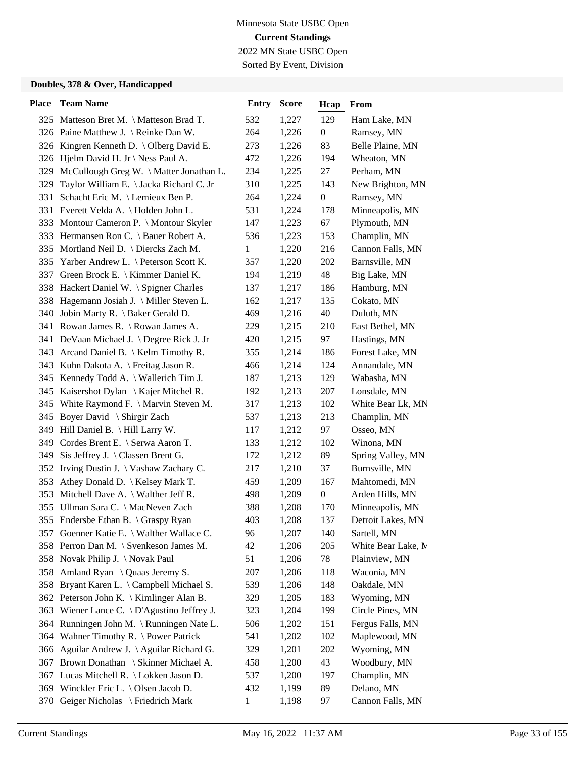Minnesota State USBC Open

**Current Standings**

2022 MN State USBC Open

Sorted By Event, Division

### Doubles, 378 & Over, Handicapped

| Place | Team Name | Entry | Score | Hcap | From |
|---|---|---|---|---|---|
| 325 | Matteson Bret M. \ Matteson Brad T. | 532 | 1,227 | 129 | Ham Lake, MN |
| 326 | Paine Matthew J. \ Reinke Dan W. | 264 | 1,226 | 0 | Ramsey, MN |
| 326 | Kingren Kenneth D. \ Olberg David E. | 273 | 1,226 | 83 | Belle Plaine, MN |
| 326 | Hjelm David H. Jr \ Ness Paul A. | 472 | 1,226 | 194 | Wheaton, MN |
| 329 | McCullough Greg W. \ Matter Jonathan L. | 234 | 1,225 | 27 | Perham, MN |
| 329 | Taylor William E. \ Jacka Richard C. Jr | 310 | 1,225 | 143 | New Brighton, MN |
| 331 | Schacht Eric M. \ Lemieux Ben P. | 264 | 1,224 | 0 | Ramsey, MN |
| 331 | Everett Velda A. \ Holden John L. | 531 | 1,224 | 178 | Minneapolis, MN |
| 333 | Montour Cameron P. \ Montour Skyler | 147 | 1,223 | 67 | Plymouth, MN |
| 333 | Hermansen Ron C. \ Bauer Robert A. | 536 | 1,223 | 153 | Champlin, MN |
| 335 | Mortland Neil D. \ Diercks Zach M. | 1 | 1,220 | 216 | Cannon Falls, MN |
| 335 | Yarber Andrew L. \ Peterson Scott K. | 357 | 1,220 | 202 | Barnsville, MN |
| 337 | Green Brock E. \ Kimmer Daniel K. | 194 | 1,219 | 48 | Big Lake, MN |
| 338 | Hackert Daniel W. \ Spigner Charles | 137 | 1,217 | 186 | Hamburg, MN |
| 338 | Hagemann Josiah J. \ Miller Steven L. | 162 | 1,217 | 135 | Cokato, MN |
| 340 | Jobin Marty R. \ Baker Gerald D. | 469 | 1,216 | 40 | Duluth, MN |
| 341 | Rowan James R. \ Rowan James A. | 229 | 1,215 | 210 | East Bethel, MN |
| 341 | DeVaan Michael J. \ Degree Rick J. Jr | 420 | 1,215 | 97 | Hastings, MN |
| 343 | Arcand Daniel B. \ Kelm Timothy R. | 355 | 1,214 | 186 | Forest Lake, MN |
| 343 | Kuhn Dakota A. \ Freitag Jason R. | 466 | 1,214 | 124 | Annandale, MN |
| 345 | Kennedy Todd A. \ Wallerich Tim J. | 187 | 1,213 | 129 | Wabasha, MN |
| 345 | Kaisershot Dylan \ Kajer Mitchel R. | 192 | 1,213 | 207 | Lonsdale, MN |
| 345 | White Raymond F. \ Marvin Steven M. | 317 | 1,213 | 102 | White Bear Lk, MN |
| 345 | Boyer David \ Shirgir Zach | 537 | 1,213 | 213 | Champlin, MN |
| 349 | Hill Daniel B. \ Hill Larry W. | 117 | 1,212 | 97 | Osseo, MN |
| 349 | Cordes Brent E. \ Serwa Aaron T. | 133 | 1,212 | 102 | Winona, MN |
| 349 | Sis Jeffrey J. \ Classen Brent G. | 172 | 1,212 | 89 | Spring Valley, MN |
| 352 | Irving Dustin J. \ Vashaw Zachary C. | 217 | 1,210 | 37 | Burnsville, MN |
| 353 | Athey Donald D. \ Kelsey Mark T. | 459 | 1,209 | 167 | Mahtomedi, MN |
| 353 | Mitchell Dave A. \ Walther Jeff R. | 498 | 1,209 | 0 | Arden Hills, MN |
| 355 | Ullman Sara C. \ MacNeven Zach | 388 | 1,208 | 170 | Minneapolis, MN |
| 355 | Endersbe Ethan B. \ Graspy Ryan | 403 | 1,208 | 137 | Detroit Lakes, MN |
| 357 | Goenner Katie E. \ Walther Wallace C. | 96 | 1,207 | 140 | Sartell, MN |
| 358 | Perron Dan M. \ Svenkeson James M. | 42 | 1,206 | 205 | White Bear Lake, M |
| 358 | Novak Philip J. \ Novak Paul | 51 | 1,206 | 78 | Plainview, MN |
| 358 | Amland Ryan \ Quaas Jeremy S. | 207 | 1,206 | 118 | Waconia, MN |
| 358 | Bryant Karen L. \ Campbell Michael S. | 539 | 1,206 | 148 | Oakdale, MN |
| 362 | Peterson John K. \ Kimlinger Alan B. | 329 | 1,205 | 183 | Wyoming, MN |
| 363 | Wiener Lance C. \ D'Agustino Jeffrey J. | 323 | 1,204 | 199 | Circle Pines, MN |
| 364 | Runningen John M. \ Runningen Nate L. | 506 | 1,202 | 151 | Fergus Falls, MN |
| 364 | Wahner Timothy R. \ Power Patrick | 541 | 1,202 | 102 | Maplewood, MN |
| 366 | Aguilar Andrew J. \ Aguilar Richard G. | 329 | 1,201 | 202 | Wyoming, MN |
| 367 | Brown Donathan \ Skinner Michael A. | 458 | 1,200 | 43 | Woodbury, MN |
| 367 | Lucas Mitchell R. \ Lokken Jason D. | 537 | 1,200 | 197 | Champlin, MN |
| 369 | Winckler Eric L. \ Olsen Jacob D. | 432 | 1,199 | 89 | Delano, MN |
| 370 | Geiger Nicholas \ Friedrich Mark | 1 | 1,198 | 97 | Cannon Falls, MN |

Current Standings May 16, 2022 11:37 AM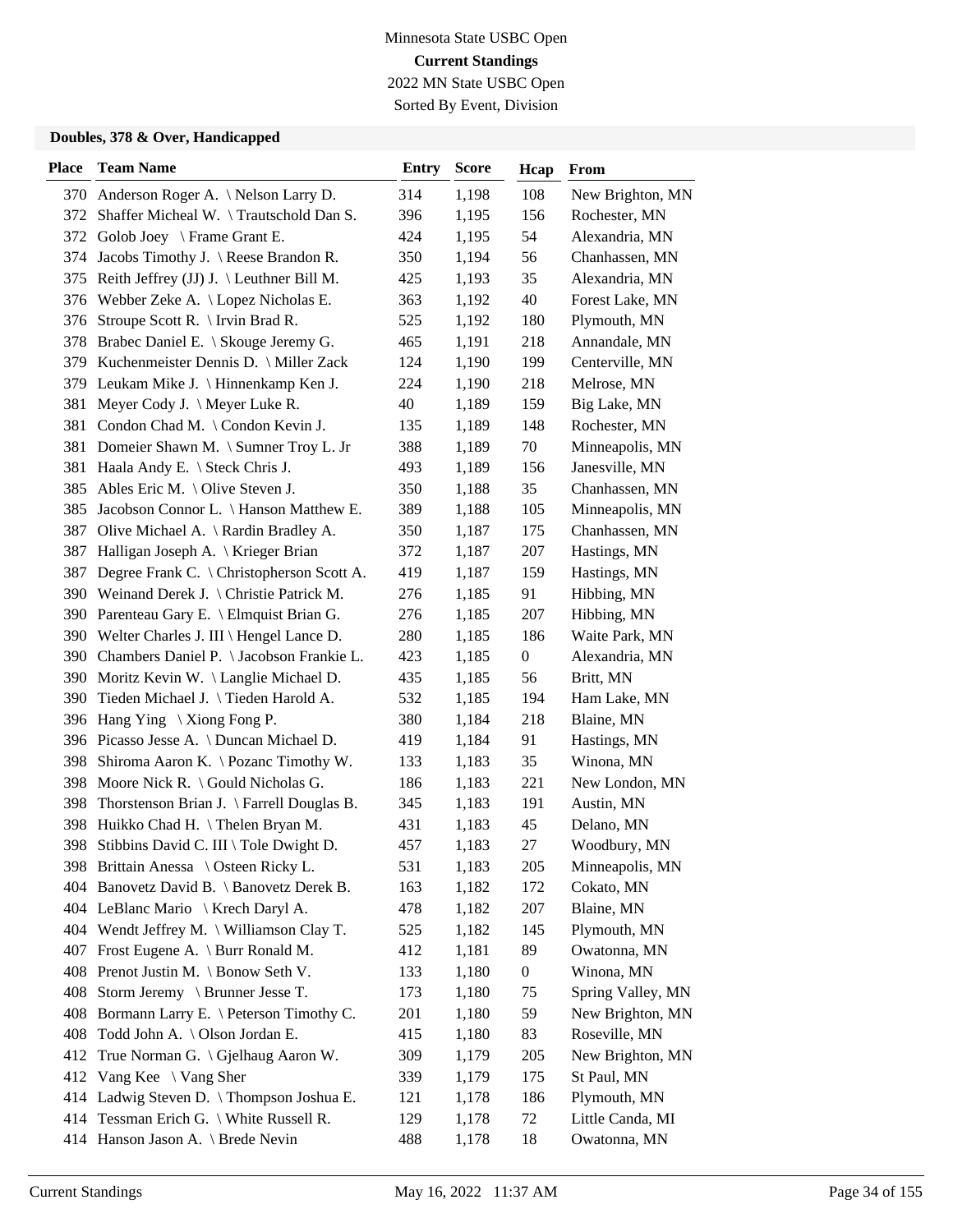Minnesota State USBC Open

**Current Standings**

2022 MN State USBC Open

Sorted By Event, Division

### Doubles, 378 & Over, Handicapped

| Place | Team Name | Entry | Score | Hcap | From |
|---|---|---|---|---|---|
| 370 | Anderson Roger A. \ Nelson Larry D. | 314 | 1,198 | 108 | New Brighton, MN |
| 372 | Shaffer Micheal W. \ Trautschold Dan S. | 396 | 1,195 | 156 | Rochester, MN |
| 372 | Golob Joey \ Frame Grant E. | 424 | 1,195 | 54 | Alexandria, MN |
| 374 | Jacobs Timothy J. \ Reese Brandon R. | 350 | 1,194 | 56 | Chanhassen, MN |
| 375 | Reith Jeffrey (JJ) J. \ Leuthner Bill M. | 425 | 1,193 | 35 | Alexandria, MN |
| 376 | Webber Zeke A. \ Lopez Nicholas E. | 363 | 1,192 | 40 | Forest Lake, MN |
| 376 | Stroupe Scott R. \ Irvin Brad R. | 525 | 1,192 | 180 | Plymouth, MN |
| 378 | Brabec Daniel E. \ Skouge Jeremy G. | 465 | 1,191 | 218 | Annandale, MN |
| 379 | Kuchenmeister Dennis D. \ Miller Zack | 124 | 1,190 | 199 | Centerville, MN |
| 379 | Leukam Mike J. \ Hinnenkamp Ken J. | 224 | 1,190 | 218 | Melrose, MN |
| 381 | Meyer Cody J. \ Meyer Luke R. | 40 | 1,189 | 159 | Big Lake, MN |
| 381 | Condon Chad M. \ Condon Kevin J. | 135 | 1,189 | 148 | Rochester, MN |
| 381 | Domeier Shawn M. \ Sumner Troy L. Jr | 388 | 1,189 | 70 | Minneapolis, MN |
| 381 | Haala Andy E. \ Steck Chris J. | 493 | 1,189 | 156 | Janesville, MN |
| 385 | Ables Eric M. \ Olive Steven J. | 350 | 1,188 | 35 | Chanhassen, MN |
| 385 | Jacobson Connor L. \ Hanson Matthew E. | 389 | 1,188 | 105 | Minneapolis, MN |
| 387 | Olive Michael A. \ Rardin Bradley A. | 350 | 1,187 | 175 | Chanhassen, MN |
| 387 | Halligan Joseph A. \ Krieger Brian | 372 | 1,187 | 207 | Hastings, MN |
| 387 | Degree Frank C. \ Christopherson Scott A. | 419 | 1,187 | 159 | Hastings, MN |
| 390 | Weinand Derek J. \ Christie Patrick M. | 276 | 1,185 | 91 | Hibbing, MN |
| 390 | Parenteau Gary E. \ Elmquist Brian G. | 276 | 1,185 | 207 | Hibbing, MN |
| 390 | Welter Charles J. III \ Hengel Lance D. | 280 | 1,185 | 186 | Waite Park, MN |
| 390 | Chambers Daniel P. \ Jacobson Frankie L. | 423 | 1,185 | 0 | Alexandria, MN |
| 390 | Moritz Kevin W. \ Langlie Michael D. | 435 | 1,185 | 56 | Britt, MN |
| 390 | Tieden Michael J. \ Tieden Harold A. | 532 | 1,185 | 194 | Ham Lake, MN |
| 396 | Hang Ying \ Xiong Fong P. | 380 | 1,184 | 218 | Blaine, MN |
| 396 | Picasso Jesse A. \ Duncan Michael D. | 419 | 1,184 | 91 | Hastings, MN |
| 398 | Shiroma Aaron K. \ Pozanc Timothy W. | 133 | 1,183 | 35 | Winona, MN |
| 398 | Moore Nick R. \ Gould Nicholas G. | 186 | 1,183 | 221 | New London, MN |
| 398 | Thorstenson Brian J. \ Farrell Douglas B. | 345 | 1,183 | 191 | Austin, MN |
| 398 | Huikko Chad H. \ Thelen Bryan M. | 431 | 1,183 | 45 | Delano, MN |
| 398 | Stibbins David C. III \ Tole Dwight D. | 457 | 1,183 | 27 | Woodbury, MN |
| 398 | Brittain Anessa \ Osteen Ricky L. | 531 | 1,183 | 205 | Minneapolis, MN |
| 404 | Banovetz David B. \ Banovetz Derek B. | 163 | 1,182 | 172 | Cokato, MN |
| 404 | LeBlanc Mario \ Krech Daryl A. | 478 | 1,182 | 207 | Blaine, MN |
| 404 | Wendt Jeffrey M. \ Williamson Clay T. | 525 | 1,182 | 145 | Plymouth, MN |
| 407 | Frost Eugene A. \ Burr Ronald M. | 412 | 1,181 | 89 | Owatonna, MN |
| 408 | Prenot Justin M. \ Bonow Seth V. | 133 | 1,180 | 0 | Winona, MN |
| 408 | Storm Jeremy \ Brunner Jesse T. | 173 | 1,180 | 75 | Spring Valley, MN |
| 408 | Bormann Larry E. \ Peterson Timothy C. | 201 | 1,180 | 59 | New Brighton, MN |
| 408 | Todd John A. \ Olson Jordan E. | 415 | 1,180 | 83 | Roseville, MN |
| 412 | True Norman G. \ Gjelhaug Aaron W. | 309 | 1,179 | 205 | New Brighton, MN |
| 412 | Vang Kee \ Vang Sher | 339 | 1,179 | 175 | St Paul, MN |
| 414 | Ladwig Steven D. \ Thompson Joshua E. | 121 | 1,178 | 186 | Plymouth, MN |
| 414 | Tessman Erich G. \ White Russell R. | 129 | 1,178 | 72 | Little Canda, MI |
| 414 | Hanson Jason A. \ Brede Nevin | 488 | 1,178 | 18 | Owatonna, MN |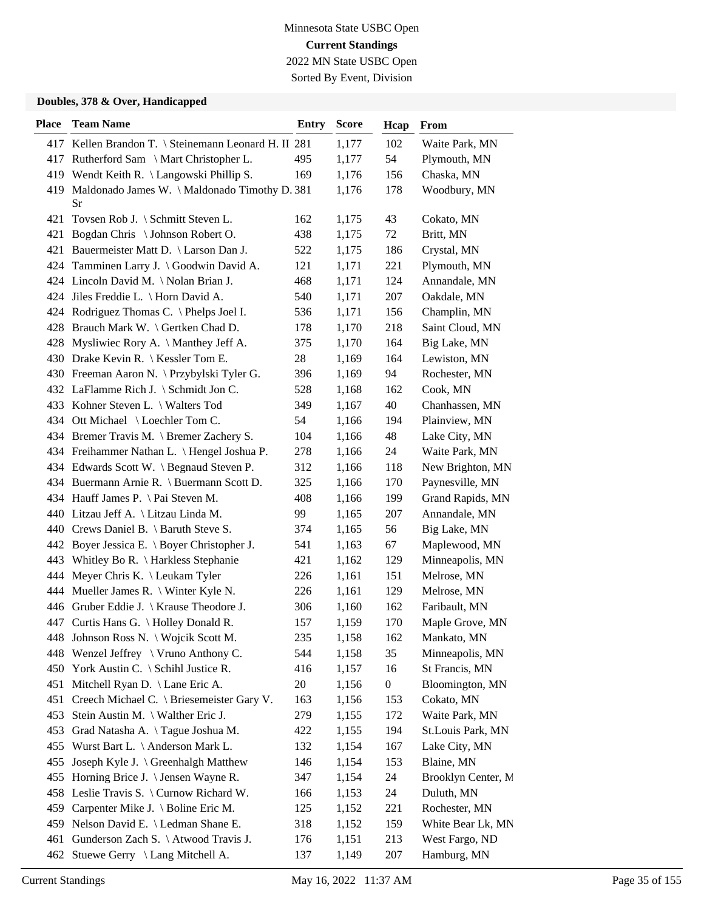Minnesota State USBC Open

**Current Standings**

2022 MN State USBC Open

Sorted By Event, Division

### Doubles, 378 & Over, Handicapped

| Place | Team Name | Entry | Score | Hcap | From |
|---|---|---|---|---|---|
| 417 | Kellen Brandon T. \ Steinemann Leonard H. II | 281 | 1,177 | 102 | Waite Park, MN |
| 417 | Rutherford Sam \ Mart Christopher L. | 495 | 1,177 | 54 | Plymouth, MN |
| 419 | Wendt Keith R. \ Langowski Phillip S. | 169 | 1,176 | 156 | Chaska, MN |
| 419 | Maldonado James W. \ Maldonado Timothy D. Sr | 381 | 1,176 | 178 | Woodbury, MN |
| 421 | Tovsen Rob J. \ Schmitt Steven L. | 162 | 1,175 | 43 | Cokato, MN |
| 421 | Bogdan Chris \ Johnson Robert O. | 438 | 1,175 | 72 | Britt, MN |
| 421 | Bauermeister Matt D. \ Larson Dan J. | 522 | 1,175 | 186 | Crystal, MN |
| 424 | Tamminen Larry J. \ Goodwin David A. | 121 | 1,171 | 221 | Plymouth, MN |
| 424 | Lincoln David M. \ Nolan Brian J. | 468 | 1,171 | 124 | Annandale, MN |
| 424 | Jiles Freddie L. \ Horn David A. | 540 | 1,171 | 207 | Oakdale, MN |
| 424 | Rodriguez Thomas C. \ Phelps Joel I. | 536 | 1,171 | 156 | Champlin, MN |
| 428 | Brauch Mark W. \ Gertken Chad D. | 178 | 1,170 | 218 | Saint Cloud, MN |
| 428 | Mysliwiec Rory A. \ Manthey Jeff A. | 375 | 1,170 | 164 | Big Lake, MN |
| 430 | Drake Kevin R. \ Kessler Tom E. | 28 | 1,169 | 164 | Lewiston, MN |
| 430 | Freeman Aaron N. \ Przybylski Tyler G. | 396 | 1,169 | 94 | Rochester, MN |
| 432 | LaFlamme Rich J. \ Schmidt Jon C. | 528 | 1,168 | 162 | Cook, MN |
| 433 | Kohner Steven L. \ Walters Tod | 349 | 1,167 | 40 | Chanhassen, MN |
| 434 | Ott Michael \ Loechler Tom C. | 54 | 1,166 | 194 | Plainview, MN |
| 434 | Bremer Travis M. \ Bremer Zachery S. | 104 | 1,166 | 48 | Lake City, MN |
| 434 | Freihammer Nathan L. \ Hengel Joshua P. | 278 | 1,166 | 24 | Waite Park, MN |
| 434 | Edwards Scott W. \ Begnaud Steven P. | 312 | 1,166 | 118 | New Brighton, MN |
| 434 | Buermann Arnie R. \ Buermann Scott D. | 325 | 1,166 | 170 | Paynesville, MN |
| 434 | Hauff James P. \ Pai Steven M. | 408 | 1,166 | 199 | Grand Rapids, MN |
| 440 | Litzau Jeff A. \ Litzau Linda M. | 99 | 1,165 | 207 | Annandale, MN |
| 440 | Crews Daniel B. \ Baruth Steve S. | 374 | 1,165 | 56 | Big Lake, MN |
| 442 | Boyer Jessica E. \ Boyer Christopher J. | 541 | 1,163 | 67 | Maplewood, MN |
| 443 | Whitley Bo R. \ Harkless Stephanie | 421 | 1,162 | 129 | Minneapolis, MN |
| 444 | Meyer Chris K. \ Leukam Tyler | 226 | 1,161 | 151 | Melrose, MN |
| 444 | Mueller James R. \ Winter Kyle N. | 226 | 1,161 | 129 | Melrose, MN |
| 446 | Gruber Eddie J. \ Krause Theodore J. | 306 | 1,160 | 162 | Faribault, MN |
| 447 | Curtis Hans G. \ Holley Donald R. | 157 | 1,159 | 170 | Maple Grove, MN |
| 448 | Johnson Ross N. \ Wojcik Scott M. | 235 | 1,158 | 162 | Mankato, MN |
| 448 | Wenzel Jeffrey \ Vruno Anthony C. | 544 | 1,158 | 35 | Minneapolis, MN |
| 450 | York Austin C. \ Schihl Justice R. | 416 | 1,157 | 16 | St Francis, MN |
| 451 | Mitchell Ryan D. \ Lane Eric A. | 20 | 1,156 | 0 | Bloomington, MN |
| 451 | Creech Michael C. \ Briesemeister Gary V. | 163 | 1,156 | 153 | Cokato, MN |
| 453 | Stein Austin M. \ Walther Eric J. | 279 | 1,155 | 172 | Waite Park, MN |
| 453 | Grad Natasha A. \ Tague Joshua M. | 422 | 1,155 | 194 | St.Louis Park, MN |
| 455 | Wurst Bart L. \ Anderson Mark L. | 132 | 1,154 | 167 | Lake City, MN |
| 455 | Joseph Kyle J. \ Greenhalgh Matthew | 146 | 1,154 | 153 | Blaine, MN |
| 455 | Horning Brice J. \ Jensen Wayne R. | 347 | 1,154 | 24 | Brooklyn Center, M |
| 458 | Leslie Travis S. \ Curnow Richard W. | 166 | 1,153 | 24 | Duluth, MN |
| 459 | Carpenter Mike J. \ Boline Eric M. | 125 | 1,152 | 221 | Rochester, MN |
| 459 | Nelson David E. \ Ledman Shane E. | 318 | 1,152 | 159 | White Bear Lk, MN |
| 461 | Gunderson Zach S. \ Atwood Travis J. | 176 | 1,151 | 213 | West Fargo, ND |
| 462 | Stuewe Gerry \ Lang Mitchell A. | 137 | 1,149 | 207 | Hamburg, MN |

Current Standings May 16, 2022 11:37 AM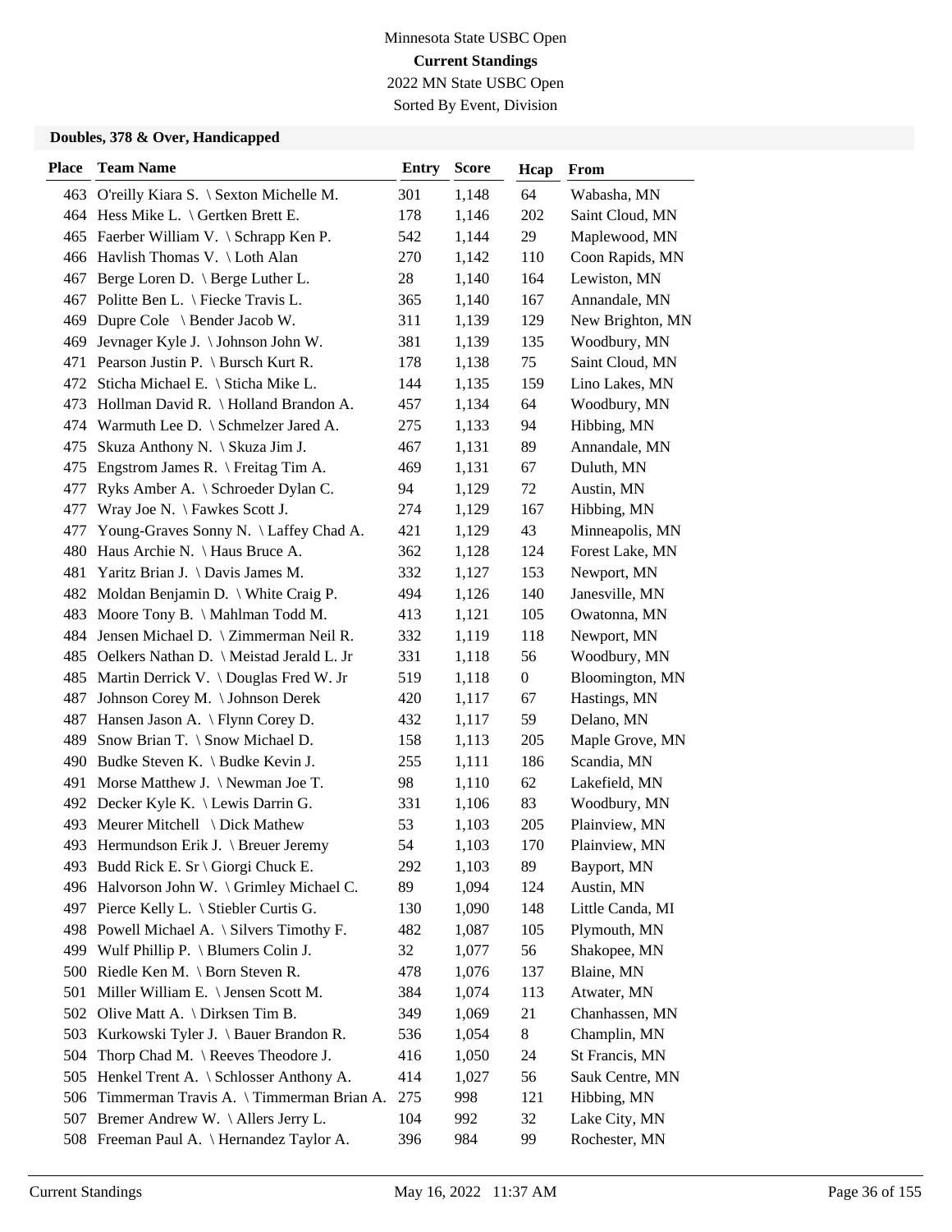Minnesota State USBC Open

**Current Standings**

2022 MN State USBC Open

Sorted By Event, Division

### Doubles, 378 & Over, Handicapped

| Place | Team Name | Entry | Score | Hcap | From |
|---|---|---|---|---|---|
| 463 | O'reilly Kiara S. \ Sexton Michelle M. | 301 | 1,148 | 64 | Wabasha, MN |
| 464 | Hess Mike L. \ Gertken Brett E. | 178 | 1,146 | 202 | Saint Cloud, MN |
| 465 | Faerber William V. \ Schrapp Ken P. | 542 | 1,144 | 29 | Maplewood, MN |
| 466 | Havlish Thomas V. \ Loth Alan | 270 | 1,142 | 110 | Coon Rapids, MN |
| 467 | Berge Loren D. \ Berge Luther L. | 28 | 1,140 | 164 | Lewiston, MN |
| 467 | Politte Ben L. \ Fiecke Travis L. | 365 | 1,140 | 167 | Annandale, MN |
| 469 | Dupre Cole \ Bender Jacob W. | 311 | 1,139 | 129 | New Brighton, MN |
| 469 | Jevnager Kyle J. \ Johnson John W. | 381 | 1,139 | 135 | Woodbury, MN |
| 471 | Pearson Justin P. \ Bursch Kurt R. | 178 | 1,138 | 75 | Saint Cloud, MN |
| 472 | Sticha Michael E. \ Sticha Mike L. | 144 | 1,135 | 159 | Lino Lakes, MN |
| 473 | Hollman David R. \ Holland Brandon A. | 457 | 1,134 | 64 | Woodbury, MN |
| 474 | Warmuth Lee D. \ Schmelzer Jared A. | 275 | 1,133 | 94 | Hibbing, MN |
| 475 | Skuza Anthony N. \ Skuza Jim J. | 467 | 1,131 | 89 | Annandale, MN |
| 475 | Engstrom James R. \ Freitag Tim A. | 469 | 1,131 | 67 | Duluth, MN |
| 477 | Ryks Amber A. \ Schroeder Dylan C. | 94 | 1,129 | 72 | Austin, MN |
| 477 | Wray Joe N. \ Fawkes Scott J. | 274 | 1,129 | 167 | Hibbing, MN |
| 477 | Young-Graves Sonny N. \ Laffey Chad A. | 421 | 1,129 | 43 | Minneapolis, MN |
| 480 | Haus Archie N. \ Haus Bruce A. | 362 | 1,128 | 124 | Forest Lake, MN |
| 481 | Yaritz Brian J. \ Davis James M. | 332 | 1,127 | 153 | Newport, MN |
| 482 | Moldan Benjamin D. \ White Craig P. | 494 | 1,126 | 140 | Janesville, MN |
| 483 | Moore Tony B. \ Mahlman Todd M. | 413 | 1,121 | 105 | Owatonna, MN |
| 484 | Jensen Michael D. \ Zimmerman Neil R. | 332 | 1,119 | 118 | Newport, MN |
| 485 | Oelkers Nathan D. \ Meistad Jerald L. Jr | 331 | 1,118 | 56 | Woodbury, MN |
| 485 | Martin Derrick V. \ Douglas Fred W. Jr | 519 | 1,118 | 0 | Bloomington, MN |
| 487 | Johnson Corey M. \ Johnson Derek | 420 | 1,117 | 67 | Hastings, MN |
| 487 | Hansen Jason A. \ Flynn Corey D. | 432 | 1,117 | 59 | Delano, MN |
| 489 | Snow Brian T. \ Snow Michael D. | 158 | 1,113 | 205 | Maple Grove, MN |
| 490 | Budke Steven K. \ Budke Kevin J. | 255 | 1,111 | 186 | Scandia, MN |
| 491 | Morse Matthew J. \ Newman Joe T. | 98 | 1,110 | 62 | Lakefield, MN |
| 492 | Decker Kyle K. \ Lewis Darrin G. | 331 | 1,106 | 83 | Woodbury, MN |
| 493 | Meurer Mitchell \ Dick Mathew | 53 | 1,103 | 205 | Plainview, MN |
| 493 | Hermundson Erik J. \ Breuer Jeremy | 54 | 1,103 | 170 | Plainview, MN |
| 493 | Budd Rick E. Sr \ Giorgi Chuck E. | 292 | 1,103 | 89 | Bayport, MN |
| 496 | Halvorson John W. \ Grimley Michael C. | 89 | 1,094 | 124 | Austin, MN |
| 497 | Pierce Kelly L. \ Stiebler Curtis G. | 130 | 1,090 | 148 | Little Canda, MI |
| 498 | Powell Michael A. \ Silvers Timothy F. | 482 | 1,087 | 105 | Plymouth, MN |
| 499 | Wulf Phillip P. \ Blumers Colin J. | 32 | 1,077 | 56 | Shakopee, MN |
| 500 | Riedle Ken M. \ Born Steven R. | 478 | 1,076 | 137 | Blaine, MN |
| 501 | Miller William E. \ Jensen Scott M. | 384 | 1,074 | 113 | Atwater, MN |
| 502 | Olive Matt A. \ Dirksen Tim B. | 349 | 1,069 | 21 | Chanhassen, MN |
| 503 | Kurkowski Tyler J. \ Bauer Brandon R. | 536 | 1,054 | 8 | Champlin, MN |
| 504 | Thorp Chad M. \ Reeves Theodore J. | 416 | 1,050 | 24 | St Francis, MN |
| 505 | Henkel Trent A. \ Schlosser Anthony A. | 414 | 1,027 | 56 | Sauk Centre, MN |
| 506 | Timmerman Travis A. \ Timmerman Brian A. | 275 | 998 | 121 | Hibbing, MN |
| 507 | Bremer Andrew W. \ Allers Jerry L. | 104 | 992 | 32 | Lake City, MN |
| 508 | Freeman Paul A. \ Hernandez Taylor A. | 396 | 984 | 99 | Rochester, MN |

Current Standings May 16, 2022 11:37 AM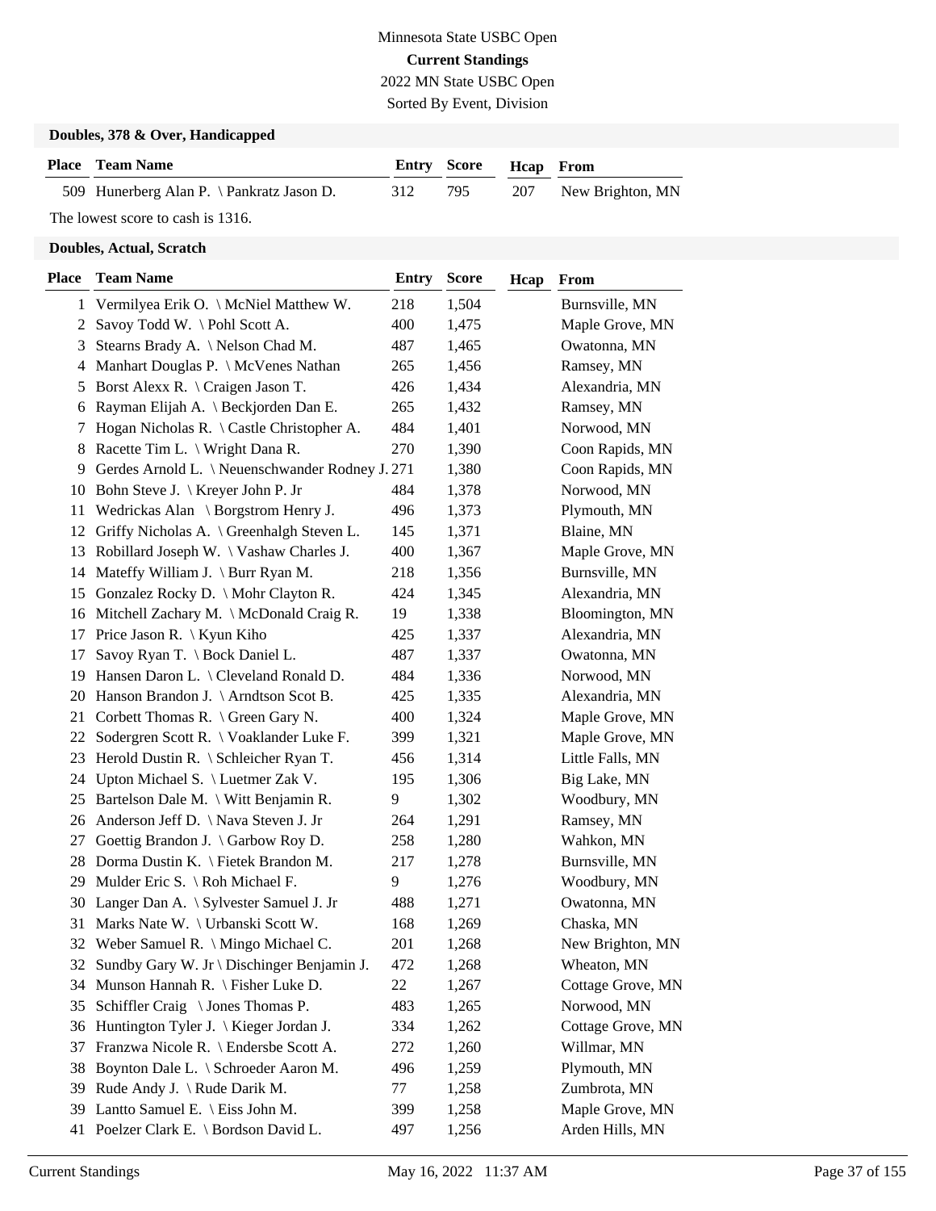Minnesota State USBC Open
**Current Standings**
2022 MN State USBC Open
Sorted By Event, Division

### Doubles, 378 & Over, Handicapped

| Place | Team Name | Entry | Score | Hcap | From |
|---|---|---|---|---|---|
| 509 | Hunerberg Alan P. \ Pankratz Jason D. | 312 | 795 | 207 | New Brighton, MN |

The lowest score to cash is 1316.

### Doubles, Actual, Scratch

| Place | Team Name | Entry | Score | Hcap | From |
|---|---|---|---|---|---|
| 1 | Vermilyea Erik O. \ McNiel Matthew W. | 218 | 1,504 | | Burnsville, MN |
| 2 | Savoy Todd W. \ Pohl Scott A. | 400 | 1,475 | | Maple Grove, MN |
| 3 | Stearns Brady A. \ Nelson Chad M. | 487 | 1,465 | | Owatonna, MN |
| 4 | Manhart Douglas P. \ McVenes Nathan | 265 | 1,456 | | Ramsey, MN |
| 5 | Borst Alexx R. \ Craigen Jason T. | 426 | 1,434 | | Alexandria, MN |
| 6 | Rayman Elijah A. \ Beckjorden Dan E. | 265 | 1,432 | | Ramsey, MN |
| 7 | Hogan Nicholas R. \ Castle Christopher A. | 484 | 1,401 | | Norwood, MN |
| 8 | Racette Tim L. \ Wright Dana R. | 270 | 1,390 | | Coon Rapids, MN |
| 9 | Gerdes Arnold L. \ Neuenschwander Rodney J. | 271 | 1,380 | | Coon Rapids, MN |
| 10 | Bohn Steve J. \ Kreyer John P. Jr | 484 | 1,378 | | Norwood, MN |
| 11 | Wedrickas Alan \ Borgstrom Henry J. | 496 | 1,373 | | Plymouth, MN |
| 12 | Griffy Nicholas A. \ Greenhalgh Steven L. | 145 | 1,371 | | Blaine, MN |
| 13 | Robillard Joseph W. \ Vashaw Charles J. | 400 | 1,367 | | Maple Grove, MN |
| 14 | Mateffy William J. \ Burr Ryan M. | 218 | 1,356 | | Burnsville, MN |
| 15 | Gonzalez Rocky D. \ Mohr Clayton R. | 424 | 1,345 | | Alexandria, MN |
| 16 | Mitchell Zachary M. \ McDonald Craig R. | 19 | 1,338 | | Bloomington, MN |
| 17 | Price Jason R. \ Kyun Kiho | 425 | 1,337 | | Alexandria, MN |
| 17 | Savoy Ryan T. \ Bock Daniel L. | 487 | 1,337 | | Owatonna, MN |
| 19 | Hansen Daron L. \ Cleveland Ronald D. | 484 | 1,336 | | Norwood, MN |
| 20 | Hanson Brandon J. \ Arndtson Scot B. | 425 | 1,335 | | Alexandria, MN |
| 21 | Corbett Thomas R. \ Green Gary N. | 400 | 1,324 | | Maple Grove, MN |
| 22 | Sodergren Scott R. \ Voaklander Luke F. | 399 | 1,321 | | Maple Grove, MN |
| 23 | Herold Dustin R. \ Schleicher Ryan T. | 456 | 1,314 | | Little Falls, MN |
| 24 | Upton Michael S. \ Luetmer Zak V. | 195 | 1,306 | | Big Lake, MN |
| 25 | Bartelson Dale M. \ Witt Benjamin R. | 9 | 1,302 | | Woodbury, MN |
| 26 | Anderson Jeff D. \ Nava Steven J. Jr | 264 | 1,291 | | Ramsey, MN |
| 27 | Goettig Brandon J. \ Garbow Roy D. | 258 | 1,280 | | Wahkon, MN |
| 28 | Dorma Dustin K. \ Fietek Brandon M. | 217 | 1,278 | | Burnsville, MN |
| 29 | Mulder Eric S. \ Roh Michael F. | 9 | 1,276 | | Woodbury, MN |
| 30 | Langer Dan A. \ Sylvester Samuel J. Jr | 488 | 1,271 | | Owatonna, MN |
| 31 | Marks Nate W. \ Urbanski Scott W. | 168 | 1,269 | | Chaska, MN |
| 32 | Weber Samuel R. \ Mingo Michael C. | 201 | 1,268 | | New Brighton, MN |
| 32 | Sundby Gary W. Jr \ Dischinger Benjamin J. | 472 | 1,268 | | Wheaton, MN |
| 34 | Munson Hannah R. \ Fisher Luke D. | 22 | 1,267 | | Cottage Grove, MN |
| 35 | Schiffler Craig \ Jones Thomas P. | 483 | 1,265 | | Norwood, MN |
| 36 | Huntington Tyler J. \ Kieger Jordan J. | 334 | 1,262 | | Cottage Grove, MN |
| 37 | Franzwa Nicole R. \ Endersbe Scott A. | 272 | 1,260 | | Willmar, MN |
| 38 | Boynton Dale L. \ Schroeder Aaron M. | 496 | 1,259 | | Plymouth, MN |
| 39 | Rude Andy J. \ Rude Darik M. | 77 | 1,258 | | Zumbrota, MN |
| 39 | Lantto Samuel E. \ Eiss John M. | 399 | 1,258 | | Maple Grove, MN |
| 41 | Poelzer Clark E. \ Bordson David L. | 497 | 1,256 | | Arden Hills, MN |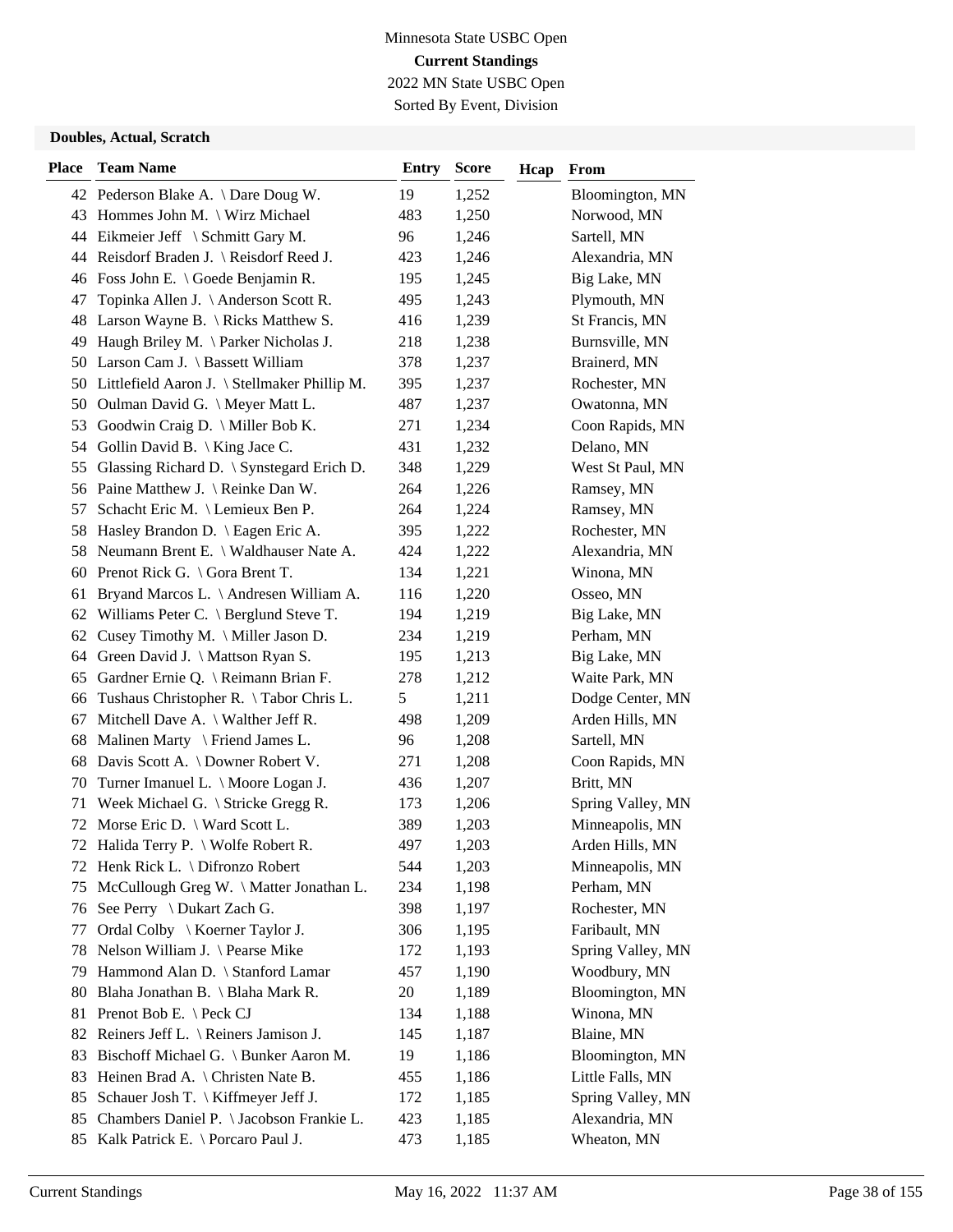Minnesota State USBC Open

**Current Standings**

2022 MN State USBC Open

Sorted By Event, Division

### Doubles, Actual, Scratch

| Place | Team Name | Entry | Score | Hcap | From |
|---|---|---|---|---|---|
| 42 | Pederson Blake A. \ Dare Doug W. | 19 | 1,252 | | Bloomington, MN |
| 43 | Hommes John M. \ Wirz Michael | 483 | 1,250 | | Norwood, MN |
| 44 | Eikmeier Jeff \ Schmitt Gary M. | 96 | 1,246 | | Sartell, MN |
| 44 | Reisdorf Braden J. \ Reisdorf Reed J. | 423 | 1,246 | | Alexandria, MN |
| 46 | Foss John E. \ Goede Benjamin R. | 195 | 1,245 | | Big Lake, MN |
| 47 | Topinka Allen J. \ Anderson Scott R. | 495 | 1,243 | | Plymouth, MN |
| 48 | Larson Wayne B. \ Ricks Matthew S. | 416 | 1,239 | | St Francis, MN |
| 49 | Haugh Briley M. \ Parker Nicholas J. | 218 | 1,238 | | Burnsville, MN |
| 50 | Larson Cam J. \ Bassett William | 378 | 1,237 | | Brainerd, MN |
| 50 | Littlefield Aaron J. \ Stellmaker Phillip M. | 395 | 1,237 | | Rochester, MN |
| 50 | Oulman David G. \ Meyer Matt L. | 487 | 1,237 | | Owatonna, MN |
| 53 | Goodwin Craig D. \ Miller Bob K. | 271 | 1,234 | | Coon Rapids, MN |
| 54 | Gollin David B. \ King Jace C. | 431 | 1,232 | | Delano, MN |
| 55 | Glassing Richard D. \ Synstegard Erich D. | 348 | 1,229 | | West St Paul, MN |
| 56 | Paine Matthew J. \ Reinke Dan W. | 264 | 1,226 | | Ramsey, MN |
| 57 | Schacht Eric M. \ Lemieux Ben P. | 264 | 1,224 | | Ramsey, MN |
| 58 | Hasley Brandon D. \ Eagen Eric A. | 395 | 1,222 | | Rochester, MN |
| 58 | Neumann Brent E. \ Waldhauser Nate A. | 424 | 1,222 | | Alexandria, MN |
| 60 | Prenot Rick G. \ Gora Brent T. | 134 | 1,221 | | Winona, MN |
| 61 | Bryand Marcos L. \ Andresen William A. | 116 | 1,220 | | Osseo, MN |
| 62 | Williams Peter C. \ Berglund Steve T. | 194 | 1,219 | | Big Lake, MN |
| 62 | Cusey Timothy M. \ Miller Jason D. | 234 | 1,219 | | Perham, MN |
| 64 | Green David J. \ Mattson Ryan S. | 195 | 1,213 | | Big Lake, MN |
| 65 | Gardner Ernie Q. \ Reimann Brian F. | 278 | 1,212 | | Waite Park, MN |
| 66 | Tushaus Christopher R. \ Tabor Chris L. | 5 | 1,211 | | Dodge Center, MN |
| 67 | Mitchell Dave A. \ Walther Jeff R. | 498 | 1,209 | | Arden Hills, MN |
| 68 | Malinen Marty \ Friend James L. | 96 | 1,208 | | Sartell, MN |
| 68 | Davis Scott A. \ Downer Robert V. | 271 | 1,208 | | Coon Rapids, MN |
| 70 | Turner Imanuel L. \ Moore Logan J. | 436 | 1,207 | | Britt, MN |
| 71 | Week Michael G. \ Stricke Gregg R. | 173 | 1,206 | | Spring Valley, MN |
| 72 | Morse Eric D. \ Ward Scott L. | 389 | 1,203 | | Minneapolis, MN |
| 72 | Halida Terry P. \ Wolfe Robert R. | 497 | 1,203 | | Arden Hills, MN |
| 72 | Henk Rick L. \ Difronzo Robert | 544 | 1,203 | | Minneapolis, MN |
| 75 | McCullough Greg W. \ Matter Jonathan L. | 234 | 1,198 | | Perham, MN |
| 76 | See Perry \ Dukart Zach G. | 398 | 1,197 | | Rochester, MN |
| 77 | Ordal Colby \ Koerner Taylor J. | 306 | 1,195 | | Faribault, MN |
| 78 | Nelson William J. \ Pearse Mike | 172 | 1,193 | | Spring Valley, MN |
| 79 | Hammond Alan D. \ Stanford Lamar | 457 | 1,190 | | Woodbury, MN |
| 80 | Blaha Jonathan B. \ Blaha Mark R. | 20 | 1,189 | | Bloomington, MN |
| 81 | Prenot Bob E. \ Peck CJ | 134 | 1,188 | | Winona, MN |
| 82 | Reiners Jeff L. \ Reiners Jamison J. | 145 | 1,187 | | Blaine, MN |
| 83 | Bischoff Michael G. \ Bunker Aaron M. | 19 | 1,186 | | Bloomington, MN |
| 83 | Heinen Brad A. \ Christen Nate B. | 455 | 1,186 | | Little Falls, MN |
| 85 | Schauer Josh T. \ Kiffmeyer Jeff J. | 172 | 1,185 | | Spring Valley, MN |
| 85 | Chambers Daniel P. \ Jacobson Frankie L. | 423 | 1,185 | | Alexandria, MN |
| 85 | Kalk Patrick E. \ Porcaro Paul J. | 473 | 1,185 | | Wheaton, MN |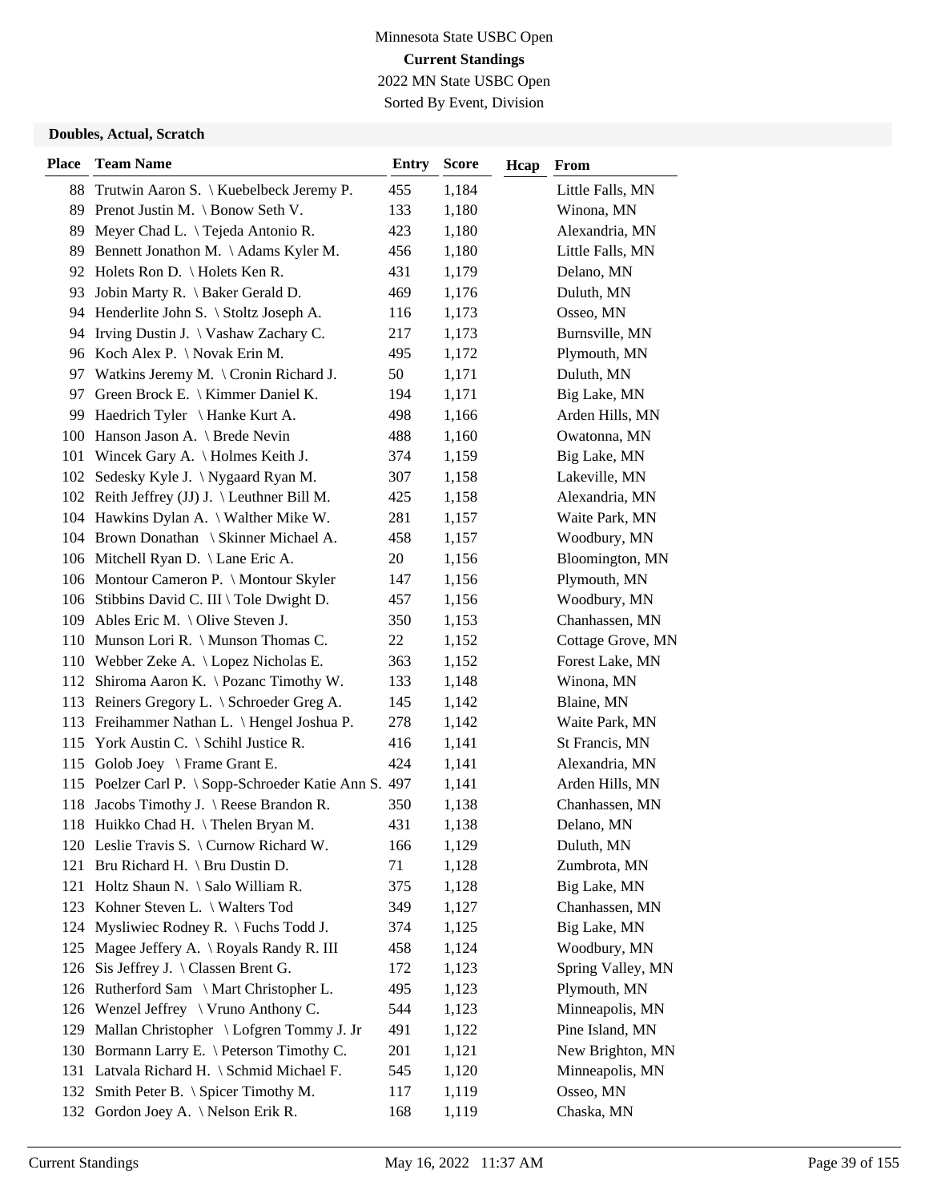Minnesota State USBC Open

**Current Standings**

2022 MN State USBC Open

Sorted By Event, Division

### Doubles, Actual, Scratch

| Place | Team Name | Entry | Score | Hcap | From |
|---|---|---|---|---|---|
| 88 | Trutwin Aaron S. \ Kuebelbeck Jeremy P. | 455 | 1,184 | | Little Falls, MN |
| 89 | Prenot Justin M. \ Bonow Seth V. | 133 | 1,180 | | Winona, MN |
| 89 | Meyer Chad L. \ Tejeda Antonio R. | 423 | 1,180 | | Alexandria, MN |
| 89 | Bennett Jonathon M. \ Adams Kyler M. | 456 | 1,180 | | Little Falls, MN |
| 92 | Holets Ron D. \ Holets Ken R. | 431 | 1,179 | | Delano, MN |
| 93 | Jobin Marty R. \ Baker Gerald D. | 469 | 1,176 | | Duluth, MN |
| 94 | Henderlite John S. \ Stoltz Joseph A. | 116 | 1,173 | | Osseo, MN |
| 94 | Irving Dustin J. \ Vashaw Zachary C. | 217 | 1,173 | | Burnsville, MN |
| 96 | Koch Alex P. \ Novak Erin M. | 495 | 1,172 | | Plymouth, MN |
| 97 | Watkins Jeremy M. \ Cronin Richard J. | 50 | 1,171 | | Duluth, MN |
| 97 | Green Brock E. \ Kimmer Daniel K. | 194 | 1,171 | | Big Lake, MN |
| 99 | Haedrich Tyler \ Hanke Kurt A. | 498 | 1,166 | | Arden Hills, MN |
| 100 | Hanson Jason A. \ Brede Nevin | 488 | 1,160 | | Owatonna, MN |
| 101 | Wincek Gary A. \ Holmes Keith J. | 374 | 1,159 | | Big Lake, MN |
| 102 | Sedesky Kyle J. \ Nygaard Ryan M. | 307 | 1,158 | | Lakeville, MN |
| 102 | Reith Jeffrey (JJ) J. \ Leuthner Bill M. | 425 | 1,158 | | Alexandria, MN |
| 104 | Hawkins Dylan A. \ Walther Mike W. | 281 | 1,157 | | Waite Park, MN |
| 104 | Brown Donathan \ Skinner Michael A. | 458 | 1,157 | | Woodbury, MN |
| 106 | Mitchell Ryan D. \ Lane Eric A. | 20 | 1,156 | | Bloomington, MN |
| 106 | Montour Cameron P. \ Montour Skyler | 147 | 1,156 | | Plymouth, MN |
| 106 | Stibbins David C. III \ Tole Dwight D. | 457 | 1,156 | | Woodbury, MN |
| 109 | Ables Eric M. \ Olive Steven J. | 350 | 1,153 | | Chanhassen, MN |
| 110 | Munson Lori R. \ Munson Thomas C. | 22 | 1,152 | | Cottage Grove, MN |
| 110 | Webber Zeke A. \ Lopez Nicholas E. | 363 | 1,152 | | Forest Lake, MN |
| 112 | Shiroma Aaron K. \ Pozanc Timothy W. | 133 | 1,148 | | Winona, MN |
| 113 | Reiners Gregory L. \ Schroeder Greg A. | 145 | 1,142 | | Blaine, MN |
| 113 | Freihammer Nathan L. \ Hengel Joshua P. | 278 | 1,142 | | Waite Park, MN |
| 115 | York Austin C. \ Schihl Justice R. | 416 | 1,141 | | St Francis, MN |
| 115 | Golob Joey \ Frame Grant E. | 424 | 1,141 | | Alexandria, MN |
| 115 | Poelzer Carl P. \ Sopp-Schroeder Katie Ann S. | 497 | 1,141 | | Arden Hills, MN |
| 118 | Jacobs Timothy J. \ Reese Brandon R. | 350 | 1,138 | | Chanhassen, MN |
| 118 | Huikko Chad H. \ Thelen Bryan M. | 431 | 1,138 | | Delano, MN |
| 120 | Leslie Travis S. \ Curnow Richard W. | 166 | 1,129 | | Duluth, MN |
| 121 | Bru Richard H. \ Bru Dustin D. | 71 | 1,128 | | Zumbrota, MN |
| 121 | Holtz Shaun N. \ Salo William R. | 375 | 1,128 | | Big Lake, MN |
| 123 | Kohner Steven L. \ Walters Tod | 349 | 1,127 | | Chanhassen, MN |
| 124 | Mysliwiec Rodney R. \ Fuchs Todd J. | 374 | 1,125 | | Big Lake, MN |
| 125 | Magee Jeffery A. \ Royals Randy R. III | 458 | 1,124 | | Woodbury, MN |
| 126 | Sis Jeffrey J. \ Classen Brent G. | 172 | 1,123 | | Spring Valley, MN |
| 126 | Rutherford Sam \ Mart Christopher L. | 495 | 1,123 | | Plymouth, MN |
| 126 | Wenzel Jeffrey \ Vruno Anthony C. | 544 | 1,123 | | Minneapolis, MN |
| 129 | Mallan Christopher \ Lofgren Tommy J. Jr | 491 | 1,122 | | Pine Island, MN |
| 130 | Bormann Larry E. \ Peterson Timothy C. | 201 | 1,121 | | New Brighton, MN |
| 131 | Latvala Richard H. \ Schmid Michael F. | 545 | 1,120 | | Minneapolis, MN |
| 132 | Smith Peter B. \ Spicer Timothy M. | 117 | 1,119 | | Osseo, MN |
| 132 | Gordon Joey A. \ Nelson Erik R. | 168 | 1,119 | | Chaska, MN |

Current Standings May 16, 2022 11:37 AM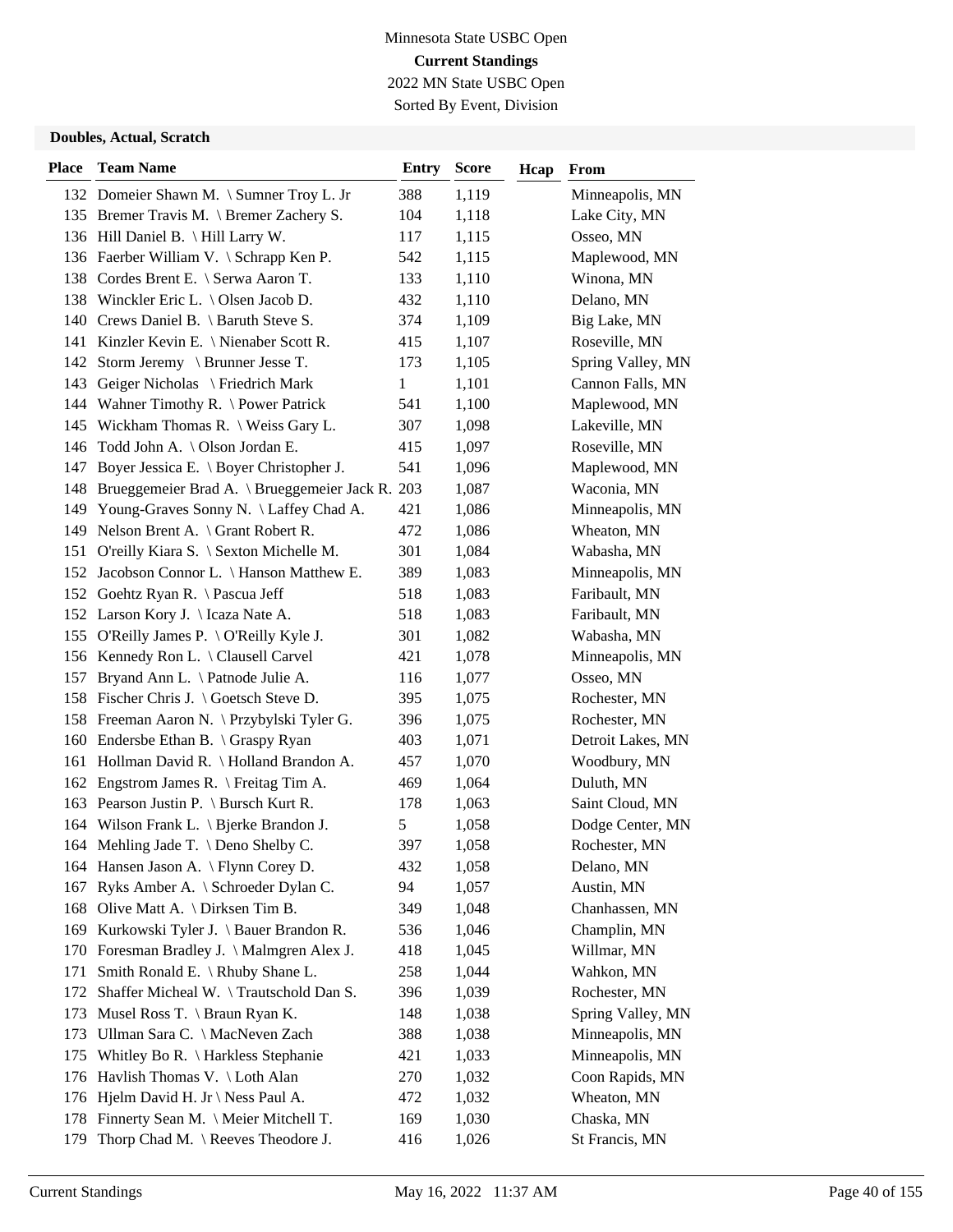Minnesota State USBC Open

**Current Standings**

2022 MN State USBC Open

Sorted By Event, Division

**Doubles, Actual, Scratch**

| Place | Team Name | Entry | Score | Hcap | From |
|---|---|---|---|---|---|
| 132 | Domeier Shawn M. \ Sumner Troy L. Jr | 388 | 1,119 | | Minneapolis, MN |
| 135 | Bremer Travis M. \ Bremer Zachery S. | 104 | 1,118 | | Lake City, MN |
| 136 | Hill Daniel B. \ Hill Larry W. | 117 | 1,115 | | Osseo, MN |
| 136 | Faerber William V. \ Schrapp Ken P. | 542 | 1,115 | | Maplewood, MN |
| 138 | Cordes Brent E. \ Serwa Aaron T. | 133 | 1,110 | | Winona, MN |
| 138 | Winckler Eric L. \ Olsen Jacob D. | 432 | 1,110 | | Delano, MN |
| 140 | Crews Daniel B. \ Baruth Steve S. | 374 | 1,109 | | Big Lake, MN |
| 141 | Kinzler Kevin E. \ Nienaber Scott R. | 415 | 1,107 | | Roseville, MN |
| 142 | Storm Jeremy \ Brunner Jesse T. | 173 | 1,105 | | Spring Valley, MN |
| 143 | Geiger Nicholas \ Friedrich Mark | 1 | 1,101 | | Cannon Falls, MN |
| 144 | Wahner Timothy R. \ Power Patrick | 541 | 1,100 | | Maplewood, MN |
| 145 | Wickham Thomas R. \ Weiss Gary L. | 307 | 1,098 | | Lakeville, MN |
| 146 | Todd John A. \ Olson Jordan E. | 415 | 1,097 | | Roseville, MN |
| 147 | Boyer Jessica E. \ Boyer Christopher J. | 541 | 1,096 | | Maplewood, MN |
| 148 | Brueggemeier Brad A. \ Brueggemeier Jack R. | 203 | 1,087 | | Waconia, MN |
| 149 | Young-Graves Sonny N. \ Laffey Chad A. | 421 | 1,086 | | Minneapolis, MN |
| 149 | Nelson Brent A. \ Grant Robert R. | 472 | 1,086 | | Wheaton, MN |
| 151 | O'reilly Kiara S. \ Sexton Michelle M. | 301 | 1,084 | | Wabasha, MN |
| 152 | Jacobson Connor L. \ Hanson Matthew E. | 389 | 1,083 | | Minneapolis, MN |
| 152 | Goehtz Ryan R. \ Pascua Jeff | 518 | 1,083 | | Faribault, MN |
| 152 | Larson Kory J. \ Icaza Nate A. | 518 | 1,083 | | Faribault, MN |
| 155 | O'Reilly James P. \ O'Reilly Kyle J. | 301 | 1,082 | | Wabasha, MN |
| 156 | Kennedy Ron L. \ Clausell Carvel | 421 | 1,078 | | Minneapolis, MN |
| 157 | Bryand Ann L. \ Patnode Julie A. | 116 | 1,077 | | Osseo, MN |
| 158 | Fischer Chris J. \ Goetsch Steve D. | 395 | 1,075 | | Rochester, MN |
| 158 | Freeman Aaron N. \ Przybylski Tyler G. | 396 | 1,075 | | Rochester, MN |
| 160 | Endersbe Ethan B. \ Graspy Ryan | 403 | 1,071 | | Detroit Lakes, MN |
| 161 | Hollman David R. \ Holland Brandon A. | 457 | 1,070 | | Woodbury, MN |
| 162 | Engstrom James R. \ Freitag Tim A. | 469 | 1,064 | | Duluth, MN |
| 163 | Pearson Justin P. \ Bursch Kurt R. | 178 | 1,063 | | Saint Cloud, MN |
| 164 | Wilson Frank L. \ Bjerke Brandon J. | 5 | 1,058 | | Dodge Center, MN |
| 164 | Mehling Jade T. \ Deno Shelby C. | 397 | 1,058 | | Rochester, MN |
| 164 | Hansen Jason A. \ Flynn Corey D. | 432 | 1,058 | | Delano, MN |
| 167 | Ryks Amber A. \ Schroeder Dylan C. | 94 | 1,057 | | Austin, MN |
| 168 | Olive Matt A. \ Dirksen Tim B. | 349 | 1,048 | | Chanhassen, MN |
| 169 | Kurkowski Tyler J. \ Bauer Brandon R. | 536 | 1,046 | | Champlin, MN |
| 170 | Foresman Bradley J. \ Malmgren Alex J. | 418 | 1,045 | | Willmar, MN |
| 171 | Smith Ronald E. \ Rhuby Shane L. | 258 | 1,044 | | Wahkon, MN |
| 172 | Shaffer Micheal W. \ Trautschold Dan S. | 396 | 1,039 | | Rochester, MN |
| 173 | Musel Ross T. \ Braun Ryan K. | 148 | 1,038 | | Spring Valley, MN |
| 173 | Ullman Sara C. \ MacNeven Zach | 388 | 1,038 | | Minneapolis, MN |
| 175 | Whitley Bo R. \ Harkless Stephanie | 421 | 1,033 | | Minneapolis, MN |
| 176 | Havlish Thomas V. \ Loth Alan | 270 | 1,032 | | Coon Rapids, MN |
| 176 | Hjelm David H. Jr \ Ness Paul A. | 472 | 1,032 | | Wheaton, MN |
| 178 | Finnerty Sean M. \ Meier Mitchell T. | 169 | 1,030 | | Chaska, MN |
| 179 | Thorp Chad M. \ Reeves Theodore J. | 416 | 1,026 | | St Francis, MN |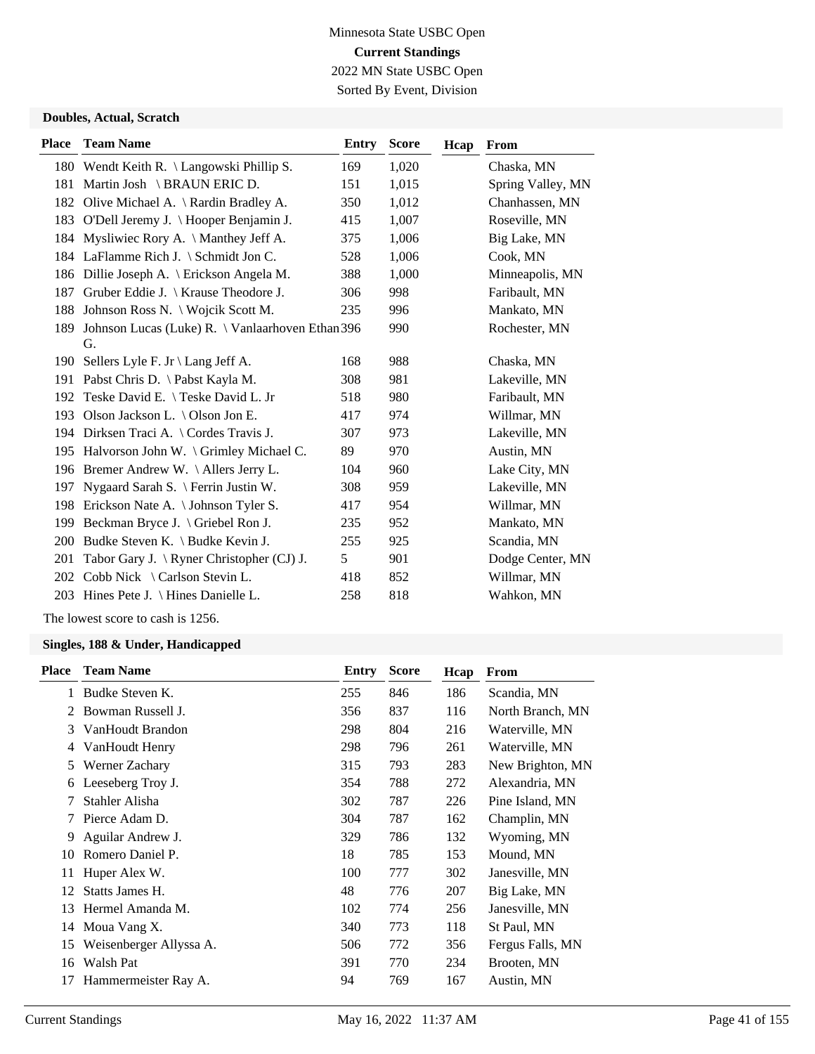Minnesota State USBC Open

**Current Standings**

2022 MN State USBC Open

Sorted By Event, Division

### Doubles, Actual, Scratch

| Place | Team Name | Entry | Score | Hcap | From |
|---|---|---|---|---|---|
| 180 | Wendt Keith R. \ Langowski Phillip S. | 169 | 1,020 | | Chaska, MN |
| 181 | Martin Josh \ BRAUN ERIC D. | 151 | 1,015 | | Spring Valley, MN |
| 182 | Olive Michael A. \ Rardin Bradley A. | 350 | 1,012 | | Chanhassen, MN |
| 183 | O'Dell Jeremy J. \ Hooper Benjamin J. | 415 | 1,007 | | Roseville, MN |
| 184 | Mysliwiec Rory A. \ Manthey Jeff A. | 375 | 1,006 | | Big Lake, MN |
| 184 | LaFlamme Rich J. \ Schmidt Jon C. | 528 | 1,006 | | Cook, MN |
| 186 | Dillie Joseph A. \ Erickson Angela M. | 388 | 1,000 | | Minneapolis, MN |
| 187 | Gruber Eddie J. \ Krause Theodore J. | 306 | 998 | | Faribault, MN |
| 188 | Johnson Ross N. \ Wojcik Scott M. | 235 | 996 | | Mankato, MN |
| 189 | Johnson Lucas (Luke) R. \ Vanlaarhoven Ethan G. | 396 | 990 | | Rochester, MN |
| 190 | Sellers Lyle F. Jr \ Lang Jeff A. | 168 | 988 | | Chaska, MN |
| 191 | Pabst Chris D. \ Pabst Kayla M. | 308 | 981 | | Lakeville, MN |
| 192 | Teske David E. \ Teske David L. Jr | 518 | 980 | | Faribault, MN |
| 193 | Olson Jackson L. \ Olson Jon E. | 417 | 974 | | Willmar, MN |
| 194 | Dirksen Traci A. \ Cordes Travis J. | 307 | 973 | | Lakeville, MN |
| 195 | Halvorson John W. \ Grimley Michael C. | 89 | 970 | | Austin, MN |
| 196 | Bremer Andrew W. \ Allers Jerry L. | 104 | 960 | | Lake City, MN |
| 197 | Nygaard Sarah S. \ Ferrin Justin W. | 308 | 959 | | Lakeville, MN |
| 198 | Erickson Nate A. \ Johnson Tyler S. | 417 | 954 | | Willmar, MN |
| 199 | Beckman Bryce J. \ Griebel Ron J. | 235 | 952 | | Mankato, MN |
| 200 | Budke Steven K. \ Budke Kevin J. | 255 | 925 | | Scandia, MN |
| 201 | Tabor Gary J. \ Ryner Christopher (CJ) J. | 5 | 901 | | Dodge Center, MN |
| 202 | Cobb Nick \ Carlson Stevin L. | 418 | 852 | | Willmar, MN |
| 203 | Hines Pete J. \ Hines Danielle L. | 258 | 818 | | Wahkon, MN |

The lowest score to cash is 1256.

### Singles, 188 & Under, Handicapped

| Place | Team Name | Entry | Score | Hcap | From |
|---|---|---|---|---|---|
| 1 | Budke Steven K. | 255 | 846 | 186 | Scandia, MN |
| 2 | Bowman Russell J. | 356 | 837 | 116 | North Branch, MN |
| 3 | VanHoudt Brandon | 298 | 804 | 216 | Waterville, MN |
| 4 | VanHoudt Henry | 298 | 796 | 261 | Waterville, MN |
| 5 | Werner Zachary | 315 | 793 | 283 | New Brighton, MN |
| 6 | Leeseberg Troy J. | 354 | 788 | 272 | Alexandria, MN |
| 7 | Stahler Alisha | 302 | 787 | 226 | Pine Island, MN |
| 7 | Pierce Adam D. | 304 | 787 | 162 | Champlin, MN |
| 9 | Aguilar Andrew J. | 329 | 786 | 132 | Wyoming, MN |
| 10 | Romero Daniel P. | 18 | 785 | 153 | Mound, MN |
| 11 | Huper Alex W. | 100 | 777 | 302 | Janesville, MN |
| 12 | Statts James H. | 48 | 776 | 207 | Big Lake, MN |
| 13 | Hermel Amanda M. | 102 | 774 | 256 | Janesville, MN |
| 14 | Moua Vang X. | 340 | 773 | 118 | St Paul, MN |
| 15 | Weisenberger Allyssa A. | 506 | 772 | 356 | Fergus Falls, MN |
| 16 | Walsh Pat | 391 | 770 | 234 | Brooten, MN |
| 17 | Hammermeister Ray A. | 94 | 769 | 167 | Austin, MN |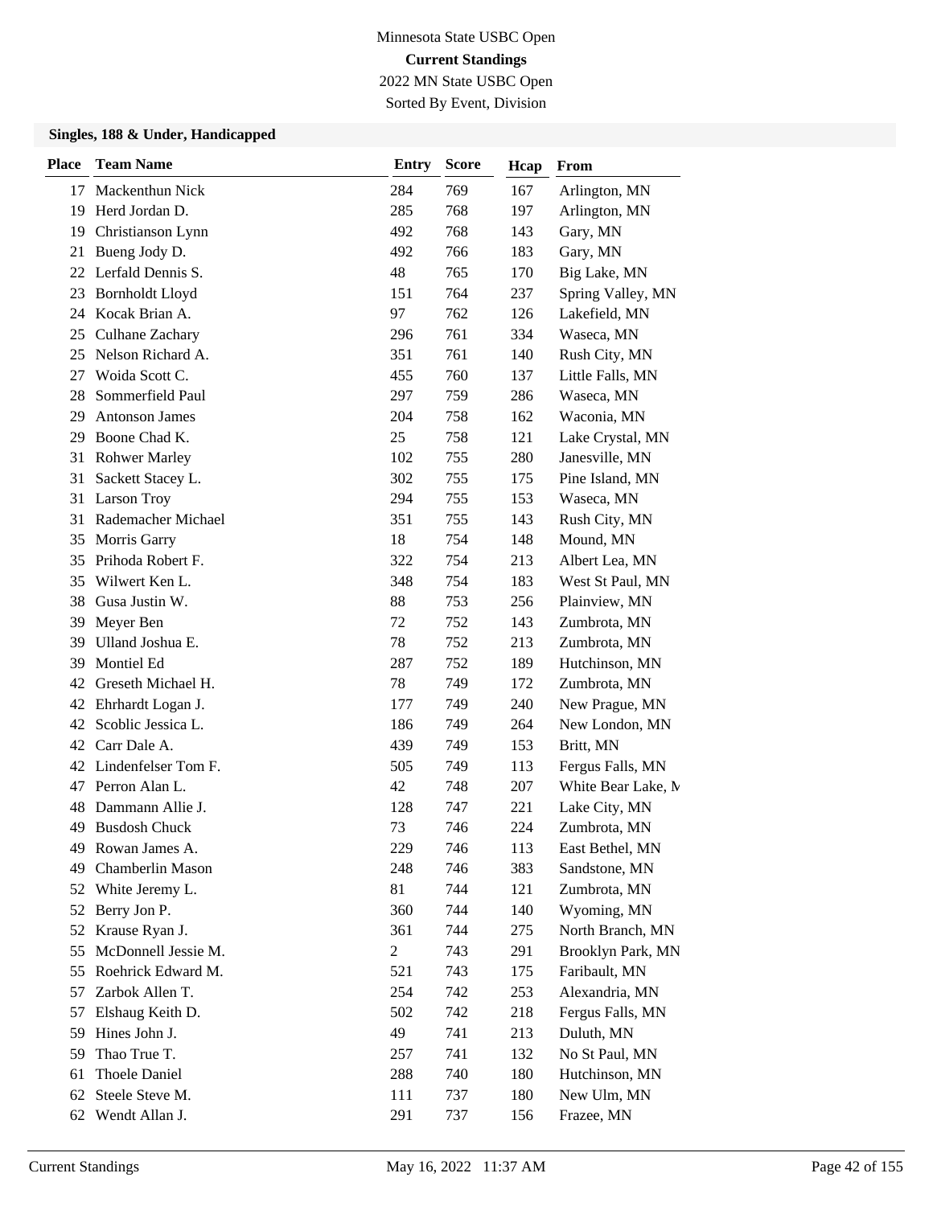Minnesota State USBC Open

**Current Standings**

2022 MN State USBC Open

Sorted By Event, Division

### Singles, 188 & Under, Handicapped

| Place | Team Name | Entry | Score | Hcap | From |
|---|---|---|---|---|---|
| 17 | Mackenthun Nick | 284 | 769 | 167 | Arlington, MN |
| 19 | Herd Jordan D. | 285 | 768 | 197 | Arlington, MN |
| 19 | Christianson Lynn | 492 | 768 | 143 | Gary, MN |
| 21 | Bueng Jody D. | 492 | 766 | 183 | Gary, MN |
| 22 | Lerfald Dennis S. | 48 | 765 | 170 | Big Lake, MN |
| 23 | Bornholdt Lloyd | 151 | 764 | 237 | Spring Valley, MN |
| 24 | Kocak Brian A. | 97 | 762 | 126 | Lakefield, MN |
| 25 | Culhane Zachary | 296 | 761 | 334 | Waseca, MN |
| 25 | Nelson Richard A. | 351 | 761 | 140 | Rush City, MN |
| 27 | Woida Scott C. | 455 | 760 | 137 | Little Falls, MN |
| 28 | Sommerfield Paul | 297 | 759 | 286 | Waseca, MN |
| 29 | Antonson James | 204 | 758 | 162 | Waconia, MN |
| 29 | Boone Chad K. | 25 | 758 | 121 | Lake Crystal, MN |
| 31 | Rohwer Marley | 102 | 755 | 280 | Janesville, MN |
| 31 | Sackett Stacey L. | 302 | 755 | 175 | Pine Island, MN |
| 31 | Larson Troy | 294 | 755 | 153 | Waseca, MN |
| 31 | Rademacher Michael | 351 | 755 | 143 | Rush City, MN |
| 35 | Morris Garry | 18 | 754 | 148 | Mound, MN |
| 35 | Prihoda Robert F. | 322 | 754 | 213 | Albert Lea, MN |
| 35 | Wilwert Ken L. | 348 | 754 | 183 | West St Paul, MN |
| 38 | Gusa Justin W. | 88 | 753 | 256 | Plainview, MN |
| 39 | Meyer Ben | 72 | 752 | 143 | Zumbrota, MN |
| 39 | Ulland Joshua E. | 78 | 752 | 213 | Zumbrota, MN |
| 39 | Montiel Ed | 287 | 752 | 189 | Hutchinson, MN |
| 42 | Greseth Michael H. | 78 | 749 | 172 | Zumbrota, MN |
| 42 | Ehrhardt Logan J. | 177 | 749 | 240 | New Prague, MN |
| 42 | Scoblic Jessica L. | 186 | 749 | 264 | New London, MN |
| 42 | Carr Dale A. | 439 | 749 | 153 | Britt, MN |
| 42 | Lindenfelser Tom F. | 505 | 749 | 113 | Fergus Falls, MN |
| 47 | Perron Alan L. | 42 | 748 | 207 | White Bear Lake, M |
| 48 | Dammann Allie J. | 128 | 747 | 221 | Lake City, MN |
| 49 | Busdosh Chuck | 73 | 746 | 224 | Zumbrota, MN |
| 49 | Rowan James A. | 229 | 746 | 113 | East Bethel, MN |
| 49 | Chamberlin Mason | 248 | 746 | 383 | Sandstone, MN |
| 52 | White Jeremy L. | 81 | 744 | 121 | Zumbrota, MN |
| 52 | Berry Jon P. | 360 | 744 | 140 | Wyoming, MN |
| 52 | Krause Ryan J. | 361 | 744 | 275 | North Branch, MN |
| 55 | McDonnell Jessie M. | 2 | 743 | 291 | Brooklyn Park, MN |
| 55 | Roehrick Edward M. | 521 | 743 | 175 | Faribault, MN |
| 57 | Zarbok Allen T. | 254 | 742 | 253 | Alexandria, MN |
| 57 | Elshaug Keith D. | 502 | 742 | 218 | Fergus Falls, MN |
| 59 | Hines John J. | 49 | 741 | 213 | Duluth, MN |
| 59 | Thao True T. | 257 | 741 | 132 | No St Paul, MN |
| 61 | Thoele Daniel | 288 | 740 | 180 | Hutchinson, MN |
| 62 | Steele Steve M. | 111 | 737 | 180 | New Ulm, MN |
| 62 | Wendt Allan J. | 291 | 737 | 156 | Frazee, MN |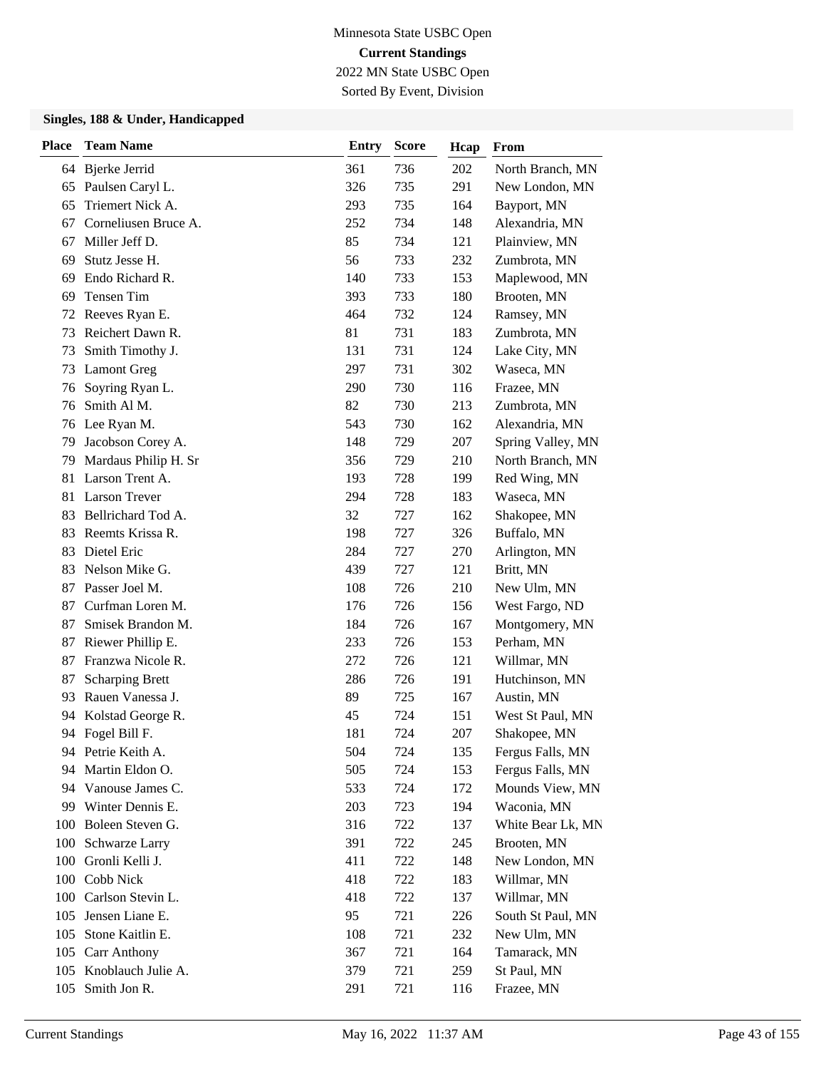Minnesota State USBC Open

**Current Standings**

2022 MN State USBC Open

Sorted By Event, Division

### Singles, 188 & Under, Handicapped

| Place | Team Name | Entry | Score | Hcap | From |
|---|---|---|---|---|---|
| 64 | Bjerke Jerrid | 361 | 736 | 202 | North Branch, MN |
| 65 | Paulsen Caryl L. | 326 | 735 | 291 | New London, MN |
| 65 | Triemert Nick A. | 293 | 735 | 164 | Bayport, MN |
| 67 | Corneliusen Bruce A. | 252 | 734 | 148 | Alexandria, MN |
| 67 | Miller Jeff D. | 85 | 734 | 121 | Plainview, MN |
| 69 | Stutz Jesse H. | 56 | 733 | 232 | Zumbrota, MN |
| 69 | Endo Richard R. | 140 | 733 | 153 | Maplewood, MN |
| 69 | Tensen Tim | 393 | 733 | 180 | Brooten, MN |
| 72 | Reeves Ryan E. | 464 | 732 | 124 | Ramsey, MN |
| 73 | Reichert Dawn R. | 81 | 731 | 183 | Zumbrota, MN |
| 73 | Smith Timothy J. | 131 | 731 | 124 | Lake City, MN |
| 73 | Lamont Greg | 297 | 731 | 302 | Waseca, MN |
| 76 | Soyring Ryan L. | 290 | 730 | 116 | Frazee, MN |
| 76 | Smith Al M. | 82 | 730 | 213 | Zumbrota, MN |
| 76 | Lee Ryan M. | 543 | 730 | 162 | Alexandria, MN |
| 79 | Jacobson Corey A. | 148 | 729 | 207 | Spring Valley, MN |
| 79 | Mardaus Philip H. Sr | 356 | 729 | 210 | North Branch, MN |
| 81 | Larson Trent A. | 193 | 728 | 199 | Red Wing, MN |
| 81 | Larson Trever | 294 | 728 | 183 | Waseca, MN |
| 83 | Bellrichard Tod A. | 32 | 727 | 162 | Shakopee, MN |
| 83 | Reemts Krissa R. | 198 | 727 | 326 | Buffalo, MN |
| 83 | Dietel Eric | 284 | 727 | 270 | Arlington, MN |
| 83 | Nelson Mike G. | 439 | 727 | 121 | Britt, MN |
| 87 | Passer Joel M. | 108 | 726 | 210 | New Ulm, MN |
| 87 | Curfman Loren M. | 176 | 726 | 156 | West Fargo, ND |
| 87 | Smisek Brandon M. | 184 | 726 | 167 | Montgomery, MN |
| 87 | Riewer Phillip E. | 233 | 726 | 153 | Perham, MN |
| 87 | Franzwa Nicole R. | 272 | 726 | 121 | Willmar, MN |
| 87 | Scharping Brett | 286 | 726 | 191 | Hutchinson, MN |
| 93 | Rauen Vanessa J. | 89 | 725 | 167 | Austin, MN |
| 94 | Kolstad George R. | 45 | 724 | 151 | West St Paul, MN |
| 94 | Fogel Bill F. | 181 | 724 | 207 | Shakopee, MN |
| 94 | Petrie Keith A. | 504 | 724 | 135 | Fergus Falls, MN |
| 94 | Martin Eldon O. | 505 | 724 | 153 | Fergus Falls, MN |
| 94 | Vanouse James C. | 533 | 724 | 172 | Mounds View, MN |
| 99 | Winter Dennis E. | 203 | 723 | 194 | Waconia, MN |
| 100 | Boleen Steven G. | 316 | 722 | 137 | White Bear Lk, MN |
| 100 | Schwarze Larry | 391 | 722 | 245 | Brooten, MN |
| 100 | Gronli Kelli J. | 411 | 722 | 148 | New London, MN |
| 100 | Cobb Nick | 418 | 722 | 183 | Willmar, MN |
| 100 | Carlson Stevin L. | 418 | 722 | 137 | Willmar, MN |
| 105 | Jensen Liane E. | 95 | 721 | 226 | South St Paul, MN |
| 105 | Stone Kaitlin E. | 108 | 721 | 232 | New Ulm, MN |
| 105 | Carr Anthony | 367 | 721 | 164 | Tamarack, MN |
| 105 | Knoblauch Julie A. | 379 | 721 | 259 | St Paul, MN |
| 105 | Smith Jon R. | 291 | 721 | 116 | Frazee, MN |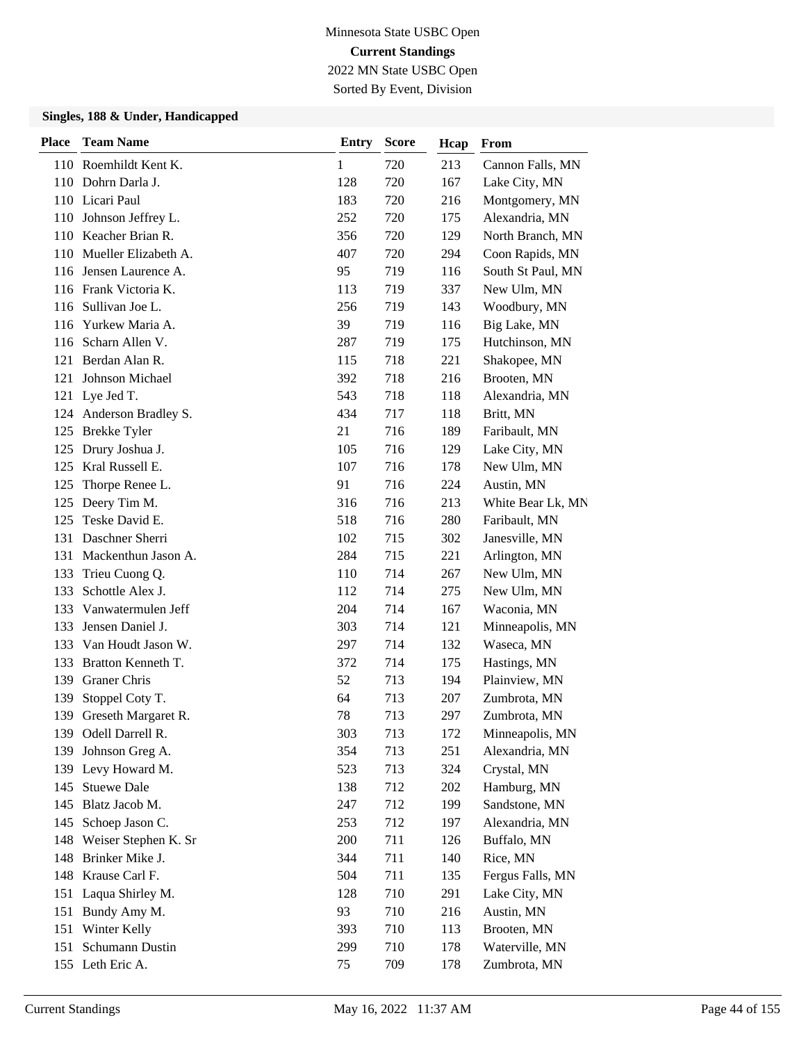Minnesota State USBC Open

**Current Standings**

2022 MN State USBC Open

Sorted By Event, Division

### Singles, 188 & Under, Handicapped

| Place | Team Name | Entry | Score | Hcap | From |
|---|---|---|---|---|---|
| 110 | Roemhildt Kent K. | 1 | 720 | 213 | Cannon Falls, MN |
| 110 | Dohrn Darla J. | 128 | 720 | 167 | Lake City, MN |
| 110 | Licari Paul | 183 | 720 | 216 | Montgomery, MN |
| 110 | Johnson Jeffrey L. | 252 | 720 | 175 | Alexandria, MN |
| 110 | Keacher Brian R. | 356 | 720 | 129 | North Branch, MN |
| 110 | Mueller Elizabeth A. | 407 | 720 | 294 | Coon Rapids, MN |
| 116 | Jensen Laurence A. | 95 | 719 | 116 | South St Paul, MN |
| 116 | Frank Victoria K. | 113 | 719 | 337 | New Ulm, MN |
| 116 | Sullivan Joe L. | 256 | 719 | 143 | Woodbury, MN |
| 116 | Yurkew Maria A. | 39 | 719 | 116 | Big Lake, MN |
| 116 | Scharn Allen V. | 287 | 719 | 175 | Hutchinson, MN |
| 121 | Berdan Alan R. | 115 | 718 | 221 | Shakopee, MN |
| 121 | Johnson Michael | 392 | 718 | 216 | Brooten, MN |
| 121 | Lye Jed T. | 543 | 718 | 118 | Alexandria, MN |
| 124 | Anderson Bradley S. | 434 | 717 | 118 | Britt, MN |
| 125 | Brekke Tyler | 21 | 716 | 189 | Faribault, MN |
| 125 | Drury Joshua J. | 105 | 716 | 129 | Lake City, MN |
| 125 | Kral Russell E. | 107 | 716 | 178 | New Ulm, MN |
| 125 | Thorpe Renee L. | 91 | 716 | 224 | Austin, MN |
| 125 | Deery Tim M. | 316 | 716 | 213 | White Bear Lk, MN |
| 125 | Teske David E. | 518 | 716 | 280 | Faribault, MN |
| 131 | Daschner Sherri | 102 | 715 | 302 | Janesville, MN |
| 131 | Mackenthun Jason A. | 284 | 715 | 221 | Arlington, MN |
| 133 | Trieu Cuong Q. | 110 | 714 | 267 | New Ulm, MN |
| 133 | Schottle Alex J. | 112 | 714 | 275 | New Ulm, MN |
| 133 | Vanwatermulen Jeff | 204 | 714 | 167 | Waconia, MN |
| 133 | Jensen Daniel J. | 303 | 714 | 121 | Minneapolis, MN |
| 133 | Van Houdt Jason W. | 297 | 714 | 132 | Waseca, MN |
| 133 | Bratton Kenneth T. | 372 | 714 | 175 | Hastings, MN |
| 139 | Graner Chris | 52 | 713 | 194 | Plainview, MN |
| 139 | Stoppel Coty T. | 64 | 713 | 207 | Zumbrota, MN |
| 139 | Greseth Margaret R. | 78 | 713 | 297 | Zumbrota, MN |
| 139 | Odell Darrell R. | 303 | 713 | 172 | Minneapolis, MN |
| 139 | Johnson Greg A. | 354 | 713 | 251 | Alexandria, MN |
| 139 | Levy Howard M. | 523 | 713 | 324 | Crystal, MN |
| 145 | Stuewe Dale | 138 | 712 | 202 | Hamburg, MN |
| 145 | Blatz Jacob M. | 247 | 712 | 199 | Sandstone, MN |
| 145 | Schoep Jason C. | 253 | 712 | 197 | Alexandria, MN |
| 148 | Weiser Stephen K. Sr | 200 | 711 | 126 | Buffalo, MN |
| 148 | Brinker Mike J. | 344 | 711 | 140 | Rice, MN |
| 148 | Krause Carl F. | 504 | 711 | 135 | Fergus Falls, MN |
| 151 | Laqua Shirley M. | 128 | 710 | 291 | Lake City, MN |
| 151 | Bundy Amy M. | 93 | 710 | 216 | Austin, MN |
| 151 | Winter Kelly | 393 | 710 | 113 | Brooten, MN |
| 151 | Schumann Dustin | 299 | 710 | 178 | Waterville, MN |
| 155 | Leth Eric A. | 75 | 709 | 178 | Zumbrota, MN |

Current Standings May 16, 2022 11:37 AM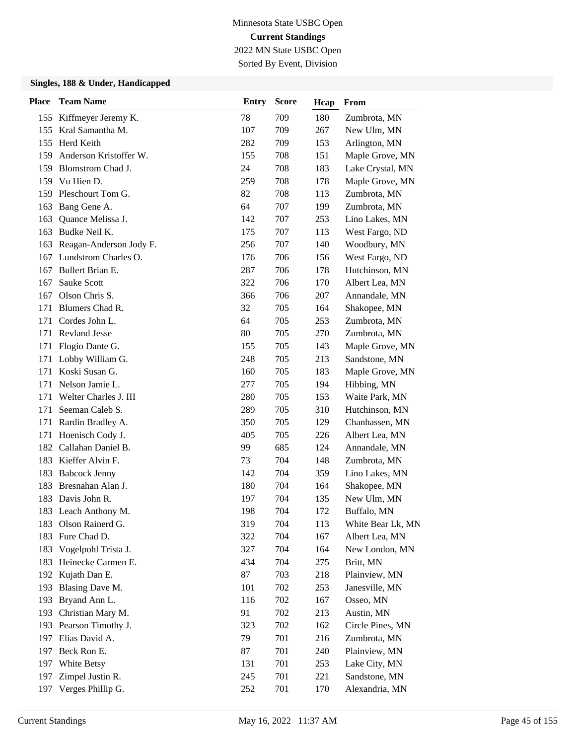Minnesota State USBC Open
**Current Standings**
2022 MN State USBC Open
Sorted By Event, Division

### Singles, 188 & Under, Handicapped

| Place | Team Name | Entry | Score | Hcap | From |
|---|---|---|---|---|---|
| 155 | Kiffmeyer Jeremy K. | 78 | 709 | 180 | Zumbrota, MN |
| 155 | Kral Samantha M. | 107 | 709 | 267 | New Ulm, MN |
| 155 | Herd Keith | 282 | 709 | 153 | Arlington, MN |
| 159 | Anderson Kristoffer W. | 155 | 708 | 151 | Maple Grove, MN |
| 159 | Blomstrom Chad J. | 24 | 708 | 183 | Lake Crystal, MN |
| 159 | Vu Hien D. | 259 | 708 | 178 | Maple Grove, MN |
| 159 | Pleschourt Tom G. | 82 | 708 | 113 | Zumbrota, MN |
| 163 | Bang Gene A. | 64 | 707 | 199 | Zumbrota, MN |
| 163 | Quance Melissa J. | 142 | 707 | 253 | Lino Lakes, MN |
| 163 | Budke Neil K. | 175 | 707 | 113 | West Fargo, ND |
| 163 | Reagan-Anderson Jody F. | 256 | 707 | 140 | Woodbury, MN |
| 167 | Lundstrom Charles O. | 176 | 706 | 156 | West Fargo, ND |
| 167 | Bullert Brian E. | 287 | 706 | 178 | Hutchinson, MN |
| 167 | Sauke Scott | 322 | 706 | 170 | Albert Lea, MN |
| 167 | Olson Chris S. | 366 | 706 | 207 | Annandale, MN |
| 171 | Blumers Chad R. | 32 | 705 | 164 | Shakopee, MN |
| 171 | Cordes John L. | 64 | 705 | 253 | Zumbrota, MN |
| 171 | Revland Jesse | 80 | 705 | 270 | Zumbrota, MN |
| 171 | Flogio Dante G. | 155 | 705 | 143 | Maple Grove, MN |
| 171 | Lobby William G. | 248 | 705 | 213 | Sandstone, MN |
| 171 | Koski Susan G. | 160 | 705 | 183 | Maple Grove, MN |
| 171 | Nelson Jamie L. | 277 | 705 | 194 | Hibbing, MN |
| 171 | Welter Charles J. III | 280 | 705 | 153 | Waite Park, MN |
| 171 | Seeman Caleb S. | 289 | 705 | 310 | Hutchinson, MN |
| 171 | Rardin Bradley A. | 350 | 705 | 129 | Chanhassen, MN |
| 171 | Hoenisch Cody J. | 405 | 705 | 226 | Albert Lea, MN |
| 182 | Callahan Daniel B. | 99 | 685 | 124 | Annandale, MN |
| 183 | Kieffer Alvin F. | 73 | 704 | 148 | Zumbrota, MN |
| 183 | Babcock Jenny | 142 | 704 | 359 | Lino Lakes, MN |
| 183 | Bresnahan Alan J. | 180 | 704 | 164 | Shakopee, MN |
| 183 | Davis John R. | 197 | 704 | 135 | New Ulm, MN |
| 183 | Leach Anthony M. | 198 | 704 | 172 | Buffalo, MN |
| 183 | Olson Rainerd G. | 319 | 704 | 113 | White Bear Lk, MN |
| 183 | Fure Chad D. | 322 | 704 | 167 | Albert Lea, MN |
| 183 | Vogelpohl Trista J. | 327 | 704 | 164 | New London, MN |
| 183 | Heinecke Carmen E. | 434 | 704 | 275 | Britt, MN |
| 192 | Kujath Dan E. | 87 | 703 | 218 | Plainview, MN |
| 193 | Blasing Dave M. | 101 | 702 | 253 | Janesville, MN |
| 193 | Bryand Ann L. | 116 | 702 | 167 | Osseo, MN |
| 193 | Christian Mary M. | 91 | 702 | 213 | Austin, MN |
| 193 | Pearson Timothy J. | 323 | 702 | 162 | Circle Pines, MN |
| 197 | Elias David A. | 79 | 701 | 216 | Zumbrota, MN |
| 197 | Beck Ron E. | 87 | 701 | 240 | Plainview, MN |
| 197 | White Betsy | 131 | 701 | 253 | Lake City, MN |
| 197 | Zimpel Justin R. | 245 | 701 | 221 | Sandstone, MN |
| 197 | Verges Phillip G. | 252 | 701 | 170 | Alexandria, MN |

Current Standings May 16, 2022 11:37 AM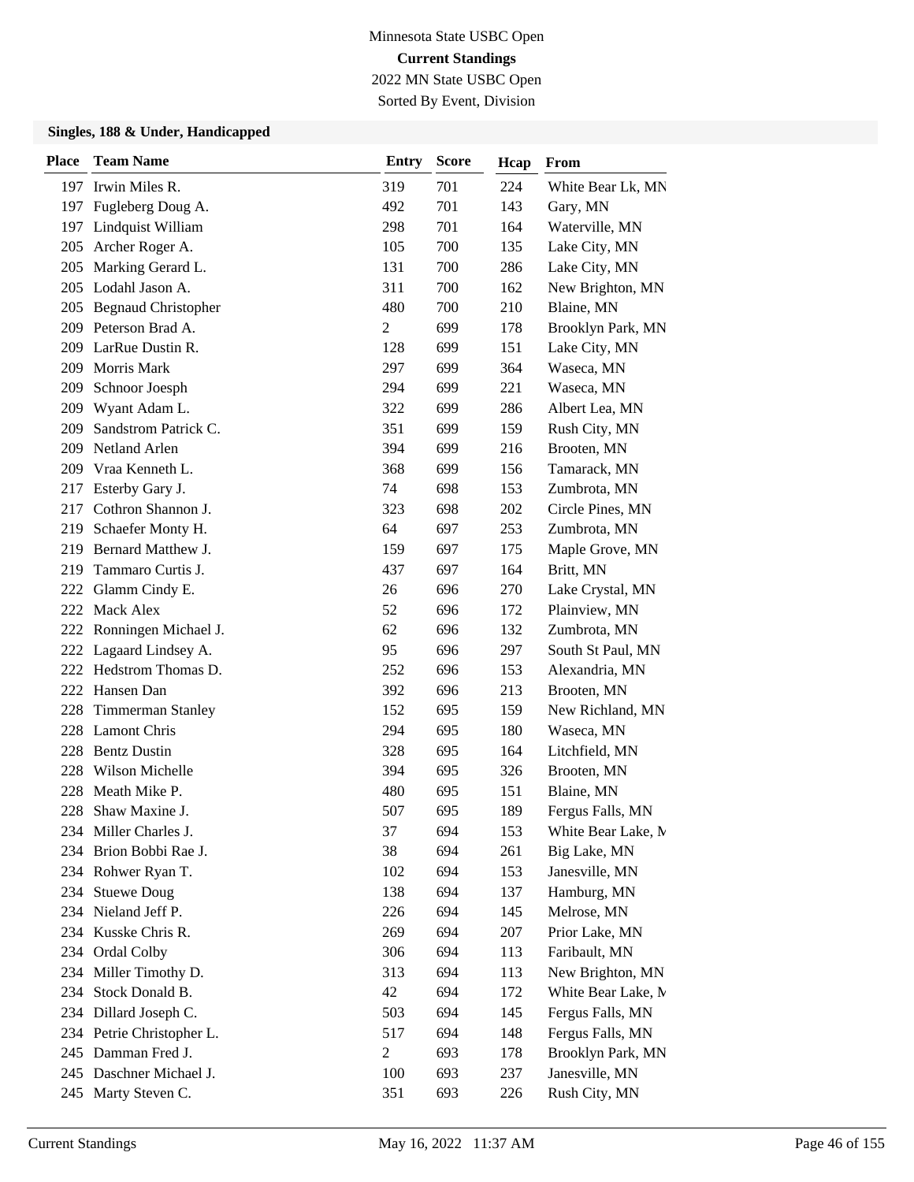Minnesota State USBC Open
**Current Standings**
2022 MN State USBC Open
Sorted By Event, Division

### Singles, 188 & Under, Handicapped

| Place | Team Name | Entry | Score | Hcap | From |
|---|---|---|---|---|---|
| 197 | Irwin Miles R. | 319 | 701 | 224 | White Bear Lk, MN |
| 197 | Fugleberg Doug A. | 492 | 701 | 143 | Gary, MN |
| 197 | Lindquist William | 298 | 701 | 164 | Waterville, MN |
| 205 | Archer Roger A. | 105 | 700 | 135 | Lake City, MN |
| 205 | Marking Gerard L. | 131 | 700 | 286 | Lake City, MN |
| 205 | Lodahl Jason A. | 311 | 700 | 162 | New Brighton, MN |
| 205 | Begnaud Christopher | 480 | 700 | 210 | Blaine, MN |
| 209 | Peterson Brad A. | 2 | 699 | 178 | Brooklyn Park, MN |
| 209 | LarRue Dustin R. | 128 | 699 | 151 | Lake City, MN |
| 209 | Morris Mark | 297 | 699 | 364 | Waseca, MN |
| 209 | Schnoor Joesph | 294 | 699 | 221 | Waseca, MN |
| 209 | Wyant Adam L. | 322 | 699 | 286 | Albert Lea, MN |
| 209 | Sandstrom Patrick C. | 351 | 699 | 159 | Rush City, MN |
| 209 | Netland Arlen | 394 | 699 | 216 | Brooten, MN |
| 209 | Vraa Kenneth L. | 368 | 699 | 156 | Tamarack, MN |
| 217 | Esterby Gary J. | 74 | 698 | 153 | Zumbrota, MN |
| 217 | Cothron Shannon J. | 323 | 698 | 202 | Circle Pines, MN |
| 219 | Schaefer Monty H. | 64 | 697 | 253 | Zumbrota, MN |
| 219 | Bernard Matthew J. | 159 | 697 | 175 | Maple Grove, MN |
| 219 | Tammaro Curtis J. | 437 | 697 | 164 | Britt, MN |
| 222 | Glamm Cindy E. | 26 | 696 | 270 | Lake Crystal, MN |
| 222 | Mack Alex | 52 | 696 | 172 | Plainview, MN |
| 222 | Ronningen Michael J. | 62 | 696 | 132 | Zumbrota, MN |
| 222 | Lagaard Lindsey A. | 95 | 696 | 297 | South St Paul, MN |
| 222 | Hedstrom Thomas D. | 252 | 696 | 153 | Alexandria, MN |
| 222 | Hansen Dan | 392 | 696 | 213 | Brooten, MN |
| 228 | Timmerman Stanley | 152 | 695 | 159 | New Richland, MN |
| 228 | Lamont Chris | 294 | 695 | 180 | Waseca, MN |
| 228 | Bentz Dustin | 328 | 695 | 164 | Litchfield, MN |
| 228 | Wilson Michelle | 394 | 695 | 326 | Brooten, MN |
| 228 | Meath Mike P. | 480 | 695 | 151 | Blaine, MN |
| 228 | Shaw Maxine J. | 507 | 695 | 189 | Fergus Falls, MN |
| 234 | Miller Charles J. | 37 | 694 | 153 | White Bear Lake, M |
| 234 | Brion Bobbi Rae J. | 38 | 694 | 261 | Big Lake, MN |
| 234 | Rohwer Ryan T. | 102 | 694 | 153 | Janesville, MN |
| 234 | Stuewe Doug | 138 | 694 | 137 | Hamburg, MN |
| 234 | Nieland Jeff P. | 226 | 694 | 145 | Melrose, MN |
| 234 | Kusske Chris R. | 269 | 694 | 207 | Prior Lake, MN |
| 234 | Ordal Colby | 306 | 694 | 113 | Faribault, MN |
| 234 | Miller Timothy D. | 313 | 694 | 113 | New Brighton, MN |
| 234 | Stock Donald B. | 42 | 694 | 172 | White Bear Lake, M |
| 234 | Dillard Joseph C. | 503 | 694 | 145 | Fergus Falls, MN |
| 234 | Petrie Christopher L. | 517 | 694 | 148 | Fergus Falls, MN |
| 245 | Damman Fred J. | 2 | 693 | 178 | Brooklyn Park, MN |
| 245 | Daschner Michael J. | 100 | 693 | 237 | Janesville, MN |
| 245 | Marty Steven C. | 351 | 693 | 226 | Rush City, MN |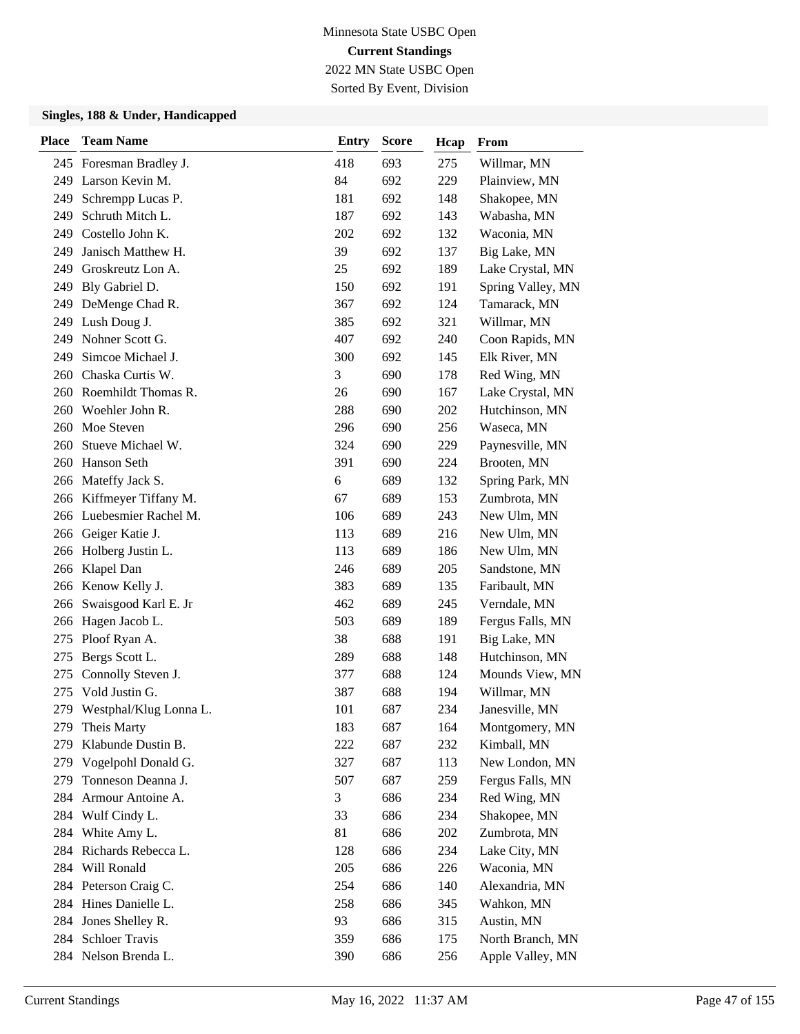Minnesota State USBC Open

**Current Standings**

2022 MN State USBC Open

Sorted By Event, Division

### Singles, 188 & Under, Handicapped

| Place | Team Name | Entry | Score | Hcap | From |
|---|---|---|---|---|---|
| 245 | Foresman Bradley J. | 418 | 693 | 275 | Willmar, MN |
| 249 | Larson Kevin M. | 84 | 692 | 229 | Plainview, MN |
| 249 | Schrempp Lucas P. | 181 | 692 | 148 | Shakopee, MN |
| 249 | Schruth Mitch L. | 187 | 692 | 143 | Wabasha, MN |
| 249 | Costello John K. | 202 | 692 | 132 | Waconia, MN |
| 249 | Janisch Matthew H. | 39 | 692 | 137 | Big Lake, MN |
| 249 | Groskreutz Lon A. | 25 | 692 | 189 | Lake Crystal, MN |
| 249 | Bly Gabriel D. | 150 | 692 | 191 | Spring Valley, MN |
| 249 | DeMenge Chad R. | 367 | 692 | 124 | Tamarack, MN |
| 249 | Lush Doug J. | 385 | 692 | 321 | Willmar, MN |
| 249 | Nohner Scott G. | 407 | 692 | 240 | Coon Rapids, MN |
| 249 | Simcoe Michael J. | 300 | 692 | 145 | Elk River, MN |
| 260 | Chaska Curtis W. | 3 | 690 | 178 | Red Wing, MN |
| 260 | Roemhildt Thomas R. | 26 | 690 | 167 | Lake Crystal, MN |
| 260 | Woehler John R. | 288 | 690 | 202 | Hutchinson, MN |
| 260 | Moe Steven | 296 | 690 | 256 | Waseca, MN |
| 260 | Stueve Michael W. | 324 | 690 | 229 | Paynesville, MN |
| 260 | Hanson Seth | 391 | 690 | 224 | Brooten, MN |
| 266 | Mateffy Jack S. | 6 | 689 | 132 | Spring Park, MN |
| 266 | Kiffmeyer Tiffany M. | 67 | 689 | 153 | Zumbrota, MN |
| 266 | Luebesmier Rachel M. | 106 | 689 | 243 | New Ulm, MN |
| 266 | Geiger Katie J. | 113 | 689 | 216 | New Ulm, MN |
| 266 | Holberg Justin L. | 113 | 689 | 186 | New Ulm, MN |
| 266 | Klapel Dan | 246 | 689 | 205 | Sandstone, MN |
| 266 | Kenow Kelly J. | 383 | 689 | 135 | Faribault, MN |
| 266 | Swaisgood Karl E. Jr | 462 | 689 | 245 | Verndale, MN |
| 266 | Hagen Jacob L. | 503 | 689 | 189 | Fergus Falls, MN |
| 275 | Ploof Ryan A. | 38 | 688 | 191 | Big Lake, MN |
| 275 | Bergs Scott L. | 289 | 688 | 148 | Hutchinson, MN |
| 275 | Connolly Steven J. | 377 | 688 | 124 | Mounds View, MN |
| 275 | Vold Justin G. | 387 | 688 | 194 | Willmar, MN |
| 279 | Westphal/Klug Lonna L. | 101 | 687 | 234 | Janesville, MN |
| 279 | Theis Marty | 183 | 687 | 164 | Montgomery, MN |
| 279 | Klabunde Dustin B. | 222 | 687 | 232 | Kimball, MN |
| 279 | Vogelpohl Donald G. | 327 | 687 | 113 | New London, MN |
| 279 | Tonneson Deanna J. | 507 | 687 | 259 | Fergus Falls, MN |
| 284 | Armour Antoine A. | 3 | 686 | 234 | Red Wing, MN |
| 284 | Wulf Cindy L. | 33 | 686 | 234 | Shakopee, MN |
| 284 | White Amy L. | 81 | 686 | 202 | Zumbrota, MN |
| 284 | Richards Rebecca L. | 128 | 686 | 234 | Lake City, MN |
| 284 | Will Ronald | 205 | 686 | 226 | Waconia, MN |
| 284 | Peterson Craig C. | 254 | 686 | 140 | Alexandria, MN |
| 284 | Hines Danielle L. | 258 | 686 | 345 | Wahkon, MN |
| 284 | Jones Shelley R. | 93 | 686 | 315 | Austin, MN |
| 284 | Schloer Travis | 359 | 686 | 175 | North Branch, MN |
| 284 | Nelson Brenda L. | 390 | 686 | 256 | Apple Valley, MN |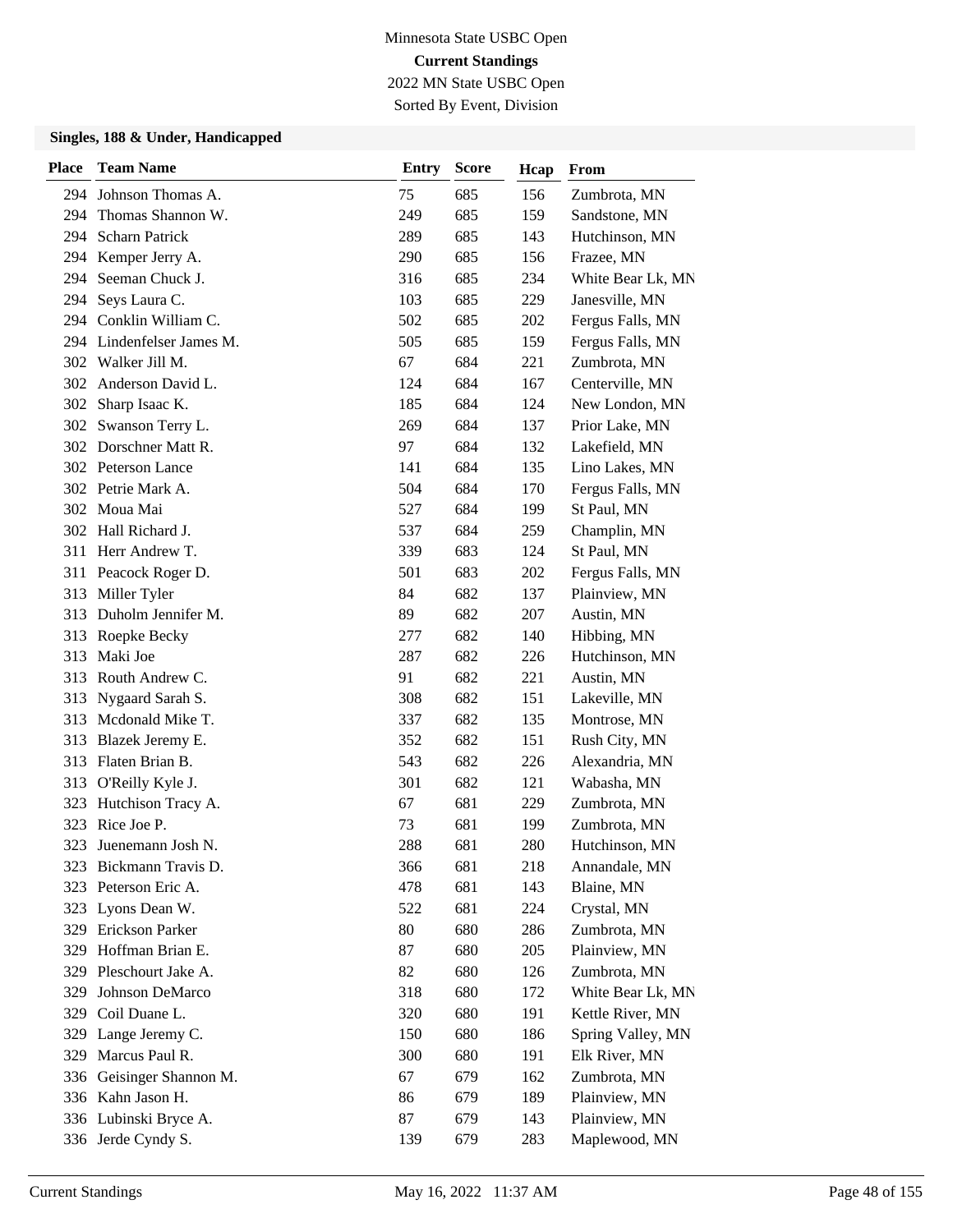Minnesota State USBC Open

**Current Standings**

2022 MN State USBC Open

Sorted By Event, Division

### Singles, 188 & Under, Handicapped

| Place | Team Name | Entry | Score | Hcap | From |
|---|---|---|---|---|---|
| 294 | Johnson Thomas A. | 75 | 685 | 156 | Zumbrota, MN |
| 294 | Thomas Shannon W. | 249 | 685 | 159 | Sandstone, MN |
| 294 | Scharn Patrick | 289 | 685 | 143 | Hutchinson, MN |
| 294 | Kemper Jerry A. | 290 | 685 | 156 | Frazee, MN |
| 294 | Seeman Chuck J. | 316 | 685 | 234 | White Bear Lk, MN |
| 294 | Seys Laura C. | 103 | 685 | 229 | Janesville, MN |
| 294 | Conklin William C. | 502 | 685 | 202 | Fergus Falls, MN |
| 294 | Lindenfelser James M. | 505 | 685 | 159 | Fergus Falls, MN |
| 302 | Walker Jill M. | 67 | 684 | 221 | Zumbrota, MN |
| 302 | Anderson David L. | 124 | 684 | 167 | Centerville, MN |
| 302 | Sharp Isaac K. | 185 | 684 | 124 | New London, MN |
| 302 | Swanson Terry L. | 269 | 684 | 137 | Prior Lake, MN |
| 302 | Dorschner Matt R. | 97 | 684 | 132 | Lakefield, MN |
| 302 | Peterson Lance | 141 | 684 | 135 | Lino Lakes, MN |
| 302 | Petrie Mark A. | 504 | 684 | 170 | Fergus Falls, MN |
| 302 | Moua Mai | 527 | 684 | 199 | St Paul, MN |
| 302 | Hall Richard J. | 537 | 684 | 259 | Champlin, MN |
| 311 | Herr Andrew T. | 339 | 683 | 124 | St Paul, MN |
| 311 | Peacock Roger D. | 501 | 683 | 202 | Fergus Falls, MN |
| 313 | Miller Tyler | 84 | 682 | 137 | Plainview, MN |
| 313 | Duholm Jennifer M. | 89 | 682 | 207 | Austin, MN |
| 313 | Roepke Becky | 277 | 682 | 140 | Hibbing, MN |
| 313 | Maki Joe | 287 | 682 | 226 | Hutchinson, MN |
| 313 | Routh Andrew C. | 91 | 682 | 221 | Austin, MN |
| 313 | Nygaard Sarah S. | 308 | 682 | 151 | Lakeville, MN |
| 313 | Mcdonald Mike T. | 337 | 682 | 135 | Montrose, MN |
| 313 | Blazek Jeremy E. | 352 | 682 | 151 | Rush City, MN |
| 313 | Flaten Brian B. | 543 | 682 | 226 | Alexandria, MN |
| 313 | O'Reilly Kyle J. | 301 | 682 | 121 | Wabasha, MN |
| 323 | Hutchison Tracy A. | 67 | 681 | 229 | Zumbrota, MN |
| 323 | Rice Joe P. | 73 | 681 | 199 | Zumbrota, MN |
| 323 | Juenemann Josh N. | 288 | 681 | 280 | Hutchinson, MN |
| 323 | Bickmann Travis D. | 366 | 681 | 218 | Annandale, MN |
| 323 | Peterson Eric A. | 478 | 681 | 143 | Blaine, MN |
| 323 | Lyons Dean W. | 522 | 681 | 224 | Crystal, MN |
| 329 | Erickson Parker | 80 | 680 | 286 | Zumbrota, MN |
| 329 | Hoffman Brian E. | 87 | 680 | 205 | Plainview, MN |
| 329 | Pleschourt Jake A. | 82 | 680 | 126 | Zumbrota, MN |
| 329 | Johnson DeMarco | 318 | 680 | 172 | White Bear Lk, MN |
| 329 | Coil Duane L. | 320 | 680 | 191 | Kettle River, MN |
| 329 | Lange Jeremy C. | 150 | 680 | 186 | Spring Valley, MN |
| 329 | Marcus Paul R. | 300 | 680 | 191 | Elk River, MN |
| 336 | Geisinger Shannon M. | 67 | 679 | 162 | Zumbrota, MN |
| 336 | Kahn Jason H. | 86 | 679 | 189 | Plainview, MN |
| 336 | Lubinski Bryce A. | 87 | 679 | 143 | Plainview, MN |
| 336 | Jerde Cyndy S. | 139 | 679 | 283 | Maplewood, MN |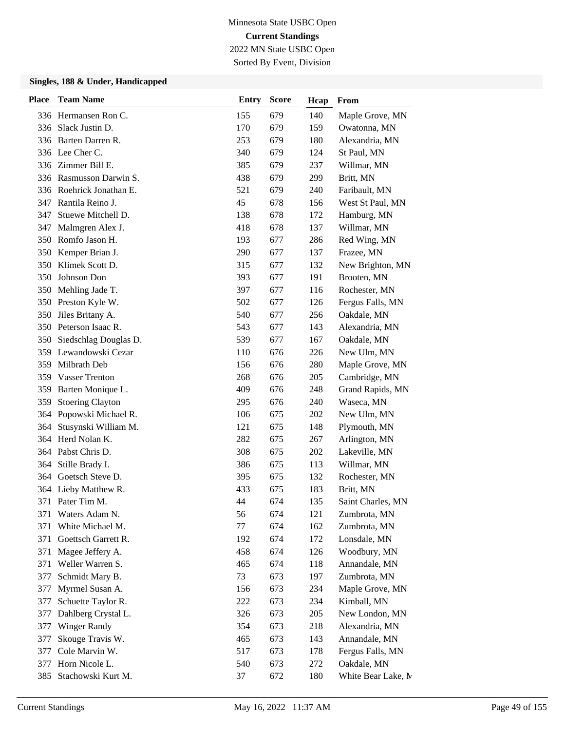Minnesota State USBC Open
**Current Standings**
2022 MN State USBC Open
Sorted By Event, Division

### Singles, 188 & Under, Handicapped

| Place | Team Name | Entry | Score | Hcap | From |
|---|---|---|---|---|---|
| 336 | Hermansen Ron C. | 155 | 679 | 140 | Maple Grove, MN |
| 336 | Slack Justin D. | 170 | 679 | 159 | Owatonna, MN |
| 336 | Barten Darren R. | 253 | 679 | 180 | Alexandria, MN |
| 336 | Lee Cher C. | 340 | 679 | 124 | St Paul, MN |
| 336 | Zimmer Bill E. | 385 | 679 | 237 | Willmar, MN |
| 336 | Rasmusson Darwin S. | 438 | 679 | 299 | Britt, MN |
| 336 | Roehrick Jonathan E. | 521 | 679 | 240 | Faribault, MN |
| 347 | Rantila Reino J. | 45 | 678 | 156 | West St Paul, MN |
| 347 | Stuewe Mitchell D. | 138 | 678 | 172 | Hamburg, MN |
| 347 | Malmgren Alex J. | 418 | 678 | 137 | Willmar, MN |
| 350 | Romfo Jason H. | 193 | 677 | 286 | Red Wing, MN |
| 350 | Kemper Brian J. | 290 | 677 | 137 | Frazee, MN |
| 350 | Klimek Scott D. | 315 | 677 | 132 | New Brighton, MN |
| 350 | Johnson Don | 393 | 677 | 191 | Brooten, MN |
| 350 | Mehling Jade T. | 397 | 677 | 116 | Rochester, MN |
| 350 | Preston Kyle W. | 502 | 677 | 126 | Fergus Falls, MN |
| 350 | Jiles Britany A. | 540 | 677 | 256 | Oakdale, MN |
| 350 | Peterson Isaac R. | 543 | 677 | 143 | Alexandria, MN |
| 350 | Siedschlag Douglas D. | 539 | 677 | 167 | Oakdale, MN |
| 359 | Lewandowski Cezar | 110 | 676 | 226 | New Ulm, MN |
| 359 | Milbrath Deb | 156 | 676 | 280 | Maple Grove, MN |
| 359 | Vasser Trenton | 268 | 676 | 205 | Cambridge, MN |
| 359 | Barten Monique L. | 409 | 676 | 248 | Grand Rapids, MN |
| 359 | Stoering Clayton | 295 | 676 | 240 | Waseca, MN |
| 364 | Popowski Michael R. | 106 | 675 | 202 | New Ulm, MN |
| 364 | Stusynski William M. | 121 | 675 | 148 | Plymouth, MN |
| 364 | Herd Nolan K. | 282 | 675 | 267 | Arlington, MN |
| 364 | Pabst Chris D. | 308 | 675 | 202 | Lakeville, MN |
| 364 | Stille Brady I. | 386 | 675 | 113 | Willmar, MN |
| 364 | Goetsch Steve D. | 395 | 675 | 132 | Rochester, MN |
| 364 | Lieby Matthew R. | 433 | 675 | 183 | Britt, MN |
| 371 | Pater Tim M. | 44 | 674 | 135 | Saint Charles, MN |
| 371 | Waters Adam N. | 56 | 674 | 121 | Zumbrota, MN |
| 371 | White Michael M. | 77 | 674 | 162 | Zumbrota, MN |
| 371 | Goettsch Garrett R. | 192 | 674 | 172 | Lonsdale, MN |
| 371 | Magee Jeffery A. | 458 | 674 | 126 | Woodbury, MN |
| 371 | Weller Warren S. | 465 | 674 | 118 | Annandale, MN |
| 377 | Schmidt Mary B. | 73 | 673 | 197 | Zumbrota, MN |
| 377 | Myrmel Susan A. | 156 | 673 | 234 | Maple Grove, MN |
| 377 | Schuette Taylor R. | 222 | 673 | 234 | Kimball, MN |
| 377 | Dahlberg Crystal L. | 326 | 673 | 205 | New London, MN |
| 377 | Winger Randy | 354 | 673 | 218 | Alexandria, MN |
| 377 | Skouge Travis W. | 465 | 673 | 143 | Annandale, MN |
| 377 | Cole Marvin W. | 517 | 673 | 178 | Fergus Falls, MN |
| 377 | Horn Nicole L. | 540 | 673 | 272 | Oakdale, MN |
| 385 | Stachowski Kurt M. | 37 | 672 | 180 | White Bear Lake, M |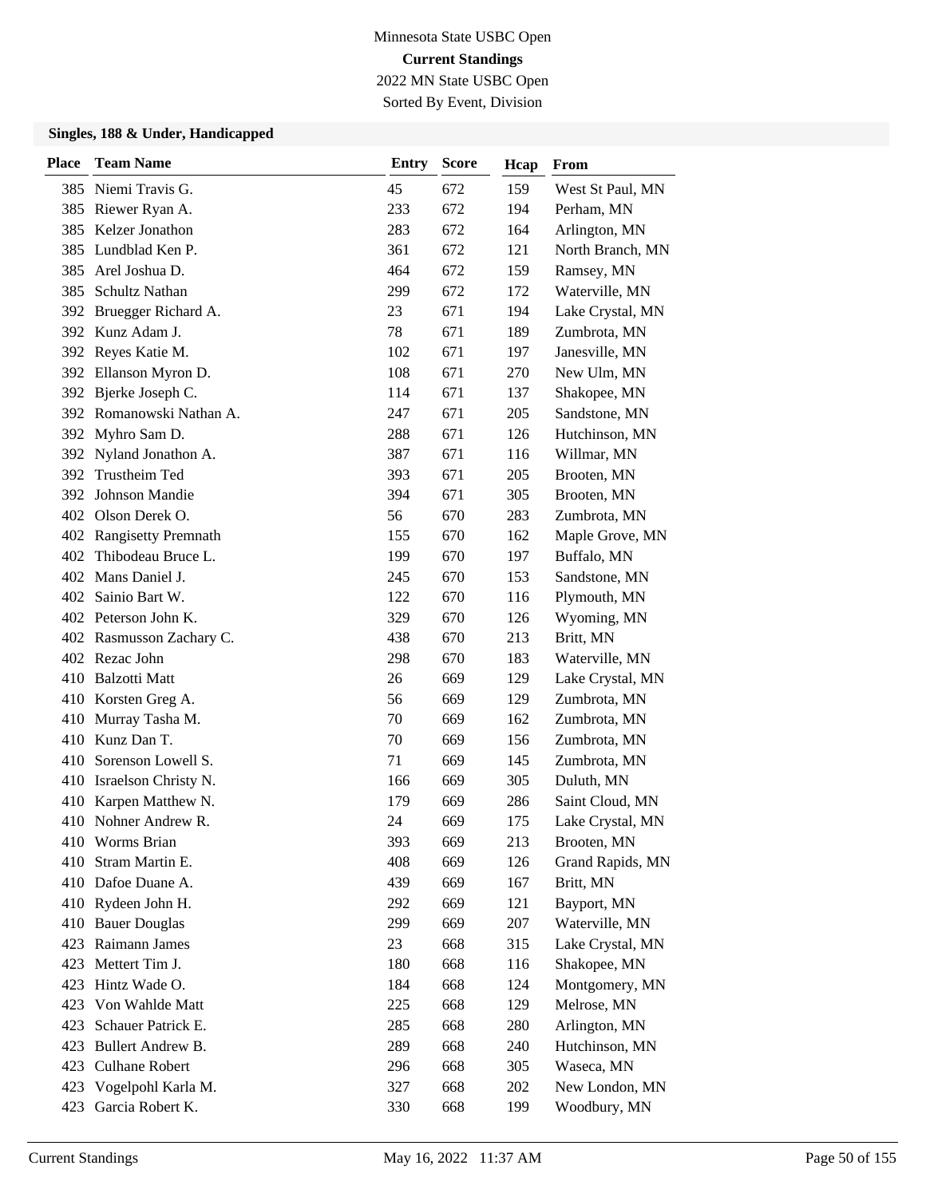Minnesota State USBC Open

**Current Standings**

2022 MN State USBC Open

Sorted By Event, Division

### Singles, 188 & Under, Handicapped

| Place | Team Name | Entry | Score | Hcap | From |
|---|---|---|---|---|---|
| 385 | Niemi Travis G. | 45 | 672 | 159 | West St Paul, MN |
| 385 | Riewer Ryan A. | 233 | 672 | 194 | Perham, MN |
| 385 | Kelzer Jonathon | 283 | 672 | 164 | Arlington, MN |
| 385 | Lundblad Ken P. | 361 | 672 | 121 | North Branch, MN |
| 385 | Arel Joshua D. | 464 | 672 | 159 | Ramsey, MN |
| 385 | Schultz Nathan | 299 | 672 | 172 | Waterville, MN |
| 392 | Bruegger Richard A. | 23 | 671 | 194 | Lake Crystal, MN |
| 392 | Kunz Adam J. | 78 | 671 | 189 | Zumbrota, MN |
| 392 | Reyes Katie M. | 102 | 671 | 197 | Janesville, MN |
| 392 | Ellanson Myron D. | 108 | 671 | 270 | New Ulm, MN |
| 392 | Bjerke Joseph C. | 114 | 671 | 137 | Shakopee, MN |
| 392 | Romanowski Nathan A. | 247 | 671 | 205 | Sandstone, MN |
| 392 | Myhro Sam D. | 288 | 671 | 126 | Hutchinson, MN |
| 392 | Nyland Jonathon A. | 387 | 671 | 116 | Willmar, MN |
| 392 | Trustheim Ted | 393 | 671 | 205 | Brooten, MN |
| 392 | Johnson Mandie | 394 | 671 | 305 | Brooten, MN |
| 402 | Olson Derek O. | 56 | 670 | 283 | Zumbrota, MN |
| 402 | Rangisetty Premnath | 155 | 670 | 162 | Maple Grove, MN |
| 402 | Thibodeau Bruce L. | 199 | 670 | 197 | Buffalo, MN |
| 402 | Mans Daniel J. | 245 | 670 | 153 | Sandstone, MN |
| 402 | Sainio Bart W. | 122 | 670 | 116 | Plymouth, MN |
| 402 | Peterson John K. | 329 | 670 | 126 | Wyoming, MN |
| 402 | Rasmusson Zachary C. | 438 | 670 | 213 | Britt, MN |
| 402 | Rezac John | 298 | 670 | 183 | Waterville, MN |
| 410 | Balzotti Matt | 26 | 669 | 129 | Lake Crystal, MN |
| 410 | Korsten Greg A. | 56 | 669 | 129 | Zumbrota, MN |
| 410 | Murray Tasha M. | 70 | 669 | 162 | Zumbrota, MN |
| 410 | Kunz Dan T. | 70 | 669 | 156 | Zumbrota, MN |
| 410 | Sorenson Lowell S. | 71 | 669 | 145 | Zumbrota, MN |
| 410 | Israelson Christy N. | 166 | 669 | 305 | Duluth, MN |
| 410 | Karpen Matthew N. | 179 | 669 | 286 | Saint Cloud, MN |
| 410 | Nohner Andrew R. | 24 | 669 | 175 | Lake Crystal, MN |
| 410 | Worms Brian | 393 | 669 | 213 | Brooten, MN |
| 410 | Stram Martin E. | 408 | 669 | 126 | Grand Rapids, MN |
| 410 | Dafoe Duane A. | 439 | 669 | 167 | Britt, MN |
| 410 | Rydeen John H. | 292 | 669 | 121 | Bayport, MN |
| 410 | Bauer Douglas | 299 | 669 | 207 | Waterville, MN |
| 423 | Raimann James | 23 | 668 | 315 | Lake Crystal, MN |
| 423 | Mettert Tim J. | 180 | 668 | 116 | Shakopee, MN |
| 423 | Hintz Wade O. | 184 | 668 | 124 | Montgomery, MN |
| 423 | Von Wahlde Matt | 225 | 668 | 129 | Melrose, MN |
| 423 | Schauer Patrick E. | 285 | 668 | 280 | Arlington, MN |
| 423 | Bullert Andrew B. | 289 | 668 | 240 | Hutchinson, MN |
| 423 | Culhane Robert | 296 | 668 | 305 | Waseca, MN |
| 423 | Vogelpohl Karla M. | 327 | 668 | 202 | New London, MN |
| 423 | Garcia Robert K. | 330 | 668 | 199 | Woodbury, MN |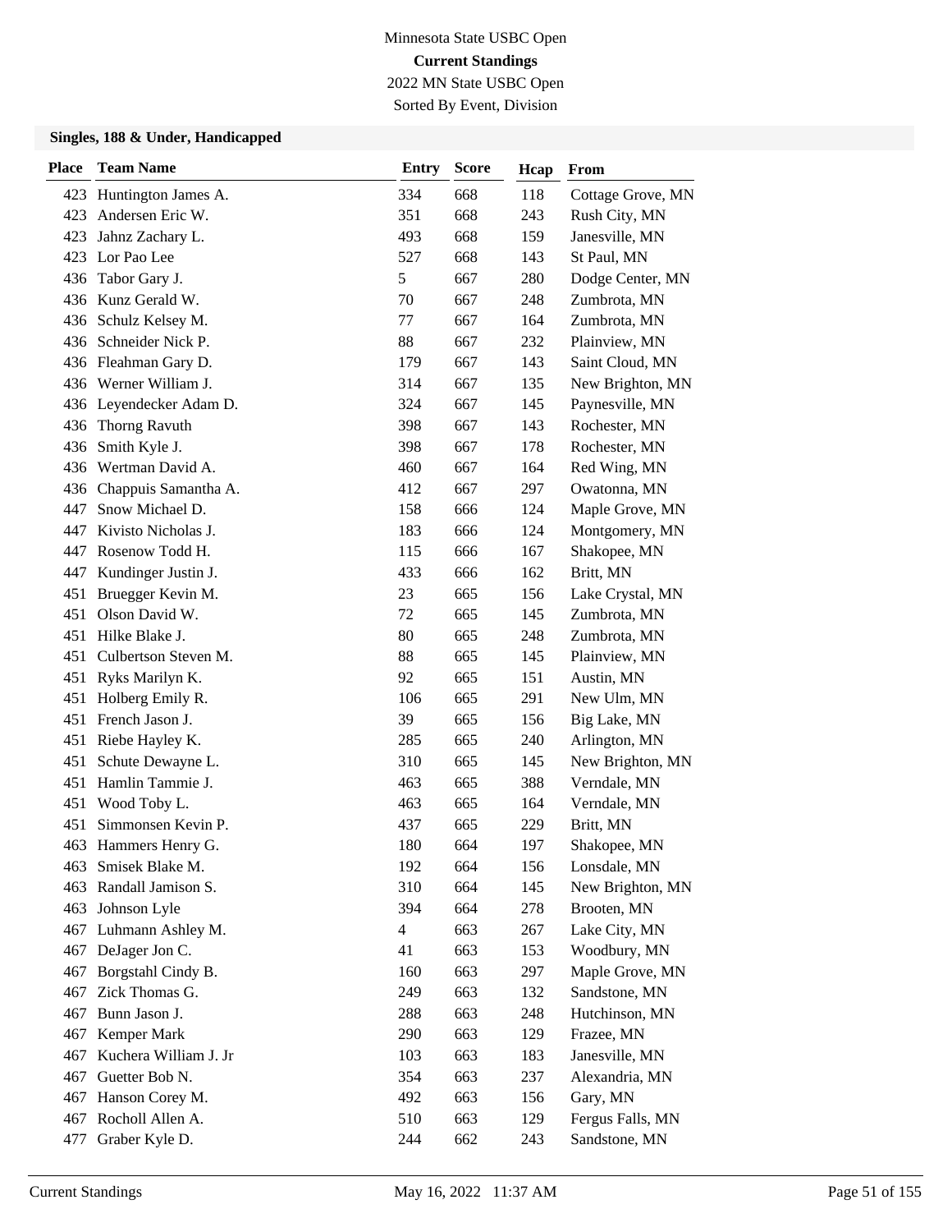Minnesota State USBC Open
**Current Standings**
2022 MN State USBC Open
Sorted By Event, Division

### Singles, 188 & Under, Handicapped

| Place | Team Name | Entry | Score | Hcap | From |
|---|---|---|---|---|---|
| 423 | Huntington James A. | 334 | 668 | 118 | Cottage Grove, MN |
| 423 | Andersen Eric W. | 351 | 668 | 243 | Rush City, MN |
| 423 | Jahnz Zachary L. | 493 | 668 | 159 | Janesville, MN |
| 423 | Lor Pao Lee | 527 | 668 | 143 | St Paul, MN |
| 436 | Tabor Gary J. | 5 | 667 | 280 | Dodge Center, MN |
| 436 | Kunz Gerald W. | 70 | 667 | 248 | Zumbrota, MN |
| 436 | Schulz Kelsey M. | 77 | 667 | 164 | Zumbrota, MN |
| 436 | Schneider Nick P. | 88 | 667 | 232 | Plainview, MN |
| 436 | Fleahman Gary D. | 179 | 667 | 143 | Saint Cloud, MN |
| 436 | Werner William J. | 314 | 667 | 135 | New Brighton, MN |
| 436 | Leyendecker Adam D. | 324 | 667 | 145 | Paynesville, MN |
| 436 | Thorng Ravuth | 398 | 667 | 143 | Rochester, MN |
| 436 | Smith Kyle J. | 398 | 667 | 178 | Rochester, MN |
| 436 | Wertman David A. | 460 | 667 | 164 | Red Wing, MN |
| 436 | Chappuis Samantha A. | 412 | 667 | 297 | Owatonna, MN |
| 447 | Snow Michael D. | 158 | 666 | 124 | Maple Grove, MN |
| 447 | Kivisto Nicholas J. | 183 | 666 | 124 | Montgomery, MN |
| 447 | Rosenow Todd H. | 115 | 666 | 167 | Shakopee, MN |
| 447 | Kundinger Justin J. | 433 | 666 | 162 | Britt, MN |
| 451 | Bruegger Kevin M. | 23 | 665 | 156 | Lake Crystal, MN |
| 451 | Olson David W. | 72 | 665 | 145 | Zumbrota, MN |
| 451 | Hilke Blake J. | 80 | 665 | 248 | Zumbrota, MN |
| 451 | Culbertson Steven M. | 88 | 665 | 145 | Plainview, MN |
| 451 | Ryks Marilyn K. | 92 | 665 | 151 | Austin, MN |
| 451 | Holberg Emily R. | 106 | 665 | 291 | New Ulm, MN |
| 451 | French Jason J. | 39 | 665 | 156 | Big Lake, MN |
| 451 | Riebe Hayley K. | 285 | 665 | 240 | Arlington, MN |
| 451 | Schute Dewayne L. | 310 | 665 | 145 | New Brighton, MN |
| 451 | Hamlin Tammie J. | 463 | 665 | 388 | Verndale, MN |
| 451 | Wood Toby L. | 463 | 665 | 164 | Verndale, MN |
| 451 | Simmonsen Kevin P. | 437 | 665 | 229 | Britt, MN |
| 463 | Hammers Henry G. | 180 | 664 | 197 | Shakopee, MN |
| 463 | Smisek Blake M. | 192 | 664 | 156 | Lonsdale, MN |
| 463 | Randall Jamison S. | 310 | 664 | 145 | New Brighton, MN |
| 463 | Johnson Lyle | 394 | 664 | 278 | Brooten, MN |
| 467 | Luhmann Ashley M. | 4 | 663 | 267 | Lake City, MN |
| 467 | DeJager Jon C. | 41 | 663 | 153 | Woodbury, MN |
| 467 | Borgstahl Cindy B. | 160 | 663 | 297 | Maple Grove, MN |
| 467 | Zick Thomas G. | 249 | 663 | 132 | Sandstone, MN |
| 467 | Bunn Jason J. | 288 | 663 | 248 | Hutchinson, MN |
| 467 | Kemper Mark | 290 | 663 | 129 | Frazee, MN |
| 467 | Kuchera William J. Jr | 103 | 663 | 183 | Janesville, MN |
| 467 | Guetter Bob N. | 354 | 663 | 237 | Alexandria, MN |
| 467 | Hanson Corey M. | 492 | 663 | 156 | Gary, MN |
| 467 | Rocholl Allen A. | 510 | 663 | 129 | Fergus Falls, MN |
| 477 | Graber Kyle D. | 244 | 662 | 243 | Sandstone, MN |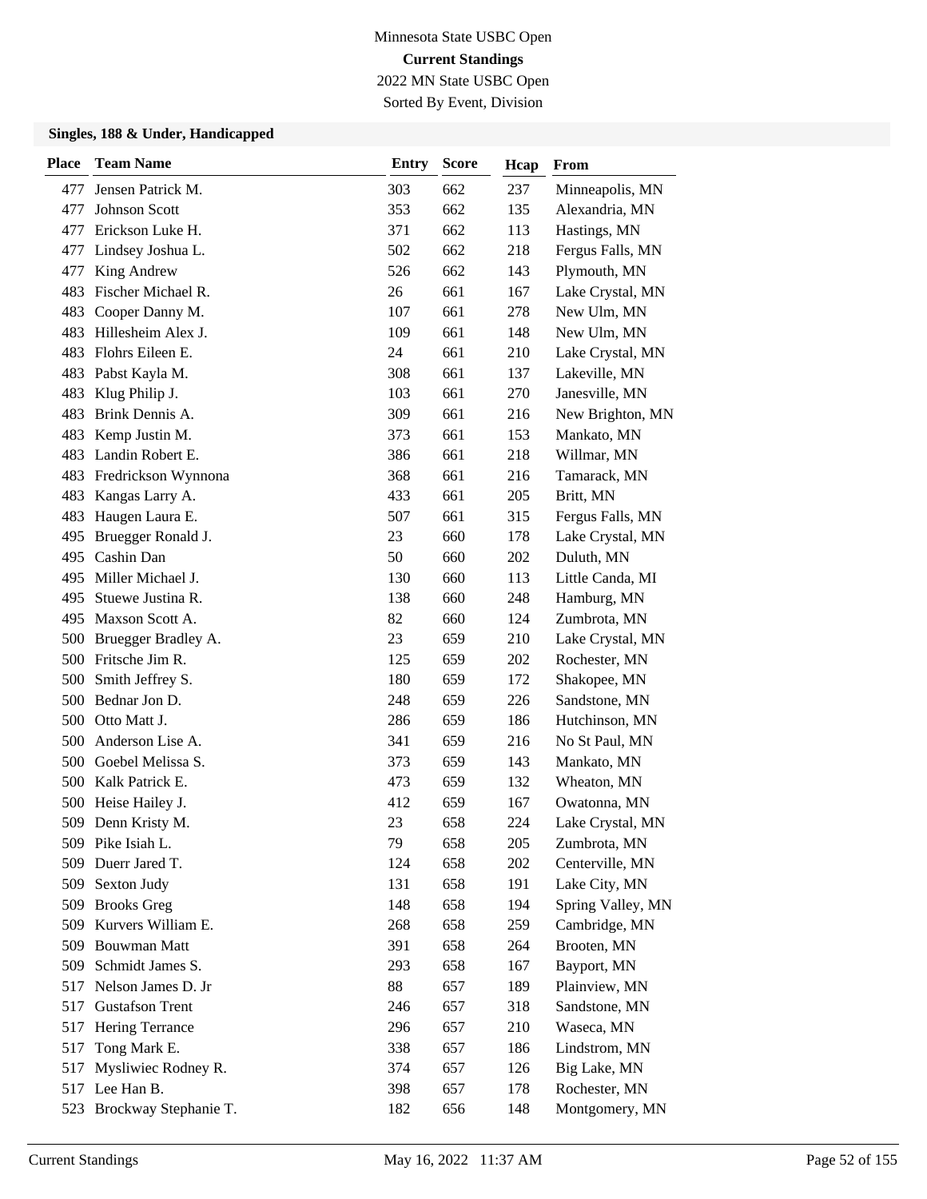Minnesota State USBC Open

**Current Standings**

2022 MN State USBC Open

Sorted By Event, Division

### Singles, 188 & Under, Handicapped

| Place | Team Name | Entry | Score | Hcap | From |
|---|---|---|---|---|---|
| 477 | Jensen Patrick M. | 303 | 662 | 237 | Minneapolis, MN |
| 477 | Johnson Scott | 353 | 662 | 135 | Alexandria, MN |
| 477 | Erickson Luke H. | 371 | 662 | 113 | Hastings, MN |
| 477 | Lindsey Joshua L. | 502 | 662 | 218 | Fergus Falls, MN |
| 477 | King Andrew | 526 | 662 | 143 | Plymouth, MN |
| 483 | Fischer Michael R. | 26 | 661 | 167 | Lake Crystal, MN |
| 483 | Cooper Danny M. | 107 | 661 | 278 | New Ulm, MN |
| 483 | Hillesheim Alex J. | 109 | 661 | 148 | New Ulm, MN |
| 483 | Flohrs Eileen E. | 24 | 661 | 210 | Lake Crystal, MN |
| 483 | Pabst Kayla M. | 308 | 661 | 137 | Lakeville, MN |
| 483 | Klug Philip J. | 103 | 661 | 270 | Janesville, MN |
| 483 | Brink Dennis A. | 309 | 661 | 216 | New Brighton, MN |
| 483 | Kemp Justin M. | 373 | 661 | 153 | Mankato, MN |
| 483 | Landin Robert E. | 386 | 661 | 218 | Willmar, MN |
| 483 | Fredrickson Wynnona | 368 | 661 | 216 | Tamarack, MN |
| 483 | Kangas Larry A. | 433 | 661 | 205 | Britt, MN |
| 483 | Haugen Laura E. | 507 | 661 | 315 | Fergus Falls, MN |
| 495 | Bruegger Ronald J. | 23 | 660 | 178 | Lake Crystal, MN |
| 495 | Cashin Dan | 50 | 660 | 202 | Duluth, MN |
| 495 | Miller Michael J. | 130 | 660 | 113 | Little Canda, MI |
| 495 | Stuewe Justina R. | 138 | 660 | 248 | Hamburg, MN |
| 495 | Maxson Scott A. | 82 | 660 | 124 | Zumbrota, MN |
| 500 | Bruegger Bradley A. | 23 | 659 | 210 | Lake Crystal, MN |
| 500 | Fritsche Jim R. | 125 | 659 | 202 | Rochester, MN |
| 500 | Smith Jeffrey S. | 180 | 659 | 172 | Shakopee, MN |
| 500 | Bednar Jon D. | 248 | 659 | 226 | Sandstone, MN |
| 500 | Otto Matt J. | 286 | 659 | 186 | Hutchinson, MN |
| 500 | Anderson Lise A. | 341 | 659 | 216 | No St Paul, MN |
| 500 | Goebel Melissa S. | 373 | 659 | 143 | Mankato, MN |
| 500 | Kalk Patrick E. | 473 | 659 | 132 | Wheaton, MN |
| 500 | Heise Hailey J. | 412 | 659 | 167 | Owatonna, MN |
| 509 | Denn Kristy M. | 23 | 658 | 224 | Lake Crystal, MN |
| 509 | Pike Isiah L. | 79 | 658 | 205 | Zumbrota, MN |
| 509 | Duerr Jared T. | 124 | 658 | 202 | Centerville, MN |
| 509 | Sexton Judy | 131 | 658 | 191 | Lake City, MN |
| 509 | Brooks Greg | 148 | 658 | 194 | Spring Valley, MN |
| 509 | Kurvers William E. | 268 | 658 | 259 | Cambridge, MN |
| 509 | Bouwman Matt | 391 | 658 | 264 | Brooten, MN |
| 509 | Schmidt James S. | 293 | 658 | 167 | Bayport, MN |
| 517 | Nelson James D. Jr | 88 | 657 | 189 | Plainview, MN |
| 517 | Gustafson Trent | 246 | 657 | 318 | Sandstone, MN |
| 517 | Hering Terrance | 296 | 657 | 210 | Waseca, MN |
| 517 | Tong Mark E. | 338 | 657 | 186 | Lindstrom, MN |
| 517 | Mysliwiec Rodney R. | 374 | 657 | 126 | Big Lake, MN |
| 517 | Lee Han B. | 398 | 657 | 178 | Rochester, MN |
| 523 | Brockway Stephanie T. | 182 | 656 | 148 | Montgomery, MN |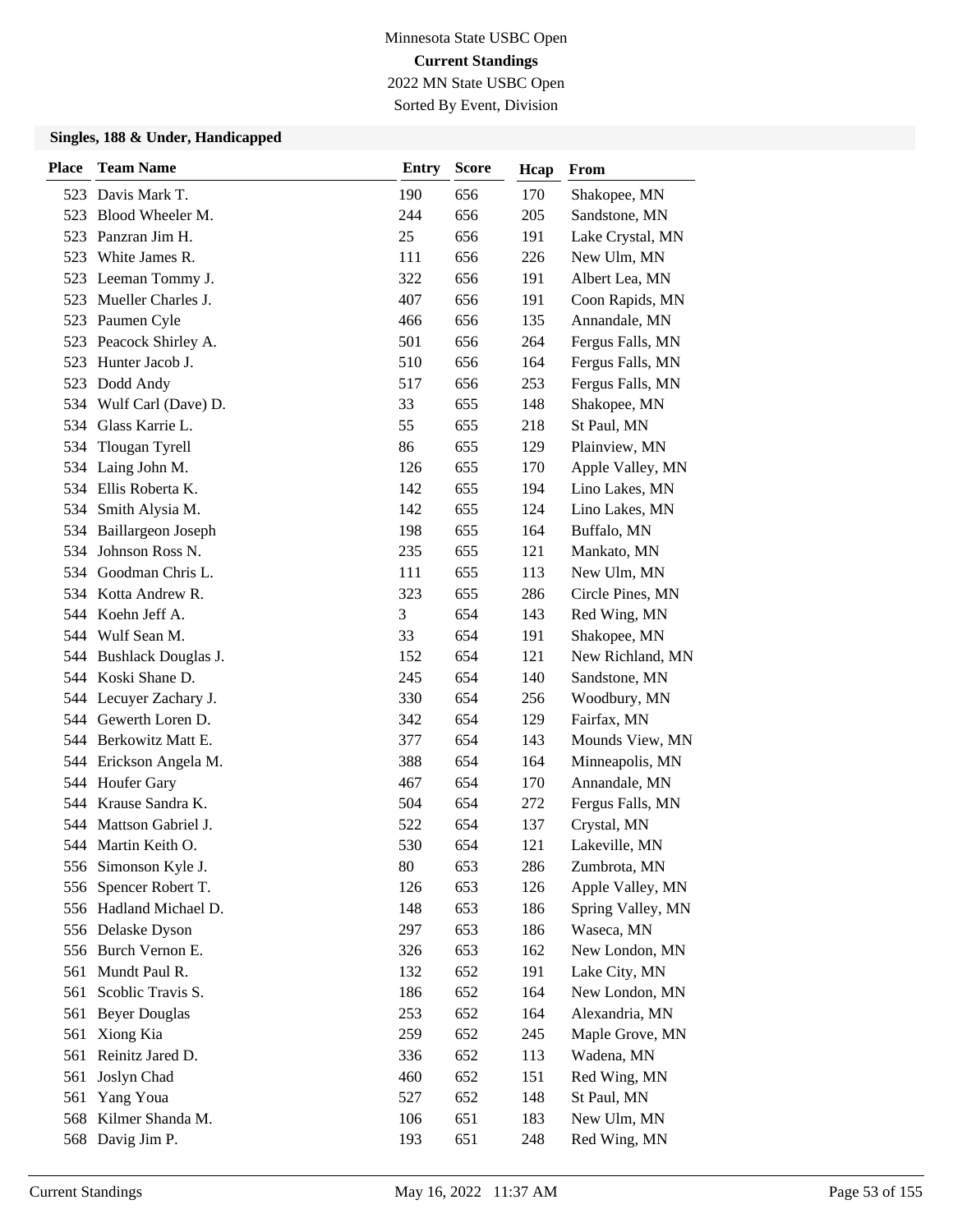Minnesota State USBC Open

**Current Standings**

2022 MN State USBC Open

Sorted By Event, Division

### Singles, 188 & Under, Handicapped

| Place | Team Name | Entry | Score | Hcap | From |
|---|---|---|---|---|---|
| 523 | Davis Mark T. | 190 | 656 | 170 | Shakopee, MN |
| 523 | Blood Wheeler M. | 244 | 656 | 205 | Sandstone, MN |
| 523 | Panzran Jim H. | 25 | 656 | 191 | Lake Crystal, MN |
| 523 | White James R. | 111 | 656 | 226 | New Ulm, MN |
| 523 | Leeman Tommy J. | 322 | 656 | 191 | Albert Lea, MN |
| 523 | Mueller Charles J. | 407 | 656 | 191 | Coon Rapids, MN |
| 523 | Paumen Cyle | 466 | 656 | 135 | Annandale, MN |
| 523 | Peacock Shirley A. | 501 | 656 | 264 | Fergus Falls, MN |
| 523 | Hunter Jacob J. | 510 | 656 | 164 | Fergus Falls, MN |
| 523 | Dodd Andy | 517 | 656 | 253 | Fergus Falls, MN |
| 534 | Wulf Carl (Dave) D. | 33 | 655 | 148 | Shakopee, MN |
| 534 | Glass Karrie L. | 55 | 655 | 218 | St Paul, MN |
| 534 | Tlougan Tyrell | 86 | 655 | 129 | Plainview, MN |
| 534 | Laing John M. | 126 | 655 | 170 | Apple Valley, MN |
| 534 | Ellis Roberta K. | 142 | 655 | 194 | Lino Lakes, MN |
| 534 | Smith Alysia M. | 142 | 655 | 124 | Lino Lakes, MN |
| 534 | Baillargeon Joseph | 198 | 655 | 164 | Buffalo, MN |
| 534 | Johnson Ross N. | 235 | 655 | 121 | Mankato, MN |
| 534 | Goodman Chris L. | 111 | 655 | 113 | New Ulm, MN |
| 534 | Kotta Andrew R. | 323 | 655 | 286 | Circle Pines, MN |
| 544 | Koehn Jeff A. | 3 | 654 | 143 | Red Wing, MN |
| 544 | Wulf Sean M. | 33 | 654 | 191 | Shakopee, MN |
| 544 | Bushlack Douglas J. | 152 | 654 | 121 | New Richland, MN |
| 544 | Koski Shane D. | 245 | 654 | 140 | Sandstone, MN |
| 544 | Lecuyer Zachary J. | 330 | 654 | 256 | Woodbury, MN |
| 544 | Gewerth Loren D. | 342 | 654 | 129 | Fairfax, MN |
| 544 | Berkowitz Matt E. | 377 | 654 | 143 | Mounds View, MN |
| 544 | Erickson Angela M. | 388 | 654 | 164 | Minneapolis, MN |
| 544 | Houfer Gary | 467 | 654 | 170 | Annandale, MN |
| 544 | Krause Sandra K. | 504 | 654 | 272 | Fergus Falls, MN |
| 544 | Mattson Gabriel J. | 522 | 654 | 137 | Crystal, MN |
| 544 | Martin Keith O. | 530 | 654 | 121 | Lakeville, MN |
| 556 | Simonson Kyle J. | 80 | 653 | 286 | Zumbrota, MN |
| 556 | Spencer Robert T. | 126 | 653 | 126 | Apple Valley, MN |
| 556 | Hadland Michael D. | 148 | 653 | 186 | Spring Valley, MN |
| 556 | Delaske Dyson | 297 | 653 | 186 | Waseca, MN |
| 556 | Burch Vernon E. | 326 | 653 | 162 | New London, MN |
| 561 | Mundt Paul R. | 132 | 652 | 191 | Lake City, MN |
| 561 | Scoblic Travis S. | 186 | 652 | 164 | New London, MN |
| 561 | Beyer Douglas | 253 | 652 | 164 | Alexandria, MN |
| 561 | Xiong Kia | 259 | 652 | 245 | Maple Grove, MN |
| 561 | Reinitz Jared D. | 336 | 652 | 113 | Wadena, MN |
| 561 | Joslyn Chad | 460 | 652 | 151 | Red Wing, MN |
| 561 | Yang Youa | 527 | 652 | 148 | St Paul, MN |
| 568 | Kilmer Shanda M. | 106 | 651 | 183 | New Ulm, MN |
| 568 | Davig Jim P. | 193 | 651 | 248 | Red Wing, MN |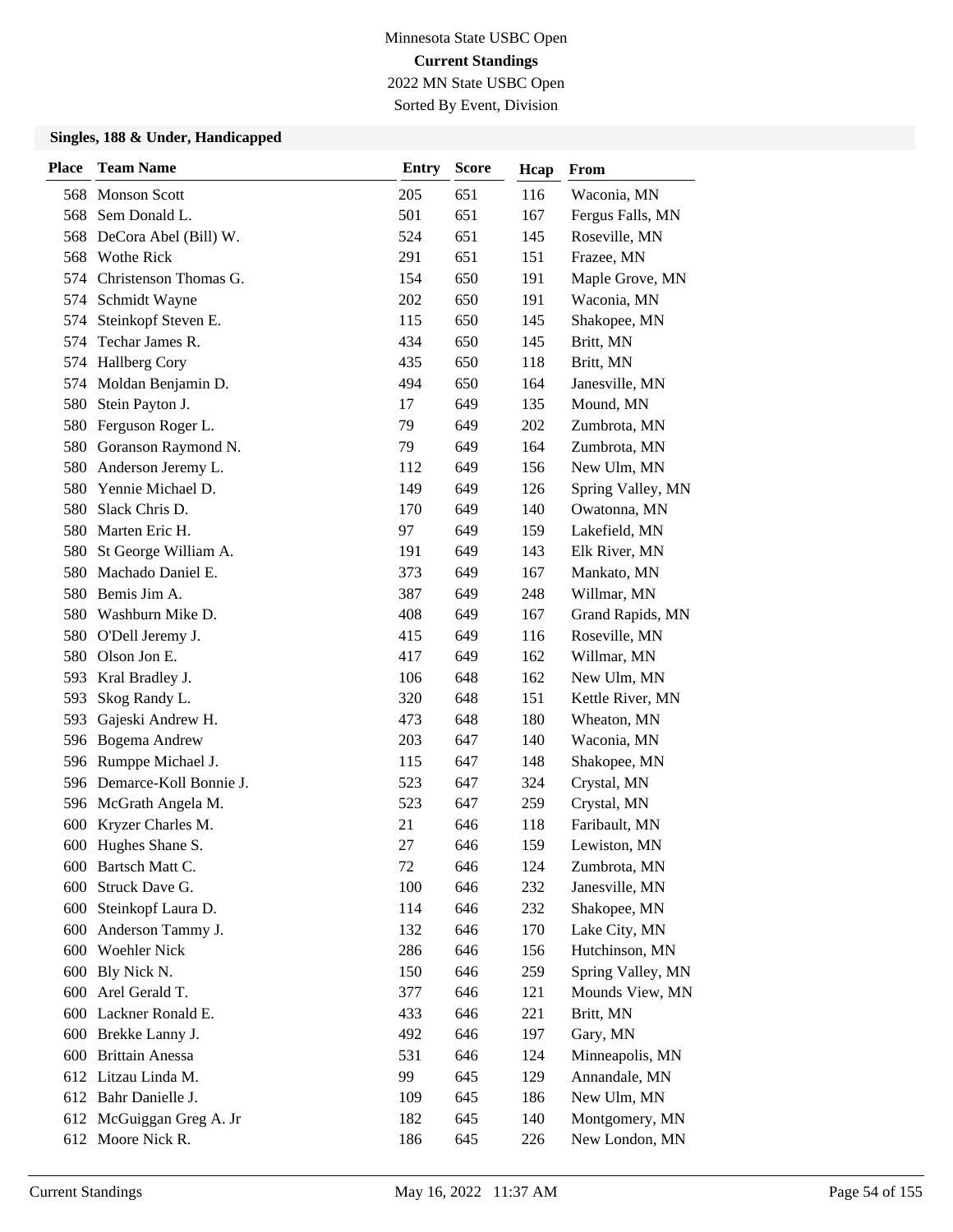Minnesota State USBC Open

**Current Standings**

2022 MN State USBC Open

Sorted By Event, Division

### Singles, 188 & Under, Handicapped

| Place | Team Name | Entry | Score | Hcap | From |
|---|---|---|---|---|---|
| 568 | Monson Scott | 205 | 651 | 116 | Waconia, MN |
| 568 | Sem Donald L. | 501 | 651 | 167 | Fergus Falls, MN |
| 568 | DeCora Abel (Bill) W. | 524 | 651 | 145 | Roseville, MN |
| 568 | Wothe Rick | 291 | 651 | 151 | Frazee, MN |
| 574 | Christenson Thomas G. | 154 | 650 | 191 | Maple Grove, MN |
| 574 | Schmidt Wayne | 202 | 650 | 191 | Waconia, MN |
| 574 | Steinkopf Steven E. | 115 | 650 | 145 | Shakopee, MN |
| 574 | Techar James R. | 434 | 650 | 145 | Britt, MN |
| 574 | Hallberg Cory | 435 | 650 | 118 | Britt, MN |
| 574 | Moldan Benjamin D. | 494 | 650 | 164 | Janesville, MN |
| 580 | Stein Payton J. | 17 | 649 | 135 | Mound, MN |
| 580 | Ferguson Roger L. | 79 | 649 | 202 | Zumbrota, MN |
| 580 | Goranson Raymond N. | 79 | 649 | 164 | Zumbrota, MN |
| 580 | Anderson Jeremy L. | 112 | 649 | 156 | New Ulm, MN |
| 580 | Yennie Michael D. | 149 | 649 | 126 | Spring Valley, MN |
| 580 | Slack Chris D. | 170 | 649 | 140 | Owatonna, MN |
| 580 | Marten Eric H. | 97 | 649 | 159 | Lakefield, MN |
| 580 | St George William A. | 191 | 649 | 143 | Elk River, MN |
| 580 | Machado Daniel E. | 373 | 649 | 167 | Mankato, MN |
| 580 | Bemis Jim A. | 387 | 649 | 248 | Willmar, MN |
| 580 | Washburn Mike D. | 408 | 649 | 167 | Grand Rapids, MN |
| 580 | O'Dell Jeremy J. | 415 | 649 | 116 | Roseville, MN |
| 580 | Olson Jon E. | 417 | 649 | 162 | Willmar, MN |
| 593 | Kral Bradley J. | 106 | 648 | 162 | New Ulm, MN |
| 593 | Skog Randy L. | 320 | 648 | 151 | Kettle River, MN |
| 593 | Gajeski Andrew H. | 473 | 648 | 180 | Wheaton, MN |
| 596 | Bogema Andrew | 203 | 647 | 140 | Waconia, MN |
| 596 | Rumppe Michael J. | 115 | 647 | 148 | Shakopee, MN |
| 596 | Demarce-Koll Bonnie J. | 523 | 647 | 324 | Crystal, MN |
| 596 | McGrath Angela M. | 523 | 647 | 259 | Crystal, MN |
| 600 | Kryzer Charles M. | 21 | 646 | 118 | Faribault, MN |
| 600 | Hughes Shane S. | 27 | 646 | 159 | Lewiston, MN |
| 600 | Bartsch Matt C. | 72 | 646 | 124 | Zumbrota, MN |
| 600 | Struck Dave G. | 100 | 646 | 232 | Janesville, MN |
| 600 | Steinkopf Laura D. | 114 | 646 | 232 | Shakopee, MN |
| 600 | Anderson Tammy J. | 132 | 646 | 170 | Lake City, MN |
| 600 | Woehler Nick | 286 | 646 | 156 | Hutchinson, MN |
| 600 | Bly Nick N. | 150 | 646 | 259 | Spring Valley, MN |
| 600 | Arel Gerald T. | 377 | 646 | 121 | Mounds View, MN |
| 600 | Lackner Ronald E. | 433 | 646 | 221 | Britt, MN |
| 600 | Brekke Lanny J. | 492 | 646 | 197 | Gary, MN |
| 600 | Brittain Anessa | 531 | 646 | 124 | Minneapolis, MN |
| 612 | Litzau Linda M. | 99 | 645 | 129 | Annandale, MN |
| 612 | Bahr Danielle J. | 109 | 645 | 186 | New Ulm, MN |
| 612 | McGuiggan Greg A. Jr | 182 | 645 | 140 | Montgomery, MN |
| 612 | Moore Nick R. | 186 | 645 | 226 | New London, MN |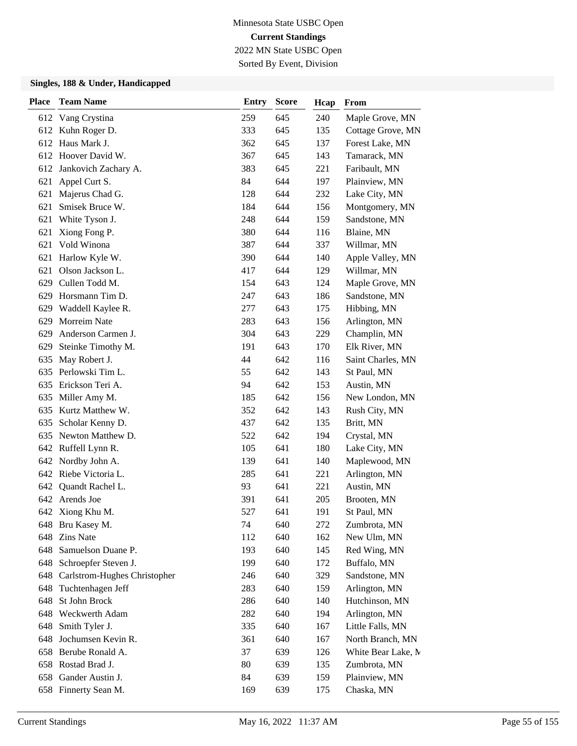Minnesota State USBC Open

**Current Standings**

2022 MN State USBC Open

Sorted By Event, Division

### Singles, 188 & Under, Handicapped

| Place | Team Name | Entry | Score | Hcap | From |
|---|---|---|---|---|---|
| 612 | Vang Crystina | 259 | 645 | 240 | Maple Grove, MN |
| 612 | Kuhn Roger D. | 333 | 645 | 135 | Cottage Grove, MN |
| 612 | Haus Mark J. | 362 | 645 | 137 | Forest Lake, MN |
| 612 | Hoover David W. | 367 | 645 | 143 | Tamarack, MN |
| 612 | Jankovich Zachary A. | 383 | 645 | 221 | Faribault, MN |
| 621 | Appel Curt S. | 84 | 644 | 197 | Plainview, MN |
| 621 | Majerus Chad G. | 128 | 644 | 232 | Lake City, MN |
| 621 | Smisek Bruce W. | 184 | 644 | 156 | Montgomery, MN |
| 621 | White Tyson J. | 248 | 644 | 159 | Sandstone, MN |
| 621 | Xiong Fong P. | 380 | 644 | 116 | Blaine, MN |
| 621 | Vold Winona | 387 | 644 | 337 | Willmar, MN |
| 621 | Harlow Kyle W. | 390 | 644 | 140 | Apple Valley, MN |
| 621 | Olson Jackson L. | 417 | 644 | 129 | Willmar, MN |
| 629 | Cullen Todd M. | 154 | 643 | 124 | Maple Grove, MN |
| 629 | Horsmann Tim D. | 247 | 643 | 186 | Sandstone, MN |
| 629 | Waddell Kaylee R. | 277 | 643 | 175 | Hibbing, MN |
| 629 | Morreim Nate | 283 | 643 | 156 | Arlington, MN |
| 629 | Anderson Carmen J. | 304 | 643 | 229 | Champlin, MN |
| 629 | Steinke Timothy M. | 191 | 643 | 170 | Elk River, MN |
| 635 | May Robert J. | 44 | 642 | 116 | Saint Charles, MN |
| 635 | Perlowski Tim L. | 55 | 642 | 143 | St Paul, MN |
| 635 | Erickson Teri A. | 94 | 642 | 153 | Austin, MN |
| 635 | Miller Amy M. | 185 | 642 | 156 | New London, MN |
| 635 | Kurtz Matthew W. | 352 | 642 | 143 | Rush City, MN |
| 635 | Scholar Kenny D. | 437 | 642 | 135 | Britt, MN |
| 635 | Newton Matthew D. | 522 | 642 | 194 | Crystal, MN |
| 642 | Ruffell Lynn R. | 105 | 641 | 180 | Lake City, MN |
| 642 | Nordby John A. | 139 | 641 | 140 | Maplewood, MN |
| 642 | Riebe Victoria L. | 285 | 641 | 221 | Arlington, MN |
| 642 | Quandt Rachel L. | 93 | 641 | 221 | Austin, MN |
| 642 | Arends Joe | 391 | 641 | 205 | Brooten, MN |
| 642 | Xiong Khu M. | 527 | 641 | 191 | St Paul, MN |
| 648 | Bru Kasey M. | 74 | 640 | 272 | Zumbrota, MN |
| 648 | Zins Nate | 112 | 640 | 162 | New Ulm, MN |
| 648 | Samuelson Duane P. | 193 | 640 | 145 | Red Wing, MN |
| 648 | Schroepfer Steven J. | 199 | 640 | 172 | Buffalo, MN |
| 648 | Carlstrom-Hughes Christopher | 246 | 640 | 329 | Sandstone, MN |
| 648 | Tuchtenhagen Jeff | 283 | 640 | 159 | Arlington, MN |
| 648 | St John Brock | 286 | 640 | 140 | Hutchinson, MN |
| 648 | Weckwerth Adam | 282 | 640 | 194 | Arlington, MN |
| 648 | Smith Tyler J. | 335 | 640 | 167 | Little Falls, MN |
| 648 | Jochumsen Kevin R. | 361 | 640 | 167 | North Branch, MN |
| 658 | Berube Ronald A. | 37 | 639 | 126 | White Bear Lake, M |
| 658 | Rostad Brad J. | 80 | 639 | 135 | Zumbrota, MN |
| 658 | Gander Austin J. | 84 | 639 | 159 | Plainview, MN |
| 658 | Finnerty Sean M. | 169 | 639 | 175 | Chaska, MN |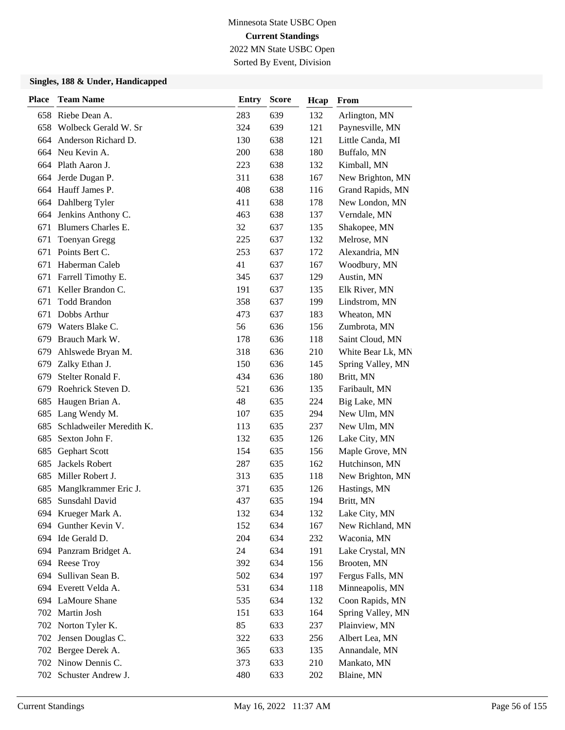Minnesota State USBC Open

**Current Standings**

2022 MN State USBC Open

Sorted By Event, Division

### Singles, 188 & Under, Handicapped

| Place | Team Name | Entry | Score | Hcap | From |
|---|---|---|---|---|---|
| 658 | Riebe Dean A. | 283 | 639 | 132 | Arlington, MN |
| 658 | Wolbeck Gerald W. Sr | 324 | 639 | 121 | Paynesville, MN |
| 664 | Anderson Richard D. | 130 | 638 | 121 | Little Canda, MI |
| 664 | Neu Kevin A. | 200 | 638 | 180 | Buffalo, MN |
| 664 | Plath Aaron J. | 223 | 638 | 132 | Kimball, MN |
| 664 | Jerde Dugan P. | 311 | 638 | 167 | New Brighton, MN |
| 664 | Hauff James P. | 408 | 638 | 116 | Grand Rapids, MN |
| 664 | Dahlberg Tyler | 411 | 638 | 178 | New London, MN |
| 664 | Jenkins Anthony C. | 463 | 638 | 137 | Verndale, MN |
| 671 | Blumers Charles E. | 32 | 637 | 135 | Shakopee, MN |
| 671 | Toenyan Gregg | 225 | 637 | 132 | Melrose, MN |
| 671 | Points Bert C. | 253 | 637 | 172 | Alexandria, MN |
| 671 | Haberman Caleb | 41 | 637 | 167 | Woodbury, MN |
| 671 | Farrell Timothy E. | 345 | 637 | 129 | Austin, MN |
| 671 | Keller Brandon C. | 191 | 637 | 135 | Elk River, MN |
| 671 | Todd Brandon | 358 | 637 | 199 | Lindstrom, MN |
| 671 | Dobbs Arthur | 473 | 637 | 183 | Wheaton, MN |
| 679 | Waters Blake C. | 56 | 636 | 156 | Zumbrota, MN |
| 679 | Brauch Mark W. | 178 | 636 | 118 | Saint Cloud, MN |
| 679 | Ahlswede Bryan M. | 318 | 636 | 210 | White Bear Lk, MN |
| 679 | Zalky Ethan J. | 150 | 636 | 145 | Spring Valley, MN |
| 679 | Stelter Ronald F. | 434 | 636 | 180 | Britt, MN |
| 679 | Roehrick Steven D. | 521 | 636 | 135 | Faribault, MN |
| 685 | Haugen Brian A. | 48 | 635 | 224 | Big Lake, MN |
| 685 | Lang Wendy M. | 107 | 635 | 294 | New Ulm, MN |
| 685 | Schladweiler Meredith K. | 113 | 635 | 237 | New Ulm, MN |
| 685 | Sexton John F. | 132 | 635 | 126 | Lake City, MN |
| 685 | Gephart Scott | 154 | 635 | 156 | Maple Grove, MN |
| 685 | Jackels Robert | 287 | 635 | 162 | Hutchinson, MN |
| 685 | Miller Robert J. | 313 | 635 | 118 | New Brighton, MN |
| 685 | Manglkrammer Eric J. | 371 | 635 | 126 | Hastings, MN |
| 685 | Sunsdahl David | 437 | 635 | 194 | Britt, MN |
| 694 | Krueger Mark A. | 132 | 634 | 132 | Lake City, MN |
| 694 | Gunther Kevin V. | 152 | 634 | 167 | New Richland, MN |
| 694 | Ide Gerald D. | 204 | 634 | 232 | Waconia, MN |
| 694 | Panzram Bridget A. | 24 | 634 | 191 | Lake Crystal, MN |
| 694 | Reese Troy | 392 | 634 | 156 | Brooten, MN |
| 694 | Sullivan Sean B. | 502 | 634 | 197 | Fergus Falls, MN |
| 694 | Everett Velda A. | 531 | 634 | 118 | Minneapolis, MN |
| 694 | LaMoure Shane | 535 | 634 | 132 | Coon Rapids, MN |
| 702 | Martin Josh | 151 | 633 | 164 | Spring Valley, MN |
| 702 | Norton Tyler K. | 85 | 633 | 237 | Plainview, MN |
| 702 | Jensen Douglas C. | 322 | 633 | 256 | Albert Lea, MN |
| 702 | Bergee Derek A. | 365 | 633 | 135 | Annandale, MN |
| 702 | Ninow Dennis C. | 373 | 633 | 210 | Mankato, MN |
| 702 | Schuster Andrew J. | 480 | 633 | 202 | Blaine, MN |

Current Standings May 16, 2022 11:37 AM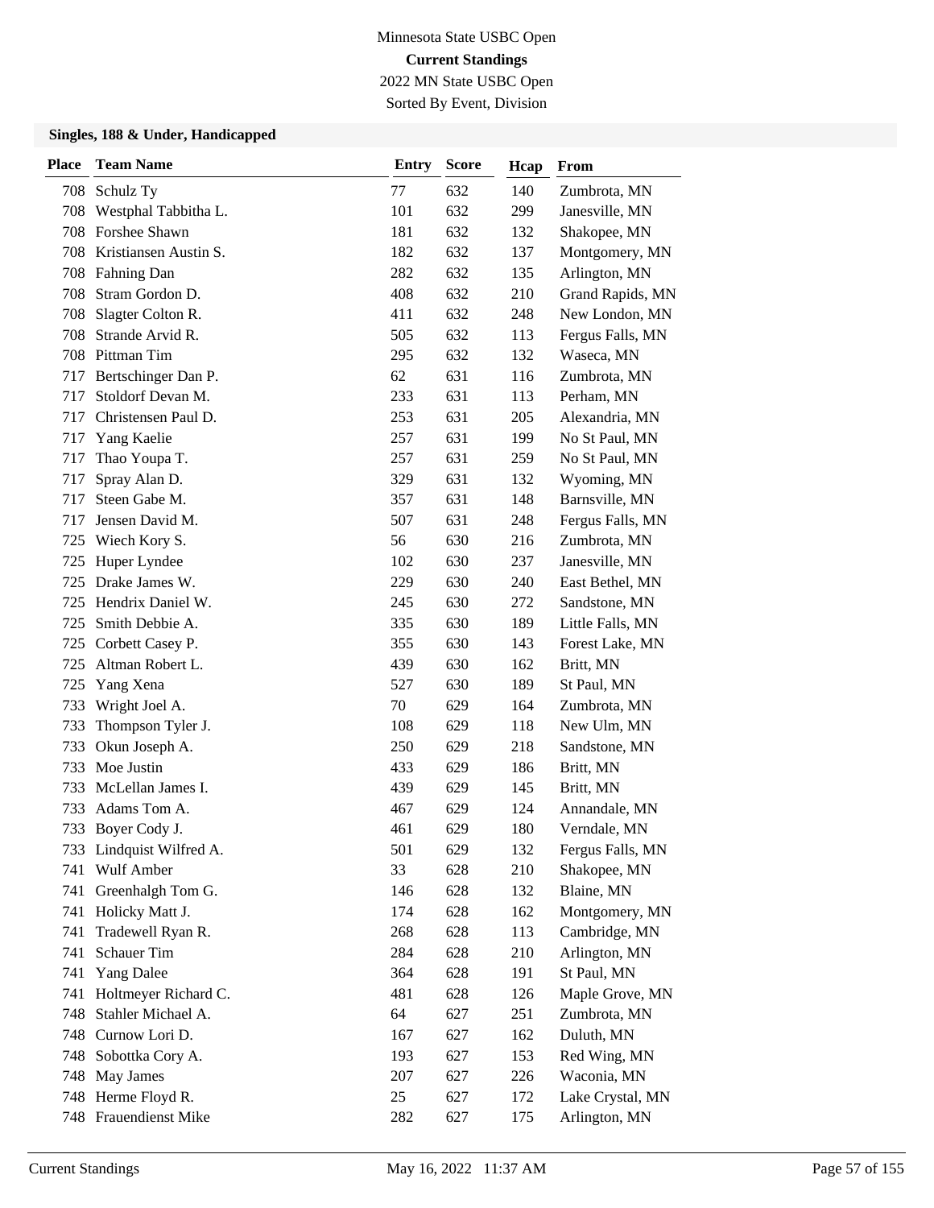Minnesota State USBC Open

**Current Standings**

2022 MN State USBC Open

Sorted By Event, Division

### Singles, 188 & Under, Handicapped

| Place | Team Name | Entry | Score | Hcap | From |
|---|---|---|---|---|---|
| 708 | Schulz Ty | 77 | 632 | 140 | Zumbrota, MN |
| 708 | Westphal Tabbitha L. | 101 | 632 | 299 | Janesville, MN |
| 708 | Forshee Shawn | 181 | 632 | 132 | Shakopee, MN |
| 708 | Kristiansen Austin S. | 182 | 632 | 137 | Montgomery, MN |
| 708 | Fahning Dan | 282 | 632 | 135 | Arlington, MN |
| 708 | Stram Gordon D. | 408 | 632 | 210 | Grand Rapids, MN |
| 708 | Slagter Colton R. | 411 | 632 | 248 | New London, MN |
| 708 | Strande Arvid R. | 505 | 632 | 113 | Fergus Falls, MN |
| 708 | Pittman Tim | 295 | 632 | 132 | Waseca, MN |
| 717 | Bertschinger Dan P. | 62 | 631 | 116 | Zumbrota, MN |
| 717 | Stoldorf Devan M. | 233 | 631 | 113 | Perham, MN |
| 717 | Christensen Paul D. | 253 | 631 | 205 | Alexandria, MN |
| 717 | Yang Kaelie | 257 | 631 | 199 | No St Paul, MN |
| 717 | Thao Youpa T. | 257 | 631 | 259 | No St Paul, MN |
| 717 | Spray Alan D. | 329 | 631 | 132 | Wyoming, MN |
| 717 | Steen Gabe M. | 357 | 631 | 148 | Barnsville, MN |
| 717 | Jensen David M. | 507 | 631 | 248 | Fergus Falls, MN |
| 725 | Wiech Kory S. | 56 | 630 | 216 | Zumbrota, MN |
| 725 | Huper Lyndee | 102 | 630 | 237 | Janesville, MN |
| 725 | Drake James W. | 229 | 630 | 240 | East Bethel, MN |
| 725 | Hendrix Daniel W. | 245 | 630 | 272 | Sandstone, MN |
| 725 | Smith Debbie A. | 335 | 630 | 189 | Little Falls, MN |
| 725 | Corbett Casey P. | 355 | 630 | 143 | Forest Lake, MN |
| 725 | Altman Robert L. | 439 | 630 | 162 | Britt, MN |
| 725 | Yang Xena | 527 | 630 | 189 | St Paul, MN |
| 733 | Wright Joel A. | 70 | 629 | 164 | Zumbrota, MN |
| 733 | Thompson Tyler J. | 108 | 629 | 118 | New Ulm, MN |
| 733 | Okun Joseph A. | 250 | 629 | 218 | Sandstone, MN |
| 733 | Moe Justin | 433 | 629 | 186 | Britt, MN |
| 733 | McLellan James I. | 439 | 629 | 145 | Britt, MN |
| 733 | Adams Tom A. | 467 | 629 | 124 | Annandale, MN |
| 733 | Boyer Cody J. | 461 | 629 | 180 | Verndale, MN |
| 733 | Lindquist Wilfred A. | 501 | 629 | 132 | Fergus Falls, MN |
| 741 | Wulf Amber | 33 | 628 | 210 | Shakopee, MN |
| 741 | Greenhalgh Tom G. | 146 | 628 | 132 | Blaine, MN |
| 741 | Holicky Matt J. | 174 | 628 | 162 | Montgomery, MN |
| 741 | Tradewell Ryan R. | 268 | 628 | 113 | Cambridge, MN |
| 741 | Schauer Tim | 284 | 628 | 210 | Arlington, MN |
| 741 | Yang Dalee | 364 | 628 | 191 | St Paul, MN |
| 741 | Holtmeyer Richard C. | 481 | 628 | 126 | Maple Grove, MN |
| 748 | Stahler Michael A. | 64 | 627 | 251 | Zumbrota, MN |
| 748 | Curnow Lori D. | 167 | 627 | 162 | Duluth, MN |
| 748 | Sobottka Cory A. | 193 | 627 | 153 | Red Wing, MN |
| 748 | May James | 207 | 627 | 226 | Waconia, MN |
| 748 | Herme Floyd R. | 25 | 627 | 172 | Lake Crystal, MN |
| 748 | Frauendienst Mike | 282 | 627 | 175 | Arlington, MN |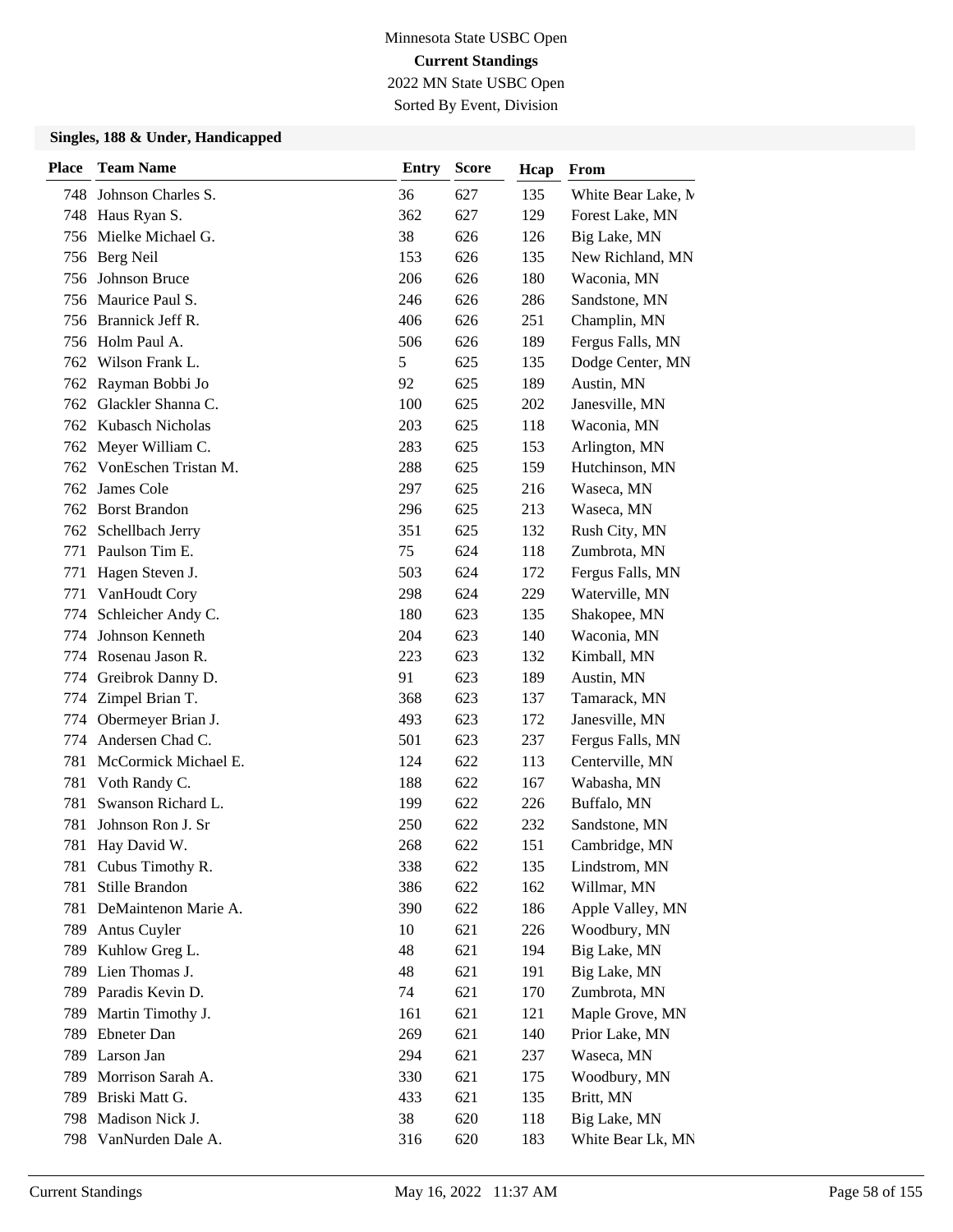Minnesota State USBC Open
**Current Standings**
2022 MN State USBC Open
Sorted By Event, Division

### Singles, 188 & Under, Handicapped

| Place | Team Name | Entry | Score | Hcap | From |
|---|---|---|---|---|---|
| 748 | Johnson Charles S. | 36 | 627 | 135 | White Bear Lake, M |
| 748 | Haus Ryan S. | 362 | 627 | 129 | Forest Lake, MN |
| 756 | Mielke Michael G. | 38 | 626 | 126 | Big Lake, MN |
| 756 | Berg Neil | 153 | 626 | 135 | New Richland, MN |
| 756 | Johnson Bruce | 206 | 626 | 180 | Waconia, MN |
| 756 | Maurice Paul S. | 246 | 626 | 286 | Sandstone, MN |
| 756 | Brannick Jeff R. | 406 | 626 | 251 | Champlin, MN |
| 756 | Holm Paul A. | 506 | 626 | 189 | Fergus Falls, MN |
| 762 | Wilson Frank L. | 5 | 625 | 135 | Dodge Center, MN |
| 762 | Rayman Bobbi Jo | 92 | 625 | 189 | Austin, MN |
| 762 | Glackler Shanna C. | 100 | 625 | 202 | Janesville, MN |
| 762 | Kubasch Nicholas | 203 | 625 | 118 | Waconia, MN |
| 762 | Meyer William C. | 283 | 625 | 153 | Arlington, MN |
| 762 | VonEschen Tristan M. | 288 | 625 | 159 | Hutchinson, MN |
| 762 | James Cole | 297 | 625 | 216 | Waseca, MN |
| 762 | Borst Brandon | 296 | 625 | 213 | Waseca, MN |
| 762 | Schellbach Jerry | 351 | 625 | 132 | Rush City, MN |
| 771 | Paulson Tim E. | 75 | 624 | 118 | Zumbrota, MN |
| 771 | Hagen Steven J. | 503 | 624 | 172 | Fergus Falls, MN |
| 771 | VanHoudt Cory | 298 | 624 | 229 | Waterville, MN |
| 774 | Schleicher Andy C. | 180 | 623 | 135 | Shakopee, MN |
| 774 | Johnson Kenneth | 204 | 623 | 140 | Waconia, MN |
| 774 | Rosenau Jason R. | 223 | 623 | 132 | Kimball, MN |
| 774 | Greibrok Danny D. | 91 | 623 | 189 | Austin, MN |
| 774 | Zimpel Brian T. | 368 | 623 | 137 | Tamarack, MN |
| 774 | Obermeyer Brian J. | 493 | 623 | 172 | Janesville, MN |
| 774 | Andersen Chad C. | 501 | 623 | 237 | Fergus Falls, MN |
| 781 | McCormick Michael E. | 124 | 622 | 113 | Centerville, MN |
| 781 | Voth Randy C. | 188 | 622 | 167 | Wabasha, MN |
| 781 | Swanson Richard L. | 199 | 622 | 226 | Buffalo, MN |
| 781 | Johnson Ron J. Sr | 250 | 622 | 232 | Sandstone, MN |
| 781 | Hay David W. | 268 | 622 | 151 | Cambridge, MN |
| 781 | Cubus Timothy R. | 338 | 622 | 135 | Lindstrom, MN |
| 781 | Stille Brandon | 386 | 622 | 162 | Willmar, MN |
| 781 | DeMaintenon Marie A. | 390 | 622 | 186 | Apple Valley, MN |
| 789 | Antus Cuyler | 10 | 621 | 226 | Woodbury, MN |
| 789 | Kuhlow Greg L. | 48 | 621 | 194 | Big Lake, MN |
| 789 | Lien Thomas J. | 48 | 621 | 191 | Big Lake, MN |
| 789 | Paradis Kevin D. | 74 | 621 | 170 | Zumbrota, MN |
| 789 | Martin Timothy J. | 161 | 621 | 121 | Maple Grove, MN |
| 789 | Ebneter Dan | 269 | 621 | 140 | Prior Lake, MN |
| 789 | Larson Jan | 294 | 621 | 237 | Waseca, MN |
| 789 | Morrison Sarah A. | 330 | 621 | 175 | Woodbury, MN |
| 789 | Briski Matt G. | 433 | 621 | 135 | Britt, MN |
| 798 | Madison Nick J. | 38 | 620 | 118 | Big Lake, MN |
| 798 | VanNurden Dale A. | 316 | 620 | 183 | White Bear Lk, MN |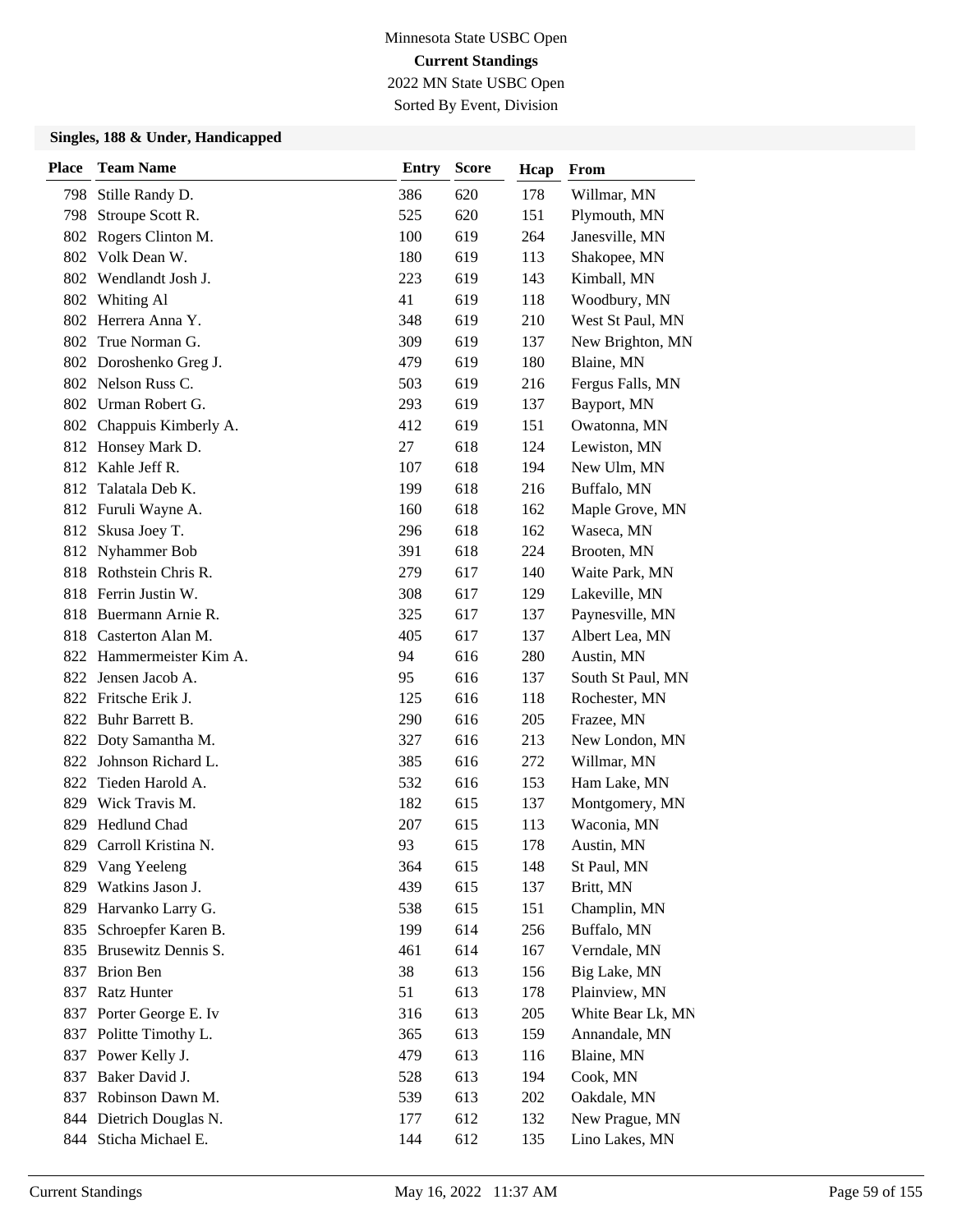Minnesota State USBC Open

**Current Standings**

2022 MN State USBC Open

Sorted By Event, Division

### Singles, 188 & Under, Handicapped

| Place | Team Name | Entry | Score | Hcap | From |
|---|---|---|---|---|---|
| 798 | Stille Randy D. | 386 | 620 | 178 | Willmar, MN |
| 798 | Stroupe Scott R. | 525 | 620 | 151 | Plymouth, MN |
| 802 | Rogers Clinton M. | 100 | 619 | 264 | Janesville, MN |
| 802 | Volk Dean W. | 180 | 619 | 113 | Shakopee, MN |
| 802 | Wendlandt Josh J. | 223 | 619 | 143 | Kimball, MN |
| 802 | Whiting Al | 41 | 619 | 118 | Woodbury, MN |
| 802 | Herrera Anna Y. | 348 | 619 | 210 | West St Paul, MN |
| 802 | True Norman G. | 309 | 619 | 137 | New Brighton, MN |
| 802 | Doroshenko Greg J. | 479 | 619 | 180 | Blaine, MN |
| 802 | Nelson Russ C. | 503 | 619 | 216 | Fergus Falls, MN |
| 802 | Urman Robert G. | 293 | 619 | 137 | Bayport, MN |
| 802 | Chappuis Kimberly A. | 412 | 619 | 151 | Owatonna, MN |
| 812 | Honsey Mark D. | 27 | 618 | 124 | Lewiston, MN |
| 812 | Kahle Jeff R. | 107 | 618 | 194 | New Ulm, MN |
| 812 | Talatala Deb K. | 199 | 618 | 216 | Buffalo, MN |
| 812 | Furuli Wayne A. | 160 | 618 | 162 | Maple Grove, MN |
| 812 | Skusa Joey T. | 296 | 618 | 162 | Waseca, MN |
| 812 | Nyhammer Bob | 391 | 618 | 224 | Brooten, MN |
| 818 | Rothstein Chris R. | 279 | 617 | 140 | Waite Park, MN |
| 818 | Ferrin Justin W. | 308 | 617 | 129 | Lakeville, MN |
| 818 | Buermann Arnie R. | 325 | 617 | 137 | Paynesville, MN |
| 818 | Casterton Alan M. | 405 | 617 | 137 | Albert Lea, MN |
| 822 | Hammermeister Kim A. | 94 | 616 | 280 | Austin, MN |
| 822 | Jensen Jacob A. | 95 | 616 | 137 | South St Paul, MN |
| 822 | Fritsche Erik J. | 125 | 616 | 118 | Rochester, MN |
| 822 | Buhr Barrett B. | 290 | 616 | 205 | Frazee, MN |
| 822 | Doty Samantha M. | 327 | 616 | 213 | New London, MN |
| 822 | Johnson Richard L. | 385 | 616 | 272 | Willmar, MN |
| 822 | Tieden Harold A. | 532 | 616 | 153 | Ham Lake, MN |
| 829 | Wick Travis M. | 182 | 615 | 137 | Montgomery, MN |
| 829 | Hedlund Chad | 207 | 615 | 113 | Waconia, MN |
| 829 | Carroll Kristina N. | 93 | 615 | 178 | Austin, MN |
| 829 | Vang Yeeleng | 364 | 615 | 148 | St Paul, MN |
| 829 | Watkins Jason J. | 439 | 615 | 137 | Britt, MN |
| 829 | Harvanko Larry G. | 538 | 615 | 151 | Champlin, MN |
| 835 | Schroepfer Karen B. | 199 | 614 | 256 | Buffalo, MN |
| 835 | Brusewitz Dennis S. | 461 | 614 | 167 | Verndale, MN |
| 837 | Brion Ben | 38 | 613 | 156 | Big Lake, MN |
| 837 | Ratz Hunter | 51 | 613 | 178 | Plainview, MN |
| 837 | Porter George E. Iv | 316 | 613 | 205 | White Bear Lk, MN |
| 837 | Politte Timothy L. | 365 | 613 | 159 | Annandale, MN |
| 837 | Power Kelly J. | 479 | 613 | 116 | Blaine, MN |
| 837 | Baker David J. | 528 | 613 | 194 | Cook, MN |
| 837 | Robinson Dawn M. | 539 | 613 | 202 | Oakdale, MN |
| 844 | Dietrich Douglas N. | 177 | 612 | 132 | New Prague, MN |
| 844 | Sticha Michael E. | 144 | 612 | 135 | Lino Lakes, MN |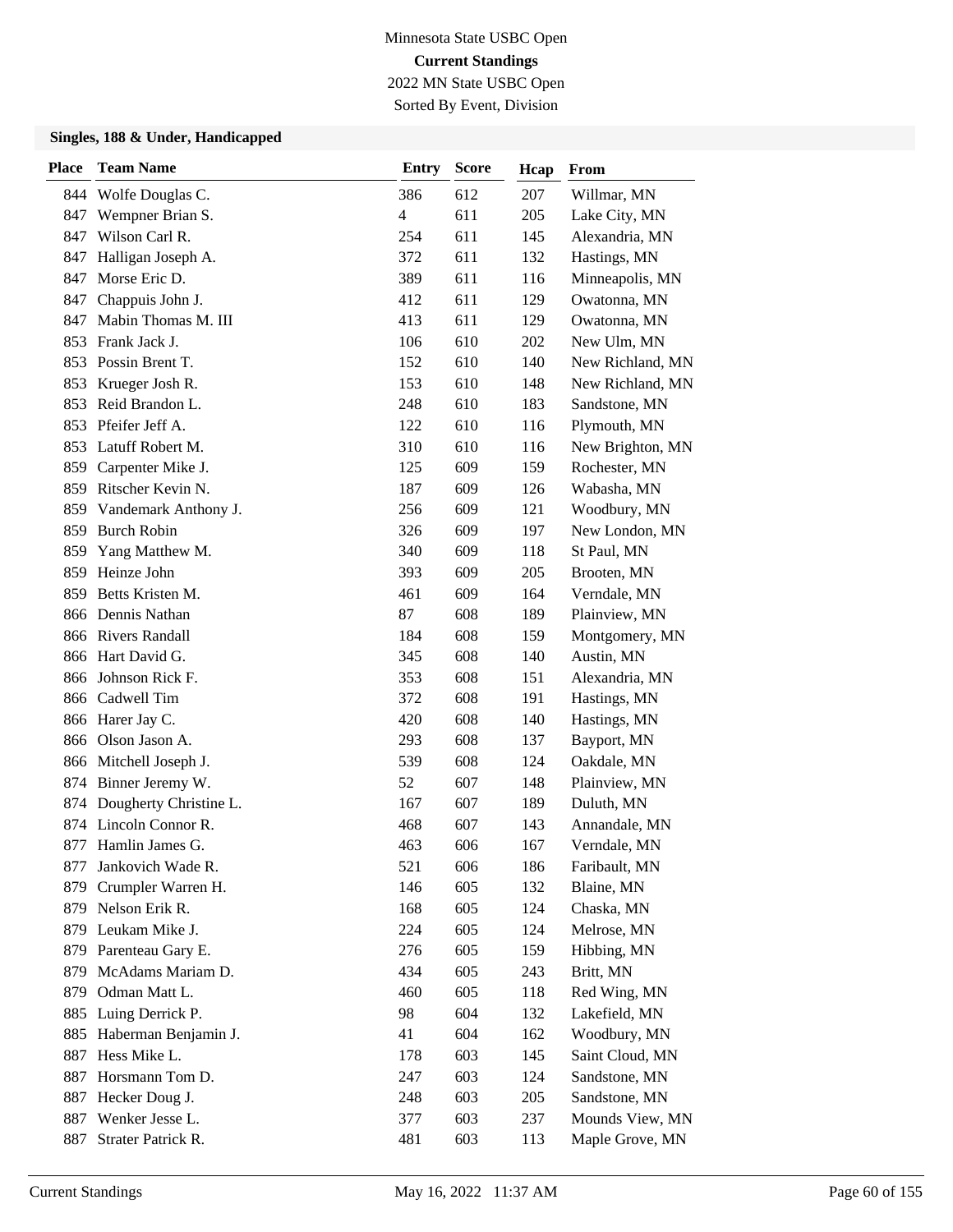Minnesota State USBC Open

**Current Standings**

2022 MN State USBC Open

Sorted By Event, Division

### Singles, 188 & Under, Handicapped

| Place | Team Name | Entry | Score | Hcap | From |
|---|---|---|---|---|---|
| 844 | Wolfe Douglas C. | 386 | 612 | 207 | Willmar, MN |
| 847 | Wempner Brian S. | 4 | 611 | 205 | Lake City, MN |
| 847 | Wilson Carl R. | 254 | 611 | 145 | Alexandria, MN |
| 847 | Halligan Joseph A. | 372 | 611 | 132 | Hastings, MN |
| 847 | Morse Eric D. | 389 | 611 | 116 | Minneapolis, MN |
| 847 | Chappuis John J. | 412 | 611 | 129 | Owatonna, MN |
| 847 | Mabin Thomas M. III | 413 | 611 | 129 | Owatonna, MN |
| 853 | Frank Jack J. | 106 | 610 | 202 | New Ulm, MN |
| 853 | Possin Brent T. | 152 | 610 | 140 | New Richland, MN |
| 853 | Krueger Josh R. | 153 | 610 | 148 | New Richland, MN |
| 853 | Reid Brandon L. | 248 | 610 | 183 | Sandstone, MN |
| 853 | Pfeifer Jeff A. | 122 | 610 | 116 | Plymouth, MN |
| 853 | Latuff Robert M. | 310 | 610 | 116 | New Brighton, MN |
| 859 | Carpenter Mike J. | 125 | 609 | 159 | Rochester, MN |
| 859 | Ritscher Kevin N. | 187 | 609 | 126 | Wabasha, MN |
| 859 | Vandemark Anthony J. | 256 | 609 | 121 | Woodbury, MN |
| 859 | Burch Robin | 326 | 609 | 197 | New London, MN |
| 859 | Yang Matthew M. | 340 | 609 | 118 | St Paul, MN |
| 859 | Heinze John | 393 | 609 | 205 | Brooten, MN |
| 859 | Betts Kristen M. | 461 | 609 | 164 | Verndale, MN |
| 866 | Dennis Nathan | 87 | 608 | 189 | Plainview, MN |
| 866 | Rivers Randall | 184 | 608 | 159 | Montgomery, MN |
| 866 | Hart David G. | 345 | 608 | 140 | Austin, MN |
| 866 | Johnson Rick F. | 353 | 608 | 151 | Alexandria, MN |
| 866 | Cadwell Tim | 372 | 608 | 191 | Hastings, MN |
| 866 | Harer Jay C. | 420 | 608 | 140 | Hastings, MN |
| 866 | Olson Jason A. | 293 | 608 | 137 | Bayport, MN |
| 866 | Mitchell Joseph J. | 539 | 608 | 124 | Oakdale, MN |
| 874 | Binner Jeremy W. | 52 | 607 | 148 | Plainview, MN |
| 874 | Dougherty Christine L. | 167 | 607 | 189 | Duluth, MN |
| 874 | Lincoln Connor R. | 468 | 607 | 143 | Annandale, MN |
| 877 | Hamlin James G. | 463 | 606 | 167 | Verndale, MN |
| 877 | Jankovich Wade R. | 521 | 606 | 186 | Faribault, MN |
| 879 | Crumpler Warren H. | 146 | 605 | 132 | Blaine, MN |
| 879 | Nelson Erik R. | 168 | 605 | 124 | Chaska, MN |
| 879 | Leukam Mike J. | 224 | 605 | 124 | Melrose, MN |
| 879 | Parenteau Gary E. | 276 | 605 | 159 | Hibbing, MN |
| 879 | McAdams Mariam D. | 434 | 605 | 243 | Britt, MN |
| 879 | Odman Matt L. | 460 | 605 | 118 | Red Wing, MN |
| 885 | Luing Derrick P. | 98 | 604 | 132 | Lakefield, MN |
| 885 | Haberman Benjamin J. | 41 | 604 | 162 | Woodbury, MN |
| 887 | Hess Mike L. | 178 | 603 | 145 | Saint Cloud, MN |
| 887 | Horsmann Tom D. | 247 | 603 | 124 | Sandstone, MN |
| 887 | Hecker Doug J. | 248 | 603 | 205 | Sandstone, MN |
| 887 | Wenker Jesse L. | 377 | 603 | 237 | Mounds View, MN |
| 887 | Strater Patrick R. | 481 | 603 | 113 | Maple Grove, MN |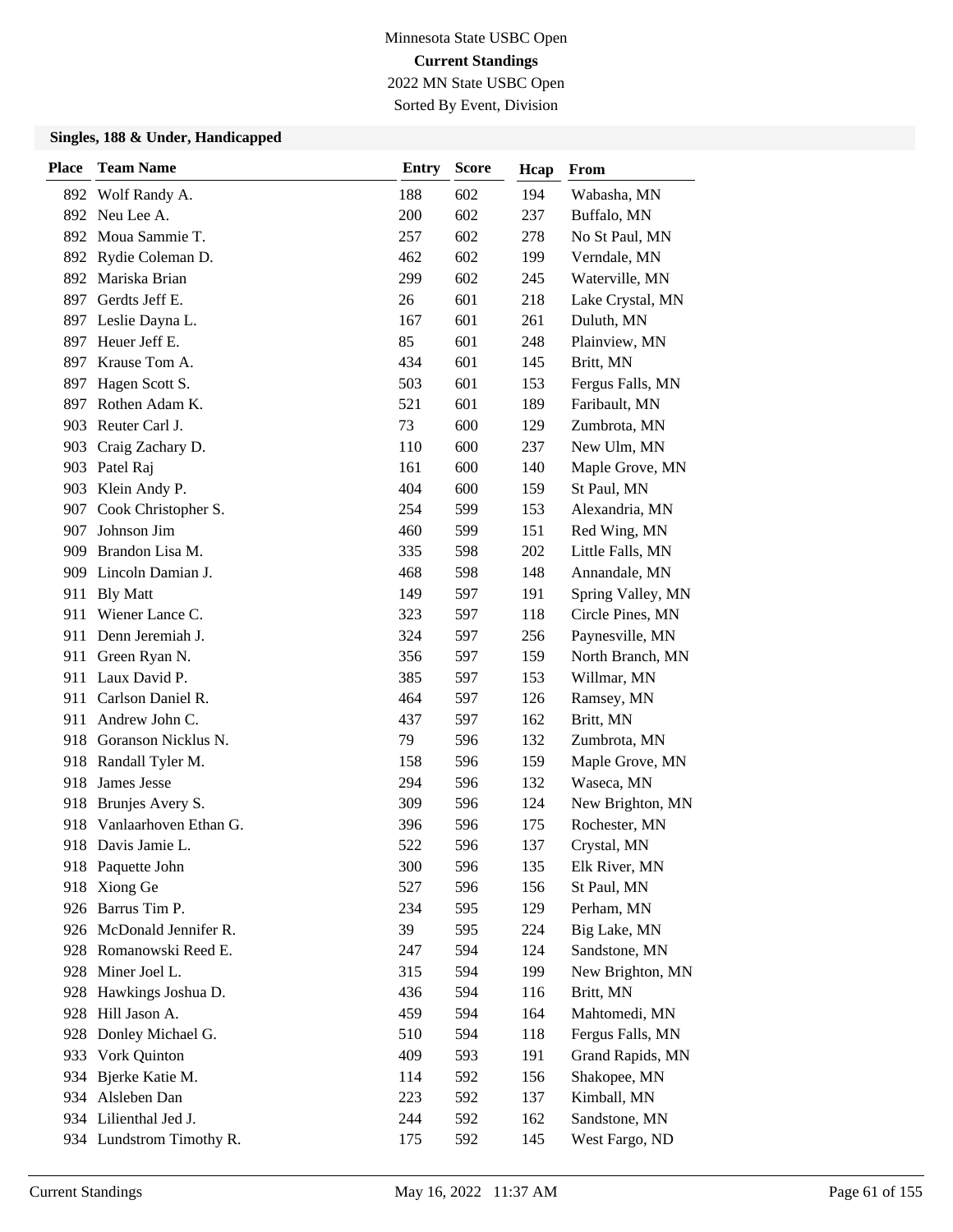Minnesota State USBC Open

**Current Standings**

2022 MN State USBC Open

Sorted By Event, Division

### Singles, 188 & Under, Handicapped

| Place | Team Name | Entry | Score | Hcap | From |
|---|---|---|---|---|---|
| 892 | Wolf Randy A. | 188 | 602 | 194 | Wabasha, MN |
| 892 | Neu Lee A. | 200 | 602 | 237 | Buffalo, MN |
| 892 | Moua Sammie T. | 257 | 602 | 278 | No St Paul, MN |
| 892 | Rydie Coleman D. | 462 | 602 | 199 | Verndale, MN |
| 892 | Mariska Brian | 299 | 602 | 245 | Waterville, MN |
| 897 | Gerdts Jeff E. | 26 | 601 | 218 | Lake Crystal, MN |
| 897 | Leslie Dayna L. | 167 | 601 | 261 | Duluth, MN |
| 897 | Heuer Jeff E. | 85 | 601 | 248 | Plainview, MN |
| 897 | Krause Tom A. | 434 | 601 | 145 | Britt, MN |
| 897 | Hagen Scott S. | 503 | 601 | 153 | Fergus Falls, MN |
| 897 | Rothen Adam K. | 521 | 601 | 189 | Faribault, MN |
| 903 | Reuter Carl J. | 73 | 600 | 129 | Zumbrota, MN |
| 903 | Craig Zachary D. | 110 | 600 | 237 | New Ulm, MN |
| 903 | Patel Raj | 161 | 600 | 140 | Maple Grove, MN |
| 903 | Klein Andy P. | 404 | 600 | 159 | St Paul, MN |
| 907 | Cook Christopher S. | 254 | 599 | 153 | Alexandria, MN |
| 907 | Johnson Jim | 460 | 599 | 151 | Red Wing, MN |
| 909 | Brandon Lisa M. | 335 | 598 | 202 | Little Falls, MN |
| 909 | Lincoln Damian J. | 468 | 598 | 148 | Annandale, MN |
| 911 | Bly Matt | 149 | 597 | 191 | Spring Valley, MN |
| 911 | Wiener Lance C. | 323 | 597 | 118 | Circle Pines, MN |
| 911 | Denn Jeremiah J. | 324 | 597 | 256 | Paynesville, MN |
| 911 | Green Ryan N. | 356 | 597 | 159 | North Branch, MN |
| 911 | Laux David P. | 385 | 597 | 153 | Willmar, MN |
| 911 | Carlson Daniel R. | 464 | 597 | 126 | Ramsey, MN |
| 911 | Andrew John C. | 437 | 597 | 162 | Britt, MN |
| 918 | Goranson Nicklus N. | 79 | 596 | 132 | Zumbrota, MN |
| 918 | Randall Tyler M. | 158 | 596 | 159 | Maple Grove, MN |
| 918 | James Jesse | 294 | 596 | 132 | Waseca, MN |
| 918 | Brunjes Avery S. | 309 | 596 | 124 | New Brighton, MN |
| 918 | Vanlaarhoven Ethan G. | 396 | 596 | 175 | Rochester, MN |
| 918 | Davis Jamie L. | 522 | 596 | 137 | Crystal, MN |
| 918 | Paquette John | 300 | 596 | 135 | Elk River, MN |
| 918 | Xiong Ge | 527 | 596 | 156 | St Paul, MN |
| 926 | Barrus Tim P. | 234 | 595 | 129 | Perham, MN |
| 926 | McDonald Jennifer R. | 39 | 595 | 224 | Big Lake, MN |
| 928 | Romanowski Reed E. | 247 | 594 | 124 | Sandstone, MN |
| 928 | Miner Joel L. | 315 | 594 | 199 | New Brighton, MN |
| 928 | Hawkings Joshua D. | 436 | 594 | 116 | Britt, MN |
| 928 | Hill Jason A. | 459 | 594 | 164 | Mahtomedi, MN |
| 928 | Donley Michael G. | 510 | 594 | 118 | Fergus Falls, MN |
| 933 | Vork Quinton | 409 | 593 | 191 | Grand Rapids, MN |
| 934 | Bjerke Katie M. | 114 | 592 | 156 | Shakopee, MN |
| 934 | Alsleben Dan | 223 | 592 | 137 | Kimball, MN |
| 934 | Lilienthal Jed J. | 244 | 592 | 162 | Sandstone, MN |
| 934 | Lundstrom Timothy R. | 175 | 592 | 145 | West Fargo, ND |

Current Standings May 16, 2022 11:37 AM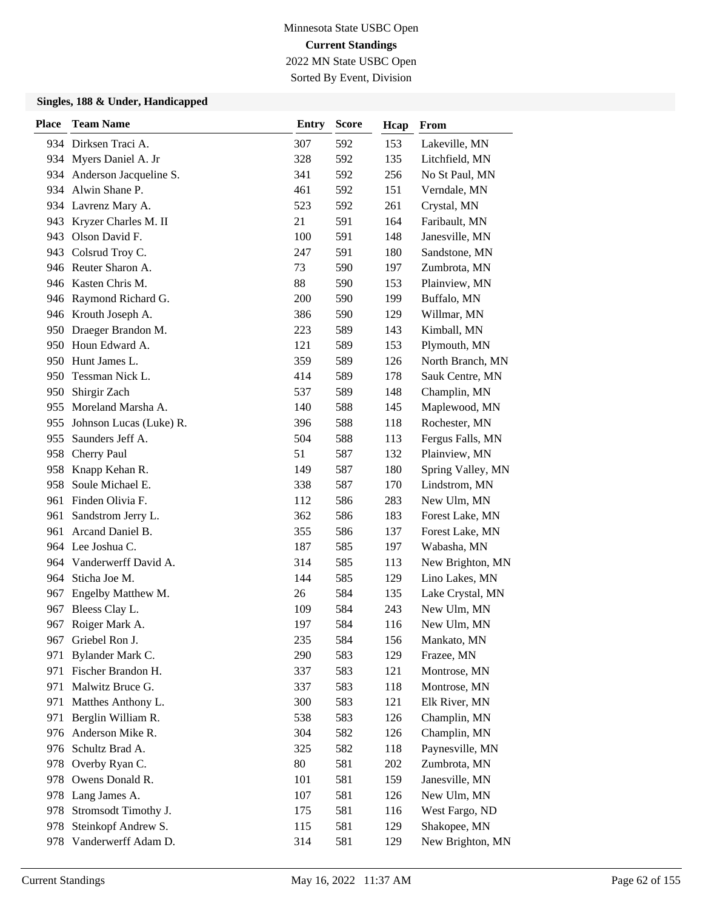Minnesota State USBC Open
**Current Standings**
2022 MN State USBC Open
Sorted By Event, Division

### Singles, 188 & Under, Handicapped

| Place | Team Name | Entry | Score | Hcap | From |
|---|---|---|---|---|---|
| 934 | Dirksen Traci A. | 307 | 592 | 153 | Lakeville, MN |
| 934 | Myers Daniel A. Jr | 328 | 592 | 135 | Litchfield, MN |
| 934 | Anderson Jacqueline S. | 341 | 592 | 256 | No St Paul, MN |
| 934 | Alwin Shane P. | 461 | 592 | 151 | Verndale, MN |
| 934 | Lavrenz Mary A. | 523 | 592 | 261 | Crystal, MN |
| 943 | Kryzer Charles M. II | 21 | 591 | 164 | Faribault, MN |
| 943 | Olson David F. | 100 | 591 | 148 | Janesville, MN |
| 943 | Colsrud Troy C. | 247 | 591 | 180 | Sandstone, MN |
| 946 | Reuter Sharon A. | 73 | 590 | 197 | Zumbrota, MN |
| 946 | Kasten Chris M. | 88 | 590 | 153 | Plainview, MN |
| 946 | Raymond Richard G. | 200 | 590 | 199 | Buffalo, MN |
| 946 | Krouth Joseph A. | 386 | 590 | 129 | Willmar, MN |
| 950 | Draeger Brandon M. | 223 | 589 | 143 | Kimball, MN |
| 950 | Houn Edward A. | 121 | 589 | 153 | Plymouth, MN |
| 950 | Hunt James L. | 359 | 589 | 126 | North Branch, MN |
| 950 | Tessman Nick L. | 414 | 589 | 178 | Sauk Centre, MN |
| 950 | Shirgir Zach | 537 | 589 | 148 | Champlin, MN |
| 955 | Moreland Marsha A. | 140 | 588 | 145 | Maplewood, MN |
| 955 | Johnson Lucas (Luke) R. | 396 | 588 | 118 | Rochester, MN |
| 955 | Saunders Jeff A. | 504 | 588 | 113 | Fergus Falls, MN |
| 958 | Cherry Paul | 51 | 587 | 132 | Plainview, MN |
| 958 | Knapp Kehan R. | 149 | 587 | 180 | Spring Valley, MN |
| 958 | Soule Michael E. | 338 | 587 | 170 | Lindstrom, MN |
| 961 | Finden Olivia F. | 112 | 586 | 283 | New Ulm, MN |
| 961 | Sandstrom Jerry L. | 362 | 586 | 183 | Forest Lake, MN |
| 961 | Arcand Daniel B. | 355 | 586 | 137 | Forest Lake, MN |
| 964 | Lee Joshua C. | 187 | 585 | 197 | Wabasha, MN |
| 964 | Vanderwerff David A. | 314 | 585 | 113 | New Brighton, MN |
| 964 | Sticha Joe M. | 144 | 585 | 129 | Lino Lakes, MN |
| 967 | Engelby Matthew M. | 26 | 584 | 135 | Lake Crystal, MN |
| 967 | Bleess Clay L. | 109 | 584 | 243 | New Ulm, MN |
| 967 | Roiger Mark A. | 197 | 584 | 116 | New Ulm, MN |
| 967 | Griebel Ron J. | 235 | 584 | 156 | Mankato, MN |
| 971 | Bylander Mark C. | 290 | 583 | 129 | Frazee, MN |
| 971 | Fischer Brandon H. | 337 | 583 | 121 | Montrose, MN |
| 971 | Malwitz Bruce G. | 337 | 583 | 118 | Montrose, MN |
| 971 | Matthes Anthony L. | 300 | 583 | 121 | Elk River, MN |
| 971 | Berglin William R. | 538 | 583 | 126 | Champlin, MN |
| 976 | Anderson Mike R. | 304 | 582 | 126 | Champlin, MN |
| 976 | Schultz Brad A. | 325 | 582 | 118 | Paynesville, MN |
| 978 | Overby Ryan C. | 80 | 581 | 202 | Zumbrota, MN |
| 978 | Owens Donald R. | 101 | 581 | 159 | Janesville, MN |
| 978 | Lang James A. | 107 | 581 | 126 | New Ulm, MN |
| 978 | Stromsodt Timothy J. | 175 | 581 | 116 | West Fargo, ND |
| 978 | Steinkopf Andrew S. | 115 | 581 | 129 | Shakopee, MN |
| 978 | Vanderwerff Adam D. | 314 | 581 | 129 | New Brighton, MN |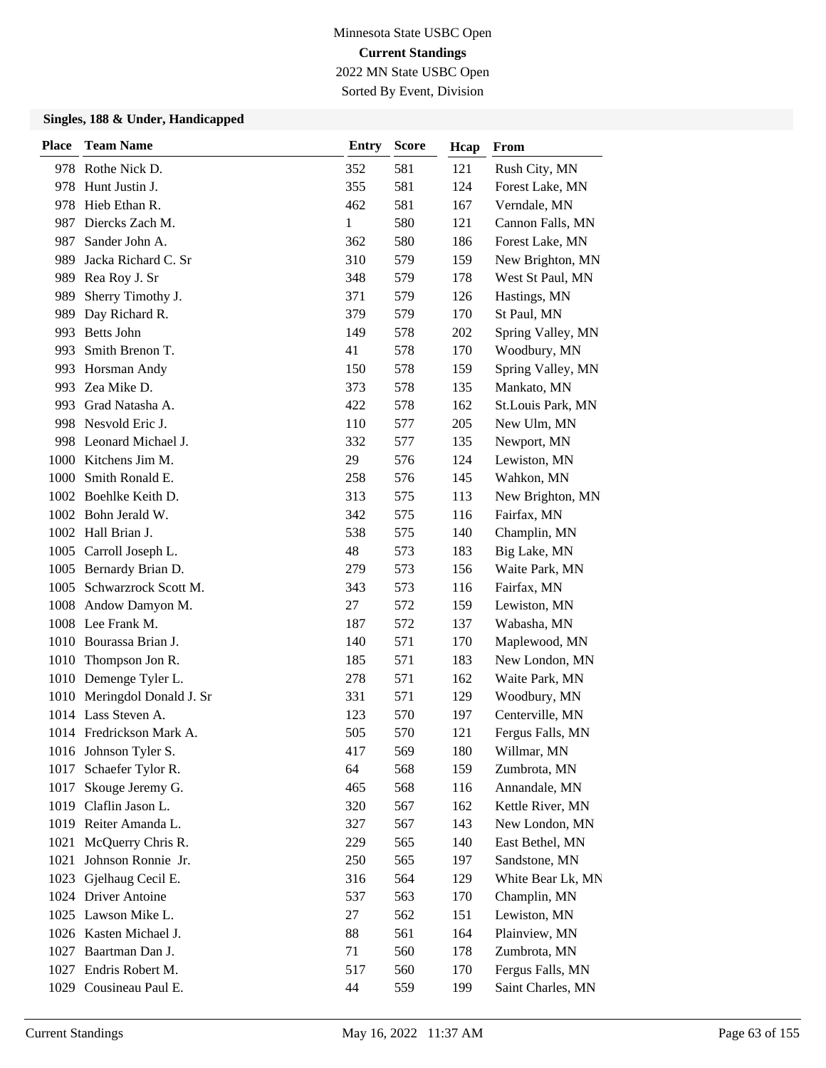Minnesota State USBC Open

**Current Standings**

2022 MN State USBC Open

Sorted By Event, Division

### Singles, 188 & Under, Handicapped

| Place | Team Name | Entry | Score | Hcap | From |
|---|---|---|---|---|---|
| 978 | Rothe Nick D. | 352 | 581 | 121 | Rush City, MN |
| 978 | Hunt Justin J. | 355 | 581 | 124 | Forest Lake, MN |
| 978 | Hieb Ethan R. | 462 | 581 | 167 | Verndale, MN |
| 987 | Diercks Zach M. | 1 | 580 | 121 | Cannon Falls, MN |
| 987 | Sander John A. | 362 | 580 | 186 | Forest Lake, MN |
| 989 | Jacka Richard C. Sr | 310 | 579 | 159 | New Brighton, MN |
| 989 | Rea Roy J. Sr | 348 | 579 | 178 | West St Paul, MN |
| 989 | Sherry Timothy J. | 371 | 579 | 126 | Hastings, MN |
| 989 | Day Richard R. | 379 | 579 | 170 | St Paul, MN |
| 993 | Betts John | 149 | 578 | 202 | Spring Valley, MN |
| 993 | Smith Brenon T. | 41 | 578 | 170 | Woodbury, MN |
| 993 | Horsman Andy | 150 | 578 | 159 | Spring Valley, MN |
| 993 | Zea Mike D. | 373 | 578 | 135 | Mankato, MN |
| 993 | Grad Natasha A. | 422 | 578 | 162 | St.Louis Park, MN |
| 998 | Nesvold Eric J. | 110 | 577 | 205 | New Ulm, MN |
| 998 | Leonard Michael J. | 332 | 577 | 135 | Newport, MN |
| 1000 | Kitchens Jim M. | 29 | 576 | 124 | Lewiston, MN |
| 1000 | Smith Ronald E. | 258 | 576 | 145 | Wahkon, MN |
| 1002 | Boehlke Keith D. | 313 | 575 | 113 | New Brighton, MN |
| 1002 | Bohn Jerald W. | 342 | 575 | 116 | Fairfax, MN |
| 1002 | Hall Brian J. | 538 | 575 | 140 | Champlin, MN |
| 1005 | Carroll Joseph L. | 48 | 573 | 183 | Big Lake, MN |
| 1005 | Bernardy Brian D. | 279 | 573 | 156 | Waite Park, MN |
| 1005 | Schwarzrock Scott M. | 343 | 573 | 116 | Fairfax, MN |
| 1008 | Andow Damyon M. | 27 | 572 | 159 | Lewiston, MN |
| 1008 | Lee Frank M. | 187 | 572 | 137 | Wabasha, MN |
| 1010 | Bourassa Brian J. | 140 | 571 | 170 | Maplewood, MN |
| 1010 | Thompson Jon R. | 185 | 571 | 183 | New London, MN |
| 1010 | Demenge Tyler L. | 278 | 571 | 162 | Waite Park, MN |
| 1010 | Meringdol Donald J. Sr | 331 | 571 | 129 | Woodbury, MN |
| 1014 | Lass Steven A. | 123 | 570 | 197 | Centerville, MN |
| 1014 | Fredrickson Mark A. | 505 | 570 | 121 | Fergus Falls, MN |
| 1016 | Johnson Tyler S. | 417 | 569 | 180 | Willmar, MN |
| 1017 | Schaefer Tylor R. | 64 | 568 | 159 | Zumbrota, MN |
| 1017 | Skouge Jeremy G. | 465 | 568 | 116 | Annandale, MN |
| 1019 | Claflin Jason L. | 320 | 567 | 162 | Kettle River, MN |
| 1019 | Reiter Amanda L. | 327 | 567 | 143 | New London, MN |
| 1021 | McQuerry Chris R. | 229 | 565 | 140 | East Bethel, MN |
| 1021 | Johnson Ronnie Jr. | 250 | 565 | 197 | Sandstone, MN |
| 1023 | Gjelhaug Cecil E. | 316 | 564 | 129 | White Bear Lk, MN |
| 1024 | Driver Antoine | 537 | 563 | 170 | Champlin, MN |
| 1025 | Lawson Mike L. | 27 | 562 | 151 | Lewiston, MN |
| 1026 | Kasten Michael J. | 88 | 561 | 164 | Plainview, MN |
| 1027 | Baartman Dan J. | 71 | 560 | 178 | Zumbrota, MN |
| 1027 | Endris Robert M. | 517 | 560 | 170 | Fergus Falls, MN |
| 1029 | Cousineau Paul E. | 44 | 559 | 199 | Saint Charles, MN |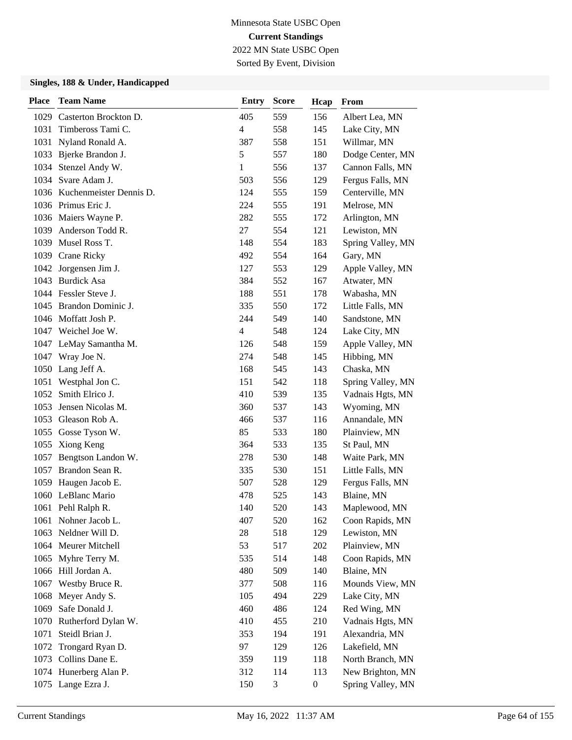Minnesota State USBC Open

**Current Standings**

2022 MN State USBC Open

Sorted By Event, Division

### Singles, 188 & Under, Handicapped

| Place | Team Name | Entry | Score | Hcap | From |
|---|---|---|---|---|---|
| 1029 | Casterton Brockton D. | 405 | 559 | 156 | Albert Lea, MN |
| 1031 | Timbeross Tami C. | 4 | 558 | 145 | Lake City, MN |
| 1031 | Nyland Ronald A. | 387 | 558 | 151 | Willmar, MN |
| 1033 | Bjerke Brandon J. | 5 | 557 | 180 | Dodge Center, MN |
| 1034 | Stenzel Andy W. | 1 | 556 | 137 | Cannon Falls, MN |
| 1034 | Svare Adam J. | 503 | 556 | 129 | Fergus Falls, MN |
| 1036 | Kuchenmeister Dennis D. | 124 | 555 | 159 | Centerville, MN |
| 1036 | Primus Eric J. | 224 | 555 | 191 | Melrose, MN |
| 1036 | Maiers Wayne P. | 282 | 555 | 172 | Arlington, MN |
| 1039 | Anderson Todd R. | 27 | 554 | 121 | Lewiston, MN |
| 1039 | Musel Ross T. | 148 | 554 | 183 | Spring Valley, MN |
| 1039 | Crane Ricky | 492 | 554 | 164 | Gary, MN |
| 1042 | Jorgensen Jim J. | 127 | 553 | 129 | Apple Valley, MN |
| 1043 | Burdick Asa | 384 | 552 | 167 | Atwater, MN |
| 1044 | Fessler Steve J. | 188 | 551 | 178 | Wabasha, MN |
| 1045 | Brandon Dominic J. | 335 | 550 | 172 | Little Falls, MN |
| 1046 | Moffatt Josh P. | 244 | 549 | 140 | Sandstone, MN |
| 1047 | Weichel Joe W. | 4 | 548 | 124 | Lake City, MN |
| 1047 | LeMay Samantha M. | 126 | 548 | 159 | Apple Valley, MN |
| 1047 | Wray Joe N. | 274 | 548 | 145 | Hibbing, MN |
| 1050 | Lang Jeff A. | 168 | 545 | 143 | Chaska, MN |
| 1051 | Westphal Jon C. | 151 | 542 | 118 | Spring Valley, MN |
| 1052 | Smith Elrico J. | 410 | 539 | 135 | Vadnais Hgts, MN |
| 1053 | Jensen Nicolas M. | 360 | 537 | 143 | Wyoming, MN |
| 1053 | Gleason Rob A. | 466 | 537 | 116 | Annandale, MN |
| 1055 | Gosse Tyson W. | 85 | 533 | 180 | Plainview, MN |
| 1055 | Xiong Keng | 364 | 533 | 135 | St Paul, MN |
| 1057 | Bengtson Landon W. | 278 | 530 | 148 | Waite Park, MN |
| 1057 | Brandon Sean R. | 335 | 530 | 151 | Little Falls, MN |
| 1059 | Haugen Jacob E. | 507 | 528 | 129 | Fergus Falls, MN |
| 1060 | LeBlanc Mario | 478 | 525 | 143 | Blaine, MN |
| 1061 | Pehl Ralph R. | 140 | 520 | 143 | Maplewood, MN |
| 1061 | Nohner Jacob L. | 407 | 520 | 162 | Coon Rapids, MN |
| 1063 | Neldner Will D. | 28 | 518 | 129 | Lewiston, MN |
| 1064 | Meurer Mitchell | 53 | 517 | 202 | Plainview, MN |
| 1065 | Myhre Terry M. | 535 | 514 | 148 | Coon Rapids, MN |
| 1066 | Hill Jordan A. | 480 | 509 | 140 | Blaine, MN |
| 1067 | Westby Bruce R. | 377 | 508 | 116 | Mounds View, MN |
| 1068 | Meyer Andy S. | 105 | 494 | 229 | Lake City, MN |
| 1069 | Safe Donald J. | 460 | 486 | 124 | Red Wing, MN |
| 1070 | Rutherford Dylan W. | 410 | 455 | 210 | Vadnais Hgts, MN |
| 1071 | Steidl Brian J. | 353 | 194 | 191 | Alexandria, MN |
| 1072 | Trongard Ryan D. | 97 | 129 | 126 | Lakefield, MN |
| 1073 | Collins Dane E. | 359 | 119 | 118 | North Branch, MN |
| 1074 | Hunerberg Alan P. | 312 | 114 | 113 | New Brighton, MN |
| 1075 | Lange Ezra J. | 150 | 3 | 0 | Spring Valley, MN |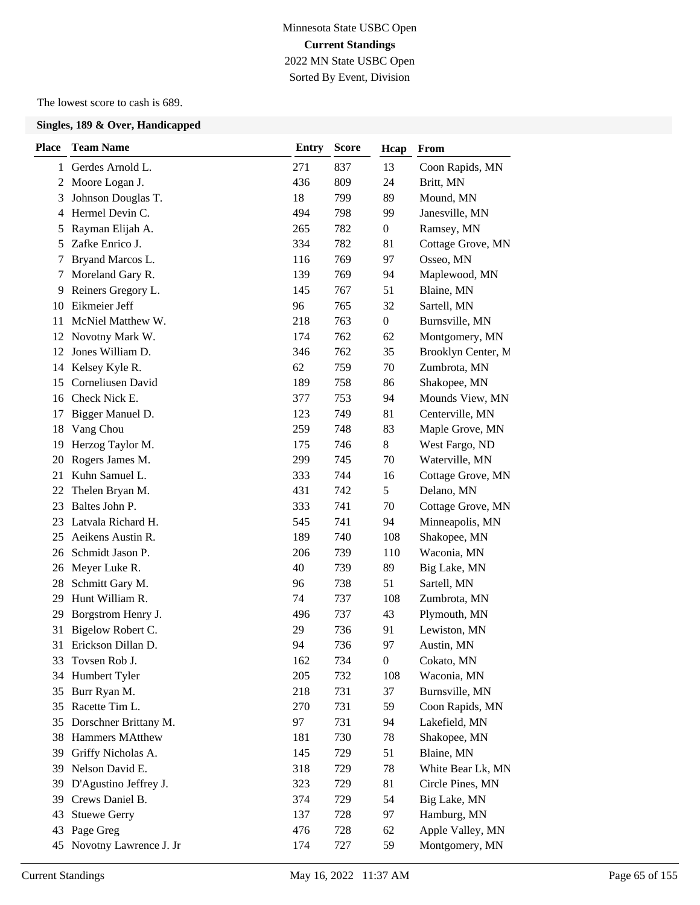Minnesota State USBC Open

**Current Standings**

2022 MN State USBC Open

Sorted By Event, Division

The lowest score to cash is 689.

### Singles, 189 & Over, Handicapped

| Place | Team Name | Entry | Score | Hcap | From |
|---|---|---|---|---|---|
| 1 | Gerdes Arnold L. | 271 | 837 | 13 | Coon Rapids, MN |
| 2 | Moore Logan J. | 436 | 809 | 24 | Britt, MN |
| 3 | Johnson Douglas T. | 18 | 799 | 89 | Mound, MN |
| 4 | Hermel Devin C. | 494 | 798 | 99 | Janesville, MN |
| 5 | Rayman Elijah A. | 265 | 782 | 0 | Ramsey, MN |
| 5 | Zafke Enrico J. | 334 | 782 | 81 | Cottage Grove, MN |
| 7 | Bryand Marcos L. | 116 | 769 | 97 | Osseo, MN |
| 7 | Moreland Gary R. | 139 | 769 | 94 | Maplewood, MN |
| 9 | Reiners Gregory L. | 145 | 767 | 51 | Blaine, MN |
| 10 | Eikmeier Jeff | 96 | 765 | 32 | Sartell, MN |
| 11 | McNiel Matthew W. | 218 | 763 | 0 | Burnsville, MN |
| 12 | Novotny Mark W. | 174 | 762 | 62 | Montgomery, MN |
| 12 | Jones William D. | 346 | 762 | 35 | Brooklyn Center, M |
| 14 | Kelsey Kyle R. | 62 | 759 | 70 | Zumbrota, MN |
| 15 | Corneliusen David | 189 | 758 | 86 | Shakopee, MN |
| 16 | Check Nick E. | 377 | 753 | 94 | Mounds View, MN |
| 17 | Bigger Manuel D. | 123 | 749 | 81 | Centerville, MN |
| 18 | Vang Chou | 259 | 748 | 83 | Maple Grove, MN |
| 19 | Herzog Taylor M. | 175 | 746 | 8 | West Fargo, ND |
| 20 | Rogers James M. | 299 | 745 | 70 | Waterville, MN |
| 21 | Kuhn Samuel L. | 333 | 744 | 16 | Cottage Grove, MN |
| 22 | Thelen Bryan M. | 431 | 742 | 5 | Delano, MN |
| 23 | Baltes John P. | 333 | 741 | 70 | Cottage Grove, MN |
| 23 | Latvala Richard H. | 545 | 741 | 94 | Minneapolis, MN |
| 25 | Aeikens Austin R. | 189 | 740 | 108 | Shakopee, MN |
| 26 | Schmidt Jason P. | 206 | 739 | 110 | Waconia, MN |
| 26 | Meyer Luke R. | 40 | 739 | 89 | Big Lake, MN |
| 28 | Schmitt Gary M. | 96 | 738 | 51 | Sartell, MN |
| 29 | Hunt William R. | 74 | 737 | 108 | Zumbrota, MN |
| 29 | Borgstrom Henry J. | 496 | 737 | 43 | Plymouth, MN |
| 31 | Bigelow Robert C. | 29 | 736 | 91 | Lewiston, MN |
| 31 | Erickson Dillan D. | 94 | 736 | 97 | Austin, MN |
| 33 | Tovsen Rob J. | 162 | 734 | 0 | Cokato, MN |
| 34 | Humbert Tyler | 205 | 732 | 108 | Waconia, MN |
| 35 | Burr Ryan M. | 218 | 731 | 37 | Burnsville, MN |
| 35 | Racette Tim L. | 270 | 731 | 59 | Coon Rapids, MN |
| 35 | Dorschner Brittany M. | 97 | 731 | 94 | Lakefield, MN |
| 38 | Hammers MAtthew | 181 | 730 | 78 | Shakopee, MN |
| 39 | Griffy Nicholas A. | 145 | 729 | 51 | Blaine, MN |
| 39 | Nelson David E. | 318 | 729 | 78 | White Bear Lk, MN |
| 39 | D'Agustino Jeffrey J. | 323 | 729 | 81 | Circle Pines, MN |
| 39 | Crews Daniel B. | 374 | 729 | 54 | Big Lake, MN |
| 43 | Stuewe Gerry | 137 | 728 | 97 | Hamburg, MN |
| 43 | Page Greg | 476 | 728 | 62 | Apple Valley, MN |
| 45 | Novotny Lawrence J. Jr | 174 | 727 | 59 | Montgomery, MN |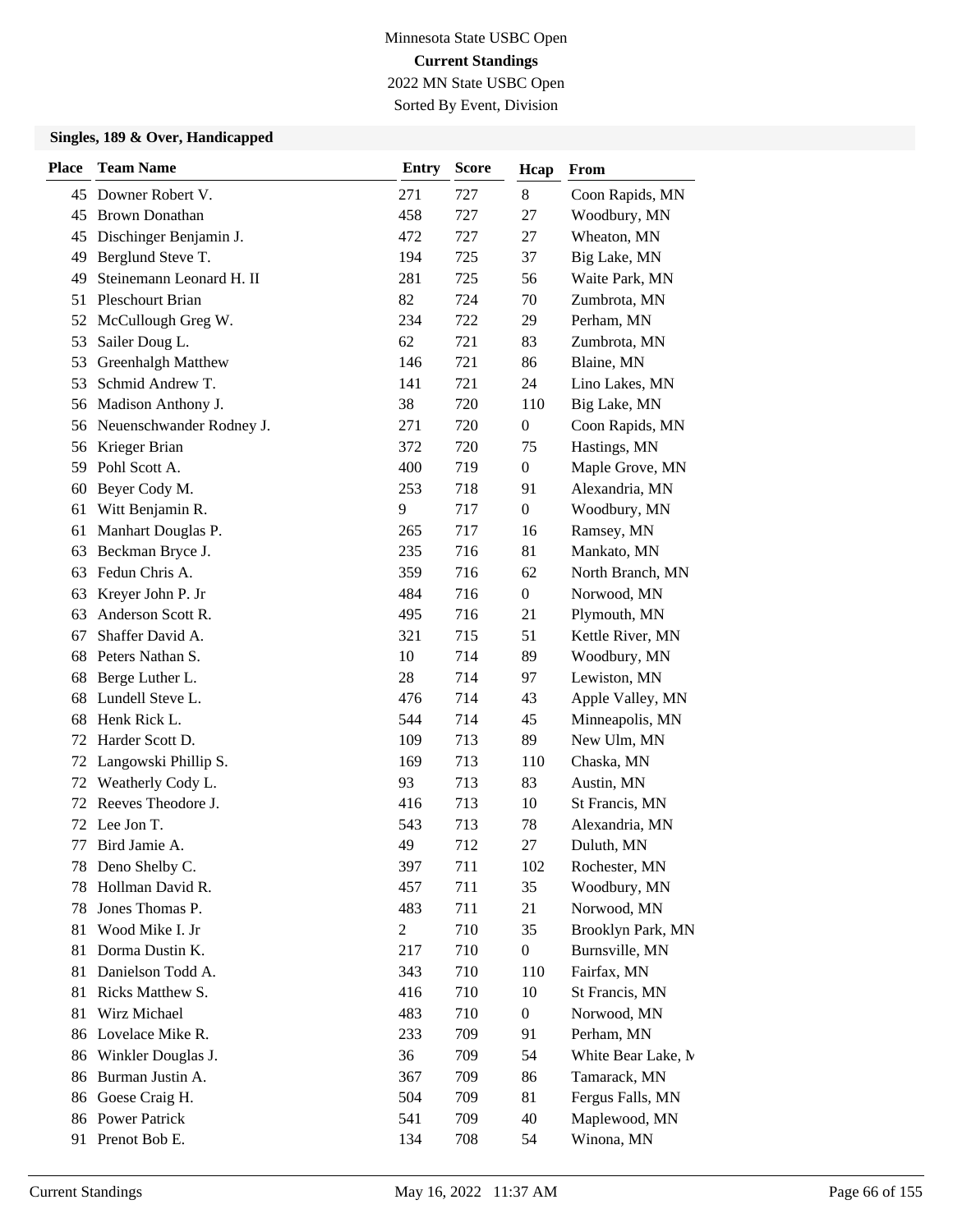Minnesota State USBC Open

**Current Standings**

2022 MN State USBC Open

Sorted By Event, Division

### Singles, 189 & Over, Handicapped

| Place | Team Name | Entry | Score | Hcap | From |
|---|---|---|---|---|---|
| 45 | Downer Robert V. | 271 | 727 | 8 | Coon Rapids, MN |
| 45 | Brown Donathan | 458 | 727 | 27 | Woodbury, MN |
| 45 | Dischinger Benjamin J. | 472 | 727 | 27 | Wheaton, MN |
| 49 | Berglund Steve T. | 194 | 725 | 37 | Big Lake, MN |
| 49 | Steinemann Leonard H. II | 281 | 725 | 56 | Waite Park, MN |
| 51 | Pleschourt Brian | 82 | 724 | 70 | Zumbrota, MN |
| 52 | McCullough Greg W. | 234 | 722 | 29 | Perham, MN |
| 53 | Sailer Doug L. | 62 | 721 | 83 | Zumbrota, MN |
| 53 | Greenhalgh Matthew | 146 | 721 | 86 | Blaine, MN |
| 53 | Schmid Andrew T. | 141 | 721 | 24 | Lino Lakes, MN |
| 56 | Madison Anthony J. | 38 | 720 | 110 | Big Lake, MN |
| 56 | Neuenschwander Rodney J. | 271 | 720 | 0 | Coon Rapids, MN |
| 56 | Krieger Brian | 372 | 720 | 75 | Hastings, MN |
| 59 | Pohl Scott A. | 400 | 719 | 0 | Maple Grove, MN |
| 60 | Beyer Cody M. | 253 | 718 | 91 | Alexandria, MN |
| 61 | Witt Benjamin R. | 9 | 717 | 0 | Woodbury, MN |
| 61 | Manhart Douglas P. | 265 | 717 | 16 | Ramsey, MN |
| 63 | Beckman Bryce J. | 235 | 716 | 81 | Mankato, MN |
| 63 | Fedun Chris A. | 359 | 716 | 62 | North Branch, MN |
| 63 | Kreyer John P. Jr | 484 | 716 | 0 | Norwood, MN |
| 63 | Anderson Scott R. | 495 | 716 | 21 | Plymouth, MN |
| 67 | Shaffer David A. | 321 | 715 | 51 | Kettle River, MN |
| 68 | Peters Nathan S. | 10 | 714 | 89 | Woodbury, MN |
| 68 | Berge Luther L. | 28 | 714 | 97 | Lewiston, MN |
| 68 | Lundell Steve L. | 476 | 714 | 43 | Apple Valley, MN |
| 68 | Henk Rick L. | 544 | 714 | 45 | Minneapolis, MN |
| 72 | Harder Scott D. | 109 | 713 | 89 | New Ulm, MN |
| 72 | Langowski Phillip S. | 169 | 713 | 110 | Chaska, MN |
| 72 | Weatherly Cody L. | 93 | 713 | 83 | Austin, MN |
| 72 | Reeves Theodore J. | 416 | 713 | 10 | St Francis, MN |
| 72 | Lee Jon T. | 543 | 713 | 78 | Alexandria, MN |
| 77 | Bird Jamie A. | 49 | 712 | 27 | Duluth, MN |
| 78 | Deno Shelby C. | 397 | 711 | 102 | Rochester, MN |
| 78 | Hollman David R. | 457 | 711 | 35 | Woodbury, MN |
| 78 | Jones Thomas P. | 483 | 711 | 21 | Norwood, MN |
| 81 | Wood Mike I. Jr | 2 | 710 | 35 | Brooklyn Park, MN |
| 81 | Dorma Dustin K. | 217 | 710 | 0 | Burnsville, MN |
| 81 | Danielson Todd A. | 343 | 710 | 110 | Fairfax, MN |
| 81 | Ricks Matthew S. | 416 | 710 | 10 | St Francis, MN |
| 81 | Wirz Michael | 483 | 710 | 0 | Norwood, MN |
| 86 | Lovelace Mike R. | 233 | 709 | 91 | Perham, MN |
| 86 | Winkler Douglas J. | 36 | 709 | 54 | White Bear Lake, M |
| 86 | Burman Justin A. | 367 | 709 | 86 | Tamarack, MN |
| 86 | Goese Craig H. | 504 | 709 | 81 | Fergus Falls, MN |
| 86 | Power Patrick | 541 | 709 | 40 | Maplewood, MN |
| 91 | Prenot Bob E. | 134 | 708 | 54 | Winona, MN |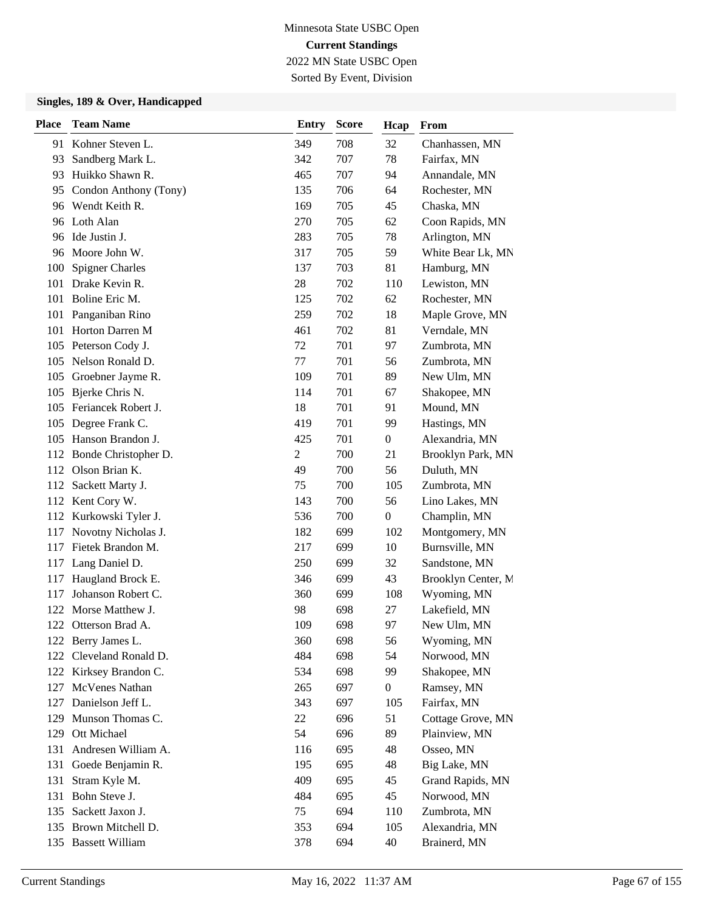# Minnesota State USBC Open

**Current Standings**

2022 MN State USBC Open

Sorted By Event, Division

### Singles, 189 & Over, Handicapped

| Place | Team Name | Entry | Score | Hcap | From |
|---|---|---|---|---|---|
| 91 | Kohner Steven L. | 349 | 708 | 32 | Chanhassen, MN |
| 93 | Sandberg Mark L. | 342 | 707 | 78 | Fairfax, MN |
| 93 | Huikko Shawn R. | 465 | 707 | 94 | Annandale, MN |
| 95 | Condon Anthony (Tony) | 135 | 706 | 64 | Rochester, MN |
| 96 | Wendt Keith R. | 169 | 705 | 45 | Chaska, MN |
| 96 | Loth Alan | 270 | 705 | 62 | Coon Rapids, MN |
| 96 | Ide Justin J. | 283 | 705 | 78 | Arlington, MN |
| 96 | Moore John W. | 317 | 705 | 59 | White Bear Lk, MN |
| 100 | Spigner Charles | 137 | 703 | 81 | Hamburg, MN |
| 101 | Drake Kevin R. | 28 | 702 | 110 | Lewiston, MN |
| 101 | Boline Eric M. | 125 | 702 | 62 | Rochester, MN |
| 101 | Panganiban Rino | 259 | 702 | 18 | Maple Grove, MN |
| 101 | Horton Darren M | 461 | 702 | 81 | Verndale, MN |
| 105 | Peterson Cody J. | 72 | 701 | 97 | Zumbrota, MN |
| 105 | Nelson Ronald D. | 77 | 701 | 56 | Zumbrota, MN |
| 105 | Groebner Jayme R. | 109 | 701 | 89 | New Ulm, MN |
| 105 | Bjerke Chris N. | 114 | 701 | 67 | Shakopee, MN |
| 105 | Feriancek Robert J. | 18 | 701 | 91 | Mound, MN |
| 105 | Degree Frank C. | 419 | 701 | 99 | Hastings, MN |
| 105 | Hanson Brandon J. | 425 | 701 | 0 | Alexandria, MN |
| 112 | Bonde Christopher D. | 2 | 700 | 21 | Brooklyn Park, MN |
| 112 | Olson Brian K. | 49 | 700 | 56 | Duluth, MN |
| 112 | Sackett Marty J. | 75 | 700 | 105 | Zumbrota, MN |
| 112 | Kent Cory W. | 143 | 700 | 56 | Lino Lakes, MN |
| 112 | Kurkowski Tyler J. | 536 | 700 | 0 | Champlin, MN |
| 117 | Novotny Nicholas J. | 182 | 699 | 102 | Montgomery, MN |
| 117 | Fietek Brandon M. | 217 | 699 | 10 | Burnsville, MN |
| 117 | Lang Daniel D. | 250 | 699 | 32 | Sandstone, MN |
| 117 | Haugland Brock E. | 346 | 699 | 43 | Brooklyn Center, M |
| 117 | Johanson Robert C. | 360 | 699 | 108 | Wyoming, MN |
| 122 | Morse Matthew J. | 98 | 698 | 27 | Lakefield, MN |
| 122 | Otterson Brad A. | 109 | 698 | 97 | New Ulm, MN |
| 122 | Berry James L. | 360 | 698 | 56 | Wyoming, MN |
| 122 | Cleveland Ronald D. | 484 | 698 | 54 | Norwood, MN |
| 122 | Kirksey Brandon C. | 534 | 698 | 99 | Shakopee, MN |
| 127 | McVenes Nathan | 265 | 697 | 0 | Ramsey, MN |
| 127 | Danielson Jeff L. | 343 | 697 | 105 | Fairfax, MN |
| 129 | Munson Thomas C. | 22 | 696 | 51 | Cottage Grove, MN |
| 129 | Ott Michael | 54 | 696 | 89 | Plainview, MN |
| 131 | Andresen William A. | 116 | 695 | 48 | Osseo, MN |
| 131 | Goede Benjamin R. | 195 | 695 | 48 | Big Lake, MN |
| 131 | Stram Kyle M. | 409 | 695 | 45 | Grand Rapids, MN |
| 131 | Bohn Steve J. | 484 | 695 | 45 | Norwood, MN |
| 135 | Sackett Jaxon J. | 75 | 694 | 110 | Zumbrota, MN |
| 135 | Brown Mitchell D. | 353 | 694 | 105 | Alexandria, MN |
| 135 | Bassett William | 378 | 694 | 40 | Brainerd, MN |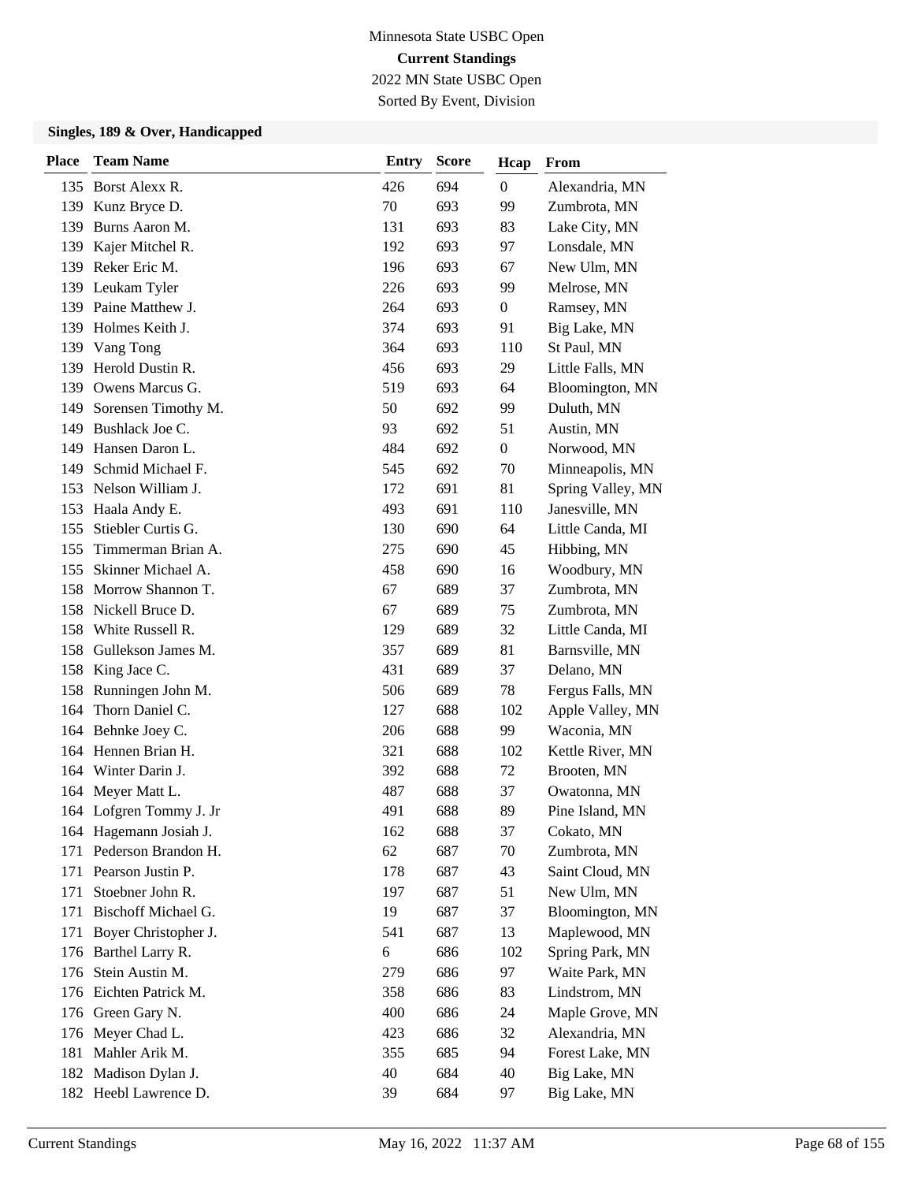Minnesota State USBC Open

**Current Standings**

2022 MN State USBC Open

Sorted By Event, Division

### Singles, 189 & Over, Handicapped

| Place | Team Name | Entry | Score | Hcap | From |
|---|---|---|---|---|---|
| 135 | Borst Alexx R. | 426 | 694 | 0 | Alexandria, MN |
| 139 | Kunz Bryce D. | 70 | 693 | 99 | Zumbrota, MN |
| 139 | Burns Aaron M. | 131 | 693 | 83 | Lake City, MN |
| 139 | Kajer Mitchel R. | 192 | 693 | 97 | Lonsdale, MN |
| 139 | Reker Eric M. | 196 | 693 | 67 | New Ulm, MN |
| 139 | Leukam Tyler | 226 | 693 | 99 | Melrose, MN |
| 139 | Paine Matthew J. | 264 | 693 | 0 | Ramsey, MN |
| 139 | Holmes Keith J. | 374 | 693 | 91 | Big Lake, MN |
| 139 | Vang Tong | 364 | 693 | 110 | St Paul, MN |
| 139 | Herold Dustin R. | 456 | 693 | 29 | Little Falls, MN |
| 139 | Owens Marcus G. | 519 | 693 | 64 | Bloomington, MN |
| 149 | Sorensen Timothy M. | 50 | 692 | 99 | Duluth, MN |
| 149 | Bushlack Joe C. | 93 | 692 | 51 | Austin, MN |
| 149 | Hansen Daron L. | 484 | 692 | 0 | Norwood, MN |
| 149 | Schmid Michael F. | 545 | 692 | 70 | Minneapolis, MN |
| 153 | Nelson William J. | 172 | 691 | 81 | Spring Valley, MN |
| 153 | Haala Andy E. | 493 | 691 | 110 | Janesville, MN |
| 155 | Stiebler Curtis G. | 130 | 690 | 64 | Little Canda, MI |
| 155 | Timmerman Brian A. | 275 | 690 | 45 | Hibbing, MN |
| 155 | Skinner Michael A. | 458 | 690 | 16 | Woodbury, MN |
| 158 | Morrow Shannon T. | 67 | 689 | 37 | Zumbrota, MN |
| 158 | Nickell Bruce D. | 67 | 689 | 75 | Zumbrota, MN |
| 158 | White Russell R. | 129 | 689 | 32 | Little Canda, MI |
| 158 | Gullekson James M. | 357 | 689 | 81 | Barnsville, MN |
| 158 | King Jace C. | 431 | 689 | 37 | Delano, MN |
| 158 | Runningen John M. | 506 | 689 | 78 | Fergus Falls, MN |
| 164 | Thorn Daniel C. | 127 | 688 | 102 | Apple Valley, MN |
| 164 | Behnke Joey C. | 206 | 688 | 99 | Waconia, MN |
| 164 | Hennen Brian H. | 321 | 688 | 102 | Kettle River, MN |
| 164 | Winter Darin J. | 392 | 688 | 72 | Brooten, MN |
| 164 | Meyer Matt L. | 487 | 688 | 37 | Owatonna, MN |
| 164 | Lofgren Tommy J. Jr | 491 | 688 | 89 | Pine Island, MN |
| 164 | Hagemann Josiah J. | 162 | 688 | 37 | Cokato, MN |
| 171 | Pederson Brandon H. | 62 | 687 | 70 | Zumbrota, MN |
| 171 | Pearson Justin P. | 178 | 687 | 43 | Saint Cloud, MN |
| 171 | Stoebner John R. | 197 | 687 | 51 | New Ulm, MN |
| 171 | Bischoff Michael G. | 19 | 687 | 37 | Bloomington, MN |
| 171 | Boyer Christopher J. | 541 | 687 | 13 | Maplewood, MN |
| 176 | Barthel Larry R. | 6 | 686 | 102 | Spring Park, MN |
| 176 | Stein Austin M. | 279 | 686 | 97 | Waite Park, MN |
| 176 | Eichten Patrick M. | 358 | 686 | 83 | Lindstrom, MN |
| 176 | Green Gary N. | 400 | 686 | 24 | Maple Grove, MN |
| 176 | Meyer Chad L. | 423 | 686 | 32 | Alexandria, MN |
| 181 | Mahler Arik M. | 355 | 685 | 94 | Forest Lake, MN |
| 182 | Madison Dylan J. | 40 | 684 | 40 | Big Lake, MN |
| 182 | Heebl Lawrence D. | 39 | 684 | 97 | Big Lake, MN |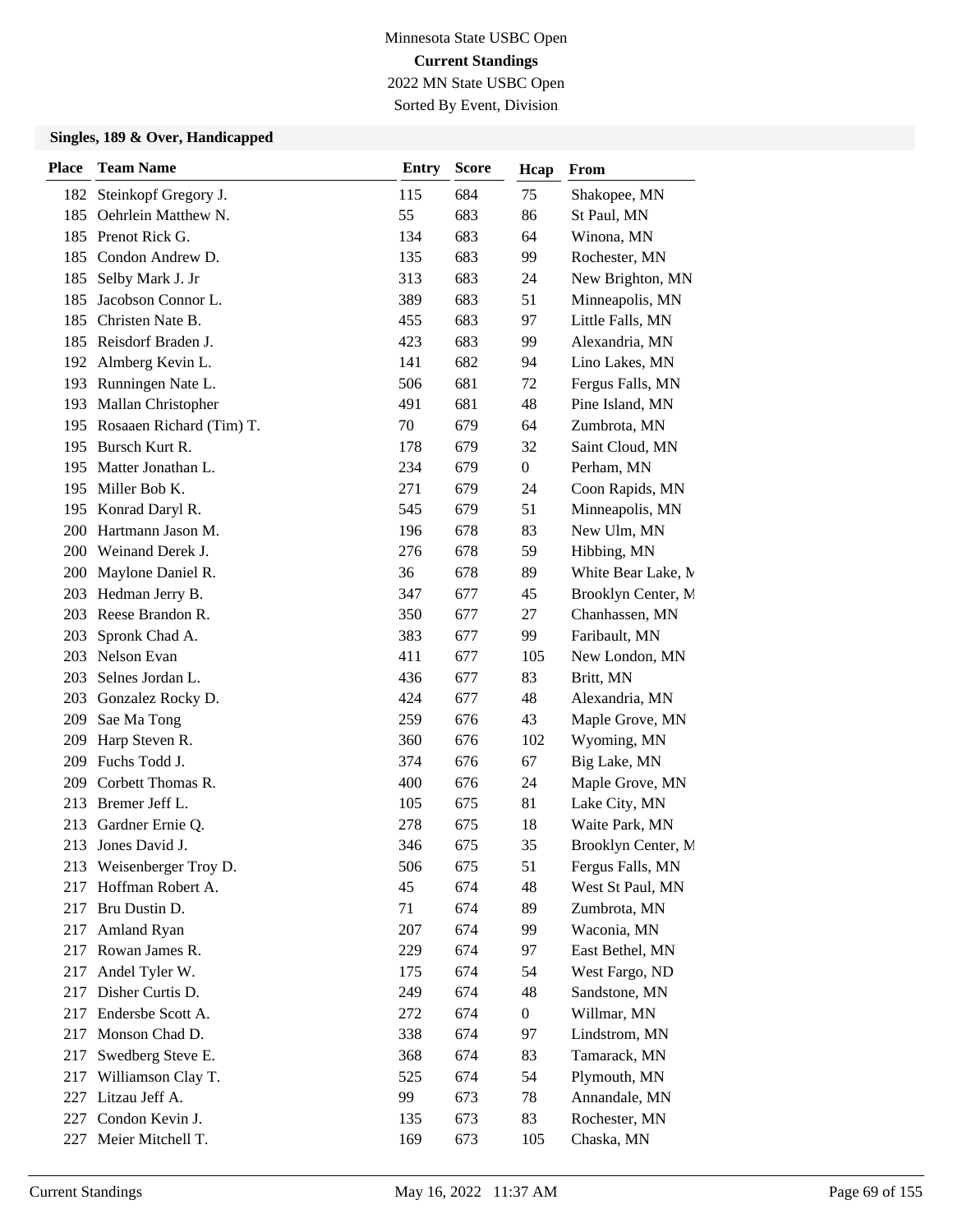Minnesota State USBC Open

**Current Standings**

2022 MN State USBC Open

Sorted By Event, Division

### Singles, 189 & Over, Handicapped

| Place | Team Name | Entry | Score | Hcap | From |
|---|---|---|---|---|---|
| 182 | Steinkopf Gregory J. | 115 | 684 | 75 | Shakopee, MN |
| 185 | Oehrlein Matthew N. | 55 | 683 | 86 | St Paul, MN |
| 185 | Prenot Rick G. | 134 | 683 | 64 | Winona, MN |
| 185 | Condon Andrew D. | 135 | 683 | 99 | Rochester, MN |
| 185 | Selby Mark J. Jr | 313 | 683 | 24 | New Brighton, MN |
| 185 | Jacobson Connor L. | 389 | 683 | 51 | Minneapolis, MN |
| 185 | Christen Nate B. | 455 | 683 | 97 | Little Falls, MN |
| 185 | Reisdorf Braden J. | 423 | 683 | 99 | Alexandria, MN |
| 192 | Almberg Kevin L. | 141 | 682 | 94 | Lino Lakes, MN |
| 193 | Runningen Nate L. | 506 | 681 | 72 | Fergus Falls, MN |
| 193 | Mallan Christopher | 491 | 681 | 48 | Pine Island, MN |
| 195 | Rosaaen Richard (Tim) T. | 70 | 679 | 64 | Zumbrota, MN |
| 195 | Bursch Kurt R. | 178 | 679 | 32 | Saint Cloud, MN |
| 195 | Matter Jonathan L. | 234 | 679 | 0 | Perham, MN |
| 195 | Miller Bob K. | 271 | 679 | 24 | Coon Rapids, MN |
| 195 | Konrad Daryl R. | 545 | 679 | 51 | Minneapolis, MN |
| 200 | Hartmann Jason M. | 196 | 678 | 83 | New Ulm, MN |
| 200 | Weinand Derek J. | 276 | 678 | 59 | Hibbing, MN |
| 200 | Maylone Daniel R. | 36 | 678 | 89 | White Bear Lake, M |
| 203 | Hedman Jerry B. | 347 | 677 | 45 | Brooklyn Center, M |
| 203 | Reese Brandon R. | 350 | 677 | 27 | Chanhassen, MN |
| 203 | Spronk Chad A. | 383 | 677 | 99 | Faribault, MN |
| 203 | Nelson Evan | 411 | 677 | 105 | New London, MN |
| 203 | Selnes Jordan L. | 436 | 677 | 83 | Britt, MN |
| 203 | Gonzalez Rocky D. | 424 | 677 | 48 | Alexandria, MN |
| 209 | Sae Ma Tong | 259 | 676 | 43 | Maple Grove, MN |
| 209 | Harp Steven R. | 360 | 676 | 102 | Wyoming, MN |
| 209 | Fuchs Todd J. | 374 | 676 | 67 | Big Lake, MN |
| 209 | Corbett Thomas R. | 400 | 676 | 24 | Maple Grove, MN |
| 213 | Bremer Jeff L. | 105 | 675 | 81 | Lake City, MN |
| 213 | Gardner Ernie Q. | 278 | 675 | 18 | Waite Park, MN |
| 213 | Jones David J. | 346 | 675 | 35 | Brooklyn Center, M |
| 213 | Weisenberger Troy D. | 506 | 675 | 51 | Fergus Falls, MN |
| 217 | Hoffman Robert A. | 45 | 674 | 48 | West St Paul, MN |
| 217 | Bru Dustin D. | 71 | 674 | 89 | Zumbrota, MN |
| 217 | Amland Ryan | 207 | 674 | 99 | Waconia, MN |
| 217 | Rowan James R. | 229 | 674 | 97 | East Bethel, MN |
| 217 | Andel Tyler W. | 175 | 674 | 54 | West Fargo, ND |
| 217 | Disher Curtis D. | 249 | 674 | 48 | Sandstone, MN |
| 217 | Endersbe Scott A. | 272 | 674 | 0 | Willmar, MN |
| 217 | Monson Chad D. | 338 | 674 | 97 | Lindstrom, MN |
| 217 | Swedberg Steve E. | 368 | 674 | 83 | Tamarack, MN |
| 217 | Williamson Clay T. | 525 | 674 | 54 | Plymouth, MN |
| 227 | Litzau Jeff A. | 99 | 673 | 78 | Annandale, MN |
| 227 | Condon Kevin J. | 135 | 673 | 83 | Rochester, MN |
| 227 | Meier Mitchell T. | 169 | 673 | 105 | Chaska, MN |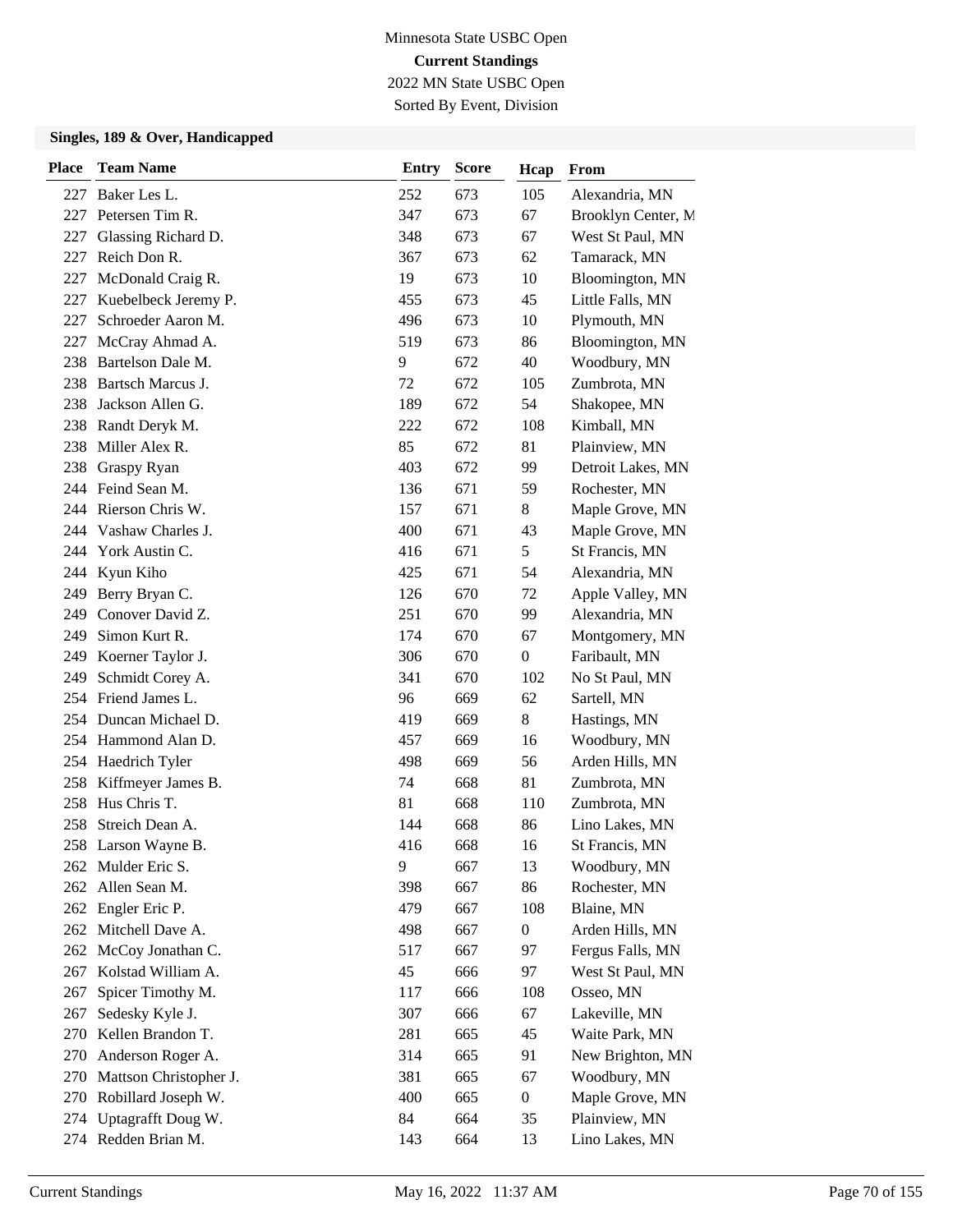Minnesota State USBC Open
**Current Standings**
2022 MN State USBC Open
Sorted By Event, Division

### Singles, 189 & Over, Handicapped

| Place | Team Name | Entry | Score | Hcap | From |
|---|---|---|---|---|---|
| 227 | Baker Les L. | 252 | 673 | 105 | Alexandria, MN |
| 227 | Petersen Tim R. | 347 | 673 | 67 | Brooklyn Center, M |
| 227 | Glassing Richard D. | 348 | 673 | 67 | West St Paul, MN |
| 227 | Reich Don R. | 367 | 673 | 62 | Tamarack, MN |
| 227 | McDonald Craig R. | 19 | 673 | 10 | Bloomington, MN |
| 227 | Kuebelbeck Jeremy P. | 455 | 673 | 45 | Little Falls, MN |
| 227 | Schroeder Aaron M. | 496 | 673 | 10 | Plymouth, MN |
| 227 | McCray Ahmad A. | 519 | 673 | 86 | Bloomington, MN |
| 238 | Bartelson Dale M. | 9 | 672 | 40 | Woodbury, MN |
| 238 | Bartsch Marcus J. | 72 | 672 | 105 | Zumbrota, MN |
| 238 | Jackson Allen G. | 189 | 672 | 54 | Shakopee, MN |
| 238 | Randt Deryk M. | 222 | 672 | 108 | Kimball, MN |
| 238 | Miller Alex R. | 85 | 672 | 81 | Plainview, MN |
| 238 | Graspy Ryan | 403 | 672 | 99 | Detroit Lakes, MN |
| 244 | Feind Sean M. | 136 | 671 | 59 | Rochester, MN |
| 244 | Rierson Chris W. | 157 | 671 | 8 | Maple Grove, MN |
| 244 | Vashaw Charles J. | 400 | 671 | 43 | Maple Grove, MN |
| 244 | York Austin C. | 416 | 671 | 5 | St Francis, MN |
| 244 | Kyun Kiho | 425 | 671 | 54 | Alexandria, MN |
| 249 | Berry Bryan C. | 126 | 670 | 72 | Apple Valley, MN |
| 249 | Conover David Z. | 251 | 670 | 99 | Alexandria, MN |
| 249 | Simon Kurt R. | 174 | 670 | 67 | Montgomery, MN |
| 249 | Koerner Taylor J. | 306 | 670 | 0 | Faribault, MN |
| 249 | Schmidt Corey A. | 341 | 670 | 102 | No St Paul, MN |
| 254 | Friend James L. | 96 | 669 | 62 | Sartell, MN |
| 254 | Duncan Michael D. | 419 | 669 | 8 | Hastings, MN |
| 254 | Hammond Alan D. | 457 | 669 | 16 | Woodbury, MN |
| 254 | Haedrich Tyler | 498 | 669 | 56 | Arden Hills, MN |
| 258 | Kiffmeyer James B. | 74 | 668 | 81 | Zumbrota, MN |
| 258 | Hus Chris T. | 81 | 668 | 110 | Zumbrota, MN |
| 258 | Streich Dean A. | 144 | 668 | 86 | Lino Lakes, MN |
| 258 | Larson Wayne B. | 416 | 668 | 16 | St Francis, MN |
| 262 | Mulder Eric S. | 9 | 667 | 13 | Woodbury, MN |
| 262 | Allen Sean M. | 398 | 667 | 86 | Rochester, MN |
| 262 | Engler Eric P. | 479 | 667 | 108 | Blaine, MN |
| 262 | Mitchell Dave A. | 498 | 667 | 0 | Arden Hills, MN |
| 262 | McCoy Jonathan C. | 517 | 667 | 97 | Fergus Falls, MN |
| 267 | Kolstad William A. | 45 | 666 | 97 | West St Paul, MN |
| 267 | Spicer Timothy M. | 117 | 666 | 108 | Osseo, MN |
| 267 | Sedesky Kyle J. | 307 | 666 | 67 | Lakeville, MN |
| 270 | Kellen Brandon T. | 281 | 665 | 45 | Waite Park, MN |
| 270 | Anderson Roger A. | 314 | 665 | 91 | New Brighton, MN |
| 270 | Mattson Christopher J. | 381 | 665 | 67 | Woodbury, MN |
| 270 | Robillard Joseph W. | 400 | 665 | 0 | Maple Grove, MN |
| 274 | Uptagrafft Doug W. | 84 | 664 | 35 | Plainview, MN |
| 274 | Redden Brian M. | 143 | 664 | 13 | Lino Lakes, MN |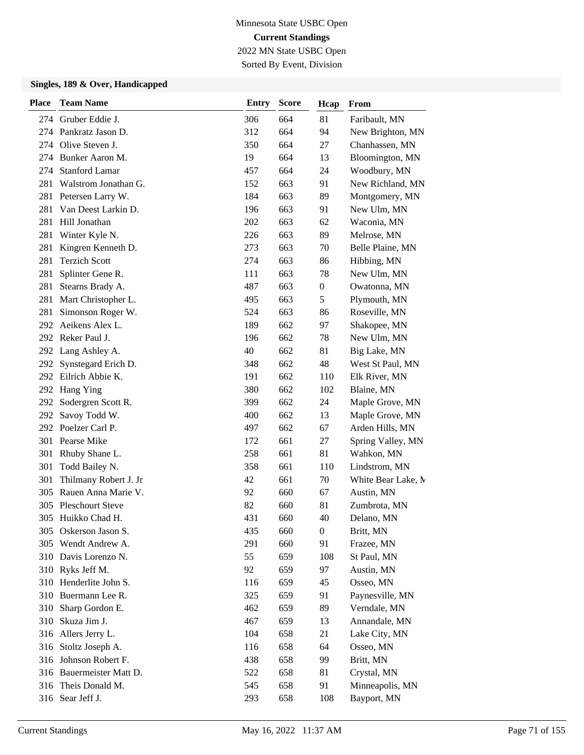Minnesota State USBC Open

**Current Standings**

2022 MN State USBC Open

Sorted By Event, Division

### Singles, 189 & Over, Handicapped

| Place | Team Name | Entry | Score | Hcap | From |
|---|---|---|---|---|---|
| 274 | Gruber Eddie J. | 306 | 664 | 81 | Faribault, MN |
| 274 | Pankratz Jason D. | 312 | 664 | 94 | New Brighton, MN |
| 274 | Olive Steven J. | 350 | 664 | 27 | Chanhassen, MN |
| 274 | Bunker Aaron M. | 19 | 664 | 13 | Bloomington, MN |
| 274 | Stanford Lamar | 457 | 664 | 24 | Woodbury, MN |
| 281 | Walstrom Jonathan G. | 152 | 663 | 91 | New Richland, MN |
| 281 | Petersen Larry W. | 184 | 663 | 89 | Montgomery, MN |
| 281 | Van Deest Larkin D. | 196 | 663 | 91 | New Ulm, MN |
| 281 | Hill Jonathan | 202 | 663 | 62 | Waconia, MN |
| 281 | Winter Kyle N. | 226 | 663 | 89 | Melrose, MN |
| 281 | Kingren Kenneth D. | 273 | 663 | 70 | Belle Plaine, MN |
| 281 | Terzich Scott | 274 | 663 | 86 | Hibbing, MN |
| 281 | Splinter Gene R. | 111 | 663 | 78 | New Ulm, MN |
| 281 | Stearns Brady A. | 487 | 663 | 0 | Owatonna, MN |
| 281 | Mart Christopher L. | 495 | 663 | 5 | Plymouth, MN |
| 281 | Simonson Roger W. | 524 | 663 | 86 | Roseville, MN |
| 292 | Aeikens Alex L. | 189 | 662 | 97 | Shakopee, MN |
| 292 | Reker Paul J. | 196 | 662 | 78 | New Ulm, MN |
| 292 | Lang Ashley A. | 40 | 662 | 81 | Big Lake, MN |
| 292 | Synstegard Erich D. | 348 | 662 | 48 | West St Paul, MN |
| 292 | Eilrich Abbie K. | 191 | 662 | 110 | Elk River, MN |
| 292 | Hang Ying | 380 | 662 | 102 | Blaine, MN |
| 292 | Sodergren Scott R. | 399 | 662 | 24 | Maple Grove, MN |
| 292 | Savoy Todd W. | 400 | 662 | 13 | Maple Grove, MN |
| 292 | Poelzer Carl P. | 497 | 662 | 67 | Arden Hills, MN |
| 301 | Pearse Mike | 172 | 661 | 27 | Spring Valley, MN |
| 301 | Rhuby Shane L. | 258 | 661 | 81 | Wahkon, MN |
| 301 | Todd Bailey N. | 358 | 661 | 110 | Lindstrom, MN |
| 301 | Thilmany Robert J. Jr | 42 | 661 | 70 | White Bear Lake, M |
| 305 | Rauen Anna Marie V. | 92 | 660 | 67 | Austin, MN |
| 305 | Pleschourt Steve | 82 | 660 | 81 | Zumbrota, MN |
| 305 | Huikko Chad H. | 431 | 660 | 40 | Delano, MN |
| 305 | Oskerson Jason S. | 435 | 660 | 0 | Britt, MN |
| 305 | Wendt Andrew A. | 291 | 660 | 91 | Frazee, MN |
| 310 | Davis Lorenzo N. | 55 | 659 | 108 | St Paul, MN |
| 310 | Ryks Jeff M. | 92 | 659 | 97 | Austin, MN |
| 310 | Henderlite John S. | 116 | 659 | 45 | Osseo, MN |
| 310 | Buermann Lee R. | 325 | 659 | 91 | Paynesville, MN |
| 310 | Sharp Gordon E. | 462 | 659 | 89 | Verndale, MN |
| 310 | Skuza Jim J. | 467 | 659 | 13 | Annandale, MN |
| 316 | Allers Jerry L. | 104 | 658 | 21 | Lake City, MN |
| 316 | Stoltz Joseph A. | 116 | 658 | 64 | Osseo, MN |
| 316 | Johnson Robert F. | 438 | 658 | 99 | Britt, MN |
| 316 | Bauermeister Matt D. | 522 | 658 | 81 | Crystal, MN |
| 316 | Theis Donald M. | 545 | 658 | 91 | Minneapolis, MN |
| 316 | Sear Jeff J. | 293 | 658 | 108 | Bayport, MN |

Current Standings May 16, 2022 11:37 AM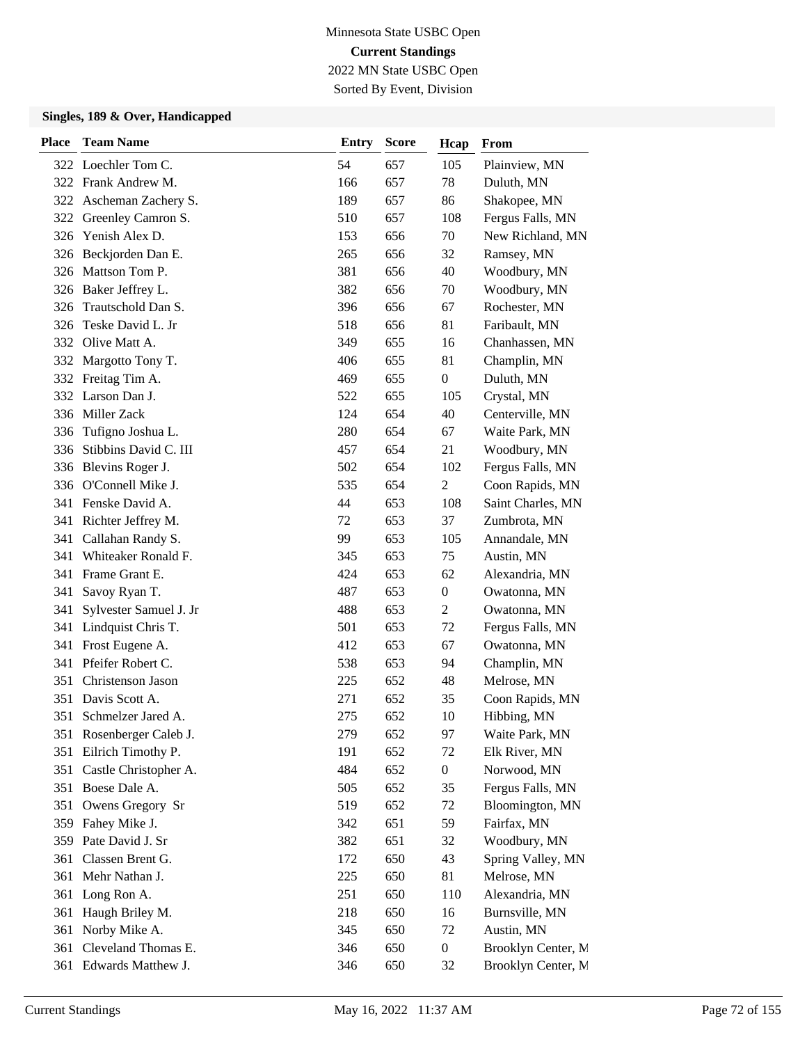Minnesota State USBC Open

**Current Standings**

2022 MN State USBC Open

Sorted By Event, Division

### Singles, 189 & Over, Handicapped

| Place | Team Name | Entry | Score | Hcap | From |
|---|---|---|---|---|---|
| 322 | Loechler Tom C. | 54 | 657 | 105 | Plainview, MN |
| 322 | Frank Andrew M. | 166 | 657 | 78 | Duluth, MN |
| 322 | Ascheman Zachery S. | 189 | 657 | 86 | Shakopee, MN |
| 322 | Greenley Camron S. | 510 | 657 | 108 | Fergus Falls, MN |
| 326 | Yenish Alex D. | 153 | 656 | 70 | New Richland, MN |
| 326 | Beckjorden Dan E. | 265 | 656 | 32 | Ramsey, MN |
| 326 | Mattson Tom P. | 381 | 656 | 40 | Woodbury, MN |
| 326 | Baker Jeffrey L. | 382 | 656 | 70 | Woodbury, MN |
| 326 | Trautschold Dan S. | 396 | 656 | 67 | Rochester, MN |
| 326 | Teske David L. Jr | 518 | 656 | 81 | Faribault, MN |
| 332 | Olive Matt A. | 349 | 655 | 16 | Chanhassen, MN |
| 332 | Margotto Tony T. | 406 | 655 | 81 | Champlin, MN |
| 332 | Freitag Tim A. | 469 | 655 | 0 | Duluth, MN |
| 332 | Larson Dan J. | 522 | 655 | 105 | Crystal, MN |
| 336 | Miller Zack | 124 | 654 | 40 | Centerville, MN |
| 336 | Tufigno Joshua L. | 280 | 654 | 67 | Waite Park, MN |
| 336 | Stibbins David C. III | 457 | 654 | 21 | Woodbury, MN |
| 336 | Blevins Roger J. | 502 | 654 | 102 | Fergus Falls, MN |
| 336 | O'Connell Mike J. | 535 | 654 | 2 | Coon Rapids, MN |
| 341 | Fenske David A. | 44 | 653 | 108 | Saint Charles, MN |
| 341 | Richter Jeffrey M. | 72 | 653 | 37 | Zumbrota, MN |
| 341 | Callahan Randy S. | 99 | 653 | 105 | Annandale, MN |
| 341 | Whiteaker Ronald F. | 345 | 653 | 75 | Austin, MN |
| 341 | Frame Grant E. | 424 | 653 | 62 | Alexandria, MN |
| 341 | Savoy Ryan T. | 487 | 653 | 0 | Owatonna, MN |
| 341 | Sylvester Samuel J. Jr | 488 | 653 | 2 | Owatonna, MN |
| 341 | Lindquist Chris T. | 501 | 653 | 72 | Fergus Falls, MN |
| 341 | Frost Eugene A. | 412 | 653 | 67 | Owatonna, MN |
| 341 | Pfeifer Robert C. | 538 | 653 | 94 | Champlin, MN |
| 351 | Christenson Jason | 225 | 652 | 48 | Melrose, MN |
| 351 | Davis Scott A. | 271 | 652 | 35 | Coon Rapids, MN |
| 351 | Schmelzer Jared A. | 275 | 652 | 10 | Hibbing, MN |
| 351 | Rosenberger Caleb J. | 279 | 652 | 97 | Waite Park, MN |
| 351 | Eilrich Timothy P. | 191 | 652 | 72 | Elk River, MN |
| 351 | Castle Christopher A. | 484 | 652 | 0 | Norwood, MN |
| 351 | Boese Dale A. | 505 | 652 | 35 | Fergus Falls, MN |
| 351 | Owens Gregory Sr | 519 | 652 | 72 | Bloomington, MN |
| 359 | Fahey Mike J. | 342 | 651 | 59 | Fairfax, MN |
| 359 | Pate David J. Sr | 382 | 651 | 32 | Woodbury, MN |
| 361 | Classen Brent G. | 172 | 650 | 43 | Spring Valley, MN |
| 361 | Mehr Nathan J. | 225 | 650 | 81 | Melrose, MN |
| 361 | Long Ron A. | 251 | 650 | 110 | Alexandria, MN |
| 361 | Haugh Briley M. | 218 | 650 | 16 | Burnsville, MN |
| 361 | Norby Mike A. | 345 | 650 | 72 | Austin, MN |
| 361 | Cleveland Thomas E. | 346 | 650 | 0 | Brooklyn Center, M |
| 361 | Edwards Matthew J. | 346 | 650 | 32 | Brooklyn Center, M |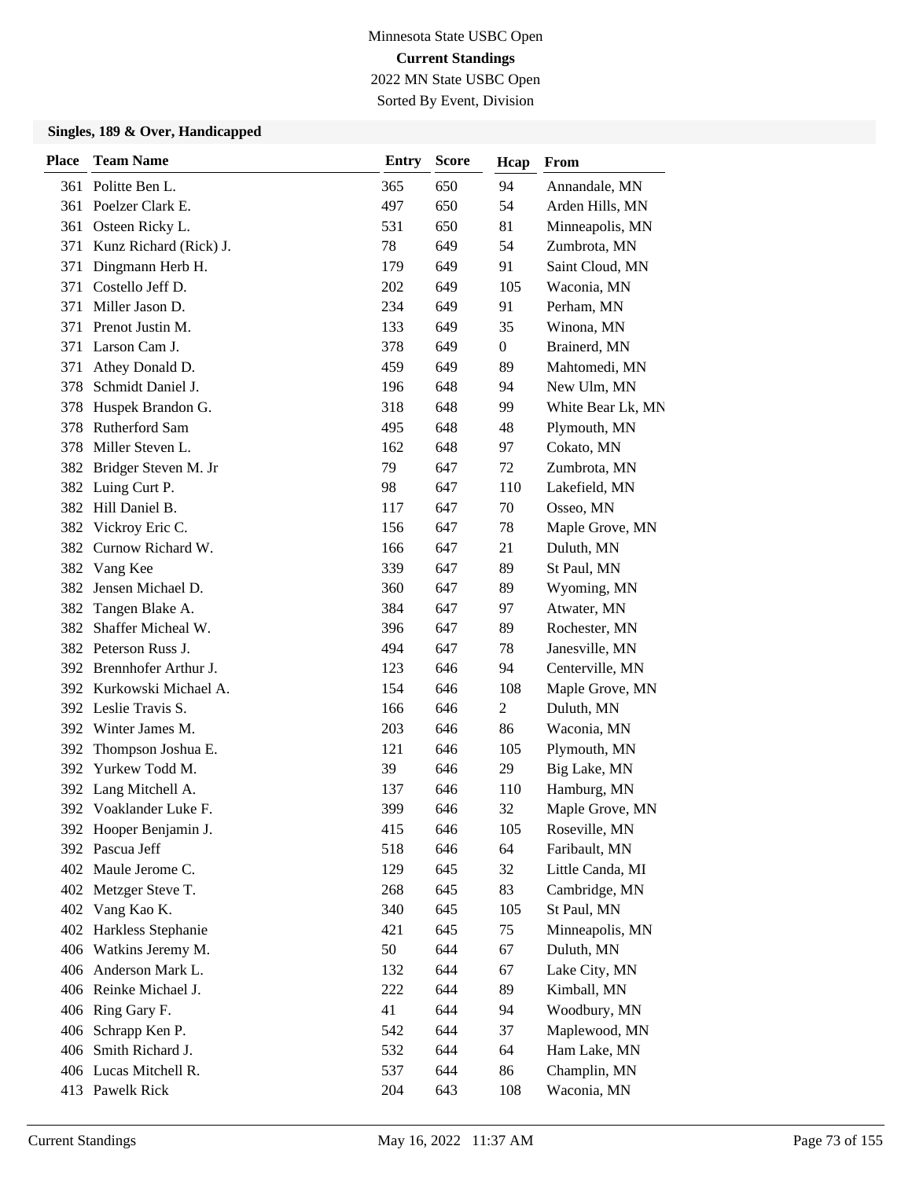Minnesota State USBC Open

**Current Standings**

2022 MN State USBC Open

Sorted By Event, Division

### Singles, 189 & Over, Handicapped

| Place | Team Name | Entry | Score | Hcap | From |
|---|---|---|---|---|---|
| 361 | Politte Ben L. | 365 | 650 | 94 | Annandale, MN |
| 361 | Poelzer Clark E. | 497 | 650 | 54 | Arden Hills, MN |
| 361 | Osteen Ricky L. | 531 | 650 | 81 | Minneapolis, MN |
| 371 | Kunz Richard (Rick) J. | 78 | 649 | 54 | Zumbrota, MN |
| 371 | Dingmann Herb H. | 179 | 649 | 91 | Saint Cloud, MN |
| 371 | Costello Jeff D. | 202 | 649 | 105 | Waconia, MN |
| 371 | Miller Jason D. | 234 | 649 | 91 | Perham, MN |
| 371 | Prenot Justin M. | 133 | 649 | 35 | Winona, MN |
| 371 | Larson Cam J. | 378 | 649 | 0 | Brainerd, MN |
| 371 | Athey Donald D. | 459 | 649 | 89 | Mahtomedi, MN |
| 378 | Schmidt Daniel J. | 196 | 648 | 94 | New Ulm, MN |
| 378 | Huspek Brandon G. | 318 | 648 | 99 | White Bear Lk, MN |
| 378 | Rutherford Sam | 495 | 648 | 48 | Plymouth, MN |
| 378 | Miller Steven L. | 162 | 648 | 97 | Cokato, MN |
| 382 | Bridger Steven M. Jr | 79 | 647 | 72 | Zumbrota, MN |
| 382 | Luing Curt P. | 98 | 647 | 110 | Lakefield, MN |
| 382 | Hill Daniel B. | 117 | 647 | 70 | Osseo, MN |
| 382 | Vickroy Eric C. | 156 | 647 | 78 | Maple Grove, MN |
| 382 | Curnow Richard W. | 166 | 647 | 21 | Duluth, MN |
| 382 | Vang Kee | 339 | 647 | 89 | St Paul, MN |
| 382 | Jensen Michael D. | 360 | 647 | 89 | Wyoming, MN |
| 382 | Tangen Blake A. | 384 | 647 | 97 | Atwater, MN |
| 382 | Shaffer Micheal W. | 396 | 647 | 89 | Rochester, MN |
| 382 | Peterson Russ J. | 494 | 647 | 78 | Janesville, MN |
| 392 | Brennhofer Arthur J. | 123 | 646 | 94 | Centerville, MN |
| 392 | Kurkowski Michael A. | 154 | 646 | 108 | Maple Grove, MN |
| 392 | Leslie Travis S. | 166 | 646 | 2 | Duluth, MN |
| 392 | Winter James M. | 203 | 646 | 86 | Waconia, MN |
| 392 | Thompson Joshua E. | 121 | 646 | 105 | Plymouth, MN |
| 392 | Yurkew Todd M. | 39 | 646 | 29 | Big Lake, MN |
| 392 | Lang Mitchell A. | 137 | 646 | 110 | Hamburg, MN |
| 392 | Voaklander Luke F. | 399 | 646 | 32 | Maple Grove, MN |
| 392 | Hooper Benjamin J. | 415 | 646 | 105 | Roseville, MN |
| 392 | Pascua Jeff | 518 | 646 | 64 | Faribault, MN |
| 402 | Maule Jerome C. | 129 | 645 | 32 | Little Canda, MI |
| 402 | Metzger Steve T. | 268 | 645 | 83 | Cambridge, MN |
| 402 | Vang Kao K. | 340 | 645 | 105 | St Paul, MN |
| 402 | Harkless Stephanie | 421 | 645 | 75 | Minneapolis, MN |
| 406 | Watkins Jeremy M. | 50 | 644 | 67 | Duluth, MN |
| 406 | Anderson Mark L. | 132 | 644 | 67 | Lake City, MN |
| 406 | Reinke Michael J. | 222 | 644 | 89 | Kimball, MN |
| 406 | Ring Gary F. | 41 | 644 | 94 | Woodbury, MN |
| 406 | Schrapp Ken P. | 542 | 644 | 37 | Maplewood, MN |
| 406 | Smith Richard J. | 532 | 644 | 64 | Ham Lake, MN |
| 406 | Lucas Mitchell R. | 537 | 644 | 86 | Champlin, MN |
| 413 | Pawelk Rick | 204 | 643 | 108 | Waconia, MN |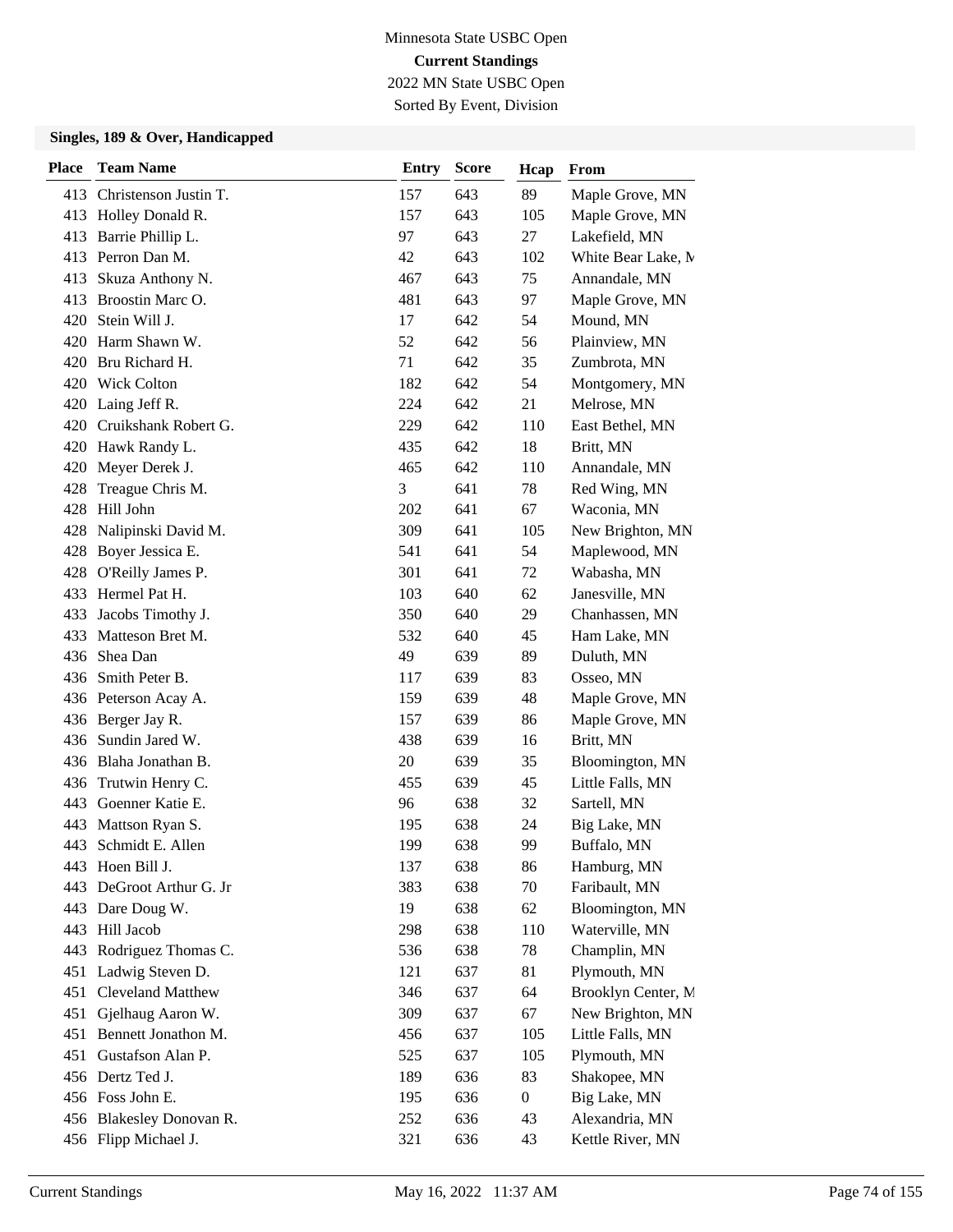Minnesota State USBC Open

**Current Standings**

2022 MN State USBC Open

Sorted By Event, Division

### Singles, 189 & Over, Handicapped

| Place | Team Name | Entry | Score | Hcap | From |
|---|---|---|---|---|---|
| 413 | Christenson Justin T. | 157 | 643 | 89 | Maple Grove, MN |
| 413 | Holley Donald R. | 157 | 643 | 105 | Maple Grove, MN |
| 413 | Barrie Phillip L. | 97 | 643 | 27 | Lakefield, MN |
| 413 | Perron Dan M. | 42 | 643 | 102 | White Bear Lake, M |
| 413 | Skuza Anthony N. | 467 | 643 | 75 | Annandale, MN |
| 413 | Broostin Marc O. | 481 | 643 | 97 | Maple Grove, MN |
| 420 | Stein Will J. | 17 | 642 | 54 | Mound, MN |
| 420 | Harm Shawn W. | 52 | 642 | 56 | Plainview, MN |
| 420 | Bru Richard H. | 71 | 642 | 35 | Zumbrota, MN |
| 420 | Wick Colton | 182 | 642 | 54 | Montgomery, MN |
| 420 | Laing Jeff R. | 224 | 642 | 21 | Melrose, MN |
| 420 | Cruikshank Robert G. | 229 | 642 | 110 | East Bethel, MN |
| 420 | Hawk Randy L. | 435 | 642 | 18 | Britt, MN |
| 420 | Meyer Derek J. | 465 | 642 | 110 | Annandale, MN |
| 428 | Treague Chris M. | 3 | 641 | 78 | Red Wing, MN |
| 428 | Hill John | 202 | 641 | 67 | Waconia, MN |
| 428 | Nalipinski David M. | 309 | 641 | 105 | New Brighton, MN |
| 428 | Boyer Jessica E. | 541 | 641 | 54 | Maplewood, MN |
| 428 | O'Reilly James P. | 301 | 641 | 72 | Wabasha, MN |
| 433 | Hermel Pat H. | 103 | 640 | 62 | Janesville, MN |
| 433 | Jacobs Timothy J. | 350 | 640 | 29 | Chanhassen, MN |
| 433 | Matteson Bret M. | 532 | 640 | 45 | Ham Lake, MN |
| 436 | Shea Dan | 49 | 639 | 89 | Duluth, MN |
| 436 | Smith Peter B. | 117 | 639 | 83 | Osseo, MN |
| 436 | Peterson Acay A. | 159 | 639 | 48 | Maple Grove, MN |
| 436 | Berger Jay R. | 157 | 639 | 86 | Maple Grove, MN |
| 436 | Sundin Jared W. | 438 | 639 | 16 | Britt, MN |
| 436 | Blaha Jonathan B. | 20 | 639 | 35 | Bloomington, MN |
| 436 | Trutwin Henry C. | 455 | 639 | 45 | Little Falls, MN |
| 443 | Goenner Katie E. | 96 | 638 | 32 | Sartell, MN |
| 443 | Mattson Ryan S. | 195 | 638 | 24 | Big Lake, MN |
| 443 | Schmidt E. Allen | 199 | 638 | 99 | Buffalo, MN |
| 443 | Hoen Bill J. | 137 | 638 | 86 | Hamburg, MN |
| 443 | DeGroot Arthur G. Jr | 383 | 638 | 70 | Faribault, MN |
| 443 | Dare Doug W. | 19 | 638 | 62 | Bloomington, MN |
| 443 | Hill Jacob | 298 | 638 | 110 | Waterville, MN |
| 443 | Rodriguez Thomas C. | 536 | 638 | 78 | Champlin, MN |
| 451 | Ladwig Steven D. | 121 | 637 | 81 | Plymouth, MN |
| 451 | Cleveland Matthew | 346 | 637 | 64 | Brooklyn Center, M |
| 451 | Gjelhaug Aaron W. | 309 | 637 | 67 | New Brighton, MN |
| 451 | Bennett Jonathon M. | 456 | 637 | 105 | Little Falls, MN |
| 451 | Gustafson Alan P. | 525 | 637 | 105 | Plymouth, MN |
| 456 | Dertz Ted J. | 189 | 636 | 83 | Shakopee, MN |
| 456 | Foss John E. | 195 | 636 | 0 | Big Lake, MN |
| 456 | Blakesley Donovan R. | 252 | 636 | 43 | Alexandria, MN |
| 456 | Flipp Michael J. | 321 | 636 | 43 | Kettle River, MN |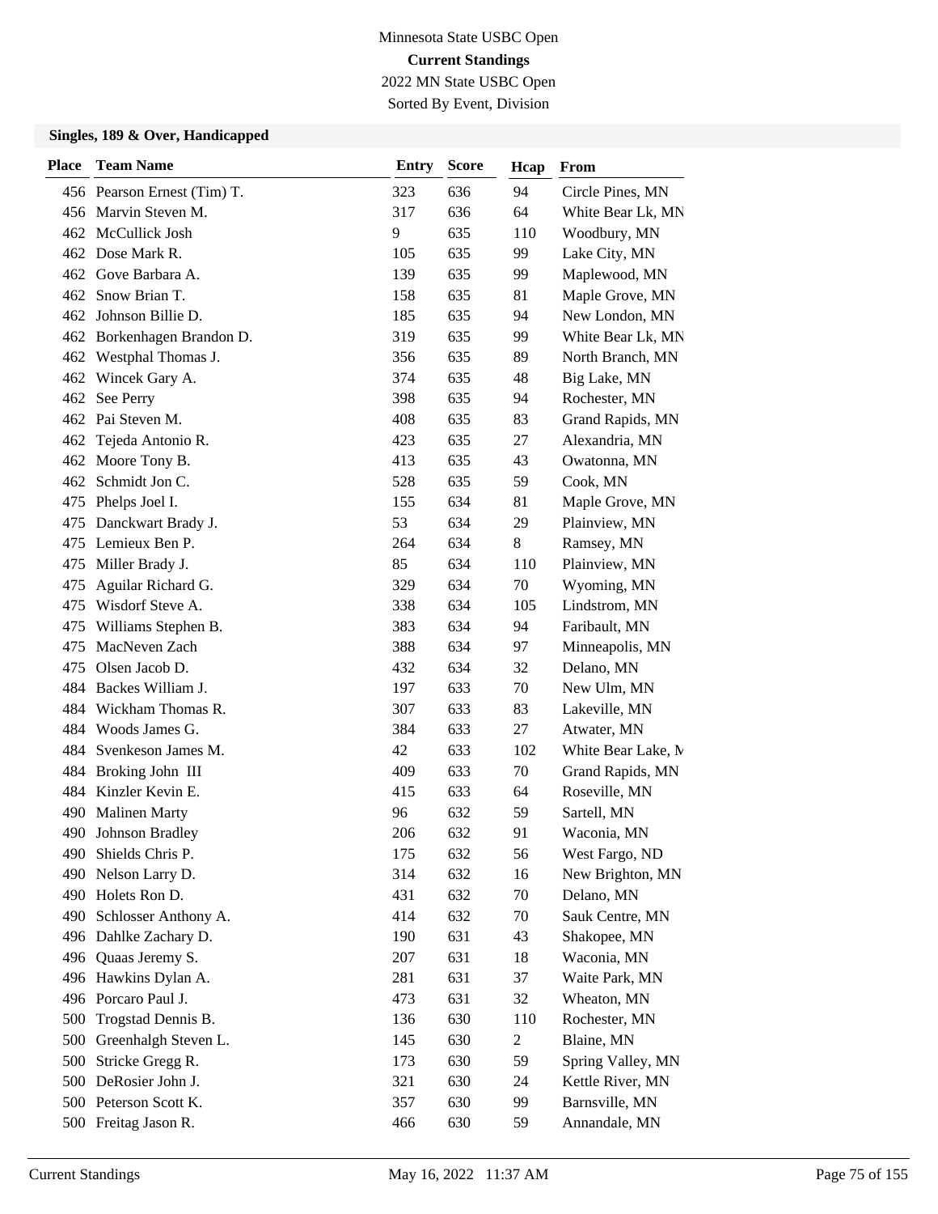Minnesota State USBC Open

**Current Standings**

2022 MN State USBC Open

Sorted By Event, Division

### Singles, 189 & Over, Handicapped

| Place | Team Name | Entry | Score | Hcap | From |
|---|---|---|---|---|---|
| 456 | Pearson Ernest (Tim) T. | 323 | 636 | 94 | Circle Pines, MN |
| 456 | Marvin Steven M. | 317 | 636 | 64 | White Bear Lk, MN |
| 462 | McCullick Josh | 9 | 635 | 110 | Woodbury, MN |
| 462 | Dose Mark R. | 105 | 635 | 99 | Lake City, MN |
| 462 | Gove Barbara A. | 139 | 635 | 99 | Maplewood, MN |
| 462 | Snow Brian T. | 158 | 635 | 81 | Maple Grove, MN |
| 462 | Johnson Billie D. | 185 | 635 | 94 | New London, MN |
| 462 | Borkenhagen Brandon D. | 319 | 635 | 99 | White Bear Lk, MN |
| 462 | Westphal Thomas J. | 356 | 635 | 89 | North Branch, MN |
| 462 | Wincek Gary A. | 374 | 635 | 48 | Big Lake, MN |
| 462 | See Perry | 398 | 635 | 94 | Rochester, MN |
| 462 | Pai Steven M. | 408 | 635 | 83 | Grand Rapids, MN |
| 462 | Tejeda Antonio R. | 423 | 635 | 27 | Alexandria, MN |
| 462 | Moore Tony B. | 413 | 635 | 43 | Owatonna, MN |
| 462 | Schmidt Jon C. | 528 | 635 | 59 | Cook, MN |
| 475 | Phelps Joel I. | 155 | 634 | 81 | Maple Grove, MN |
| 475 | Danckwart Brady J. | 53 | 634 | 29 | Plainview, MN |
| 475 | Lemieux Ben P. | 264 | 634 | 8 | Ramsey, MN |
| 475 | Miller Brady J. | 85 | 634 | 110 | Plainview, MN |
| 475 | Aguilar Richard G. | 329 | 634 | 70 | Wyoming, MN |
| 475 | Wisdorf Steve A. | 338 | 634 | 105 | Lindstrom, MN |
| 475 | Williams Stephen B. | 383 | 634 | 94 | Faribault, MN |
| 475 | MacNeven Zach | 388 | 634 | 97 | Minneapolis, MN |
| 475 | Olsen Jacob D. | 432 | 634 | 32 | Delano, MN |
| 484 | Backes William J. | 197 | 633 | 70 | New Ulm, MN |
| 484 | Wickham Thomas R. | 307 | 633 | 83 | Lakeville, MN |
| 484 | Woods James G. | 384 | 633 | 27 | Atwater, MN |
| 484 | Svenkeson James M. | 42 | 633 | 102 | White Bear Lake, M |
| 484 | Broking John III | 409 | 633 | 70 | Grand Rapids, MN |
| 484 | Kinzler Kevin E. | 415 | 633 | 64 | Roseville, MN |
| 490 | Malinen Marty | 96 | 632 | 59 | Sartell, MN |
| 490 | Johnson Bradley | 206 | 632 | 91 | Waconia, MN |
| 490 | Shields Chris P. | 175 | 632 | 56 | West Fargo, ND |
| 490 | Nelson Larry D. | 314 | 632 | 16 | New Brighton, MN |
| 490 | Holets Ron D. | 431 | 632 | 70 | Delano, MN |
| 490 | Schlosser Anthony A. | 414 | 632 | 70 | Sauk Centre, MN |
| 496 | Dahlke Zachary D. | 190 | 631 | 43 | Shakopee, MN |
| 496 | Quaas Jeremy S. | 207 | 631 | 18 | Waconia, MN |
| 496 | Hawkins Dylan A. | 281 | 631 | 37 | Waite Park, MN |
| 496 | Porcaro Paul J. | 473 | 631 | 32 | Wheaton, MN |
| 500 | Trogstad Dennis B. | 136 | 630 | 110 | Rochester, MN |
| 500 | Greenhalgh Steven L. | 145 | 630 | 2 | Blaine, MN |
| 500 | Stricke Gregg R. | 173 | 630 | 59 | Spring Valley, MN |
| 500 | DeRosier John J. | 321 | 630 | 24 | Kettle River, MN |
| 500 | Peterson Scott K. | 357 | 630 | 99 | Barnsville, MN |
| 500 | Freitag Jason R. | 466 | 630 | 59 | Annandale, MN |

Current Standings — May 16, 2022 11:37 AM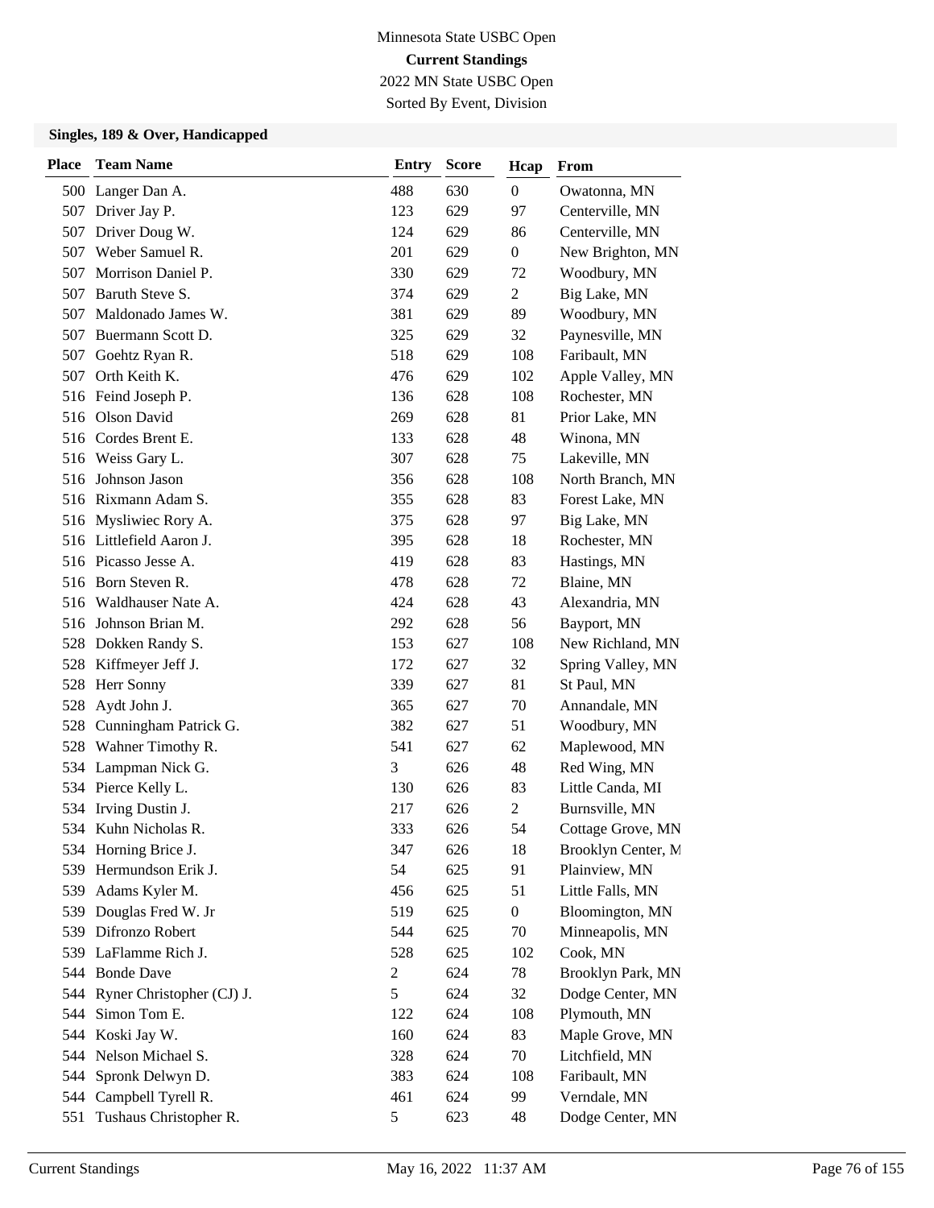Minnesota State USBC Open

**Current Standings**

2022 MN State USBC Open

Sorted By Event, Division

### Singles, 189 & Over, Handicapped

| Place | Team Name | Entry | Score | Hcap | From |
|---|---|---|---|---|---|
| 500 | Langer Dan A. | 488 | 630 | 0 | Owatonna, MN |
| 507 | Driver Jay P. | 123 | 629 | 97 | Centerville, MN |
| 507 | Driver Doug W. | 124 | 629 | 86 | Centerville, MN |
| 507 | Weber Samuel R. | 201 | 629 | 0 | New Brighton, MN |
| 507 | Morrison Daniel P. | 330 | 629 | 72 | Woodbury, MN |
| 507 | Baruth Steve S. | 374 | 629 | 2 | Big Lake, MN |
| 507 | Maldonado James W. | 381 | 629 | 89 | Woodbury, MN |
| 507 | Buermann Scott D. | 325 | 629 | 32 | Paynesville, MN |
| 507 | Goehtz Ryan R. | 518 | 629 | 108 | Faribault, MN |
| 507 | Orth Keith K. | 476 | 629 | 102 | Apple Valley, MN |
| 516 | Feind Joseph P. | 136 | 628 | 108 | Rochester, MN |
| 516 | Olson David | 269 | 628 | 81 | Prior Lake, MN |
| 516 | Cordes Brent E. | 133 | 628 | 48 | Winona, MN |
| 516 | Weiss Gary L. | 307 | 628 | 75 | Lakeville, MN |
| 516 | Johnson Jason | 356 | 628 | 108 | North Branch, MN |
| 516 | Rixmann Adam S. | 355 | 628 | 83 | Forest Lake, MN |
| 516 | Mysliwiec Rory A. | 375 | 628 | 97 | Big Lake, MN |
| 516 | Littlefield Aaron J. | 395 | 628 | 18 | Rochester, MN |
| 516 | Picasso Jesse A. | 419 | 628 | 83 | Hastings, MN |
| 516 | Born Steven R. | 478 | 628 | 72 | Blaine, MN |
| 516 | Waldhauser Nate A. | 424 | 628 | 43 | Alexandria, MN |
| 516 | Johnson Brian M. | 292 | 628 | 56 | Bayport, MN |
| 528 | Dokken Randy S. | 153 | 627 | 108 | New Richland, MN |
| 528 | Kiffmeyer Jeff J. | 172 | 627 | 32 | Spring Valley, MN |
| 528 | Herr Sonny | 339 | 627 | 81 | St Paul, MN |
| 528 | Aydt John J. | 365 | 627 | 70 | Annandale, MN |
| 528 | Cunningham Patrick G. | 382 | 627 | 51 | Woodbury, MN |
| 528 | Wahner Timothy R. | 541 | 627 | 62 | Maplewood, MN |
| 534 | Lampman Nick G. | 3 | 626 | 48 | Red Wing, MN |
| 534 | Pierce Kelly L. | 130 | 626 | 83 | Little Canda, MI |
| 534 | Irving Dustin J. | 217 | 626 | 2 | Burnsville, MN |
| 534 | Kuhn Nicholas R. | 333 | 626 | 54 | Cottage Grove, MN |
| 534 | Horning Brice J. | 347 | 626 | 18 | Brooklyn Center, M |
| 539 | Hermundson Erik J. | 54 | 625 | 91 | Plainview, MN |
| 539 | Adams Kyler M. | 456 | 625 | 51 | Little Falls, MN |
| 539 | Douglas Fred W. Jr | 519 | 625 | 0 | Bloomington, MN |
| 539 | Difronzo Robert | 544 | 625 | 70 | Minneapolis, MN |
| 539 | LaFlamme Rich J. | 528 | 625 | 102 | Cook, MN |
| 544 | Bonde Dave | 2 | 624 | 78 | Brooklyn Park, MN |
| 544 | Ryner Christopher (CJ) J. | 5 | 624 | 32 | Dodge Center, MN |
| 544 | Simon Tom E. | 122 | 624 | 108 | Plymouth, MN |
| 544 | Koski Jay W. | 160 | 624 | 83 | Maple Grove, MN |
| 544 | Nelson Michael S. | 328 | 624 | 70 | Litchfield, MN |
| 544 | Spronk Delwyn D. | 383 | 624 | 108 | Faribault, MN |
| 544 | Campbell Tyrell R. | 461 | 624 | 99 | Verndale, MN |
| 551 | Tushaus Christopher R. | 5 | 623 | 48 | Dodge Center, MN |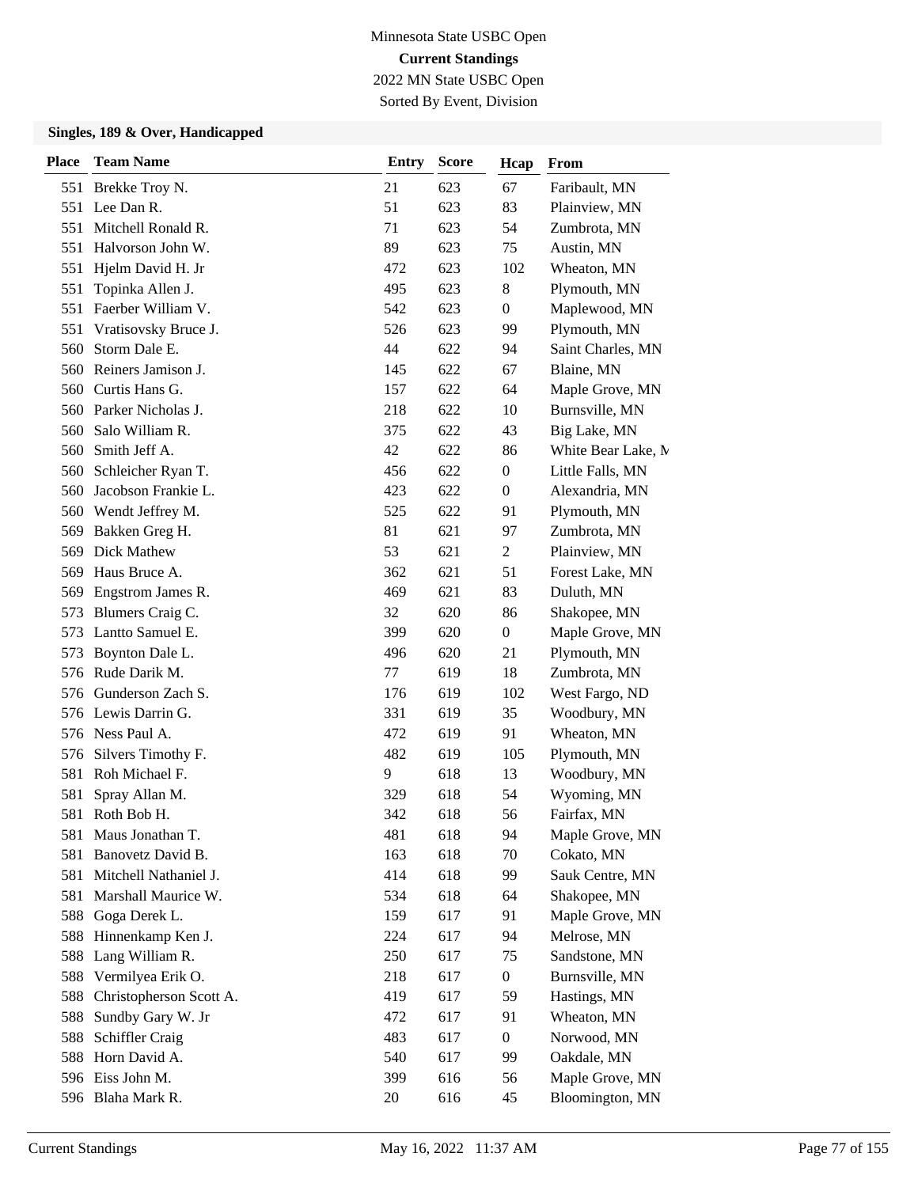Minnesota State USBC Open

**Current Standings**

2022 MN State USBC Open

Sorted By Event, Division

### Singles, 189 & Over, Handicapped

| Place | Team Name | Entry | Score | Hcap | From |
|---|---|---|---|---|---|
| 551 | Brekke Troy N. | 21 | 623 | 67 | Faribault, MN |
| 551 | Lee Dan R. | 51 | 623 | 83 | Plainview, MN |
| 551 | Mitchell Ronald R. | 71 | 623 | 54 | Zumbrota, MN |
| 551 | Halvorson John W. | 89 | 623 | 75 | Austin, MN |
| 551 | Hjelm David H. Jr | 472 | 623 | 102 | Wheaton, MN |
| 551 | Topinka Allen J. | 495 | 623 | 8 | Plymouth, MN |
| 551 | Faerber William V. | 542 | 623 | 0 | Maplewood, MN |
| 551 | Vratisovsky Bruce J. | 526 | 623 | 99 | Plymouth, MN |
| 560 | Storm Dale E. | 44 | 622 | 94 | Saint Charles, MN |
| 560 | Reiners Jamison J. | 145 | 622 | 67 | Blaine, MN |
| 560 | Curtis Hans G. | 157 | 622 | 64 | Maple Grove, MN |
| 560 | Parker Nicholas J. | 218 | 622 | 10 | Burnsville, MN |
| 560 | Salo William R. | 375 | 622 | 43 | Big Lake, MN |
| 560 | Smith Jeff A. | 42 | 622 | 86 | White Bear Lake, M |
| 560 | Schleicher Ryan T. | 456 | 622 | 0 | Little Falls, MN |
| 560 | Jacobson Frankie L. | 423 | 622 | 0 | Alexandria, MN |
| 560 | Wendt Jeffrey M. | 525 | 622 | 91 | Plymouth, MN |
| 569 | Bakken Greg H. | 81 | 621 | 97 | Zumbrota, MN |
| 569 | Dick Mathew | 53 | 621 | 2 | Plainview, MN |
| 569 | Haus Bruce A. | 362 | 621 | 51 | Forest Lake, MN |
| 569 | Engstrom James R. | 469 | 621 | 83 | Duluth, MN |
| 573 | Blumers Craig C. | 32 | 620 | 86 | Shakopee, MN |
| 573 | Lantto Samuel E. | 399 | 620 | 0 | Maple Grove, MN |
| 573 | Boynton Dale L. | 496 | 620 | 21 | Plymouth, MN |
| 576 | Rude Darik M. | 77 | 619 | 18 | Zumbrota, MN |
| 576 | Gunderson Zach S. | 176 | 619 | 102 | West Fargo, ND |
| 576 | Lewis Darrin G. | 331 | 619 | 35 | Woodbury, MN |
| 576 | Ness Paul A. | 472 | 619 | 91 | Wheaton, MN |
| 576 | Silvers Timothy F. | 482 | 619 | 105 | Plymouth, MN |
| 581 | Roh Michael F. | 9 | 618 | 13 | Woodbury, MN |
| 581 | Spray Allan M. | 329 | 618 | 54 | Wyoming, MN |
| 581 | Roth Bob H. | 342 | 618 | 56 | Fairfax, MN |
| 581 | Maus Jonathan T. | 481 | 618 | 94 | Maple Grove, MN |
| 581 | Banovetz David B. | 163 | 618 | 70 | Cokato, MN |
| 581 | Mitchell Nathaniel J. | 414 | 618 | 99 | Sauk Centre, MN |
| 581 | Marshall Maurice W. | 534 | 618 | 64 | Shakopee, MN |
| 588 | Goga Derek L. | 159 | 617 | 91 | Maple Grove, MN |
| 588 | Hinnenkamp Ken J. | 224 | 617 | 94 | Melrose, MN |
| 588 | Lang William R. | 250 | 617 | 75 | Sandstone, MN |
| 588 | Vermilyea Erik O. | 218 | 617 | 0 | Burnsville, MN |
| 588 | Christopherson Scott A. | 419 | 617 | 59 | Hastings, MN |
| 588 | Sundby Gary W. Jr | 472 | 617 | 91 | Wheaton, MN |
| 588 | Schiffler Craig | 483 | 617 | 0 | Norwood, MN |
| 588 | Horn David A. | 540 | 617 | 99 | Oakdale, MN |
| 596 | Eiss John M. | 399 | 616 | 56 | Maple Grove, MN |
| 596 | Blaha Mark R. | 20 | 616 | 45 | Bloomington, MN |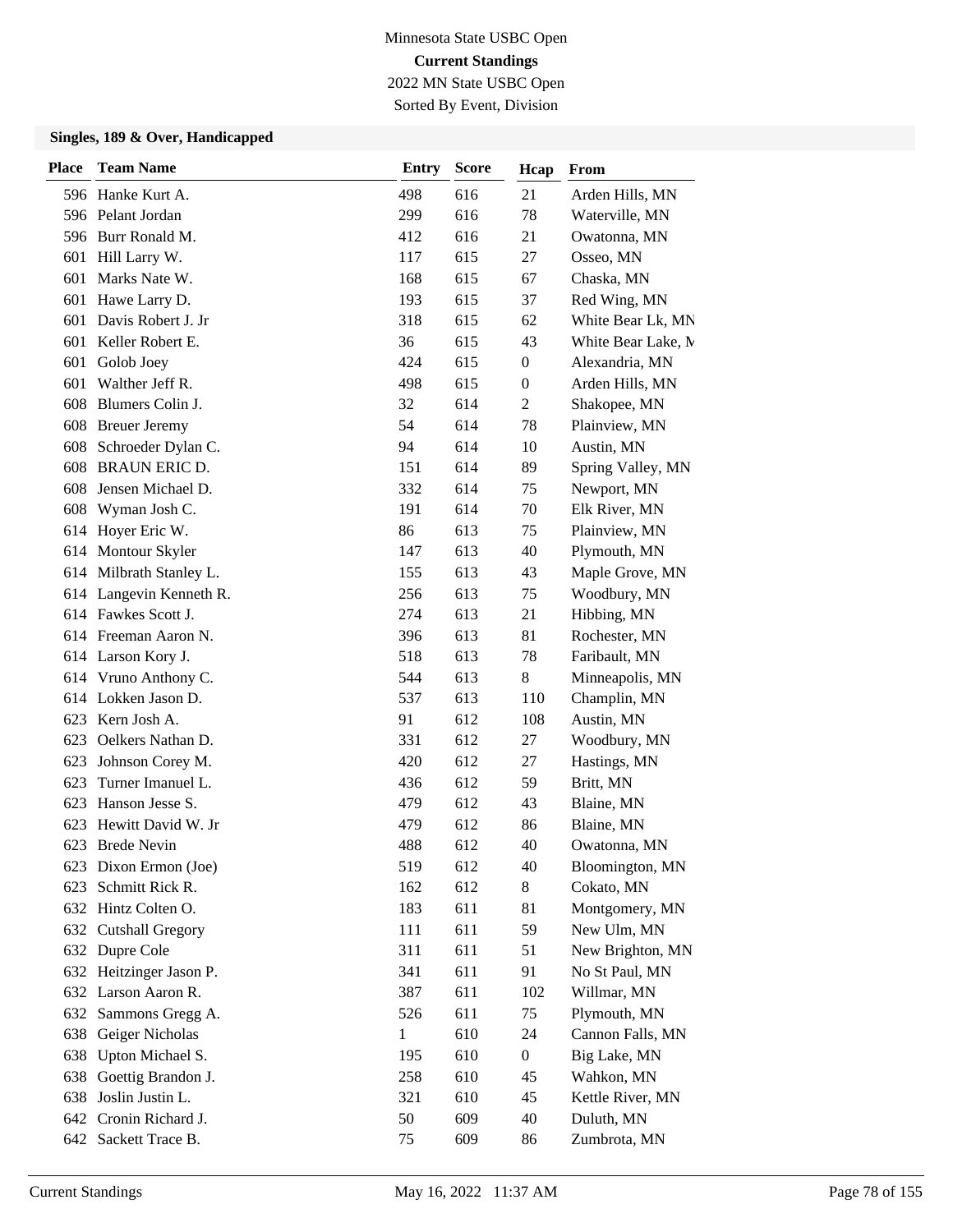Minnesota State USBC Open

**Current Standings**

2022 MN State USBC Open

Sorted By Event, Division

### Singles, 189 & Over, Handicapped

| Place | Team Name | Entry | Score | Hcap | From |
|---|---|---|---|---|---|
| 596 | Hanke Kurt A. | 498 | 616 | 21 | Arden Hills, MN |
| 596 | Pelant Jordan | 299 | 616 | 78 | Waterville, MN |
| 596 | Burr Ronald M. | 412 | 616 | 21 | Owatonna, MN |
| 601 | Hill Larry W. | 117 | 615 | 27 | Osseo, MN |
| 601 | Marks Nate W. | 168 | 615 | 67 | Chaska, MN |
| 601 | Hawe Larry D. | 193 | 615 | 37 | Red Wing, MN |
| 601 | Davis Robert J. Jr | 318 | 615 | 62 | White Bear Lk, MN |
| 601 | Keller Robert E. | 36 | 615 | 43 | White Bear Lake, M |
| 601 | Golob Joey | 424 | 615 | 0 | Alexandria, MN |
| 601 | Walther Jeff R. | 498 | 615 | 0 | Arden Hills, MN |
| 608 | Blumers Colin J. | 32 | 614 | 2 | Shakopee, MN |
| 608 | Breuer Jeremy | 54 | 614 | 78 | Plainview, MN |
| 608 | Schroeder Dylan C. | 94 | 614 | 10 | Austin, MN |
| 608 | BRAUN ERIC D. | 151 | 614 | 89 | Spring Valley, MN |
| 608 | Jensen Michael D. | 332 | 614 | 75 | Newport, MN |
| 608 | Wyman Josh C. | 191 | 614 | 70 | Elk River, MN |
| 614 | Hoyer Eric W. | 86 | 613 | 75 | Plainview, MN |
| 614 | Montour Skyler | 147 | 613 | 40 | Plymouth, MN |
| 614 | Milbrath Stanley L. | 155 | 613 | 43 | Maple Grove, MN |
| 614 | Langevin Kenneth R. | 256 | 613 | 75 | Woodbury, MN |
| 614 | Fawkes Scott J. | 274 | 613 | 21 | Hibbing, MN |
| 614 | Freeman Aaron N. | 396 | 613 | 81 | Rochester, MN |
| 614 | Larson Kory J. | 518 | 613 | 78 | Faribault, MN |
| 614 | Vruno Anthony C. | 544 | 613 | 8 | Minneapolis, MN |
| 614 | Lokken Jason D. | 537 | 613 | 110 | Champlin, MN |
| 623 | Kern Josh A. | 91 | 612 | 108 | Austin, MN |
| 623 | Oelkers Nathan D. | 331 | 612 | 27 | Woodbury, MN |
| 623 | Johnson Corey M. | 420 | 612 | 27 | Hastings, MN |
| 623 | Turner Imanuel L. | 436 | 612 | 59 | Britt, MN |
| 623 | Hanson Jesse S. | 479 | 612 | 43 | Blaine, MN |
| 623 | Hewitt David W. Jr | 479 | 612 | 86 | Blaine, MN |
| 623 | Brede Nevin | 488 | 612 | 40 | Owatonna, MN |
| 623 | Dixon Ermon (Joe) | 519 | 612 | 40 | Bloomington, MN |
| 623 | Schmitt Rick R. | 162 | 612 | 8 | Cokato, MN |
| 632 | Hintz Colten O. | 183 | 611 | 81 | Montgomery, MN |
| 632 | Cutshall Gregory | 111 | 611 | 59 | New Ulm, MN |
| 632 | Dupre Cole | 311 | 611 | 51 | New Brighton, MN |
| 632 | Heitzinger Jason P. | 341 | 611 | 91 | No St Paul, MN |
| 632 | Larson Aaron R. | 387 | 611 | 102 | Willmar, MN |
| 632 | Sammons Gregg A. | 526 | 611 | 75 | Plymouth, MN |
| 638 | Geiger Nicholas | 1 | 610 | 24 | Cannon Falls, MN |
| 638 | Upton Michael S. | 195 | 610 | 0 | Big Lake, MN |
| 638 | Goettig Brandon J. | 258 | 610 | 45 | Wahkon, MN |
| 638 | Joslin Justin L. | 321 | 610 | 45 | Kettle River, MN |
| 642 | Cronin Richard J. | 50 | 609 | 40 | Duluth, MN |
| 642 | Sackett Trace B. | 75 | 609 | 86 | Zumbrota, MN |

Current Standings May 16, 2022 11:37 AM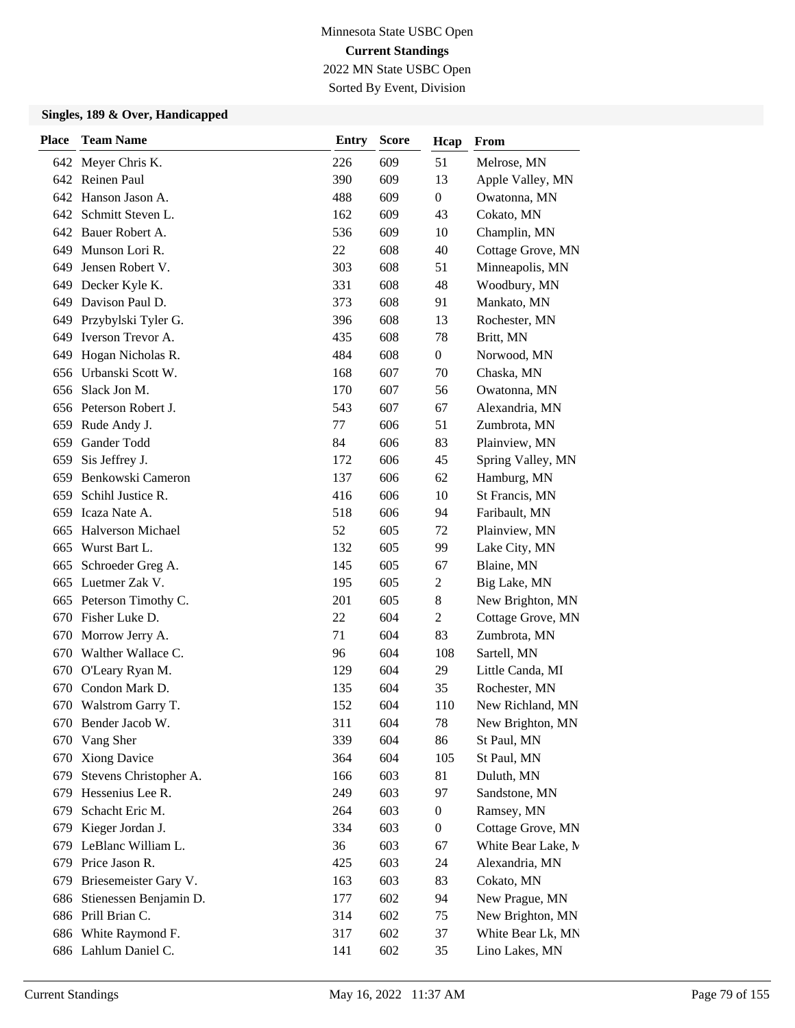Minnesota State USBC Open

**Current Standings**

2022 MN State USBC Open

Sorted By Event, Division

### Singles, 189 & Over, Handicapped

| Place | Team Name | Entry | Score | Hcap | From |
|---|---|---|---|---|---|
| 642 | Meyer Chris K. | 226 | 609 | 51 | Melrose, MN |
| 642 | Reinen Paul | 390 | 609 | 13 | Apple Valley, MN |
| 642 | Hanson Jason A. | 488 | 609 | 0 | Owatonna, MN |
| 642 | Schmitt Steven L. | 162 | 609 | 43 | Cokato, MN |
| 642 | Bauer Robert A. | 536 | 609 | 10 | Champlin, MN |
| 649 | Munson Lori R. | 22 | 608 | 40 | Cottage Grove, MN |
| 649 | Jensen Robert V. | 303 | 608 | 51 | Minneapolis, MN |
| 649 | Decker Kyle K. | 331 | 608 | 48 | Woodbury, MN |
| 649 | Davison Paul D. | 373 | 608 | 91 | Mankato, MN |
| 649 | Przybylski Tyler G. | 396 | 608 | 13 | Rochester, MN |
| 649 | Iverson Trevor A. | 435 | 608 | 78 | Britt, MN |
| 649 | Hogan Nicholas R. | 484 | 608 | 0 | Norwood, MN |
| 656 | Urbanski Scott W. | 168 | 607 | 70 | Chaska, MN |
| 656 | Slack Jon M. | 170 | 607 | 56 | Owatonna, MN |
| 656 | Peterson Robert J. | 543 | 607 | 67 | Alexandria, MN |
| 659 | Rude Andy J. | 77 | 606 | 51 | Zumbrota, MN |
| 659 | Gander Todd | 84 | 606 | 83 | Plainview, MN |
| 659 | Sis Jeffrey J. | 172 | 606 | 45 | Spring Valley, MN |
| 659 | Benkowski Cameron | 137 | 606 | 62 | Hamburg, MN |
| 659 | Schihl Justice R. | 416 | 606 | 10 | St Francis, MN |
| 659 | Icaza Nate A. | 518 | 606 | 94 | Faribault, MN |
| 665 | Halverson Michael | 52 | 605 | 72 | Plainview, MN |
| 665 | Wurst Bart L. | 132 | 605 | 99 | Lake City, MN |
| 665 | Schroeder Greg A. | 145 | 605 | 67 | Blaine, MN |
| 665 | Luetmer Zak V. | 195 | 605 | 2 | Big Lake, MN |
| 665 | Peterson Timothy C. | 201 | 605 | 8 | New Brighton, MN |
| 670 | Fisher Luke D. | 22 | 604 | 2 | Cottage Grove, MN |
| 670 | Morrow Jerry A. | 71 | 604 | 83 | Zumbrota, MN |
| 670 | Walther Wallace C. | 96 | 604 | 108 | Sartell, MN |
| 670 | O'Leary Ryan M. | 129 | 604 | 29 | Little Canda, MI |
| 670 | Condon Mark D. | 135 | 604 | 35 | Rochester, MN |
| 670 | Walstrom Garry T. | 152 | 604 | 110 | New Richland, MN |
| 670 | Bender Jacob W. | 311 | 604 | 78 | New Brighton, MN |
| 670 | Vang Sher | 339 | 604 | 86 | St Paul, MN |
| 670 | Xiong Davice | 364 | 604 | 105 | St Paul, MN |
| 679 | Stevens Christopher A. | 166 | 603 | 81 | Duluth, MN |
| 679 | Hessenius Lee R. | 249 | 603 | 97 | Sandstone, MN |
| 679 | Schacht Eric M. | 264 | 603 | 0 | Ramsey, MN |
| 679 | Kieger Jordan J. | 334 | 603 | 0 | Cottage Grove, MN |
| 679 | LeBlanc William L. | 36 | 603 | 67 | White Bear Lake, M |
| 679 | Price Jason R. | 425 | 603 | 24 | Alexandria, MN |
| 679 | Briesemeister Gary V. | 163 | 603 | 83 | Cokato, MN |
| 686 | Stienessen Benjamin D. | 177 | 602 | 94 | New Prague, MN |
| 686 | Prill Brian C. | 314 | 602 | 75 | New Brighton, MN |
| 686 | White Raymond F. | 317 | 602 | 37 | White Bear Lk, MN |
| 686 | Lahlum Daniel C. | 141 | 602 | 35 | Lino Lakes, MN |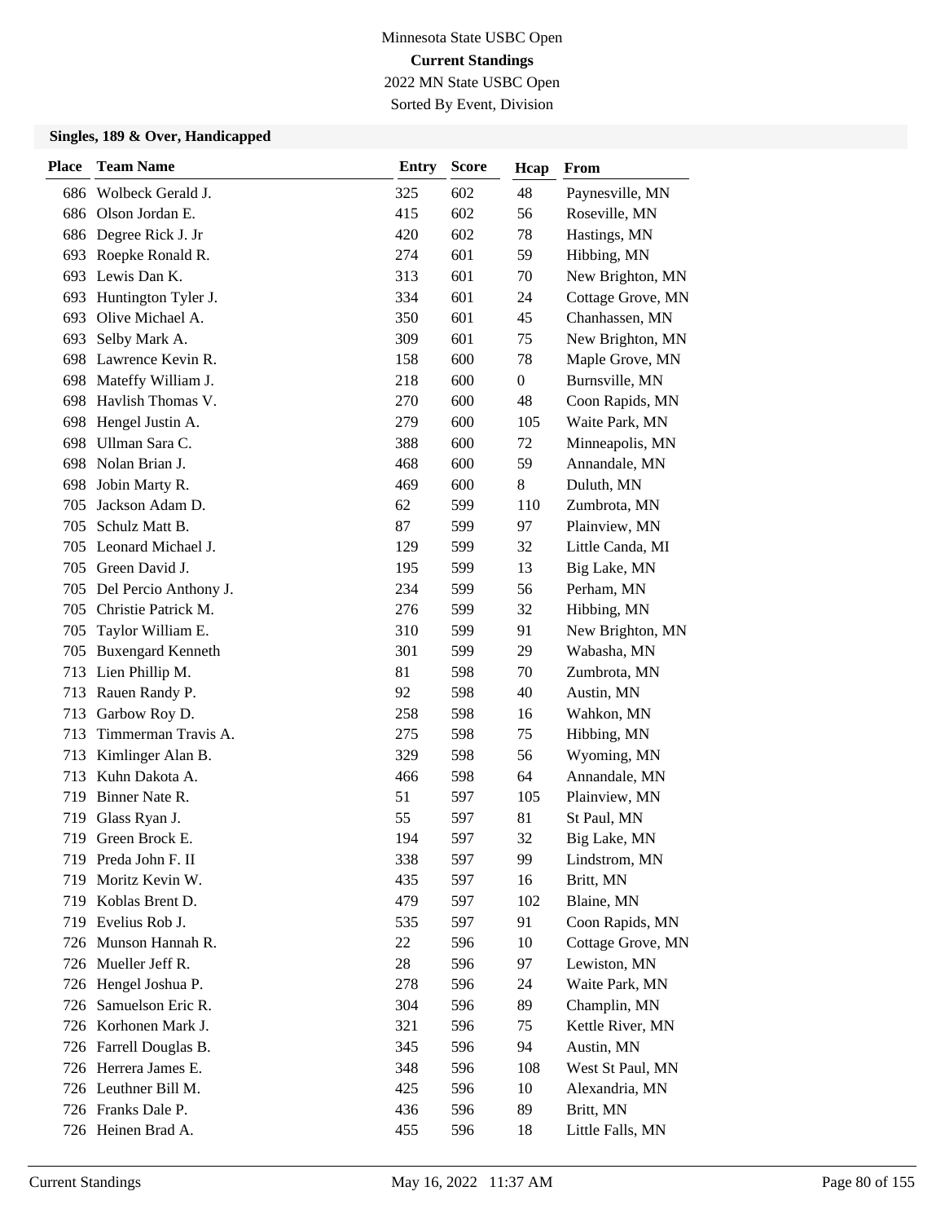Minnesota State USBC Open

**Current Standings**

2022 MN State USBC Open

Sorted By Event, Division

### Singles, 189 & Over, Handicapped

| Place | Team Name | Entry | Score | Hcap | From |
|---|---|---|---|---|---|
| 686 | Wolbeck Gerald J. | 325 | 602 | 48 | Paynesville, MN |
| 686 | Olson Jordan E. | 415 | 602 | 56 | Roseville, MN |
| 686 | Degree Rick J. Jr | 420 | 602 | 78 | Hastings, MN |
| 693 | Roepke Ronald R. | 274 | 601 | 59 | Hibbing, MN |
| 693 | Lewis Dan K. | 313 | 601 | 70 | New Brighton, MN |
| 693 | Huntington Tyler J. | 334 | 601 | 24 | Cottage Grove, MN |
| 693 | Olive Michael A. | 350 | 601 | 45 | Chanhassen, MN |
| 693 | Selby Mark A. | 309 | 601 | 75 | New Brighton, MN |
| 698 | Lawrence Kevin R. | 158 | 600 | 78 | Maple Grove, MN |
| 698 | Mateffy William J. | 218 | 600 | 0 | Burnsville, MN |
| 698 | Havlish Thomas V. | 270 | 600 | 48 | Coon Rapids, MN |
| 698 | Hengel Justin A. | 279 | 600 | 105 | Waite Park, MN |
| 698 | Ullman Sara C. | 388 | 600 | 72 | Minneapolis, MN |
| 698 | Nolan Brian J. | 468 | 600 | 59 | Annandale, MN |
| 698 | Jobin Marty R. | 469 | 600 | 8 | Duluth, MN |
| 705 | Jackson Adam D. | 62 | 599 | 110 | Zumbrota, MN |
| 705 | Schulz Matt B. | 87 | 599 | 97 | Plainview, MN |
| 705 | Leonard Michael J. | 129 | 599 | 32 | Little Canda, MI |
| 705 | Green David J. | 195 | 599 | 13 | Big Lake, MN |
| 705 | Del Percio Anthony J. | 234 | 599 | 56 | Perham, MN |
| 705 | Christie Patrick M. | 276 | 599 | 32 | Hibbing, MN |
| 705 | Taylor William E. | 310 | 599 | 91 | New Brighton, MN |
| 705 | Buxengard Kenneth | 301 | 599 | 29 | Wabasha, MN |
| 713 | Lien Phillip M. | 81 | 598 | 70 | Zumbrota, MN |
| 713 | Rauen Randy P. | 92 | 598 | 40 | Austin, MN |
| 713 | Garbow Roy D. | 258 | 598 | 16 | Wahkon, MN |
| 713 | Timmerman Travis A. | 275 | 598 | 75 | Hibbing, MN |
| 713 | Kimlinger Alan B. | 329 | 598 | 56 | Wyoming, MN |
| 713 | Kuhn Dakota A. | 466 | 598 | 64 | Annandale, MN |
| 719 | Binner Nate R. | 51 | 597 | 105 | Plainview, MN |
| 719 | Glass Ryan J. | 55 | 597 | 81 | St Paul, MN |
| 719 | Green Brock E. | 194 | 597 | 32 | Big Lake, MN |
| 719 | Preda John F. II | 338 | 597 | 99 | Lindstrom, MN |
| 719 | Moritz Kevin W. | 435 | 597 | 16 | Britt, MN |
| 719 | Koblas Brent D. | 479 | 597 | 102 | Blaine, MN |
| 719 | Evelius Rob J. | 535 | 597 | 91 | Coon Rapids, MN |
| 726 | Munson Hannah R. | 22 | 596 | 10 | Cottage Grove, MN |
| 726 | Mueller Jeff R. | 28 | 596 | 97 | Lewiston, MN |
| 726 | Hengel Joshua P. | 278 | 596 | 24 | Waite Park, MN |
| 726 | Samuelson Eric R. | 304 | 596 | 89 | Champlin, MN |
| 726 | Korhonen Mark J. | 321 | 596 | 75 | Kettle River, MN |
| 726 | Farrell Douglas B. | 345 | 596 | 94 | Austin, MN |
| 726 | Herrera James E. | 348 | 596 | 108 | West St Paul, MN |
| 726 | Leuthner Bill M. | 425 | 596 | 10 | Alexandria, MN |
| 726 | Franks Dale P. | 436 | 596 | 89 | Britt, MN |
| 726 | Heinen Brad A. | 455 | 596 | 18 | Little Falls, MN |

Current Standings May 16, 2022 11:37 AM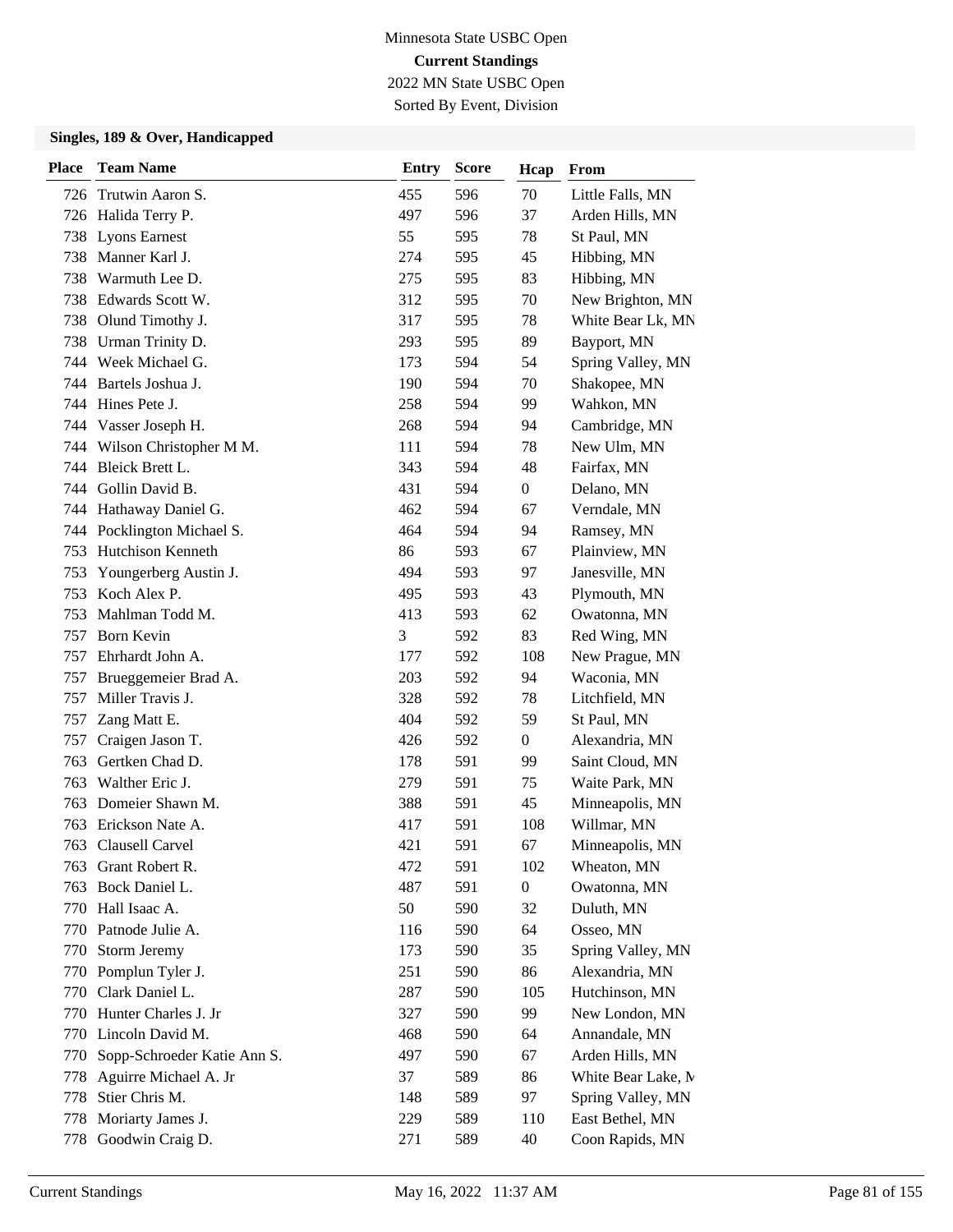Minnesota State USBC Open

**Current Standings**

2022 MN State USBC Open

Sorted By Event, Division

### Singles, 189 & Over, Handicapped

| Place | Team Name | Entry | Score | Hcap | From |
|---|---|---|---|---|---|
| 726 | Trutwin Aaron S. | 455 | 596 | 70 | Little Falls, MN |
| 726 | Halida Terry P. | 497 | 596 | 37 | Arden Hills, MN |
| 738 | Lyons Earnest | 55 | 595 | 78 | St Paul, MN |
| 738 | Manner Karl J. | 274 | 595 | 45 | Hibbing, MN |
| 738 | Warmuth Lee D. | 275 | 595 | 83 | Hibbing, MN |
| 738 | Edwards Scott W. | 312 | 595 | 70 | New Brighton, MN |
| 738 | Olund Timothy J. | 317 | 595 | 78 | White Bear Lk, MN |
| 738 | Urman Trinity D. | 293 | 595 | 89 | Bayport, MN |
| 744 | Week Michael G. | 173 | 594 | 54 | Spring Valley, MN |
| 744 | Bartels Joshua J. | 190 | 594 | 70 | Shakopee, MN |
| 744 | Hines Pete J. | 258 | 594 | 99 | Wahkon, MN |
| 744 | Vasser Joseph H. | 268 | 594 | 94 | Cambridge, MN |
| 744 | Wilson Christopher M M. | 111 | 594 | 78 | New Ulm, MN |
| 744 | Bleick Brett L. | 343 | 594 | 48 | Fairfax, MN |
| 744 | Gollin David B. | 431 | 594 | 0 | Delano, MN |
| 744 | Hathaway Daniel G. | 462 | 594 | 67 | Verndale, MN |
| 744 | Pocklington Michael S. | 464 | 594 | 94 | Ramsey, MN |
| 753 | Hutchison Kenneth | 86 | 593 | 67 | Plainview, MN |
| 753 | Youngerberg Austin J. | 494 | 593 | 97 | Janesville, MN |
| 753 | Koch Alex P. | 495 | 593 | 43 | Plymouth, MN |
| 753 | Mahlman Todd M. | 413 | 593 | 62 | Owatonna, MN |
| 757 | Born Kevin | 3 | 592 | 83 | Red Wing, MN |
| 757 | Ehrhardt John A. | 177 | 592 | 108 | New Prague, MN |
| 757 | Brueggemeier Brad A. | 203 | 592 | 94 | Waconia, MN |
| 757 | Miller Travis J. | 328 | 592 | 78 | Litchfield, MN |
| 757 | Zang Matt E. | 404 | 592 | 59 | St Paul, MN |
| 757 | Craigen Jason T. | 426 | 592 | 0 | Alexandria, MN |
| 763 | Gertken Chad D. | 178 | 591 | 99 | Saint Cloud, MN |
| 763 | Walther Eric J. | 279 | 591 | 75 | Waite Park, MN |
| 763 | Domeier Shawn M. | 388 | 591 | 45 | Minneapolis, MN |
| 763 | Erickson Nate A. | 417 | 591 | 108 | Willmar, MN |
| 763 | Clausell Carvel | 421 | 591 | 67 | Minneapolis, MN |
| 763 | Grant Robert R. | 472 | 591 | 102 | Wheaton, MN |
| 763 | Bock Daniel L. | 487 | 591 | 0 | Owatonna, MN |
| 770 | Hall Isaac A. | 50 | 590 | 32 | Duluth, MN |
| 770 | Patnode Julie A. | 116 | 590 | 64 | Osseo, MN |
| 770 | Storm Jeremy | 173 | 590 | 35 | Spring Valley, MN |
| 770 | Pomplun Tyler J. | 251 | 590 | 86 | Alexandria, MN |
| 770 | Clark Daniel L. | 287 | 590 | 105 | Hutchinson, MN |
| 770 | Hunter Charles J. Jr | 327 | 590 | 99 | New London, MN |
| 770 | Lincoln David M. | 468 | 590 | 64 | Annandale, MN |
| 770 | Sopp-Schroeder Katie Ann S. | 497 | 590 | 67 | Arden Hills, MN |
| 778 | Aguirre Michael A. Jr | 37 | 589 | 86 | White Bear Lake, M |
| 778 | Stier Chris M. | 148 | 589 | 97 | Spring Valley, MN |
| 778 | Moriarty James J. | 229 | 589 | 110 | East Bethel, MN |
| 778 | Goodwin Craig D. | 271 | 589 | 40 | Coon Rapids, MN |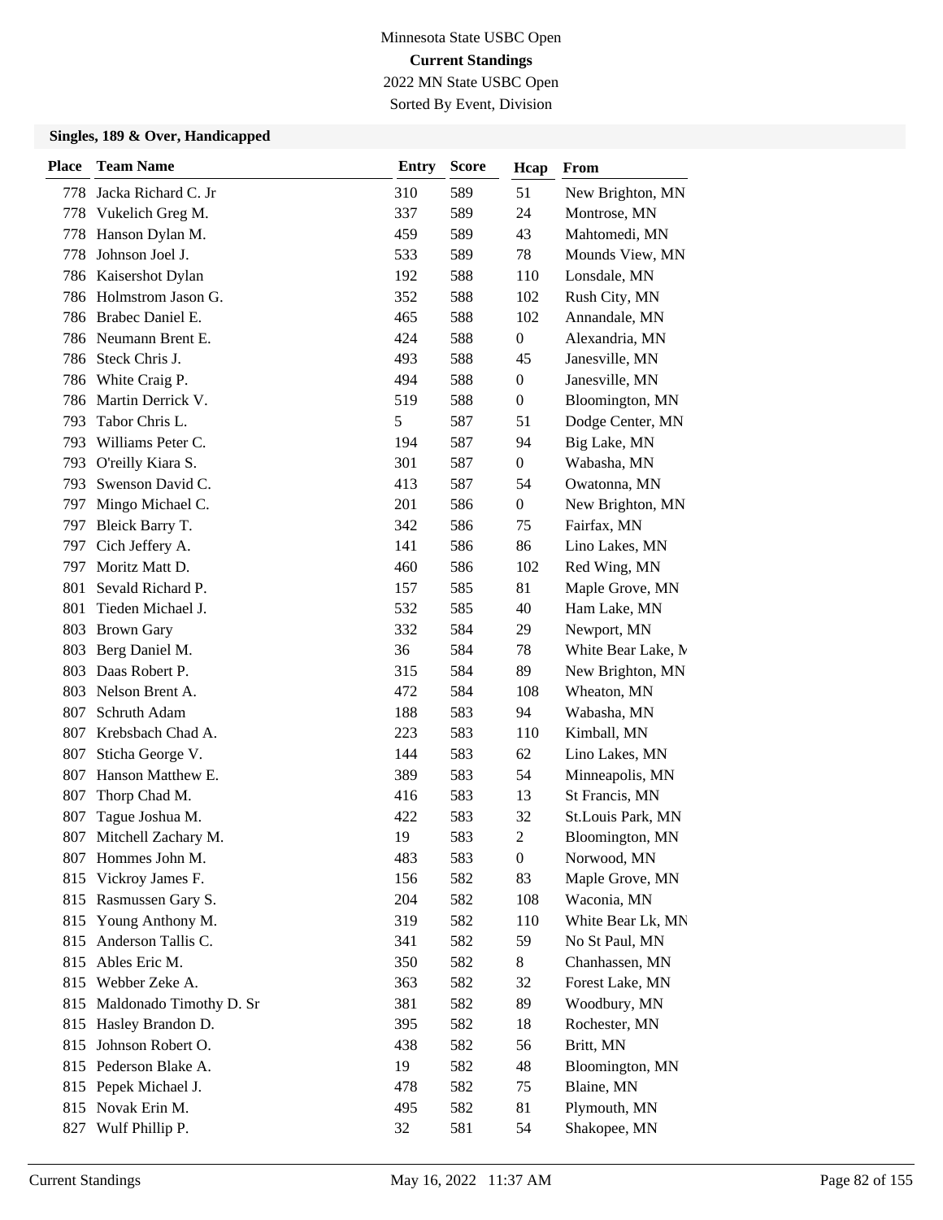Minnesota State USBC Open

**Current Standings**

2022 MN State USBC Open

Sorted By Event, Division

### Singles, 189 & Over, Handicapped

| Place | Team Name | Entry | Score | Hcap | From |
|---|---|---|---|---|---|
| 778 | Jacka Richard C. Jr | 310 | 589 | 51 | New Brighton, MN |
| 778 | Vukelich Greg M. | 337 | 589 | 24 | Montrose, MN |
| 778 | Hanson Dylan M. | 459 | 589 | 43 | Mahtomedi, MN |
| 778 | Johnson Joel J. | 533 | 589 | 78 | Mounds View, MN |
| 786 | Kaisershot Dylan | 192 | 588 | 110 | Lonsdale, MN |
| 786 | Holmstrom Jason G. | 352 | 588 | 102 | Rush City, MN |
| 786 | Brabec Daniel E. | 465 | 588 | 102 | Annandale, MN |
| 786 | Neumann Brent E. | 424 | 588 | 0 | Alexandria, MN |
| 786 | Steck Chris J. | 493 | 588 | 45 | Janesville, MN |
| 786 | White Craig P. | 494 | 588 | 0 | Janesville, MN |
| 786 | Martin Derrick V. | 519 | 588 | 0 | Bloomington, MN |
| 793 | Tabor Chris L. | 5 | 587 | 51 | Dodge Center, MN |
| 793 | Williams Peter C. | 194 | 587 | 94 | Big Lake, MN |
| 793 | O'reilly Kiara S. | 301 | 587 | 0 | Wabasha, MN |
| 793 | Swenson David C. | 413 | 587 | 54 | Owatonna, MN |
| 797 | Mingo Michael C. | 201 | 586 | 0 | New Brighton, MN |
| 797 | Bleick Barry T. | 342 | 586 | 75 | Fairfax, MN |
| 797 | Cich Jeffery A. | 141 | 586 | 86 | Lino Lakes, MN |
| 797 | Moritz Matt D. | 460 | 586 | 102 | Red Wing, MN |
| 801 | Sevald Richard P. | 157 | 585 | 81 | Maple Grove, MN |
| 801 | Tieden Michael J. | 532 | 585 | 40 | Ham Lake, MN |
| 803 | Brown Gary | 332 | 584 | 29 | Newport, MN |
| 803 | Berg Daniel M. | 36 | 584 | 78 | White Bear Lake, M |
| 803 | Daas Robert P. | 315 | 584 | 89 | New Brighton, MN |
| 803 | Nelson Brent A. | 472 | 584 | 108 | Wheaton, MN |
| 807 | Schruth Adam | 188 | 583 | 94 | Wabasha, MN |
| 807 | Krebsbach Chad A. | 223 | 583 | 110 | Kimball, MN |
| 807 | Sticha George V. | 144 | 583 | 62 | Lino Lakes, MN |
| 807 | Hanson Matthew E. | 389 | 583 | 54 | Minneapolis, MN |
| 807 | Thorp Chad M. | 416 | 583 | 13 | St Francis, MN |
| 807 | Tague Joshua M. | 422 | 583 | 32 | St.Louis Park, MN |
| 807 | Mitchell Zachary M. | 19 | 583 | 2 | Bloomington, MN |
| 807 | Hommes John M. | 483 | 583 | 0 | Norwood, MN |
| 815 | Vickroy James F. | 156 | 582 | 83 | Maple Grove, MN |
| 815 | Rasmussen Gary S. | 204 | 582 | 108 | Waconia, MN |
| 815 | Young Anthony M. | 319 | 582 | 110 | White Bear Lk, MN |
| 815 | Anderson Tallis C. | 341 | 582 | 59 | No St Paul, MN |
| 815 | Ables Eric M. | 350 | 582 | 8 | Chanhassen, MN |
| 815 | Webber Zeke A. | 363 | 582 | 32 | Forest Lake, MN |
| 815 | Maldonado Timothy D. Sr | 381 | 582 | 89 | Woodbury, MN |
| 815 | Hasley Brandon D. | 395 | 582 | 18 | Rochester, MN |
| 815 | Johnson Robert O. | 438 | 582 | 56 | Britt, MN |
| 815 | Pederson Blake A. | 19 | 582 | 48 | Bloomington, MN |
| 815 | Pepek Michael J. | 478 | 582 | 75 | Blaine, MN |
| 815 | Novak Erin M. | 495 | 582 | 81 | Plymouth, MN |
| 827 | Wulf Phillip P. | 32 | 581 | 54 | Shakopee, MN |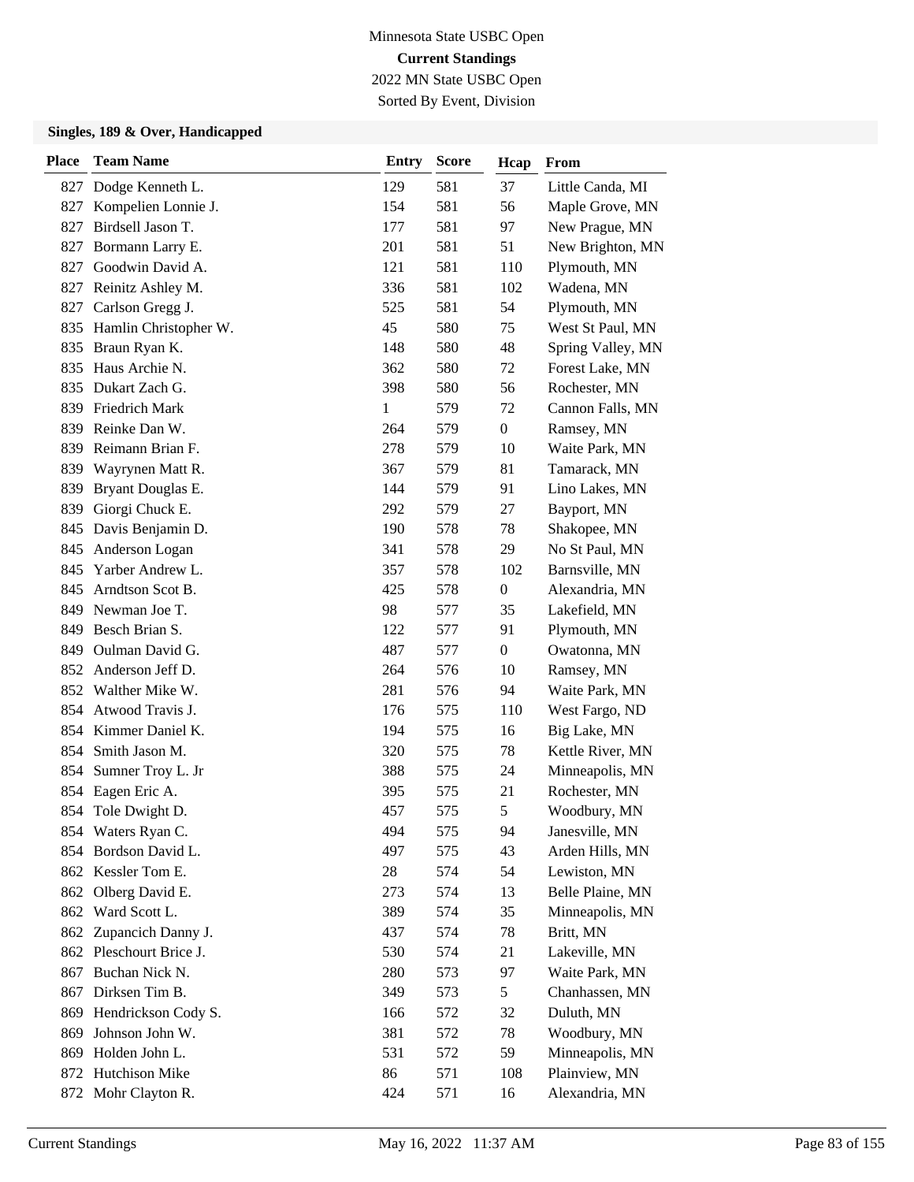Minnesota State USBC Open

**Current Standings**

2022 MN State USBC Open

Sorted By Event, Division

### Singles, 189 & Over, Handicapped

| Place | Team Name | Entry | Score | Hcap | From |
|---|---|---|---|---|---|
| 827 | Dodge Kenneth L. | 129 | 581 | 37 | Little Canda, MI |
| 827 | Kompelien Lonnie J. | 154 | 581 | 56 | Maple Grove, MN |
| 827 | Birdsell Jason T. | 177 | 581 | 97 | New Prague, MN |
| 827 | Bormann Larry E. | 201 | 581 | 51 | New Brighton, MN |
| 827 | Goodwin David A. | 121 | 581 | 110 | Plymouth, MN |
| 827 | Reinitz Ashley M. | 336 | 581 | 102 | Wadena, MN |
| 827 | Carlson Gregg J. | 525 | 581 | 54 | Plymouth, MN |
| 835 | Hamlin Christopher W. | 45 | 580 | 75 | West St Paul, MN |
| 835 | Braun Ryan K. | 148 | 580 | 48 | Spring Valley, MN |
| 835 | Haus Archie N. | 362 | 580 | 72 | Forest Lake, MN |
| 835 | Dukart Zach G. | 398 | 580 | 56 | Rochester, MN |
| 839 | Friedrich Mark | 1 | 579 | 72 | Cannon Falls, MN |
| 839 | Reinke Dan W. | 264 | 579 | 0 | Ramsey, MN |
| 839 | Reimann Brian F. | 278 | 579 | 10 | Waite Park, MN |
| 839 | Wayrynen Matt R. | 367 | 579 | 81 | Tamarack, MN |
| 839 | Bryant Douglas E. | 144 | 579 | 91 | Lino Lakes, MN |
| 839 | Giorgi Chuck E. | 292 | 579 | 27 | Bayport, MN |
| 845 | Davis Benjamin D. | 190 | 578 | 78 | Shakopee, MN |
| 845 | Anderson Logan | 341 | 578 | 29 | No St Paul, MN |
| 845 | Yarber Andrew L. | 357 | 578 | 102 | Barnsville, MN |
| 845 | Arndtson Scot B. | 425 | 578 | 0 | Alexandria, MN |
| 849 | Newman Joe T. | 98 | 577 | 35 | Lakefield, MN |
| 849 | Besch Brian S. | 122 | 577 | 91 | Plymouth, MN |
| 849 | Oulman David G. | 487 | 577 | 0 | Owatonna, MN |
| 852 | Anderson Jeff D. | 264 | 576 | 10 | Ramsey, MN |
| 852 | Walther Mike W. | 281 | 576 | 94 | Waite Park, MN |
| 854 | Atwood Travis J. | 176 | 575 | 110 | West Fargo, ND |
| 854 | Kimmer Daniel K. | 194 | 575 | 16 | Big Lake, MN |
| 854 | Smith Jason M. | 320 | 575 | 78 | Kettle River, MN |
| 854 | Sumner Troy L. Jr | 388 | 575 | 24 | Minneapolis, MN |
| 854 | Eagen Eric A. | 395 | 575 | 21 | Rochester, MN |
| 854 | Tole Dwight D. | 457 | 575 | 5 | Woodbury, MN |
| 854 | Waters Ryan C. | 494 | 575 | 94 | Janesville, MN |
| 854 | Bordson David L. | 497 | 575 | 43 | Arden Hills, MN |
| 862 | Kessler Tom E. | 28 | 574 | 54 | Lewiston, MN |
| 862 | Olberg David E. | 273 | 574 | 13 | Belle Plaine, MN |
| 862 | Ward Scott L. | 389 | 574 | 35 | Minneapolis, MN |
| 862 | Zupancich Danny J. | 437 | 574 | 78 | Britt, MN |
| 862 | Pleschourt Brice J. | 530 | 574 | 21 | Lakeville, MN |
| 867 | Buchan Nick N. | 280 | 573 | 97 | Waite Park, MN |
| 867 | Dirksen Tim B. | 349 | 573 | 5 | Chanhassen, MN |
| 869 | Hendrickson Cody S. | 166 | 572 | 32 | Duluth, MN |
| 869 | Johnson John W. | 381 | 572 | 78 | Woodbury, MN |
| 869 | Holden John L. | 531 | 572 | 59 | Minneapolis, MN |
| 872 | Hutchison Mike | 86 | 571 | 108 | Plainview, MN |
| 872 | Mohr Clayton R. | 424 | 571 | 16 | Alexandria, MN |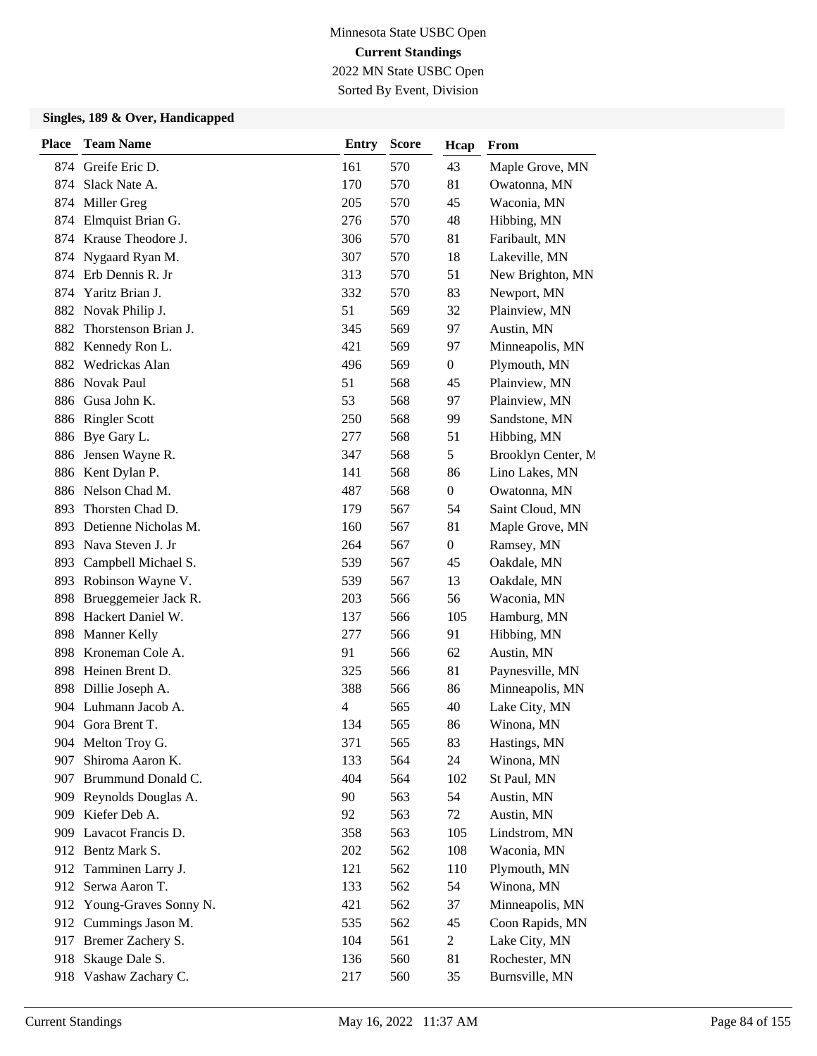Minnesota State USBC Open

**Current Standings**

2022 MN State USBC Open

Sorted By Event, Division

### Singles, 189 & Over, Handicapped

| Place | Team Name | Entry | Score | Hcap | From |
|---|---|---|---|---|---|
| 874 | Greife Eric D. | 161 | 570 | 43 | Maple Grove, MN |
| 874 | Slack Nate A. | 170 | 570 | 81 | Owatonna, MN |
| 874 | Miller Greg | 205 | 570 | 45 | Waconia, MN |
| 874 | Elmquist Brian G. | 276 | 570 | 48 | Hibbing, MN |
| 874 | Krause Theodore J. | 306 | 570 | 81 | Faribault, MN |
| 874 | Nygaard Ryan M. | 307 | 570 | 18 | Lakeville, MN |
| 874 | Erb Dennis R. Jr | 313 | 570 | 51 | New Brighton, MN |
| 874 | Yaritz Brian J. | 332 | 570 | 83 | Newport, MN |
| 882 | Novak Philip J. | 51 | 569 | 32 | Plainview, MN |
| 882 | Thorstenson Brian J. | 345 | 569 | 97 | Austin, MN |
| 882 | Kennedy Ron L. | 421 | 569 | 97 | Minneapolis, MN |
| 882 | Wedrickas Alan | 496 | 569 | 0 | Plymouth, MN |
| 886 | Novak Paul | 51 | 568 | 45 | Plainview, MN |
| 886 | Gusa John K. | 53 | 568 | 97 | Plainview, MN |
| 886 | Ringler Scott | 250 | 568 | 99 | Sandstone, MN |
| 886 | Bye Gary L. | 277 | 568 | 51 | Hibbing, MN |
| 886 | Jensen Wayne R. | 347 | 568 | 5 | Brooklyn Center, M |
| 886 | Kent Dylan P. | 141 | 568 | 86 | Lino Lakes, MN |
| 886 | Nelson Chad M. | 487 | 568 | 0 | Owatonna, MN |
| 893 | Thorsten Chad D. | 179 | 567 | 54 | Saint Cloud, MN |
| 893 | Detienne Nicholas M. | 160 | 567 | 81 | Maple Grove, MN |
| 893 | Nava Steven J. Jr | 264 | 567 | 0 | Ramsey, MN |
| 893 | Campbell Michael S. | 539 | 567 | 45 | Oakdale, MN |
| 893 | Robinson Wayne V. | 539 | 567 | 13 | Oakdale, MN |
| 898 | Brueggemeier Jack R. | 203 | 566 | 56 | Waconia, MN |
| 898 | Hackert Daniel W. | 137 | 566 | 105 | Hamburg, MN |
| 898 | Manner Kelly | 277 | 566 | 91 | Hibbing, MN |
| 898 | Kroneman Cole A. | 91 | 566 | 62 | Austin, MN |
| 898 | Heinen Brent D. | 325 | 566 | 81 | Paynesville, MN |
| 898 | Dillie Joseph A. | 388 | 566 | 86 | Minneapolis, MN |
| 904 | Luhmann Jacob A. | 4 | 565 | 40 | Lake City, MN |
| 904 | Gora Brent T. | 134 | 565 | 86 | Winona, MN |
| 904 | Melton Troy G. | 371 | 565 | 83 | Hastings, MN |
| 907 | Shiroma Aaron K. | 133 | 564 | 24 | Winona, MN |
| 907 | Brummund Donald C. | 404 | 564 | 102 | St Paul, MN |
| 909 | Reynolds Douglas A. | 90 | 563 | 54 | Austin, MN |
| 909 | Kiefer Deb A. | 92 | 563 | 72 | Austin, MN |
| 909 | Lavacot Francis D. | 358 | 563 | 105 | Lindstrom, MN |
| 912 | Bentz Mark S. | 202 | 562 | 108 | Waconia, MN |
| 912 | Tamminen Larry J. | 121 | 562 | 110 | Plymouth, MN |
| 912 | Serwa Aaron T. | 133 | 562 | 54 | Winona, MN |
| 912 | Young-Graves Sonny N. | 421 | 562 | 37 | Minneapolis, MN |
| 912 | Cummings Jason M. | 535 | 562 | 45 | Coon Rapids, MN |
| 917 | Bremer Zachery S. | 104 | 561 | 2 | Lake City, MN |
| 918 | Skauge Dale S. | 136 | 560 | 81 | Rochester, MN |
| 918 | Vashaw Zachary C. | 217 | 560 | 35 | Burnsville, MN |

Current Standings May 16, 2022 11:37 AM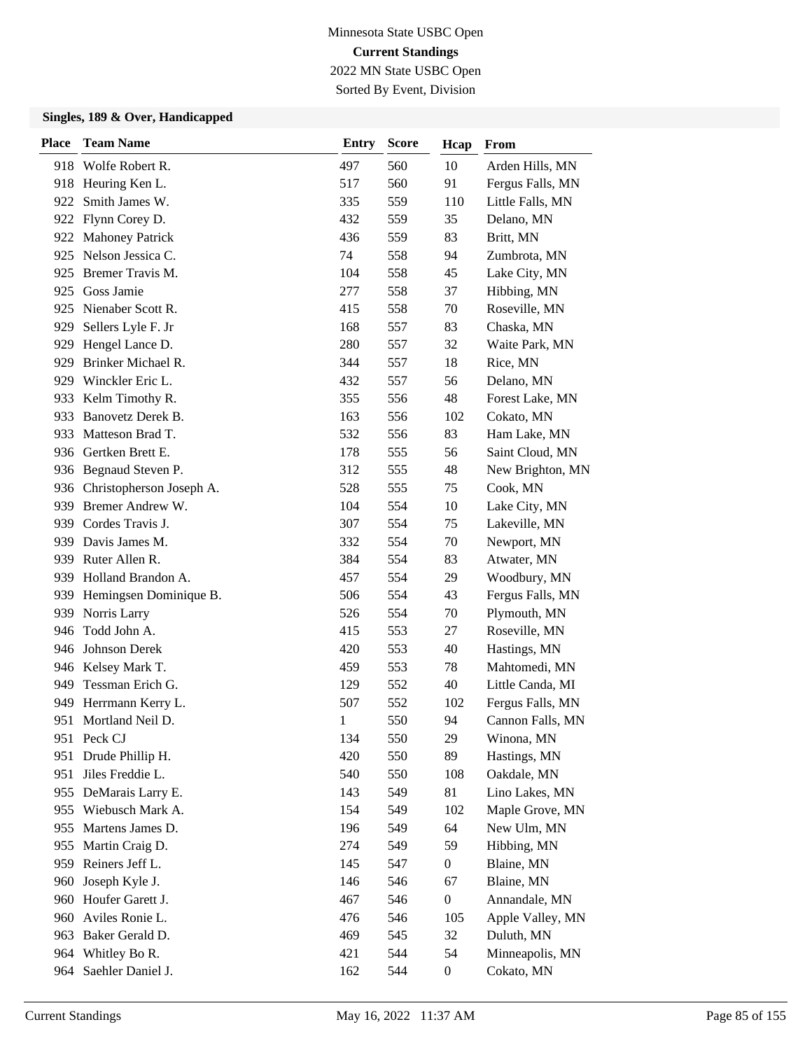Minnesota State USBC Open

**Current Standings**

2022 MN State USBC Open

Sorted By Event, Division

### Singles, 189 & Over, Handicapped

| Place | Team Name | Entry | Score | Hcap | From |
|---|---|---|---|---|---|
| 918 | Wolfe Robert R. | 497 | 560 | 10 | Arden Hills, MN |
| 918 | Heuring Ken L. | 517 | 560 | 91 | Fergus Falls, MN |
| 922 | Smith James W. | 335 | 559 | 110 | Little Falls, MN |
| 922 | Flynn Corey D. | 432 | 559 | 35 | Delano, MN |
| 922 | Mahoney Patrick | 436 | 559 | 83 | Britt, MN |
| 925 | Nelson Jessica C. | 74 | 558 | 94 | Zumbrota, MN |
| 925 | Bremer Travis M. | 104 | 558 | 45 | Lake City, MN |
| 925 | Goss Jamie | 277 | 558 | 37 | Hibbing, MN |
| 925 | Nienaber Scott R. | 415 | 558 | 70 | Roseville, MN |
| 929 | Sellers Lyle F. Jr | 168 | 557 | 83 | Chaska, MN |
| 929 | Hengel Lance D. | 280 | 557 | 32 | Waite Park, MN |
| 929 | Brinker Michael R. | 344 | 557 | 18 | Rice, MN |
| 929 | Winckler Eric L. | 432 | 557 | 56 | Delano, MN |
| 933 | Kelm Timothy R. | 355 | 556 | 48 | Forest Lake, MN |
| 933 | Banovetz Derek B. | 163 | 556 | 102 | Cokato, MN |
| 933 | Matteson Brad T. | 532 | 556 | 83 | Ham Lake, MN |
| 936 | Gertken Brett E. | 178 | 555 | 56 | Saint Cloud, MN |
| 936 | Begnaud Steven P. | 312 | 555 | 48 | New Brighton, MN |
| 936 | Christopherson Joseph A. | 528 | 555 | 75 | Cook, MN |
| 939 | Bremer Andrew W. | 104 | 554 | 10 | Lake City, MN |
| 939 | Cordes Travis J. | 307 | 554 | 75 | Lakeville, MN |
| 939 | Davis James M. | 332 | 554 | 70 | Newport, MN |
| 939 | Ruter Allen R. | 384 | 554 | 83 | Atwater, MN |
| 939 | Holland Brandon A. | 457 | 554 | 29 | Woodbury, MN |
| 939 | Hemingsen Dominique B. | 506 | 554 | 43 | Fergus Falls, MN |
| 939 | Norris Larry | 526 | 554 | 70 | Plymouth, MN |
| 946 | Todd John A. | 415 | 553 | 27 | Roseville, MN |
| 946 | Johnson Derek | 420 | 553 | 40 | Hastings, MN |
| 946 | Kelsey Mark T. | 459 | 553 | 78 | Mahtomedi, MN |
| 949 | Tessman Erich G. | 129 | 552 | 40 | Little Canda, MI |
| 949 | Herrmann Kerry L. | 507 | 552 | 102 | Fergus Falls, MN |
| 951 | Mortland Neil D. | 1 | 550 | 94 | Cannon Falls, MN |
| 951 | Peck CJ | 134 | 550 | 29 | Winona, MN |
| 951 | Drude Phillip H. | 420 | 550 | 89 | Hastings, MN |
| 951 | Jiles Freddie L. | 540 | 550 | 108 | Oakdale, MN |
| 955 | DeMarais Larry E. | 143 | 549 | 81 | Lino Lakes, MN |
| 955 | Wiebusch Mark A. | 154 | 549 | 102 | Maple Grove, MN |
| 955 | Martens James D. | 196 | 549 | 64 | New Ulm, MN |
| 955 | Martin Craig D. | 274 | 549 | 59 | Hibbing, MN |
| 959 | Reiners Jeff L. | 145 | 547 | 0 | Blaine, MN |
| 960 | Joseph Kyle J. | 146 | 546 | 67 | Blaine, MN |
| 960 | Houfer Garett J. | 467 | 546 | 0 | Annandale, MN |
| 960 | Aviles Ronie L. | 476 | 546 | 105 | Apple Valley, MN |
| 963 | Baker Gerald D. | 469 | 545 | 32 | Duluth, MN |
| 964 | Whitley Bo R. | 421 | 544 | 54 | Minneapolis, MN |
| 964 | Saehler Daniel J. | 162 | 544 | 0 | Cokato, MN |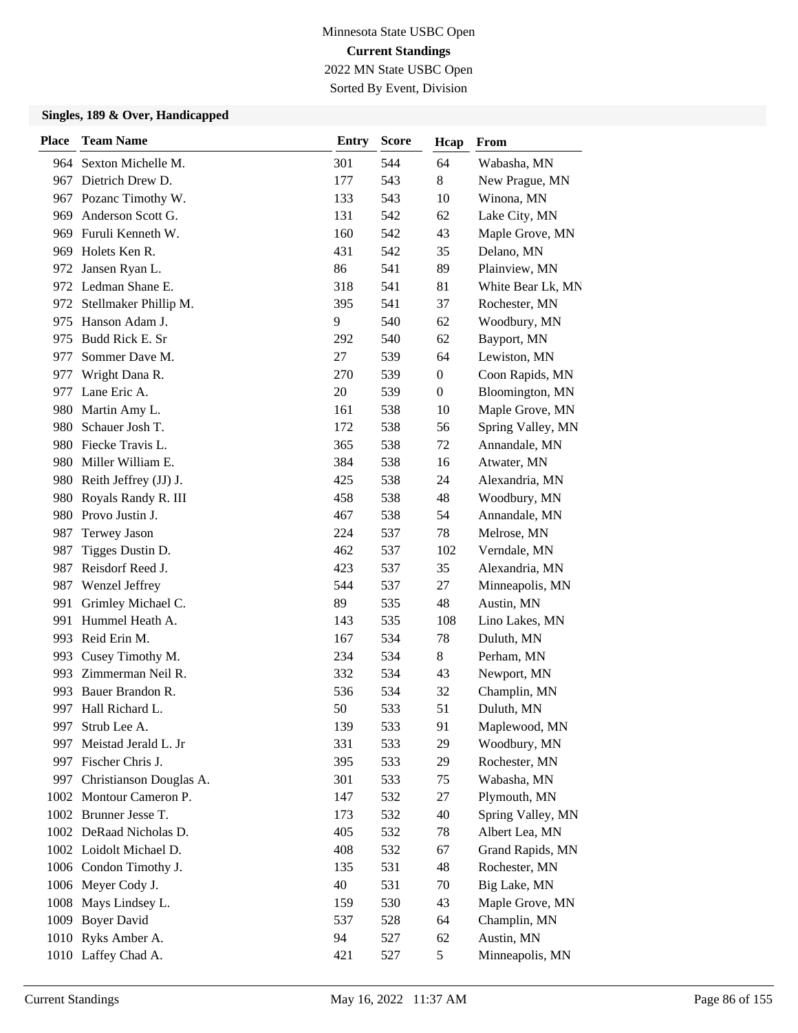Minnesota State USBC Open

**Current Standings**

2022 MN State USBC Open

Sorted By Event, Division

### Singles, 189 & Over, Handicapped

| Place | Team Name | Entry | Score | Hcap | From |
|---|---|---|---|---|---|
| 964 | Sexton Michelle M. | 301 | 544 | 64 | Wabasha, MN |
| 967 | Dietrich Drew D. | 177 | 543 | 8 | New Prague, MN |
| 967 | Pozanc Timothy W. | 133 | 543 | 10 | Winona, MN |
| 969 | Anderson Scott G. | 131 | 542 | 62 | Lake City, MN |
| 969 | Furuli Kenneth W. | 160 | 542 | 43 | Maple Grove, MN |
| 969 | Holets Ken R. | 431 | 542 | 35 | Delano, MN |
| 972 | Jansen Ryan L. | 86 | 541 | 89 | Plainview, MN |
| 972 | Ledman Shane E. | 318 | 541 | 81 | White Bear Lk, MN |
| 972 | Stellmaker Phillip M. | 395 | 541 | 37 | Rochester, MN |
| 975 | Hanson Adam J. | 9 | 540 | 62 | Woodbury, MN |
| 975 | Budd Rick E. Sr | 292 | 540 | 62 | Bayport, MN |
| 977 | Sommer Dave M. | 27 | 539 | 64 | Lewiston, MN |
| 977 | Wright Dana R. | 270 | 539 | 0 | Coon Rapids, MN |
| 977 | Lane Eric A. | 20 | 539 | 0 | Bloomington, MN |
| 980 | Martin Amy L. | 161 | 538 | 10 | Maple Grove, MN |
| 980 | Schauer Josh T. | 172 | 538 | 56 | Spring Valley, MN |
| 980 | Fiecke Travis L. | 365 | 538 | 72 | Annandale, MN |
| 980 | Miller William E. | 384 | 538 | 16 | Atwater, MN |
| 980 | Reith Jeffrey (JJ) J. | 425 | 538 | 24 | Alexandria, MN |
| 980 | Royals Randy R. III | 458 | 538 | 48 | Woodbury, MN |
| 980 | Provo Justin J. | 467 | 538 | 54 | Annandale, MN |
| 987 | Terwey Jason | 224 | 537 | 78 | Melrose, MN |
| 987 | Tigges Dustin D. | 462 | 537 | 102 | Verndale, MN |
| 987 | Reisdorf Reed J. | 423 | 537 | 35 | Alexandria, MN |
| 987 | Wenzel Jeffrey | 544 | 537 | 27 | Minneapolis, MN |
| 991 | Grimley Michael C. | 89 | 535 | 48 | Austin, MN |
| 991 | Hummel Heath A. | 143 | 535 | 108 | Lino Lakes, MN |
| 993 | Reid Erin M. | 167 | 534 | 78 | Duluth, MN |
| 993 | Cusey Timothy M. | 234 | 534 | 8 | Perham, MN |
| 993 | Zimmerman Neil R. | 332 | 534 | 43 | Newport, MN |
| 993 | Bauer Brandon R. | 536 | 534 | 32 | Champlin, MN |
| 997 | Hall Richard L. | 50 | 533 | 51 | Duluth, MN |
| 997 | Strub Lee A. | 139 | 533 | 91 | Maplewood, MN |
| 997 | Meistad Jerald L. Jr | 331 | 533 | 29 | Woodbury, MN |
| 997 | Fischer Chris J. | 395 | 533 | 29 | Rochester, MN |
| 997 | Christianson Douglas A. | 301 | 533 | 75 | Wabasha, MN |
| 1002 | Montour Cameron P. | 147 | 532 | 27 | Plymouth, MN |
| 1002 | Brunner Jesse T. | 173 | 532 | 40 | Spring Valley, MN |
| 1002 | DeRaad Nicholas D. | 405 | 532 | 78 | Albert Lea, MN |
| 1002 | Loidolt Michael D. | 408 | 532 | 67 | Grand Rapids, MN |
| 1006 | Condon Timothy J. | 135 | 531 | 48 | Rochester, MN |
| 1006 | Meyer Cody J. | 40 | 531 | 70 | Big Lake, MN |
| 1008 | Mays Lindsey L. | 159 | 530 | 43 | Maple Grove, MN |
| 1009 | Boyer David | 537 | 528 | 64 | Champlin, MN |
| 1010 | Ryks Amber A. | 94 | 527 | 62 | Austin, MN |
| 1010 | Laffey Chad A. | 421 | 527 | 5 | Minneapolis, MN |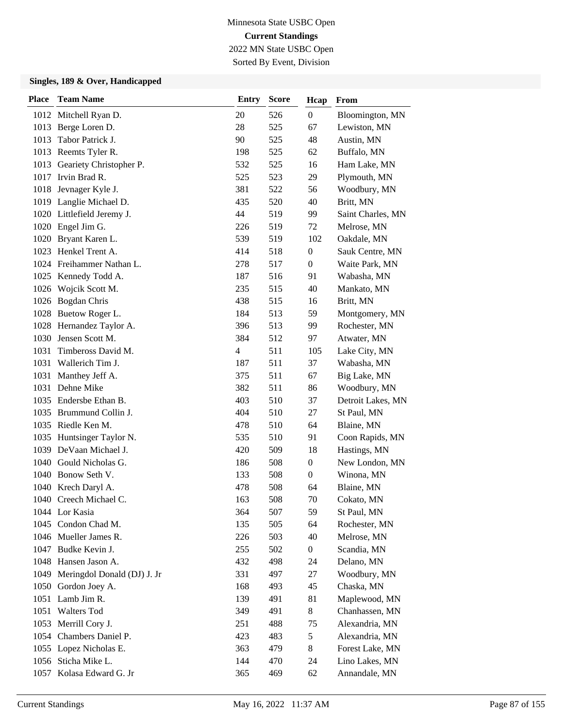Minnesota State USBC Open

**Current Standings**

2022 MN State USBC Open

Sorted By Event, Division

### Singles, 189 & Over, Handicapped

| Place | Team Name | Entry | Score | Hcap | From |
|---|---|---|---|---|---|
| 1012 | Mitchell Ryan D. | 20 | 526 | 0 | Bloomington, MN |
| 1013 | Berge Loren D. | 28 | 525 | 67 | Lewiston, MN |
| 1013 | Tabor Patrick J. | 90 | 525 | 48 | Austin, MN |
| 1013 | Reemts Tyler R. | 198 | 525 | 62 | Buffalo, MN |
| 1013 | Geariety Christopher P. | 532 | 525 | 16 | Ham Lake, MN |
| 1017 | Irvin Brad R. | 525 | 523 | 29 | Plymouth, MN |
| 1018 | Jevnager Kyle J. | 381 | 522 | 56 | Woodbury, MN |
| 1019 | Langlie Michael D. | 435 | 520 | 40 | Britt, MN |
| 1020 | Littlefield Jeremy J. | 44 | 519 | 99 | Saint Charles, MN |
| 1020 | Engel Jim G. | 226 | 519 | 72 | Melrose, MN |
| 1020 | Bryant Karen L. | 539 | 519 | 102 | Oakdale, MN |
| 1023 | Henkel Trent A. | 414 | 518 | 0 | Sauk Centre, MN |
| 1024 | Freihammer Nathan L. | 278 | 517 | 0 | Waite Park, MN |
| 1025 | Kennedy Todd A. | 187 | 516 | 91 | Wabasha, MN |
| 1026 | Wojcik Scott M. | 235 | 515 | 40 | Mankato, MN |
| 1026 | Bogdan Chris | 438 | 515 | 16 | Britt, MN |
| 1028 | Buetow Roger L. | 184 | 513 | 59 | Montgomery, MN |
| 1028 | Hernandez Taylor A. | 396 | 513 | 99 | Rochester, MN |
| 1030 | Jensen Scott M. | 384 | 512 | 97 | Atwater, MN |
| 1031 | Timbeross David M. | 4 | 511 | 105 | Lake City, MN |
| 1031 | Wallerich Tim J. | 187 | 511 | 37 | Wabasha, MN |
| 1031 | Manthey Jeff A. | 375 | 511 | 67 | Big Lake, MN |
| 1031 | Dehne Mike | 382 | 511 | 86 | Woodbury, MN |
| 1035 | Endersbe Ethan B. | 403 | 510 | 37 | Detroit Lakes, MN |
| 1035 | Brummund Collin J. | 404 | 510 | 27 | St Paul, MN |
| 1035 | Riedle Ken M. | 478 | 510 | 64 | Blaine, MN |
| 1035 | Huntsinger Taylor N. | 535 | 510 | 91 | Coon Rapids, MN |
| 1039 | DeVaan Michael J. | 420 | 509 | 18 | Hastings, MN |
| 1040 | Gould Nicholas G. | 186 | 508 | 0 | New London, MN |
| 1040 | Bonow Seth V. | 133 | 508 | 0 | Winona, MN |
| 1040 | Krech Daryl A. | 478 | 508 | 64 | Blaine, MN |
| 1040 | Creech Michael C. | 163 | 508 | 70 | Cokato, MN |
| 1044 | Lor Kasia | 364 | 507 | 59 | St Paul, MN |
| 1045 | Condon Chad M. | 135 | 505 | 64 | Rochester, MN |
| 1046 | Mueller James R. | 226 | 503 | 40 | Melrose, MN |
| 1047 | Budke Kevin J. | 255 | 502 | 0 | Scandia, MN |
| 1048 | Hansen Jason A. | 432 | 498 | 24 | Delano, MN |
| 1049 | Meringdol Donald (DJ) J. Jr | 331 | 497 | 27 | Woodbury, MN |
| 1050 | Gordon Joey A. | 168 | 493 | 45 | Chaska, MN |
| 1051 | Lamb Jim R. | 139 | 491 | 81 | Maplewood, MN |
| 1051 | Walters Tod | 349 | 491 | 8 | Chanhassen, MN |
| 1053 | Merrill Cory J. | 251 | 488 | 75 | Alexandria, MN |
| 1054 | Chambers Daniel P. | 423 | 483 | 5 | Alexandria, MN |
| 1055 | Lopez Nicholas E. | 363 | 479 | 8 | Forest Lake, MN |
| 1056 | Sticha Mike L. | 144 | 470 | 24 | Lino Lakes, MN |
| 1057 | Kolasa Edward G. Jr | 365 | 469 | 62 | Annandale, MN |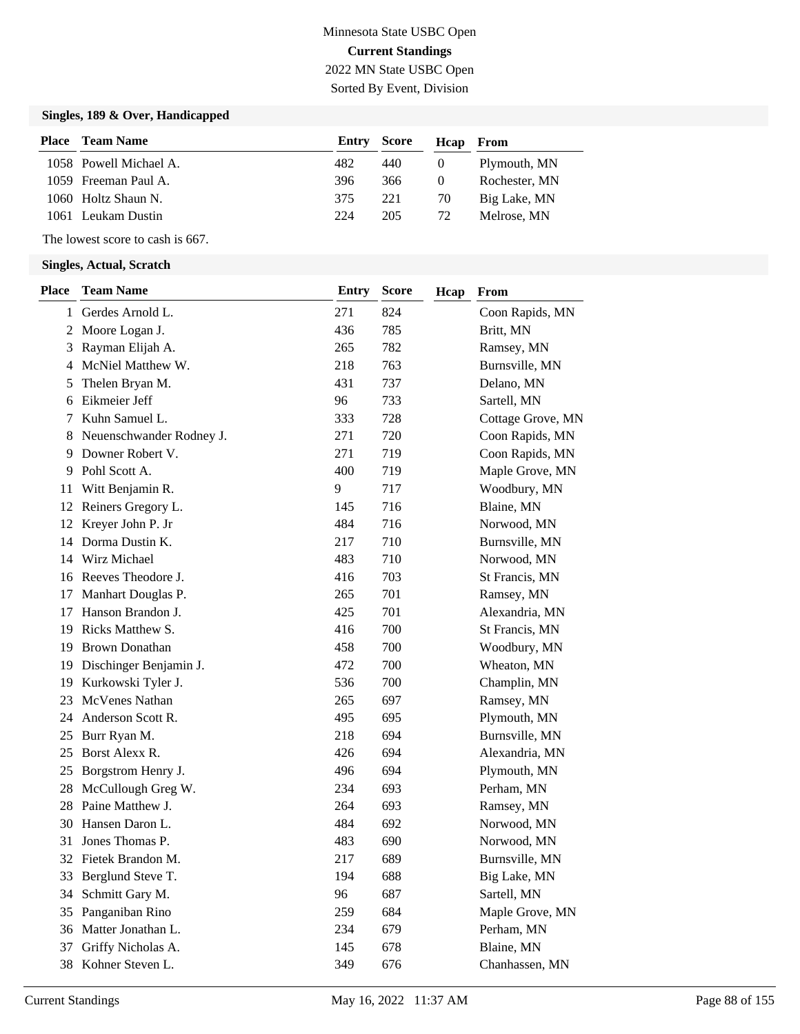Minnesota State USBC Open

**Current Standings**

2022 MN State USBC Open

Sorted By Event, Division

### Singles, 189 & Over, Handicapped

| Place | Team Name | Entry | Score | Hcap | From |
|---|---|---|---|---|---|
| 1058 | Powell Michael A. | 482 | 440 | 0 | Plymouth, MN |
| 1059 | Freeman Paul A. | 396 | 366 | 0 | Rochester, MN |
| 1060 | Holtz Shaun N. | 375 | 221 | 70 | Big Lake, MN |
| 1061 | Leukam Dustin | 224 | 205 | 72 | Melrose, MN |

The lowest score to cash is 667.

### Singles, Actual, Scratch

| Place | Team Name | Entry | Score | Hcap | From |
|---|---|---|---|---|---|
| 1 | Gerdes Arnold L. | 271 | 824 | | Coon Rapids, MN |
| 2 | Moore Logan J. | 436 | 785 | | Britt, MN |
| 3 | Rayman Elijah A. | 265 | 782 | | Ramsey, MN |
| 4 | McNiel Matthew W. | 218 | 763 | | Burnsville, MN |
| 5 | Thelen Bryan M. | 431 | 737 | | Delano, MN |
| 6 | Eikmeier Jeff | 96 | 733 | | Sartell, MN |
| 7 | Kuhn Samuel L. | 333 | 728 | | Cottage Grove, MN |
| 8 | Neuenschwander Rodney J. | 271 | 720 | | Coon Rapids, MN |
| 9 | Downer Robert V. | 271 | 719 | | Coon Rapids, MN |
| 9 | Pohl Scott A. | 400 | 719 | | Maple Grove, MN |
| 11 | Witt Benjamin R. | 9 | 717 | | Woodbury, MN |
| 12 | Reiners Gregory L. | 145 | 716 | | Blaine, MN |
| 12 | Kreyer John P. Jr | 484 | 716 | | Norwood, MN |
| 14 | Dorma Dustin K. | 217 | 710 | | Burnsville, MN |
| 14 | Wirz Michael | 483 | 710 | | Norwood, MN |
| 16 | Reeves Theodore J. | 416 | 703 | | St Francis, MN |
| 17 | Manhart Douglas P. | 265 | 701 | | Ramsey, MN |
| 17 | Hanson Brandon J. | 425 | 701 | | Alexandria, MN |
| 19 | Ricks Matthew S. | 416 | 700 | | St Francis, MN |
| 19 | Brown Donathan | 458 | 700 | | Woodbury, MN |
| 19 | Dischinger Benjamin J. | 472 | 700 | | Wheaton, MN |
| 19 | Kurkowski Tyler J. | 536 | 700 | | Champlin, MN |
| 23 | McVenes Nathan | 265 | 697 | | Ramsey, MN |
| 24 | Anderson Scott R. | 495 | 695 | | Plymouth, MN |
| 25 | Burr Ryan M. | 218 | 694 | | Burnsville, MN |
| 25 | Borst Alexx R. | 426 | 694 | | Alexandria, MN |
| 25 | Borgstrom Henry J. | 496 | 694 | | Plymouth, MN |
| 28 | McCullough Greg W. | 234 | 693 | | Perham, MN |
| 28 | Paine Matthew J. | 264 | 693 | | Ramsey, MN |
| 30 | Hansen Daron L. | 484 | 692 | | Norwood, MN |
| 31 | Jones Thomas P. | 483 | 690 | | Norwood, MN |
| 32 | Fietek Brandon M. | 217 | 689 | | Burnsville, MN |
| 33 | Berglund Steve T. | 194 | 688 | | Big Lake, MN |
| 34 | Schmitt Gary M. | 96 | 687 | | Sartell, MN |
| 35 | Panganiban Rino | 259 | 684 | | Maple Grove, MN |
| 36 | Matter Jonathan L. | 234 | 679 | | Perham, MN |
| 37 | Griffy Nicholas A. | 145 | 678 | | Blaine, MN |
| 38 | Kohner Steven L. | 349 | 676 | | Chanhassen, MN |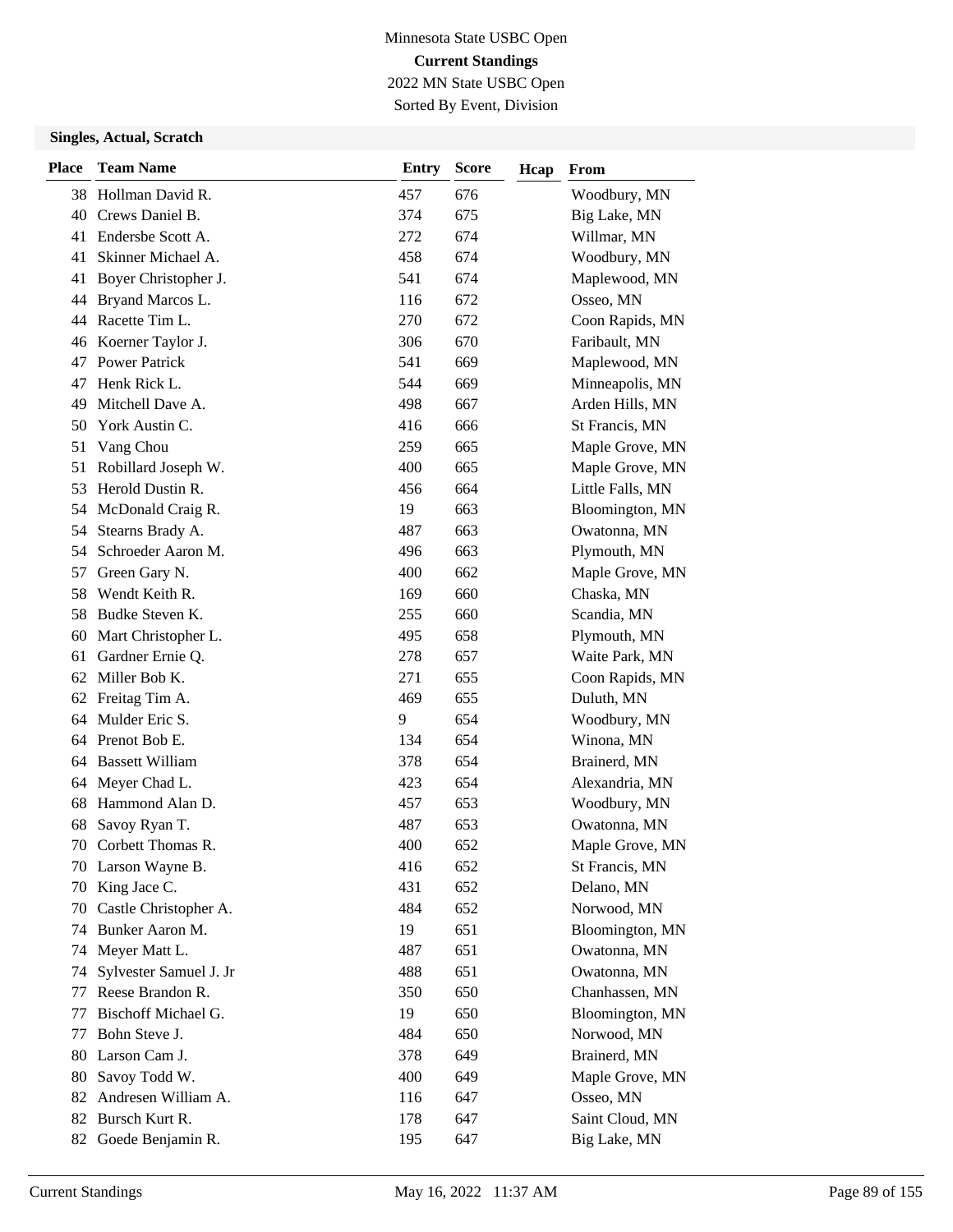Minnesota State USBC Open

**Current Standings**

2022 MN State USBC Open

Sorted By Event, Division

### Singles, Actual, Scratch

| Place | Team Name | Entry | Score | Hcap | From |
|---|---|---|---|---|---|
| 38 | Hollman David R. | 457 | 676 | | Woodbury, MN |
| 40 | Crews Daniel B. | 374 | 675 | | Big Lake, MN |
| 41 | Endersbe Scott A. | 272 | 674 | | Willmar, MN |
| 41 | Skinner Michael A. | 458 | 674 | | Woodbury, MN |
| 41 | Boyer Christopher J. | 541 | 674 | | Maplewood, MN |
| 44 | Bryand Marcos L. | 116 | 672 | | Osseo, MN |
| 44 | Racette Tim L. | 270 | 672 | | Coon Rapids, MN |
| 46 | Koerner Taylor J. | 306 | 670 | | Faribault, MN |
| 47 | Power Patrick | 541 | 669 | | Maplewood, MN |
| 47 | Henk Rick L. | 544 | 669 | | Minneapolis, MN |
| 49 | Mitchell Dave A. | 498 | 667 | | Arden Hills, MN |
| 50 | York Austin C. | 416 | 666 | | St Francis, MN |
| 51 | Vang Chou | 259 | 665 | | Maple Grove, MN |
| 51 | Robillard Joseph W. | 400 | 665 | | Maple Grove, MN |
| 53 | Herold Dustin R. | 456 | 664 | | Little Falls, MN |
| 54 | McDonald Craig R. | 19 | 663 | | Bloomington, MN |
| 54 | Stearns Brady A. | 487 | 663 | | Owatonna, MN |
| 54 | Schroeder Aaron M. | 496 | 663 | | Plymouth, MN |
| 57 | Green Gary N. | 400 | 662 | | Maple Grove, MN |
| 58 | Wendt Keith R. | 169 | 660 | | Chaska, MN |
| 58 | Budke Steven K. | 255 | 660 | | Scandia, MN |
| 60 | Mart Christopher L. | 495 | 658 | | Plymouth, MN |
| 61 | Gardner Ernie Q. | 278 | 657 | | Waite Park, MN |
| 62 | Miller Bob K. | 271 | 655 | | Coon Rapids, MN |
| 62 | Freitag Tim A. | 469 | 655 | | Duluth, MN |
| 64 | Mulder Eric S. | 9 | 654 | | Woodbury, MN |
| 64 | Prenot Bob E. | 134 | 654 | | Winona, MN |
| 64 | Bassett William | 378 | 654 | | Brainerd, MN |
| 64 | Meyer Chad L. | 423 | 654 | | Alexandria, MN |
| 68 | Hammond Alan D. | 457 | 653 | | Woodbury, MN |
| 68 | Savoy Ryan T. | 487 | 653 | | Owatonna, MN |
| 70 | Corbett Thomas R. | 400 | 652 | | Maple Grove, MN |
| 70 | Larson Wayne B. | 416 | 652 | | St Francis, MN |
| 70 | King Jace C. | 431 | 652 | | Delano, MN |
| 70 | Castle Christopher A. | 484 | 652 | | Norwood, MN |
| 74 | Bunker Aaron M. | 19 | 651 | | Bloomington, MN |
| 74 | Meyer Matt L. | 487 | 651 | | Owatonna, MN |
| 74 | Sylvester Samuel J. Jr | 488 | 651 | | Owatonna, MN |
| 77 | Reese Brandon R. | 350 | 650 | | Chanhassen, MN |
| 77 | Bischoff Michael G. | 19 | 650 | | Bloomington, MN |
| 77 | Bohn Steve J. | 484 | 650 | | Norwood, MN |
| 80 | Larson Cam J. | 378 | 649 | | Brainerd, MN |
| 80 | Savoy Todd W. | 400 | 649 | | Maple Grove, MN |
| 82 | Andresen William A. | 116 | 647 | | Osseo, MN |
| 82 | Bursch Kurt R. | 178 | 647 | | Saint Cloud, MN |
| 82 | Goede Benjamin R. | 195 | 647 | | Big Lake, MN |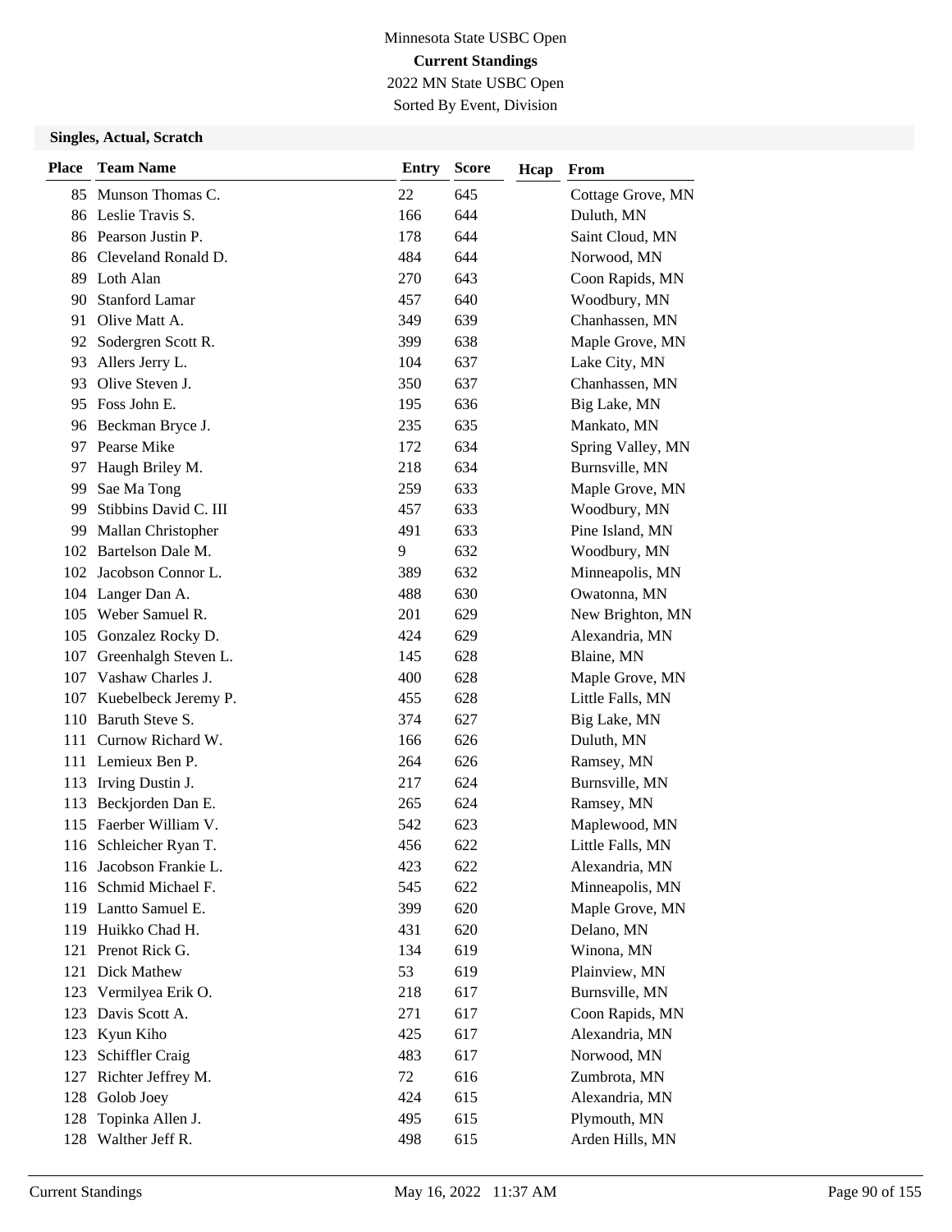Minnesota State USBC Open

**Current Standings**

2022 MN State USBC Open

Sorted By Event, Division

### Singles, Actual, Scratch

| Place | Team Name | Entry | Score | Hcap | From |
|---|---|---|---|---|---|
| 85 | Munson Thomas C. | 22 | 645 | | Cottage Grove, MN |
| 86 | Leslie Travis S. | 166 | 644 | | Duluth, MN |
| 86 | Pearson Justin P. | 178 | 644 | | Saint Cloud, MN |
| 86 | Cleveland Ronald D. | 484 | 644 | | Norwood, MN |
| 89 | Loth Alan | 270 | 643 | | Coon Rapids, MN |
| 90 | Stanford Lamar | 457 | 640 | | Woodbury, MN |
| 91 | Olive Matt A. | 349 | 639 | | Chanhassen, MN |
| 92 | Sodergren Scott R. | 399 | 638 | | Maple Grove, MN |
| 93 | Allers Jerry L. | 104 | 637 | | Lake City, MN |
| 93 | Olive Steven J. | 350 | 637 | | Chanhassen, MN |
| 95 | Foss John E. | 195 | 636 | | Big Lake, MN |
| 96 | Beckman Bryce J. | 235 | 635 | | Mankato, MN |
| 97 | Pearse Mike | 172 | 634 | | Spring Valley, MN |
| 97 | Haugh Briley M. | 218 | 634 | | Burnsville, MN |
| 99 | Sae Ma Tong | 259 | 633 | | Maple Grove, MN |
| 99 | Stibbins David C. III | 457 | 633 | | Woodbury, MN |
| 99 | Mallan Christopher | 491 | 633 | | Pine Island, MN |
| 102 | Bartelson Dale M. | 9 | 632 | | Woodbury, MN |
| 102 | Jacobson Connor L. | 389 | 632 | | Minneapolis, MN |
| 104 | Langer Dan A. | 488 | 630 | | Owatonna, MN |
| 105 | Weber Samuel R. | 201 | 629 | | New Brighton, MN |
| 105 | Gonzalez Rocky D. | 424 | 629 | | Alexandria, MN |
| 107 | Greenhalgh Steven L. | 145 | 628 | | Blaine, MN |
| 107 | Vashaw Charles J. | 400 | 628 | | Maple Grove, MN |
| 107 | Kuebelbeck Jeremy P. | 455 | 628 | | Little Falls, MN |
| 110 | Baruth Steve S. | 374 | 627 | | Big Lake, MN |
| 111 | Curnow Richard W. | 166 | 626 | | Duluth, MN |
| 111 | Lemieux Ben P. | 264 | 626 | | Ramsey, MN |
| 113 | Irving Dustin J. | 217 | 624 | | Burnsville, MN |
| 113 | Beckjorden Dan E. | 265 | 624 | | Ramsey, MN |
| 115 | Faerber William V. | 542 | 623 | | Maplewood, MN |
| 116 | Schleicher Ryan T. | 456 | 622 | | Little Falls, MN |
| 116 | Jacobson Frankie L. | 423 | 622 | | Alexandria, MN |
| 116 | Schmid Michael F. | 545 | 622 | | Minneapolis, MN |
| 119 | Lantto Samuel E. | 399 | 620 | | Maple Grove, MN |
| 119 | Huikko Chad H. | 431 | 620 | | Delano, MN |
| 121 | Prenot Rick G. | 134 | 619 | | Winona, MN |
| 121 | Dick Mathew | 53 | 619 | | Plainview, MN |
| 123 | Vermilyea Erik O. | 218 | 617 | | Burnsville, MN |
| 123 | Davis Scott A. | 271 | 617 | | Coon Rapids, MN |
| 123 | Kyun Kiho | 425 | 617 | | Alexandria, MN |
| 123 | Schiffler Craig | 483 | 617 | | Norwood, MN |
| 127 | Richter Jeffrey M. | 72 | 616 | | Zumbrota, MN |
| 128 | Golob Joey | 424 | 615 | | Alexandria, MN |
| 128 | Topinka Allen J. | 495 | 615 | | Plymouth, MN |
| 128 | Walther Jeff R. | 498 | 615 | | Arden Hills, MN |

Current Standings May 16, 2022 11:37 AM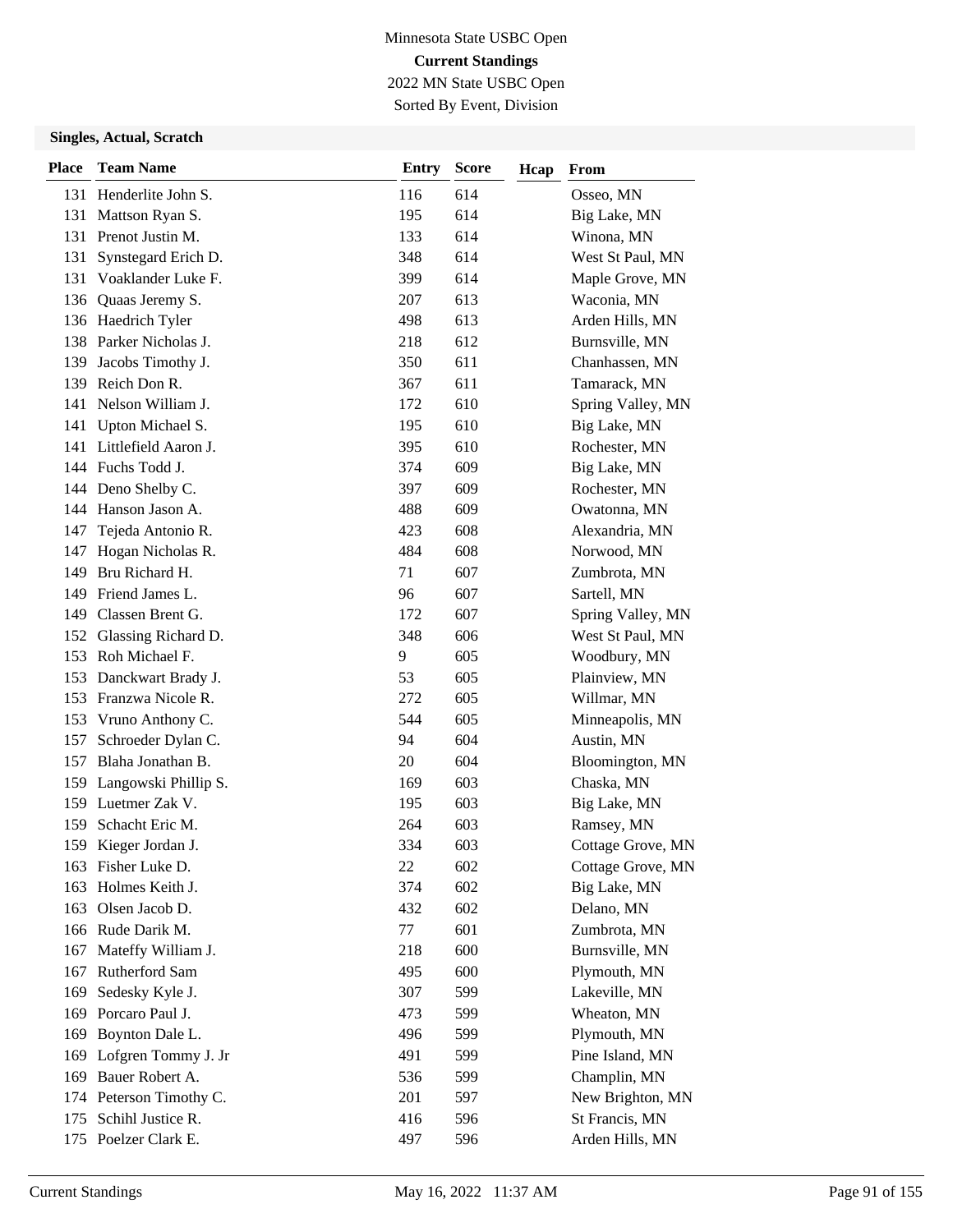Minnesota State USBC Open

**Current Standings**

2022 MN State USBC Open

Sorted By Event, Division

**Singles, Actual, Scratch**

| Place | Team Name | Entry | Score | Hcap | From |
|---|---|---|---|---|---|
| 131 | Henderlite John S. | 116 | 614 | | Osseo, MN |
| 131 | Mattson Ryan S. | 195 | 614 | | Big Lake, MN |
| 131 | Prenot Justin M. | 133 | 614 | | Winona, MN |
| 131 | Synstegard Erich D. | 348 | 614 | | West St Paul, MN |
| 131 | Voaklander Luke F. | 399 | 614 | | Maple Grove, MN |
| 136 | Quaas Jeremy S. | 207 | 613 | | Waconia, MN |
| 136 | Haedrich Tyler | 498 | 613 | | Arden Hills, MN |
| 138 | Parker Nicholas J. | 218 | 612 | | Burnsville, MN |
| 139 | Jacobs Timothy J. | 350 | 611 | | Chanhassen, MN |
| 139 | Reich Don R. | 367 | 611 | | Tamarack, MN |
| 141 | Nelson William J. | 172 | 610 | | Spring Valley, MN |
| 141 | Upton Michael S. | 195 | 610 | | Big Lake, MN |
| 141 | Littlefield Aaron J. | 395 | 610 | | Rochester, MN |
| 144 | Fuchs Todd J. | 374 | 609 | | Big Lake, MN |
| 144 | Deno Shelby C. | 397 | 609 | | Rochester, MN |
| 144 | Hanson Jason A. | 488 | 609 | | Owatonna, MN |
| 147 | Tejeda Antonio R. | 423 | 608 | | Alexandria, MN |
| 147 | Hogan Nicholas R. | 484 | 608 | | Norwood, MN |
| 149 | Bru Richard H. | 71 | 607 | | Zumbrota, MN |
| 149 | Friend James L. | 96 | 607 | | Sartell, MN |
| 149 | Classen Brent G. | 172 | 607 | | Spring Valley, MN |
| 152 | Glassing Richard D. | 348 | 606 | | West St Paul, MN |
| 153 | Roh Michael F. | 9 | 605 | | Woodbury, MN |
| 153 | Danckwart Brady J. | 53 | 605 | | Plainview, MN |
| 153 | Franzwa Nicole R. | 272 | 605 | | Willmar, MN |
| 153 | Vruno Anthony C. | 544 | 605 | | Minneapolis, MN |
| 157 | Schroeder Dylan C. | 94 | 604 | | Austin, MN |
| 157 | Blaha Jonathan B. | 20 | 604 | | Bloomington, MN |
| 159 | Langowski Phillip S. | 169 | 603 | | Chaska, MN |
| 159 | Luetmer Zak V. | 195 | 603 | | Big Lake, MN |
| 159 | Schacht Eric M. | 264 | 603 | | Ramsey, MN |
| 159 | Kieger Jordan J. | 334 | 603 | | Cottage Grove, MN |
| 163 | Fisher Luke D. | 22 | 602 | | Cottage Grove, MN |
| 163 | Holmes Keith J. | 374 | 602 | | Big Lake, MN |
| 163 | Olsen Jacob D. | 432 | 602 | | Delano, MN |
| 166 | Rude Darik M. | 77 | 601 | | Zumbrota, MN |
| 167 | Mateffy William J. | 218 | 600 | | Burnsville, MN |
| 167 | Rutherford Sam | 495 | 600 | | Plymouth, MN |
| 169 | Sedesky Kyle J. | 307 | 599 | | Lakeville, MN |
| 169 | Porcaro Paul J. | 473 | 599 | | Wheaton, MN |
| 169 | Boynton Dale L. | 496 | 599 | | Plymouth, MN |
| 169 | Lofgren Tommy J. Jr | 491 | 599 | | Pine Island, MN |
| 169 | Bauer Robert A. | 536 | 599 | | Champlin, MN |
| 174 | Peterson Timothy C. | 201 | 597 | | New Brighton, MN |
| 175 | Schihl Justice R. | 416 | 596 | | St Francis, MN |
| 175 | Poelzer Clark E. | 497 | 596 | | Arden Hills, MN |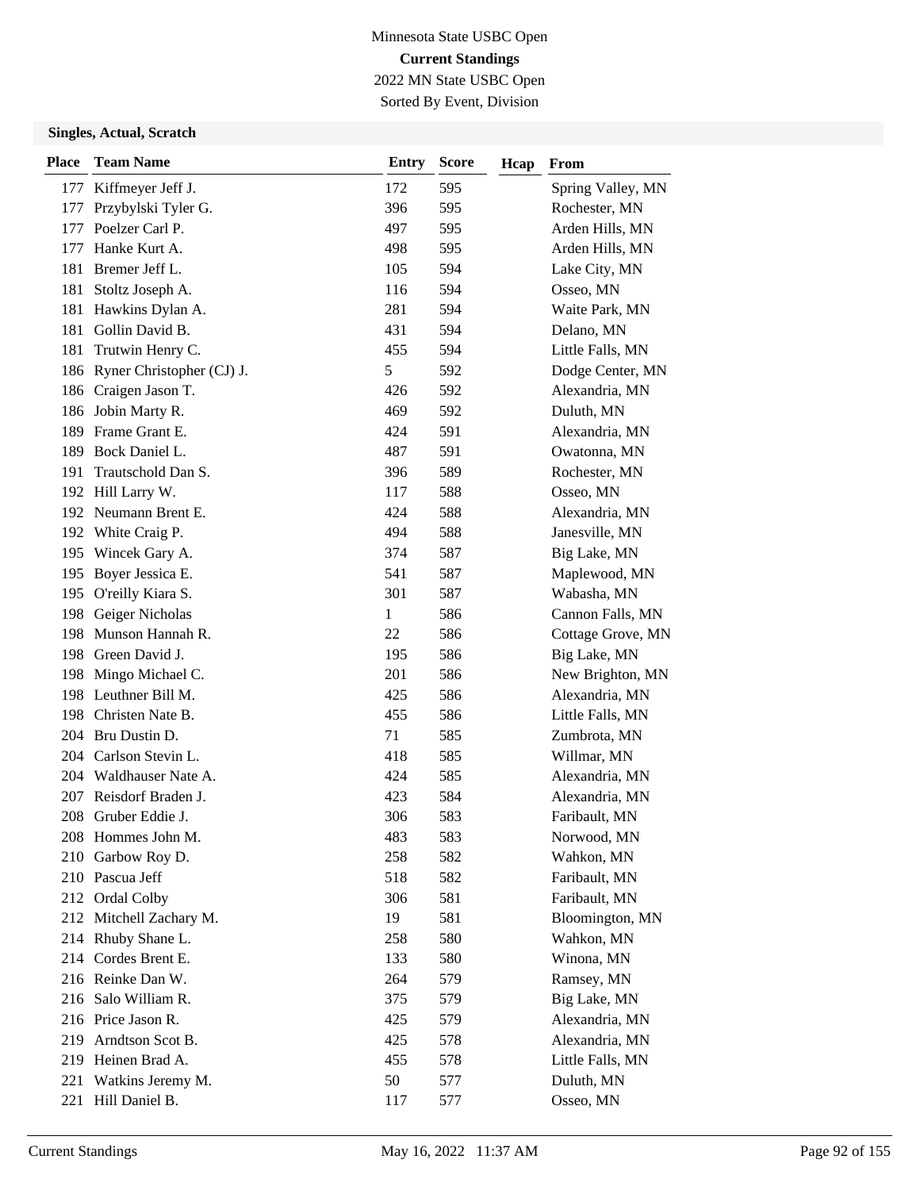Minnesota State USBC Open

**Current Standings**

2022 MN State USBC Open

Sorted By Event, Division

### Singles, Actual, Scratch

| Place | Team Name | Entry | Score | Hcap | From |
|---|---|---|---|---|---|
| 177 | Kiffmeyer Jeff J. | 172 | 595 | | Spring Valley, MN |
| 177 | Przybylski Tyler G. | 396 | 595 | | Rochester, MN |
| 177 | Poelzer Carl P. | 497 | 595 | | Arden Hills, MN |
| 177 | Hanke Kurt A. | 498 | 595 | | Arden Hills, MN |
| 181 | Bremer Jeff L. | 105 | 594 | | Lake City, MN |
| 181 | Stoltz Joseph A. | 116 | 594 | | Osseo, MN |
| 181 | Hawkins Dylan A. | 281 | 594 | | Waite Park, MN |
| 181 | Gollin David B. | 431 | 594 | | Delano, MN |
| 181 | Trutwin Henry C. | 455 | 594 | | Little Falls, MN |
| 186 | Ryner Christopher (CJ) J. | 5 | 592 | | Dodge Center, MN |
| 186 | Craigen Jason T. | 426 | 592 | | Alexandria, MN |
| 186 | Jobin Marty R. | 469 | 592 | | Duluth, MN |
| 189 | Frame Grant E. | 424 | 591 | | Alexandria, MN |
| 189 | Bock Daniel L. | 487 | 591 | | Owatonna, MN |
| 191 | Trautschold Dan S. | 396 | 589 | | Rochester, MN |
| 192 | Hill Larry W. | 117 | 588 | | Osseo, MN |
| 192 | Neumann Brent E. | 424 | 588 | | Alexandria, MN |
| 192 | White Craig P. | 494 | 588 | | Janesville, MN |
| 195 | Wincek Gary A. | 374 | 587 | | Big Lake, MN |
| 195 | Boyer Jessica E. | 541 | 587 | | Maplewood, MN |
| 195 | O'reilly Kiara S. | 301 | 587 | | Wabasha, MN |
| 198 | Geiger Nicholas | 1 | 586 | | Cannon Falls, MN |
| 198 | Munson Hannah R. | 22 | 586 | | Cottage Grove, MN |
| 198 | Green David J. | 195 | 586 | | Big Lake, MN |
| 198 | Mingo Michael C. | 201 | 586 | | New Brighton, MN |
| 198 | Leuthner Bill M. | 425 | 586 | | Alexandria, MN |
| 198 | Christen Nate B. | 455 | 586 | | Little Falls, MN |
| 204 | Bru Dustin D. | 71 | 585 | | Zumbrota, MN |
| 204 | Carlson Stevin L. | 418 | 585 | | Willmar, MN |
| 204 | Waldhauser Nate A. | 424 | 585 | | Alexandria, MN |
| 207 | Reisdorf Braden J. | 423 | 584 | | Alexandria, MN |
| 208 | Gruber Eddie J. | 306 | 583 | | Faribault, MN |
| 208 | Hommes John M. | 483 | 583 | | Norwood, MN |
| 210 | Garbow Roy D. | 258 | 582 | | Wahkon, MN |
| 210 | Pascua Jeff | 518 | 582 | | Faribault, MN |
| 212 | Ordal Colby | 306 | 581 | | Faribault, MN |
| 212 | Mitchell Zachary M. | 19 | 581 | | Bloomington, MN |
| 214 | Rhuby Shane L. | 258 | 580 | | Wahkon, MN |
| 214 | Cordes Brent E. | 133 | 580 | | Winona, MN |
| 216 | Reinke Dan W. | 264 | 579 | | Ramsey, MN |
| 216 | Salo William R. | 375 | 579 | | Big Lake, MN |
| 216 | Price Jason R. | 425 | 579 | | Alexandria, MN |
| 219 | Arndtson Scot B. | 425 | 578 | | Alexandria, MN |
| 219 | Heinen Brad A. | 455 | 578 | | Little Falls, MN |
| 221 | Watkins Jeremy M. | 50 | 577 | | Duluth, MN |
| 221 | Hill Daniel B. | 117 | 577 | | Osseo, MN |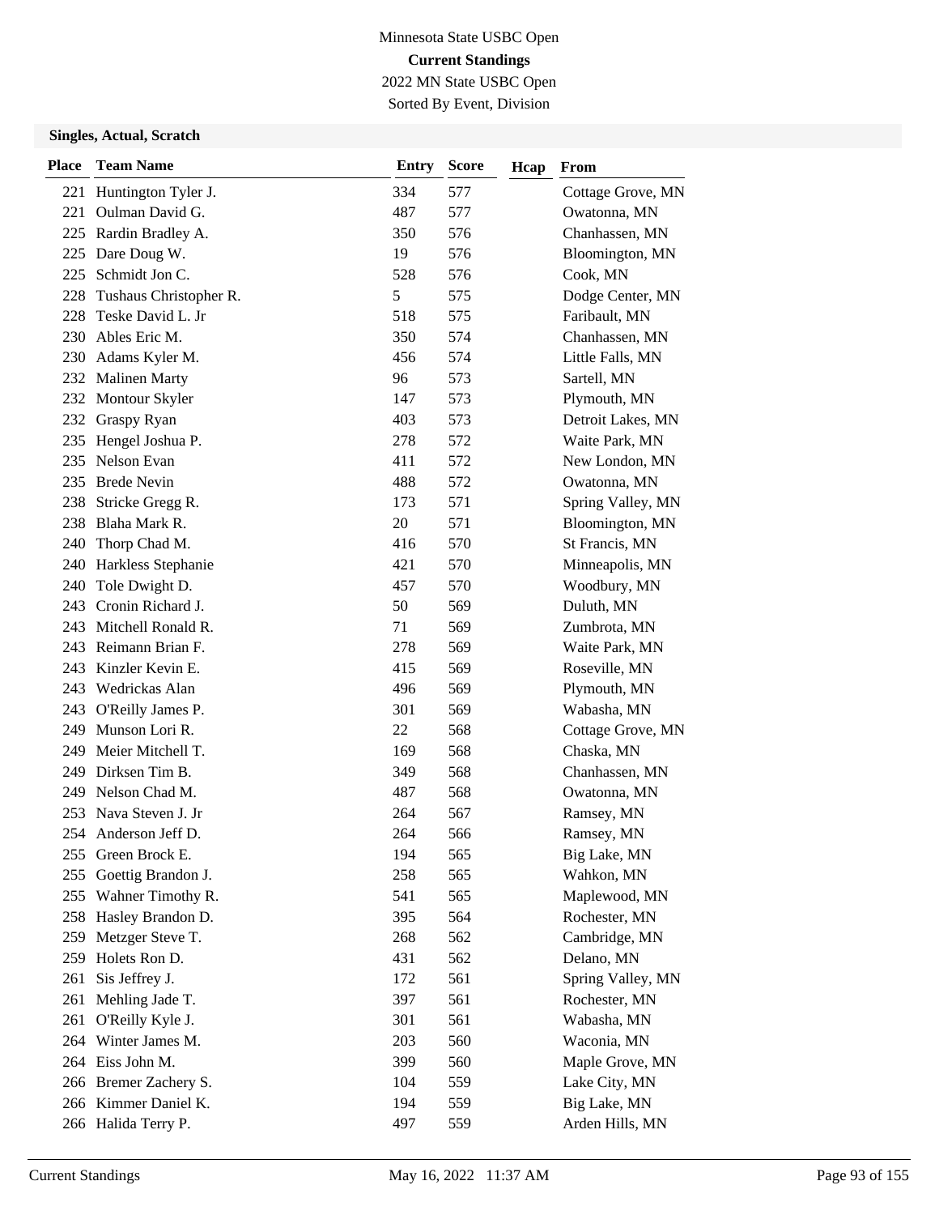Minnesota State USBC Open

**Current Standings**

2022 MN State USBC Open

Sorted By Event, Division

### Singles, Actual, Scratch

| Place | Team Name | Entry | Score | Hcap | From |
|---|---|---|---|---|---|
| 221 | Huntington Tyler J. | 334 | 577 | | Cottage Grove, MN |
| 221 | Oulman David G. | 487 | 577 | | Owatonna, MN |
| 225 | Rardin Bradley A. | 350 | 576 | | Chanhassen, MN |
| 225 | Dare Doug W. | 19 | 576 | | Bloomington, MN |
| 225 | Schmidt Jon C. | 528 | 576 | | Cook, MN |
| 228 | Tushaus Christopher R. | 5 | 575 | | Dodge Center, MN |
| 228 | Teske David L. Jr | 518 | 575 | | Faribault, MN |
| 230 | Ables Eric M. | 350 | 574 | | Chanhassen, MN |
| 230 | Adams Kyler M. | 456 | 574 | | Little Falls, MN |
| 232 | Malinen Marty | 96 | 573 | | Sartell, MN |
| 232 | Montour Skyler | 147 | 573 | | Plymouth, MN |
| 232 | Graspy Ryan | 403 | 573 | | Detroit Lakes, MN |
| 235 | Hengel Joshua P. | 278 | 572 | | Waite Park, MN |
| 235 | Nelson Evan | 411 | 572 | | New London, MN |
| 235 | Brede Nevin | 488 | 572 | | Owatonna, MN |
| 238 | Stricke Gregg R. | 173 | 571 | | Spring Valley, MN |
| 238 | Blaha Mark R. | 20 | 571 | | Bloomington, MN |
| 240 | Thorp Chad M. | 416 | 570 | | St Francis, MN |
| 240 | Harkless Stephanie | 421 | 570 | | Minneapolis, MN |
| 240 | Tole Dwight D. | 457 | 570 | | Woodbury, MN |
| 243 | Cronin Richard J. | 50 | 569 | | Duluth, MN |
| 243 | Mitchell Ronald R. | 71 | 569 | | Zumbrota, MN |
| 243 | Reimann Brian F. | 278 | 569 | | Waite Park, MN |
| 243 | Kinzler Kevin E. | 415 | 569 | | Roseville, MN |
| 243 | Wedrickas Alan | 496 | 569 | | Plymouth, MN |
| 243 | O'Reilly James P. | 301 | 569 | | Wabasha, MN |
| 249 | Munson Lori R. | 22 | 568 | | Cottage Grove, MN |
| 249 | Meier Mitchell T. | 169 | 568 | | Chaska, MN |
| 249 | Dirksen Tim B. | 349 | 568 | | Chanhassen, MN |
| 249 | Nelson Chad M. | 487 | 568 | | Owatonna, MN |
| 253 | Nava Steven J. Jr | 264 | 567 | | Ramsey, MN |
| 254 | Anderson Jeff D. | 264 | 566 | | Ramsey, MN |
| 255 | Green Brock E. | 194 | 565 | | Big Lake, MN |
| 255 | Goettig Brandon J. | 258 | 565 | | Wahkon, MN |
| 255 | Wahner Timothy R. | 541 | 565 | | Maplewood, MN |
| 258 | Hasley Brandon D. | 395 | 564 | | Rochester, MN |
| 259 | Metzger Steve T. | 268 | 562 | | Cambridge, MN |
| 259 | Holets Ron D. | 431 | 562 | | Delano, MN |
| 261 | Sis Jeffrey J. | 172 | 561 | | Spring Valley, MN |
| 261 | Mehling Jade T. | 397 | 561 | | Rochester, MN |
| 261 | O'Reilly Kyle J. | 301 | 561 | | Wabasha, MN |
| 264 | Winter James M. | 203 | 560 | | Waconia, MN |
| 264 | Eiss John M. | 399 | 560 | | Maple Grove, MN |
| 266 | Bremer Zachery S. | 104 | 559 | | Lake City, MN |
| 266 | Kimmer Daniel K. | 194 | 559 | | Big Lake, MN |
| 266 | Halida Terry P. | 497 | 559 | | Arden Hills, MN |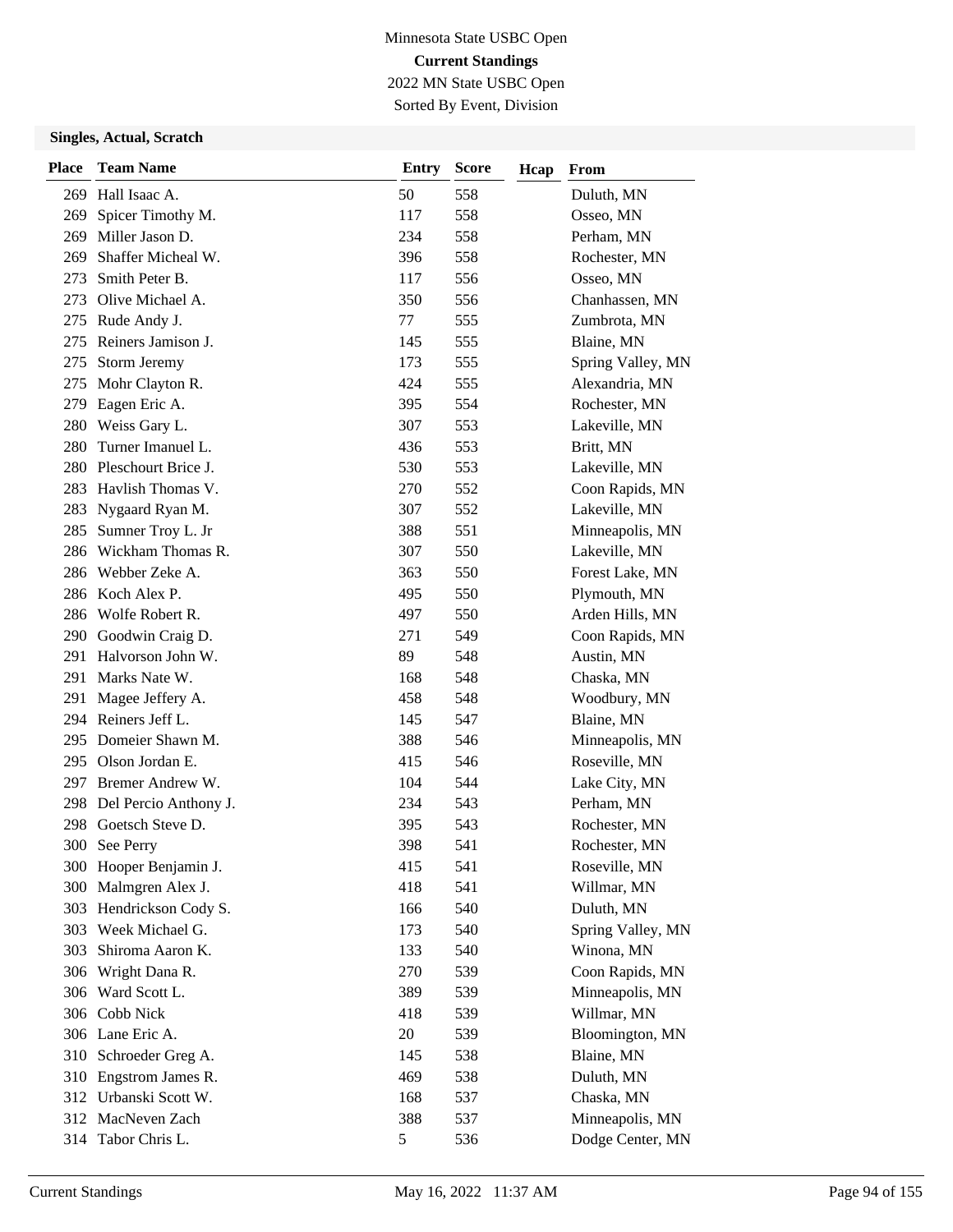Minnesota State USBC Open

**Current Standings**

2022 MN State USBC Open

Sorted By Event, Division

**Singles, Actual, Scratch**

| Place | Team Name | Entry | Score | Hcap | From |
|---|---|---|---|---|---|
| 269 | Hall Isaac A. | 50 | 558 | | Duluth, MN |
| 269 | Spicer Timothy M. | 117 | 558 | | Osseo, MN |
| 269 | Miller Jason D. | 234 | 558 | | Perham, MN |
| 269 | Shaffer Micheal W. | 396 | 558 | | Rochester, MN |
| 273 | Smith Peter B. | 117 | 556 | | Osseo, MN |
| 273 | Olive Michael A. | 350 | 556 | | Chanhassen, MN |
| 275 | Rude Andy J. | 77 | 555 | | Zumbrota, MN |
| 275 | Reiners Jamison J. | 145 | 555 | | Blaine, MN |
| 275 | Storm Jeremy | 173 | 555 | | Spring Valley, MN |
| 275 | Mohr Clayton R. | 424 | 555 | | Alexandria, MN |
| 279 | Eagen Eric A. | 395 | 554 | | Rochester, MN |
| 280 | Weiss Gary L. | 307 | 553 | | Lakeville, MN |
| 280 | Turner Imanuel L. | 436 | 553 | | Britt, MN |
| 280 | Pleschourt Brice J. | 530 | 553 | | Lakeville, MN |
| 283 | Havlish Thomas V. | 270 | 552 | | Coon Rapids, MN |
| 283 | Nygaard Ryan M. | 307 | 552 | | Lakeville, MN |
| 285 | Sumner Troy L. Jr | 388 | 551 | | Minneapolis, MN |
| 286 | Wickham Thomas R. | 307 | 550 | | Lakeville, MN |
| 286 | Webber Zeke A. | 363 | 550 | | Forest Lake, MN |
| 286 | Koch Alex P. | 495 | 550 | | Plymouth, MN |
| 286 | Wolfe Robert R. | 497 | 550 | | Arden Hills, MN |
| 290 | Goodwin Craig D. | 271 | 549 | | Coon Rapids, MN |
| 291 | Halvorson John W. | 89 | 548 | | Austin, MN |
| 291 | Marks Nate W. | 168 | 548 | | Chaska, MN |
| 291 | Magee Jeffery A. | 458 | 548 | | Woodbury, MN |
| 294 | Reiners Jeff L. | 145 | 547 | | Blaine, MN |
| 295 | Domeier Shawn M. | 388 | 546 | | Minneapolis, MN |
| 295 | Olson Jordan E. | 415 | 546 | | Roseville, MN |
| 297 | Bremer Andrew W. | 104 | 544 | | Lake City, MN |
| 298 | Del Percio Anthony J. | 234 | 543 | | Perham, MN |
| 298 | Goetsch Steve D. | 395 | 543 | | Rochester, MN |
| 300 | See Perry | 398 | 541 | | Rochester, MN |
| 300 | Hooper Benjamin J. | 415 | 541 | | Roseville, MN |
| 300 | Malmgren Alex J. | 418 | 541 | | Willmar, MN |
| 303 | Hendrickson Cody S. | 166 | 540 | | Duluth, MN |
| 303 | Week Michael G. | 173 | 540 | | Spring Valley, MN |
| 303 | Shiroma Aaron K. | 133 | 540 | | Winona, MN |
| 306 | Wright Dana R. | 270 | 539 | | Coon Rapids, MN |
| 306 | Ward Scott L. | 389 | 539 | | Minneapolis, MN |
| 306 | Cobb Nick | 418 | 539 | | Willmar, MN |
| 306 | Lane Eric A. | 20 | 539 | | Bloomington, MN |
| 310 | Schroeder Greg A. | 145 | 538 | | Blaine, MN |
| 310 | Engstrom James R. | 469 | 538 | | Duluth, MN |
| 312 | Urbanski Scott W. | 168 | 537 | | Chaska, MN |
| 312 | MacNeven Zach | 388 | 537 | | Minneapolis, MN |
| 314 | Tabor Chris L. | 5 | 536 | | Dodge Center, MN |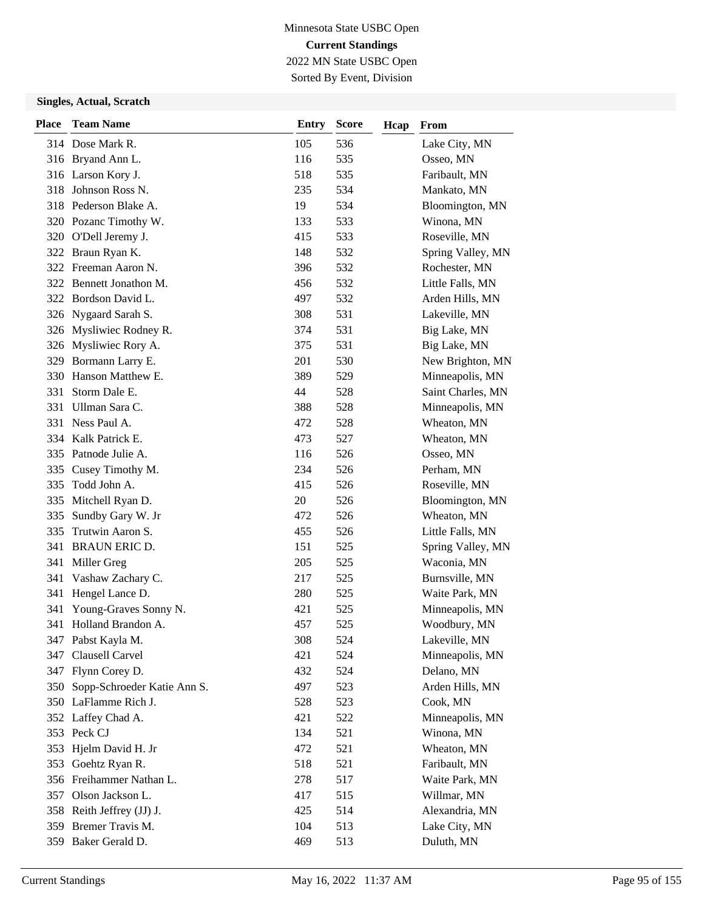Minnesota State USBC Open
**Current Standings**
2022 MN State USBC Open
Sorted By Event, Division

**Singles, Actual, Scratch**

| Place | Team Name | Entry | Score | Hcap | From |
|---|---|---|---|---|---|
| 314 | Dose Mark R. | 105 | 536 | | Lake City, MN |
| 316 | Bryand Ann L. | 116 | 535 | | Osseo, MN |
| 316 | Larson Kory J. | 518 | 535 | | Faribault, MN |
| 318 | Johnson Ross N. | 235 | 534 | | Mankato, MN |
| 318 | Pederson Blake A. | 19 | 534 | | Bloomington, MN |
| 320 | Pozanc Timothy W. | 133 | 533 | | Winona, MN |
| 320 | O'Dell Jeremy J. | 415 | 533 | | Roseville, MN |
| 322 | Braun Ryan K. | 148 | 532 | | Spring Valley, MN |
| 322 | Freeman Aaron N. | 396 | 532 | | Rochester, MN |
| 322 | Bennett Jonathon M. | 456 | 532 | | Little Falls, MN |
| 322 | Bordson David L. | 497 | 532 | | Arden Hills, MN |
| 326 | Nygaard Sarah S. | 308 | 531 | | Lakeville, MN |
| 326 | Mysliwiec Rodney R. | 374 | 531 | | Big Lake, MN |
| 326 | Mysliwiec Rory A. | 375 | 531 | | Big Lake, MN |
| 329 | Bormann Larry E. | 201 | 530 | | New Brighton, MN |
| 330 | Hanson Matthew E. | 389 | 529 | | Minneapolis, MN |
| 331 | Storm Dale E. | 44 | 528 | | Saint Charles, MN |
| 331 | Ullman Sara C. | 388 | 528 | | Minneapolis, MN |
| 331 | Ness Paul A. | 472 | 528 | | Wheaton, MN |
| 334 | Kalk Patrick E. | 473 | 527 | | Wheaton, MN |
| 335 | Patnode Julie A. | 116 | 526 | | Osseo, MN |
| 335 | Cusey Timothy M. | 234 | 526 | | Perham, MN |
| 335 | Todd John A. | 415 | 526 | | Roseville, MN |
| 335 | Mitchell Ryan D. | 20 | 526 | | Bloomington, MN |
| 335 | Sundby Gary W. Jr | 472 | 526 | | Wheaton, MN |
| 335 | Trutwin Aaron S. | 455 | 526 | | Little Falls, MN |
| 341 | BRAUN ERIC D. | 151 | 525 | | Spring Valley, MN |
| 341 | Miller Greg | 205 | 525 | | Waconia, MN |
| 341 | Vashaw Zachary C. | 217 | 525 | | Burnsville, MN |
| 341 | Hengel Lance D. | 280 | 525 | | Waite Park, MN |
| 341 | Young-Graves Sonny N. | 421 | 525 | | Minneapolis, MN |
| 341 | Holland Brandon A. | 457 | 525 | | Woodbury, MN |
| 347 | Pabst Kayla M. | 308 | 524 | | Lakeville, MN |
| 347 | Clausell Carvel | 421 | 524 | | Minneapolis, MN |
| 347 | Flynn Corey D. | 432 | 524 | | Delano, MN |
| 350 | Sopp-Schroeder Katie Ann S. | 497 | 523 | | Arden Hills, MN |
| 350 | LaFlamme Rich J. | 528 | 523 | | Cook, MN |
| 352 | Laffey Chad A. | 421 | 522 | | Minneapolis, MN |
| 353 | Peck CJ | 134 | 521 | | Winona, MN |
| 353 | Hjelm David H. Jr | 472 | 521 | | Wheaton, MN |
| 353 | Goehtz Ryan R. | 518 | 521 | | Faribault, MN |
| 356 | Freihammer Nathan L. | 278 | 517 | | Waite Park, MN |
| 357 | Olson Jackson L. | 417 | 515 | | Willmar, MN |
| 358 | Reith Jeffrey (JJ) J. | 425 | 514 | | Alexandria, MN |
| 359 | Bremer Travis M. | 104 | 513 | | Lake City, MN |
| 359 | Baker Gerald D. | 469 | 513 | | Duluth, MN |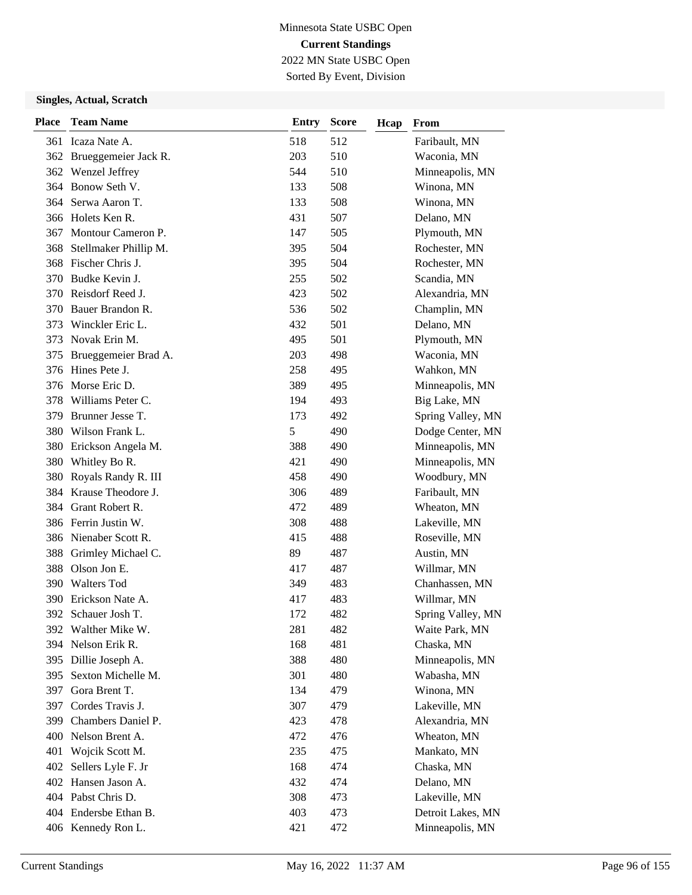Minnesota State USBC Open

**Current Standings**

2022 MN State USBC Open

Sorted By Event, Division

**Singles, Actual, Scratch**

| Place | Team Name | Entry | Score | Hcap | From |
|---|---|---|---|---|---|
| 361 | Icaza Nate A. | 518 | 512 | | Faribault, MN |
| 362 | Brueggemeier Jack R. | 203 | 510 | | Waconia, MN |
| 362 | Wenzel Jeffrey | 544 | 510 | | Minneapolis, MN |
| 364 | Bonow Seth V. | 133 | 508 | | Winona, MN |
| 364 | Serwa Aaron T. | 133 | 508 | | Winona, MN |
| 366 | Holets Ken R. | 431 | 507 | | Delano, MN |
| 367 | Montour Cameron P. | 147 | 505 | | Plymouth, MN |
| 368 | Stellmaker Phillip M. | 395 | 504 | | Rochester, MN |
| 368 | Fischer Chris J. | 395 | 504 | | Rochester, MN |
| 370 | Budke Kevin J. | 255 | 502 | | Scandia, MN |
| 370 | Reisdorf Reed J. | 423 | 502 | | Alexandria, MN |
| 370 | Bauer Brandon R. | 536 | 502 | | Champlin, MN |
| 373 | Winckler Eric L. | 432 | 501 | | Delano, MN |
| 373 | Novak Erin M. | 495 | 501 | | Plymouth, MN |
| 375 | Brueggemeier Brad A. | 203 | 498 | | Waconia, MN |
| 376 | Hines Pete J. | 258 | 495 | | Wahkon, MN |
| 376 | Morse Eric D. | 389 | 495 | | Minneapolis, MN |
| 378 | Williams Peter C. | 194 | 493 | | Big Lake, MN |
| 379 | Brunner Jesse T. | 173 | 492 | | Spring Valley, MN |
| 380 | Wilson Frank L. | 5 | 490 | | Dodge Center, MN |
| 380 | Erickson Angela M. | 388 | 490 | | Minneapolis, MN |
| 380 | Whitley Bo R. | 421 | 490 | | Minneapolis, MN |
| 380 | Royals Randy R. III | 458 | 490 | | Woodbury, MN |
| 384 | Krause Theodore J. | 306 | 489 | | Faribault, MN |
| 384 | Grant Robert R. | 472 | 489 | | Wheaton, MN |
| 386 | Ferrin Justin W. | 308 | 488 | | Lakeville, MN |
| 386 | Nienaber Scott R. | 415 | 488 | | Roseville, MN |
| 388 | Grimley Michael C. | 89 | 487 | | Austin, MN |
| 388 | Olson Jon E. | 417 | 487 | | Willmar, MN |
| 390 | Walters Tod | 349 | 483 | | Chanhassen, MN |
| 390 | Erickson Nate A. | 417 | 483 | | Willmar, MN |
| 392 | Schauer Josh T. | 172 | 482 | | Spring Valley, MN |
| 392 | Walther Mike W. | 281 | 482 | | Waite Park, MN |
| 394 | Nelson Erik R. | 168 | 481 | | Chaska, MN |
| 395 | Dillie Joseph A. | 388 | 480 | | Minneapolis, MN |
| 395 | Sexton Michelle M. | 301 | 480 | | Wabasha, MN |
| 397 | Gora Brent T. | 134 | 479 | | Winona, MN |
| 397 | Cordes Travis J. | 307 | 479 | | Lakeville, MN |
| 399 | Chambers Daniel P. | 423 | 478 | | Alexandria, MN |
| 400 | Nelson Brent A. | 472 | 476 | | Wheaton, MN |
| 401 | Wojcik Scott M. | 235 | 475 | | Mankato, MN |
| 402 | Sellers Lyle F. Jr | 168 | 474 | | Chaska, MN |
| 402 | Hansen Jason A. | 432 | 474 | | Delano, MN |
| 404 | Pabst Chris D. | 308 | 473 | | Lakeville, MN |
| 404 | Endersbe Ethan B. | 403 | 473 | | Detroit Lakes, MN |
| 406 | Kennedy Ron L. | 421 | 472 | | Minneapolis, MN |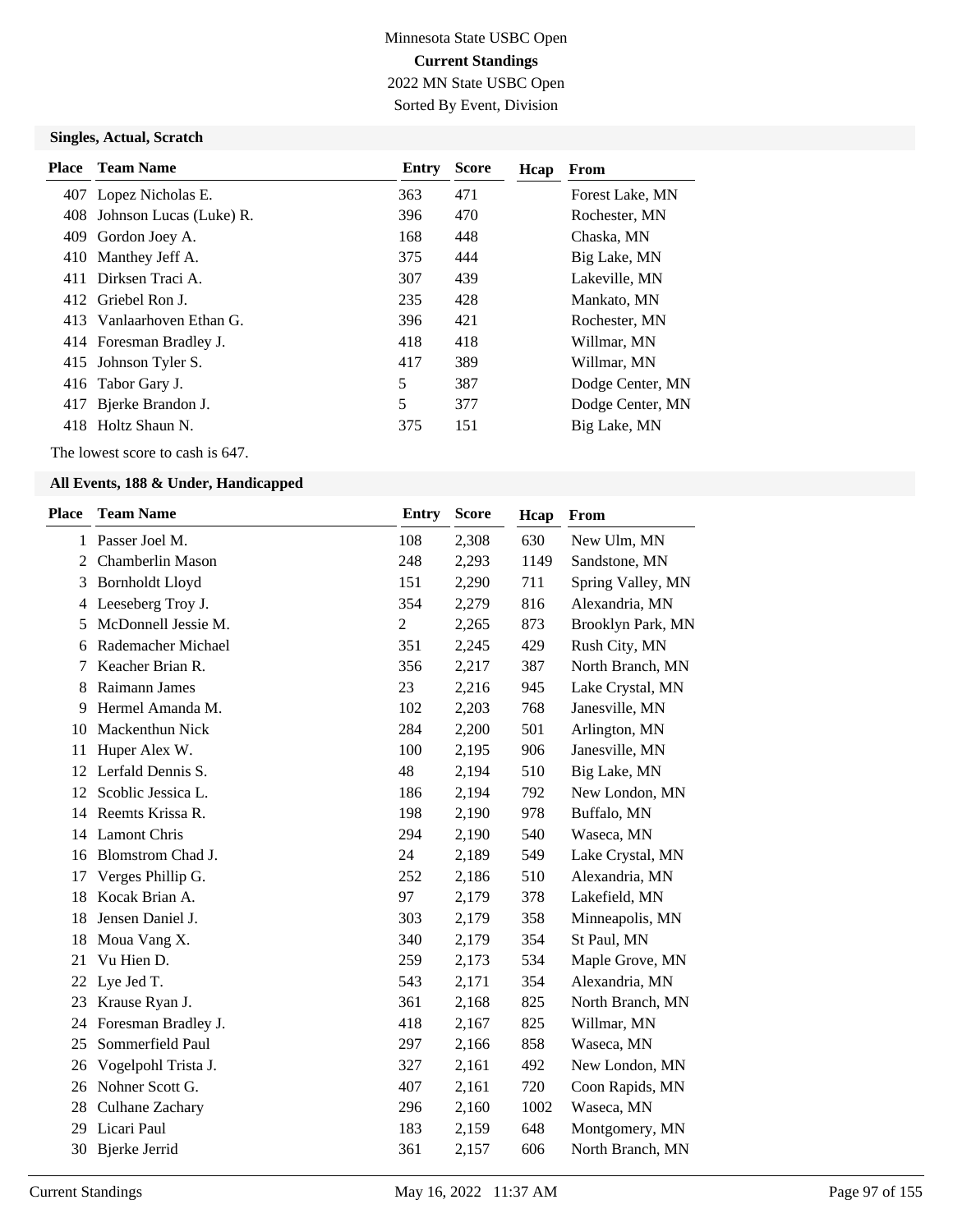Minnesota State USBC Open

**Current Standings**

2022 MN State USBC Open

Sorted By Event, Division

### Singles, Actual, Scratch

| Place | Team Name | Entry | Score | Hcap | From |
|---|---|---|---|---|---|
| 407 | Lopez Nicholas E. | 363 | 471 | | Forest Lake, MN |
| 408 | Johnson Lucas (Luke) R. | 396 | 470 | | Rochester, MN |
| 409 | Gordon Joey A. | 168 | 448 | | Chaska, MN |
| 410 | Manthey Jeff A. | 375 | 444 | | Big Lake, MN |
| 411 | Dirksen Traci A. | 307 | 439 | | Lakeville, MN |
| 412 | Griebel Ron J. | 235 | 428 | | Mankato, MN |
| 413 | Vanlaarhoven Ethan G. | 396 | 421 | | Rochester, MN |
| 414 | Foresman Bradley J. | 418 | 418 | | Willmar, MN |
| 415 | Johnson Tyler S. | 417 | 389 | | Willmar, MN |
| 416 | Tabor Gary J. | 5 | 387 | | Dodge Center, MN |
| 417 | Bjerke Brandon J. | 5 | 377 | | Dodge Center, MN |
| 418 | Holtz Shaun N. | 375 | 151 | | Big Lake, MN |

The lowest score to cash is 647.

### All Events, 188 & Under, Handicapped

| Place | Team Name | Entry | Score | Hcap | From |
|---|---|---|---|---|---|
| 1 | Passer Joel M. | 108 | 2,308 | 630 | New Ulm, MN |
| 2 | Chamberlin Mason | 248 | 2,293 | 1149 | Sandstone, MN |
| 3 | Bornholdt Lloyd | 151 | 2,290 | 711 | Spring Valley, MN |
| 4 | Leeseberg Troy J. | 354 | 2,279 | 816 | Alexandria, MN |
| 5 | McDonnell Jessie M. | 2 | 2,265 | 873 | Brooklyn Park, MN |
| 6 | Rademacher Michael | 351 | 2,245 | 429 | Rush City, MN |
| 7 | Keacher Brian R. | 356 | 2,217 | 387 | North Branch, MN |
| 8 | Raimann James | 23 | 2,216 | 945 | Lake Crystal, MN |
| 9 | Hermel Amanda M. | 102 | 2,203 | 768 | Janesville, MN |
| 10 | Mackenthun Nick | 284 | 2,200 | 501 | Arlington, MN |
| 11 | Huper Alex W. | 100 | 2,195 | 906 | Janesville, MN |
| 12 | Lerfald Dennis S. | 48 | 2,194 | 510 | Big Lake, MN |
| 12 | Scoblic Jessica L. | 186 | 2,194 | 792 | New London, MN |
| 14 | Reemts Krissa R. | 198 | 2,190 | 978 | Buffalo, MN |
| 14 | Lamont Chris | 294 | 2,190 | 540 | Waseca, MN |
| 16 | Blomstrom Chad J. | 24 | 2,189 | 549 | Lake Crystal, MN |
| 17 | Verges Phillip G. | 252 | 2,186 | 510 | Alexandria, MN |
| 18 | Kocak Brian A. | 97 | 2,179 | 378 | Lakefield, MN |
| 18 | Jensen Daniel J. | 303 | 2,179 | 358 | Minneapolis, MN |
| 18 | Moua Vang X. | 340 | 2,179 | 354 | St Paul, MN |
| 21 | Vu Hien D. | 259 | 2,173 | 534 | Maple Grove, MN |
| 22 | Lye Jed T. | 543 | 2,171 | 354 | Alexandria, MN |
| 23 | Krause Ryan J. | 361 | 2,168 | 825 | North Branch, MN |
| 24 | Foresman Bradley J. | 418 | 2,167 | 825 | Willmar, MN |
| 25 | Sommerfield Paul | 297 | 2,166 | 858 | Waseca, MN |
| 26 | Vogelpohl Trista J. | 327 | 2,161 | 492 | New London, MN |
| 26 | Nohner Scott G. | 407 | 2,161 | 720 | Coon Rapids, MN |
| 28 | Culhane Zachary | 296 | 2,160 | 1002 | Waseca, MN |
| 29 | Licari Paul | 183 | 2,159 | 648 | Montgomery, MN |
| 30 | Bjerke Jerrid | 361 | 2,157 | 606 | North Branch, MN |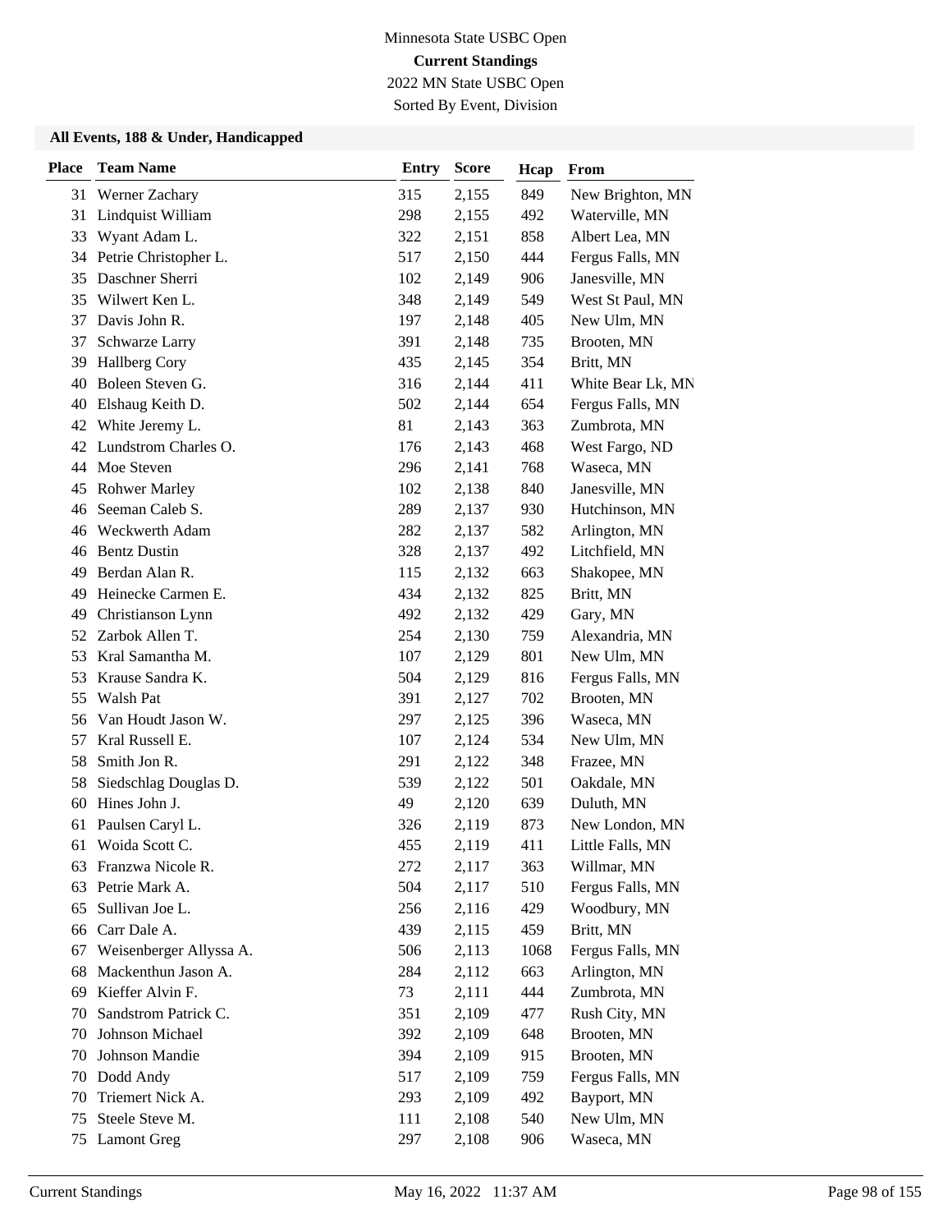Minnesota State USBC Open

**Current Standings**

2022 MN State USBC Open

Sorted By Event, Division

### All Events, 188 & Under, Handicapped

| Place | Team Name | Entry | Score | Hcap | From |
|---|---|---|---|---|---|
| 31 | Werner Zachary | 315 | 2,155 | 849 | New Brighton, MN |
| 31 | Lindquist William | 298 | 2,155 | 492 | Waterville, MN |
| 33 | Wyant Adam L. | 322 | 2,151 | 858 | Albert Lea, MN |
| 34 | Petrie Christopher L. | 517 | 2,150 | 444 | Fergus Falls, MN |
| 35 | Daschner Sherri | 102 | 2,149 | 906 | Janesville, MN |
| 35 | Wilwert Ken L. | 348 | 2,149 | 549 | West St Paul, MN |
| 37 | Davis John R. | 197 | 2,148 | 405 | New Ulm, MN |
| 37 | Schwarze Larry | 391 | 2,148 | 735 | Brooten, MN |
| 39 | Hallberg Cory | 435 | 2,145 | 354 | Britt, MN |
| 40 | Boleen Steven G. | 316 | 2,144 | 411 | White Bear Lk, MN |
| 40 | Elshaug Keith D. | 502 | 2,144 | 654 | Fergus Falls, MN |
| 42 | White Jeremy L. | 81 | 2,143 | 363 | Zumbrota, MN |
| 42 | Lundstrom Charles O. | 176 | 2,143 | 468 | West Fargo, ND |
| 44 | Moe Steven | 296 | 2,141 | 768 | Waseca, MN |
| 45 | Rohwer Marley | 102 | 2,138 | 840 | Janesville, MN |
| 46 | Seeman Caleb S. | 289 | 2,137 | 930 | Hutchinson, MN |
| 46 | Weckwerth Adam | 282 | 2,137 | 582 | Arlington, MN |
| 46 | Bentz Dustin | 328 | 2,137 | 492 | Litchfield, MN |
| 49 | Berdan Alan R. | 115 | 2,132 | 663 | Shakopee, MN |
| 49 | Heinecke Carmen E. | 434 | 2,132 | 825 | Britt, MN |
| 49 | Christianson Lynn | 492 | 2,132 | 429 | Gary, MN |
| 52 | Zarbok Allen T. | 254 | 2,130 | 759 | Alexandria, MN |
| 53 | Kral Samantha M. | 107 | 2,129 | 801 | New Ulm, MN |
| 53 | Krause Sandra K. | 504 | 2,129 | 816 | Fergus Falls, MN |
| 55 | Walsh Pat | 391 | 2,127 | 702 | Brooten, MN |
| 56 | Van Houdt Jason W. | 297 | 2,125 | 396 | Waseca, MN |
| 57 | Kral Russell E. | 107 | 2,124 | 534 | New Ulm, MN |
| 58 | Smith Jon R. | 291 | 2,122 | 348 | Frazee, MN |
| 58 | Siedschlag Douglas D. | 539 | 2,122 | 501 | Oakdale, MN |
| 60 | Hines John J. | 49 | 2,120 | 639 | Duluth, MN |
| 61 | Paulsen Caryl L. | 326 | 2,119 | 873 | New London, MN |
| 61 | Woida Scott C. | 455 | 2,119 | 411 | Little Falls, MN |
| 63 | Franzwa Nicole R. | 272 | 2,117 | 363 | Willmar, MN |
| 63 | Petrie Mark A. | 504 | 2,117 | 510 | Fergus Falls, MN |
| 65 | Sullivan Joe L. | 256 | 2,116 | 429 | Woodbury, MN |
| 66 | Carr Dale A. | 439 | 2,115 | 459 | Britt, MN |
| 67 | Weisenberger Allyssa A. | 506 | 2,113 | 1068 | Fergus Falls, MN |
| 68 | Mackenthun Jason A. | 284 | 2,112 | 663 | Arlington, MN |
| 69 | Kieffer Alvin F. | 73 | 2,111 | 444 | Zumbrota, MN |
| 70 | Sandstrom Patrick C. | 351 | 2,109 | 477 | Rush City, MN |
| 70 | Johnson Michael | 392 | 2,109 | 648 | Brooten, MN |
| 70 | Johnson Mandie | 394 | 2,109 | 915 | Brooten, MN |
| 70 | Dodd Andy | 517 | 2,109 | 759 | Fergus Falls, MN |
| 70 | Triemert Nick A. | 293 | 2,109 | 492 | Bayport, MN |
| 75 | Steele Steve M. | 111 | 2,108 | 540 | New Ulm, MN |
| 75 | Lamont Greg | 297 | 2,108 | 906 | Waseca, MN |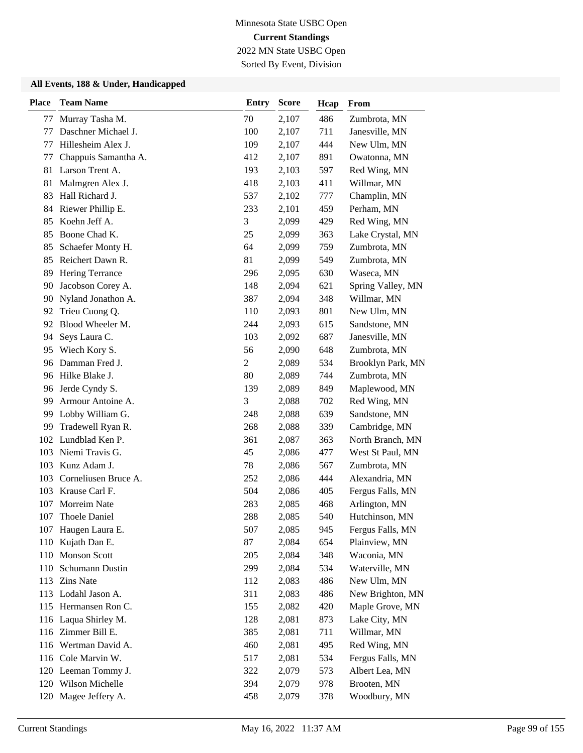Minnesota State USBC Open

**Current Standings**

2022 MN State USBC Open

Sorted By Event, Division

### All Events, 188 & Under, Handicapped

| Place | Team Name | Entry | Score | Hcap | From |
|---|---|---|---|---|---|
| 77 | Murray Tasha M. | 70 | 2,107 | 486 | Zumbrota, MN |
| 77 | Daschner Michael J. | 100 | 2,107 | 711 | Janesville, MN |
| 77 | Hillesheim Alex J. | 109 | 2,107 | 444 | New Ulm, MN |
| 77 | Chappuis Samantha A. | 412 | 2,107 | 891 | Owatonna, MN |
| 81 | Larson Trent A. | 193 | 2,103 | 597 | Red Wing, MN |
| 81 | Malmgren Alex J. | 418 | 2,103 | 411 | Willmar, MN |
| 83 | Hall Richard J. | 537 | 2,102 | 777 | Champlin, MN |
| 84 | Riewer Phillip E. | 233 | 2,101 | 459 | Perham, MN |
| 85 | Koehn Jeff A. | 3 | 2,099 | 429 | Red Wing, MN |
| 85 | Boone Chad K. | 25 | 2,099 | 363 | Lake Crystal, MN |
| 85 | Schaefer Monty H. | 64 | 2,099 | 759 | Zumbrota, MN |
| 85 | Reichert Dawn R. | 81 | 2,099 | 549 | Zumbrota, MN |
| 89 | Hering Terrance | 296 | 2,095 | 630 | Waseca, MN |
| 90 | Jacobson Corey A. | 148 | 2,094 | 621 | Spring Valley, MN |
| 90 | Nyland Jonathon A. | 387 | 2,094 | 348 | Willmar, MN |
| 92 | Trieu Cuong Q. | 110 | 2,093 | 801 | New Ulm, MN |
| 92 | Blood Wheeler M. | 244 | 2,093 | 615 | Sandstone, MN |
| 94 | Seys Laura C. | 103 | 2,092 | 687 | Janesville, MN |
| 95 | Wiech Kory S. | 56 | 2,090 | 648 | Zumbrota, MN |
| 96 | Damman Fred J. | 2 | 2,089 | 534 | Brooklyn Park, MN |
| 96 | Hilke Blake J. | 80 | 2,089 | 744 | Zumbrota, MN |
| 96 | Jerde Cyndy S. | 139 | 2,089 | 849 | Maplewood, MN |
| 99 | Armour Antoine A. | 3 | 2,088 | 702 | Red Wing, MN |
| 99 | Lobby William G. | 248 | 2,088 | 639 | Sandstone, MN |
| 99 | Tradewell Ryan R. | 268 | 2,088 | 339 | Cambridge, MN |
| 102 | Lundblad Ken P. | 361 | 2,087 | 363 | North Branch, MN |
| 103 | Niemi Travis G. | 45 | 2,086 | 477 | West St Paul, MN |
| 103 | Kunz Adam J. | 78 | 2,086 | 567 | Zumbrota, MN |
| 103 | Corneliusen Bruce A. | 252 | 2,086 | 444 | Alexandria, MN |
| 103 | Krause Carl F. | 504 | 2,086 | 405 | Fergus Falls, MN |
| 107 | Morreim Nate | 283 | 2,085 | 468 | Arlington, MN |
| 107 | Thoele Daniel | 288 | 2,085 | 540 | Hutchinson, MN |
| 107 | Haugen Laura E. | 507 | 2,085 | 945 | Fergus Falls, MN |
| 110 | Kujath Dan E. | 87 | 2,084 | 654 | Plainview, MN |
| 110 | Monson Scott | 205 | 2,084 | 348 | Waconia, MN |
| 110 | Schumann Dustin | 299 | 2,084 | 534 | Waterville, MN |
| 113 | Zins Nate | 112 | 2,083 | 486 | New Ulm, MN |
| 113 | Lodahl Jason A. | 311 | 2,083 | 486 | New Brighton, MN |
| 115 | Hermansen Ron C. | 155 | 2,082 | 420 | Maple Grove, MN |
| 116 | Laqua Shirley M. | 128 | 2,081 | 873 | Lake City, MN |
| 116 | Zimmer Bill E. | 385 | 2,081 | 711 | Willmar, MN |
| 116 | Wertman David A. | 460 | 2,081 | 495 | Red Wing, MN |
| 116 | Cole Marvin W. | 517 | 2,081 | 534 | Fergus Falls, MN |
| 120 | Leeman Tommy J. | 322 | 2,079 | 573 | Albert Lea, MN |
| 120 | Wilson Michelle | 394 | 2,079 | 978 | Brooten, MN |
| 120 | Magee Jeffery A. | 458 | 2,079 | 378 | Woodbury, MN |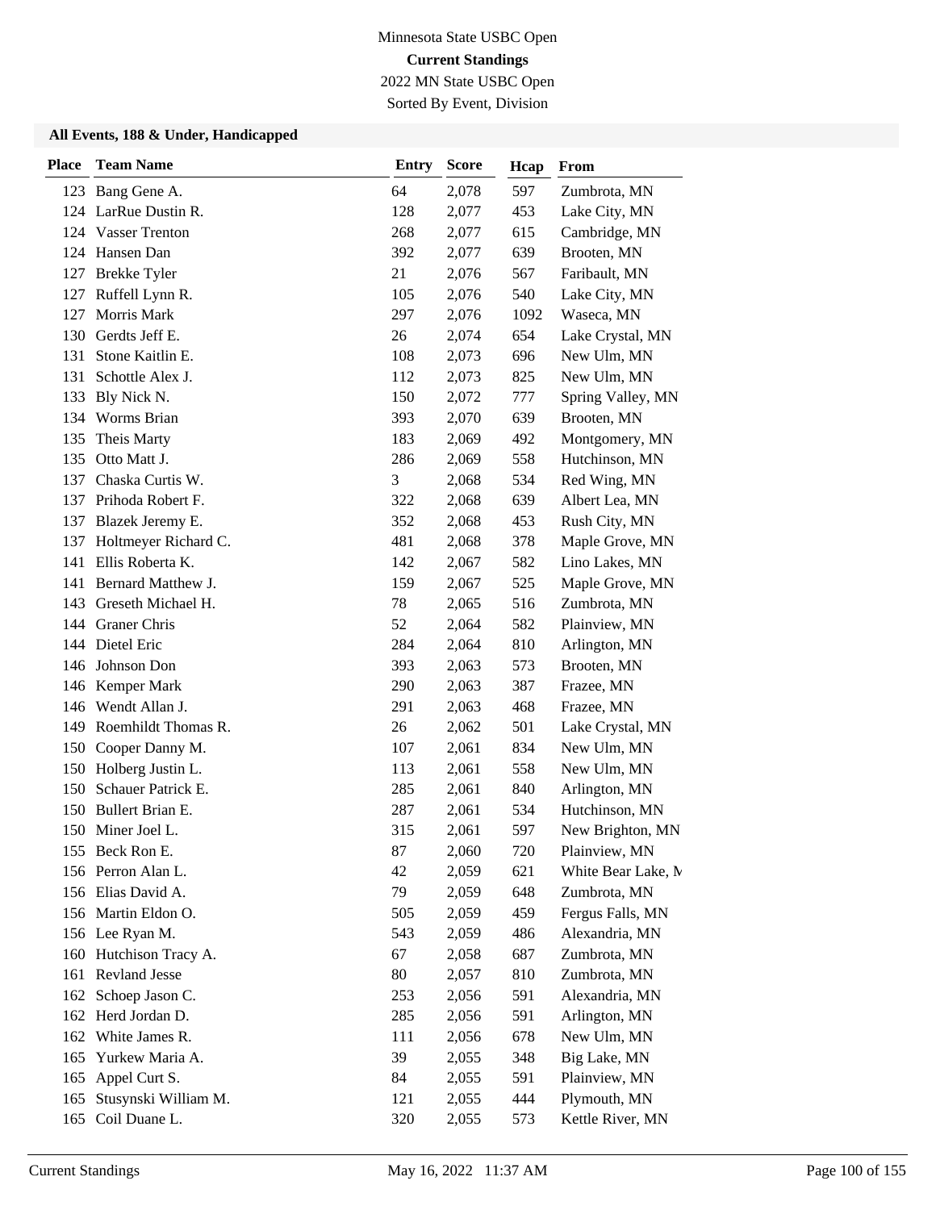Minnesota State USBC Open

**Current Standings**

2022 MN State USBC Open

Sorted By Event, Division

### All Events, 188 & Under, Handicapped

| Place | Team Name | Entry | Score | Hcap | From |
|---|---|---|---|---|---|
| 123 | Bang Gene A. | 64 | 2,078 | 597 | Zumbrota, MN |
| 124 | LarRue Dustin R. | 128 | 2,077 | 453 | Lake City, MN |
| 124 | Vasser Trenton | 268 | 2,077 | 615 | Cambridge, MN |
| 124 | Hansen Dan | 392 | 2,077 | 639 | Brooten, MN |
| 127 | Brekke Tyler | 21 | 2,076 | 567 | Faribault, MN |
| 127 | Ruffell Lynn R. | 105 | 2,076 | 540 | Lake City, MN |
| 127 | Morris Mark | 297 | 2,076 | 1092 | Waseca, MN |
| 130 | Gerdts Jeff E. | 26 | 2,074 | 654 | Lake Crystal, MN |
| 131 | Stone Kaitlin E. | 108 | 2,073 | 696 | New Ulm, MN |
| 131 | Schottle Alex J. | 112 | 2,073 | 825 | New Ulm, MN |
| 133 | Bly Nick N. | 150 | 2,072 | 777 | Spring Valley, MN |
| 134 | Worms Brian | 393 | 2,070 | 639 | Brooten, MN |
| 135 | Theis Marty | 183 | 2,069 | 492 | Montgomery, MN |
| 135 | Otto Matt J. | 286 | 2,069 | 558 | Hutchinson, MN |
| 137 | Chaska Curtis W. | 3 | 2,068 | 534 | Red Wing, MN |
| 137 | Prihoda Robert F. | 322 | 2,068 | 639 | Albert Lea, MN |
| 137 | Blazek Jeremy E. | 352 | 2,068 | 453 | Rush City, MN |
| 137 | Holtmeyer Richard C. | 481 | 2,068 | 378 | Maple Grove, MN |
| 141 | Ellis Roberta K. | 142 | 2,067 | 582 | Lino Lakes, MN |
| 141 | Bernard Matthew J. | 159 | 2,067 | 525 | Maple Grove, MN |
| 143 | Greseth Michael H. | 78 | 2,065 | 516 | Zumbrota, MN |
| 144 | Graner Chris | 52 | 2,064 | 582 | Plainview, MN |
| 144 | Dietel Eric | 284 | 2,064 | 810 | Arlington, MN |
| 146 | Johnson Don | 393 | 2,063 | 573 | Brooten, MN |
| 146 | Kemper Mark | 290 | 2,063 | 387 | Frazee, MN |
| 146 | Wendt Allan J. | 291 | 2,063 | 468 | Frazee, MN |
| 149 | Roemhildt Thomas R. | 26 | 2,062 | 501 | Lake Crystal, MN |
| 150 | Cooper Danny M. | 107 | 2,061 | 834 | New Ulm, MN |
| 150 | Holberg Justin L. | 113 | 2,061 | 558 | New Ulm, MN |
| 150 | Schauer Patrick E. | 285 | 2,061 | 840 | Arlington, MN |
| 150 | Bullert Brian E. | 287 | 2,061 | 534 | Hutchinson, MN |
| 150 | Miner Joel L. | 315 | 2,061 | 597 | New Brighton, MN |
| 155 | Beck Ron E. | 87 | 2,060 | 720 | Plainview, MN |
| 156 | Perron Alan L. | 42 | 2,059 | 621 | White Bear Lake, M |
| 156 | Elias David A. | 79 | 2,059 | 648 | Zumbrota, MN |
| 156 | Martin Eldon O. | 505 | 2,059 | 459 | Fergus Falls, MN |
| 156 | Lee Ryan M. | 543 | 2,059 | 486 | Alexandria, MN |
| 160 | Hutchison Tracy A. | 67 | 2,058 | 687 | Zumbrota, MN |
| 161 | Revland Jesse | 80 | 2,057 | 810 | Zumbrota, MN |
| 162 | Schoep Jason C. | 253 | 2,056 | 591 | Alexandria, MN |
| 162 | Herd Jordan D. | 285 | 2,056 | 591 | Arlington, MN |
| 162 | White James R. | 111 | 2,056 | 678 | New Ulm, MN |
| 165 | Yurkew Maria A. | 39 | 2,055 | 348 | Big Lake, MN |
| 165 | Appel Curt S. | 84 | 2,055 | 591 | Plainview, MN |
| 165 | Stusynski William M. | 121 | 2,055 | 444 | Plymouth, MN |
| 165 | Coil Duane L. | 320 | 2,055 | 573 | Kettle River, MN |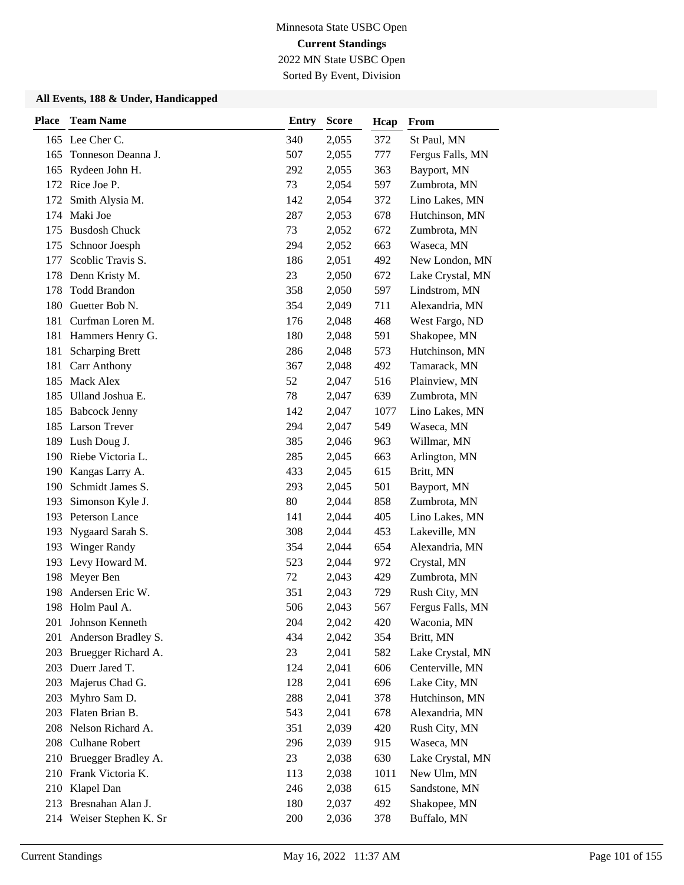Minnesota State USBC Open

**Current Standings**

2022 MN State USBC Open

Sorted By Event, Division

### All Events, 188 & Under, Handicapped

| Place | Team Name | Entry | Score | Hcap | From |
|---|---|---|---|---|---|
| 165 | Lee Cher C. | 340 | 2,055 | 372 | St Paul, MN |
| 165 | Tonneson Deanna J. | 507 | 2,055 | 777 | Fergus Falls, MN |
| 165 | Rydeen John H. | 292 | 2,055 | 363 | Bayport, MN |
| 172 | Rice Joe P. | 73 | 2,054 | 597 | Zumbrota, MN |
| 172 | Smith Alysia M. | 142 | 2,054 | 372 | Lino Lakes, MN |
| 174 | Maki Joe | 287 | 2,053 | 678 | Hutchinson, MN |
| 175 | Busdosh Chuck | 73 | 2,052 | 672 | Zumbrota, MN |
| 175 | Schnoor Joesph | 294 | 2,052 | 663 | Waseca, MN |
| 177 | Scoblic Travis S. | 186 | 2,051 | 492 | New London, MN |
| 178 | Denn Kristy M. | 23 | 2,050 | 672 | Lake Crystal, MN |
| 178 | Todd Brandon | 358 | 2,050 | 597 | Lindstrom, MN |
| 180 | Guetter Bob N. | 354 | 2,049 | 711 | Alexandria, MN |
| 181 | Curfman Loren M. | 176 | 2,048 | 468 | West Fargo, ND |
| 181 | Hammers Henry G. | 180 | 2,048 | 591 | Shakopee, MN |
| 181 | Scharping Brett | 286 | 2,048 | 573 | Hutchinson, MN |
| 181 | Carr Anthony | 367 | 2,048 | 492 | Tamarack, MN |
| 185 | Mack Alex | 52 | 2,047 | 516 | Plainview, MN |
| 185 | Ulland Joshua E. | 78 | 2,047 | 639 | Zumbrota, MN |
| 185 | Babcock Jenny | 142 | 2,047 | 1077 | Lino Lakes, MN |
| 185 | Larson Trever | 294 | 2,047 | 549 | Waseca, MN |
| 189 | Lush Doug J. | 385 | 2,046 | 963 | Willmar, MN |
| 190 | Riebe Victoria L. | 285 | 2,045 | 663 | Arlington, MN |
| 190 | Kangas Larry A. | 433 | 2,045 | 615 | Britt, MN |
| 190 | Schmidt James S. | 293 | 2,045 | 501 | Bayport, MN |
| 193 | Simonson Kyle J. | 80 | 2,044 | 858 | Zumbrota, MN |
| 193 | Peterson Lance | 141 | 2,044 | 405 | Lino Lakes, MN |
| 193 | Nygaard Sarah S. | 308 | 2,044 | 453 | Lakeville, MN |
| 193 | Winger Randy | 354 | 2,044 | 654 | Alexandria, MN |
| 193 | Levy Howard M. | 523 | 2,044 | 972 | Crystal, MN |
| 198 | Meyer Ben | 72 | 2,043 | 429 | Zumbrota, MN |
| 198 | Andersen Eric W. | 351 | 2,043 | 729 | Rush City, MN |
| 198 | Holm Paul A. | 506 | 2,043 | 567 | Fergus Falls, MN |
| 201 | Johnson Kenneth | 204 | 2,042 | 420 | Waconia, MN |
| 201 | Anderson Bradley S. | 434 | 2,042 | 354 | Britt, MN |
| 203 | Bruegger Richard A. | 23 | 2,041 | 582 | Lake Crystal, MN |
| 203 | Duerr Jared T. | 124 | 2,041 | 606 | Centerville, MN |
| 203 | Majerus Chad G. | 128 | 2,041 | 696 | Lake City, MN |
| 203 | Myhro Sam D. | 288 | 2,041 | 378 | Hutchinson, MN |
| 203 | Flaten Brian B. | 543 | 2,041 | 678 | Alexandria, MN |
| 208 | Nelson Richard A. | 351 | 2,039 | 420 | Rush City, MN |
| 208 | Culhane Robert | 296 | 2,039 | 915 | Waseca, MN |
| 210 | Bruegger Bradley A. | 23 | 2,038 | 630 | Lake Crystal, MN |
| 210 | Frank Victoria K. | 113 | 2,038 | 1011 | New Ulm, MN |
| 210 | Klapel Dan | 246 | 2,038 | 615 | Sandstone, MN |
| 213 | Bresnahan Alan J. | 180 | 2,037 | 492 | Shakopee, MN |
| 214 | Weiser Stephen K. Sr | 200 | 2,036 | 378 | Buffalo, MN |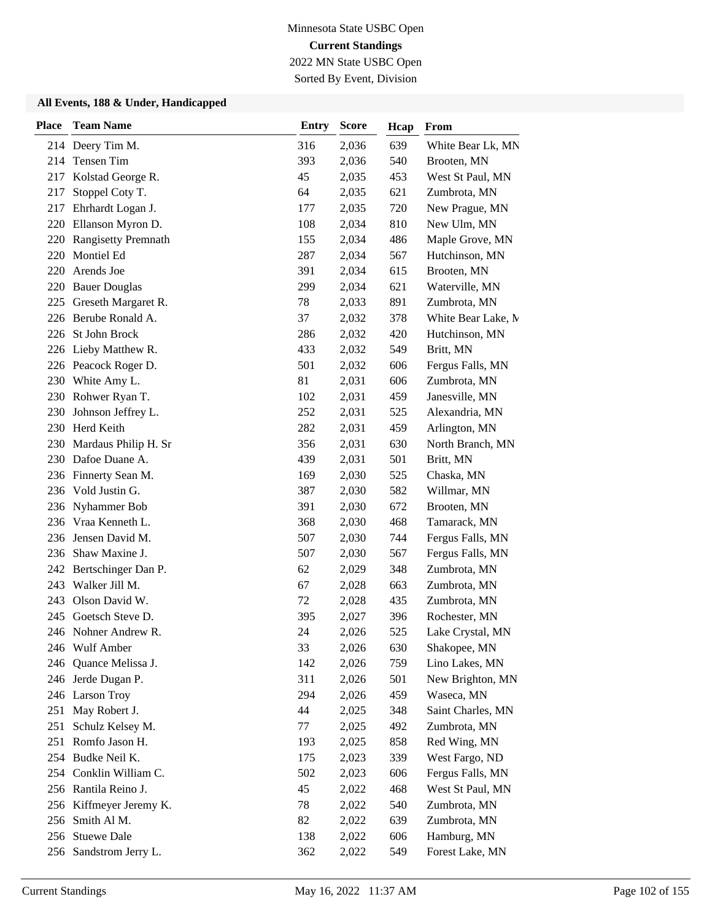Minnesota State USBC Open

**Current Standings**

2022 MN State USBC Open

Sorted By Event, Division

### All Events, 188 & Under, Handicapped

| Place | Team Name | Entry | Score | Hcap | From |
|---|---|---|---|---|---|
| 214 | Deery Tim M. | 316 | 2,036 | 639 | White Bear Lk, MN |
| 214 | Tensen Tim | 393 | 2,036 | 540 | Brooten, MN |
| 217 | Kolstad George R. | 45 | 2,035 | 453 | West St Paul, MN |
| 217 | Stoppel Coty T. | 64 | 2,035 | 621 | Zumbrota, MN |
| 217 | Ehrhardt Logan J. | 177 | 2,035 | 720 | New Prague, MN |
| 220 | Ellanson Myron D. | 108 | 2,034 | 810 | New Ulm, MN |
| 220 | Rangisetty Premnath | 155 | 2,034 | 486 | Maple Grove, MN |
| 220 | Montiel Ed | 287 | 2,034 | 567 | Hutchinson, MN |
| 220 | Arends Joe | 391 | 2,034 | 615 | Brooten, MN |
| 220 | Bauer Douglas | 299 | 2,034 | 621 | Waterville, MN |
| 225 | Greseth Margaret R. | 78 | 2,033 | 891 | Zumbrota, MN |
| 226 | Berube Ronald A. | 37 | 2,032 | 378 | White Bear Lake, M |
| 226 | St John Brock | 286 | 2,032 | 420 | Hutchinson, MN |
| 226 | Lieby Matthew R. | 433 | 2,032 | 549 | Britt, MN |
| 226 | Peacock Roger D. | 501 | 2,032 | 606 | Fergus Falls, MN |
| 230 | White Amy L. | 81 | 2,031 | 606 | Zumbrota, MN |
| 230 | Rohwer Ryan T. | 102 | 2,031 | 459 | Janesville, MN |
| 230 | Johnson Jeffrey L. | 252 | 2,031 | 525 | Alexandria, MN |
| 230 | Herd Keith | 282 | 2,031 | 459 | Arlington, MN |
| 230 | Mardaus Philip H. Sr | 356 | 2,031 | 630 | North Branch, MN |
| 230 | Dafoe Duane A. | 439 | 2,031 | 501 | Britt, MN |
| 236 | Finnerty Sean M. | 169 | 2,030 | 525 | Chaska, MN |
| 236 | Vold Justin G. | 387 | 2,030 | 582 | Willmar, MN |
| 236 | Nyhammer Bob | 391 | 2,030 | 672 | Brooten, MN |
| 236 | Vraa Kenneth L. | 368 | 2,030 | 468 | Tamarack, MN |
| 236 | Jensen David M. | 507 | 2,030 | 744 | Fergus Falls, MN |
| 236 | Shaw Maxine J. | 507 | 2,030 | 567 | Fergus Falls, MN |
| 242 | Bertschinger Dan P. | 62 | 2,029 | 348 | Zumbrota, MN |
| 243 | Walker Jill M. | 67 | 2,028 | 663 | Zumbrota, MN |
| 243 | Olson David W. | 72 | 2,028 | 435 | Zumbrota, MN |
| 245 | Goetsch Steve D. | 395 | 2,027 | 396 | Rochester, MN |
| 246 | Nohner Andrew R. | 24 | 2,026 | 525 | Lake Crystal, MN |
| 246 | Wulf Amber | 33 | 2,026 | 630 | Shakopee, MN |
| 246 | Quance Melissa J. | 142 | 2,026 | 759 | Lino Lakes, MN |
| 246 | Jerde Dugan P. | 311 | 2,026 | 501 | New Brighton, MN |
| 246 | Larson Troy | 294 | 2,026 | 459 | Waseca, MN |
| 251 | May Robert J. | 44 | 2,025 | 348 | Saint Charles, MN |
| 251 | Schulz Kelsey M. | 77 | 2,025 | 492 | Zumbrota, MN |
| 251 | Romfo Jason H. | 193 | 2,025 | 858 | Red Wing, MN |
| 254 | Budke Neil K. | 175 | 2,023 | 339 | West Fargo, ND |
| 254 | Conklin William C. | 502 | 2,023 | 606 | Fergus Falls, MN |
| 256 | Rantila Reino J. | 45 | 2,022 | 468 | West St Paul, MN |
| 256 | Kiffmeyer Jeremy K. | 78 | 2,022 | 540 | Zumbrota, MN |
| 256 | Smith Al M. | 82 | 2,022 | 639 | Zumbrota, MN |
| 256 | Stuewe Dale | 138 | 2,022 | 606 | Hamburg, MN |
| 256 | Sandstrom Jerry L. | 362 | 2,022 | 549 | Forest Lake, MN |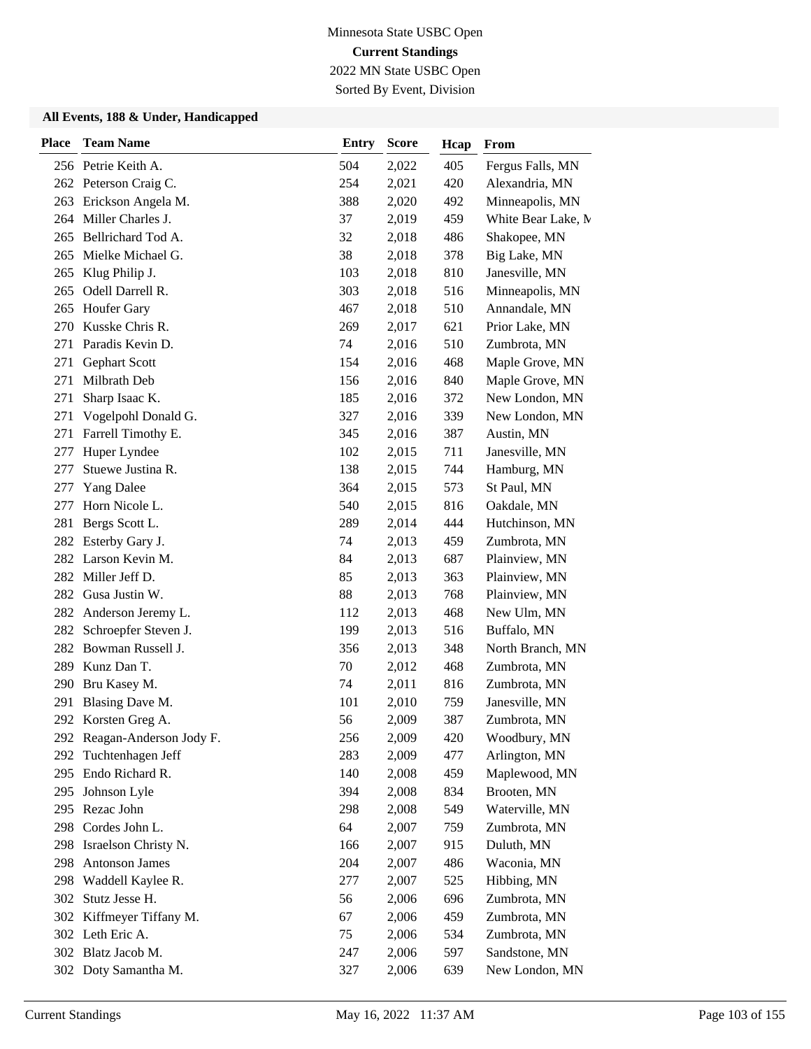Minnesota State USBC Open

**Current Standings**

2022 MN State USBC Open

Sorted By Event, Division

### All Events, 188 & Under, Handicapped

| Place | Team Name | Entry | Score | Hcap | From |
|---|---|---|---|---|---|
| 256 | Petrie Keith A. | 504 | 2,022 | 405 | Fergus Falls, MN |
| 262 | Peterson Craig C. | 254 | 2,021 | 420 | Alexandria, MN |
| 263 | Erickson Angela M. | 388 | 2,020 | 492 | Minneapolis, MN |
| 264 | Miller Charles J. | 37 | 2,019 | 459 | White Bear Lake, M |
| 265 | Bellrichard Tod A. | 32 | 2,018 | 486 | Shakopee, MN |
| 265 | Mielke Michael G. | 38 | 2,018 | 378 | Big Lake, MN |
| 265 | Klug Philip J. | 103 | 2,018 | 810 | Janesville, MN |
| 265 | Odell Darrell R. | 303 | 2,018 | 516 | Minneapolis, MN |
| 265 | Houfer Gary | 467 | 2,018 | 510 | Annandale, MN |
| 270 | Kusske Chris R. | 269 | 2,017 | 621 | Prior Lake, MN |
| 271 | Paradis Kevin D. | 74 | 2,016 | 510 | Zumbrota, MN |
| 271 | Gephart Scott | 154 | 2,016 | 468 | Maple Grove, MN |
| 271 | Milbrath Deb | 156 | 2,016 | 840 | Maple Grove, MN |
| 271 | Sharp Isaac K. | 185 | 2,016 | 372 | New London, MN |
| 271 | Vogelpohl Donald G. | 327 | 2,016 | 339 | New London, MN |
| 271 | Farrell Timothy E. | 345 | 2,016 | 387 | Austin, MN |
| 277 | Huper Lyndee | 102 | 2,015 | 711 | Janesville, MN |
| 277 | Stuewe Justina R. | 138 | 2,015 | 744 | Hamburg, MN |
| 277 | Yang Dalee | 364 | 2,015 | 573 | St Paul, MN |
| 277 | Horn Nicole L. | 540 | 2,015 | 816 | Oakdale, MN |
| 281 | Bergs Scott L. | 289 | 2,014 | 444 | Hutchinson, MN |
| 282 | Esterby Gary J. | 74 | 2,013 | 459 | Zumbrota, MN |
| 282 | Larson Kevin M. | 84 | 2,013 | 687 | Plainview, MN |
| 282 | Miller Jeff D. | 85 | 2,013 | 363 | Plainview, MN |
| 282 | Gusa Justin W. | 88 | 2,013 | 768 | Plainview, MN |
| 282 | Anderson Jeremy L. | 112 | 2,013 | 468 | New Ulm, MN |
| 282 | Schroepfer Steven J. | 199 | 2,013 | 516 | Buffalo, MN |
| 282 | Bowman Russell J. | 356 | 2,013 | 348 | North Branch, MN |
| 289 | Kunz Dan T. | 70 | 2,012 | 468 | Zumbrota, MN |
| 290 | Bru Kasey M. | 74 | 2,011 | 816 | Zumbrota, MN |
| 291 | Blasing Dave M. | 101 | 2,010 | 759 | Janesville, MN |
| 292 | Korsten Greg A. | 56 | 2,009 | 387 | Zumbrota, MN |
| 292 | Reagan-Anderson Jody F. | 256 | 2,009 | 420 | Woodbury, MN |
| 292 | Tuchtenhagen Jeff | 283 | 2,009 | 477 | Arlington, MN |
| 295 | Endo Richard R. | 140 | 2,008 | 459 | Maplewood, MN |
| 295 | Johnson Lyle | 394 | 2,008 | 834 | Brooten, MN |
| 295 | Rezac John | 298 | 2,008 | 549 | Waterville, MN |
| 298 | Cordes John L. | 64 | 2,007 | 759 | Zumbrota, MN |
| 298 | Israelson Christy N. | 166 | 2,007 | 915 | Duluth, MN |
| 298 | Antonson James | 204 | 2,007 | 486 | Waconia, MN |
| 298 | Waddell Kaylee R. | 277 | 2,007 | 525 | Hibbing, MN |
| 302 | Stutz Jesse H. | 56 | 2,006 | 696 | Zumbrota, MN |
| 302 | Kiffmeyer Tiffany M. | 67 | 2,006 | 459 | Zumbrota, MN |
| 302 | Leth Eric A. | 75 | 2,006 | 534 | Zumbrota, MN |
| 302 | Blatz Jacob M. | 247 | 2,006 | 597 | Sandstone, MN |
| 302 | Doty Samantha M. | 327 | 2,006 | 639 | New London, MN |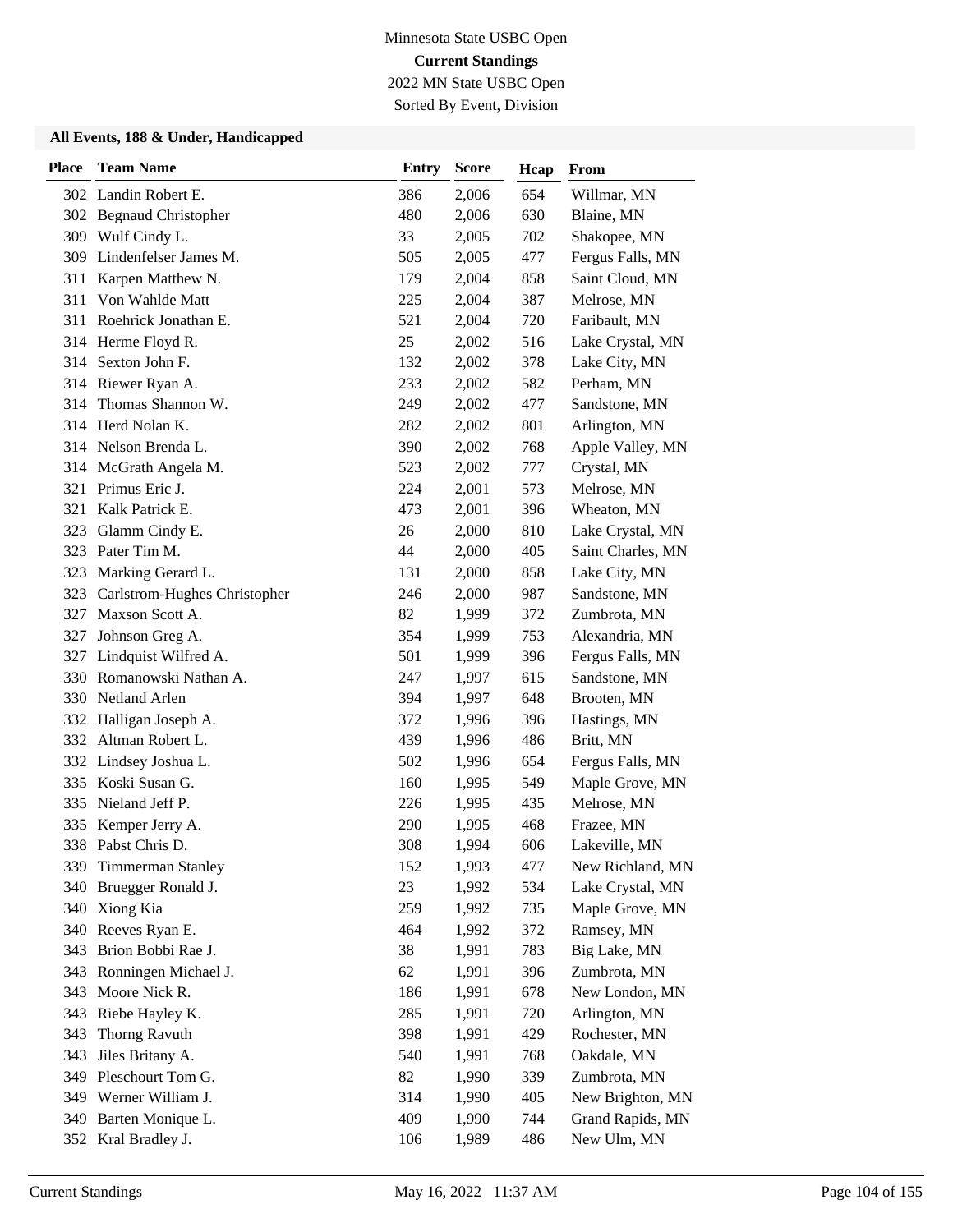Minnesota State USBC Open
**Current Standings**
2022 MN State USBC Open
Sorted By Event, Division

### All Events, 188 & Under, Handicapped

| Place | Team Name | Entry | Score | Hcap | From |
|---|---|---|---|---|---|
| 302 | Landin Robert E. | 386 | 2,006 | 654 | Willmar, MN |
| 302 | Begnaud Christopher | 480 | 2,006 | 630 | Blaine, MN |
| 309 | Wulf Cindy L. | 33 | 2,005 | 702 | Shakopee, MN |
| 309 | Lindenfelser James M. | 505 | 2,005 | 477 | Fergus Falls, MN |
| 311 | Karpen Matthew N. | 179 | 2,004 | 858 | Saint Cloud, MN |
| 311 | Von Wahlde Matt | 225 | 2,004 | 387 | Melrose, MN |
| 311 | Roehrick Jonathan E. | 521 | 2,004 | 720 | Faribault, MN |
| 314 | Herme Floyd R. | 25 | 2,002 | 516 | Lake Crystal, MN |
| 314 | Sexton John F. | 132 | 2,002 | 378 | Lake City, MN |
| 314 | Riewer Ryan A. | 233 | 2,002 | 582 | Perham, MN |
| 314 | Thomas Shannon W. | 249 | 2,002 | 477 | Sandstone, MN |
| 314 | Herd Nolan K. | 282 | 2,002 | 801 | Arlington, MN |
| 314 | Nelson Brenda L. | 390 | 2,002 | 768 | Apple Valley, MN |
| 314 | McGrath Angela M. | 523 | 2,002 | 777 | Crystal, MN |
| 321 | Primus Eric J. | 224 | 2,001 | 573 | Melrose, MN |
| 321 | Kalk Patrick E. | 473 | 2,001 | 396 | Wheaton, MN |
| 323 | Glamm Cindy E. | 26 | 2,000 | 810 | Lake Crystal, MN |
| 323 | Pater Tim M. | 44 | 2,000 | 405 | Saint Charles, MN |
| 323 | Marking Gerard L. | 131 | 2,000 | 858 | Lake City, MN |
| 323 | Carlstrom-Hughes Christopher | 246 | 2,000 | 987 | Sandstone, MN |
| 327 | Maxson Scott A. | 82 | 1,999 | 372 | Zumbrota, MN |
| 327 | Johnson Greg A. | 354 | 1,999 | 753 | Alexandria, MN |
| 327 | Lindquist Wilfred A. | 501 | 1,999 | 396 | Fergus Falls, MN |
| 330 | Romanowski Nathan A. | 247 | 1,997 | 615 | Sandstone, MN |
| 330 | Netland Arlen | 394 | 1,997 | 648 | Brooten, MN |
| 332 | Halligan Joseph A. | 372 | 1,996 | 396 | Hastings, MN |
| 332 | Altman Robert L. | 439 | 1,996 | 486 | Britt, MN |
| 332 | Lindsey Joshua L. | 502 | 1,996 | 654 | Fergus Falls, MN |
| 335 | Koski Susan G. | 160 | 1,995 | 549 | Maple Grove, MN |
| 335 | Nieland Jeff P. | 226 | 1,995 | 435 | Melrose, MN |
| 335 | Kemper Jerry A. | 290 | 1,995 | 468 | Frazee, MN |
| 338 | Pabst Chris D. | 308 | 1,994 | 606 | Lakeville, MN |
| 339 | Timmerman Stanley | 152 | 1,993 | 477 | New Richland, MN |
| 340 | Bruegger Ronald J. | 23 | 1,992 | 534 | Lake Crystal, MN |
| 340 | Xiong Kia | 259 | 1,992 | 735 | Maple Grove, MN |
| 340 | Reeves Ryan E. | 464 | 1,992 | 372 | Ramsey, MN |
| 343 | Brion Bobbi Rae J. | 38 | 1,991 | 783 | Big Lake, MN |
| 343 | Ronningen Michael J. | 62 | 1,991 | 396 | Zumbrota, MN |
| 343 | Moore Nick R. | 186 | 1,991 | 678 | New London, MN |
| 343 | Riebe Hayley K. | 285 | 1,991 | 720 | Arlington, MN |
| 343 | Thorng Ravuth | 398 | 1,991 | 429 | Rochester, MN |
| 343 | Jiles Britany A. | 540 | 1,991 | 768 | Oakdale, MN |
| 349 | Pleschourt Tom G. | 82 | 1,990 | 339 | Zumbrota, MN |
| 349 | Werner William J. | 314 | 1,990 | 405 | New Brighton, MN |
| 349 | Barten Monique L. | 409 | 1,990 | 744 | Grand Rapids, MN |
| 352 | Kral Bradley J. | 106 | 1,989 | 486 | New Ulm, MN |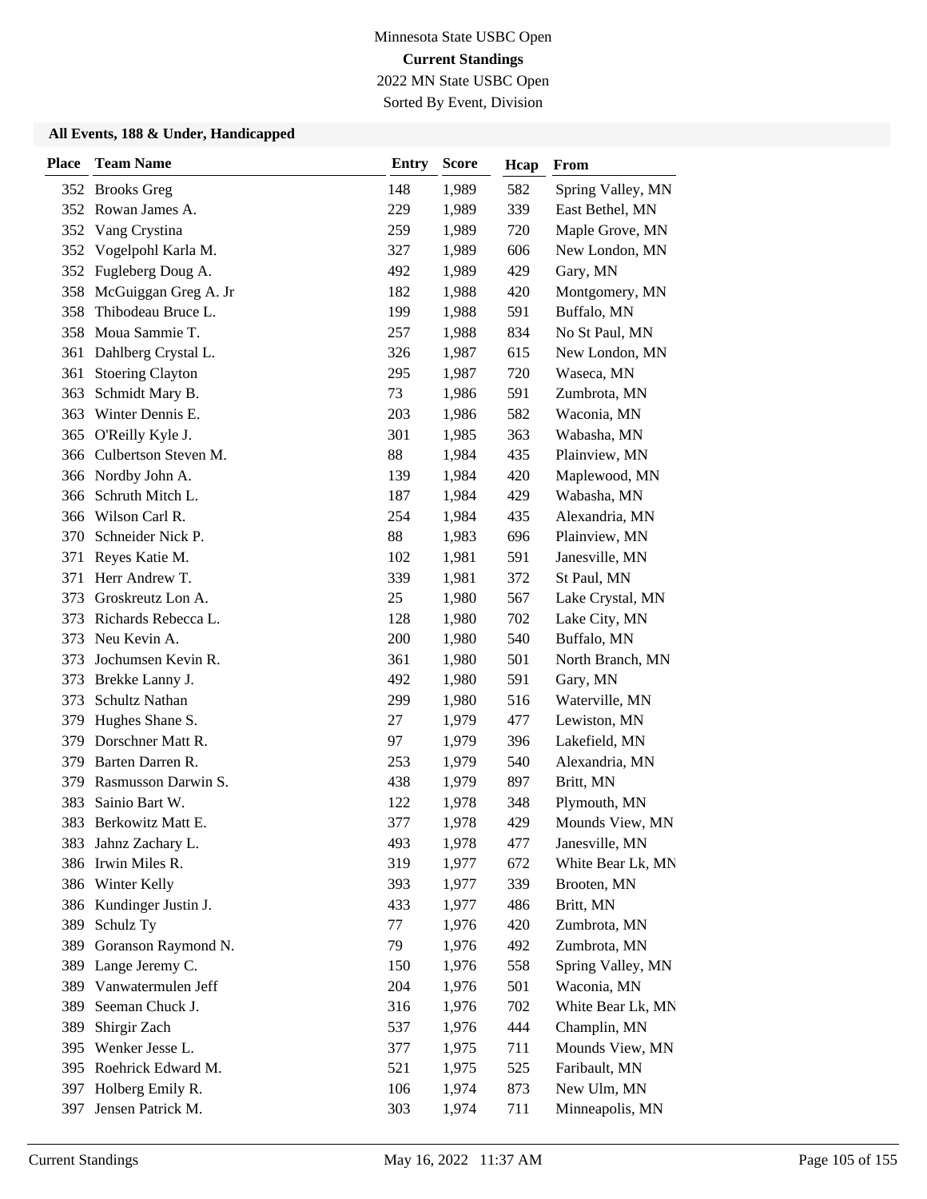Minnesota State USBC Open

**Current Standings**

2022 MN State USBC Open

Sorted By Event, Division

### All Events, 188 & Under, Handicapped

| Place | Team Name | Entry | Score | Hcap | From |
|---|---|---|---|---|---|
| 352 | Brooks Greg | 148 | 1,989 | 582 | Spring Valley, MN |
| 352 | Rowan James A. | 229 | 1,989 | 339 | East Bethel, MN |
| 352 | Vang Crystina | 259 | 1,989 | 720 | Maple Grove, MN |
| 352 | Vogelpohl Karla M. | 327 | 1,989 | 606 | New London, MN |
| 352 | Fugleberg Doug A. | 492 | 1,989 | 429 | Gary, MN |
| 358 | McGuiggan Greg A. Jr | 182 | 1,988 | 420 | Montgomery, MN |
| 358 | Thibodeau Bruce L. | 199 | 1,988 | 591 | Buffalo, MN |
| 358 | Moua Sammie T. | 257 | 1,988 | 834 | No St Paul, MN |
| 361 | Dahlberg Crystal L. | 326 | 1,987 | 615 | New London, MN |
| 361 | Stoering Clayton | 295 | 1,987 | 720 | Waseca, MN |
| 363 | Schmidt Mary B. | 73 | 1,986 | 591 | Zumbrota, MN |
| 363 | Winter Dennis E. | 203 | 1,986 | 582 | Waconia, MN |
| 365 | O'Reilly Kyle J. | 301 | 1,985 | 363 | Wabasha, MN |
| 366 | Culbertson Steven M. | 88 | 1,984 | 435 | Plainview, MN |
| 366 | Nordby John A. | 139 | 1,984 | 420 | Maplewood, MN |
| 366 | Schruth Mitch L. | 187 | 1,984 | 429 | Wabasha, MN |
| 366 | Wilson Carl R. | 254 | 1,984 | 435 | Alexandria, MN |
| 370 | Schneider Nick P. | 88 | 1,983 | 696 | Plainview, MN |
| 371 | Reyes Katie M. | 102 | 1,981 | 591 | Janesville, MN |
| 371 | Herr Andrew T. | 339 | 1,981 | 372 | St Paul, MN |
| 373 | Groskreutz Lon A. | 25 | 1,980 | 567 | Lake Crystal, MN |
| 373 | Richards Rebecca L. | 128 | 1,980 | 702 | Lake City, MN |
| 373 | Neu Kevin A. | 200 | 1,980 | 540 | Buffalo, MN |
| 373 | Jochumsen Kevin R. | 361 | 1,980 | 501 | North Branch, MN |
| 373 | Brekke Lanny J. | 492 | 1,980 | 591 | Gary, MN |
| 373 | Schultz Nathan | 299 | 1,980 | 516 | Waterville, MN |
| 379 | Hughes Shane S. | 27 | 1,979 | 477 | Lewiston, MN |
| 379 | Dorschner Matt R. | 97 | 1,979 | 396 | Lakefield, MN |
| 379 | Barten Darren R. | 253 | 1,979 | 540 | Alexandria, MN |
| 379 | Rasmusson Darwin S. | 438 | 1,979 | 897 | Britt, MN |
| 383 | Sainio Bart W. | 122 | 1,978 | 348 | Plymouth, MN |
| 383 | Berkowitz Matt E. | 377 | 1,978 | 429 | Mounds View, MN |
| 383 | Jahnz Zachary L. | 493 | 1,978 | 477 | Janesville, MN |
| 386 | Irwin Miles R. | 319 | 1,977 | 672 | White Bear Lk, MN |
| 386 | Winter Kelly | 393 | 1,977 | 339 | Brooten, MN |
| 386 | Kundinger Justin J. | 433 | 1,977 | 486 | Britt, MN |
| 389 | Schulz Ty | 77 | 1,976 | 420 | Zumbrota, MN |
| 389 | Goranson Raymond N. | 79 | 1,976 | 492 | Zumbrota, MN |
| 389 | Lange Jeremy C. | 150 | 1,976 | 558 | Spring Valley, MN |
| 389 | Vanwatermulen Jeff | 204 | 1,976 | 501 | Waconia, MN |
| 389 | Seeman Chuck J. | 316 | 1,976 | 702 | White Bear Lk, MN |
| 389 | Shirgir Zach | 537 | 1,976 | 444 | Champlin, MN |
| 395 | Wenker Jesse L. | 377 | 1,975 | 711 | Mounds View, MN |
| 395 | Roehrick Edward M. | 521 | 1,975 | 525 | Faribault, MN |
| 397 | Holberg Emily R. | 106 | 1,974 | 873 | New Ulm, MN |
| 397 | Jensen Patrick M. | 303 | 1,974 | 711 | Minneapolis, MN |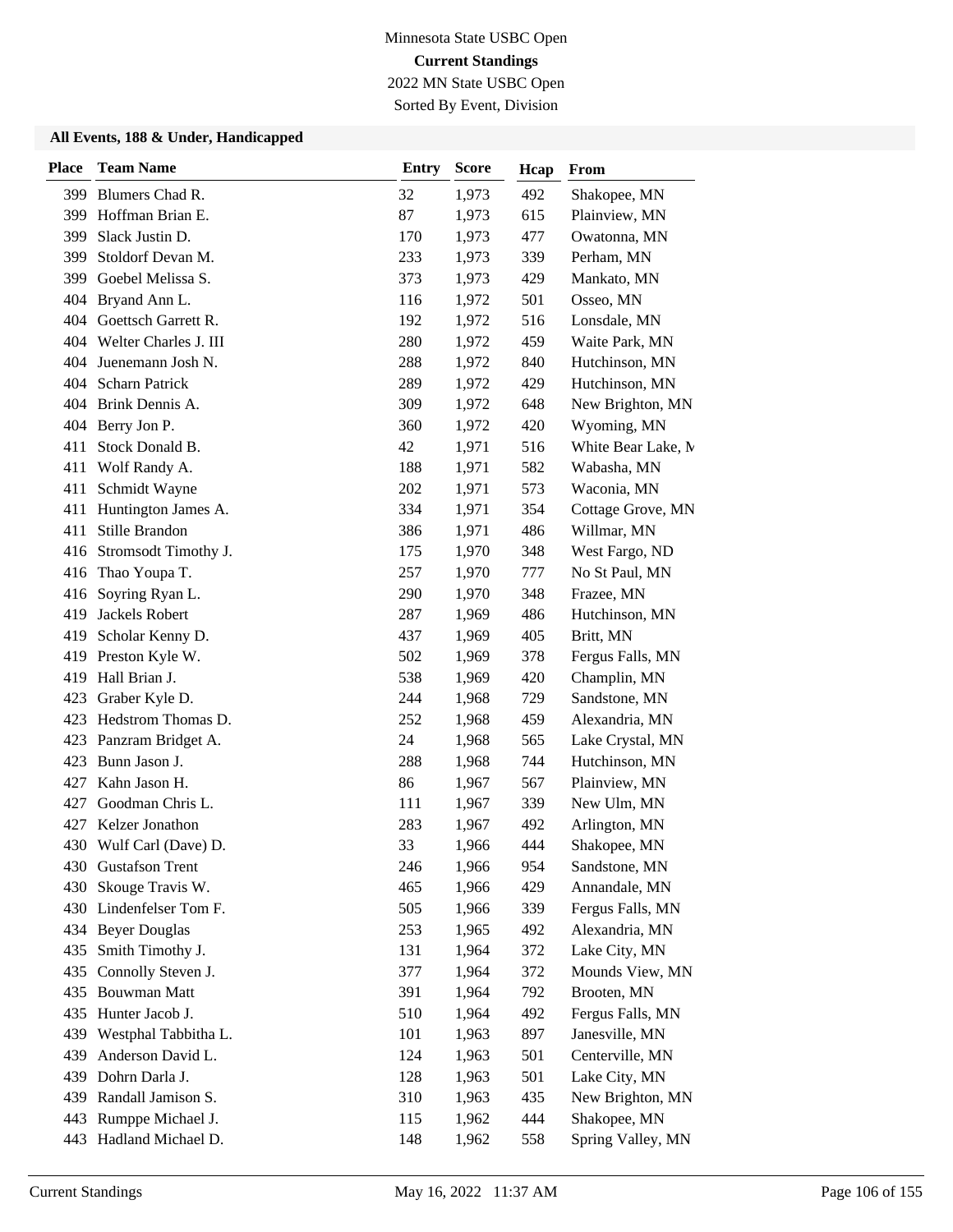Minnesota State USBC Open

**Current Standings**

2022 MN State USBC Open

Sorted By Event, Division

### All Events, 188 & Under, Handicapped

| Place | Team Name | Entry | Score | Hcap | From |
|---|---|---|---|---|---|
| 399 | Blumers Chad R. | 32 | 1,973 | 492 | Shakopee, MN |
| 399 | Hoffman Brian E. | 87 | 1,973 | 615 | Plainview, MN |
| 399 | Slack Justin D. | 170 | 1,973 | 477 | Owatonna, MN |
| 399 | Stoldorf Devan M. | 233 | 1,973 | 339 | Perham, MN |
| 399 | Goebel Melissa S. | 373 | 1,973 | 429 | Mankato, MN |
| 404 | Bryand Ann L. | 116 | 1,972 | 501 | Osseo, MN |
| 404 | Goettsch Garrett R. | 192 | 1,972 | 516 | Lonsdale, MN |
| 404 | Welter Charles J. III | 280 | 1,972 | 459 | Waite Park, MN |
| 404 | Juenemann Josh N. | 288 | 1,972 | 840 | Hutchinson, MN |
| 404 | Scharn Patrick | 289 | 1,972 | 429 | Hutchinson, MN |
| 404 | Brink Dennis A. | 309 | 1,972 | 648 | New Brighton, MN |
| 404 | Berry Jon P. | 360 | 1,972 | 420 | Wyoming, MN |
| 411 | Stock Donald B. | 42 | 1,971 | 516 | White Bear Lake, M |
| 411 | Wolf Randy A. | 188 | 1,971 | 582 | Wabasha, MN |
| 411 | Schmidt Wayne | 202 | 1,971 | 573 | Waconia, MN |
| 411 | Huntington James A. | 334 | 1,971 | 354 | Cottage Grove, MN |
| 411 | Stille Brandon | 386 | 1,971 | 486 | Willmar, MN |
| 416 | Stromsodt Timothy J. | 175 | 1,970 | 348 | West Fargo, ND |
| 416 | Thao Youpa T. | 257 | 1,970 | 777 | No St Paul, MN |
| 416 | Soyring Ryan L. | 290 | 1,970 | 348 | Frazee, MN |
| 419 | Jackels Robert | 287 | 1,969 | 486 | Hutchinson, MN |
| 419 | Scholar Kenny D. | 437 | 1,969 | 405 | Britt, MN |
| 419 | Preston Kyle W. | 502 | 1,969 | 378 | Fergus Falls, MN |
| 419 | Hall Brian J. | 538 | 1,969 | 420 | Champlin, MN |
| 423 | Graber Kyle D. | 244 | 1,968 | 729 | Sandstone, MN |
| 423 | Hedstrom Thomas D. | 252 | 1,968 | 459 | Alexandria, MN |
| 423 | Panzram Bridget A. | 24 | 1,968 | 565 | Lake Crystal, MN |
| 423 | Bunn Jason J. | 288 | 1,968 | 744 | Hutchinson, MN |
| 427 | Kahn Jason H. | 86 | 1,967 | 567 | Plainview, MN |
| 427 | Goodman Chris L. | 111 | 1,967 | 339 | New Ulm, MN |
| 427 | Kelzer Jonathon | 283 | 1,967 | 492 | Arlington, MN |
| 430 | Wulf Carl (Dave) D. | 33 | 1,966 | 444 | Shakopee, MN |
| 430 | Gustafson Trent | 246 | 1,966 | 954 | Sandstone, MN |
| 430 | Skouge Travis W. | 465 | 1,966 | 429 | Annandale, MN |
| 430 | Lindenfelser Tom F. | 505 | 1,966 | 339 | Fergus Falls, MN |
| 434 | Beyer Douglas | 253 | 1,965 | 492 | Alexandria, MN |
| 435 | Smith Timothy J. | 131 | 1,964 | 372 | Lake City, MN |
| 435 | Connolly Steven J. | 377 | 1,964 | 372 | Mounds View, MN |
| 435 | Bouwman Matt | 391 | 1,964 | 792 | Brooten, MN |
| 435 | Hunter Jacob J. | 510 | 1,964 | 492 | Fergus Falls, MN |
| 439 | Westphal Tabbitha L. | 101 | 1,963 | 897 | Janesville, MN |
| 439 | Anderson David L. | 124 | 1,963 | 501 | Centerville, MN |
| 439 | Dohrn Darla J. | 128 | 1,963 | 501 | Lake City, MN |
| 439 | Randall Jamison S. | 310 | 1,963 | 435 | New Brighton, MN |
| 443 | Rumppe Michael J. | 115 | 1,962 | 444 | Shakopee, MN |
| 443 | Hadland Michael D. | 148 | 1,962 | 558 | Spring Valley, MN |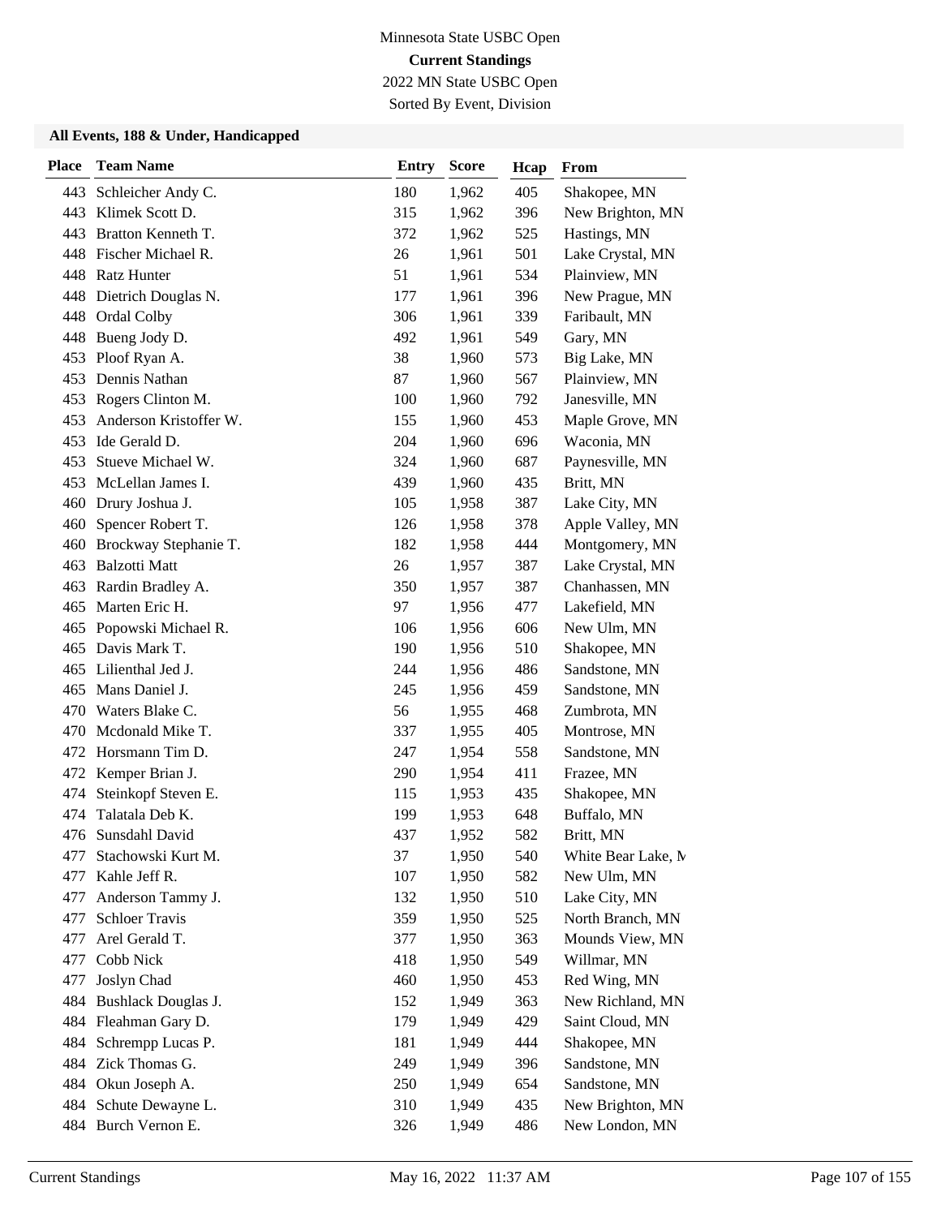Minnesota State USBC Open

**Current Standings**

2022 MN State USBC Open

Sorted By Event, Division

### All Events, 188 & Under, Handicapped

| Place | Team Name | Entry | Score | Hcap | From |
|---|---|---|---|---|---|
| 443 | Schleicher Andy C. | 180 | 1,962 | 405 | Shakopee, MN |
| 443 | Klimek Scott D. | 315 | 1,962 | 396 | New Brighton, MN |
| 443 | Bratton Kenneth T. | 372 | 1,962 | 525 | Hastings, MN |
| 448 | Fischer Michael R. | 26 | 1,961 | 501 | Lake Crystal, MN |
| 448 | Ratz Hunter | 51 | 1,961 | 534 | Plainview, MN |
| 448 | Dietrich Douglas N. | 177 | 1,961 | 396 | New Prague, MN |
| 448 | Ordal Colby | 306 | 1,961 | 339 | Faribault, MN |
| 448 | Bueng Jody D. | 492 | 1,961 | 549 | Gary, MN |
| 453 | Ploof Ryan A. | 38 | 1,960 | 573 | Big Lake, MN |
| 453 | Dennis Nathan | 87 | 1,960 | 567 | Plainview, MN |
| 453 | Rogers Clinton M. | 100 | 1,960 | 792 | Janesville, MN |
| 453 | Anderson Kristoffer W. | 155 | 1,960 | 453 | Maple Grove, MN |
| 453 | Ide Gerald D. | 204 | 1,960 | 696 | Waconia, MN |
| 453 | Stueve Michael W. | 324 | 1,960 | 687 | Paynesville, MN |
| 453 | McLellan James I. | 439 | 1,960 | 435 | Britt, MN |
| 460 | Drury Joshua J. | 105 | 1,958 | 387 | Lake City, MN |
| 460 | Spencer Robert T. | 126 | 1,958 | 378 | Apple Valley, MN |
| 460 | Brockway Stephanie T. | 182 | 1,958 | 444 | Montgomery, MN |
| 463 | Balzotti Matt | 26 | 1,957 | 387 | Lake Crystal, MN |
| 463 | Rardin Bradley A. | 350 | 1,957 | 387 | Chanhassen, MN |
| 465 | Marten Eric H. | 97 | 1,956 | 477 | Lakefield, MN |
| 465 | Popowski Michael R. | 106 | 1,956 | 606 | New Ulm, MN |
| 465 | Davis Mark T. | 190 | 1,956 | 510 | Shakopee, MN |
| 465 | Lilienthal Jed J. | 244 | 1,956 | 486 | Sandstone, MN |
| 465 | Mans Daniel J. | 245 | 1,956 | 459 | Sandstone, MN |
| 470 | Waters Blake C. | 56 | 1,955 | 468 | Zumbrota, MN |
| 470 | Mcdonald Mike T. | 337 | 1,955 | 405 | Montrose, MN |
| 472 | Horsmann Tim D. | 247 | 1,954 | 558 | Sandstone, MN |
| 472 | Kemper Brian J. | 290 | 1,954 | 411 | Frazee, MN |
| 474 | Steinkopf Steven E. | 115 | 1,953 | 435 | Shakopee, MN |
| 474 | Talatala Deb K. | 199 | 1,953 | 648 | Buffalo, MN |
| 476 | Sunsdahl David | 437 | 1,952 | 582 | Britt, MN |
| 477 | Stachowski Kurt M. | 37 | 1,950 | 540 | White Bear Lake, M |
| 477 | Kahle Jeff R. | 107 | 1,950 | 582 | New Ulm, MN |
| 477 | Anderson Tammy J. | 132 | 1,950 | 510 | Lake City, MN |
| 477 | Schloer Travis | 359 | 1,950 | 525 | North Branch, MN |
| 477 | Arel Gerald T. | 377 | 1,950 | 363 | Mounds View, MN |
| 477 | Cobb Nick | 418 | 1,950 | 549 | Willmar, MN |
| 477 | Joslyn Chad | 460 | 1,950 | 453 | Red Wing, MN |
| 484 | Bushlack Douglas J. | 152 | 1,949 | 363 | New Richland, MN |
| 484 | Fleahman Gary D. | 179 | 1,949 | 429 | Saint Cloud, MN |
| 484 | Schrempp Lucas P. | 181 | 1,949 | 444 | Shakopee, MN |
| 484 | Zick Thomas G. | 249 | 1,949 | 396 | Sandstone, MN |
| 484 | Okun Joseph A. | 250 | 1,949 | 654 | Sandstone, MN |
| 484 | Schute Dewayne L. | 310 | 1,949 | 435 | New Brighton, MN |
| 484 | Burch Vernon E. | 326 | 1,949 | 486 | New London, MN |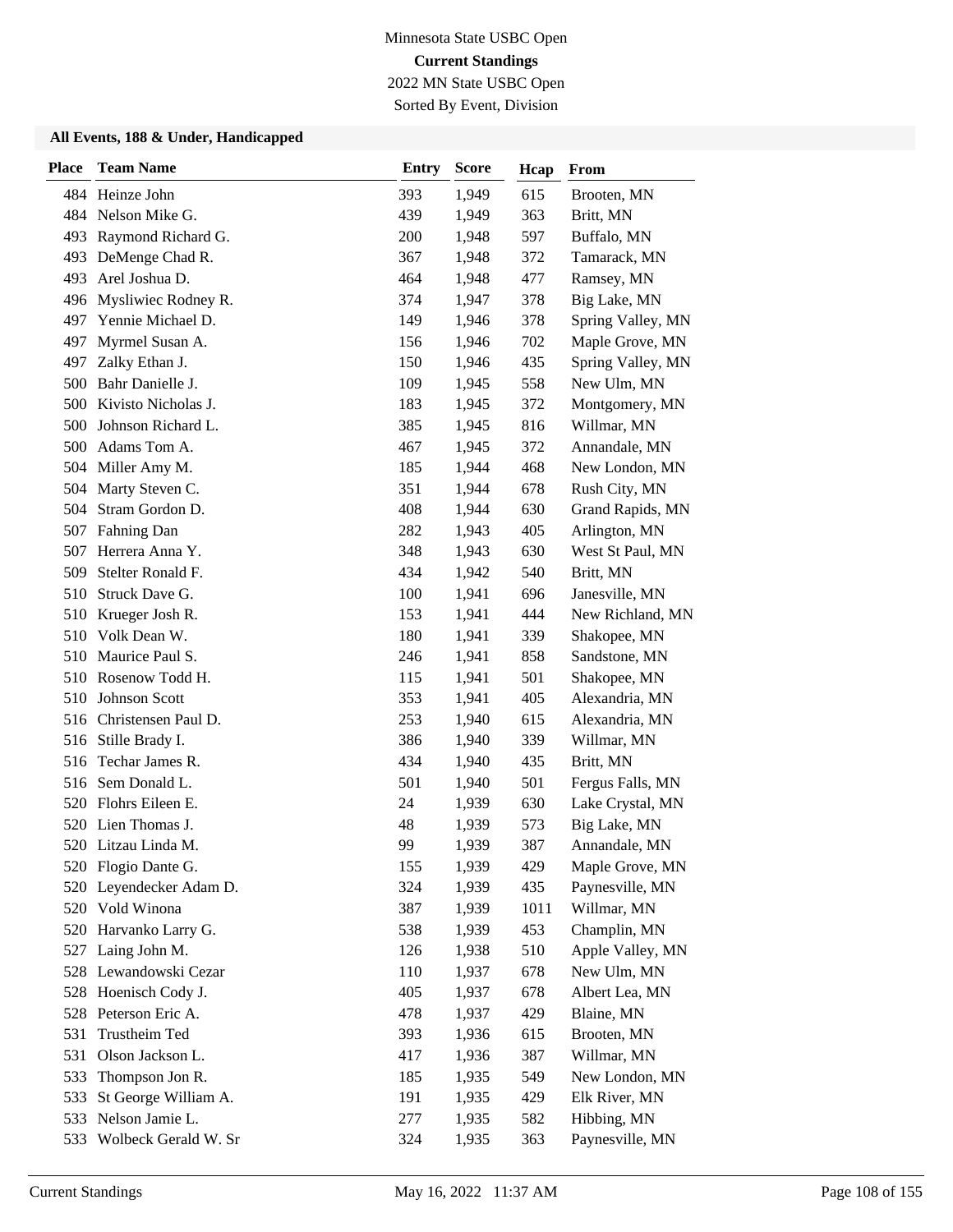Minnesota State USBC Open

**Current Standings**

2022 MN State USBC Open

Sorted By Event, Division

### All Events, 188 & Under, Handicapped

| Place | Team Name | Entry | Score | Hcap | From |
|---|---|---|---|---|---|
| 484 | Heinze John | 393 | 1,949 | 615 | Brooten, MN |
| 484 | Nelson Mike G. | 439 | 1,949 | 363 | Britt, MN |
| 493 | Raymond Richard G. | 200 | 1,948 | 597 | Buffalo, MN |
| 493 | DeMenge Chad R. | 367 | 1,948 | 372 | Tamarack, MN |
| 493 | Arel Joshua D. | 464 | 1,948 | 477 | Ramsey, MN |
| 496 | Mysliwiec Rodney R. | 374 | 1,947 | 378 | Big Lake, MN |
| 497 | Yennie Michael D. | 149 | 1,946 | 378 | Spring Valley, MN |
| 497 | Myrmel Susan A. | 156 | 1,946 | 702 | Maple Grove, MN |
| 497 | Zalky Ethan J. | 150 | 1,946 | 435 | Spring Valley, MN |
| 500 | Bahr Danielle J. | 109 | 1,945 | 558 | New Ulm, MN |
| 500 | Kivisto Nicholas J. | 183 | 1,945 | 372 | Montgomery, MN |
| 500 | Johnson Richard L. | 385 | 1,945 | 816 | Willmar, MN |
| 500 | Adams Tom A. | 467 | 1,945 | 372 | Annandale, MN |
| 504 | Miller Amy M. | 185 | 1,944 | 468 | New London, MN |
| 504 | Marty Steven C. | 351 | 1,944 | 678 | Rush City, MN |
| 504 | Stram Gordon D. | 408 | 1,944 | 630 | Grand Rapids, MN |
| 507 | Fahning Dan | 282 | 1,943 | 405 | Arlington, MN |
| 507 | Herrera Anna Y. | 348 | 1,943 | 630 | West St Paul, MN |
| 509 | Stelter Ronald F. | 434 | 1,942 | 540 | Britt, MN |
| 510 | Struck Dave G. | 100 | 1,941 | 696 | Janesville, MN |
| 510 | Krueger Josh R. | 153 | 1,941 | 444 | New Richland, MN |
| 510 | Volk Dean W. | 180 | 1,941 | 339 | Shakopee, MN |
| 510 | Maurice Paul S. | 246 | 1,941 | 858 | Sandstone, MN |
| 510 | Rosenow Todd H. | 115 | 1,941 | 501 | Shakopee, MN |
| 510 | Johnson Scott | 353 | 1,941 | 405 | Alexandria, MN |
| 516 | Christensen Paul D. | 253 | 1,940 | 615 | Alexandria, MN |
| 516 | Stille Brady I. | 386 | 1,940 | 339 | Willmar, MN |
| 516 | Techar James R. | 434 | 1,940 | 435 | Britt, MN |
| 516 | Sem Donald L. | 501 | 1,940 | 501 | Fergus Falls, MN |
| 520 | Flohrs Eileen E. | 24 | 1,939 | 630 | Lake Crystal, MN |
| 520 | Lien Thomas J. | 48 | 1,939 | 573 | Big Lake, MN |
| 520 | Litzau Linda M. | 99 | 1,939 | 387 | Annandale, MN |
| 520 | Flogio Dante G. | 155 | 1,939 | 429 | Maple Grove, MN |
| 520 | Leyendecker Adam D. | 324 | 1,939 | 435 | Paynesville, MN |
| 520 | Vold Winona | 387 | 1,939 | 1011 | Willmar, MN |
| 520 | Harvanko Larry G. | 538 | 1,939 | 453 | Champlin, MN |
| 527 | Laing John M. | 126 | 1,938 | 510 | Apple Valley, MN |
| 528 | Lewandowski Cezar | 110 | 1,937 | 678 | New Ulm, MN |
| 528 | Hoenisch Cody J. | 405 | 1,937 | 678 | Albert Lea, MN |
| 528 | Peterson Eric A. | 478 | 1,937 | 429 | Blaine, MN |
| 531 | Trustheim Ted | 393 | 1,936 | 615 | Brooten, MN |
| 531 | Olson Jackson L. | 417 | 1,936 | 387 | Willmar, MN |
| 533 | Thompson Jon R. | 185 | 1,935 | 549 | New London, MN |
| 533 | St George William A. | 191 | 1,935 | 429 | Elk River, MN |
| 533 | Nelson Jamie L. | 277 | 1,935 | 582 | Hibbing, MN |
| 533 | Wolbeck Gerald W. Sr | 324 | 1,935 | 363 | Paynesville, MN |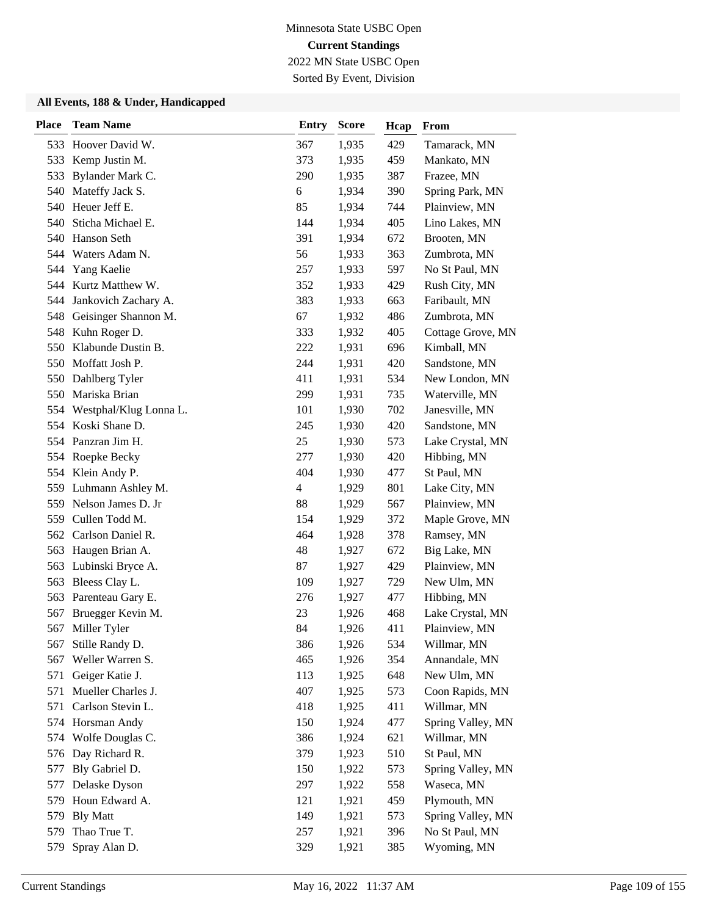Minnesota State USBC Open

**Current Standings**

2022 MN State USBC Open

Sorted By Event, Division

### All Events, 188 & Under, Handicapped

| Place | Team Name | Entry | Score | Hcap | From |
|---|---|---|---|---|---|
| 533 | Hoover David W. | 367 | 1,935 | 429 | Tamarack, MN |
| 533 | Kemp Justin M. | 373 | 1,935 | 459 | Mankato, MN |
| 533 | Bylander Mark C. | 290 | 1,935 | 387 | Frazee, MN |
| 540 | Mateffy Jack S. | 6 | 1,934 | 390 | Spring Park, MN |
| 540 | Heuer Jeff E. | 85 | 1,934 | 744 | Plainview, MN |
| 540 | Sticha Michael E. | 144 | 1,934 | 405 | Lino Lakes, MN |
| 540 | Hanson Seth | 391 | 1,934 | 672 | Brooten, MN |
| 544 | Waters Adam N. | 56 | 1,933 | 363 | Zumbrota, MN |
| 544 | Yang Kaelie | 257 | 1,933 | 597 | No St Paul, MN |
| 544 | Kurtz Matthew W. | 352 | 1,933 | 429 | Rush City, MN |
| 544 | Jankovich Zachary A. | 383 | 1,933 | 663 | Faribault, MN |
| 548 | Geisinger Shannon M. | 67 | 1,932 | 486 | Zumbrota, MN |
| 548 | Kuhn Roger D. | 333 | 1,932 | 405 | Cottage Grove, MN |
| 550 | Klabunde Dustin B. | 222 | 1,931 | 696 | Kimball, MN |
| 550 | Moffatt Josh P. | 244 | 1,931 | 420 | Sandstone, MN |
| 550 | Dahlberg Tyler | 411 | 1,931 | 534 | New London, MN |
| 550 | Mariska Brian | 299 | 1,931 | 735 | Waterville, MN |
| 554 | Westphal/Klug Lonna L. | 101 | 1,930 | 702 | Janesville, MN |
| 554 | Koski Shane D. | 245 | 1,930 | 420 | Sandstone, MN |
| 554 | Panzran Jim H. | 25 | 1,930 | 573 | Lake Crystal, MN |
| 554 | Roepke Becky | 277 | 1,930 | 420 | Hibbing, MN |
| 554 | Klein Andy P. | 404 | 1,930 | 477 | St Paul, MN |
| 559 | Luhmann Ashley M. | 4 | 1,929 | 801 | Lake City, MN |
| 559 | Nelson James D. Jr | 88 | 1,929 | 567 | Plainview, MN |
| 559 | Cullen Todd M. | 154 | 1,929 | 372 | Maple Grove, MN |
| 562 | Carlson Daniel R. | 464 | 1,928 | 378 | Ramsey, MN |
| 563 | Haugen Brian A. | 48 | 1,927 | 672 | Big Lake, MN |
| 563 | Lubinski Bryce A. | 87 | 1,927 | 429 | Plainview, MN |
| 563 | Bleess Clay L. | 109 | 1,927 | 729 | New Ulm, MN |
| 563 | Parenteau Gary E. | 276 | 1,927 | 477 | Hibbing, MN |
| 567 | Bruegger Kevin M. | 23 | 1,926 | 468 | Lake Crystal, MN |
| 567 | Miller Tyler | 84 | 1,926 | 411 | Plainview, MN |
| 567 | Stille Randy D. | 386 | 1,926 | 534 | Willmar, MN |
| 567 | Weller Warren S. | 465 | 1,926 | 354 | Annandale, MN |
| 571 | Geiger Katie J. | 113 | 1,925 | 648 | New Ulm, MN |
| 571 | Mueller Charles J. | 407 | 1,925 | 573 | Coon Rapids, MN |
| 571 | Carlson Stevin L. | 418 | 1,925 | 411 | Willmar, MN |
| 574 | Horsman Andy | 150 | 1,924 | 477 | Spring Valley, MN |
| 574 | Wolfe Douglas C. | 386 | 1,924 | 621 | Willmar, MN |
| 576 | Day Richard R. | 379 | 1,923 | 510 | St Paul, MN |
| 577 | Bly Gabriel D. | 150 | 1,922 | 573 | Spring Valley, MN |
| 577 | Delaske Dyson | 297 | 1,922 | 558 | Waseca, MN |
| 579 | Houn Edward A. | 121 | 1,921 | 459 | Plymouth, MN |
| 579 | Bly Matt | 149 | 1,921 | 573 | Spring Valley, MN |
| 579 | Thao True T. | 257 | 1,921 | 396 | No St Paul, MN |
| 579 | Spray Alan D. | 329 | 1,921 | 385 | Wyoming, MN |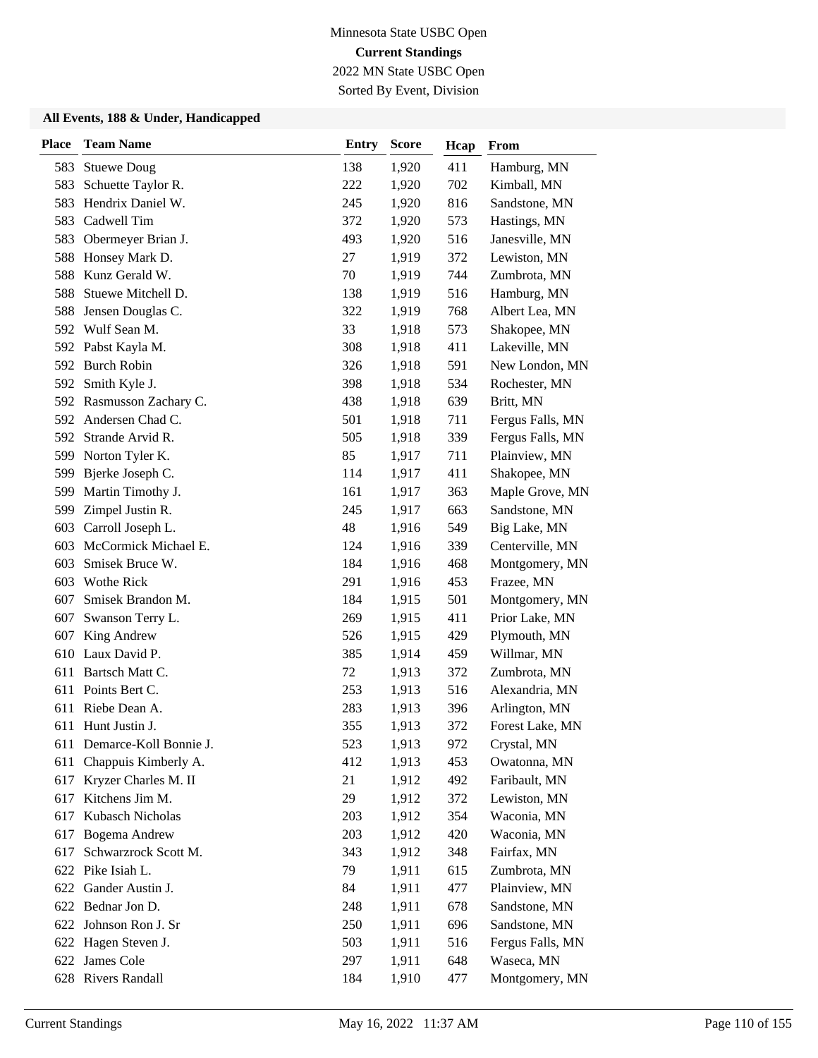Minnesota State USBC Open

**Current Standings**

2022 MN State USBC Open

Sorted By Event, Division

### All Events, 188 & Under, Handicapped

| Place | Team Name | Entry | Score | Hcap | From |
|---|---|---|---|---|---|
| 583 | Stuewe Doug | 138 | 1,920 | 411 | Hamburg, MN |
| 583 | Schuette Taylor R. | 222 | 1,920 | 702 | Kimball, MN |
| 583 | Hendrix Daniel W. | 245 | 1,920 | 816 | Sandstone, MN |
| 583 | Cadwell Tim | 372 | 1,920 | 573 | Hastings, MN |
| 583 | Obermeyer Brian J. | 493 | 1,920 | 516 | Janesville, MN |
| 588 | Honsey Mark D. | 27 | 1,919 | 372 | Lewiston, MN |
| 588 | Kunz Gerald W. | 70 | 1,919 | 744 | Zumbrota, MN |
| 588 | Stuewe Mitchell D. | 138 | 1,919 | 516 | Hamburg, MN |
| 588 | Jensen Douglas C. | 322 | 1,919 | 768 | Albert Lea, MN |
| 592 | Wulf Sean M. | 33 | 1,918 | 573 | Shakopee, MN |
| 592 | Pabst Kayla M. | 308 | 1,918 | 411 | Lakeville, MN |
| 592 | Burch Robin | 326 | 1,918 | 591 | New London, MN |
| 592 | Smith Kyle J. | 398 | 1,918 | 534 | Rochester, MN |
| 592 | Rasmusson Zachary C. | 438 | 1,918 | 639 | Britt, MN |
| 592 | Andersen Chad C. | 501 | 1,918 | 711 | Fergus Falls, MN |
| 592 | Strande Arvid R. | 505 | 1,918 | 339 | Fergus Falls, MN |
| 599 | Norton Tyler K. | 85 | 1,917 | 711 | Plainview, MN |
| 599 | Bjerke Joseph C. | 114 | 1,917 | 411 | Shakopee, MN |
| 599 | Martin Timothy J. | 161 | 1,917 | 363 | Maple Grove, MN |
| 599 | Zimpel Justin R. | 245 | 1,917 | 663 | Sandstone, MN |
| 603 | Carroll Joseph L. | 48 | 1,916 | 549 | Big Lake, MN |
| 603 | McCormick Michael E. | 124 | 1,916 | 339 | Centerville, MN |
| 603 | Smisek Bruce W. | 184 | 1,916 | 468 | Montgomery, MN |
| 603 | Wothe Rick | 291 | 1,916 | 453 | Frazee, MN |
| 607 | Smisek Brandon M. | 184 | 1,915 | 501 | Montgomery, MN |
| 607 | Swanson Terry L. | 269 | 1,915 | 411 | Prior Lake, MN |
| 607 | King Andrew | 526 | 1,915 | 429 | Plymouth, MN |
| 610 | Laux David P. | 385 | 1,914 | 459 | Willmar, MN |
| 611 | Bartsch Matt C. | 72 | 1,913 | 372 | Zumbrota, MN |
| 611 | Points Bert C. | 253 | 1,913 | 516 | Alexandria, MN |
| 611 | Riebe Dean A. | 283 | 1,913 | 396 | Arlington, MN |
| 611 | Hunt Justin J. | 355 | 1,913 | 372 | Forest Lake, MN |
| 611 | Demarce-Koll Bonnie J. | 523 | 1,913 | 972 | Crystal, MN |
| 611 | Chappuis Kimberly A. | 412 | 1,913 | 453 | Owatonna, MN |
| 617 | Kryzer Charles M. II | 21 | 1,912 | 492 | Faribault, MN |
| 617 | Kitchens Jim M. | 29 | 1,912 | 372 | Lewiston, MN |
| 617 | Kubasch Nicholas | 203 | 1,912 | 354 | Waconia, MN |
| 617 | Bogema Andrew | 203 | 1,912 | 420 | Waconia, MN |
| 617 | Schwarzrock Scott M. | 343 | 1,912 | 348 | Fairfax, MN |
| 622 | Pike Isiah L. | 79 | 1,911 | 615 | Zumbrota, MN |
| 622 | Gander Austin J. | 84 | 1,911 | 477 | Plainview, MN |
| 622 | Bednar Jon D. | 248 | 1,911 | 678 | Sandstone, MN |
| 622 | Johnson Ron J. Sr | 250 | 1,911 | 696 | Sandstone, MN |
| 622 | Hagen Steven J. | 503 | 1,911 | 516 | Fergus Falls, MN |
| 622 | James Cole | 297 | 1,911 | 648 | Waseca, MN |
| 628 | Rivers Randall | 184 | 1,910 | 477 | Montgomery, MN |

Current Standings May 16, 2022 11:37 AM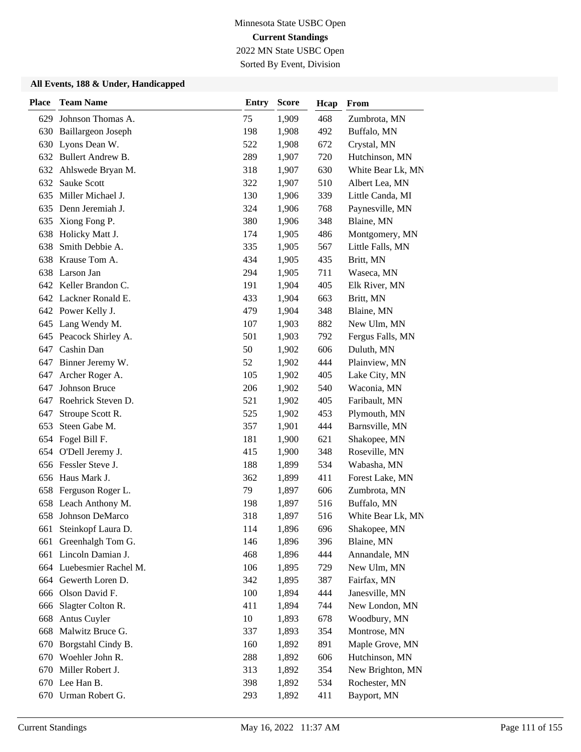Minnesota State USBC Open

**Current Standings**

2022 MN State USBC Open

Sorted By Event, Division

### All Events, 188 & Under, Handicapped

| Place | Team Name | Entry | Score | Hcap | From |
|---|---|---|---|---|---|
| 629 | Johnson Thomas A. | 75 | 1,909 | 468 | Zumbrota, MN |
| 630 | Baillargeon Joseph | 198 | 1,908 | 492 | Buffalo, MN |
| 630 | Lyons Dean W. | 522 | 1,908 | 672 | Crystal, MN |
| 632 | Bullert Andrew B. | 289 | 1,907 | 720 | Hutchinson, MN |
| 632 | Ahlswede Bryan M. | 318 | 1,907 | 630 | White Bear Lk, MN |
| 632 | Sauke Scott | 322 | 1,907 | 510 | Albert Lea, MN |
| 635 | Miller Michael J. | 130 | 1,906 | 339 | Little Canda, MI |
| 635 | Denn Jeremiah J. | 324 | 1,906 | 768 | Paynesville, MN |
| 635 | Xiong Fong P. | 380 | 1,906 | 348 | Blaine, MN |
| 638 | Holicky Matt J. | 174 | 1,905 | 486 | Montgomery, MN |
| 638 | Smith Debbie A. | 335 | 1,905 | 567 | Little Falls, MN |
| 638 | Krause Tom A. | 434 | 1,905 | 435 | Britt, MN |
| 638 | Larson Jan | 294 | 1,905 | 711 | Waseca, MN |
| 642 | Keller Brandon C. | 191 | 1,904 | 405 | Elk River, MN |
| 642 | Lackner Ronald E. | 433 | 1,904 | 663 | Britt, MN |
| 642 | Power Kelly J. | 479 | 1,904 | 348 | Blaine, MN |
| 645 | Lang Wendy M. | 107 | 1,903 | 882 | New Ulm, MN |
| 645 | Peacock Shirley A. | 501 | 1,903 | 792 | Fergus Falls, MN |
| 647 | Cashin Dan | 50 | 1,902 | 606 | Duluth, MN |
| 647 | Binner Jeremy W. | 52 | 1,902 | 444 | Plainview, MN |
| 647 | Archer Roger A. | 105 | 1,902 | 405 | Lake City, MN |
| 647 | Johnson Bruce | 206 | 1,902 | 540 | Waconia, MN |
| 647 | Roehrick Steven D. | 521 | 1,902 | 405 | Faribault, MN |
| 647 | Stroupe Scott R. | 525 | 1,902 | 453 | Plymouth, MN |
| 653 | Steen Gabe M. | 357 | 1,901 | 444 | Barnsville, MN |
| 654 | Fogel Bill F. | 181 | 1,900 | 621 | Shakopee, MN |
| 654 | O'Dell Jeremy J. | 415 | 1,900 | 348 | Roseville, MN |
| 656 | Fessler Steve J. | 188 | 1,899 | 534 | Wabasha, MN |
| 656 | Haus Mark J. | 362 | 1,899 | 411 | Forest Lake, MN |
| 658 | Ferguson Roger L. | 79 | 1,897 | 606 | Zumbrota, MN |
| 658 | Leach Anthony M. | 198 | 1,897 | 516 | Buffalo, MN |
| 658 | Johnson DeMarco | 318 | 1,897 | 516 | White Bear Lk, MN |
| 661 | Steinkopf Laura D. | 114 | 1,896 | 696 | Shakopee, MN |
| 661 | Greenhalgh Tom G. | 146 | 1,896 | 396 | Blaine, MN |
| 661 | Lincoln Damian J. | 468 | 1,896 | 444 | Annandale, MN |
| 664 | Luebesmier Rachel M. | 106 | 1,895 | 729 | New Ulm, MN |
| 664 | Gewerth Loren D. | 342 | 1,895 | 387 | Fairfax, MN |
| 666 | Olson David F. | 100 | 1,894 | 444 | Janesville, MN |
| 666 | Slagter Colton R. | 411 | 1,894 | 744 | New London, MN |
| 668 | Antus Cuyler | 10 | 1,893 | 678 | Woodbury, MN |
| 668 | Malwitz Bruce G. | 337 | 1,893 | 354 | Montrose, MN |
| 670 | Borgstahl Cindy B. | 160 | 1,892 | 891 | Maple Grove, MN |
| 670 | Woehler John R. | 288 | 1,892 | 606 | Hutchinson, MN |
| 670 | Miller Robert J. | 313 | 1,892 | 354 | New Brighton, MN |
| 670 | Lee Han B. | 398 | 1,892 | 534 | Rochester, MN |
| 670 | Urman Robert G. | 293 | 1,892 | 411 | Bayport, MN |

Current Standings    May 16, 2022 11:37 AM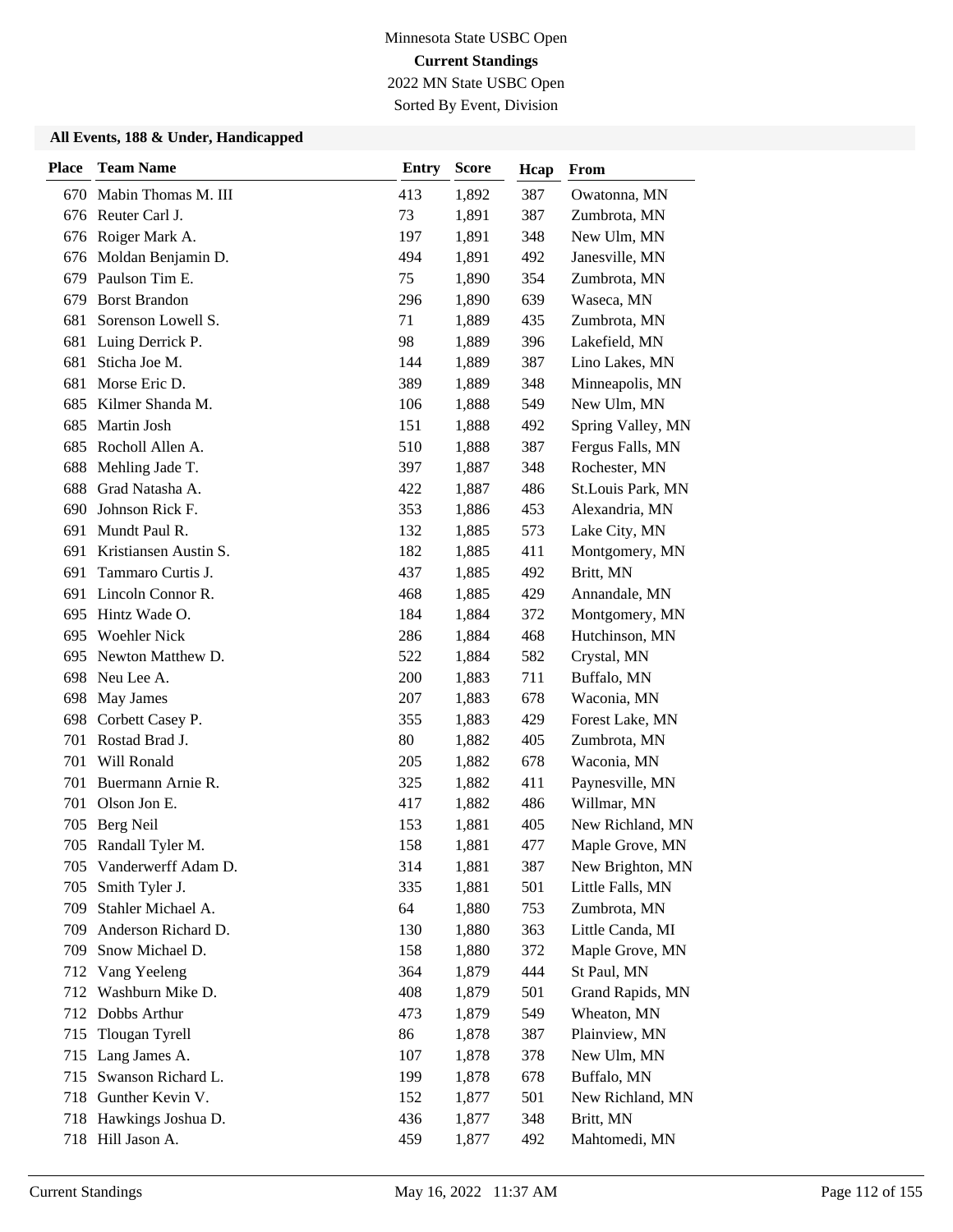Minnesota State USBC Open

**Current Standings**

2022 MN State USBC Open

Sorted By Event, Division

### All Events, 188 & Under, Handicapped

| Place | Team Name | Entry | Score | Hcap | From |
|---|---|---|---|---|---|
| 670 | Mabin Thomas M. III | 413 | 1,892 | 387 | Owatonna, MN |
| 676 | Reuter Carl J. | 73 | 1,891 | 387 | Zumbrota, MN |
| 676 | Roiger Mark A. | 197 | 1,891 | 348 | New Ulm, MN |
| 676 | Moldan Benjamin D. | 494 | 1,891 | 492 | Janesville, MN |
| 679 | Paulson Tim E. | 75 | 1,890 | 354 | Zumbrota, MN |
| 679 | Borst Brandon | 296 | 1,890 | 639 | Waseca, MN |
| 681 | Sorenson Lowell S. | 71 | 1,889 | 435 | Zumbrota, MN |
| 681 | Luing Derrick P. | 98 | 1,889 | 396 | Lakefield, MN |
| 681 | Sticha Joe M. | 144 | 1,889 | 387 | Lino Lakes, MN |
| 681 | Morse Eric D. | 389 | 1,889 | 348 | Minneapolis, MN |
| 685 | Kilmer Shanda M. | 106 | 1,888 | 549 | New Ulm, MN |
| 685 | Martin Josh | 151 | 1,888 | 492 | Spring Valley, MN |
| 685 | Rocholl Allen A. | 510 | 1,888 | 387 | Fergus Falls, MN |
| 688 | Mehling Jade T. | 397 | 1,887 | 348 | Rochester, MN |
| 688 | Grad Natasha A. | 422 | 1,887 | 486 | St.Louis Park, MN |
| 690 | Johnson Rick F. | 353 | 1,886 | 453 | Alexandria, MN |
| 691 | Mundt Paul R. | 132 | 1,885 | 573 | Lake City, MN |
| 691 | Kristiansen Austin S. | 182 | 1,885 | 411 | Montgomery, MN |
| 691 | Tammaro Curtis J. | 437 | 1,885 | 492 | Britt, MN |
| 691 | Lincoln Connor R. | 468 | 1,885 | 429 | Annandale, MN |
| 695 | Hintz Wade O. | 184 | 1,884 | 372 | Montgomery, MN |
| 695 | Woehler Nick | 286 | 1,884 | 468 | Hutchinson, MN |
| 695 | Newton Matthew D. | 522 | 1,884 | 582 | Crystal, MN |
| 698 | Neu Lee A. | 200 | 1,883 | 711 | Buffalo, MN |
| 698 | May James | 207 | 1,883 | 678 | Waconia, MN |
| 698 | Corbett Casey P. | 355 | 1,883 | 429 | Forest Lake, MN |
| 701 | Rostad Brad J. | 80 | 1,882 | 405 | Zumbrota, MN |
| 701 | Will Ronald | 205 | 1,882 | 678 | Waconia, MN |
| 701 | Buermann Arnie R. | 325 | 1,882 | 411 | Paynesville, MN |
| 701 | Olson Jon E. | 417 | 1,882 | 486 | Willmar, MN |
| 705 | Berg Neil | 153 | 1,881 | 405 | New Richland, MN |
| 705 | Randall Tyler M. | 158 | 1,881 | 477 | Maple Grove, MN |
| 705 | Vanderwerff Adam D. | 314 | 1,881 | 387 | New Brighton, MN |
| 705 | Smith Tyler J. | 335 | 1,881 | 501 | Little Falls, MN |
| 709 | Stahler Michael A. | 64 | 1,880 | 753 | Zumbrota, MN |
| 709 | Anderson Richard D. | 130 | 1,880 | 363 | Little Canda, MI |
| 709 | Snow Michael D. | 158 | 1,880 | 372 | Maple Grove, MN |
| 712 | Vang Yeeleng | 364 | 1,879 | 444 | St Paul, MN |
| 712 | Washburn Mike D. | 408 | 1,879 | 501 | Grand Rapids, MN |
| 712 | Dobbs Arthur | 473 | 1,879 | 549 | Wheaton, MN |
| 715 | Tlougan Tyrell | 86 | 1,878 | 387 | Plainview, MN |
| 715 | Lang James A. | 107 | 1,878 | 378 | New Ulm, MN |
| 715 | Swanson Richard L. | 199 | 1,878 | 678 | Buffalo, MN |
| 718 | Gunther Kevin V. | 152 | 1,877 | 501 | New Richland, MN |
| 718 | Hawkings Joshua D. | 436 | 1,877 | 348 | Britt, MN |
| 718 | Hill Jason A. | 459 | 1,877 | 492 | Mahtomedi, MN |

Current Standings May 16, 2022 11:37 AM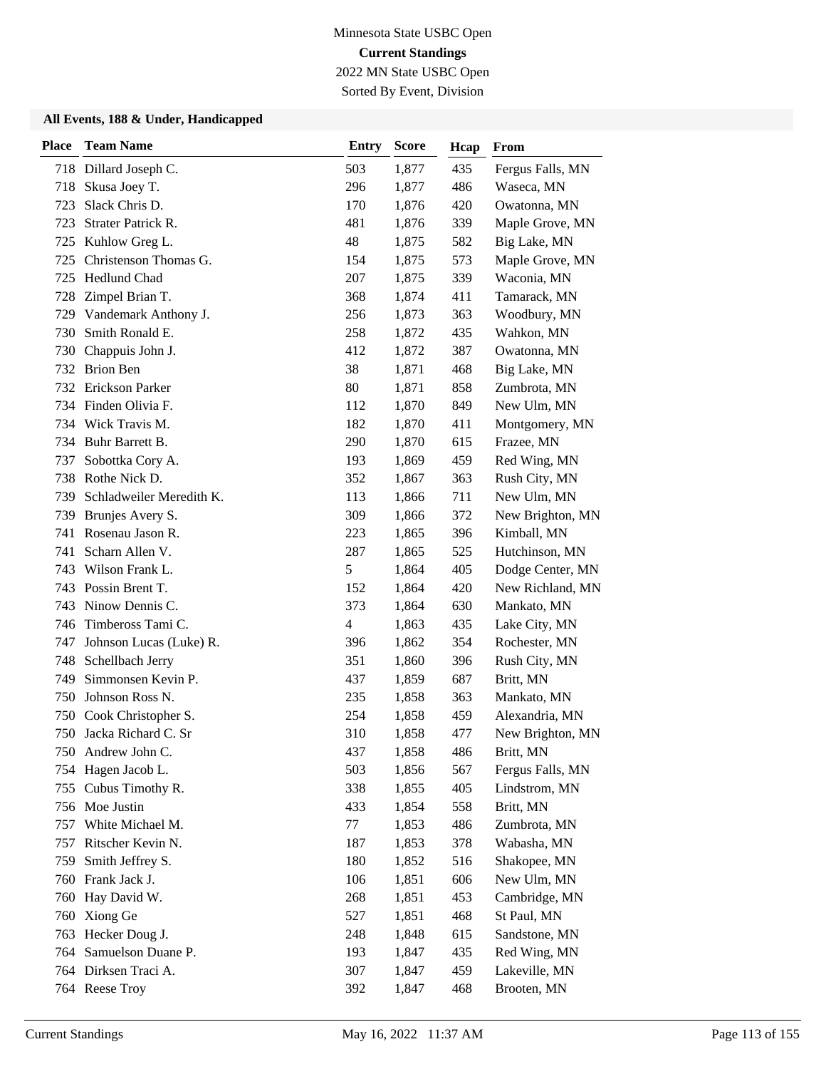Minnesota State USBC Open

**Current Standings**

2022 MN State USBC Open

Sorted By Event, Division

### All Events, 188 & Under, Handicapped

| Place | Team Name | Entry | Score | Hcap | From |
|---|---|---|---|---|---|
| 718 | Dillard Joseph C. | 503 | 1,877 | 435 | Fergus Falls, MN |
| 718 | Skusa Joey T. | 296 | 1,877 | 486 | Waseca, MN |
| 723 | Slack Chris D. | 170 | 1,876 | 420 | Owatonna, MN |
| 723 | Strater Patrick R. | 481 | 1,876 | 339 | Maple Grove, MN |
| 725 | Kuhlow Greg L. | 48 | 1,875 | 582 | Big Lake, MN |
| 725 | Christenson Thomas G. | 154 | 1,875 | 573 | Maple Grove, MN |
| 725 | Hedlund Chad | 207 | 1,875 | 339 | Waconia, MN |
| 728 | Zimpel Brian T. | 368 | 1,874 | 411 | Tamarack, MN |
| 729 | Vandemark Anthony J. | 256 | 1,873 | 363 | Woodbury, MN |
| 730 | Smith Ronald E. | 258 | 1,872 | 435 | Wahkon, MN |
| 730 | Chappuis John J. | 412 | 1,872 | 387 | Owatonna, MN |
| 732 | Brion Ben | 38 | 1,871 | 468 | Big Lake, MN |
| 732 | Erickson Parker | 80 | 1,871 | 858 | Zumbrota, MN |
| 734 | Finden Olivia F. | 112 | 1,870 | 849 | New Ulm, MN |
| 734 | Wick Travis M. | 182 | 1,870 | 411 | Montgomery, MN |
| 734 | Buhr Barrett B. | 290 | 1,870 | 615 | Frazee, MN |
| 737 | Sobottka Cory A. | 193 | 1,869 | 459 | Red Wing, MN |
| 738 | Rothe Nick D. | 352 | 1,867 | 363 | Rush City, MN |
| 739 | Schladweiler Meredith K. | 113 | 1,866 | 711 | New Ulm, MN |
| 739 | Brunjes Avery S. | 309 | 1,866 | 372 | New Brighton, MN |
| 741 | Rosenau Jason R. | 223 | 1,865 | 396 | Kimball, MN |
| 741 | Scharn Allen V. | 287 | 1,865 | 525 | Hutchinson, MN |
| 743 | Wilson Frank L. | 5 | 1,864 | 405 | Dodge Center, MN |
| 743 | Possin Brent T. | 152 | 1,864 | 420 | New Richland, MN |
| 743 | Ninow Dennis C. | 373 | 1,864 | 630 | Mankato, MN |
| 746 | Timbeross Tami C. | 4 | 1,863 | 435 | Lake City, MN |
| 747 | Johnson Lucas (Luke) R. | 396 | 1,862 | 354 | Rochester, MN |
| 748 | Schellbach Jerry | 351 | 1,860 | 396 | Rush City, MN |
| 749 | Simmonsen Kevin P. | 437 | 1,859 | 687 | Britt, MN |
| 750 | Johnson Ross N. | 235 | 1,858 | 363 | Mankato, MN |
| 750 | Cook Christopher S. | 254 | 1,858 | 459 | Alexandria, MN |
| 750 | Jacka Richard C. Sr | 310 | 1,858 | 477 | New Brighton, MN |
| 750 | Andrew John C. | 437 | 1,858 | 486 | Britt, MN |
| 754 | Hagen Jacob L. | 503 | 1,856 | 567 | Fergus Falls, MN |
| 755 | Cubus Timothy R. | 338 | 1,855 | 405 | Lindstrom, MN |
| 756 | Moe Justin | 433 | 1,854 | 558 | Britt, MN |
| 757 | White Michael M. | 77 | 1,853 | 486 | Zumbrota, MN |
| 757 | Ritscher Kevin N. | 187 | 1,853 | 378 | Wabasha, MN |
| 759 | Smith Jeffrey S. | 180 | 1,852 | 516 | Shakopee, MN |
| 760 | Frank Jack J. | 106 | 1,851 | 606 | New Ulm, MN |
| 760 | Hay David W. | 268 | 1,851 | 453 | Cambridge, MN |
| 760 | Xiong Ge | 527 | 1,851 | 468 | St Paul, MN |
| 763 | Hecker Doug J. | 248 | 1,848 | 615 | Sandstone, MN |
| 764 | Samuelson Duane P. | 193 | 1,847 | 435 | Red Wing, MN |
| 764 | Dirksen Traci A. | 307 | 1,847 | 459 | Lakeville, MN |
| 764 | Reese Troy | 392 | 1,847 | 468 | Brooten, MN |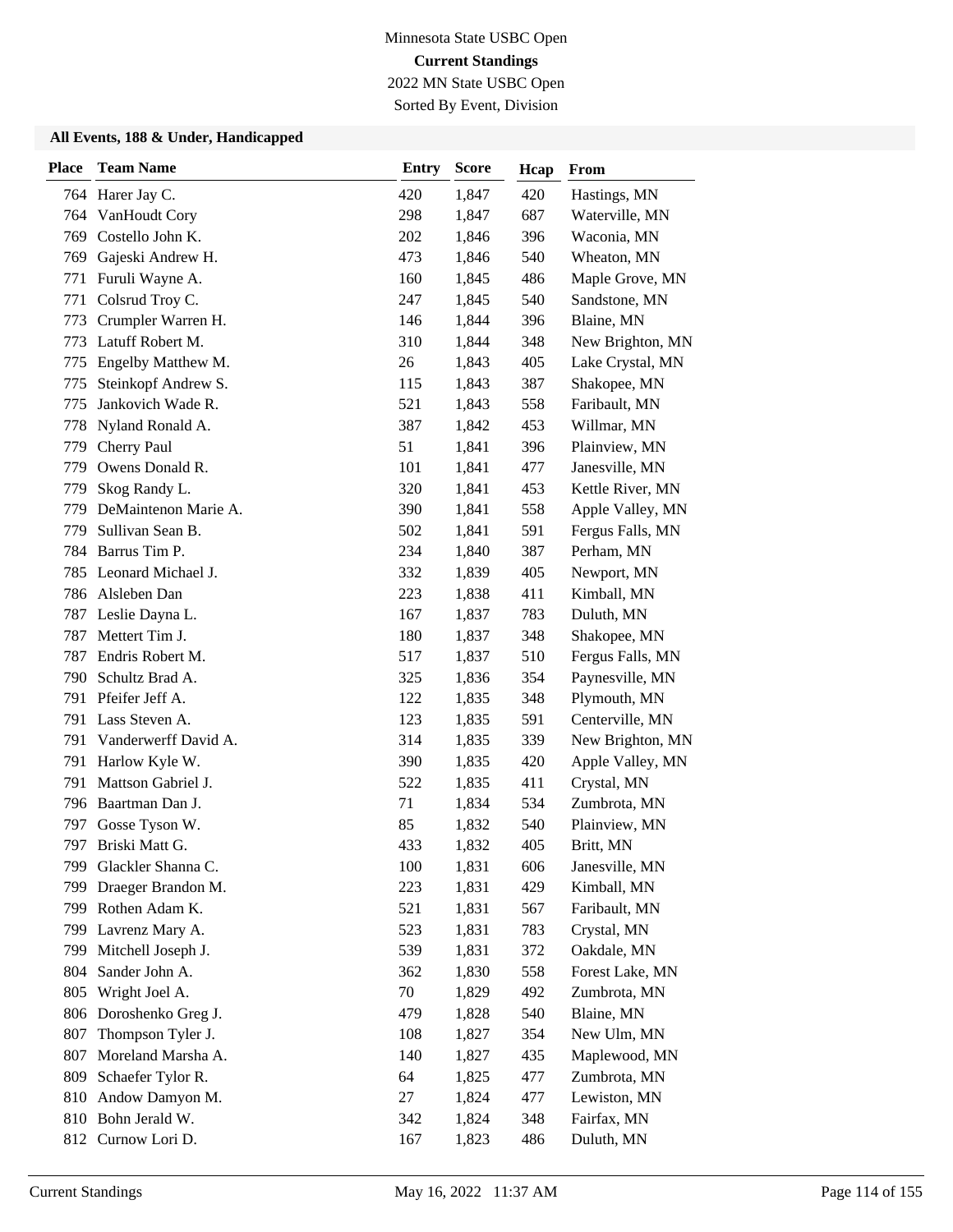Minnesota State USBC Open
**Current Standings**
2022 MN State USBC Open
Sorted By Event, Division

### All Events, 188 & Under, Handicapped

| Place | Team Name | Entry | Score | Hcap | From |
|---|---|---|---|---|---|
| 764 | Harer Jay C. | 420 | 1,847 | 420 | Hastings, MN |
| 764 | VanHoudt Cory | 298 | 1,847 | 687 | Waterville, MN |
| 769 | Costello John K. | 202 | 1,846 | 396 | Waconia, MN |
| 769 | Gajeski Andrew H. | 473 | 1,846 | 540 | Wheaton, MN |
| 771 | Furuli Wayne A. | 160 | 1,845 | 486 | Maple Grove, MN |
| 771 | Colsrud Troy C. | 247 | 1,845 | 540 | Sandstone, MN |
| 773 | Crumpler Warren H. | 146 | 1,844 | 396 | Blaine, MN |
| 773 | Latuff Robert M. | 310 | 1,844 | 348 | New Brighton, MN |
| 775 | Engelby Matthew M. | 26 | 1,843 | 405 | Lake Crystal, MN |
| 775 | Steinkopf Andrew S. | 115 | 1,843 | 387 | Shakopee, MN |
| 775 | Jankovich Wade R. | 521 | 1,843 | 558 | Faribault, MN |
| 778 | Nyland Ronald A. | 387 | 1,842 | 453 | Willmar, MN |
| 779 | Cherry Paul | 51 | 1,841 | 396 | Plainview, MN |
| 779 | Owens Donald R. | 101 | 1,841 | 477 | Janesville, MN |
| 779 | Skog Randy L. | 320 | 1,841 | 453 | Kettle River, MN |
| 779 | DeMaintenon Marie A. | 390 | 1,841 | 558 | Apple Valley, MN |
| 779 | Sullivan Sean B. | 502 | 1,841 | 591 | Fergus Falls, MN |
| 784 | Barrus Tim P. | 234 | 1,840 | 387 | Perham, MN |
| 785 | Leonard Michael J. | 332 | 1,839 | 405 | Newport, MN |
| 786 | Alsleben Dan | 223 | 1,838 | 411 | Kimball, MN |
| 787 | Leslie Dayna L. | 167 | 1,837 | 783 | Duluth, MN |
| 787 | Mettert Tim J. | 180 | 1,837 | 348 | Shakopee, MN |
| 787 | Endris Robert M. | 517 | 1,837 | 510 | Fergus Falls, MN |
| 790 | Schultz Brad A. | 325 | 1,836 | 354 | Paynesville, MN |
| 791 | Pfeifer Jeff A. | 122 | 1,835 | 348 | Plymouth, MN |
| 791 | Lass Steven A. | 123 | 1,835 | 591 | Centerville, MN |
| 791 | Vanderwerff David A. | 314 | 1,835 | 339 | New Brighton, MN |
| 791 | Harlow Kyle W. | 390 | 1,835 | 420 | Apple Valley, MN |
| 791 | Mattson Gabriel J. | 522 | 1,835 | 411 | Crystal, MN |
| 796 | Baartman Dan J. | 71 | 1,834 | 534 | Zumbrota, MN |
| 797 | Gosse Tyson W. | 85 | 1,832 | 540 | Plainview, MN |
| 797 | Briski Matt G. | 433 | 1,832 | 405 | Britt, MN |
| 799 | Glackler Shanna C. | 100 | 1,831 | 606 | Janesville, MN |
| 799 | Draeger Brandon M. | 223 | 1,831 | 429 | Kimball, MN |
| 799 | Rothen Adam K. | 521 | 1,831 | 567 | Faribault, MN |
| 799 | Lavrenz Mary A. | 523 | 1,831 | 783 | Crystal, MN |
| 799 | Mitchell Joseph J. | 539 | 1,831 | 372 | Oakdale, MN |
| 804 | Sander John A. | 362 | 1,830 | 558 | Forest Lake, MN |
| 805 | Wright Joel A. | 70 | 1,829 | 492 | Zumbrota, MN |
| 806 | Doroshenko Greg J. | 479 | 1,828 | 540 | Blaine, MN |
| 807 | Thompson Tyler J. | 108 | 1,827 | 354 | New Ulm, MN |
| 807 | Moreland Marsha A. | 140 | 1,827 | 435 | Maplewood, MN |
| 809 | Schaefer Tylor R. | 64 | 1,825 | 477 | Zumbrota, MN |
| 810 | Andow Damyon M. | 27 | 1,824 | 477 | Lewiston, MN |
| 810 | Bohn Jerald W. | 342 | 1,824 | 348 | Fairfax, MN |
| 812 | Curnow Lori D. | 167 | 1,823 | 486 | Duluth, MN |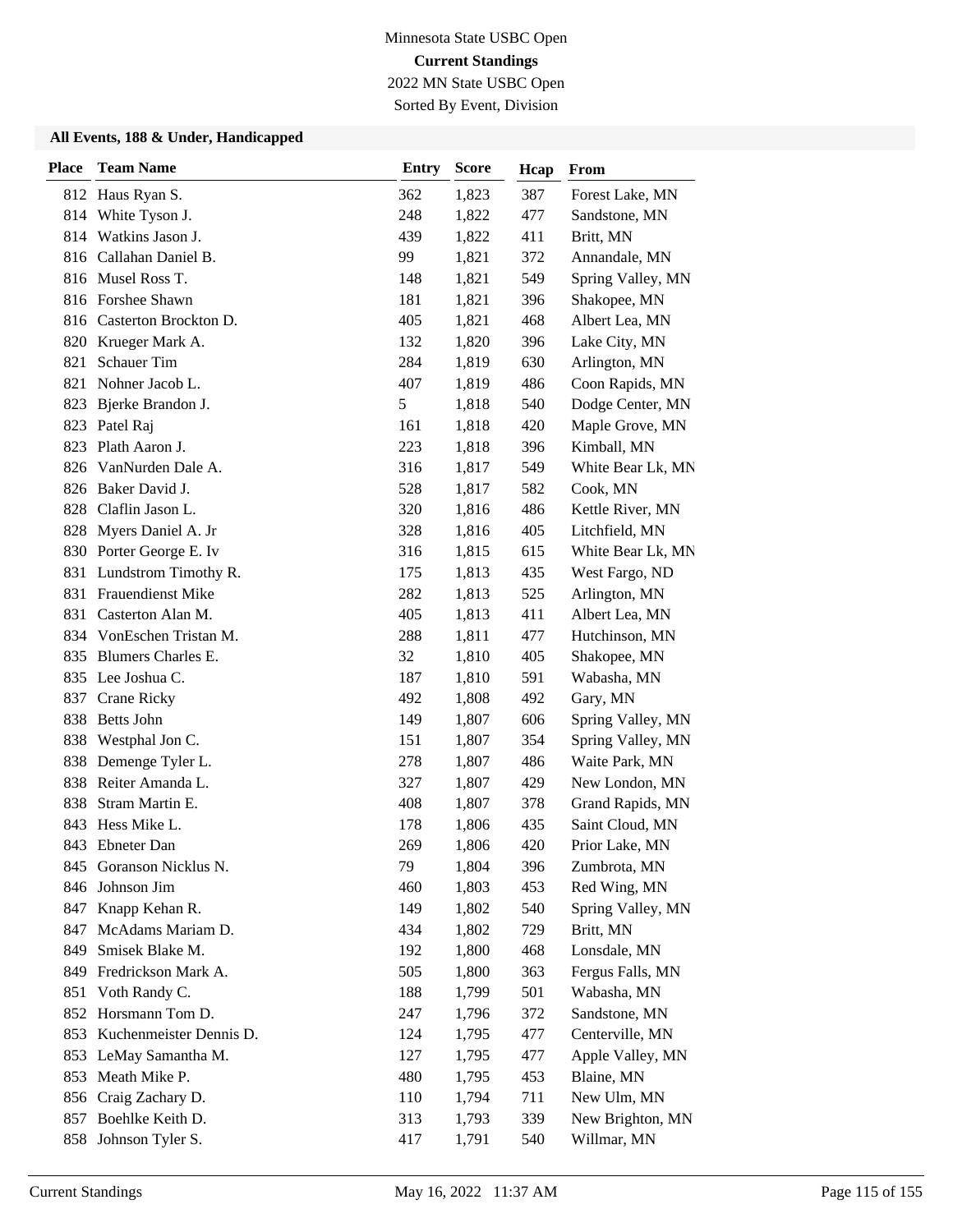Minnesota State USBC Open

**Current Standings**

2022 MN State USBC Open

Sorted By Event, Division

### All Events, 188 & Under, Handicapped

| Place | Team Name | Entry | Score | Hcap | From |
|---|---|---|---|---|---|
| 812 | Haus Ryan S. | 362 | 1,823 | 387 | Forest Lake, MN |
| 814 | White Tyson J. | 248 | 1,822 | 477 | Sandstone, MN |
| 814 | Watkins Jason J. | 439 | 1,822 | 411 | Britt, MN |
| 816 | Callahan Daniel B. | 99 | 1,821 | 372 | Annandale, MN |
| 816 | Musel Ross T. | 148 | 1,821 | 549 | Spring Valley, MN |
| 816 | Forshee Shawn | 181 | 1,821 | 396 | Shakopee, MN |
| 816 | Casterton Brockton D. | 405 | 1,821 | 468 | Albert Lea, MN |
| 820 | Krueger Mark A. | 132 | 1,820 | 396 | Lake City, MN |
| 821 | Schauer Tim | 284 | 1,819 | 630 | Arlington, MN |
| 821 | Nohner Jacob L. | 407 | 1,819 | 486 | Coon Rapids, MN |
| 823 | Bjerke Brandon J. | 5 | 1,818 | 540 | Dodge Center, MN |
| 823 | Patel Raj | 161 | 1,818 | 420 | Maple Grove, MN |
| 823 | Plath Aaron J. | 223 | 1,818 | 396 | Kimball, MN |
| 826 | VanNurden Dale A. | 316 | 1,817 | 549 | White Bear Lk, MN |
| 826 | Baker David J. | 528 | 1,817 | 582 | Cook, MN |
| 828 | Claflin Jason L. | 320 | 1,816 | 486 | Kettle River, MN |
| 828 | Myers Daniel A. Jr | 328 | 1,816 | 405 | Litchfield, MN |
| 830 | Porter George E. Iv | 316 | 1,815 | 615 | White Bear Lk, MN |
| 831 | Lundstrom Timothy R. | 175 | 1,813 | 435 | West Fargo, ND |
| 831 | Frauendienst Mike | 282 | 1,813 | 525 | Arlington, MN |
| 831 | Casterton Alan M. | 405 | 1,813 | 411 | Albert Lea, MN |
| 834 | VonEschen Tristan M. | 288 | 1,811 | 477 | Hutchinson, MN |
| 835 | Blumers Charles E. | 32 | 1,810 | 405 | Shakopee, MN |
| 835 | Lee Joshua C. | 187 | 1,810 | 591 | Wabasha, MN |
| 837 | Crane Ricky | 492 | 1,808 | 492 | Gary, MN |
| 838 | Betts John | 149 | 1,807 | 606 | Spring Valley, MN |
| 838 | Westphal Jon C. | 151 | 1,807 | 354 | Spring Valley, MN |
| 838 | Demenge Tyler L. | 278 | 1,807 | 486 | Waite Park, MN |
| 838 | Reiter Amanda L. | 327 | 1,807 | 429 | New London, MN |
| 838 | Stram Martin E. | 408 | 1,807 | 378 | Grand Rapids, MN |
| 843 | Hess Mike L. | 178 | 1,806 | 435 | Saint Cloud, MN |
| 843 | Ebneter Dan | 269 | 1,806 | 420 | Prior Lake, MN |
| 845 | Goranson Nicklus N. | 79 | 1,804 | 396 | Zumbrota, MN |
| 846 | Johnson Jim | 460 | 1,803 | 453 | Red Wing, MN |
| 847 | Knapp Kehan R. | 149 | 1,802 | 540 | Spring Valley, MN |
| 847 | McAdams Mariam D. | 434 | 1,802 | 729 | Britt, MN |
| 849 | Smisek Blake M. | 192 | 1,800 | 468 | Lonsdale, MN |
| 849 | Fredrickson Mark A. | 505 | 1,800 | 363 | Fergus Falls, MN |
| 851 | Voth Randy C. | 188 | 1,799 | 501 | Wabasha, MN |
| 852 | Horsmann Tom D. | 247 | 1,796 | 372 | Sandstone, MN |
| 853 | Kuchenmeister Dennis D. | 124 | 1,795 | 477 | Centerville, MN |
| 853 | LeMay Samantha M. | 127 | 1,795 | 477 | Apple Valley, MN |
| 853 | Meath Mike P. | 480 | 1,795 | 453 | Blaine, MN |
| 856 | Craig Zachary D. | 110 | 1,794 | 711 | New Ulm, MN |
| 857 | Boehlke Keith D. | 313 | 1,793 | 339 | New Brighton, MN |
| 858 | Johnson Tyler S. | 417 | 1,791 | 540 | Willmar, MN |

Current Standings May 16, 2022 11:37 AM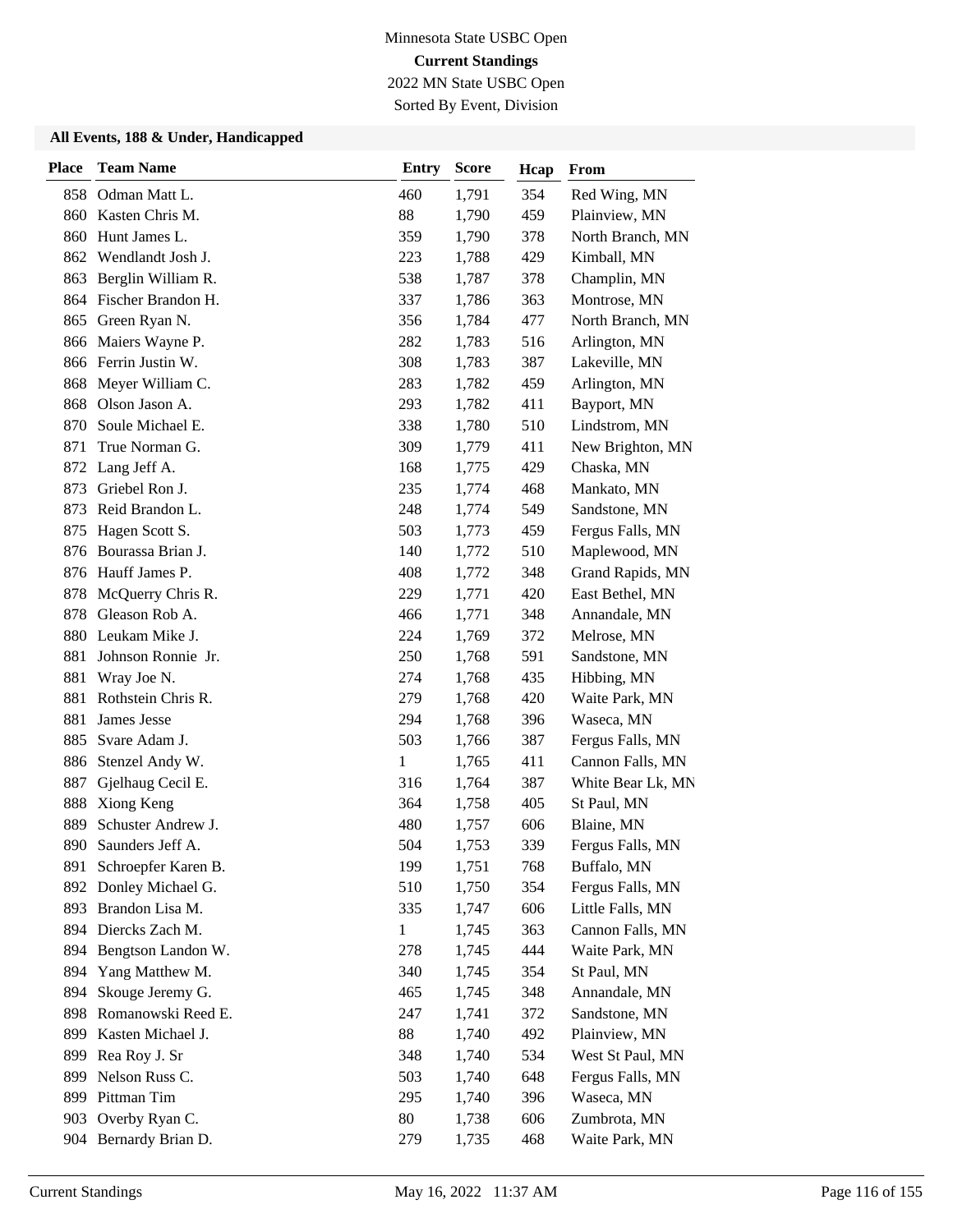Minnesota State USBC Open

**Current Standings**

2022 MN State USBC Open

Sorted By Event, Division

### All Events, 188 & Under, Handicapped

| Place | Team Name | Entry | Score | Hcap | From |
|---|---|---|---|---|---|
| 858 | Odman Matt L. | 460 | 1,791 | 354 | Red Wing, MN |
| 860 | Kasten Chris M. | 88 | 1,790 | 459 | Plainview, MN |
| 860 | Hunt James L. | 359 | 1,790 | 378 | North Branch, MN |
| 862 | Wendlandt Josh J. | 223 | 1,788 | 429 | Kimball, MN |
| 863 | Berglin William R. | 538 | 1,787 | 378 | Champlin, MN |
| 864 | Fischer Brandon H. | 337 | 1,786 | 363 | Montrose, MN |
| 865 | Green Ryan N. | 356 | 1,784 | 477 | North Branch, MN |
| 866 | Maiers Wayne P. | 282 | 1,783 | 516 | Arlington, MN |
| 866 | Ferrin Justin W. | 308 | 1,783 | 387 | Lakeville, MN |
| 868 | Meyer William C. | 283 | 1,782 | 459 | Arlington, MN |
| 868 | Olson Jason A. | 293 | 1,782 | 411 | Bayport, MN |
| 870 | Soule Michael E. | 338 | 1,780 | 510 | Lindstrom, MN |
| 871 | True Norman G. | 309 | 1,779 | 411 | New Brighton, MN |
| 872 | Lang Jeff A. | 168 | 1,775 | 429 | Chaska, MN |
| 873 | Griebel Ron J. | 235 | 1,774 | 468 | Mankato, MN |
| 873 | Reid Brandon L. | 248 | 1,774 | 549 | Sandstone, MN |
| 875 | Hagen Scott S. | 503 | 1,773 | 459 | Fergus Falls, MN |
| 876 | Bourassa Brian J. | 140 | 1,772 | 510 | Maplewood, MN |
| 876 | Hauff James P. | 408 | 1,772 | 348 | Grand Rapids, MN |
| 878 | McQuerry Chris R. | 229 | 1,771 | 420 | East Bethel, MN |
| 878 | Gleason Rob A. | 466 | 1,771 | 348 | Annandale, MN |
| 880 | Leukam Mike J. | 224 | 1,769 | 372 | Melrose, MN |
| 881 | Johnson Ronnie Jr. | 250 | 1,768 | 591 | Sandstone, MN |
| 881 | Wray Joe N. | 274 | 1,768 | 435 | Hibbing, MN |
| 881 | Rothstein Chris R. | 279 | 1,768 | 420 | Waite Park, MN |
| 881 | James Jesse | 294 | 1,768 | 396 | Waseca, MN |
| 885 | Svare Adam J. | 503 | 1,766 | 387 | Fergus Falls, MN |
| 886 | Stenzel Andy W. | 1 | 1,765 | 411 | Cannon Falls, MN |
| 887 | Gjelhaug Cecil E. | 316 | 1,764 | 387 | White Bear Lk, MN |
| 888 | Xiong Keng | 364 | 1,758 | 405 | St Paul, MN |
| 889 | Schuster Andrew J. | 480 | 1,757 | 606 | Blaine, MN |
| 890 | Saunders Jeff A. | 504 | 1,753 | 339 | Fergus Falls, MN |
| 891 | Schroepfer Karen B. | 199 | 1,751 | 768 | Buffalo, MN |
| 892 | Donley Michael G. | 510 | 1,750 | 354 | Fergus Falls, MN |
| 893 | Brandon Lisa M. | 335 | 1,747 | 606 | Little Falls, MN |
| 894 | Diercks Zach M. | 1 | 1,745 | 363 | Cannon Falls, MN |
| 894 | Bengtson Landon W. | 278 | 1,745 | 444 | Waite Park, MN |
| 894 | Yang Matthew M. | 340 | 1,745 | 354 | St Paul, MN |
| 894 | Skouge Jeremy G. | 465 | 1,745 | 348 | Annandale, MN |
| 898 | Romanowski Reed E. | 247 | 1,741 | 372 | Sandstone, MN |
| 899 | Kasten Michael J. | 88 | 1,740 | 492 | Plainview, MN |
| 899 | Rea Roy J. Sr | 348 | 1,740 | 534 | West St Paul, MN |
| 899 | Nelson Russ C. | 503 | 1,740 | 648 | Fergus Falls, MN |
| 899 | Pittman Tim | 295 | 1,740 | 396 | Waseca, MN |
| 903 | Overby Ryan C. | 80 | 1,738 | 606 | Zumbrota, MN |
| 904 | Bernardy Brian D. | 279 | 1,735 | 468 | Waite Park, MN |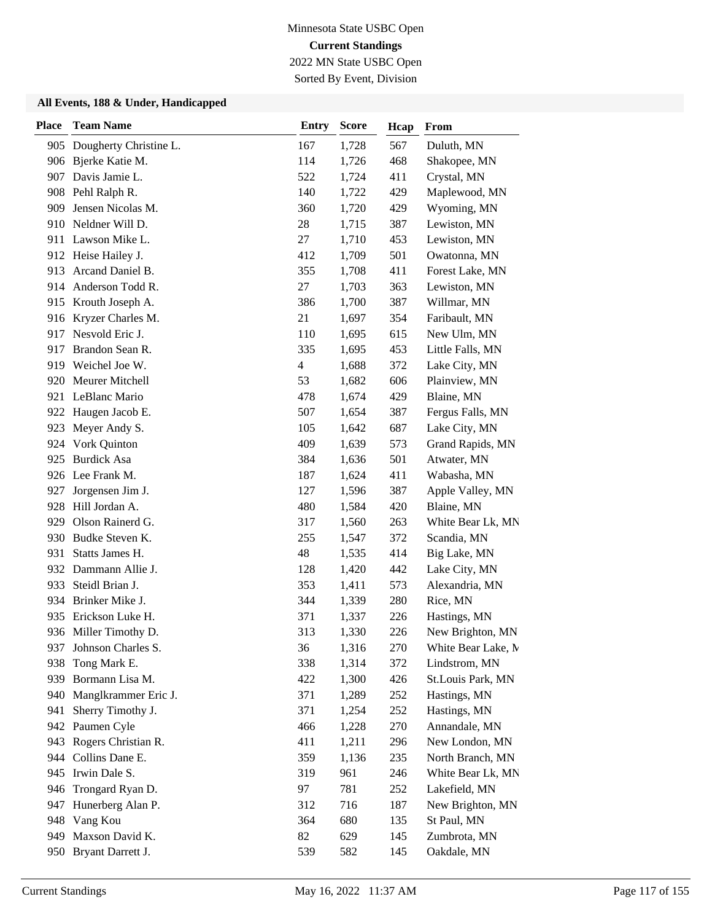Minnesota State USBC Open

**Current Standings**

2022 MN State USBC Open

Sorted By Event, Division

### All Events, 188 & Under, Handicapped

| Place | Team Name | Entry | Score | Hcap | From |
|---|---|---|---|---|---|
| 905 | Dougherty Christine L. | 167 | 1,728 | 567 | Duluth, MN |
| 906 | Bjerke Katie M. | 114 | 1,726 | 468 | Shakopee, MN |
| 907 | Davis Jamie L. | 522 | 1,724 | 411 | Crystal, MN |
| 908 | Pehl Ralph R. | 140 | 1,722 | 429 | Maplewood, MN |
| 909 | Jensen Nicolas M. | 360 | 1,720 | 429 | Wyoming, MN |
| 910 | Neldner Will D. | 28 | 1,715 | 387 | Lewiston, MN |
| 911 | Lawson Mike L. | 27 | 1,710 | 453 | Lewiston, MN |
| 912 | Heise Hailey J. | 412 | 1,709 | 501 | Owatonna, MN |
| 913 | Arcand Daniel B. | 355 | 1,708 | 411 | Forest Lake, MN |
| 914 | Anderson Todd R. | 27 | 1,703 | 363 | Lewiston, MN |
| 915 | Krouth Joseph A. | 386 | 1,700 | 387 | Willmar, MN |
| 916 | Kryzer Charles M. | 21 | 1,697 | 354 | Faribault, MN |
| 917 | Nesvold Eric J. | 110 | 1,695 | 615 | New Ulm, MN |
| 917 | Brandon Sean R. | 335 | 1,695 | 453 | Little Falls, MN |
| 919 | Weichel Joe W. | 4 | 1,688 | 372 | Lake City, MN |
| 920 | Meurer Mitchell | 53 | 1,682 | 606 | Plainview, MN |
| 921 | LeBlanc Mario | 478 | 1,674 | 429 | Blaine, MN |
| 922 | Haugen Jacob E. | 507 | 1,654 | 387 | Fergus Falls, MN |
| 923 | Meyer Andy S. | 105 | 1,642 | 687 | Lake City, MN |
| 924 | Vork Quinton | 409 | 1,639 | 573 | Grand Rapids, MN |
| 925 | Burdick Asa | 384 | 1,636 | 501 | Atwater, MN |
| 926 | Lee Frank M. | 187 | 1,624 | 411 | Wabasha, MN |
| 927 | Jorgensen Jim J. | 127 | 1,596 | 387 | Apple Valley, MN |
| 928 | Hill Jordan A. | 480 | 1,584 | 420 | Blaine, MN |
| 929 | Olson Rainerd G. | 317 | 1,560 | 263 | White Bear Lk, MN |
| 930 | Budke Steven K. | 255 | 1,547 | 372 | Scandia, MN |
| 931 | Statts James H. | 48 | 1,535 | 414 | Big Lake, MN |
| 932 | Dammann Allie J. | 128 | 1,420 | 442 | Lake City, MN |
| 933 | Steidl Brian J. | 353 | 1,411 | 573 | Alexandria, MN |
| 934 | Brinker Mike J. | 344 | 1,339 | 280 | Rice, MN |
| 935 | Erickson Luke H. | 371 | 1,337 | 226 | Hastings, MN |
| 936 | Miller Timothy D. | 313 | 1,330 | 226 | New Brighton, MN |
| 937 | Johnson Charles S. | 36 | 1,316 | 270 | White Bear Lake, M |
| 938 | Tong Mark E. | 338 | 1,314 | 372 | Lindstrom, MN |
| 939 | Bormann Lisa M. | 422 | 1,300 | 426 | St.Louis Park, MN |
| 940 | Manglkrammer Eric J. | 371 | 1,289 | 252 | Hastings, MN |
| 941 | Sherry Timothy J. | 371 | 1,254 | 252 | Hastings, MN |
| 942 | Paumen Cyle | 466 | 1,228 | 270 | Annandale, MN |
| 943 | Rogers Christian R. | 411 | 1,211 | 296 | New London, MN |
| 944 | Collins Dane E. | 359 | 1,136 | 235 | North Branch, MN |
| 945 | Irwin Dale S. | 319 | 961 | 246 | White Bear Lk, MN |
| 946 | Trongard Ryan D. | 97 | 781 | 252 | Lakefield, MN |
| 947 | Hunerberg Alan P. | 312 | 716 | 187 | New Brighton, MN |
| 948 | Vang Kou | 364 | 680 | 135 | St Paul, MN |
| 949 | Maxson David K. | 82 | 629 | 145 | Zumbrota, MN |
| 950 | Bryant Darrett J. | 539 | 582 | 145 | Oakdale, MN |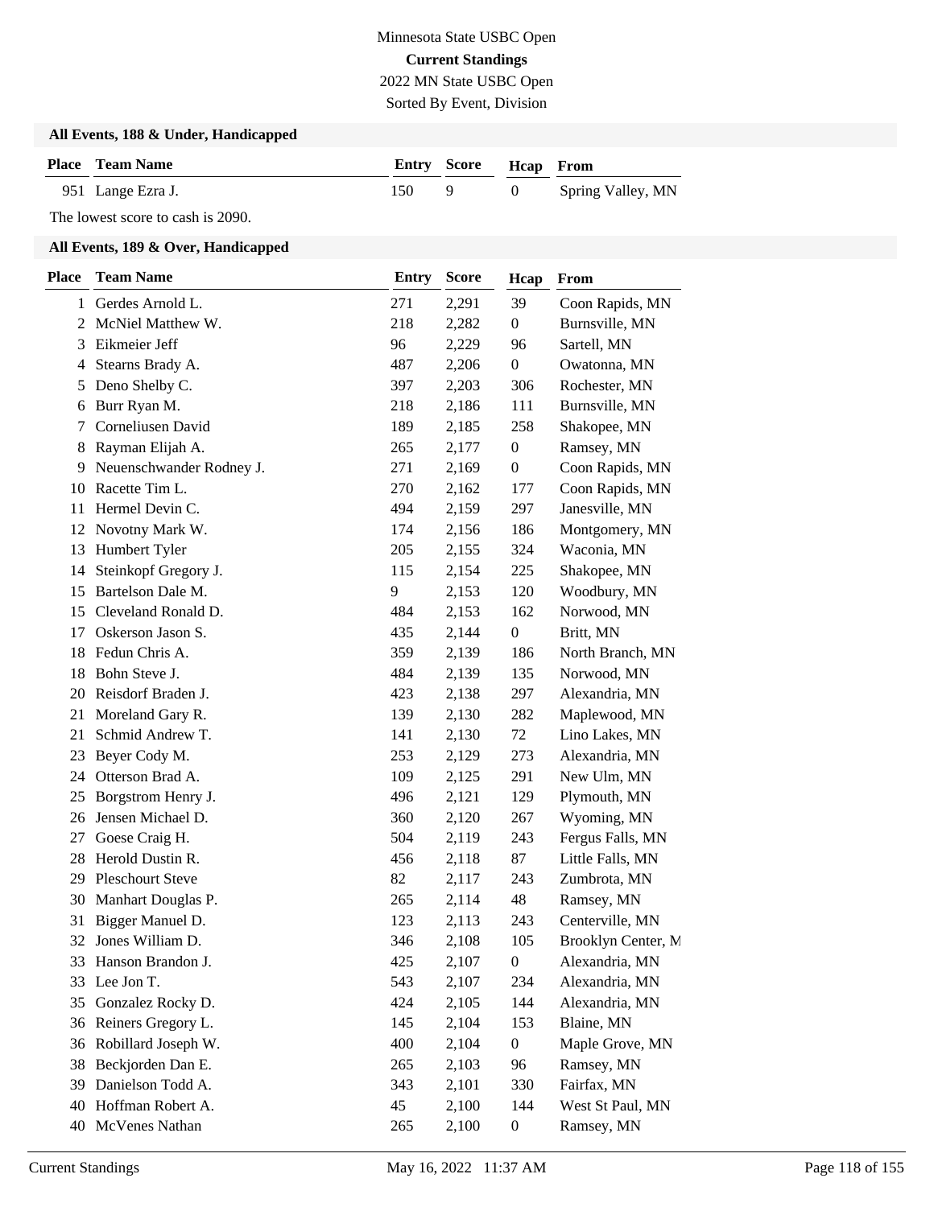Minnesota State USBC Open

**Current Standings**

2022 MN State USBC Open

Sorted By Event, Division

### All Events, 188 & Under, Handicapped

| Place | Team Name | Entry | Score | Hcap | From |
|---|---|---|---|---|---|
| 951 | Lange Ezra J. | 150 | 9 | 0 | Spring Valley, MN |

The lowest score to cash is 2090.

### All Events, 189 & Over, Handicapped

| Place | Team Name | Entry | Score | Hcap | From |
|---|---|---|---|---|---|
| 1 | Gerdes Arnold L. | 271 | 2,291 | 39 | Coon Rapids, MN |
| 2 | McNiel Matthew W. | 218 | 2,282 | 0 | Burnsville, MN |
| 3 | Eikmeier Jeff | 96 | 2,229 | 96 | Sartell, MN |
| 4 | Stearns Brady A. | 487 | 2,206 | 0 | Owatonna, MN |
| 5 | Deno Shelby C. | 397 | 2,203 | 306 | Rochester, MN |
| 6 | Burr Ryan M. | 218 | 2,186 | 111 | Burnsville, MN |
| 7 | Corneliusen David | 189 | 2,185 | 258 | Shakopee, MN |
| 8 | Rayman Elijah A. | 265 | 2,177 | 0 | Ramsey, MN |
| 9 | Neuenschwander Rodney J. | 271 | 2,169 | 0 | Coon Rapids, MN |
| 10 | Racette Tim L. | 270 | 2,162 | 177 | Coon Rapids, MN |
| 11 | Hermel Devin C. | 494 | 2,159 | 297 | Janesville, MN |
| 12 | Novotny Mark W. | 174 | 2,156 | 186 | Montgomery, MN |
| 13 | Humbert Tyler | 205 | 2,155 | 324 | Waconia, MN |
| 14 | Steinkopf Gregory J. | 115 | 2,154 | 225 | Shakopee, MN |
| 15 | Bartelson Dale M. | 9 | 2,153 | 120 | Woodbury, MN |
| 15 | Cleveland Ronald D. | 484 | 2,153 | 162 | Norwood, MN |
| 17 | Oskerson Jason S. | 435 | 2,144 | 0 | Britt, MN |
| 18 | Fedun Chris A. | 359 | 2,139 | 186 | North Branch, MN |
| 18 | Bohn Steve J. | 484 | 2,139 | 135 | Norwood, MN |
| 20 | Reisdorf Braden J. | 423 | 2,138 | 297 | Alexandria, MN |
| 21 | Moreland Gary R. | 139 | 2,130 | 282 | Maplewood, MN |
| 21 | Schmid Andrew T. | 141 | 2,130 | 72 | Lino Lakes, MN |
| 23 | Beyer Cody M. | 253 | 2,129 | 273 | Alexandria, MN |
| 24 | Otterson Brad A. | 109 | 2,125 | 291 | New Ulm, MN |
| 25 | Borgstrom Henry J. | 496 | 2,121 | 129 | Plymouth, MN |
| 26 | Jensen Michael D. | 360 | 2,120 | 267 | Wyoming, MN |
| 27 | Goese Craig H. | 504 | 2,119 | 243 | Fergus Falls, MN |
| 28 | Herold Dustin R. | 456 | 2,118 | 87 | Little Falls, MN |
| 29 | Pleschourt Steve | 82 | 2,117 | 243 | Zumbrota, MN |
| 30 | Manhart Douglas P. | 265 | 2,114 | 48 | Ramsey, MN |
| 31 | Bigger Manuel D. | 123 | 2,113 | 243 | Centerville, MN |
| 32 | Jones William D. | 346 | 2,108 | 105 | Brooklyn Center, M |
| 33 | Hanson Brandon J. | 425 | 2,107 | 0 | Alexandria, MN |
| 33 | Lee Jon T. | 543 | 2,107 | 234 | Alexandria, MN |
| 35 | Gonzalez Rocky D. | 424 | 2,105 | 144 | Alexandria, MN |
| 36 | Reiners Gregory L. | 145 | 2,104 | 153 | Blaine, MN |
| 36 | Robillard Joseph W. | 400 | 2,104 | 0 | Maple Grove, MN |
| 38 | Beckjorden Dan E. | 265 | 2,103 | 96 | Ramsey, MN |
| 39 | Danielson Todd A. | 343 | 2,101 | 330 | Fairfax, MN |
| 40 | Hoffman Robert A. | 45 | 2,100 | 144 | West St Paul, MN |
| 40 | McVenes Nathan | 265 | 2,100 | 0 | Ramsey, MN |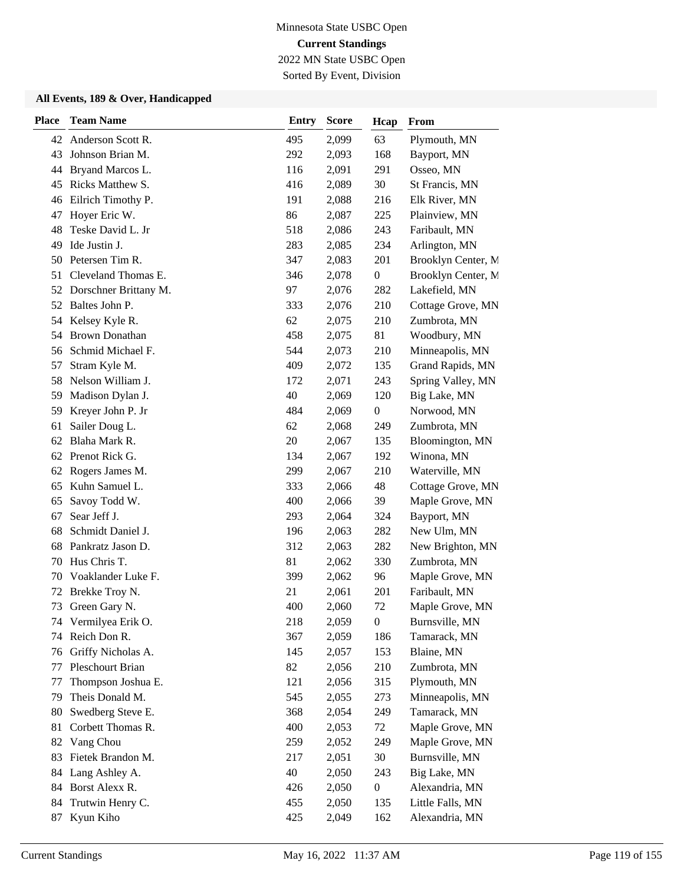Minnesota State USBC Open

**Current Standings**

2022 MN State USBC Open

Sorted By Event, Division

### All Events, 189 & Over, Handicapped

| Place | Team Name | Entry | Score | Hcap | From |
|---|---|---|---|---|---|
| 42 | Anderson Scott R. | 495 | 2,099 | 63 | Plymouth, MN |
| 43 | Johnson Brian M. | 292 | 2,093 | 168 | Bayport, MN |
| 44 | Bryand Marcos L. | 116 | 2,091 | 291 | Osseo, MN |
| 45 | Ricks Matthew S. | 416 | 2,089 | 30 | St Francis, MN |
| 46 | Eilrich Timothy P. | 191 | 2,088 | 216 | Elk River, MN |
| 47 | Hoyer Eric W. | 86 | 2,087 | 225 | Plainview, MN |
| 48 | Teske David L. Jr | 518 | 2,086 | 243 | Faribault, MN |
| 49 | Ide Justin J. | 283 | 2,085 | 234 | Arlington, MN |
| 50 | Petersen Tim R. | 347 | 2,083 | 201 | Brooklyn Center, M |
| 51 | Cleveland Thomas E. | 346 | 2,078 | 0 | Brooklyn Center, M |
| 52 | Dorschner Brittany M. | 97 | 2,076 | 282 | Lakefield, MN |
| 52 | Baltes John P. | 333 | 2,076 | 210 | Cottage Grove, MN |
| 54 | Kelsey Kyle R. | 62 | 2,075 | 210 | Zumbrota, MN |
| 54 | Brown Donathan | 458 | 2,075 | 81 | Woodbury, MN |
| 56 | Schmid Michael F. | 544 | 2,073 | 210 | Minneapolis, MN |
| 57 | Stram Kyle M. | 409 | 2,072 | 135 | Grand Rapids, MN |
| 58 | Nelson William J. | 172 | 2,071 | 243 | Spring Valley, MN |
| 59 | Madison Dylan J. | 40 | 2,069 | 120 | Big Lake, MN |
| 59 | Kreyer John P. Jr | 484 | 2,069 | 0 | Norwood, MN |
| 61 | Sailer Doug L. | 62 | 2,068 | 249 | Zumbrota, MN |
| 62 | Blaha Mark R. | 20 | 2,067 | 135 | Bloomington, MN |
| 62 | Prenot Rick G. | 134 | 2,067 | 192 | Winona, MN |
| 62 | Rogers James M. | 299 | 2,067 | 210 | Waterville, MN |
| 65 | Kuhn Samuel L. | 333 | 2,066 | 48 | Cottage Grove, MN |
| 65 | Savoy Todd W. | 400 | 2,066 | 39 | Maple Grove, MN |
| 67 | Sear Jeff J. | 293 | 2,064 | 324 | Bayport, MN |
| 68 | Schmidt Daniel J. | 196 | 2,063 | 282 | New Ulm, MN |
| 68 | Pankratz Jason D. | 312 | 2,063 | 282 | New Brighton, MN |
| 70 | Hus Chris T. | 81 | 2,062 | 330 | Zumbrota, MN |
| 70 | Voaklander Luke F. | 399 | 2,062 | 96 | Maple Grove, MN |
| 72 | Brekke Troy N. | 21 | 2,061 | 201 | Faribault, MN |
| 73 | Green Gary N. | 400 | 2,060 | 72 | Maple Grove, MN |
| 74 | Vermilyea Erik O. | 218 | 2,059 | 0 | Burnsville, MN |
| 74 | Reich Don R. | 367 | 2,059 | 186 | Tamarack, MN |
| 76 | Griffy Nicholas A. | 145 | 2,057 | 153 | Blaine, MN |
| 77 | Pleschourt Brian | 82 | 2,056 | 210 | Zumbrota, MN |
| 77 | Thompson Joshua E. | 121 | 2,056 | 315 | Plymouth, MN |
| 79 | Theis Donald M. | 545 | 2,055 | 273 | Minneapolis, MN |
| 80 | Swedberg Steve E. | 368 | 2,054 | 249 | Tamarack, MN |
| 81 | Corbett Thomas R. | 400 | 2,053 | 72 | Maple Grove, MN |
| 82 | Vang Chou | 259 | 2,052 | 249 | Maple Grove, MN |
| 83 | Fietek Brandon M. | 217 | 2,051 | 30 | Burnsville, MN |
| 84 | Lang Ashley A. | 40 | 2,050 | 243 | Big Lake, MN |
| 84 | Borst Alexx R. | 426 | 2,050 | 0 | Alexandria, MN |
| 84 | Trutwin Henry C. | 455 | 2,050 | 135 | Little Falls, MN |
| 87 | Kyun Kiho | 425 | 2,049 | 162 | Alexandria, MN |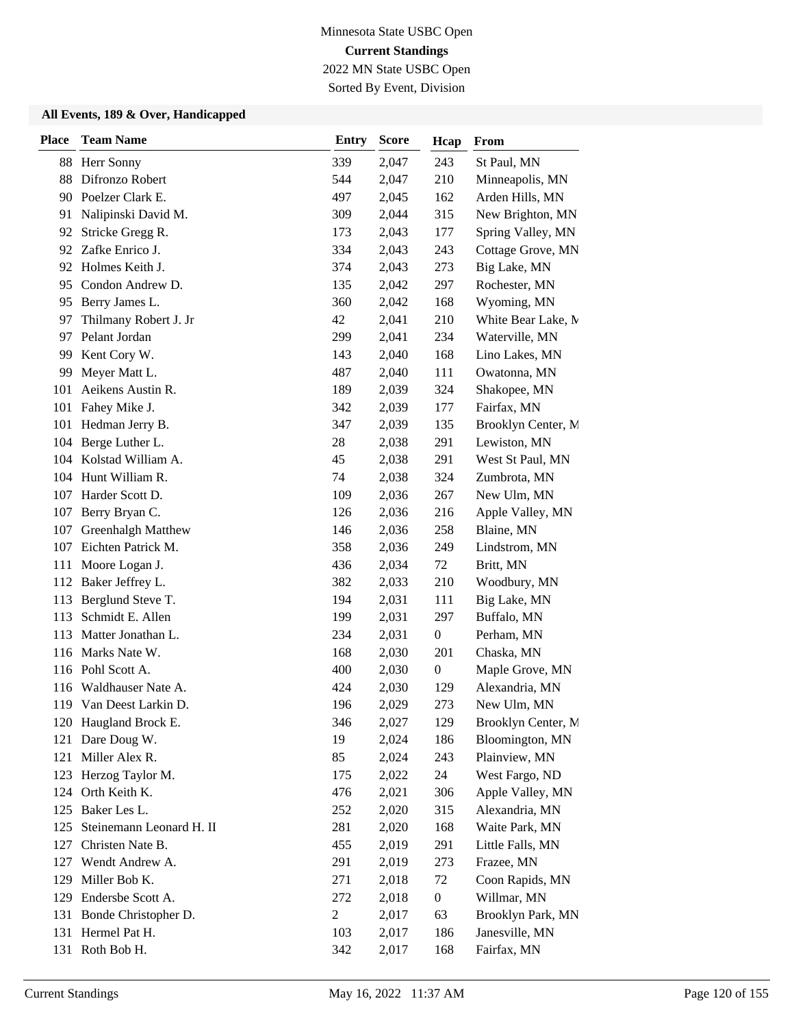Minnesota State USBC Open

**Current Standings**

2022 MN State USBC Open

Sorted By Event, Division

**All Events, 189 & Over, Handicapped**

| Place | Team Name | Entry | Score | Hcap | From |
|---|---|---|---|---|---|
| 88 | Herr Sonny | 339 | 2,047 | 243 | St Paul, MN |
| 88 | Difronzo Robert | 544 | 2,047 | 210 | Minneapolis, MN |
| 90 | Poelzer Clark E. | 497 | 2,045 | 162 | Arden Hills, MN |
| 91 | Nalipinski David M. | 309 | 2,044 | 315 | New Brighton, MN |
| 92 | Stricke Gregg R. | 173 | 2,043 | 177 | Spring Valley, MN |
| 92 | Zafke Enrico J. | 334 | 2,043 | 243 | Cottage Grove, MN |
| 92 | Holmes Keith J. | 374 | 2,043 | 273 | Big Lake, MN |
| 95 | Condon Andrew D. | 135 | 2,042 | 297 | Rochester, MN |
| 95 | Berry James L. | 360 | 2,042 | 168 | Wyoming, MN |
| 97 | Thilmany Robert J. Jr | 42 | 2,041 | 210 | White Bear Lake, M |
| 97 | Pelant Jordan | 299 | 2,041 | 234 | Waterville, MN |
| 99 | Kent Cory W. | 143 | 2,040 | 168 | Lino Lakes, MN |
| 99 | Meyer Matt L. | 487 | 2,040 | 111 | Owatonna, MN |
| 101 | Aeikens Austin R. | 189 | 2,039 | 324 | Shakopee, MN |
| 101 | Fahey Mike J. | 342 | 2,039 | 177 | Fairfax, MN |
| 101 | Hedman Jerry B. | 347 | 2,039 | 135 | Brooklyn Center, M |
| 104 | Berge Luther L. | 28 | 2,038 | 291 | Lewiston, MN |
| 104 | Kolstad William A. | 45 | 2,038 | 291 | West St Paul, MN |
| 104 | Hunt William R. | 74 | 2,038 | 324 | Zumbrota, MN |
| 107 | Harder Scott D. | 109 | 2,036 | 267 | New Ulm, MN |
| 107 | Berry Bryan C. | 126 | 2,036 | 216 | Apple Valley, MN |
| 107 | Greenhalgh Matthew | 146 | 2,036 | 258 | Blaine, MN |
| 107 | Eichten Patrick M. | 358 | 2,036 | 249 | Lindstrom, MN |
| 111 | Moore Logan J. | 436 | 2,034 | 72 | Britt, MN |
| 112 | Baker Jeffrey L. | 382 | 2,033 | 210 | Woodbury, MN |
| 113 | Berglund Steve T. | 194 | 2,031 | 111 | Big Lake, MN |
| 113 | Schmidt E. Allen | 199 | 2,031 | 297 | Buffalo, MN |
| 113 | Matter Jonathan L. | 234 | 2,031 | 0 | Perham, MN |
| 116 | Marks Nate W. | 168 | 2,030 | 201 | Chaska, MN |
| 116 | Pohl Scott A. | 400 | 2,030 | 0 | Maple Grove, MN |
| 116 | Waldhauser Nate A. | 424 | 2,030 | 129 | Alexandria, MN |
| 119 | Van Deest Larkin D. | 196 | 2,029 | 273 | New Ulm, MN |
| 120 | Haugland Brock E. | 346 | 2,027 | 129 | Brooklyn Center, M |
| 121 | Dare Doug W. | 19 | 2,024 | 186 | Bloomington, MN |
| 121 | Miller Alex R. | 85 | 2,024 | 243 | Plainview, MN |
| 123 | Herzog Taylor M. | 175 | 2,022 | 24 | West Fargo, ND |
| 124 | Orth Keith K. | 476 | 2,021 | 306 | Apple Valley, MN |
| 125 | Baker Les L. | 252 | 2,020 | 315 | Alexandria, MN |
| 125 | Steinemann Leonard H. II | 281 | 2,020 | 168 | Waite Park, MN |
| 127 | Christen Nate B. | 455 | 2,019 | 291 | Little Falls, MN |
| 127 | Wendt Andrew A. | 291 | 2,019 | 273 | Frazee, MN |
| 129 | Miller Bob K. | 271 | 2,018 | 72 | Coon Rapids, MN |
| 129 | Endersbe Scott A. | 272 | 2,018 | 0 | Willmar, MN |
| 131 | Bonde Christopher D. | 2 | 2,017 | 63 | Brooklyn Park, MN |
| 131 | Hermel Pat H. | 103 | 2,017 | 186 | Janesville, MN |
| 131 | Roth Bob H. | 342 | 2,017 | 168 | Fairfax, MN |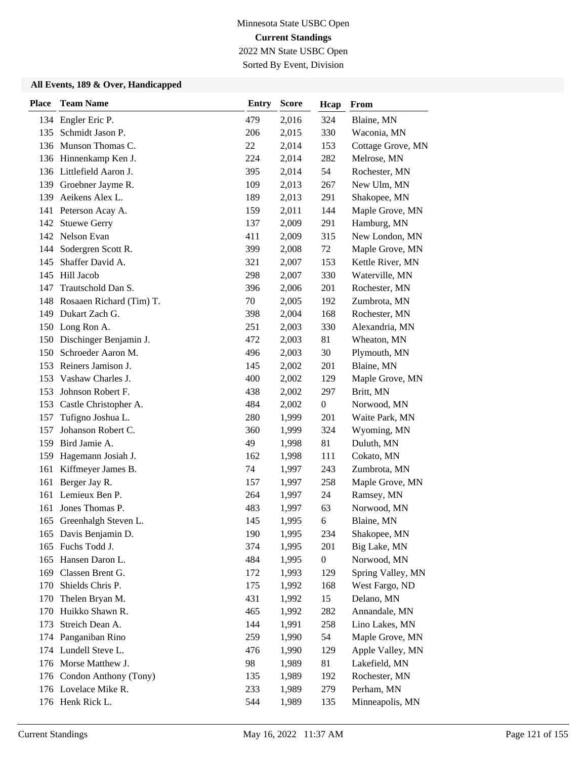Minnesota State USBC Open

**Current Standings**

2022 MN State USBC Open

Sorted By Event, Division

### All Events, 189 & Over, Handicapped

| Place | Team Name | Entry | Score | Hcap | From |
|---|---|---|---|---|---|
| 134 | Engler Eric P. | 479 | 2,016 | 324 | Blaine, MN |
| 135 | Schmidt Jason P. | 206 | 2,015 | 330 | Waconia, MN |
| 136 | Munson Thomas C. | 22 | 2,014 | 153 | Cottage Grove, MN |
| 136 | Hinnenkamp Ken J. | 224 | 2,014 | 282 | Melrose, MN |
| 136 | Littlefield Aaron J. | 395 | 2,014 | 54 | Rochester, MN |
| 139 | Groebner Jayme R. | 109 | 2,013 | 267 | New Ulm, MN |
| 139 | Aeikens Alex L. | 189 | 2,013 | 291 | Shakopee, MN |
| 141 | Peterson Acay A. | 159 | 2,011 | 144 | Maple Grove, MN |
| 142 | Stuewe Gerry | 137 | 2,009 | 291 | Hamburg, MN |
| 142 | Nelson Evan | 411 | 2,009 | 315 | New London, MN |
| 144 | Sodergren Scott R. | 399 | 2,008 | 72 | Maple Grove, MN |
| 145 | Shaffer David A. | 321 | 2,007 | 153 | Kettle River, MN |
| 145 | Hill Jacob | 298 | 2,007 | 330 | Waterville, MN |
| 147 | Trautschold Dan S. | 396 | 2,006 | 201 | Rochester, MN |
| 148 | Rosaaen Richard (Tim) T. | 70 | 2,005 | 192 | Zumbrota, MN |
| 149 | Dukart Zach G. | 398 | 2,004 | 168 | Rochester, MN |
| 150 | Long Ron A. | 251 | 2,003 | 330 | Alexandria, MN |
| 150 | Dischinger Benjamin J. | 472 | 2,003 | 81 | Wheaton, MN |
| 150 | Schroeder Aaron M. | 496 | 2,003 | 30 | Plymouth, MN |
| 153 | Reiners Jamison J. | 145 | 2,002 | 201 | Blaine, MN |
| 153 | Vashaw Charles J. | 400 | 2,002 | 129 | Maple Grove, MN |
| 153 | Johnson Robert F. | 438 | 2,002 | 297 | Britt, MN |
| 153 | Castle Christopher A. | 484 | 2,002 | 0 | Norwood, MN |
| 157 | Tufigno Joshua L. | 280 | 1,999 | 201 | Waite Park, MN |
| 157 | Johanson Robert C. | 360 | 1,999 | 324 | Wyoming, MN |
| 159 | Bird Jamie A. | 49 | 1,998 | 81 | Duluth, MN |
| 159 | Hagemann Josiah J. | 162 | 1,998 | 111 | Cokato, MN |
| 161 | Kiffmeyer James B. | 74 | 1,997 | 243 | Zumbrota, MN |
| 161 | Berger Jay R. | 157 | 1,997 | 258 | Maple Grove, MN |
| 161 | Lemieux Ben P. | 264 | 1,997 | 24 | Ramsey, MN |
| 161 | Jones Thomas P. | 483 | 1,997 | 63 | Norwood, MN |
| 165 | Greenhalgh Steven L. | 145 | 1,995 | 6 | Blaine, MN |
| 165 | Davis Benjamin D. | 190 | 1,995 | 234 | Shakopee, MN |
| 165 | Fuchs Todd J. | 374 | 1,995 | 201 | Big Lake, MN |
| 165 | Hansen Daron L. | 484 | 1,995 | 0 | Norwood, MN |
| 169 | Classen Brent G. | 172 | 1,993 | 129 | Spring Valley, MN |
| 170 | Shields Chris P. | 175 | 1,992 | 168 | West Fargo, ND |
| 170 | Thelen Bryan M. | 431 | 1,992 | 15 | Delano, MN |
| 170 | Huikko Shawn R. | 465 | 1,992 | 282 | Annandale, MN |
| 173 | Streich Dean A. | 144 | 1,991 | 258 | Lino Lakes, MN |
| 174 | Panganiban Rino | 259 | 1,990 | 54 | Maple Grove, MN |
| 174 | Lundell Steve L. | 476 | 1,990 | 129 | Apple Valley, MN |
| 176 | Morse Matthew J. | 98 | 1,989 | 81 | Lakefield, MN |
| 176 | Condon Anthony (Tony) | 135 | 1,989 | 192 | Rochester, MN |
| 176 | Lovelace Mike R. | 233 | 1,989 | 279 | Perham, MN |
| 176 | Henk Rick L. | 544 | 1,989 | 135 | Minneapolis, MN |

Current Standings May 16, 2022 11:37 AM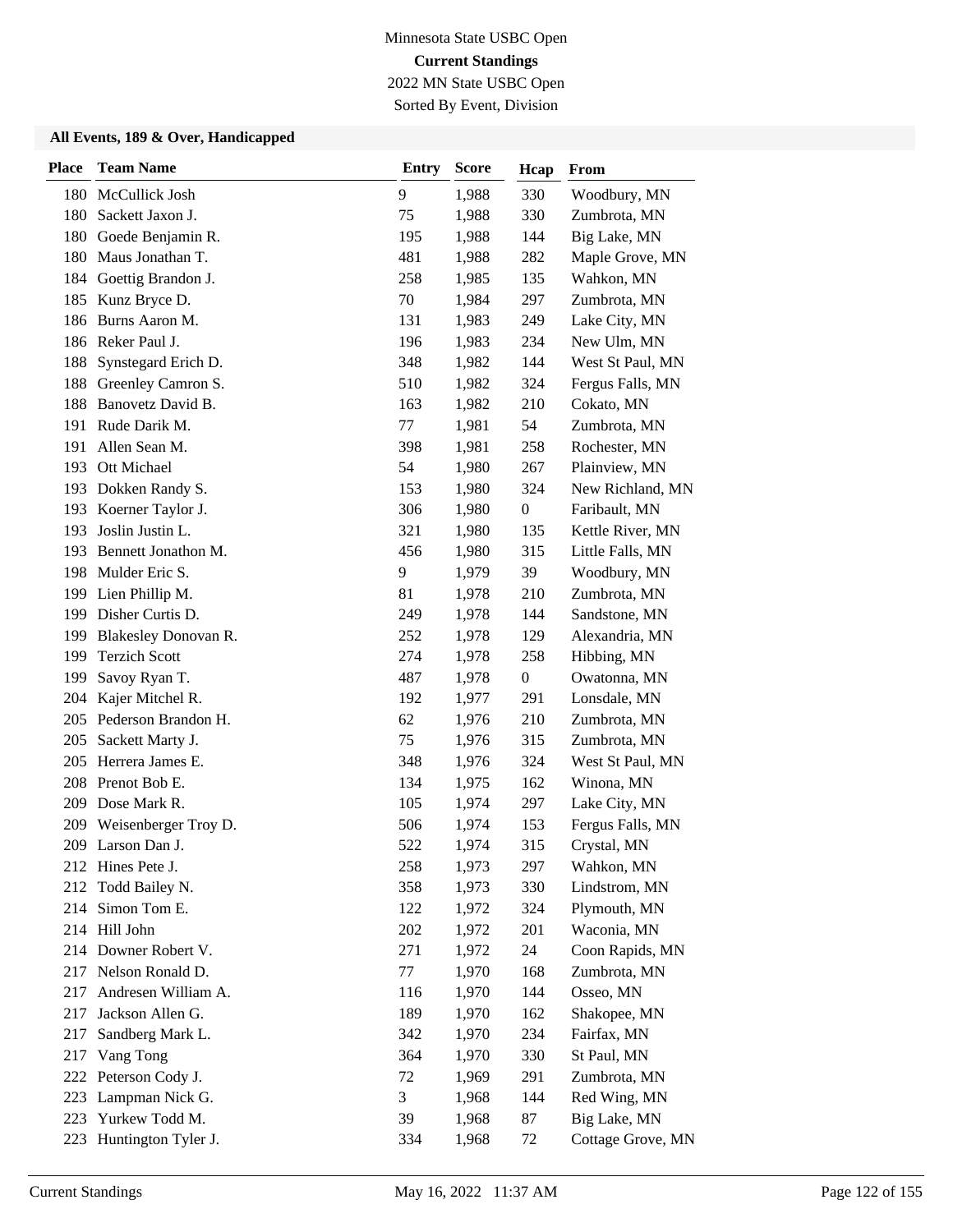Minnesota State USBC Open

**Current Standings**

2022 MN State USBC Open

Sorted By Event, Division

### All Events, 189 & Over, Handicapped

| Place | Team Name | Entry | Score | Hcap | From |
|---|---|---|---|---|---|
| 180 | McCullick Josh | 9 | 1,988 | 330 | Woodbury, MN |
| 180 | Sackett Jaxon J. | 75 | 1,988 | 330 | Zumbrota, MN |
| 180 | Goede Benjamin R. | 195 | 1,988 | 144 | Big Lake, MN |
| 180 | Maus Jonathan T. | 481 | 1,988 | 282 | Maple Grove, MN |
| 184 | Goettig Brandon J. | 258 | 1,985 | 135 | Wahkon, MN |
| 185 | Kunz Bryce D. | 70 | 1,984 | 297 | Zumbrota, MN |
| 186 | Burns Aaron M. | 131 | 1,983 | 249 | Lake City, MN |
| 186 | Reker Paul J. | 196 | 1,983 | 234 | New Ulm, MN |
| 188 | Synstegard Erich D. | 348 | 1,982 | 144 | West St Paul, MN |
| 188 | Greenley Camron S. | 510 | 1,982 | 324 | Fergus Falls, MN |
| 188 | Banovetz David B. | 163 | 1,982 | 210 | Cokato, MN |
| 191 | Rude Darik M. | 77 | 1,981 | 54 | Zumbrota, MN |
| 191 | Allen Sean M. | 398 | 1,981 | 258 | Rochester, MN |
| 193 | Ott Michael | 54 | 1,980 | 267 | Plainview, MN |
| 193 | Dokken Randy S. | 153 | 1,980 | 324 | New Richland, MN |
| 193 | Koerner Taylor J. | 306 | 1,980 | 0 | Faribault, MN |
| 193 | Joslin Justin L. | 321 | 1,980 | 135 | Kettle River, MN |
| 193 | Bennett Jonathon M. | 456 | 1,980 | 315 | Little Falls, MN |
| 198 | Mulder Eric S. | 9 | 1,979 | 39 | Woodbury, MN |
| 199 | Lien Phillip M. | 81 | 1,978 | 210 | Zumbrota, MN |
| 199 | Disher Curtis D. | 249 | 1,978 | 144 | Sandstone, MN |
| 199 | Blakesley Donovan R. | 252 | 1,978 | 129 | Alexandria, MN |
| 199 | Terzich Scott | 274 | 1,978 | 258 | Hibbing, MN |
| 199 | Savoy Ryan T. | 487 | 1,978 | 0 | Owatonna, MN |
| 204 | Kajer Mitchel R. | 192 | 1,977 | 291 | Lonsdale, MN |
| 205 | Pederson Brandon H. | 62 | 1,976 | 210 | Zumbrota, MN |
| 205 | Sackett Marty J. | 75 | 1,976 | 315 | Zumbrota, MN |
| 205 | Herrera James E. | 348 | 1,976 | 324 | West St Paul, MN |
| 208 | Prenot Bob E. | 134 | 1,975 | 162 | Winona, MN |
| 209 | Dose Mark R. | 105 | 1,974 | 297 | Lake City, MN |
| 209 | Weisenberger Troy D. | 506 | 1,974 | 153 | Fergus Falls, MN |
| 209 | Larson Dan J. | 522 | 1,974 | 315 | Crystal, MN |
| 212 | Hines Pete J. | 258 | 1,973 | 297 | Wahkon, MN |
| 212 | Todd Bailey N. | 358 | 1,973 | 330 | Lindstrom, MN |
| 214 | Simon Tom E. | 122 | 1,972 | 324 | Plymouth, MN |
| 214 | Hill John | 202 | 1,972 | 201 | Waconia, MN |
| 214 | Downer Robert V. | 271 | 1,972 | 24 | Coon Rapids, MN |
| 217 | Nelson Ronald D. | 77 | 1,970 | 168 | Zumbrota, MN |
| 217 | Andresen William A. | 116 | 1,970 | 144 | Osseo, MN |
| 217 | Jackson Allen G. | 189 | 1,970 | 162 | Shakopee, MN |
| 217 | Sandberg Mark L. | 342 | 1,970 | 234 | Fairfax, MN |
| 217 | Vang Tong | 364 | 1,970 | 330 | St Paul, MN |
| 222 | Peterson Cody J. | 72 | 1,969 | 291 | Zumbrota, MN |
| 223 | Lampman Nick G. | 3 | 1,968 | 144 | Red Wing, MN |
| 223 | Yurkew Todd M. | 39 | 1,968 | 87 | Big Lake, MN |
| 223 | Huntington Tyler J. | 334 | 1,968 | 72 | Cottage Grove, MN |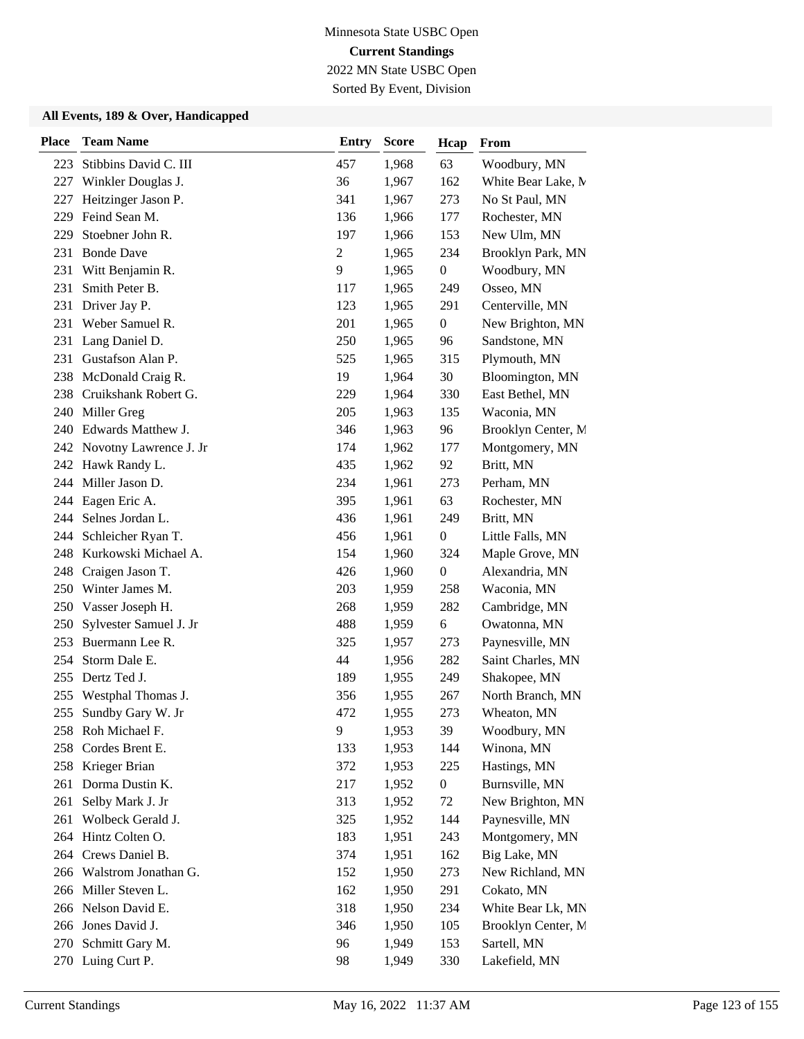Minnesota State USBC Open

**Current Standings**

2022 MN State USBC Open

Sorted By Event, Division

### All Events, 189 & Over, Handicapped

| Place | Team Name | Entry | Score | Hcap | From |
|---|---|---|---|---|---|
| 223 | Stibbins David C. III | 457 | 1,968 | 63 | Woodbury, MN |
| 227 | Winkler Douglas J. | 36 | 1,967 | 162 | White Bear Lake, M |
| 227 | Heitzinger Jason P. | 341 | 1,967 | 273 | No St Paul, MN |
| 229 | Feind Sean M. | 136 | 1,966 | 177 | Rochester, MN |
| 229 | Stoebner John R. | 197 | 1,966 | 153 | New Ulm, MN |
| 231 | Bonde Dave | 2 | 1,965 | 234 | Brooklyn Park, MN |
| 231 | Witt Benjamin R. | 9 | 1,965 | 0 | Woodbury, MN |
| 231 | Smith Peter B. | 117 | 1,965 | 249 | Osseo, MN |
| 231 | Driver Jay P. | 123 | 1,965 | 291 | Centerville, MN |
| 231 | Weber Samuel R. | 201 | 1,965 | 0 | New Brighton, MN |
| 231 | Lang Daniel D. | 250 | 1,965 | 96 | Sandstone, MN |
| 231 | Gustafson Alan P. | 525 | 1,965 | 315 | Plymouth, MN |
| 238 | McDonald Craig R. | 19 | 1,964 | 30 | Bloomington, MN |
| 238 | Cruikshank Robert G. | 229 | 1,964 | 330 | East Bethel, MN |
| 240 | Miller Greg | 205 | 1,963 | 135 | Waconia, MN |
| 240 | Edwards Matthew J. | 346 | 1,963 | 96 | Brooklyn Center, M |
| 242 | Novotny Lawrence J. Jr | 174 | 1,962 | 177 | Montgomery, MN |
| 242 | Hawk Randy L. | 435 | 1,962 | 92 | Britt, MN |
| 244 | Miller Jason D. | 234 | 1,961 | 273 | Perham, MN |
| 244 | Eagen Eric A. | 395 | 1,961 | 63 | Rochester, MN |
| 244 | Selnes Jordan L. | 436 | 1,961 | 249 | Britt, MN |
| 244 | Schleicher Ryan T. | 456 | 1,961 | 0 | Little Falls, MN |
| 248 | Kurkowski Michael A. | 154 | 1,960 | 324 | Maple Grove, MN |
| 248 | Craigen Jason T. | 426 | 1,960 | 0 | Alexandria, MN |
| 250 | Winter James M. | 203 | 1,959 | 258 | Waconia, MN |
| 250 | Vasser Joseph H. | 268 | 1,959 | 282 | Cambridge, MN |
| 250 | Sylvester Samuel J. Jr | 488 | 1,959 | 6 | Owatonna, MN |
| 253 | Buermann Lee R. | 325 | 1,957 | 273 | Paynesville, MN |
| 254 | Storm Dale E. | 44 | 1,956 | 282 | Saint Charles, MN |
| 255 | Dertz Ted J. | 189 | 1,955 | 249 | Shakopee, MN |
| 255 | Westphal Thomas J. | 356 | 1,955 | 267 | North Branch, MN |
| 255 | Sundby Gary W. Jr | 472 | 1,955 | 273 | Wheaton, MN |
| 258 | Roh Michael F. | 9 | 1,953 | 39 | Woodbury, MN |
| 258 | Cordes Brent E. | 133 | 1,953 | 144 | Winona, MN |
| 258 | Krieger Brian | 372 | 1,953 | 225 | Hastings, MN |
| 261 | Dorma Dustin K. | 217 | 1,952 | 0 | Burnsville, MN |
| 261 | Selby Mark J. Jr | 313 | 1,952 | 72 | New Brighton, MN |
| 261 | Wolbeck Gerald J. | 325 | 1,952 | 144 | Paynesville, MN |
| 264 | Hintz Colten O. | 183 | 1,951 | 243 | Montgomery, MN |
| 264 | Crews Daniel B. | 374 | 1,951 | 162 | Big Lake, MN |
| 266 | Walstrom Jonathan G. | 152 | 1,950 | 273 | New Richland, MN |
| 266 | Miller Steven L. | 162 | 1,950 | 291 | Cokato, MN |
| 266 | Nelson David E. | 318 | 1,950 | 234 | White Bear Lk, MN |
| 266 | Jones David J. | 346 | 1,950 | 105 | Brooklyn Center, M |
| 270 | Schmitt Gary M. | 96 | 1,949 | 153 | Sartell, MN |
| 270 | Luing Curt P. | 98 | 1,949 | 330 | Lakefield, MN |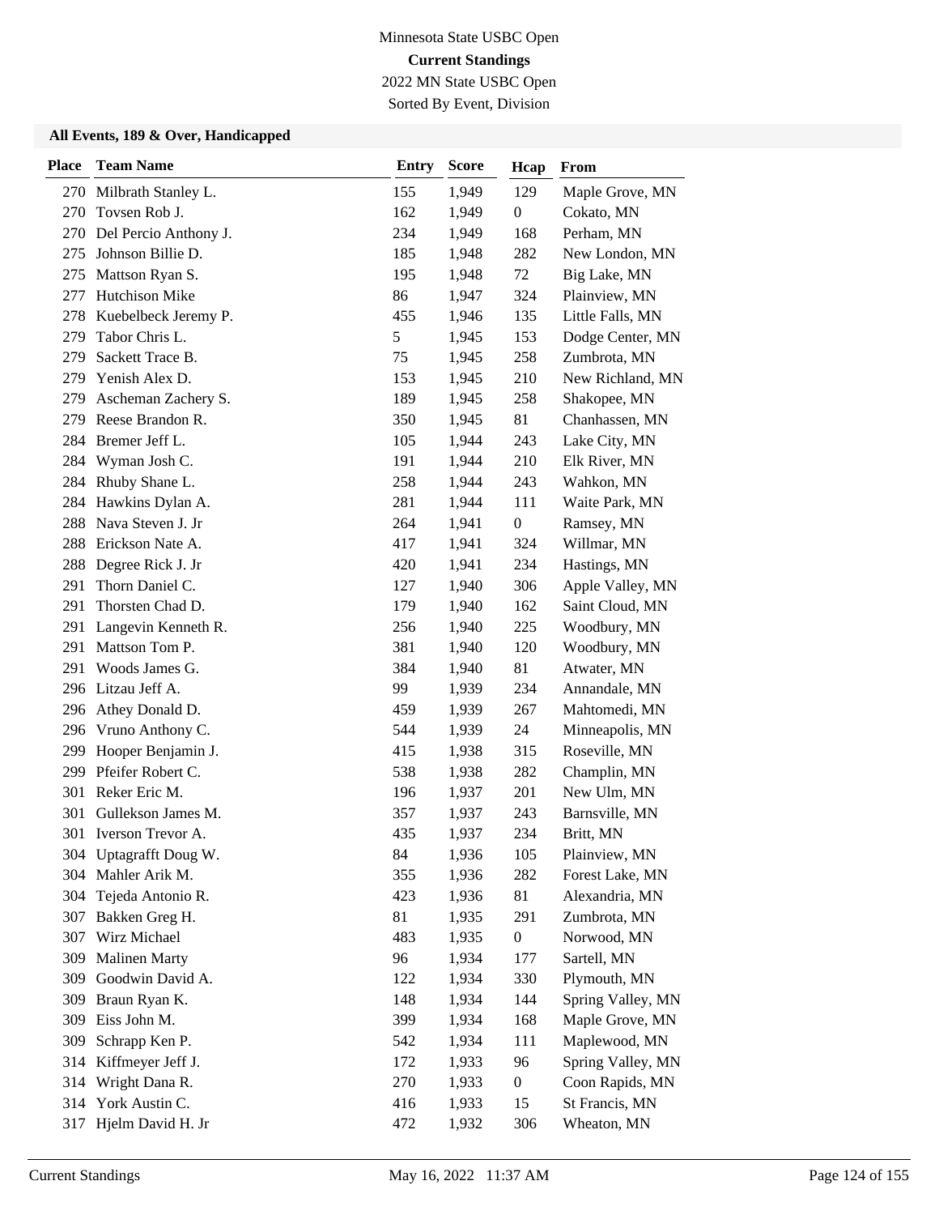Minnesota State USBC Open

**Current Standings**

2022 MN State USBC Open

Sorted By Event, Division

### All Events, 189 & Over, Handicapped

| Place | Team Name | Entry | Score | Hcap | From |
|---|---|---|---|---|---|
| 270 | Milbrath Stanley L. | 155 | 1,949 | 129 | Maple Grove, MN |
| 270 | Tovsen Rob J. | 162 | 1,949 | 0 | Cokato, MN |
| 270 | Del Percio Anthony J. | 234 | 1,949 | 168 | Perham, MN |
| 275 | Johnson Billie D. | 185 | 1,948 | 282 | New London, MN |
| 275 | Mattson Ryan S. | 195 | 1,948 | 72 | Big Lake, MN |
| 277 | Hutchison Mike | 86 | 1,947 | 324 | Plainview, MN |
| 278 | Kuebelbeck Jeremy P. | 455 | 1,946 | 135 | Little Falls, MN |
| 279 | Tabor Chris L. | 5 | 1,945 | 153 | Dodge Center, MN |
| 279 | Sackett Trace B. | 75 | 1,945 | 258 | Zumbrota, MN |
| 279 | Yenish Alex D. | 153 | 1,945 | 210 | New Richland, MN |
| 279 | Ascheman Zachery S. | 189 | 1,945 | 258 | Shakopee, MN |
| 279 | Reese Brandon R. | 350 | 1,945 | 81 | Chanhassen, MN |
| 284 | Bremer Jeff L. | 105 | 1,944 | 243 | Lake City, MN |
| 284 | Wyman Josh C. | 191 | 1,944 | 210 | Elk River, MN |
| 284 | Rhuby Shane L. | 258 | 1,944 | 243 | Wahkon, MN |
| 284 | Hawkins Dylan A. | 281 | 1,944 | 111 | Waite Park, MN |
| 288 | Nava Steven J. Jr | 264 | 1,941 | 0 | Ramsey, MN |
| 288 | Erickson Nate A. | 417 | 1,941 | 324 | Willmar, MN |
| 288 | Degree Rick J. Jr | 420 | 1,941 | 234 | Hastings, MN |
| 291 | Thorn Daniel C. | 127 | 1,940 | 306 | Apple Valley, MN |
| 291 | Thorsten Chad D. | 179 | 1,940 | 162 | Saint Cloud, MN |
| 291 | Langevin Kenneth R. | 256 | 1,940 | 225 | Woodbury, MN |
| 291 | Mattson Tom P. | 381 | 1,940 | 120 | Woodbury, MN |
| 291 | Woods James G. | 384 | 1,940 | 81 | Atwater, MN |
| 296 | Litzau Jeff A. | 99 | 1,939 | 234 | Annandale, MN |
| 296 | Athey Donald D. | 459 | 1,939 | 267 | Mahtomedi, MN |
| 296 | Vruno Anthony C. | 544 | 1,939 | 24 | Minneapolis, MN |
| 299 | Hooper Benjamin J. | 415 | 1,938 | 315 | Roseville, MN |
| 299 | Pfeifer Robert C. | 538 | 1,938 | 282 | Champlin, MN |
| 301 | Reker Eric M. | 196 | 1,937 | 201 | New Ulm, MN |
| 301 | Gullekson James M. | 357 | 1,937 | 243 | Barnsville, MN |
| 301 | Iverson Trevor A. | 435 | 1,937 | 234 | Britt, MN |
| 304 | Uptagrafft Doug W. | 84 | 1,936 | 105 | Plainview, MN |
| 304 | Mahler Arik M. | 355 | 1,936 | 282 | Forest Lake, MN |
| 304 | Tejeda Antonio R. | 423 | 1,936 | 81 | Alexandria, MN |
| 307 | Bakken Greg H. | 81 | 1,935 | 291 | Zumbrota, MN |
| 307 | Wirz Michael | 483 | 1,935 | 0 | Norwood, MN |
| 309 | Malinen Marty | 96 | 1,934 | 177 | Sartell, MN |
| 309 | Goodwin David A. | 122 | 1,934 | 330 | Plymouth, MN |
| 309 | Braun Ryan K. | 148 | 1,934 | 144 | Spring Valley, MN |
| 309 | Eiss John M. | 399 | 1,934 | 168 | Maple Grove, MN |
| 309 | Schrapp Ken P. | 542 | 1,934 | 111 | Maplewood, MN |
| 314 | Kiffmeyer Jeff J. | 172 | 1,933 | 96 | Spring Valley, MN |
| 314 | Wright Dana R. | 270 | 1,933 | 0 | Coon Rapids, MN |
| 314 | York Austin C. | 416 | 1,933 | 15 | St Francis, MN |
| 317 | Hjelm David H. Jr | 472 | 1,932 | 306 | Wheaton, MN |

Current Standings May 16, 2022 11:37 AM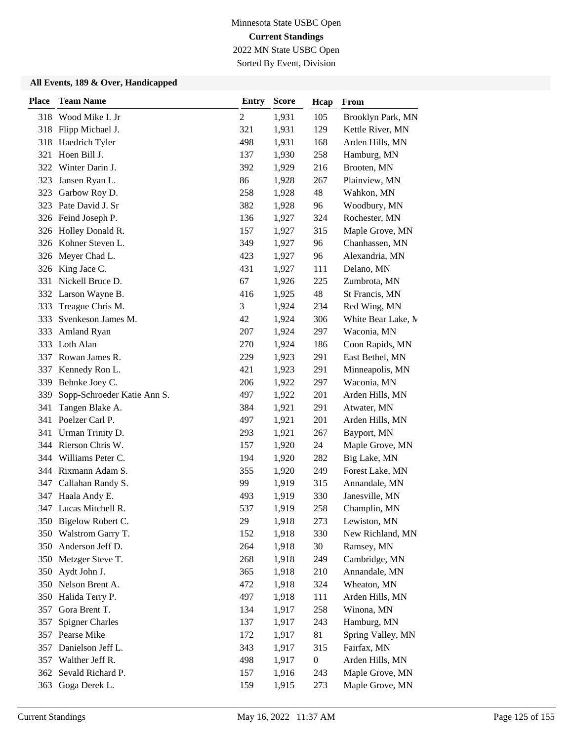Minnesota State USBC Open

**Current Standings**

2022 MN State USBC Open

Sorted By Event, Division

### All Events, 189 & Over, Handicapped

| Place | Team Name | Entry | Score | Hcap | From |
|---|---|---|---|---|---|
| 318 | Wood Mike I. Jr | 2 | 1,931 | 105 | Brooklyn Park, MN |
| 318 | Flipp Michael J. | 321 | 1,931 | 129 | Kettle River, MN |
| 318 | Haedrich Tyler | 498 | 1,931 | 168 | Arden Hills, MN |
| 321 | Hoen Bill J. | 137 | 1,930 | 258 | Hamburg, MN |
| 322 | Winter Darin J. | 392 | 1,929 | 216 | Brooten, MN |
| 323 | Jansen Ryan L. | 86 | 1,928 | 267 | Plainview, MN |
| 323 | Garbow Roy D. | 258 | 1,928 | 48 | Wahkon, MN |
| 323 | Pate David J. Sr | 382 | 1,928 | 96 | Woodbury, MN |
| 326 | Feind Joseph P. | 136 | 1,927 | 324 | Rochester, MN |
| 326 | Holley Donald R. | 157 | 1,927 | 315 | Maple Grove, MN |
| 326 | Kohner Steven L. | 349 | 1,927 | 96 | Chanhassen, MN |
| 326 | Meyer Chad L. | 423 | 1,927 | 96 | Alexandria, MN |
| 326 | King Jace C. | 431 | 1,927 | 111 | Delano, MN |
| 331 | Nickell Bruce D. | 67 | 1,926 | 225 | Zumbrota, MN |
| 332 | Larson Wayne B. | 416 | 1,925 | 48 | St Francis, MN |
| 333 | Treague Chris M. | 3 | 1,924 | 234 | Red Wing, MN |
| 333 | Svenkeson James M. | 42 | 1,924 | 306 | White Bear Lake, M |
| 333 | Amland Ryan | 207 | 1,924 | 297 | Waconia, MN |
| 333 | Loth Alan | 270 | 1,924 | 186 | Coon Rapids, MN |
| 337 | Rowan James R. | 229 | 1,923 | 291 | East Bethel, MN |
| 337 | Kennedy Ron L. | 421 | 1,923 | 291 | Minneapolis, MN |
| 339 | Behnke Joey C. | 206 | 1,922 | 297 | Waconia, MN |
| 339 | Sopp-Schroeder Katie Ann S. | 497 | 1,922 | 201 | Arden Hills, MN |
| 341 | Tangen Blake A. | 384 | 1,921 | 291 | Atwater, MN |
| 341 | Poelzer Carl P. | 497 | 1,921 | 201 | Arden Hills, MN |
| 341 | Urman Trinity D. | 293 | 1,921 | 267 | Bayport, MN |
| 344 | Rierson Chris W. | 157 | 1,920 | 24 | Maple Grove, MN |
| 344 | Williams Peter C. | 194 | 1,920 | 282 | Big Lake, MN |
| 344 | Rixmann Adam S. | 355 | 1,920 | 249 | Forest Lake, MN |
| 347 | Callahan Randy S. | 99 | 1,919 | 315 | Annandale, MN |
| 347 | Haala Andy E. | 493 | 1,919 | 330 | Janesville, MN |
| 347 | Lucas Mitchell R. | 537 | 1,919 | 258 | Champlin, MN |
| 350 | Bigelow Robert C. | 29 | 1,918 | 273 | Lewiston, MN |
| 350 | Walstrom Garry T. | 152 | 1,918 | 330 | New Richland, MN |
| 350 | Anderson Jeff D. | 264 | 1,918 | 30 | Ramsey, MN |
| 350 | Metzger Steve T. | 268 | 1,918 | 249 | Cambridge, MN |
| 350 | Aydt John J. | 365 | 1,918 | 210 | Annandale, MN |
| 350 | Nelson Brent A. | 472 | 1,918 | 324 | Wheaton, MN |
| 350 | Halida Terry P. | 497 | 1,918 | 111 | Arden Hills, MN |
| 357 | Gora Brent T. | 134 | 1,917 | 258 | Winona, MN |
| 357 | Spigner Charles | 137 | 1,917 | 243 | Hamburg, MN |
| 357 | Pearse Mike | 172 | 1,917 | 81 | Spring Valley, MN |
| 357 | Danielson Jeff L. | 343 | 1,917 | 315 | Fairfax, MN |
| 357 | Walther Jeff R. | 498 | 1,917 | 0 | Arden Hills, MN |
| 362 | Sevald Richard P. | 157 | 1,916 | 243 | Maple Grove, MN |
| 363 | Goga Derek L. | 159 | 1,915 | 273 | Maple Grove, MN |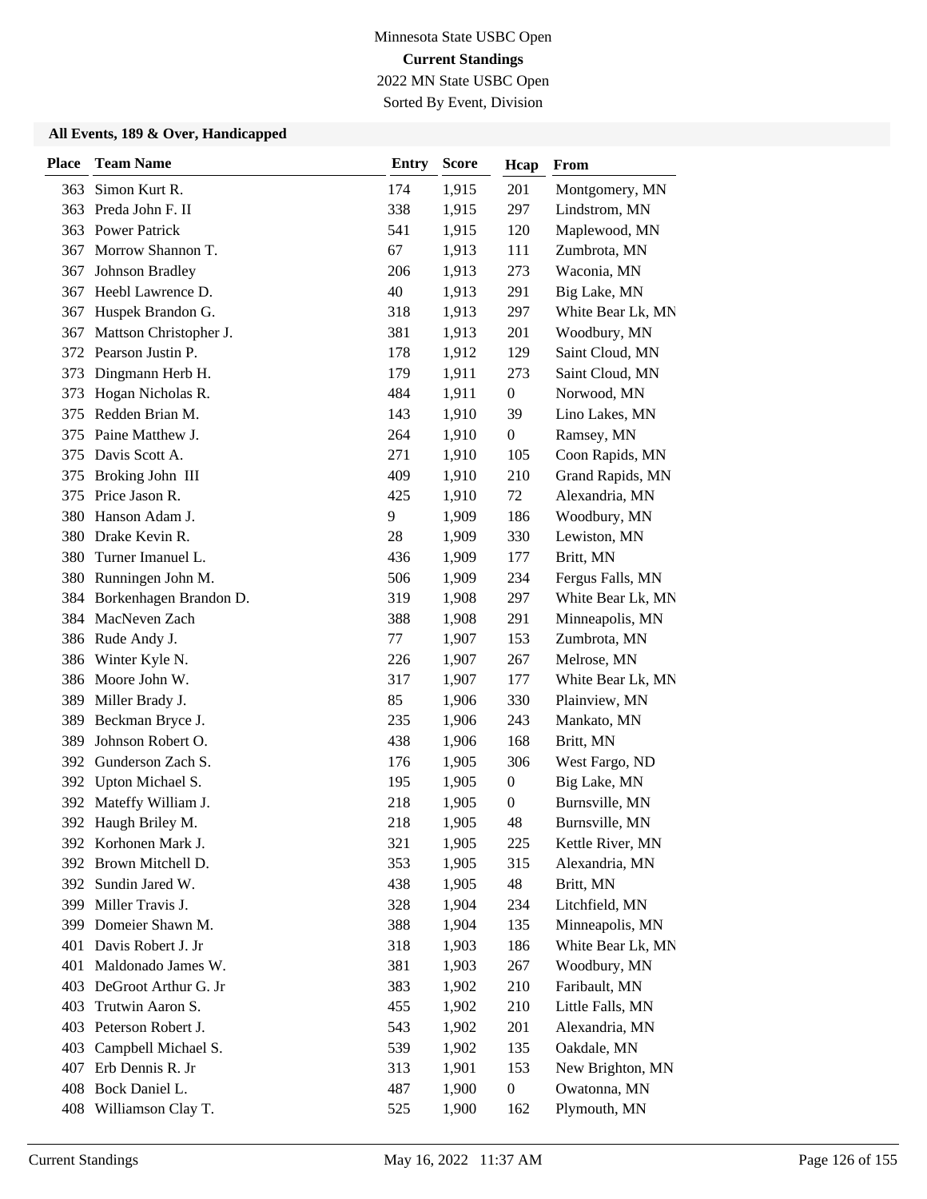Minnesota State USBC Open

**Current Standings**

2022 MN State USBC Open

Sorted By Event, Division

### All Events, 189 & Over, Handicapped

| Place | Team Name | Entry | Score | Hcap | From |
|---|---|---|---|---|---|
| 363 | Simon Kurt R. | 174 | 1,915 | 201 | Montgomery, MN |
| 363 | Preda John F. II | 338 | 1,915 | 297 | Lindstrom, MN |
| 363 | Power Patrick | 541 | 1,915 | 120 | Maplewood, MN |
| 367 | Morrow Shannon T. | 67 | 1,913 | 111 | Zumbrota, MN |
| 367 | Johnson Bradley | 206 | 1,913 | 273 | Waconia, MN |
| 367 | Heebl Lawrence D. | 40 | 1,913 | 291 | Big Lake, MN |
| 367 | Huspek Brandon G. | 318 | 1,913 | 297 | White Bear Lk, MN |
| 367 | Mattson Christopher J. | 381 | 1,913 | 201 | Woodbury, MN |
| 372 | Pearson Justin P. | 178 | 1,912 | 129 | Saint Cloud, MN |
| 373 | Dingmann Herb H. | 179 | 1,911 | 273 | Saint Cloud, MN |
| 373 | Hogan Nicholas R. | 484 | 1,911 | 0 | Norwood, MN |
| 375 | Redden Brian M. | 143 | 1,910 | 39 | Lino Lakes, MN |
| 375 | Paine Matthew J. | 264 | 1,910 | 0 | Ramsey, MN |
| 375 | Davis Scott A. | 271 | 1,910 | 105 | Coon Rapids, MN |
| 375 | Broking John III | 409 | 1,910 | 210 | Grand Rapids, MN |
| 375 | Price Jason R. | 425 | 1,910 | 72 | Alexandria, MN |
| 380 | Hanson Adam J. | 9 | 1,909 | 186 | Woodbury, MN |
| 380 | Drake Kevin R. | 28 | 1,909 | 330 | Lewiston, MN |
| 380 | Turner Imanuel L. | 436 | 1,909 | 177 | Britt, MN |
| 380 | Runningen John M. | 506 | 1,909 | 234 | Fergus Falls, MN |
| 384 | Borkenhagen Brandon D. | 319 | 1,908 | 297 | White Bear Lk, MN |
| 384 | MacNeven Zach | 388 | 1,908 | 291 | Minneapolis, MN |
| 386 | Rude Andy J. | 77 | 1,907 | 153 | Zumbrota, MN |
| 386 | Winter Kyle N. | 226 | 1,907 | 267 | Melrose, MN |
| 386 | Moore John W. | 317 | 1,907 | 177 | White Bear Lk, MN |
| 389 | Miller Brady J. | 85 | 1,906 | 330 | Plainview, MN |
| 389 | Beckman Bryce J. | 235 | 1,906 | 243 | Mankato, MN |
| 389 | Johnson Robert O. | 438 | 1,906 | 168 | Britt, MN |
| 392 | Gunderson Zach S. | 176 | 1,905 | 306 | West Fargo, ND |
| 392 | Upton Michael S. | 195 | 1,905 | 0 | Big Lake, MN |
| 392 | Mateffy William J. | 218 | 1,905 | 0 | Burnsville, MN |
| 392 | Haugh Briley M. | 218 | 1,905 | 48 | Burnsville, MN |
| 392 | Korhonen Mark J. | 321 | 1,905 | 225 | Kettle River, MN |
| 392 | Brown Mitchell D. | 353 | 1,905 | 315 | Alexandria, MN |
| 392 | Sundin Jared W. | 438 | 1,905 | 48 | Britt, MN |
| 399 | Miller Travis J. | 328 | 1,904 | 234 | Litchfield, MN |
| 399 | Domeier Shawn M. | 388 | 1,904 | 135 | Minneapolis, MN |
| 401 | Davis Robert J. Jr | 318 | 1,903 | 186 | White Bear Lk, MN |
| 401 | Maldonado James W. | 381 | 1,903 | 267 | Woodbury, MN |
| 403 | DeGroot Arthur G. Jr | 383 | 1,902 | 210 | Faribault, MN |
| 403 | Trutwin Aaron S. | 455 | 1,902 | 210 | Little Falls, MN |
| 403 | Peterson Robert J. | 543 | 1,902 | 201 | Alexandria, MN |
| 403 | Campbell Michael S. | 539 | 1,902 | 135 | Oakdale, MN |
| 407 | Erb Dennis R. Jr | 313 | 1,901 | 153 | New Brighton, MN |
| 408 | Bock Daniel L. | 487 | 1,900 | 0 | Owatonna, MN |
| 408 | Williamson Clay T. | 525 | 1,900 | 162 | Plymouth, MN |

Current Standings May 16, 2022 11:37 AM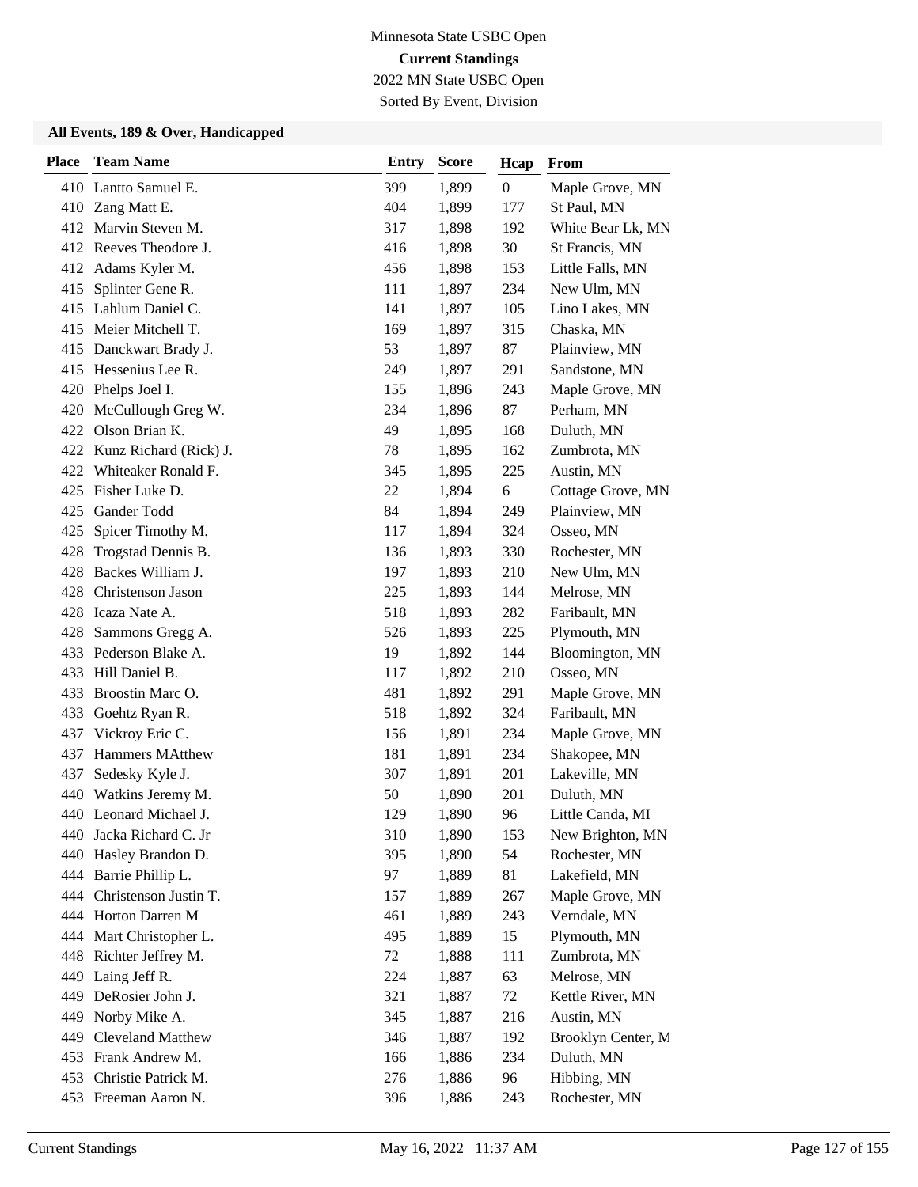Minnesota State USBC Open

**Current Standings**

2022 MN State USBC Open

Sorted By Event, Division

### All Events, 189 & Over, Handicapped

| Place | Team Name | Entry | Score | Hcap | From |
|---|---|---|---|---|---|
| 410 | Lantto Samuel E. | 399 | 1,899 | 0 | Maple Grove, MN |
| 410 | Zang Matt E. | 404 | 1,899 | 177 | St Paul, MN |
| 412 | Marvin Steven M. | 317 | 1,898 | 192 | White Bear Lk, MN |
| 412 | Reeves Theodore J. | 416 | 1,898 | 30 | St Francis, MN |
| 412 | Adams Kyler M. | 456 | 1,898 | 153 | Little Falls, MN |
| 415 | Splinter Gene R. | 111 | 1,897 | 234 | New Ulm, MN |
| 415 | Lahlum Daniel C. | 141 | 1,897 | 105 | Lino Lakes, MN |
| 415 | Meier Mitchell T. | 169 | 1,897 | 315 | Chaska, MN |
| 415 | Danckwart Brady J. | 53 | 1,897 | 87 | Plainview, MN |
| 415 | Hessenius Lee R. | 249 | 1,897 | 291 | Sandstone, MN |
| 420 | Phelps Joel I. | 155 | 1,896 | 243 | Maple Grove, MN |
| 420 | McCullough Greg W. | 234 | 1,896 | 87 | Perham, MN |
| 422 | Olson Brian K. | 49 | 1,895 | 168 | Duluth, MN |
| 422 | Kunz Richard (Rick) J. | 78 | 1,895 | 162 | Zumbrota, MN |
| 422 | Whiteaker Ronald F. | 345 | 1,895 | 225 | Austin, MN |
| 425 | Fisher Luke D. | 22 | 1,894 | 6 | Cottage Grove, MN |
| 425 | Gander Todd | 84 | 1,894 | 249 | Plainview, MN |
| 425 | Spicer Timothy M. | 117 | 1,894 | 324 | Osseo, MN |
| 428 | Trogstad Dennis B. | 136 | 1,893 | 330 | Rochester, MN |
| 428 | Backes William J. | 197 | 1,893 | 210 | New Ulm, MN |
| 428 | Christenson Jason | 225 | 1,893 | 144 | Melrose, MN |
| 428 | Icaza Nate A. | 518 | 1,893 | 282 | Faribault, MN |
| 428 | Sammons Gregg A. | 526 | 1,893 | 225 | Plymouth, MN |
| 433 | Pederson Blake A. | 19 | 1,892 | 144 | Bloomington, MN |
| 433 | Hill Daniel B. | 117 | 1,892 | 210 | Osseo, MN |
| 433 | Broostin Marc O. | 481 | 1,892 | 291 | Maple Grove, MN |
| 433 | Goehtz Ryan R. | 518 | 1,892 | 324 | Faribault, MN |
| 437 | Vickroy Eric C. | 156 | 1,891 | 234 | Maple Grove, MN |
| 437 | Hammers MAtthew | 181 | 1,891 | 234 | Shakopee, MN |
| 437 | Sedesky Kyle J. | 307 | 1,891 | 201 | Lakeville, MN |
| 440 | Watkins Jeremy M. | 50 | 1,890 | 201 | Duluth, MN |
| 440 | Leonard Michael J. | 129 | 1,890 | 96 | Little Canda, MI |
| 440 | Jacka Richard C. Jr | 310 | 1,890 | 153 | New Brighton, MN |
| 440 | Hasley Brandon D. | 395 | 1,890 | 54 | Rochester, MN |
| 444 | Barrie Phillip L. | 97 | 1,889 | 81 | Lakefield, MN |
| 444 | Christenson Justin T. | 157 | 1,889 | 267 | Maple Grove, MN |
| 444 | Horton Darren M | 461 | 1,889 | 243 | Verndale, MN |
| 444 | Mart Christopher L. | 495 | 1,889 | 15 | Plymouth, MN |
| 448 | Richter Jeffrey M. | 72 | 1,888 | 111 | Zumbrota, MN |
| 449 | Laing Jeff R. | 224 | 1,887 | 63 | Melrose, MN |
| 449 | DeRosier John J. | 321 | 1,887 | 72 | Kettle River, MN |
| 449 | Norby Mike A. | 345 | 1,887 | 216 | Austin, MN |
| 449 | Cleveland Matthew | 346 | 1,887 | 192 | Brooklyn Center, M |
| 453 | Frank Andrew M. | 166 | 1,886 | 234 | Duluth, MN |
| 453 | Christie Patrick M. | 276 | 1,886 | 96 | Hibbing, MN |
| 453 | Freeman Aaron N. | 396 | 1,886 | 243 | Rochester, MN |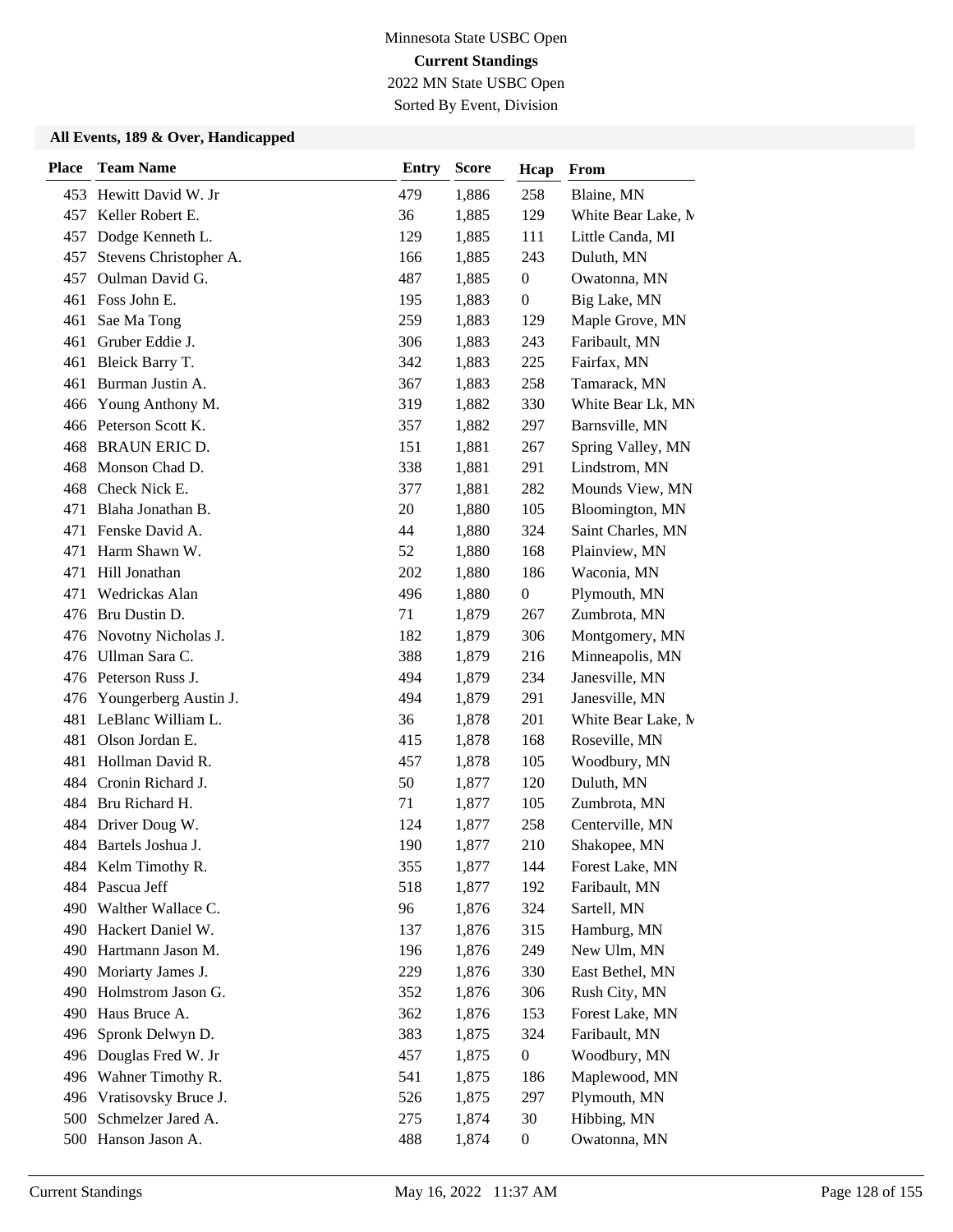Minnesota State USBC Open

**Current Standings**

2022 MN State USBC Open

Sorted By Event, Division

### All Events, 189 & Over, Handicapped

| Place | Team Name | Entry | Score | Hcap | From |
|---|---|---|---|---|---|
| 453 | Hewitt David W. Jr | 479 | 1,886 | 258 | Blaine, MN |
| 457 | Keller Robert E. | 36 | 1,885 | 129 | White Bear Lake, M |
| 457 | Dodge Kenneth L. | 129 | 1,885 | 111 | Little Canda, MI |
| 457 | Stevens Christopher A. | 166 | 1,885 | 243 | Duluth, MN |
| 457 | Oulman David G. | 487 | 1,885 | 0 | Owatonna, MN |
| 461 | Foss John E. | 195 | 1,883 | 0 | Big Lake, MN |
| 461 | Sae Ma Tong | 259 | 1,883 | 129 | Maple Grove, MN |
| 461 | Gruber Eddie J. | 306 | 1,883 | 243 | Faribault, MN |
| 461 | Bleick Barry T. | 342 | 1,883 | 225 | Fairfax, MN |
| 461 | Burman Justin A. | 367 | 1,883 | 258 | Tamarack, MN |
| 466 | Young Anthony M. | 319 | 1,882 | 330 | White Bear Lk, MN |
| 466 | Peterson Scott K. | 357 | 1,882 | 297 | Barnsville, MN |
| 468 | BRAUN ERIC D. | 151 | 1,881 | 267 | Spring Valley, MN |
| 468 | Monson Chad D. | 338 | 1,881 | 291 | Lindstrom, MN |
| 468 | Check Nick E. | 377 | 1,881 | 282 | Mounds View, MN |
| 471 | Blaha Jonathan B. | 20 | 1,880 | 105 | Bloomington, MN |
| 471 | Fenske David A. | 44 | 1,880 | 324 | Saint Charles, MN |
| 471 | Harm Shawn W. | 52 | 1,880 | 168 | Plainview, MN |
| 471 | Hill Jonathan | 202 | 1,880 | 186 | Waconia, MN |
| 471 | Wedrickas Alan | 496 | 1,880 | 0 | Plymouth, MN |
| 476 | Bru Dustin D. | 71 | 1,879 | 267 | Zumbrota, MN |
| 476 | Novotny Nicholas J. | 182 | 1,879 | 306 | Montgomery, MN |
| 476 | Ullman Sara C. | 388 | 1,879 | 216 | Minneapolis, MN |
| 476 | Peterson Russ J. | 494 | 1,879 | 234 | Janesville, MN |
| 476 | Youngerberg Austin J. | 494 | 1,879 | 291 | Janesville, MN |
| 481 | LeBlanc William L. | 36 | 1,878 | 201 | White Bear Lake, M |
| 481 | Olson Jordan E. | 415 | 1,878 | 168 | Roseville, MN |
| 481 | Hollman David R. | 457 | 1,878 | 105 | Woodbury, MN |
| 484 | Cronin Richard J. | 50 | 1,877 | 120 | Duluth, MN |
| 484 | Bru Richard H. | 71 | 1,877 | 105 | Zumbrota, MN |
| 484 | Driver Doug W. | 124 | 1,877 | 258 | Centerville, MN |
| 484 | Bartels Joshua J. | 190 | 1,877 | 210 | Shakopee, MN |
| 484 | Kelm Timothy R. | 355 | 1,877 | 144 | Forest Lake, MN |
| 484 | Pascua Jeff | 518 | 1,877 | 192 | Faribault, MN |
| 490 | Walther Wallace C. | 96 | 1,876 | 324 | Sartell, MN |
| 490 | Hackert Daniel W. | 137 | 1,876 | 315 | Hamburg, MN |
| 490 | Hartmann Jason M. | 196 | 1,876 | 249 | New Ulm, MN |
| 490 | Moriarty James J. | 229 | 1,876 | 330 | East Bethel, MN |
| 490 | Holmstrom Jason G. | 352 | 1,876 | 306 | Rush City, MN |
| 490 | Haus Bruce A. | 362 | 1,876 | 153 | Forest Lake, MN |
| 496 | Spronk Delwyn D. | 383 | 1,875 | 324 | Faribault, MN |
| 496 | Douglas Fred W. Jr | 457 | 1,875 | 0 | Woodbury, MN |
| 496 | Wahner Timothy R. | 541 | 1,875 | 186 | Maplewood, MN |
| 496 | Vratisovsky Bruce J. | 526 | 1,875 | 297 | Plymouth, MN |
| 500 | Schmelzer Jared A. | 275 | 1,874 | 30 | Hibbing, MN |
| 500 | Hanson Jason A. | 488 | 1,874 | 0 | Owatonna, MN |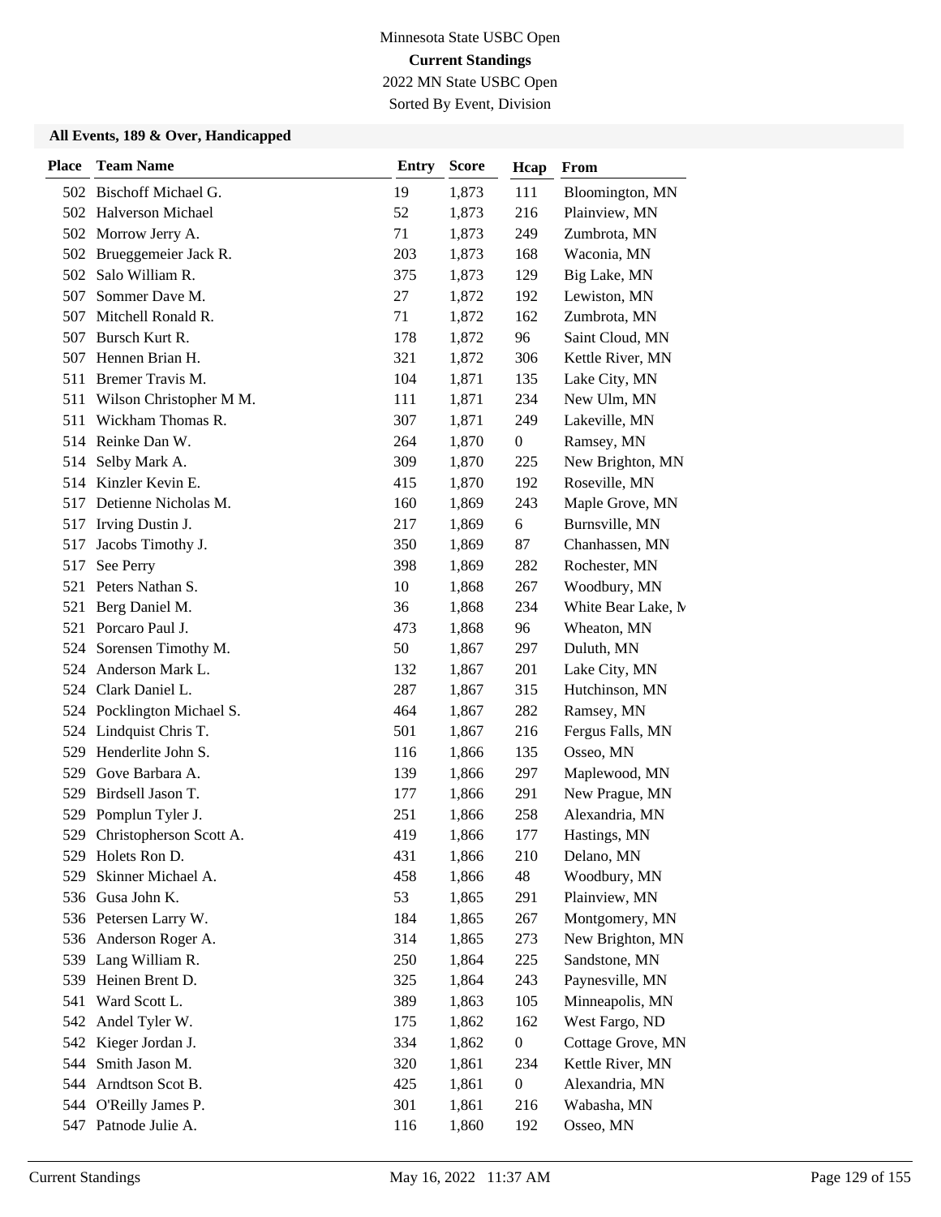Minnesota State USBC Open

**Current Standings**

2022 MN State USBC Open

Sorted By Event, Division

### All Events, 189 & Over, Handicapped

| Place | Team Name | Entry | Score | Hcap | From |
|---|---|---|---|---|---|
| 502 | Bischoff Michael G. | 19 | 1,873 | 111 | Bloomington, MN |
| 502 | Halverson Michael | 52 | 1,873 | 216 | Plainview, MN |
| 502 | Morrow Jerry A. | 71 | 1,873 | 249 | Zumbrota, MN |
| 502 | Brueggemeier Jack R. | 203 | 1,873 | 168 | Waconia, MN |
| 502 | Salo William R. | 375 | 1,873 | 129 | Big Lake, MN |
| 507 | Sommer Dave M. | 27 | 1,872 | 192 | Lewiston, MN |
| 507 | Mitchell Ronald R. | 71 | 1,872 | 162 | Zumbrota, MN |
| 507 | Bursch Kurt R. | 178 | 1,872 | 96 | Saint Cloud, MN |
| 507 | Hennen Brian H. | 321 | 1,872 | 306 | Kettle River, MN |
| 511 | Bremer Travis M. | 104 | 1,871 | 135 | Lake City, MN |
| 511 | Wilson Christopher M M. | 111 | 1,871 | 234 | New Ulm, MN |
| 511 | Wickham Thomas R. | 307 | 1,871 | 249 | Lakeville, MN |
| 514 | Reinke Dan W. | 264 | 1,870 | 0 | Ramsey, MN |
| 514 | Selby Mark A. | 309 | 1,870 | 225 | New Brighton, MN |
| 514 | Kinzler Kevin E. | 415 | 1,870 | 192 | Roseville, MN |
| 517 | Detienne Nicholas M. | 160 | 1,869 | 243 | Maple Grove, MN |
| 517 | Irving Dustin J. | 217 | 1,869 | 6 | Burnsville, MN |
| 517 | Jacobs Timothy J. | 350 | 1,869 | 87 | Chanhassen, MN |
| 517 | See Perry | 398 | 1,869 | 282 | Rochester, MN |
| 521 | Peters Nathan S. | 10 | 1,868 | 267 | Woodbury, MN |
| 521 | Berg Daniel M. | 36 | 1,868 | 234 | White Bear Lake, M |
| 521 | Porcaro Paul J. | 473 | 1,868 | 96 | Wheaton, MN |
| 524 | Sorensen Timothy M. | 50 | 1,867 | 297 | Duluth, MN |
| 524 | Anderson Mark L. | 132 | 1,867 | 201 | Lake City, MN |
| 524 | Clark Daniel L. | 287 | 1,867 | 315 | Hutchinson, MN |
| 524 | Pocklington Michael S. | 464 | 1,867 | 282 | Ramsey, MN |
| 524 | Lindquist Chris T. | 501 | 1,867 | 216 | Fergus Falls, MN |
| 529 | Henderlite John S. | 116 | 1,866 | 135 | Osseo, MN |
| 529 | Gove Barbara A. | 139 | 1,866 | 297 | Maplewood, MN |
| 529 | Birdsell Jason T. | 177 | 1,866 | 291 | New Prague, MN |
| 529 | Pomplun Tyler J. | 251 | 1,866 | 258 | Alexandria, MN |
| 529 | Christopherson Scott A. | 419 | 1,866 | 177 | Hastings, MN |
| 529 | Holets Ron D. | 431 | 1,866 | 210 | Delano, MN |
| 529 | Skinner Michael A. | 458 | 1,866 | 48 | Woodbury, MN |
| 536 | Gusa John K. | 53 | 1,865 | 291 | Plainview, MN |
| 536 | Petersen Larry W. | 184 | 1,865 | 267 | Montgomery, MN |
| 536 | Anderson Roger A. | 314 | 1,865 | 273 | New Brighton, MN |
| 539 | Lang William R. | 250 | 1,864 | 225 | Sandstone, MN |
| 539 | Heinen Brent D. | 325 | 1,864 | 243 | Paynesville, MN |
| 541 | Ward Scott L. | 389 | 1,863 | 105 | Minneapolis, MN |
| 542 | Andel Tyler W. | 175 | 1,862 | 162 | West Fargo, ND |
| 542 | Kieger Jordan J. | 334 | 1,862 | 0 | Cottage Grove, MN |
| 544 | Smith Jason M. | 320 | 1,861 | 234 | Kettle River, MN |
| 544 | Arndtson Scot B. | 425 | 1,861 | 0 | Alexandria, MN |
| 544 | O'Reilly James P. | 301 | 1,861 | 216 | Wabasha, MN |
| 547 | Patnode Julie A. | 116 | 1,860 | 192 | Osseo, MN |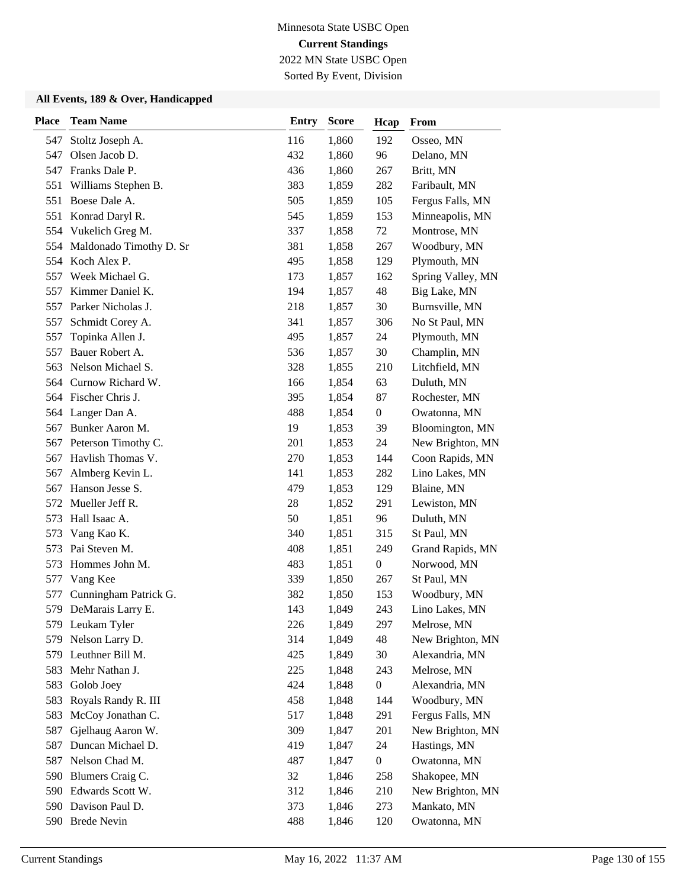Minnesota State USBC Open

**Current Standings**

2022 MN State USBC Open

Sorted By Event, Division

### All Events, 189 & Over, Handicapped

| Place | Team Name | Entry | Score | Hcap | From |
|---|---|---|---|---|---|
| 547 | Stoltz Joseph A. | 116 | 1,860 | 192 | Osseo, MN |
| 547 | Olsen Jacob D. | 432 | 1,860 | 96 | Delano, MN |
| 547 | Franks Dale P. | 436 | 1,860 | 267 | Britt, MN |
| 551 | Williams Stephen B. | 383 | 1,859 | 282 | Faribault, MN |
| 551 | Boese Dale A. | 505 | 1,859 | 105 | Fergus Falls, MN |
| 551 | Konrad Daryl R. | 545 | 1,859 | 153 | Minneapolis, MN |
| 554 | Vukelich Greg M. | 337 | 1,858 | 72 | Montrose, MN |
| 554 | Maldonado Timothy D. Sr | 381 | 1,858 | 267 | Woodbury, MN |
| 554 | Koch Alex P. | 495 | 1,858 | 129 | Plymouth, MN |
| 557 | Week Michael G. | 173 | 1,857 | 162 | Spring Valley, MN |
| 557 | Kimmer Daniel K. | 194 | 1,857 | 48 | Big Lake, MN |
| 557 | Parker Nicholas J. | 218 | 1,857 | 30 | Burnsville, MN |
| 557 | Schmidt Corey A. | 341 | 1,857 | 306 | No St Paul, MN |
| 557 | Topinka Allen J. | 495 | 1,857 | 24 | Plymouth, MN |
| 557 | Bauer Robert A. | 536 | 1,857 | 30 | Champlin, MN |
| 563 | Nelson Michael S. | 328 | 1,855 | 210 | Litchfield, MN |
| 564 | Curnow Richard W. | 166 | 1,854 | 63 | Duluth, MN |
| 564 | Fischer Chris J. | 395 | 1,854 | 87 | Rochester, MN |
| 564 | Langer Dan A. | 488 | 1,854 | 0 | Owatonna, MN |
| 567 | Bunker Aaron M. | 19 | 1,853 | 39 | Bloomington, MN |
| 567 | Peterson Timothy C. | 201 | 1,853 | 24 | New Brighton, MN |
| 567 | Havlish Thomas V. | 270 | 1,853 | 144 | Coon Rapids, MN |
| 567 | Almberg Kevin L. | 141 | 1,853 | 282 | Lino Lakes, MN |
| 567 | Hanson Jesse S. | 479 | 1,853 | 129 | Blaine, MN |
| 572 | Mueller Jeff R. | 28 | 1,852 | 291 | Lewiston, MN |
| 573 | Hall Isaac A. | 50 | 1,851 | 96 | Duluth, MN |
| 573 | Vang Kao K. | 340 | 1,851 | 315 | St Paul, MN |
| 573 | Pai Steven M. | 408 | 1,851 | 249 | Grand Rapids, MN |
| 573 | Hommes John M. | 483 | 1,851 | 0 | Norwood, MN |
| 577 | Vang Kee | 339 | 1,850 | 267 | St Paul, MN |
| 577 | Cunningham Patrick G. | 382 | 1,850 | 153 | Woodbury, MN |
| 579 | DeMarais Larry E. | 143 | 1,849 | 243 | Lino Lakes, MN |
| 579 | Leukam Tyler | 226 | 1,849 | 297 | Melrose, MN |
| 579 | Nelson Larry D. | 314 | 1,849 | 48 | New Brighton, MN |
| 579 | Leuthner Bill M. | 425 | 1,849 | 30 | Alexandria, MN |
| 583 | Mehr Nathan J. | 225 | 1,848 | 243 | Melrose, MN |
| 583 | Golob Joey | 424 | 1,848 | 0 | Alexandria, MN |
| 583 | Royals Randy R. III | 458 | 1,848 | 144 | Woodbury, MN |
| 583 | McCoy Jonathan C. | 517 | 1,848 | 291 | Fergus Falls, MN |
| 587 | Gjelhaug Aaron W. | 309 | 1,847 | 201 | New Brighton, MN |
| 587 | Duncan Michael D. | 419 | 1,847 | 24 | Hastings, MN |
| 587 | Nelson Chad M. | 487 | 1,847 | 0 | Owatonna, MN |
| 590 | Blumers Craig C. | 32 | 1,846 | 258 | Shakopee, MN |
| 590 | Edwards Scott W. | 312 | 1,846 | 210 | New Brighton, MN |
| 590 | Davison Paul D. | 373 | 1,846 | 273 | Mankato, MN |
| 590 | Brede Nevin | 488 | 1,846 | 120 | Owatonna, MN |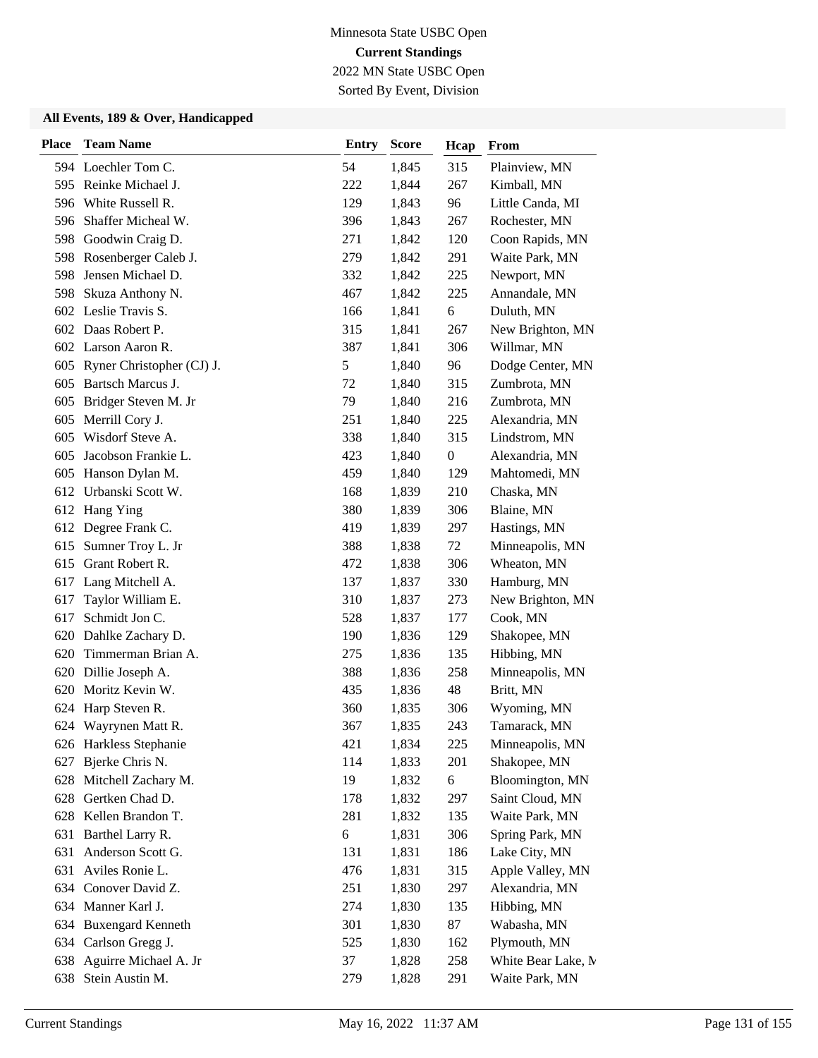Minnesota State USBC Open

**Current Standings**

2022 MN State USBC Open

Sorted By Event, Division

### All Events, 189 & Over, Handicapped

| Place | Team Name | Entry | Score | Hcap | From |
|---|---|---|---|---|---|
| 594 | Loechler Tom C. | 54 | 1,845 | 315 | Plainview, MN |
| 595 | Reinke Michael J. | 222 | 1,844 | 267 | Kimball, MN |
| 596 | White Russell R. | 129 | 1,843 | 96 | Little Canda, MI |
| 596 | Shaffer Micheal W. | 396 | 1,843 | 267 | Rochester, MN |
| 598 | Goodwin Craig D. | 271 | 1,842 | 120 | Coon Rapids, MN |
| 598 | Rosenberger Caleb J. | 279 | 1,842 | 291 | Waite Park, MN |
| 598 | Jensen Michael D. | 332 | 1,842 | 225 | Newport, MN |
| 598 | Skuza Anthony N. | 467 | 1,842 | 225 | Annandale, MN |
| 602 | Leslie Travis S. | 166 | 1,841 | 6 | Duluth, MN |
| 602 | Daas Robert P. | 315 | 1,841 | 267 | New Brighton, MN |
| 602 | Larson Aaron R. | 387 | 1,841 | 306 | Willmar, MN |
| 605 | Ryner Christopher (CJ) J. | 5 | 1,840 | 96 | Dodge Center, MN |
| 605 | Bartsch Marcus J. | 72 | 1,840 | 315 | Zumbrota, MN |
| 605 | Bridger Steven M. Jr | 79 | 1,840 | 216 | Zumbrota, MN |
| 605 | Merrill Cory J. | 251 | 1,840 | 225 | Alexandria, MN |
| 605 | Wisdorf Steve A. | 338 | 1,840 | 315 | Lindstrom, MN |
| 605 | Jacobson Frankie L. | 423 | 1,840 | 0 | Alexandria, MN |
| 605 | Hanson Dylan M. | 459 | 1,840 | 129 | Mahtomedi, MN |
| 612 | Urbanski Scott W. | 168 | 1,839 | 210 | Chaska, MN |
| 612 | Hang Ying | 380 | 1,839 | 306 | Blaine, MN |
| 612 | Degree Frank C. | 419 | 1,839 | 297 | Hastings, MN |
| 615 | Sumner Troy L. Jr | 388 | 1,838 | 72 | Minneapolis, MN |
| 615 | Grant Robert R. | 472 | 1,838 | 306 | Wheaton, MN |
| 617 | Lang Mitchell A. | 137 | 1,837 | 330 | Hamburg, MN |
| 617 | Taylor William E. | 310 | 1,837 | 273 | New Brighton, MN |
| 617 | Schmidt Jon C. | 528 | 1,837 | 177 | Cook, MN |
| 620 | Dahlke Zachary D. | 190 | 1,836 | 129 | Shakopee, MN |
| 620 | Timmerman Brian A. | 275 | 1,836 | 135 | Hibbing, MN |
| 620 | Dillie Joseph A. | 388 | 1,836 | 258 | Minneapolis, MN |
| 620 | Moritz Kevin W. | 435 | 1,836 | 48 | Britt, MN |
| 624 | Harp Steven R. | 360 | 1,835 | 306 | Wyoming, MN |
| 624 | Wayrynen Matt R. | 367 | 1,835 | 243 | Tamarack, MN |
| 626 | Harkless Stephanie | 421 | 1,834 | 225 | Minneapolis, MN |
| 627 | Bjerke Chris N. | 114 | 1,833 | 201 | Shakopee, MN |
| 628 | Mitchell Zachary M. | 19 | 1,832 | 6 | Bloomington, MN |
| 628 | Gertken Chad D. | 178 | 1,832 | 297 | Saint Cloud, MN |
| 628 | Kellen Brandon T. | 281 | 1,832 | 135 | Waite Park, MN |
| 631 | Barthel Larry R. | 6 | 1,831 | 306 | Spring Park, MN |
| 631 | Anderson Scott G. | 131 | 1,831 | 186 | Lake City, MN |
| 631 | Aviles Ronie L. | 476 | 1,831 | 315 | Apple Valley, MN |
| 634 | Conover David Z. | 251 | 1,830 | 297 | Alexandria, MN |
| 634 | Manner Karl J. | 274 | 1,830 | 135 | Hibbing, MN |
| 634 | Buxengard Kenneth | 301 | 1,830 | 87 | Wabasha, MN |
| 634 | Carlson Gregg J. | 525 | 1,830 | 162 | Plymouth, MN |
| 638 | Aguirre Michael A. Jr | 37 | 1,828 | 258 | White Bear Lake, M |
| 638 | Stein Austin M. | 279 | 1,828 | 291 | Waite Park, MN |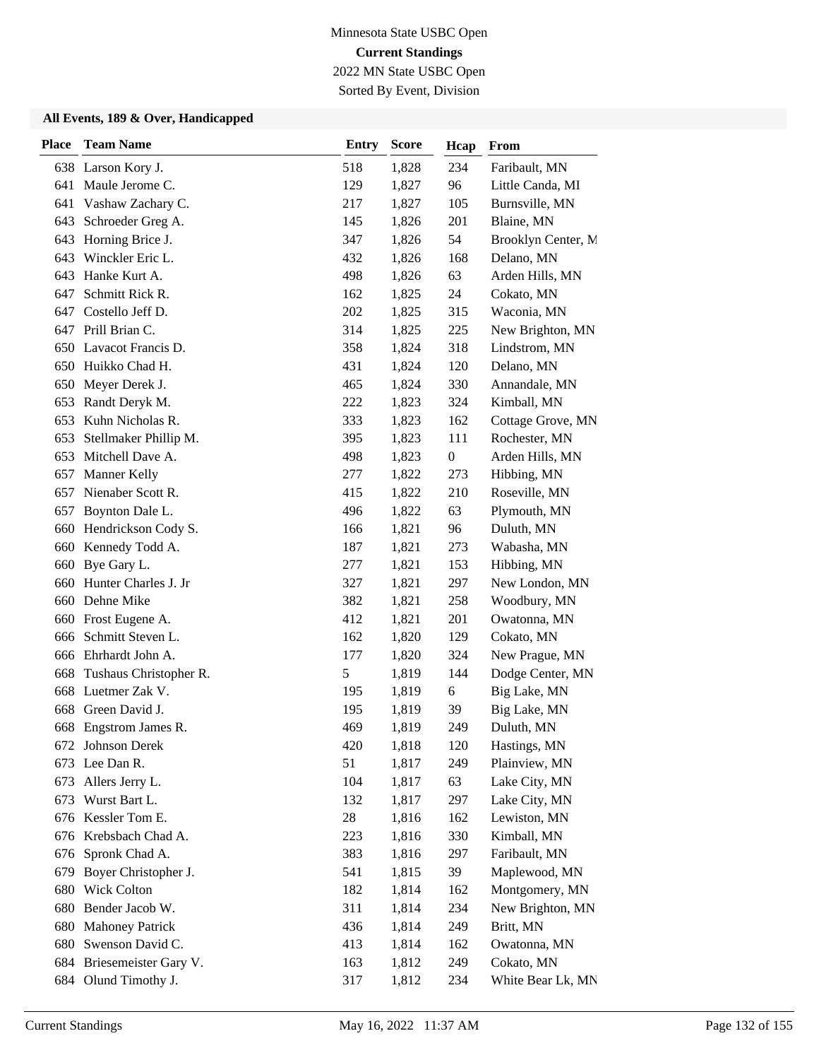Minnesota State USBC Open
**Current Standings**
2022 MN State USBC Open
Sorted By Event, Division

### All Events, 189 & Over, Handicapped

| Place | Team Name | Entry | Score | Hcap | From |
|---|---|---|---|---|---|
| 638 | Larson Kory J. | 518 | 1,828 | 234 | Faribault, MN |
| 641 | Maule Jerome C. | 129 | 1,827 | 96 | Little Canda, MI |
| 641 | Vashaw Zachary C. | 217 | 1,827 | 105 | Burnsville, MN |
| 643 | Schroeder Greg A. | 145 | 1,826 | 201 | Blaine, MN |
| 643 | Horning Brice J. | 347 | 1,826 | 54 | Brooklyn Center, M |
| 643 | Winckler Eric L. | 432 | 1,826 | 168 | Delano, MN |
| 643 | Hanke Kurt A. | 498 | 1,826 | 63 | Arden Hills, MN |
| 647 | Schmitt Rick R. | 162 | 1,825 | 24 | Cokato, MN |
| 647 | Costello Jeff D. | 202 | 1,825 | 315 | Waconia, MN |
| 647 | Prill Brian C. | 314 | 1,825 | 225 | New Brighton, MN |
| 650 | Lavacot Francis D. | 358 | 1,824 | 318 | Lindstrom, MN |
| 650 | Huikko Chad H. | 431 | 1,824 | 120 | Delano, MN |
| 650 | Meyer Derek J. | 465 | 1,824 | 330 | Annandale, MN |
| 653 | Randt Deryk M. | 222 | 1,823 | 324 | Kimball, MN |
| 653 | Kuhn Nicholas R. | 333 | 1,823 | 162 | Cottage Grove, MN |
| 653 | Stellmaker Phillip M. | 395 | 1,823 | 111 | Rochester, MN |
| 653 | Mitchell Dave A. | 498 | 1,823 | 0 | Arden Hills, MN |
| 657 | Manner Kelly | 277 | 1,822 | 273 | Hibbing, MN |
| 657 | Nienaber Scott R. | 415 | 1,822 | 210 | Roseville, MN |
| 657 | Boynton Dale L. | 496 | 1,822 | 63 | Plymouth, MN |
| 660 | Hendrickson Cody S. | 166 | 1,821 | 96 | Duluth, MN |
| 660 | Kennedy Todd A. | 187 | 1,821 | 273 | Wabasha, MN |
| 660 | Bye Gary L. | 277 | 1,821 | 153 | Hibbing, MN |
| 660 | Hunter Charles J. Jr | 327 | 1,821 | 297 | New London, MN |
| 660 | Dehne Mike | 382 | 1,821 | 258 | Woodbury, MN |
| 660 | Frost Eugene A. | 412 | 1,821 | 201 | Owatonna, MN |
| 666 | Schmitt Steven L. | 162 | 1,820 | 129 | Cokato, MN |
| 666 | Ehrhardt John A. | 177 | 1,820 | 324 | New Prague, MN |
| 668 | Tushaus Christopher R. | 5 | 1,819 | 144 | Dodge Center, MN |
| 668 | Luetmer Zak V. | 195 | 1,819 | 6 | Big Lake, MN |
| 668 | Green David J. | 195 | 1,819 | 39 | Big Lake, MN |
| 668 | Engstrom James R. | 469 | 1,819 | 249 | Duluth, MN |
| 672 | Johnson Derek | 420 | 1,818 | 120 | Hastings, MN |
| 673 | Lee Dan R. | 51 | 1,817 | 249 | Plainview, MN |
| 673 | Allers Jerry L. | 104 | 1,817 | 63 | Lake City, MN |
| 673 | Wurst Bart L. | 132 | 1,817 | 297 | Lake City, MN |
| 676 | Kessler Tom E. | 28 | 1,816 | 162 | Lewiston, MN |
| 676 | Krebsbach Chad A. | 223 | 1,816 | 330 | Kimball, MN |
| 676 | Spronk Chad A. | 383 | 1,816 | 297 | Faribault, MN |
| 679 | Boyer Christopher J. | 541 | 1,815 | 39 | Maplewood, MN |
| 680 | Wick Colton | 182 | 1,814 | 162 | Montgomery, MN |
| 680 | Bender Jacob W. | 311 | 1,814 | 234 | New Brighton, MN |
| 680 | Mahoney Patrick | 436 | 1,814 | 249 | Britt, MN |
| 680 | Swenson David C. | 413 | 1,814 | 162 | Owatonna, MN |
| 684 | Briesemeister Gary V. | 163 | 1,812 | 249 | Cokato, MN |
| 684 | Olund Timothy J. | 317 | 1,812 | 234 | White Bear Lk, MN |

Current Standings May 16, 2022 11:37 AM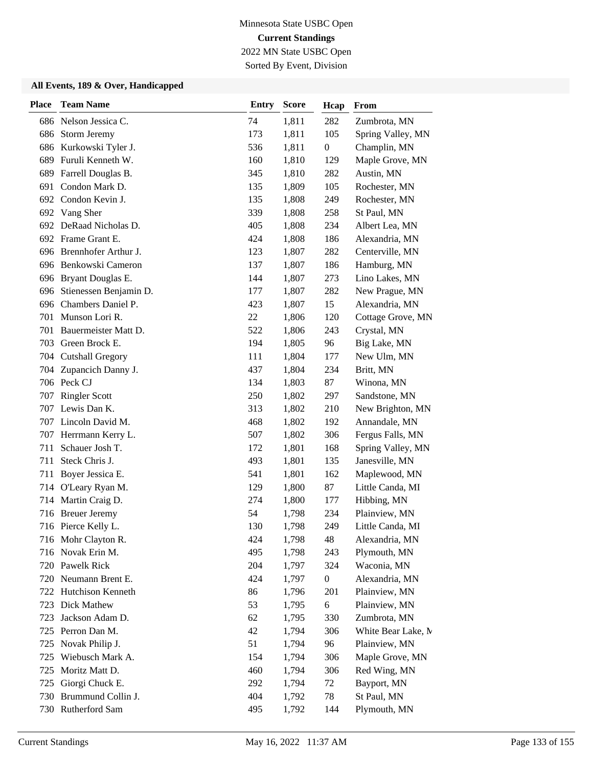Minnesota State USBC Open
**Current Standings**
2022 MN State USBC Open
Sorted By Event, Division

### All Events, 189 & Over, Handicapped

| Place | Team Name | Entry | Score | Hcap | From |
|---|---|---|---|---|---|
| 686 | Nelson Jessica C. | 74 | 1,811 | 282 | Zumbrota, MN |
| 686 | Storm Jeremy | 173 | 1,811 | 105 | Spring Valley, MN |
| 686 | Kurkowski Tyler J. | 536 | 1,811 | 0 | Champlin, MN |
| 689 | Furuli Kenneth W. | 160 | 1,810 | 129 | Maple Grove, MN |
| 689 | Farrell Douglas B. | 345 | 1,810 | 282 | Austin, MN |
| 691 | Condon Mark D. | 135 | 1,809 | 105 | Rochester, MN |
| 692 | Condon Kevin J. | 135 | 1,808 | 249 | Rochester, MN |
| 692 | Vang Sher | 339 | 1,808 | 258 | St Paul, MN |
| 692 | DeRaad Nicholas D. | 405 | 1,808 | 234 | Albert Lea, MN |
| 692 | Frame Grant E. | 424 | 1,808 | 186 | Alexandria, MN |
| 696 | Brennhofer Arthur J. | 123 | 1,807 | 282 | Centerville, MN |
| 696 | Benkowski Cameron | 137 | 1,807 | 186 | Hamburg, MN |
| 696 | Bryant Douglas E. | 144 | 1,807 | 273 | Lino Lakes, MN |
| 696 | Stienessen Benjamin D. | 177 | 1,807 | 282 | New Prague, MN |
| 696 | Chambers Daniel P. | 423 | 1,807 | 15 | Alexandria, MN |
| 701 | Munson Lori R. | 22 | 1,806 | 120 | Cottage Grove, MN |
| 701 | Bauermeister Matt D. | 522 | 1,806 | 243 | Crystal, MN |
| 703 | Green Brock E. | 194 | 1,805 | 96 | Big Lake, MN |
| 704 | Cutshall Gregory | 111 | 1,804 | 177 | New Ulm, MN |
| 704 | Zupancich Danny J. | 437 | 1,804 | 234 | Britt, MN |
| 706 | Peck CJ | 134 | 1,803 | 87 | Winona, MN |
| 707 | Ringler Scott | 250 | 1,802 | 297 | Sandstone, MN |
| 707 | Lewis Dan K. | 313 | 1,802 | 210 | New Brighton, MN |
| 707 | Lincoln David M. | 468 | 1,802 | 192 | Annandale, MN |
| 707 | Herrmann Kerry L. | 507 | 1,802 | 306 | Fergus Falls, MN |
| 711 | Schauer Josh T. | 172 | 1,801 | 168 | Spring Valley, MN |
| 711 | Steck Chris J. | 493 | 1,801 | 135 | Janesville, MN |
| 711 | Boyer Jessica E. | 541 | 1,801 | 162 | Maplewood, MN |
| 714 | O'Leary Ryan M. | 129 | 1,800 | 87 | Little Canda, MI |
| 714 | Martin Craig D. | 274 | 1,800 | 177 | Hibbing, MN |
| 716 | Breuer Jeremy | 54 | 1,798 | 234 | Plainview, MN |
| 716 | Pierce Kelly L. | 130 | 1,798 | 249 | Little Canda, MI |
| 716 | Mohr Clayton R. | 424 | 1,798 | 48 | Alexandria, MN |
| 716 | Novak Erin M. | 495 | 1,798 | 243 | Plymouth, MN |
| 720 | Pawelk Rick | 204 | 1,797 | 324 | Waconia, MN |
| 720 | Neumann Brent E. | 424 | 1,797 | 0 | Alexandria, MN |
| 722 | Hutchison Kenneth | 86 | 1,796 | 201 | Plainview, MN |
| 723 | Dick Mathew | 53 | 1,795 | 6 | Plainview, MN |
| 723 | Jackson Adam D. | 62 | 1,795 | 330 | Zumbrota, MN |
| 725 | Perron Dan M. | 42 | 1,794 | 306 | White Bear Lake, M |
| 725 | Novak Philip J. | 51 | 1,794 | 96 | Plainview, MN |
| 725 | Wiebusch Mark A. | 154 | 1,794 | 306 | Maple Grove, MN |
| 725 | Moritz Matt D. | 460 | 1,794 | 306 | Red Wing, MN |
| 725 | Giorgi Chuck E. | 292 | 1,794 | 72 | Bayport, MN |
| 730 | Brummund Collin J. | 404 | 1,792 | 78 | St Paul, MN |
| 730 | Rutherford Sam | 495 | 1,792 | 144 | Plymouth, MN |

Current Standings May 16, 2022 11:37 AM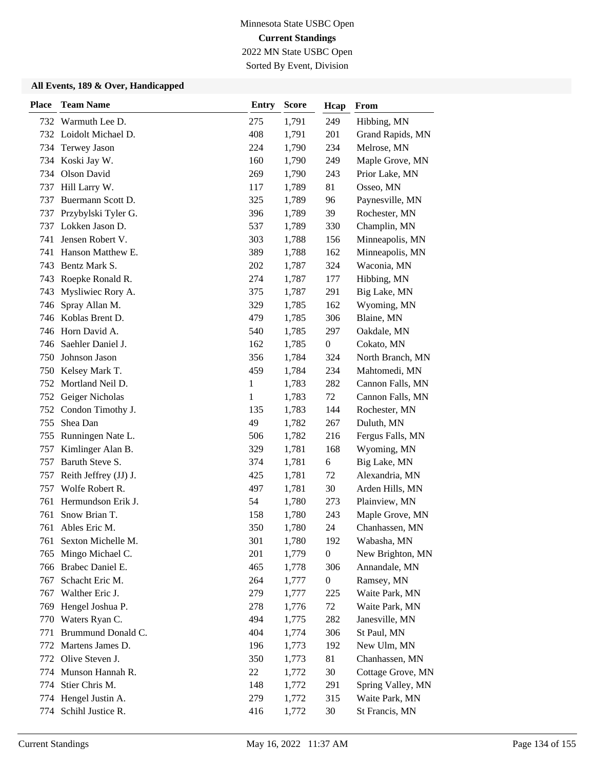Minnesota State USBC Open

**Current Standings**

2022 MN State USBC Open

Sorted By Event, Division

### All Events, 189 & Over, Handicapped

| Place | Team Name | Entry | Score | Hcap | From |
|---|---|---|---|---|---|
| 732 | Warmuth Lee D. | 275 | 1,791 | 249 | Hibbing, MN |
| 732 | Loidolt Michael D. | 408 | 1,791 | 201 | Grand Rapids, MN |
| 734 | Terwey Jason | 224 | 1,790 | 234 | Melrose, MN |
| 734 | Koski Jay W. | 160 | 1,790 | 249 | Maple Grove, MN |
| 734 | Olson David | 269 | 1,790 | 243 | Prior Lake, MN |
| 737 | Hill Larry W. | 117 | 1,789 | 81 | Osseo, MN |
| 737 | Buermann Scott D. | 325 | 1,789 | 96 | Paynesville, MN |
| 737 | Przybylski Tyler G. | 396 | 1,789 | 39 | Rochester, MN |
| 737 | Lokken Jason D. | 537 | 1,789 | 330 | Champlin, MN |
| 741 | Jensen Robert V. | 303 | 1,788 | 156 | Minneapolis, MN |
| 741 | Hanson Matthew E. | 389 | 1,788 | 162 | Minneapolis, MN |
| 743 | Bentz Mark S. | 202 | 1,787 | 324 | Waconia, MN |
| 743 | Roepke Ronald R. | 274 | 1,787 | 177 | Hibbing, MN |
| 743 | Mysliwiec Rory A. | 375 | 1,787 | 291 | Big Lake, MN |
| 746 | Spray Allan M. | 329 | 1,785 | 162 | Wyoming, MN |
| 746 | Koblas Brent D. | 479 | 1,785 | 306 | Blaine, MN |
| 746 | Horn David A. | 540 | 1,785 | 297 | Oakdale, MN |
| 746 | Saehler Daniel J. | 162 | 1,785 | 0 | Cokato, MN |
| 750 | Johnson Jason | 356 | 1,784 | 324 | North Branch, MN |
| 750 | Kelsey Mark T. | 459 | 1,784 | 234 | Mahtomedi, MN |
| 752 | Mortland Neil D. | 1 | 1,783 | 282 | Cannon Falls, MN |
| 752 | Geiger Nicholas | 1 | 1,783 | 72 | Cannon Falls, MN |
| 752 | Condon Timothy J. | 135 | 1,783 | 144 | Rochester, MN |
| 755 | Shea Dan | 49 | 1,782 | 267 | Duluth, MN |
| 755 | Runningen Nate L. | 506 | 1,782 | 216 | Fergus Falls, MN |
| 757 | Kimlinger Alan B. | 329 | 1,781 | 168 | Wyoming, MN |
| 757 | Baruth Steve S. | 374 | 1,781 | 6 | Big Lake, MN |
| 757 | Reith Jeffrey (JJ) J. | 425 | 1,781 | 72 | Alexandria, MN |
| 757 | Wolfe Robert R. | 497 | 1,781 | 30 | Arden Hills, MN |
| 761 | Hermundson Erik J. | 54 | 1,780 | 273 | Plainview, MN |
| 761 | Snow Brian T. | 158 | 1,780 | 243 | Maple Grove, MN |
| 761 | Ables Eric M. | 350 | 1,780 | 24 | Chanhassen, MN |
| 761 | Sexton Michelle M. | 301 | 1,780 | 192 | Wabasha, MN |
| 765 | Mingo Michael C. | 201 | 1,779 | 0 | New Brighton, MN |
| 766 | Brabec Daniel E. | 465 | 1,778 | 306 | Annandale, MN |
| 767 | Schacht Eric M. | 264 | 1,777 | 0 | Ramsey, MN |
| 767 | Walther Eric J. | 279 | 1,777 | 225 | Waite Park, MN |
| 769 | Hengel Joshua P. | 278 | 1,776 | 72 | Waite Park, MN |
| 770 | Waters Ryan C. | 494 | 1,775 | 282 | Janesville, MN |
| 771 | Brummund Donald C. | 404 | 1,774 | 306 | St Paul, MN |
| 772 | Martens James D. | 196 | 1,773 | 192 | New Ulm, MN |
| 772 | Olive Steven J. | 350 | 1,773 | 81 | Chanhassen, MN |
| 774 | Munson Hannah R. | 22 | 1,772 | 30 | Cottage Grove, MN |
| 774 | Stier Chris M. | 148 | 1,772 | 291 | Spring Valley, MN |
| 774 | Hengel Justin A. | 279 | 1,772 | 315 | Waite Park, MN |
| 774 | Schihl Justice R. | 416 | 1,772 | 30 | St Francis, MN |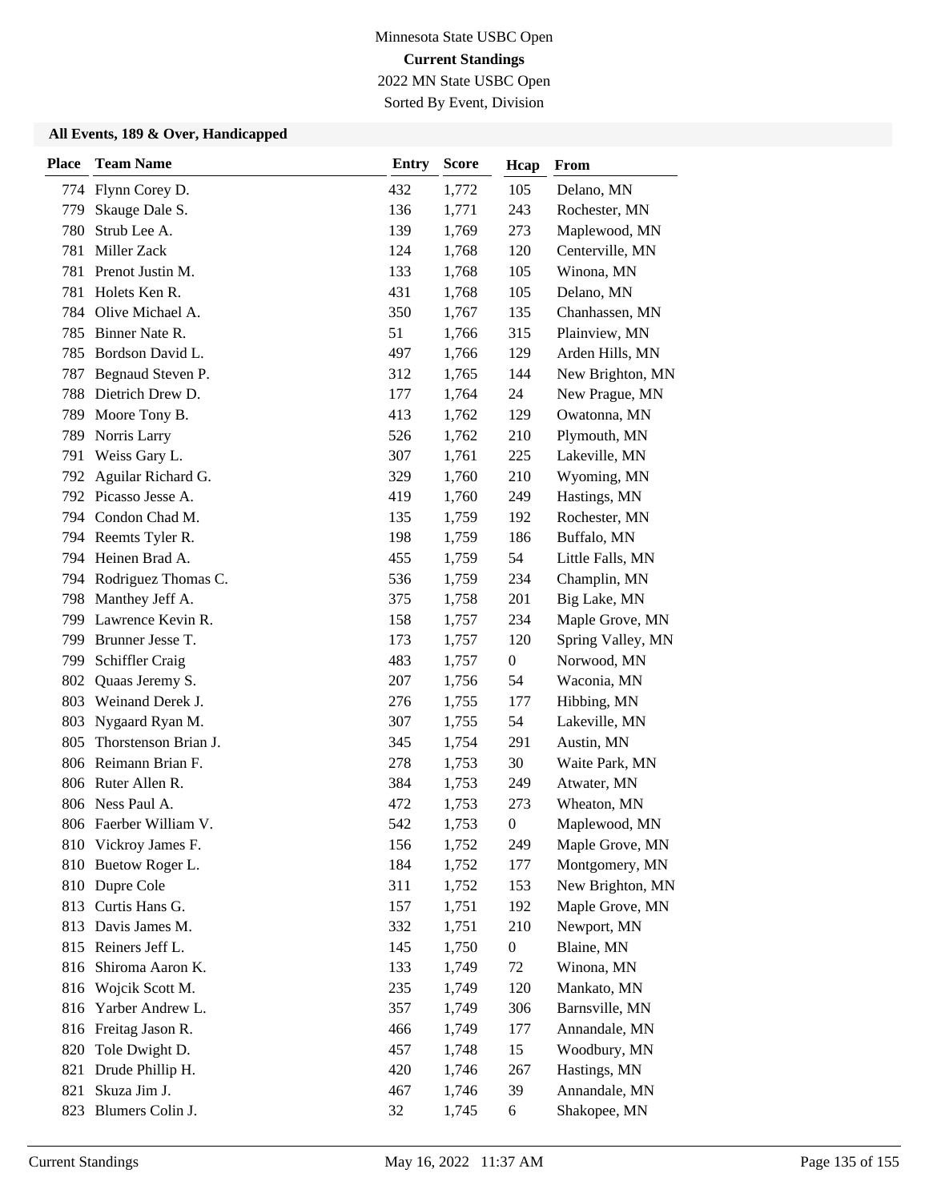Minnesota State USBC Open

**Current Standings**

2022 MN State USBC Open

Sorted By Event, Division

### All Events, 189 & Over, Handicapped

| Place | Team Name | Entry | Score | Hcap | From |
|---|---|---|---|---|---|
| 774 | Flynn Corey D. | 432 | 1,772 | 105 | Delano, MN |
| 779 | Skauge Dale S. | 136 | 1,771 | 243 | Rochester, MN |
| 780 | Strub Lee A. | 139 | 1,769 | 273 | Maplewood, MN |
| 781 | Miller Zack | 124 | 1,768 | 120 | Centerville, MN |
| 781 | Prenot Justin M. | 133 | 1,768 | 105 | Winona, MN |
| 781 | Holets Ken R. | 431 | 1,768 | 105 | Delano, MN |
| 784 | Olive Michael A. | 350 | 1,767 | 135 | Chanhassen, MN |
| 785 | Binner Nate R. | 51 | 1,766 | 315 | Plainview, MN |
| 785 | Bordson David L. | 497 | 1,766 | 129 | Arden Hills, MN |
| 787 | Begnaud Steven P. | 312 | 1,765 | 144 | New Brighton, MN |
| 788 | Dietrich Drew D. | 177 | 1,764 | 24 | New Prague, MN |
| 789 | Moore Tony B. | 413 | 1,762 | 129 | Owatonna, MN |
| 789 | Norris Larry | 526 | 1,762 | 210 | Plymouth, MN |
| 791 | Weiss Gary L. | 307 | 1,761 | 225 | Lakeville, MN |
| 792 | Aguilar Richard G. | 329 | 1,760 | 210 | Wyoming, MN |
| 792 | Picasso Jesse A. | 419 | 1,760 | 249 | Hastings, MN |
| 794 | Condon Chad M. | 135 | 1,759 | 192 | Rochester, MN |
| 794 | Reemts Tyler R. | 198 | 1,759 | 186 | Buffalo, MN |
| 794 | Heinen Brad A. | 455 | 1,759 | 54 | Little Falls, MN |
| 794 | Rodriguez Thomas C. | 536 | 1,759 | 234 | Champlin, MN |
| 798 | Manthey Jeff A. | 375 | 1,758 | 201 | Big Lake, MN |
| 799 | Lawrence Kevin R. | 158 | 1,757 | 234 | Maple Grove, MN |
| 799 | Brunner Jesse T. | 173 | 1,757 | 120 | Spring Valley, MN |
| 799 | Schiffler Craig | 483 | 1,757 | 0 | Norwood, MN |
| 802 | Quaas Jeremy S. | 207 | 1,756 | 54 | Waconia, MN |
| 803 | Weinand Derek J. | 276 | 1,755 | 177 | Hibbing, MN |
| 803 | Nygaard Ryan M. | 307 | 1,755 | 54 | Lakeville, MN |
| 805 | Thorstenson Brian J. | 345 | 1,754 | 291 | Austin, MN |
| 806 | Reimann Brian F. | 278 | 1,753 | 30 | Waite Park, MN |
| 806 | Ruter Allen R. | 384 | 1,753 | 249 | Atwater, MN |
| 806 | Ness Paul A. | 472 | 1,753 | 273 | Wheaton, MN |
| 806 | Faerber William V. | 542 | 1,753 | 0 | Maplewood, MN |
| 810 | Vickroy James F. | 156 | 1,752 | 249 | Maple Grove, MN |
| 810 | Buetow Roger L. | 184 | 1,752 | 177 | Montgomery, MN |
| 810 | Dupre Cole | 311 | 1,752 | 153 | New Brighton, MN |
| 813 | Curtis Hans G. | 157 | 1,751 | 192 | Maple Grove, MN |
| 813 | Davis James M. | 332 | 1,751 | 210 | Newport, MN |
| 815 | Reiners Jeff L. | 145 | 1,750 | 0 | Blaine, MN |
| 816 | Shiroma Aaron K. | 133 | 1,749 | 72 | Winona, MN |
| 816 | Wojcik Scott M. | 235 | 1,749 | 120 | Mankato, MN |
| 816 | Yarber Andrew L. | 357 | 1,749 | 306 | Barnsville, MN |
| 816 | Freitag Jason R. | 466 | 1,749 | 177 | Annandale, MN |
| 820 | Tole Dwight D. | 457 | 1,748 | 15 | Woodbury, MN |
| 821 | Drude Phillip H. | 420 | 1,746 | 267 | Hastings, MN |
| 821 | Skuza Jim J. | 467 | 1,746 | 39 | Annandale, MN |
| 823 | Blumers Colin J. | 32 | 1,745 | 6 | Shakopee, MN |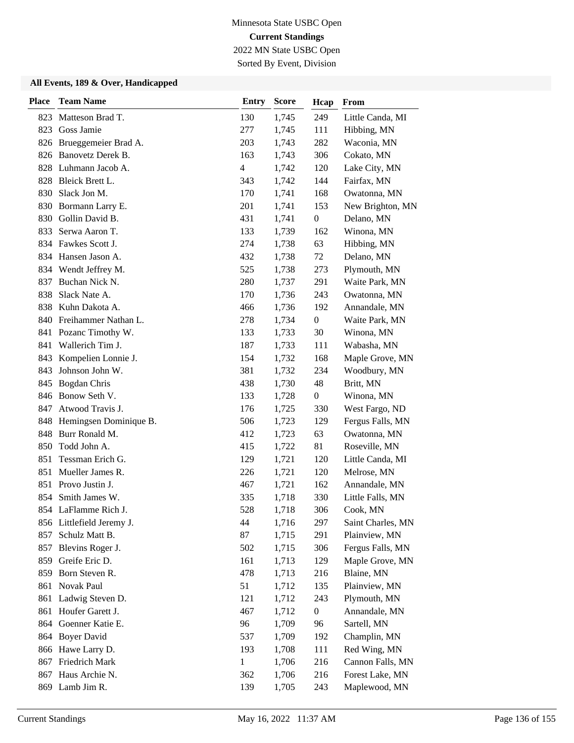Minnesota State USBC Open

**Current Standings**

2022 MN State USBC Open

Sorted By Event, Division

### All Events, 189 & Over, Handicapped

| Place | Team Name | Entry | Score | Hcap | From |
|---|---|---|---|---|---|
| 823 | Matteson Brad T. | 130 | 1,745 | 249 | Little Canda, MI |
| 823 | Goss Jamie | 277 | 1,745 | 111 | Hibbing, MN |
| 826 | Brueggemeier Brad A. | 203 | 1,743 | 282 | Waconia, MN |
| 826 | Banovetz Derek B. | 163 | 1,743 | 306 | Cokato, MN |
| 828 | Luhmann Jacob A. | 4 | 1,742 | 120 | Lake City, MN |
| 828 | Bleick Brett L. | 343 | 1,742 | 144 | Fairfax, MN |
| 830 | Slack Jon M. | 170 | 1,741 | 168 | Owatonna, MN |
| 830 | Bormann Larry E. | 201 | 1,741 | 153 | New Brighton, MN |
| 830 | Gollin David B. | 431 | 1,741 | 0 | Delano, MN |
| 833 | Serwa Aaron T. | 133 | 1,739 | 162 | Winona, MN |
| 834 | Fawkes Scott J. | 274 | 1,738 | 63 | Hibbing, MN |
| 834 | Hansen Jason A. | 432 | 1,738 | 72 | Delano, MN |
| 834 | Wendt Jeffrey M. | 525 | 1,738 | 273 | Plymouth, MN |
| 837 | Buchan Nick N. | 280 | 1,737 | 291 | Waite Park, MN |
| 838 | Slack Nate A. | 170 | 1,736 | 243 | Owatonna, MN |
| 838 | Kuhn Dakota A. | 466 | 1,736 | 192 | Annandale, MN |
| 840 | Freihammer Nathan L. | 278 | 1,734 | 0 | Waite Park, MN |
| 841 | Pozanc Timothy W. | 133 | 1,733 | 30 | Winona, MN |
| 841 | Wallerich Tim J. | 187 | 1,733 | 111 | Wabasha, MN |
| 843 | Kompelien Lonnie J. | 154 | 1,732 | 168 | Maple Grove, MN |
| 843 | Johnson John W. | 381 | 1,732 | 234 | Woodbury, MN |
| 845 | Bogdan Chris | 438 | 1,730 | 48 | Britt, MN |
| 846 | Bonow Seth V. | 133 | 1,728 | 0 | Winona, MN |
| 847 | Atwood Travis J. | 176 | 1,725 | 330 | West Fargo, ND |
| 848 | Hemingsen Dominique B. | 506 | 1,723 | 129 | Fergus Falls, MN |
| 848 | Burr Ronald M. | 412 | 1,723 | 63 | Owatonna, MN |
| 850 | Todd John A. | 415 | 1,722 | 81 | Roseville, MN |
| 851 | Tessman Erich G. | 129 | 1,721 | 120 | Little Canda, MI |
| 851 | Mueller James R. | 226 | 1,721 | 120 | Melrose, MN |
| 851 | Provo Justin J. | 467 | 1,721 | 162 | Annandale, MN |
| 854 | Smith James W. | 335 | 1,718 | 330 | Little Falls, MN |
| 854 | LaFlamme Rich J. | 528 | 1,718 | 306 | Cook, MN |
| 856 | Littlefield Jeremy J. | 44 | 1,716 | 297 | Saint Charles, MN |
| 857 | Schulz Matt B. | 87 | 1,715 | 291 | Plainview, MN |
| 857 | Blevins Roger J. | 502 | 1,715 | 306 | Fergus Falls, MN |
| 859 | Greife Eric D. | 161 | 1,713 | 129 | Maple Grove, MN |
| 859 | Born Steven R. | 478 | 1,713 | 216 | Blaine, MN |
| 861 | Novak Paul | 51 | 1,712 | 135 | Plainview, MN |
| 861 | Ladwig Steven D. | 121 | 1,712 | 243 | Plymouth, MN |
| 861 | Houfer Garett J. | 467 | 1,712 | 0 | Annandale, MN |
| 864 | Goenner Katie E. | 96 | 1,709 | 96 | Sartell, MN |
| 864 | Boyer David | 537 | 1,709 | 192 | Champlin, MN |
| 866 | Hawe Larry D. | 193 | 1,708 | 111 | Red Wing, MN |
| 867 | Friedrich Mark | 1 | 1,706 | 216 | Cannon Falls, MN |
| 867 | Haus Archie N. | 362 | 1,706 | 216 | Forest Lake, MN |
| 869 | Lamb Jim R. | 139 | 1,705 | 243 | Maplewood, MN |

Current Standings May 16, 2022 11:37 AM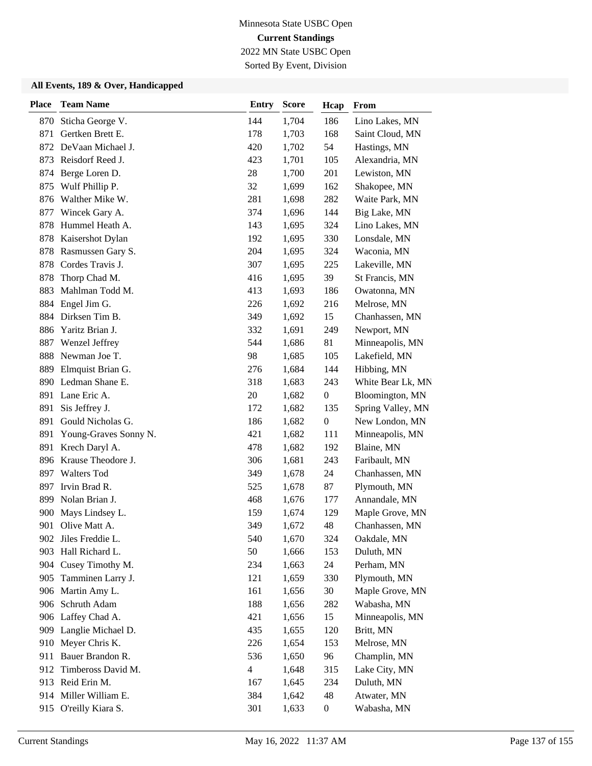Minnesota State USBC Open

**Current Standings**

2022 MN State USBC Open

Sorted By Event, Division

### All Events, 189 & Over, Handicapped

| Place | Team Name | Entry | Score | Hcap | From |
|---|---|---|---|---|---|
| 870 | Sticha George V. | 144 | 1,704 | 186 | Lino Lakes, MN |
| 871 | Gertken Brett E. | 178 | 1,703 | 168 | Saint Cloud, MN |
| 872 | DeVaan Michael J. | 420 | 1,702 | 54 | Hastings, MN |
| 873 | Reisdorf Reed J. | 423 | 1,701 | 105 | Alexandria, MN |
| 874 | Berge Loren D. | 28 | 1,700 | 201 | Lewiston, MN |
| 875 | Wulf Phillip P. | 32 | 1,699 | 162 | Shakopee, MN |
| 876 | Walther Mike W. | 281 | 1,698 | 282 | Waite Park, MN |
| 877 | Wincek Gary A. | 374 | 1,696 | 144 | Big Lake, MN |
| 878 | Hummel Heath A. | 143 | 1,695 | 324 | Lino Lakes, MN |
| 878 | Kaisershot Dylan | 192 | 1,695 | 330 | Lonsdale, MN |
| 878 | Rasmussen Gary S. | 204 | 1,695 | 324 | Waconia, MN |
| 878 | Cordes Travis J. | 307 | 1,695 | 225 | Lakeville, MN |
| 878 | Thorp Chad M. | 416 | 1,695 | 39 | St Francis, MN |
| 883 | Mahlman Todd M. | 413 | 1,693 | 186 | Owatonna, MN |
| 884 | Engel Jim G. | 226 | 1,692 | 216 | Melrose, MN |
| 884 | Dirksen Tim B. | 349 | 1,692 | 15 | Chanhassen, MN |
| 886 | Yaritz Brian J. | 332 | 1,691 | 249 | Newport, MN |
| 887 | Wenzel Jeffrey | 544 | 1,686 | 81 | Minneapolis, MN |
| 888 | Newman Joe T. | 98 | 1,685 | 105 | Lakefield, MN |
| 889 | Elmquist Brian G. | 276 | 1,684 | 144 | Hibbing, MN |
| 890 | Ledman Shane E. | 318 | 1,683 | 243 | White Bear Lk, MN |
| 891 | Lane Eric A. | 20 | 1,682 | 0 | Bloomington, MN |
| 891 | Sis Jeffrey J. | 172 | 1,682 | 135 | Spring Valley, MN |
| 891 | Gould Nicholas G. | 186 | 1,682 | 0 | New London, MN |
| 891 | Young-Graves Sonny N. | 421 | 1,682 | 111 | Minneapolis, MN |
| 891 | Krech Daryl A. | 478 | 1,682 | 192 | Blaine, MN |
| 896 | Krause Theodore J. | 306 | 1,681 | 243 | Faribault, MN |
| 897 | Walters Tod | 349 | 1,678 | 24 | Chanhassen, MN |
| 897 | Irvin Brad R. | 525 | 1,678 | 87 | Plymouth, MN |
| 899 | Nolan Brian J. | 468 | 1,676 | 177 | Annandale, MN |
| 900 | Mays Lindsey L. | 159 | 1,674 | 129 | Maple Grove, MN |
| 901 | Olive Matt A. | 349 | 1,672 | 48 | Chanhassen, MN |
| 902 | Jiles Freddie L. | 540 | 1,670 | 324 | Oakdale, MN |
| 903 | Hall Richard L. | 50 | 1,666 | 153 | Duluth, MN |
| 904 | Cusey Timothy M. | 234 | 1,663 | 24 | Perham, MN |
| 905 | Tamminen Larry J. | 121 | 1,659 | 330 | Plymouth, MN |
| 906 | Martin Amy L. | 161 | 1,656 | 30 | Maple Grove, MN |
| 906 | Schruth Adam | 188 | 1,656 | 282 | Wabasha, MN |
| 906 | Laffey Chad A. | 421 | 1,656 | 15 | Minneapolis, MN |
| 909 | Langlie Michael D. | 435 | 1,655 | 120 | Britt, MN |
| 910 | Meyer Chris K. | 226 | 1,654 | 153 | Melrose, MN |
| 911 | Bauer Brandon R. | 536 | 1,650 | 96 | Champlin, MN |
| 912 | Timbeross David M. | 4 | 1,648 | 315 | Lake City, MN |
| 913 | Reid Erin M. | 167 | 1,645 | 234 | Duluth, MN |
| 914 | Miller William E. | 384 | 1,642 | 48 | Atwater, MN |
| 915 | O'reilly Kiara S. | 301 | 1,633 | 0 | Wabasha, MN |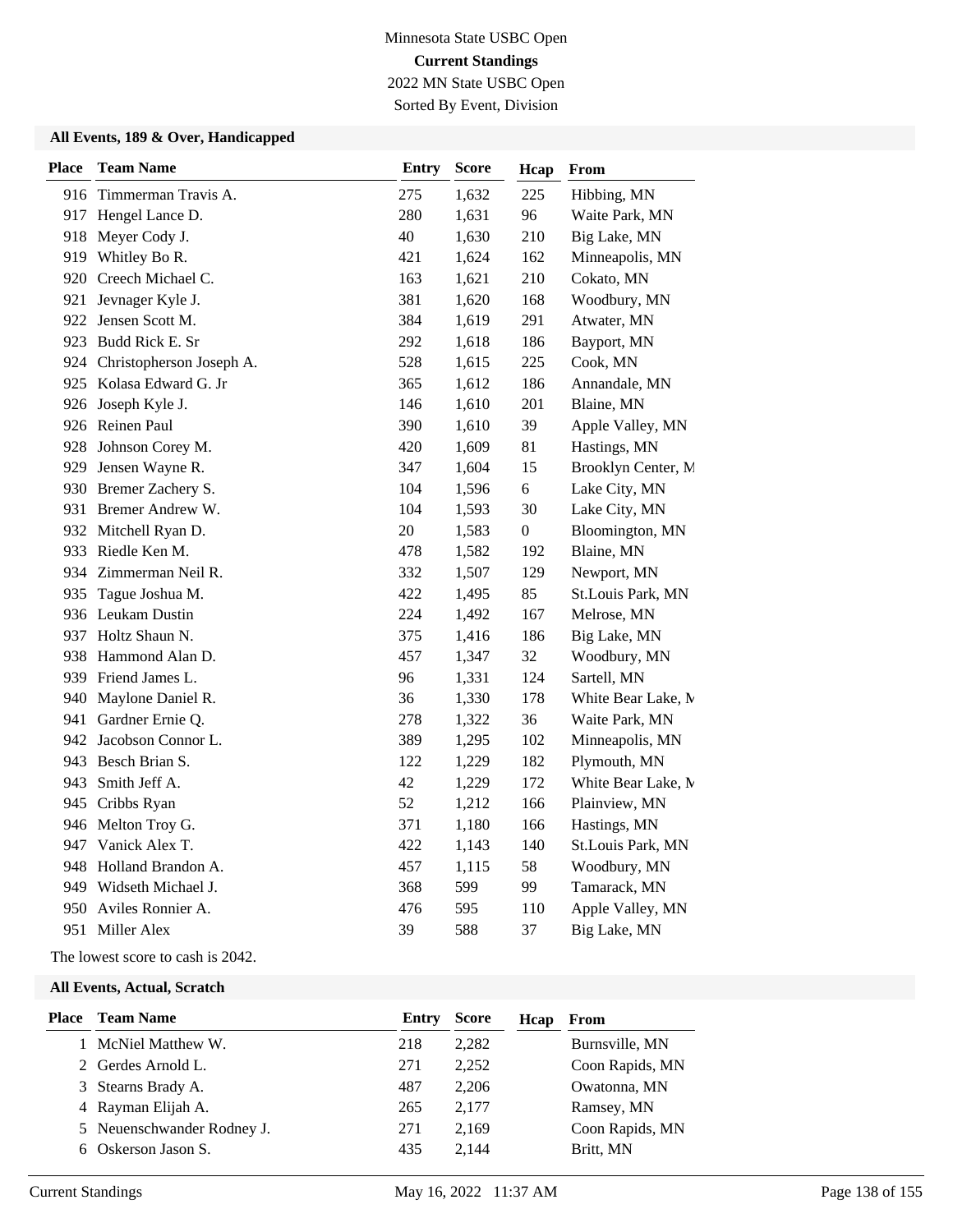Minnesota State USBC Open
**Current Standings**
2022 MN State USBC Open
Sorted By Event, Division

### All Events, 189 & Over, Handicapped

| Place | Team Name | Entry | Score | Hcap | From |
|---|---|---|---|---|---|
| 916 | Timmerman Travis A. | 275 | 1,632 | 225 | Hibbing, MN |
| 917 | Hengel Lance D. | 280 | 1,631 | 96 | Waite Park, MN |
| 918 | Meyer Cody J. | 40 | 1,630 | 210 | Big Lake, MN |
| 919 | Whitley Bo R. | 421 | 1,624 | 162 | Minneapolis, MN |
| 920 | Creech Michael C. | 163 | 1,621 | 210 | Cokato, MN |
| 921 | Jevnager Kyle J. | 381 | 1,620 | 168 | Woodbury, MN |
| 922 | Jensen Scott M. | 384 | 1,619 | 291 | Atwater, MN |
| 923 | Budd Rick E. Sr | 292 | 1,618 | 186 | Bayport, MN |
| 924 | Christopherson Joseph A. | 528 | 1,615 | 225 | Cook, MN |
| 925 | Kolasa Edward G. Jr | 365 | 1,612 | 186 | Annandale, MN |
| 926 | Joseph Kyle J. | 146 | 1,610 | 201 | Blaine, MN |
| 926 | Reinen Paul | 390 | 1,610 | 39 | Apple Valley, MN |
| 928 | Johnson Corey M. | 420 | 1,609 | 81 | Hastings, MN |
| 929 | Jensen Wayne R. | 347 | 1,604 | 15 | Brooklyn Center, M |
| 930 | Bremer Zachery S. | 104 | 1,596 | 6 | Lake City, MN |
| 931 | Bremer Andrew W. | 104 | 1,593 | 30 | Lake City, MN |
| 932 | Mitchell Ryan D. | 20 | 1,583 | 0 | Bloomington, MN |
| 933 | Riedle Ken M. | 478 | 1,582 | 192 | Blaine, MN |
| 934 | Zimmerman Neil R. | 332 | 1,507 | 129 | Newport, MN |
| 935 | Tague Joshua M. | 422 | 1,495 | 85 | St.Louis Park, MN |
| 936 | Leukam Dustin | 224 | 1,492 | 167 | Melrose, MN |
| 937 | Holtz Shaun N. | 375 | 1,416 | 186 | Big Lake, MN |
| 938 | Hammond Alan D. | 457 | 1,347 | 32 | Woodbury, MN |
| 939 | Friend James L. | 96 | 1,331 | 124 | Sartell, MN |
| 940 | Maylone Daniel R. | 36 | 1,330 | 178 | White Bear Lake, M |
| 941 | Gardner Ernie Q. | 278 | 1,322 | 36 | Waite Park, MN |
| 942 | Jacobson Connor L. | 389 | 1,295 | 102 | Minneapolis, MN |
| 943 | Besch Brian S. | 122 | 1,229 | 182 | Plymouth, MN |
| 943 | Smith Jeff A. | 42 | 1,229 | 172 | White Bear Lake, M |
| 945 | Cribbs Ryan | 52 | 1,212 | 166 | Plainview, MN |
| 946 | Melton Troy G. | 371 | 1,180 | 166 | Hastings, MN |
| 947 | Vanick Alex T. | 422 | 1,143 | 140 | St.Louis Park, MN |
| 948 | Holland Brandon A. | 457 | 1,115 | 58 | Woodbury, MN |
| 949 | Widseth Michael J. | 368 | 599 | 99 | Tamarack, MN |
| 950 | Aviles Ronnier A. | 476 | 595 | 110 | Apple Valley, MN |
| 951 | Miller Alex | 39 | 588 | 37 | Big Lake, MN |

The lowest score to cash is 2042.

### All Events, Actual, Scratch

| Place | Team Name | Entry | Score | Hcap | From |
|---|---|---|---|---|---|
| 1 | McNiel Matthew W. | 218 | 2,282 | | Burnsville, MN |
| 2 | Gerdes Arnold L. | 271 | 2,252 | | Coon Rapids, MN |
| 3 | Stearns Brady A. | 487 | 2,206 | | Owatonna, MN |
| 4 | Rayman Elijah A. | 265 | 2,177 | | Ramsey, MN |
| 5 | Neuenschwander Rodney J. | 271 | 2,169 | | Coon Rapids, MN |
| 6 | Oskerson Jason S. | 435 | 2,144 | | Britt, MN |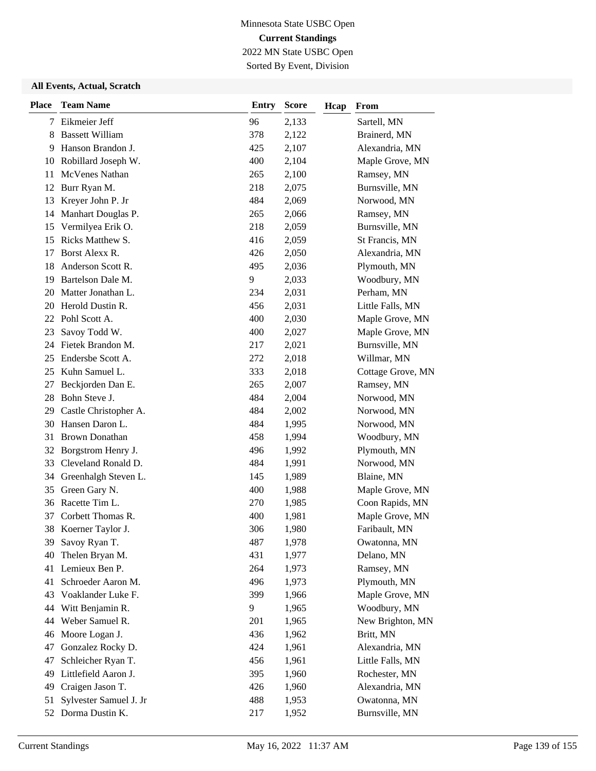Minnesota State USBC Open

**Current Standings**

2022 MN State USBC Open

Sorted By Event, Division

**All Events, Actual, Scratch**

| Place | Team Name | Entry | Score | Hcap | From |
|---|---|---|---|---|---|
| 7 | Eikmeier Jeff | 96 | 2,133 | | Sartell, MN |
| 8 | Bassett William | 378 | 2,122 | | Brainerd, MN |
| 9 | Hanson Brandon J. | 425 | 2,107 | | Alexandria, MN |
| 10 | Robillard Joseph W. | 400 | 2,104 | | Maple Grove, MN |
| 11 | McVenes Nathan | 265 | 2,100 | | Ramsey, MN |
| 12 | Burr Ryan M. | 218 | 2,075 | | Burnsville, MN |
| 13 | Kreyer John P. Jr | 484 | 2,069 | | Norwood, MN |
| 14 | Manhart Douglas P. | 265 | 2,066 | | Ramsey, MN |
| 15 | Vermilyea Erik O. | 218 | 2,059 | | Burnsville, MN |
| 15 | Ricks Matthew S. | 416 | 2,059 | | St Francis, MN |
| 17 | Borst Alexx R. | 426 | 2,050 | | Alexandria, MN |
| 18 | Anderson Scott R. | 495 | 2,036 | | Plymouth, MN |
| 19 | Bartelson Dale M. | 9 | 2,033 | | Woodbury, MN |
| 20 | Matter Jonathan L. | 234 | 2,031 | | Perham, MN |
| 20 | Herold Dustin R. | 456 | 2,031 | | Little Falls, MN |
| 22 | Pohl Scott A. | 400 | 2,030 | | Maple Grove, MN |
| 23 | Savoy Todd W. | 400 | 2,027 | | Maple Grove, MN |
| 24 | Fietek Brandon M. | 217 | 2,021 | | Burnsville, MN |
| 25 | Endersbe Scott A. | 272 | 2,018 | | Willmar, MN |
| 25 | Kuhn Samuel L. | 333 | 2,018 | | Cottage Grove, MN |
| 27 | Beckjorden Dan E. | 265 | 2,007 | | Ramsey, MN |
| 28 | Bohn Steve J. | 484 | 2,004 | | Norwood, MN |
| 29 | Castle Christopher A. | 484 | 2,002 | | Norwood, MN |
| 30 | Hansen Daron L. | 484 | 1,995 | | Norwood, MN |
| 31 | Brown Donathan | 458 | 1,994 | | Woodbury, MN |
| 32 | Borgstrom Henry J. | 496 | 1,992 | | Plymouth, MN |
| 33 | Cleveland Ronald D. | 484 | 1,991 | | Norwood, MN |
| 34 | Greenhalgh Steven L. | 145 | 1,989 | | Blaine, MN |
| 35 | Green Gary N. | 400 | 1,988 | | Maple Grove, MN |
| 36 | Racette Tim L. | 270 | 1,985 | | Coon Rapids, MN |
| 37 | Corbett Thomas R. | 400 | 1,981 | | Maple Grove, MN |
| 38 | Koerner Taylor J. | 306 | 1,980 | | Faribault, MN |
| 39 | Savoy Ryan T. | 487 | 1,978 | | Owatonna, MN |
| 40 | Thelen Bryan M. | 431 | 1,977 | | Delano, MN |
| 41 | Lemieux Ben P. | 264 | 1,973 | | Ramsey, MN |
| 41 | Schroeder Aaron M. | 496 | 1,973 | | Plymouth, MN |
| 43 | Voaklander Luke F. | 399 | 1,966 | | Maple Grove, MN |
| 44 | Witt Benjamin R. | 9 | 1,965 | | Woodbury, MN |
| 44 | Weber Samuel R. | 201 | 1,965 | | New Brighton, MN |
| 46 | Moore Logan J. | 436 | 1,962 | | Britt, MN |
| 47 | Gonzalez Rocky D. | 424 | 1,961 | | Alexandria, MN |
| 47 | Schleicher Ryan T. | 456 | 1,961 | | Little Falls, MN |
| 49 | Littlefield Aaron J. | 395 | 1,960 | | Rochester, MN |
| 49 | Craigen Jason T. | 426 | 1,960 | | Alexandria, MN |
| 51 | Sylvester Samuel J. Jr | 488 | 1,953 | | Owatonna, MN |
| 52 | Dorma Dustin K. | 217 | 1,952 | | Burnsville, MN |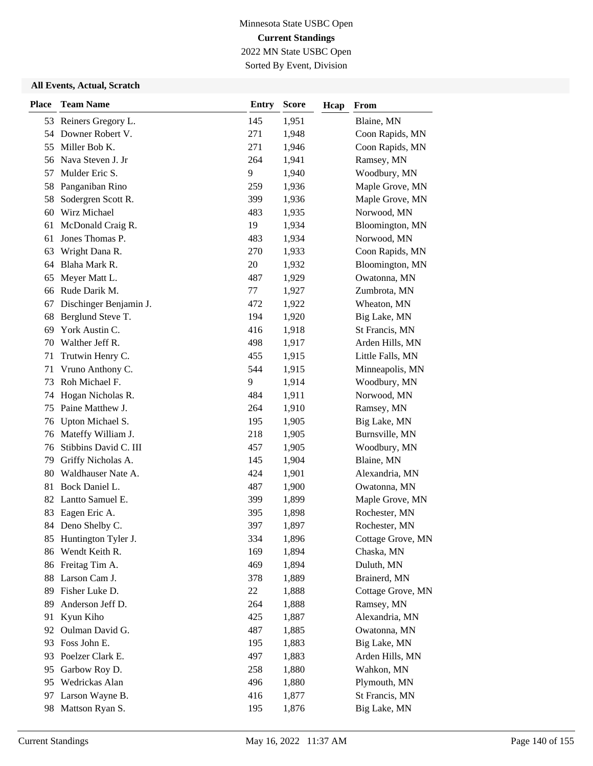Minnesota State USBC Open

**Current Standings**

2022 MN State USBC Open

Sorted By Event, Division

**All Events, Actual, Scratch**

| Place | Team Name | Entry | Score | Hcap | From |
|---|---|---|---|---|---|
| 53 | Reiners Gregory L. | 145 | 1,951 | | Blaine, MN |
| 54 | Downer Robert V. | 271 | 1,948 | | Coon Rapids, MN |
| 55 | Miller Bob K. | 271 | 1,946 | | Coon Rapids, MN |
| 56 | Nava Steven J. Jr | 264 | 1,941 | | Ramsey, MN |
| 57 | Mulder Eric S. | 9 | 1,940 | | Woodbury, MN |
| 58 | Panganiban Rino | 259 | 1,936 | | Maple Grove, MN |
| 58 | Sodergren Scott R. | 399 | 1,936 | | Maple Grove, MN |
| 60 | Wirz Michael | 483 | 1,935 | | Norwood, MN |
| 61 | McDonald Craig R. | 19 | 1,934 | | Bloomington, MN |
| 61 | Jones Thomas P. | 483 | 1,934 | | Norwood, MN |
| 63 | Wright Dana R. | 270 | 1,933 | | Coon Rapids, MN |
| 64 | Blaha Mark R. | 20 | 1,932 | | Bloomington, MN |
| 65 | Meyer Matt L. | 487 | 1,929 | | Owatonna, MN |
| 66 | Rude Darik M. | 77 | 1,927 | | Zumbrota, MN |
| 67 | Dischinger Benjamin J. | 472 | 1,922 | | Wheaton, MN |
| 68 | Berglund Steve T. | 194 | 1,920 | | Big Lake, MN |
| 69 | York Austin C. | 416 | 1,918 | | St Francis, MN |
| 70 | Walther Jeff R. | 498 | 1,917 | | Arden Hills, MN |
| 71 | Trutwin Henry C. | 455 | 1,915 | | Little Falls, MN |
| 71 | Vruno Anthony C. | 544 | 1,915 | | Minneapolis, MN |
| 73 | Roh Michael F. | 9 | 1,914 | | Woodbury, MN |
| 74 | Hogan Nicholas R. | 484 | 1,911 | | Norwood, MN |
| 75 | Paine Matthew J. | 264 | 1,910 | | Ramsey, MN |
| 76 | Upton Michael S. | 195 | 1,905 | | Big Lake, MN |
| 76 | Mateffy William J. | 218 | 1,905 | | Burnsville, MN |
| 76 | Stibbins David C. III | 457 | 1,905 | | Woodbury, MN |
| 79 | Griffy Nicholas A. | 145 | 1,904 | | Blaine, MN |
| 80 | Waldhauser Nate A. | 424 | 1,901 | | Alexandria, MN |
| 81 | Bock Daniel L. | 487 | 1,900 | | Owatonna, MN |
| 82 | Lantto Samuel E. | 399 | 1,899 | | Maple Grove, MN |
| 83 | Eagen Eric A. | 395 | 1,898 | | Rochester, MN |
| 84 | Deno Shelby C. | 397 | 1,897 | | Rochester, MN |
| 85 | Huntington Tyler J. | 334 | 1,896 | | Cottage Grove, MN |
| 86 | Wendt Keith R. | 169 | 1,894 | | Chaska, MN |
| 86 | Freitag Tim A. | 469 | 1,894 | | Duluth, MN |
| 88 | Larson Cam J. | 378 | 1,889 | | Brainerd, MN |
| 89 | Fisher Luke D. | 22 | 1,888 | | Cottage Grove, MN |
| 89 | Anderson Jeff D. | 264 | 1,888 | | Ramsey, MN |
| 91 | Kyun Kiho | 425 | 1,887 | | Alexandria, MN |
| 92 | Oulman David G. | 487 | 1,885 | | Owatonna, MN |
| 93 | Foss John E. | 195 | 1,883 | | Big Lake, MN |
| 93 | Poelzer Clark E. | 497 | 1,883 | | Arden Hills, MN |
| 95 | Garbow Roy D. | 258 | 1,880 | | Wahkon, MN |
| 95 | Wedrickas Alan | 496 | 1,880 | | Plymouth, MN |
| 97 | Larson Wayne B. | 416 | 1,877 | | St Francis, MN |
| 98 | Mattson Ryan S. | 195 | 1,876 | | Big Lake, MN |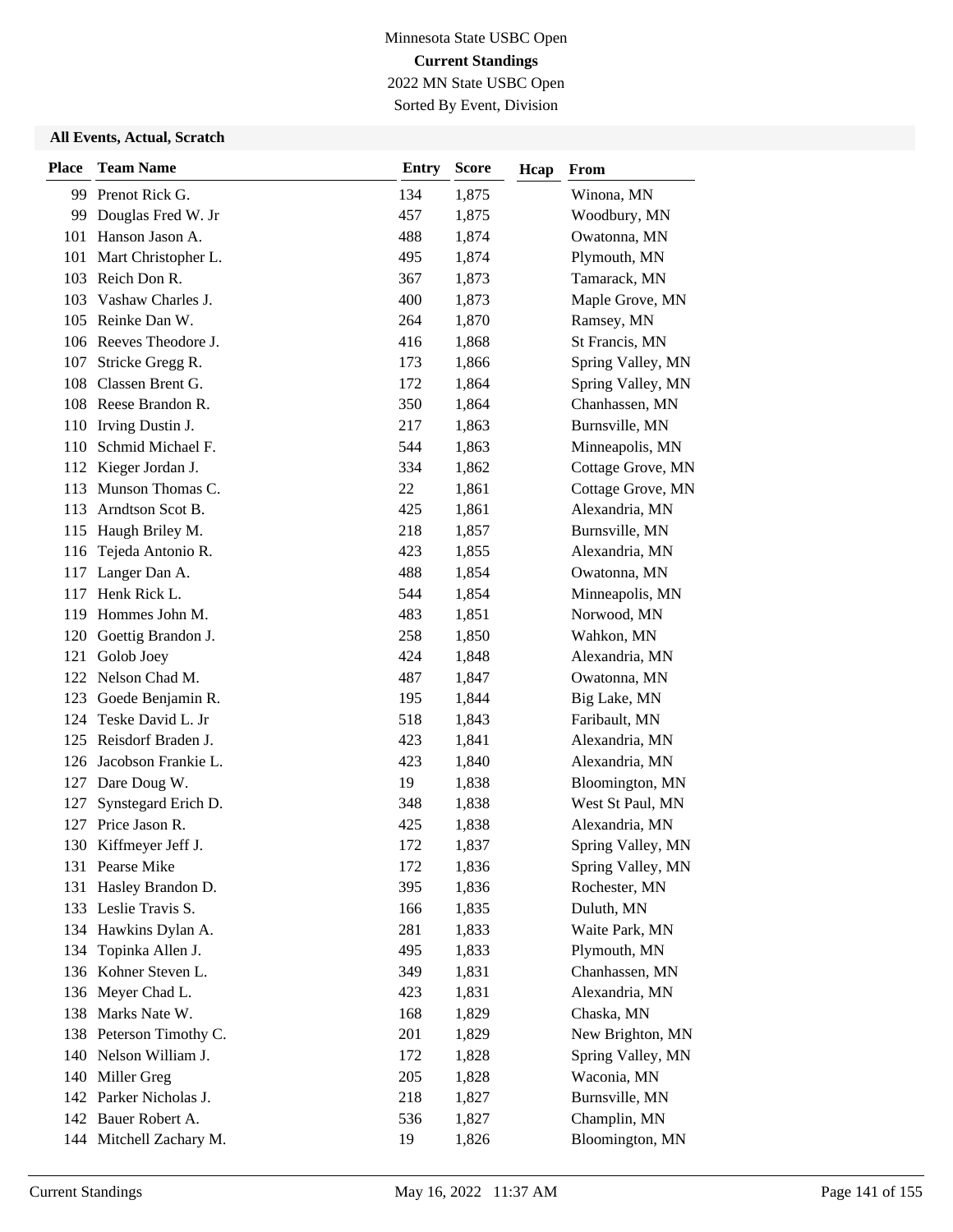Minnesota State USBC Open

**Current Standings**

2022 MN State USBC Open

Sorted By Event, Division

### All Events, Actual, Scratch

| Place | Team Name | Entry | Score | Hcap | From |
|---|---|---|---|---|---|
| 99 | Prenot Rick G. | 134 | 1,875 | | Winona, MN |
| 99 | Douglas Fred W. Jr | 457 | 1,875 | | Woodbury, MN |
| 101 | Hanson Jason A. | 488 | 1,874 | | Owatonna, MN |
| 101 | Mart Christopher L. | 495 | 1,874 | | Plymouth, MN |
| 103 | Reich Don R. | 367 | 1,873 | | Tamarack, MN |
| 103 | Vashaw Charles J. | 400 | 1,873 | | Maple Grove, MN |
| 105 | Reinke Dan W. | 264 | 1,870 | | Ramsey, MN |
| 106 | Reeves Theodore J. | 416 | 1,868 | | St Francis, MN |
| 107 | Stricke Gregg R. | 173 | 1,866 | | Spring Valley, MN |
| 108 | Classen Brent G. | 172 | 1,864 | | Spring Valley, MN |
| 108 | Reese Brandon R. | 350 | 1,864 | | Chanhassen, MN |
| 110 | Irving Dustin J. | 217 | 1,863 | | Burnsville, MN |
| 110 | Schmid Michael F. | 544 | 1,863 | | Minneapolis, MN |
| 112 | Kieger Jordan J. | 334 | 1,862 | | Cottage Grove, MN |
| 113 | Munson Thomas C. | 22 | 1,861 | | Cottage Grove, MN |
| 113 | Arndtson Scot B. | 425 | 1,861 | | Alexandria, MN |
| 115 | Haugh Briley M. | 218 | 1,857 | | Burnsville, MN |
| 116 | Tejeda Antonio R. | 423 | 1,855 | | Alexandria, MN |
| 117 | Langer Dan A. | 488 | 1,854 | | Owatonna, MN |
| 117 | Henk Rick L. | 544 | 1,854 | | Minneapolis, MN |
| 119 | Hommes John M. | 483 | 1,851 | | Norwood, MN |
| 120 | Goettig Brandon J. | 258 | 1,850 | | Wahkon, MN |
| 121 | Golob Joey | 424 | 1,848 | | Alexandria, MN |
| 122 | Nelson Chad M. | 487 | 1,847 | | Owatonna, MN |
| 123 | Goede Benjamin R. | 195 | 1,844 | | Big Lake, MN |
| 124 | Teske David L. Jr | 518 | 1,843 | | Faribault, MN |
| 125 | Reisdorf Braden J. | 423 | 1,841 | | Alexandria, MN |
| 126 | Jacobson Frankie L. | 423 | 1,840 | | Alexandria, MN |
| 127 | Dare Doug W. | 19 | 1,838 | | Bloomington, MN |
| 127 | Synstegard Erich D. | 348 | 1,838 | | West St Paul, MN |
| 127 | Price Jason R. | 425 | 1,838 | | Alexandria, MN |
| 130 | Kiffmeyer Jeff J. | 172 | 1,837 | | Spring Valley, MN |
| 131 | Pearse Mike | 172 | 1,836 | | Spring Valley, MN |
| 131 | Hasley Brandon D. | 395 | 1,836 | | Rochester, MN |
| 133 | Leslie Travis S. | 166 | 1,835 | | Duluth, MN |
| 134 | Hawkins Dylan A. | 281 | 1,833 | | Waite Park, MN |
| 134 | Topinka Allen J. | 495 | 1,833 | | Plymouth, MN |
| 136 | Kohner Steven L. | 349 | 1,831 | | Chanhassen, MN |
| 136 | Meyer Chad L. | 423 | 1,831 | | Alexandria, MN |
| 138 | Marks Nate W. | 168 | 1,829 | | Chaska, MN |
| 138 | Peterson Timothy C. | 201 | 1,829 | | New Brighton, MN |
| 140 | Nelson William J. | 172 | 1,828 | | Spring Valley, MN |
| 140 | Miller Greg | 205 | 1,828 | | Waconia, MN |
| 142 | Parker Nicholas J. | 218 | 1,827 | | Burnsville, MN |
| 142 | Bauer Robert A. | 536 | 1,827 | | Champlin, MN |
| 144 | Mitchell Zachary M. | 19 | 1,826 | | Bloomington, MN |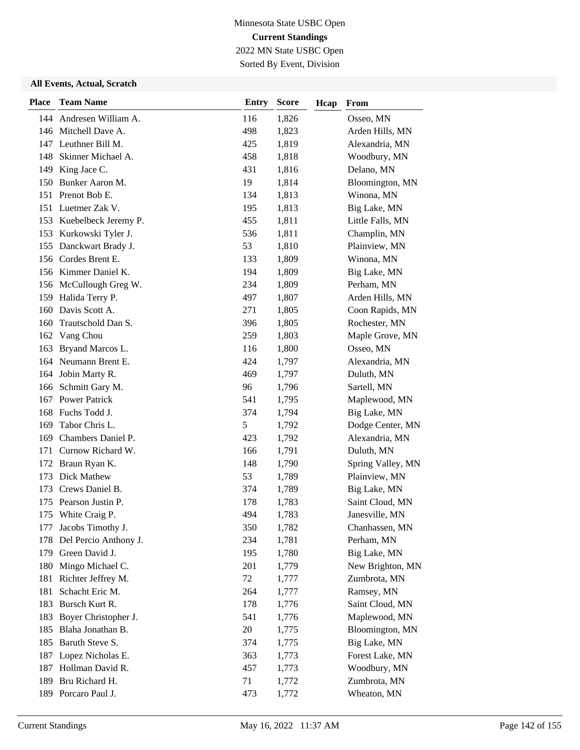Minnesota State USBC Open

**Current Standings**

2022 MN State USBC Open

Sorted By Event, Division

### All Events, Actual, Scratch

| Place | Team Name | Entry | Score | Hcap | From |
|---|---|---|---|---|---|
| 144 | Andresen William A. | 116 | 1,826 | | Osseo, MN |
| 146 | Mitchell Dave A. | 498 | 1,823 | | Arden Hills, MN |
| 147 | Leuthner Bill M. | 425 | 1,819 | | Alexandria, MN |
| 148 | Skinner Michael A. | 458 | 1,818 | | Woodbury, MN |
| 149 | King Jace C. | 431 | 1,816 | | Delano, MN |
| 150 | Bunker Aaron M. | 19 | 1,814 | | Bloomington, MN |
| 151 | Prenot Bob E. | 134 | 1,813 | | Winona, MN |
| 151 | Luetmer Zak V. | 195 | 1,813 | | Big Lake, MN |
| 153 | Kuebelbeck Jeremy P. | 455 | 1,811 | | Little Falls, MN |
| 153 | Kurkowski Tyler J. | 536 | 1,811 | | Champlin, MN |
| 155 | Danckwart Brady J. | 53 | 1,810 | | Plainview, MN |
| 156 | Cordes Brent E. | 133 | 1,809 | | Winona, MN |
| 156 | Kimmer Daniel K. | 194 | 1,809 | | Big Lake, MN |
| 156 | McCullough Greg W. | 234 | 1,809 | | Perham, MN |
| 159 | Halida Terry P. | 497 | 1,807 | | Arden Hills, MN |
| 160 | Davis Scott A. | 271 | 1,805 | | Coon Rapids, MN |
| 160 | Trautschold Dan S. | 396 | 1,805 | | Rochester, MN |
| 162 | Vang Chou | 259 | 1,803 | | Maple Grove, MN |
| 163 | Bryand Marcos L. | 116 | 1,800 | | Osseo, MN |
| 164 | Neumann Brent E. | 424 | 1,797 | | Alexandria, MN |
| 164 | Jobin Marty R. | 469 | 1,797 | | Duluth, MN |
| 166 | Schmitt Gary M. | 96 | 1,796 | | Sartell, MN |
| 167 | Power Patrick | 541 | 1,795 | | Maplewood, MN |
| 168 | Fuchs Todd J. | 374 | 1,794 | | Big Lake, MN |
| 169 | Tabor Chris L. | 5 | 1,792 | | Dodge Center, MN |
| 169 | Chambers Daniel P. | 423 | 1,792 | | Alexandria, MN |
| 171 | Curnow Richard W. | 166 | 1,791 | | Duluth, MN |
| 172 | Braun Ryan K. | 148 | 1,790 | | Spring Valley, MN |
| 173 | Dick Mathew | 53 | 1,789 | | Plainview, MN |
| 173 | Crews Daniel B. | 374 | 1,789 | | Big Lake, MN |
| 175 | Pearson Justin P. | 178 | 1,783 | | Saint Cloud, MN |
| 175 | White Craig P. | 494 | 1,783 | | Janesville, MN |
| 177 | Jacobs Timothy J. | 350 | 1,782 | | Chanhassen, MN |
| 178 | Del Percio Anthony J. | 234 | 1,781 | | Perham, MN |
| 179 | Green David J. | 195 | 1,780 | | Big Lake, MN |
| 180 | Mingo Michael C. | 201 | 1,779 | | New Brighton, MN |
| 181 | Richter Jeffrey M. | 72 | 1,777 | | Zumbrota, MN |
| 181 | Schacht Eric M. | 264 | 1,777 | | Ramsey, MN |
| 183 | Bursch Kurt R. | 178 | 1,776 | | Saint Cloud, MN |
| 183 | Boyer Christopher J. | 541 | 1,776 | | Maplewood, MN |
| 185 | Blaha Jonathan B. | 20 | 1,775 | | Bloomington, MN |
| 185 | Baruth Steve S. | 374 | 1,775 | | Big Lake, MN |
| 187 | Lopez Nicholas E. | 363 | 1,773 | | Forest Lake, MN |
| 187 | Hollman David R. | 457 | 1,773 | | Woodbury, MN |
| 189 | Bru Richard H. | 71 | 1,772 | | Zumbrota, MN |
| 189 | Porcaro Paul J. | 473 | 1,772 | | Wheaton, MN |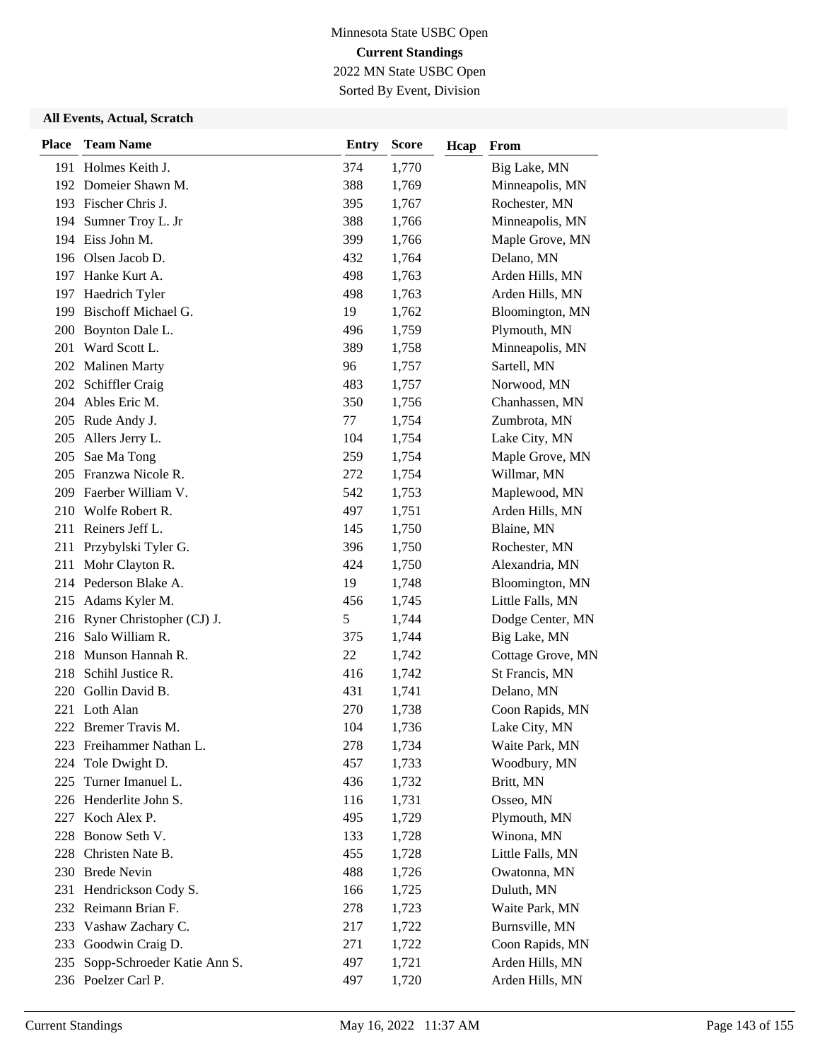Minnesota State USBC Open

**Current Standings**

2022 MN State USBC Open

Sorted By Event, Division

**All Events, Actual, Scratch**

| Place | Team Name | Entry | Score | Hcap | From |
|---|---|---|---|---|---|
| 191 | Holmes Keith J. | 374 | 1,770 | | Big Lake, MN |
| 192 | Domeier Shawn M. | 388 | 1,769 | | Minneapolis, MN |
| 193 | Fischer Chris J. | 395 | 1,767 | | Rochester, MN |
| 194 | Sumner Troy L. Jr | 388 | 1,766 | | Minneapolis, MN |
| 194 | Eiss John M. | 399 | 1,766 | | Maple Grove, MN |
| 196 | Olsen Jacob D. | 432 | 1,764 | | Delano, MN |
| 197 | Hanke Kurt A. | 498 | 1,763 | | Arden Hills, MN |
| 197 | Haedrich Tyler | 498 | 1,763 | | Arden Hills, MN |
| 199 | Bischoff Michael G. | 19 | 1,762 | | Bloomington, MN |
| 200 | Boynton Dale L. | 496 | 1,759 | | Plymouth, MN |
| 201 | Ward Scott L. | 389 | 1,758 | | Minneapolis, MN |
| 202 | Malinen Marty | 96 | 1,757 | | Sartell, MN |
| 202 | Schiffler Craig | 483 | 1,757 | | Norwood, MN |
| 204 | Ables Eric M. | 350 | 1,756 | | Chanhassen, MN |
| 205 | Rude Andy J. | 77 | 1,754 | | Zumbrota, MN |
| 205 | Allers Jerry L. | 104 | 1,754 | | Lake City, MN |
| 205 | Sae Ma Tong | 259 | 1,754 | | Maple Grove, MN |
| 205 | Franzwa Nicole R. | 272 | 1,754 | | Willmar, MN |
| 209 | Faerber William V. | 542 | 1,753 | | Maplewood, MN |
| 210 | Wolfe Robert R. | 497 | 1,751 | | Arden Hills, MN |
| 211 | Reiners Jeff L. | 145 | 1,750 | | Blaine, MN |
| 211 | Przybylski Tyler G. | 396 | 1,750 | | Rochester, MN |
| 211 | Mohr Clayton R. | 424 | 1,750 | | Alexandria, MN |
| 214 | Pederson Blake A. | 19 | 1,748 | | Bloomington, MN |
| 215 | Adams Kyler M. | 456 | 1,745 | | Little Falls, MN |
| 216 | Ryner Christopher (CJ) J. | 5 | 1,744 | | Dodge Center, MN |
| 216 | Salo William R. | 375 | 1,744 | | Big Lake, MN |
| 218 | Munson Hannah R. | 22 | 1,742 | | Cottage Grove, MN |
| 218 | Schihl Justice R. | 416 | 1,742 | | St Francis, MN |
| 220 | Gollin David B. | 431 | 1,741 | | Delano, MN |
| 221 | Loth Alan | 270 | 1,738 | | Coon Rapids, MN |
| 222 | Bremer Travis M. | 104 | 1,736 | | Lake City, MN |
| 223 | Freihammer Nathan L. | 278 | 1,734 | | Waite Park, MN |
| 224 | Tole Dwight D. | 457 | 1,733 | | Woodbury, MN |
| 225 | Turner Imanuel L. | 436 | 1,732 | | Britt, MN |
| 226 | Henderlite John S. | 116 | 1,731 | | Osseo, MN |
| 227 | Koch Alex P. | 495 | 1,729 | | Plymouth, MN |
| 228 | Bonow Seth V. | 133 | 1,728 | | Winona, MN |
| 228 | Christen Nate B. | 455 | 1,728 | | Little Falls, MN |
| 230 | Brede Nevin | 488 | 1,726 | | Owatonna, MN |
| 231 | Hendrickson Cody S. | 166 | 1,725 | | Duluth, MN |
| 232 | Reimann Brian F. | 278 | 1,723 | | Waite Park, MN |
| 233 | Vashaw Zachary C. | 217 | 1,722 | | Burnsville, MN |
| 233 | Goodwin Craig D. | 271 | 1,722 | | Coon Rapids, MN |
| 235 | Sopp-Schroeder Katie Ann S. | 497 | 1,721 | | Arden Hills, MN |
| 236 | Poelzer Carl P. | 497 | 1,720 | | Arden Hills, MN |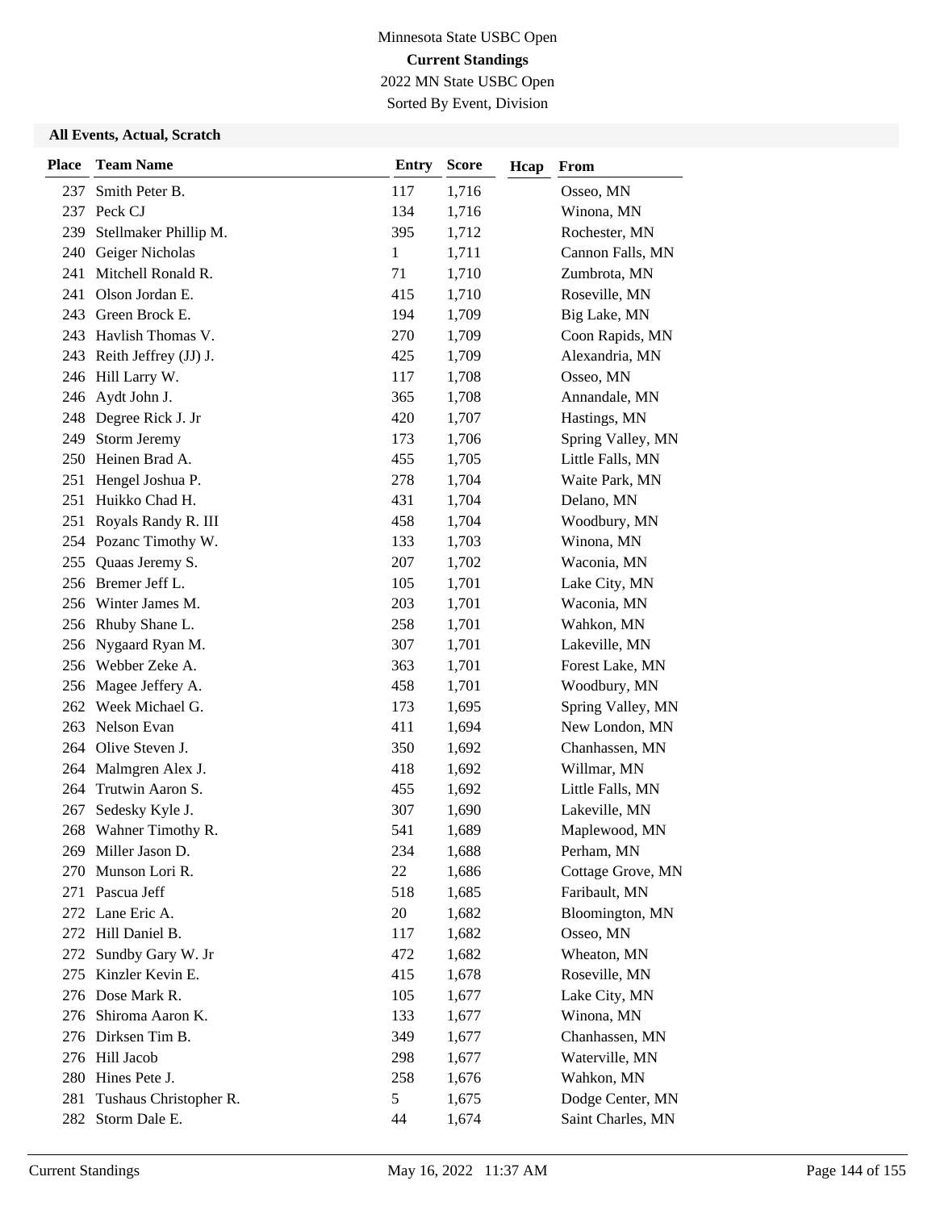Minnesota State USBC Open

**Current Standings**

2022 MN State USBC Open

Sorted By Event, Division

### All Events, Actual, Scratch

| Place | Team Name | Entry | Score | Hcap | From |
|---|---|---|---|---|---|
| 237 | Smith Peter B. | 117 | 1,716 | | Osseo, MN |
| 237 | Peck CJ | 134 | 1,716 | | Winona, MN |
| 239 | Stellmaker Phillip M. | 395 | 1,712 | | Rochester, MN |
| 240 | Geiger Nicholas | 1 | 1,711 | | Cannon Falls, MN |
| 241 | Mitchell Ronald R. | 71 | 1,710 | | Zumbrota, MN |
| 241 | Olson Jordan E. | 415 | 1,710 | | Roseville, MN |
| 243 | Green Brock E. | 194 | 1,709 | | Big Lake, MN |
| 243 | Havlish Thomas V. | 270 | 1,709 | | Coon Rapids, MN |
| 243 | Reith Jeffrey (JJ) J. | 425 | 1,709 | | Alexandria, MN |
| 246 | Hill Larry W. | 117 | 1,708 | | Osseo, MN |
| 246 | Aydt John J. | 365 | 1,708 | | Annandale, MN |
| 248 | Degree Rick J. Jr | 420 | 1,707 | | Hastings, MN |
| 249 | Storm Jeremy | 173 | 1,706 | | Spring Valley, MN |
| 250 | Heinen Brad A. | 455 | 1,705 | | Little Falls, MN |
| 251 | Hengel Joshua P. | 278 | 1,704 | | Waite Park, MN |
| 251 | Huikko Chad H. | 431 | 1,704 | | Delano, MN |
| 251 | Royals Randy R. III | 458 | 1,704 | | Woodbury, MN |
| 254 | Pozanc Timothy W. | 133 | 1,703 | | Winona, MN |
| 255 | Quaas Jeremy S. | 207 | 1,702 | | Waconia, MN |
| 256 | Bremer Jeff L. | 105 | 1,701 | | Lake City, MN |
| 256 | Winter James M. | 203 | 1,701 | | Waconia, MN |
| 256 | Rhuby Shane L. | 258 | 1,701 | | Wahkon, MN |
| 256 | Nygaard Ryan M. | 307 | 1,701 | | Lakeville, MN |
| 256 | Webber Zeke A. | 363 | 1,701 | | Forest Lake, MN |
| 256 | Magee Jeffery A. | 458 | 1,701 | | Woodbury, MN |
| 262 | Week Michael G. | 173 | 1,695 | | Spring Valley, MN |
| 263 | Nelson Evan | 411 | 1,694 | | New London, MN |
| 264 | Olive Steven J. | 350 | 1,692 | | Chanhassen, MN |
| 264 | Malmgren Alex J. | 418 | 1,692 | | Willmar, MN |
| 264 | Trutwin Aaron S. | 455 | 1,692 | | Little Falls, MN |
| 267 | Sedesky Kyle J. | 307 | 1,690 | | Lakeville, MN |
| 268 | Wahner Timothy R. | 541 | 1,689 | | Maplewood, MN |
| 269 | Miller Jason D. | 234 | 1,688 | | Perham, MN |
| 270 | Munson Lori R. | 22 | 1,686 | | Cottage Grove, MN |
| 271 | Pascua Jeff | 518 | 1,685 | | Faribault, MN |
| 272 | Lane Eric A. | 20 | 1,682 | | Bloomington, MN |
| 272 | Hill Daniel B. | 117 | 1,682 | | Osseo, MN |
| 272 | Sundby Gary W. Jr | 472 | 1,682 | | Wheaton, MN |
| 275 | Kinzler Kevin E. | 415 | 1,678 | | Roseville, MN |
| 276 | Dose Mark R. | 105 | 1,677 | | Lake City, MN |
| 276 | Shiroma Aaron K. | 133 | 1,677 | | Winona, MN |
| 276 | Dirksen Tim B. | 349 | 1,677 | | Chanhassen, MN |
| 276 | Hill Jacob | 298 | 1,677 | | Waterville, MN |
| 280 | Hines Pete J. | 258 | 1,676 | | Wahkon, MN |
| 281 | Tushaus Christopher R. | 5 | 1,675 | | Dodge Center, MN |
| 282 | Storm Dale E. | 44 | 1,674 | | Saint Charles, MN |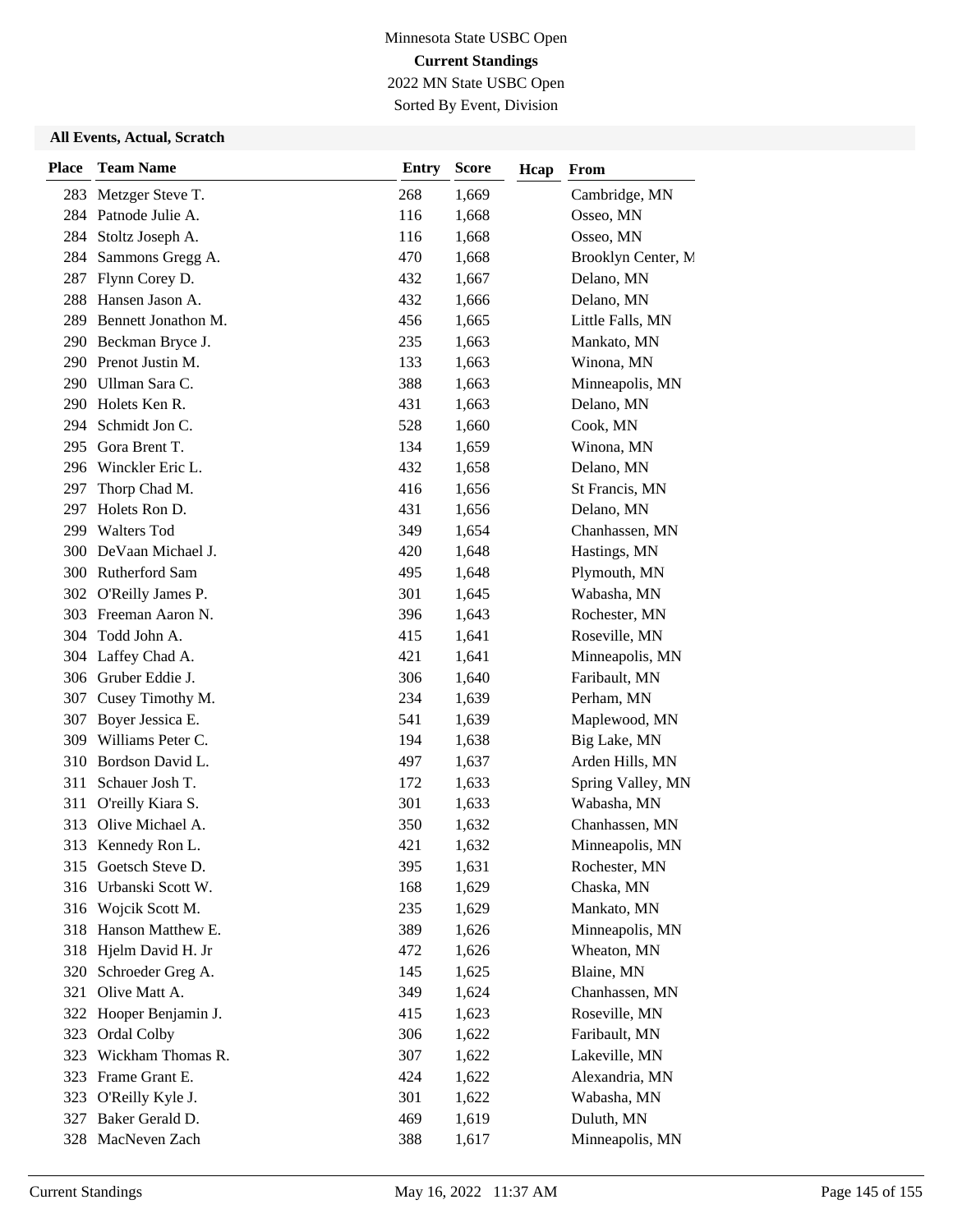Minnesota State USBC Open

**Current Standings**

2022 MN State USBC Open

Sorted By Event, Division

### All Events, Actual, Scratch

| Place | Team Name | Entry | Score | Hcap | From |
|---|---|---|---|---|---|
| 283 | Metzger Steve T. | 268 | 1,669 | | Cambridge, MN |
| 284 | Patnode Julie A. | 116 | 1,668 | | Osseo, MN |
| 284 | Stoltz Joseph A. | 116 | 1,668 | | Osseo, MN |
| 284 | Sammons Gregg A. | 470 | 1,668 | | Brooklyn Center, M |
| 287 | Flynn Corey D. | 432 | 1,667 | | Delano, MN |
| 288 | Hansen Jason A. | 432 | 1,666 | | Delano, MN |
| 289 | Bennett Jonathon M. | 456 | 1,665 | | Little Falls, MN |
| 290 | Beckman Bryce J. | 235 | 1,663 | | Mankato, MN |
| 290 | Prenot Justin M. | 133 | 1,663 | | Winona, MN |
| 290 | Ullman Sara C. | 388 | 1,663 | | Minneapolis, MN |
| 290 | Holets Ken R. | 431 | 1,663 | | Delano, MN |
| 294 | Schmidt Jon C. | 528 | 1,660 | | Cook, MN |
| 295 | Gora Brent T. | 134 | 1,659 | | Winona, MN |
| 296 | Winckler Eric L. | 432 | 1,658 | | Delano, MN |
| 297 | Thorp Chad M. | 416 | 1,656 | | St Francis, MN |
| 297 | Holets Ron D. | 431 | 1,656 | | Delano, MN |
| 299 | Walters Tod | 349 | 1,654 | | Chanhassen, MN |
| 300 | DeVaan Michael J. | 420 | 1,648 | | Hastings, MN |
| 300 | Rutherford Sam | 495 | 1,648 | | Plymouth, MN |
| 302 | O'Reilly James P. | 301 | 1,645 | | Wabasha, MN |
| 303 | Freeman Aaron N. | 396 | 1,643 | | Rochester, MN |
| 304 | Todd John A. | 415 | 1,641 | | Roseville, MN |
| 304 | Laffey Chad A. | 421 | 1,641 | | Minneapolis, MN |
| 306 | Gruber Eddie J. | 306 | 1,640 | | Faribault, MN |
| 307 | Cusey Timothy M. | 234 | 1,639 | | Perham, MN |
| 307 | Boyer Jessica E. | 541 | 1,639 | | Maplewood, MN |
| 309 | Williams Peter C. | 194 | 1,638 | | Big Lake, MN |
| 310 | Bordson David L. | 497 | 1,637 | | Arden Hills, MN |
| 311 | Schauer Josh T. | 172 | 1,633 | | Spring Valley, MN |
| 311 | O'reilly Kiara S. | 301 | 1,633 | | Wabasha, MN |
| 313 | Olive Michael A. | 350 | 1,632 | | Chanhassen, MN |
| 313 | Kennedy Ron L. | 421 | 1,632 | | Minneapolis, MN |
| 315 | Goetsch Steve D. | 395 | 1,631 | | Rochester, MN |
| 316 | Urbanski Scott W. | 168 | 1,629 | | Chaska, MN |
| 316 | Wojcik Scott M. | 235 | 1,629 | | Mankato, MN |
| 318 | Hanson Matthew E. | 389 | 1,626 | | Minneapolis, MN |
| 318 | Hjelm David H. Jr | 472 | 1,626 | | Wheaton, MN |
| 320 | Schroeder Greg A. | 145 | 1,625 | | Blaine, MN |
| 321 | Olive Matt A. | 349 | 1,624 | | Chanhassen, MN |
| 322 | Hooper Benjamin J. | 415 | 1,623 | | Roseville, MN |
| 323 | Ordal Colby | 306 | 1,622 | | Faribault, MN |
| 323 | Wickham Thomas R. | 307 | 1,622 | | Lakeville, MN |
| 323 | Frame Grant E. | 424 | 1,622 | | Alexandria, MN |
| 323 | O'Reilly Kyle J. | 301 | 1,622 | | Wabasha, MN |
| 327 | Baker Gerald D. | 469 | 1,619 | | Duluth, MN |
| 328 | MacNeven Zach | 388 | 1,617 | | Minneapolis, MN |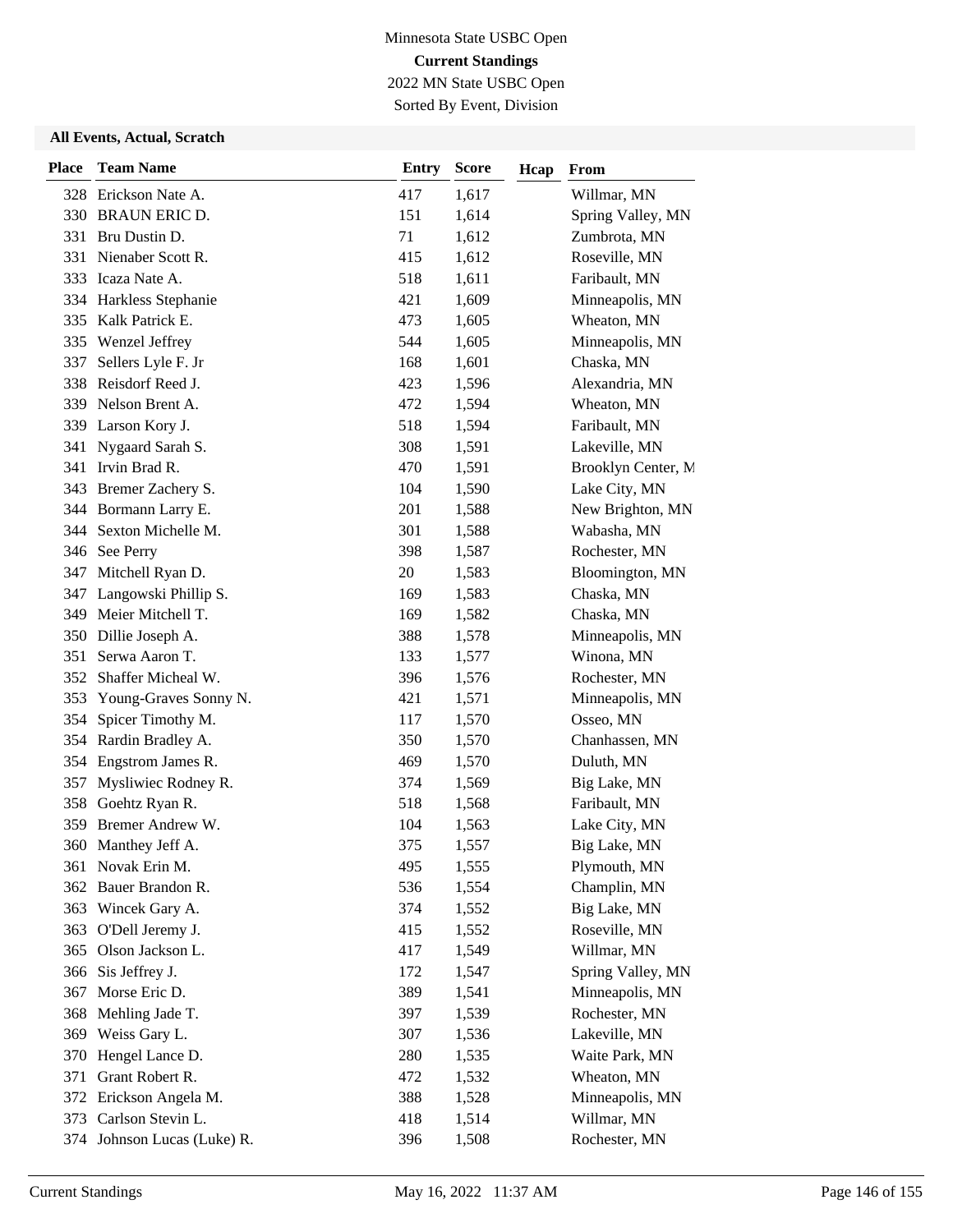Minnesota State USBC Open

**Current Standings**

2022 MN State USBC Open

Sorted By Event, Division

### All Events, Actual, Scratch

| Place | Team Name | Entry | Score | Hcap | From |
|---|---|---|---|---|---|
| 328 | Erickson Nate A. | 417 | 1,617 | | Willmar, MN |
| 330 | BRAUN ERIC D. | 151 | 1,614 | | Spring Valley, MN |
| 331 | Bru Dustin D. | 71 | 1,612 | | Zumbrota, MN |
| 331 | Nienaber Scott R. | 415 | 1,612 | | Roseville, MN |
| 333 | Icaza Nate A. | 518 | 1,611 | | Faribault, MN |
| 334 | Harkless Stephanie | 421 | 1,609 | | Minneapolis, MN |
| 335 | Kalk Patrick E. | 473 | 1,605 | | Wheaton, MN |
| 335 | Wenzel Jeffrey | 544 | 1,605 | | Minneapolis, MN |
| 337 | Sellers Lyle F. Jr | 168 | 1,601 | | Chaska, MN |
| 338 | Reisdorf Reed J. | 423 | 1,596 | | Alexandria, MN |
| 339 | Nelson Brent A. | 472 | 1,594 | | Wheaton, MN |
| 339 | Larson Kory J. | 518 | 1,594 | | Faribault, MN |
| 341 | Nygaard Sarah S. | 308 | 1,591 | | Lakeville, MN |
| 341 | Irvin Brad R. | 470 | 1,591 | | Brooklyn Center, M |
| 343 | Bremer Zachery S. | 104 | 1,590 | | Lake City, MN |
| 344 | Bormann Larry E. | 201 | 1,588 | | New Brighton, MN |
| 344 | Sexton Michelle M. | 301 | 1,588 | | Wabasha, MN |
| 346 | See Perry | 398 | 1,587 | | Rochester, MN |
| 347 | Mitchell Ryan D. | 20 | 1,583 | | Bloomington, MN |
| 347 | Langowski Phillip S. | 169 | 1,583 | | Chaska, MN |
| 349 | Meier Mitchell T. | 169 | 1,582 | | Chaska, MN |
| 350 | Dillie Joseph A. | 388 | 1,578 | | Minneapolis, MN |
| 351 | Serwa Aaron T. | 133 | 1,577 | | Winona, MN |
| 352 | Shaffer Micheal W. | 396 | 1,576 | | Rochester, MN |
| 353 | Young-Graves Sonny N. | 421 | 1,571 | | Minneapolis, MN |
| 354 | Spicer Timothy M. | 117 | 1,570 | | Osseo, MN |
| 354 | Rardin Bradley A. | 350 | 1,570 | | Chanhassen, MN |
| 354 | Engstrom James R. | 469 | 1,570 | | Duluth, MN |
| 357 | Mysliwiec Rodney R. | 374 | 1,569 | | Big Lake, MN |
| 358 | Goehtz Ryan R. | 518 | 1,568 | | Faribault, MN |
| 359 | Bremer Andrew W. | 104 | 1,563 | | Lake City, MN |
| 360 | Manthey Jeff A. | 375 | 1,557 | | Big Lake, MN |
| 361 | Novak Erin M. | 495 | 1,555 | | Plymouth, MN |
| 362 | Bauer Brandon R. | 536 | 1,554 | | Champlin, MN |
| 363 | Wincek Gary A. | 374 | 1,552 | | Big Lake, MN |
| 363 | O'Dell Jeremy J. | 415 | 1,552 | | Roseville, MN |
| 365 | Olson Jackson L. | 417 | 1,549 | | Willmar, MN |
| 366 | Sis Jeffrey J. | 172 | 1,547 | | Spring Valley, MN |
| 367 | Morse Eric D. | 389 | 1,541 | | Minneapolis, MN |
| 368 | Mehling Jade T. | 397 | 1,539 | | Rochester, MN |
| 369 | Weiss Gary L. | 307 | 1,536 | | Lakeville, MN |
| 370 | Hengel Lance D. | 280 | 1,535 | | Waite Park, MN |
| 371 | Grant Robert R. | 472 | 1,532 | | Wheaton, MN |
| 372 | Erickson Angela M. | 388 | 1,528 | | Minneapolis, MN |
| 373 | Carlson Stevin L. | 418 | 1,514 | | Willmar, MN |
| 374 | Johnson Lucas (Luke) R. | 396 | 1,508 | | Rochester, MN |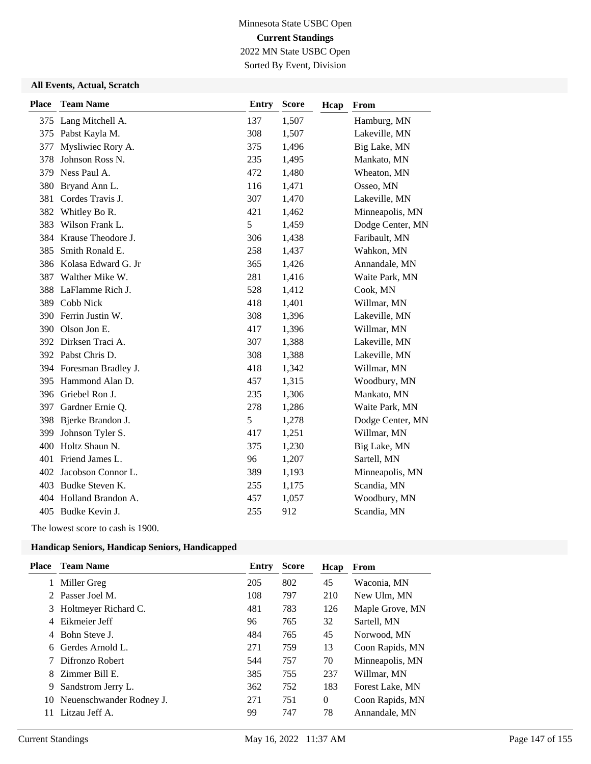Minnesota State USBC Open

**Current Standings**

2022 MN State USBC Open

Sorted By Event, Division

### All Events, Actual, Scratch

| Place | Team Name | Entry | Score | Hcap | From |
|---|---|---|---|---|---|
| 375 | Lang Mitchell A. | 137 | 1,507 | | Hamburg, MN |
| 375 | Pabst Kayla M. | 308 | 1,507 | | Lakeville, MN |
| 377 | Mysliwiec Rory A. | 375 | 1,496 | | Big Lake, MN |
| 378 | Johnson Ross N. | 235 | 1,495 | | Mankato, MN |
| 379 | Ness Paul A. | 472 | 1,480 | | Wheaton, MN |
| 380 | Bryand Ann L. | 116 | 1,471 | | Osseo, MN |
| 381 | Cordes Travis J. | 307 | 1,470 | | Lakeville, MN |
| 382 | Whitley Bo R. | 421 | 1,462 | | Minneapolis, MN |
| 383 | Wilson Frank L. | 5 | 1,459 | | Dodge Center, MN |
| 384 | Krause Theodore J. | 306 | 1,438 | | Faribault, MN |
| 385 | Smith Ronald E. | 258 | 1,437 | | Wahkon, MN |
| 386 | Kolasa Edward G. Jr | 365 | 1,426 | | Annandale, MN |
| 387 | Walther Mike W. | 281 | 1,416 | | Waite Park, MN |
| 388 | LaFlamme Rich J. | 528 | 1,412 | | Cook, MN |
| 389 | Cobb Nick | 418 | 1,401 | | Willmar, MN |
| 390 | Ferrin Justin W. | 308 | 1,396 | | Lakeville, MN |
| 390 | Olson Jon E. | 417 | 1,396 | | Willmar, MN |
| 392 | Dirksen Traci A. | 307 | 1,388 | | Lakeville, MN |
| 392 | Pabst Chris D. | 308 | 1,388 | | Lakeville, MN |
| 394 | Foresman Bradley J. | 418 | 1,342 | | Willmar, MN |
| 395 | Hammond Alan D. | 457 | 1,315 | | Woodbury, MN |
| 396 | Griebel Ron J. | 235 | 1,306 | | Mankato, MN |
| 397 | Gardner Ernie Q. | 278 | 1,286 | | Waite Park, MN |
| 398 | Bjerke Brandon J. | 5 | 1,278 | | Dodge Center, MN |
| 399 | Johnson Tyler S. | 417 | 1,251 | | Willmar, MN |
| 400 | Holtz Shaun N. | 375 | 1,230 | | Big Lake, MN |
| 401 | Friend James L. | 96 | 1,207 | | Sartell, MN |
| 402 | Jacobson Connor L. | 389 | 1,193 | | Minneapolis, MN |
| 403 | Budke Steven K. | 255 | 1,175 | | Scandia, MN |
| 404 | Holland Brandon A. | 457 | 1,057 | | Woodbury, MN |
| 405 | Budke Kevin J. | 255 | 912 | | Scandia, MN |

The lowest score to cash is 1900.

### Handicap Seniors, Handicap Seniors, Handicapped

| Place | Team Name | Entry | Score | Hcap | From |
|---|---|---|---|---|---|
| 1 | Miller Greg | 205 | 802 | 45 | Waconia, MN |
| 2 | Passer Joel M. | 108 | 797 | 210 | New Ulm, MN |
| 3 | Holtmeyer Richard C. | 481 | 783 | 126 | Maple Grove, MN |
| 4 | Eikmeier Jeff | 96 | 765 | 32 | Sartell, MN |
| 4 | Bohn Steve J. | 484 | 765 | 45 | Norwood, MN |
| 6 | Gerdes Arnold L. | 271 | 759 | 13 | Coon Rapids, MN |
| 7 | Difronzo Robert | 544 | 757 | 70 | Minneapolis, MN |
| 8 | Zimmer Bill E. | 385 | 755 | 237 | Willmar, MN |
| 9 | Sandstrom Jerry L. | 362 | 752 | 183 | Forest Lake, MN |
| 10 | Neuenschwander Rodney J. | 271 | 751 | 0 | Coon Rapids, MN |
| 11 | Litzau Jeff A. | 99 | 747 | 78 | Annandale, MN |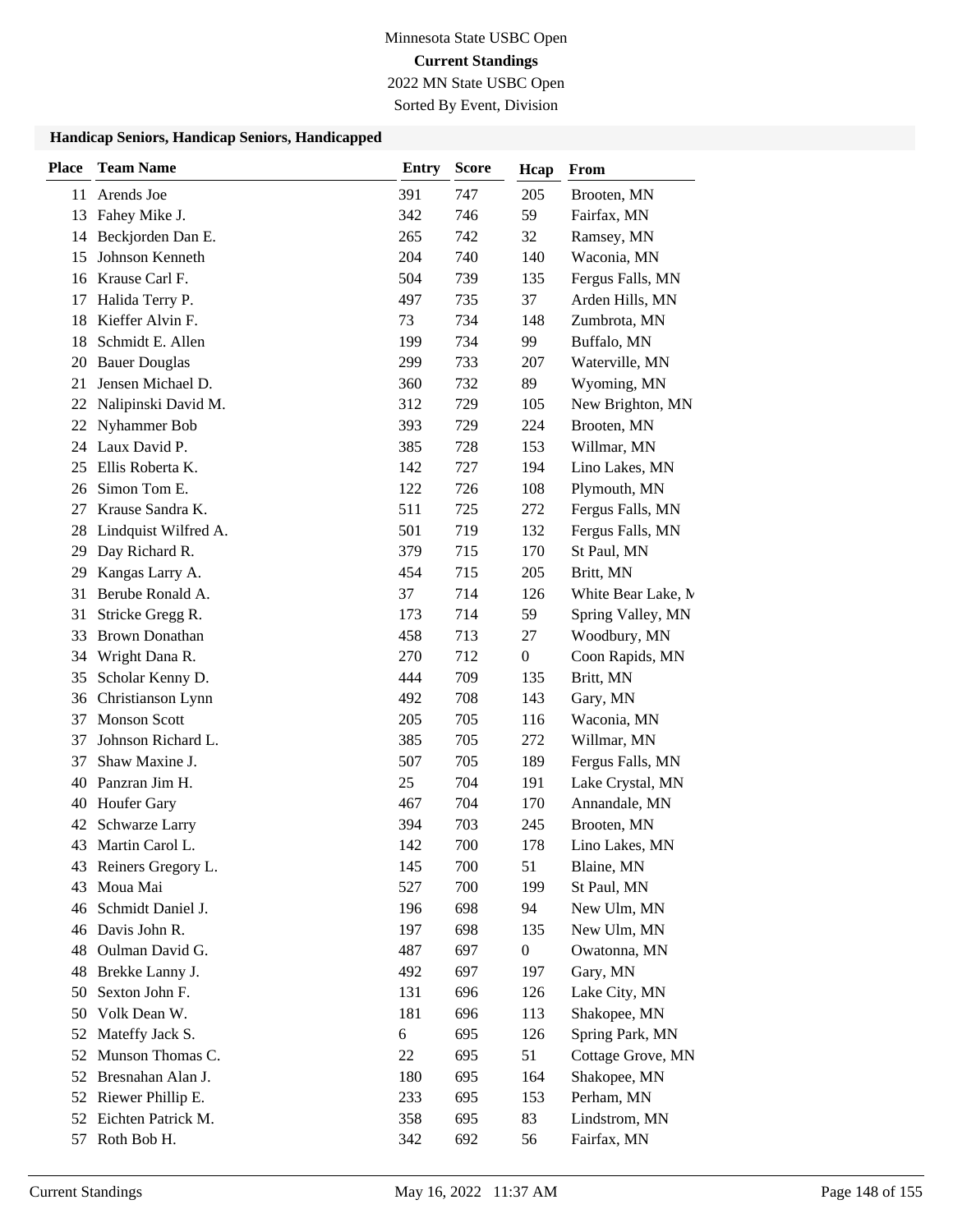Minnesota State USBC Open

**Current Standings**

2022 MN State USBC Open

Sorted By Event, Division

### Handicap Seniors, Handicap Seniors, Handicapped

| Place | Team Name | Entry | Score | Hcap | From |
|---|---|---|---|---|---|
| 11 | Arends Joe | 391 | 747 | 205 | Brooten, MN |
| 13 | Fahey Mike J. | 342 | 746 | 59 | Fairfax, MN |
| 14 | Beckjorden Dan E. | 265 | 742 | 32 | Ramsey, MN |
| 15 | Johnson Kenneth | 204 | 740 | 140 | Waconia, MN |
| 16 | Krause Carl F. | 504 | 739 | 135 | Fergus Falls, MN |
| 17 | Halida Terry P. | 497 | 735 | 37 | Arden Hills, MN |
| 18 | Kieffer Alvin F. | 73 | 734 | 148 | Zumbrota, MN |
| 18 | Schmidt E. Allen | 199 | 734 | 99 | Buffalo, MN |
| 20 | Bauer Douglas | 299 | 733 | 207 | Waterville, MN |
| 21 | Jensen Michael D. | 360 | 732 | 89 | Wyoming, MN |
| 22 | Nalipinski David M. | 312 | 729 | 105 | New Brighton, MN |
| 22 | Nyhammer Bob | 393 | 729 | 224 | Brooten, MN |
| 24 | Laux David P. | 385 | 728 | 153 | Willmar, MN |
| 25 | Ellis Roberta K. | 142 | 727 | 194 | Lino Lakes, MN |
| 26 | Simon Tom E. | 122 | 726 | 108 | Plymouth, MN |
| 27 | Krause Sandra K. | 511 | 725 | 272 | Fergus Falls, MN |
| 28 | Lindquist Wilfred A. | 501 | 719 | 132 | Fergus Falls, MN |
| 29 | Day Richard R. | 379 | 715 | 170 | St Paul, MN |
| 29 | Kangas Larry A. | 454 | 715 | 205 | Britt, MN |
| 31 | Berube Ronald A. | 37 | 714 | 126 | White Bear Lake, M |
| 31 | Stricke Gregg R. | 173 | 714 | 59 | Spring Valley, MN |
| 33 | Brown Donathan | 458 | 713 | 27 | Woodbury, MN |
| 34 | Wright Dana R. | 270 | 712 | 0 | Coon Rapids, MN |
| 35 | Scholar Kenny D. | 444 | 709 | 135 | Britt, MN |
| 36 | Christianson Lynn | 492 | 708 | 143 | Gary, MN |
| 37 | Monson Scott | 205 | 705 | 116 | Waconia, MN |
| 37 | Johnson Richard L. | 385 | 705 | 272 | Willmar, MN |
| 37 | Shaw Maxine J. | 507 | 705 | 189 | Fergus Falls, MN |
| 40 | Panzran Jim H. | 25 | 704 | 191 | Lake Crystal, MN |
| 40 | Houfer Gary | 467 | 704 | 170 | Annandale, MN |
| 42 | Schwarze Larry | 394 | 703 | 245 | Brooten, MN |
| 43 | Martin Carol L. | 142 | 700 | 178 | Lino Lakes, MN |
| 43 | Reiners Gregory L. | 145 | 700 | 51 | Blaine, MN |
| 43 | Moua Mai | 527 | 700 | 199 | St Paul, MN |
| 46 | Schmidt Daniel J. | 196 | 698 | 94 | New Ulm, MN |
| 46 | Davis John R. | 197 | 698 | 135 | New Ulm, MN |
| 48 | Oulman David G. | 487 | 697 | 0 | Owatonna, MN |
| 48 | Brekke Lanny J. | 492 | 697 | 197 | Gary, MN |
| 50 | Sexton John F. | 131 | 696 | 126 | Lake City, MN |
| 50 | Volk Dean W. | 181 | 696 | 113 | Shakopee, MN |
| 52 | Mateffy Jack S. | 6 | 695 | 126 | Spring Park, MN |
| 52 | Munson Thomas C. | 22 | 695 | 51 | Cottage Grove, MN |
| 52 | Bresnahan Alan J. | 180 | 695 | 164 | Shakopee, MN |
| 52 | Riewer Phillip E. | 233 | 695 | 153 | Perham, MN |
| 52 | Eichten Patrick M. | 358 | 695 | 83 | Lindstrom, MN |
| 57 | Roth Bob H. | 342 | 692 | 56 | Fairfax, MN |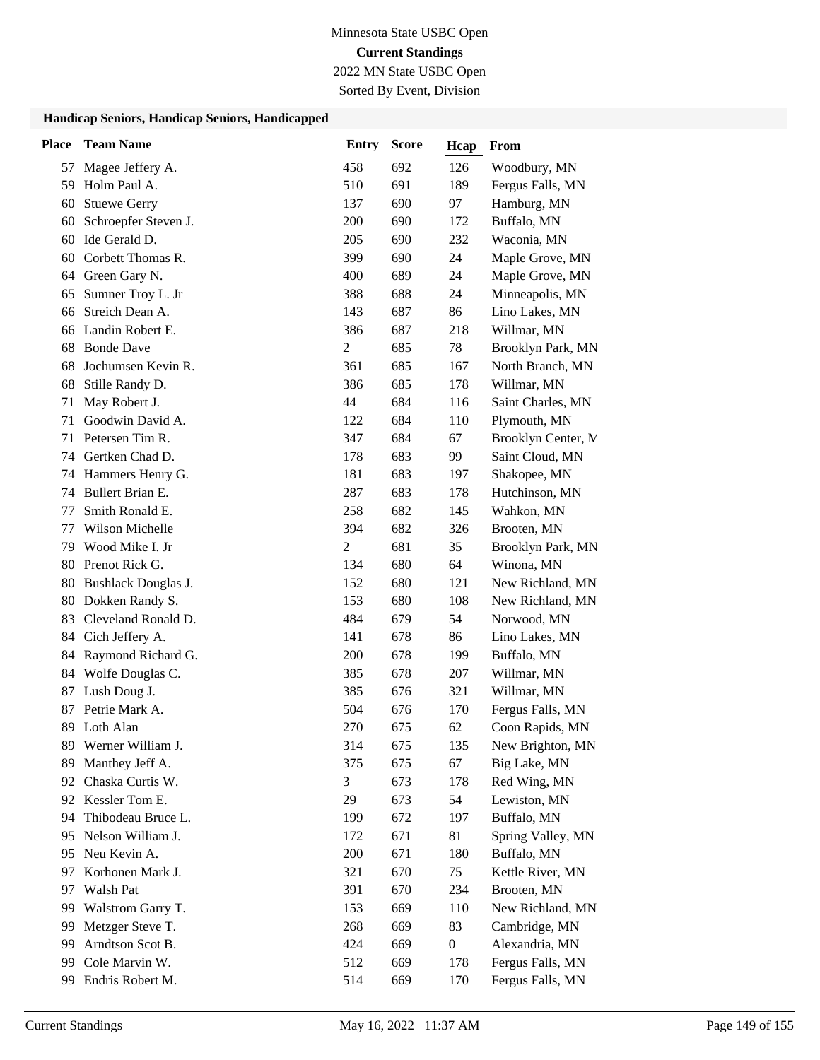Minnesota State USBC Open

**Current Standings**

2022 MN State USBC Open

Sorted By Event, Division

### Handicap Seniors, Handicap Seniors, Handicapped

| Place | Team Name | Entry | Score | Hcap | From |
|---|---|---|---|---|---|
| 57 | Magee Jeffery A. | 458 | 692 | 126 | Woodbury, MN |
| 59 | Holm Paul A. | 510 | 691 | 189 | Fergus Falls, MN |
| 60 | Stuewe Gerry | 137 | 690 | 97 | Hamburg, MN |
| 60 | Schroepfer Steven J. | 200 | 690 | 172 | Buffalo, MN |
| 60 | Ide Gerald D. | 205 | 690 | 232 | Waconia, MN |
| 60 | Corbett Thomas R. | 399 | 690 | 24 | Maple Grove, MN |
| 64 | Green Gary N. | 400 | 689 | 24 | Maple Grove, MN |
| 65 | Sumner Troy L. Jr | 388 | 688 | 24 | Minneapolis, MN |
| 66 | Streich Dean A. | 143 | 687 | 86 | Lino Lakes, MN |
| 66 | Landin Robert E. | 386 | 687 | 218 | Willmar, MN |
| 68 | Bonde Dave | 2 | 685 | 78 | Brooklyn Park, MN |
| 68 | Jochumsen Kevin R. | 361 | 685 | 167 | North Branch, MN |
| 68 | Stille Randy D. | 386 | 685 | 178 | Willmar, MN |
| 71 | May Robert J. | 44 | 684 | 116 | Saint Charles, MN |
| 71 | Goodwin David A. | 122 | 684 | 110 | Plymouth, MN |
| 71 | Petersen Tim R. | 347 | 684 | 67 | Brooklyn Center, M |
| 74 | Gertken Chad D. | 178 | 683 | 99 | Saint Cloud, MN |
| 74 | Hammers Henry G. | 181 | 683 | 197 | Shakopee, MN |
| 74 | Bullert Brian E. | 287 | 683 | 178 | Hutchinson, MN |
| 77 | Smith Ronald E. | 258 | 682 | 145 | Wahkon, MN |
| 77 | Wilson Michelle | 394 | 682 | 326 | Brooten, MN |
| 79 | Wood Mike I. Jr | 2 | 681 | 35 | Brooklyn Park, MN |
| 80 | Prenot Rick G. | 134 | 680 | 64 | Winona, MN |
| 80 | Bushlack Douglas J. | 152 | 680 | 121 | New Richland, MN |
| 80 | Dokken Randy S. | 153 | 680 | 108 | New Richland, MN |
| 83 | Cleveland Ronald D. | 484 | 679 | 54 | Norwood, MN |
| 84 | Cich Jeffery A. | 141 | 678 | 86 | Lino Lakes, MN |
| 84 | Raymond Richard G. | 200 | 678 | 199 | Buffalo, MN |
| 84 | Wolfe Douglas C. | 385 | 678 | 207 | Willmar, MN |
| 87 | Lush Doug J. | 385 | 676 | 321 | Willmar, MN |
| 87 | Petrie Mark A. | 504 | 676 | 170 | Fergus Falls, MN |
| 89 | Loth Alan | 270 | 675 | 62 | Coon Rapids, MN |
| 89 | Werner William J. | 314 | 675 | 135 | New Brighton, MN |
| 89 | Manthey Jeff A. | 375 | 675 | 67 | Big Lake, MN |
| 92 | Chaska Curtis W. | 3 | 673 | 178 | Red Wing, MN |
| 92 | Kessler Tom E. | 29 | 673 | 54 | Lewiston, MN |
| 94 | Thibodeau Bruce L. | 199 | 672 | 197 | Buffalo, MN |
| 95 | Nelson William J. | 172 | 671 | 81 | Spring Valley, MN |
| 95 | Neu Kevin A. | 200 | 671 | 180 | Buffalo, MN |
| 97 | Korhonen Mark J. | 321 | 670 | 75 | Kettle River, MN |
| 97 | Walsh Pat | 391 | 670 | 234 | Brooten, MN |
| 99 | Walstrom Garry T. | 153 | 669 | 110 | New Richland, MN |
| 99 | Metzger Steve T. | 268 | 669 | 83 | Cambridge, MN |
| 99 | Arndtson Scot B. | 424 | 669 | 0 | Alexandria, MN |
| 99 | Cole Marvin W. | 512 | 669 | 178 | Fergus Falls, MN |
| 99 | Endris Robert M. | 514 | 669 | 170 | Fergus Falls, MN |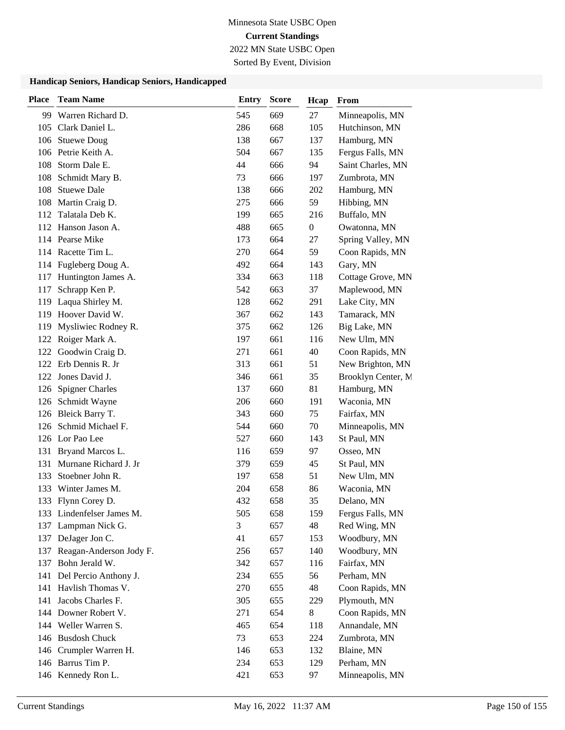Minnesota State USBC Open
**Current Standings**
2022 MN State USBC Open
Sorted By Event, Division

### Handicap Seniors, Handicap Seniors, Handicapped

| Place | Team Name | Entry | Score | Hcap | From |
|---|---|---|---|---|---|
| 99 | Warren Richard D. | 545 | 669 | 27 | Minneapolis, MN |
| 105 | Clark Daniel L. | 286 | 668 | 105 | Hutchinson, MN |
| 106 | Stuewe Doug | 138 | 667 | 137 | Hamburg, MN |
| 106 | Petrie Keith A. | 504 | 667 | 135 | Fergus Falls, MN |
| 108 | Storm Dale E. | 44 | 666 | 94 | Saint Charles, MN |
| 108 | Schmidt Mary B. | 73 | 666 | 197 | Zumbrota, MN |
| 108 | Stuewe Dale | 138 | 666 | 202 | Hamburg, MN |
| 108 | Martin Craig D. | 275 | 666 | 59 | Hibbing, MN |
| 112 | Talatala Deb K. | 199 | 665 | 216 | Buffalo, MN |
| 112 | Hanson Jason A. | 488 | 665 | 0 | Owatonna, MN |
| 114 | Pearse Mike | 173 | 664 | 27 | Spring Valley, MN |
| 114 | Racette Tim L. | 270 | 664 | 59 | Coon Rapids, MN |
| 114 | Fugleberg Doug A. | 492 | 664 | 143 | Gary, MN |
| 117 | Huntington James A. | 334 | 663 | 118 | Cottage Grove, MN |
| 117 | Schrapp Ken P. | 542 | 663 | 37 | Maplewood, MN |
| 119 | Laqua Shirley M. | 128 | 662 | 291 | Lake City, MN |
| 119 | Hoover David W. | 367 | 662 | 143 | Tamarack, MN |
| 119 | Mysliwiec Rodney R. | 375 | 662 | 126 | Big Lake, MN |
| 122 | Roiger Mark A. | 197 | 661 | 116 | New Ulm, MN |
| 122 | Goodwin Craig D. | 271 | 661 | 40 | Coon Rapids, MN |
| 122 | Erb Dennis R. Jr | 313 | 661 | 51 | New Brighton, MN |
| 122 | Jones David J. | 346 | 661 | 35 | Brooklyn Center, M |
| 126 | Spigner Charles | 137 | 660 | 81 | Hamburg, MN |
| 126 | Schmidt Wayne | 206 | 660 | 191 | Waconia, MN |
| 126 | Bleick Barry T. | 343 | 660 | 75 | Fairfax, MN |
| 126 | Schmid Michael F. | 544 | 660 | 70 | Minneapolis, MN |
| 126 | Lor Pao Lee | 527 | 660 | 143 | St Paul, MN |
| 131 | Bryand Marcos L. | 116 | 659 | 97 | Osseo, MN |
| 131 | Murnane Richard J. Jr | 379 | 659 | 45 | St Paul, MN |
| 133 | Stoebner John R. | 197 | 658 | 51 | New Ulm, MN |
| 133 | Winter James M. | 204 | 658 | 86 | Waconia, MN |
| 133 | Flynn Corey D. | 432 | 658 | 35 | Delano, MN |
| 133 | Lindenfelser James M. | 505 | 658 | 159 | Fergus Falls, MN |
| 137 | Lampman Nick G. | 3 | 657 | 48 | Red Wing, MN |
| 137 | DeJager Jon C. | 41 | 657 | 153 | Woodbury, MN |
| 137 | Reagan-Anderson Jody F. | 256 | 657 | 140 | Woodbury, MN |
| 137 | Bohn Jerald W. | 342 | 657 | 116 | Fairfax, MN |
| 141 | Del Percio Anthony J. | 234 | 655 | 56 | Perham, MN |
| 141 | Havlish Thomas V. | 270 | 655 | 48 | Coon Rapids, MN |
| 141 | Jacobs Charles F. | 305 | 655 | 229 | Plymouth, MN |
| 144 | Downer Robert V. | 271 | 654 | 8 | Coon Rapids, MN |
| 144 | Weller Warren S. | 465 | 654 | 118 | Annandale, MN |
| 146 | Busdosh Chuck | 73 | 653 | 224 | Zumbrota, MN |
| 146 | Crumpler Warren H. | 146 | 653 | 132 | Blaine, MN |
| 146 | Barrus Tim P. | 234 | 653 | 129 | Perham, MN |
| 146 | Kennedy Ron L. | 421 | 653 | 97 | Minneapolis, MN |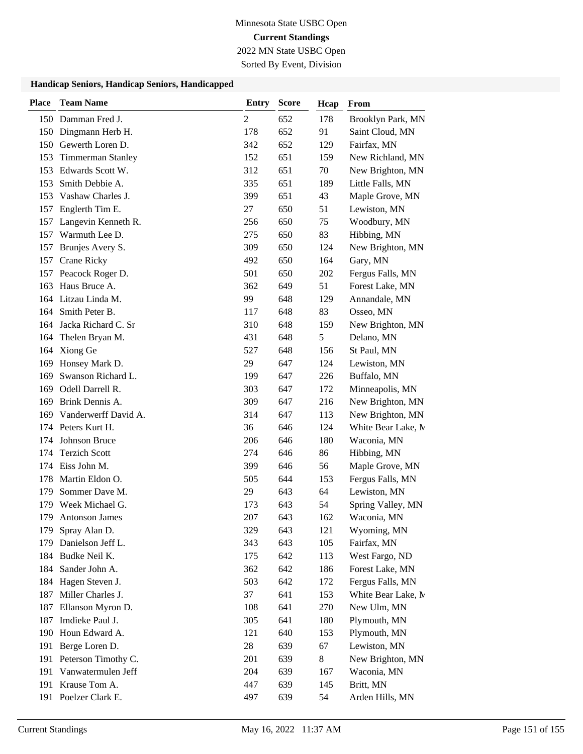Minnesota State USBC Open

**Current Standings**

2022 MN State USBC Open

Sorted By Event, Division

### Handicap Seniors, Handicap Seniors, Handicapped

| Place | Team Name | Entry | Score | Hcap | From |
|---|---|---|---|---|---|
| 150 | Damman Fred J. | 2 | 652 | 178 | Brooklyn Park, MN |
| 150 | Dingmann Herb H. | 178 | 652 | 91 | Saint Cloud, MN |
| 150 | Gewerth Loren D. | 342 | 652 | 129 | Fairfax, MN |
| 153 | Timmerman Stanley | 152 | 651 | 159 | New Richland, MN |
| 153 | Edwards Scott W. | 312 | 651 | 70 | New Brighton, MN |
| 153 | Smith Debbie A. | 335 | 651 | 189 | Little Falls, MN |
| 153 | Vashaw Charles J. | 399 | 651 | 43 | Maple Grove, MN |
| 157 | Englerth Tim E. | 27 | 650 | 51 | Lewiston, MN |
| 157 | Langevin Kenneth R. | 256 | 650 | 75 | Woodbury, MN |
| 157 | Warmuth Lee D. | 275 | 650 | 83 | Hibbing, MN |
| 157 | Brunjes Avery S. | 309 | 650 | 124 | New Brighton, MN |
| 157 | Crane Ricky | 492 | 650 | 164 | Gary, MN |
| 157 | Peacock Roger D. | 501 | 650 | 202 | Fergus Falls, MN |
| 163 | Haus Bruce A. | 362 | 649 | 51 | Forest Lake, MN |
| 164 | Litzau Linda M. | 99 | 648 | 129 | Annandale, MN |
| 164 | Smith Peter B. | 117 | 648 | 83 | Osseo, MN |
| 164 | Jacka Richard C. Sr | 310 | 648 | 159 | New Brighton, MN |
| 164 | Thelen Bryan M. | 431 | 648 | 5 | Delano, MN |
| 164 | Xiong Ge | 527 | 648 | 156 | St Paul, MN |
| 169 | Honsey Mark D. | 29 | 647 | 124 | Lewiston, MN |
| 169 | Swanson Richard L. | 199 | 647 | 226 | Buffalo, MN |
| 169 | Odell Darrell R. | 303 | 647 | 172 | Minneapolis, MN |
| 169 | Brink Dennis A. | 309 | 647 | 216 | New Brighton, MN |
| 169 | Vanderwerff David A. | 314 | 647 | 113 | New Brighton, MN |
| 174 | Peters Kurt H. | 36 | 646 | 124 | White Bear Lake, M |
| 174 | Johnson Bruce | 206 | 646 | 180 | Waconia, MN |
| 174 | Terzich Scott | 274 | 646 | 86 | Hibbing, MN |
| 174 | Eiss John M. | 399 | 646 | 56 | Maple Grove, MN |
| 178 | Martin Eldon O. | 505 | 644 | 153 | Fergus Falls, MN |
| 179 | Sommer Dave M. | 29 | 643 | 64 | Lewiston, MN |
| 179 | Week Michael G. | 173 | 643 | 54 | Spring Valley, MN |
| 179 | Antonson James | 207 | 643 | 162 | Waconia, MN |
| 179 | Spray Alan D. | 329 | 643 | 121 | Wyoming, MN |
| 179 | Danielson Jeff L. | 343 | 643 | 105 | Fairfax, MN |
| 184 | Budke Neil K. | 175 | 642 | 113 | West Fargo, ND |
| 184 | Sander John A. | 362 | 642 | 186 | Forest Lake, MN |
| 184 | Hagen Steven J. | 503 | 642 | 172 | Fergus Falls, MN |
| 187 | Miller Charles J. | 37 | 641 | 153 | White Bear Lake, M |
| 187 | Ellanson Myron D. | 108 | 641 | 270 | New Ulm, MN |
| 187 | Imdieke Paul J. | 305 | 641 | 180 | Plymouth, MN |
| 190 | Houn Edward A. | 121 | 640 | 153 | Plymouth, MN |
| 191 | Berge Loren D. | 28 | 639 | 67 | Lewiston, MN |
| 191 | Peterson Timothy C. | 201 | 639 | 8 | New Brighton, MN |
| 191 | Vanwatermulen Jeff | 204 | 639 | 167 | Waconia, MN |
| 191 | Krause Tom A. | 447 | 639 | 145 | Britt, MN |
| 191 | Poelzer Clark E. | 497 | 639 | 54 | Arden Hills, MN |

Current Standings May 16, 2022 11:37 AM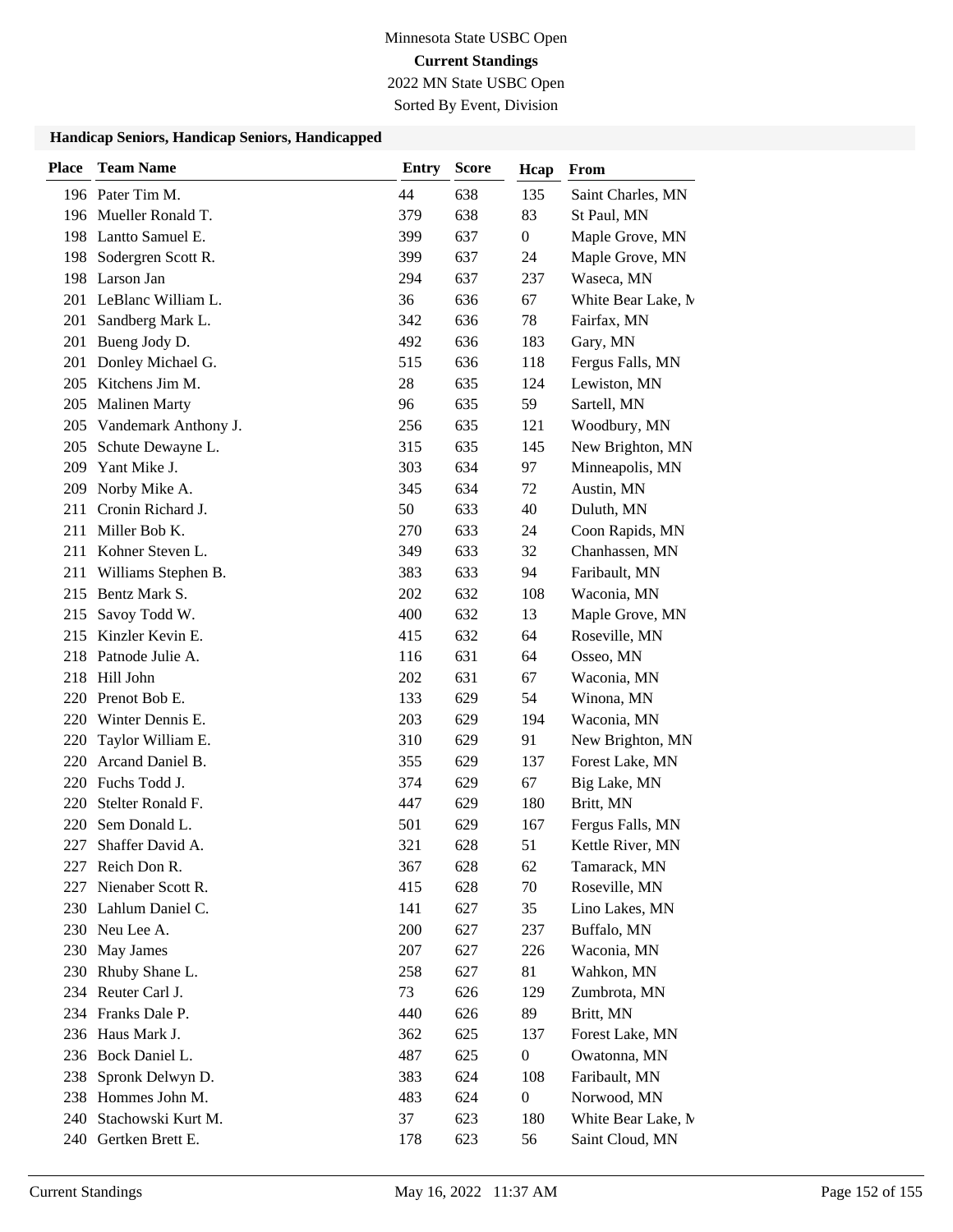Minnesota State USBC Open

**Current Standings**

2022 MN State USBC Open

Sorted By Event, Division

### Handicap Seniors, Handicap Seniors, Handicapped

| Place | Team Name | Entry | Score | Hcap | From |
|---|---|---|---|---|---|
| 196 | Pater Tim M. | 44 | 638 | 135 | Saint Charles, MN |
| 196 | Mueller Ronald T. | 379 | 638 | 83 | St Paul, MN |
| 198 | Lantto Samuel E. | 399 | 637 | 0 | Maple Grove, MN |
| 198 | Sodergren Scott R. | 399 | 637 | 24 | Maple Grove, MN |
| 198 | Larson Jan | 294 | 637 | 237 | Waseca, MN |
| 201 | LeBlanc William L. | 36 | 636 | 67 | White Bear Lake, M |
| 201 | Sandberg Mark L. | 342 | 636 | 78 | Fairfax, MN |
| 201 | Bueng Jody D. | 492 | 636 | 183 | Gary, MN |
| 201 | Donley Michael G. | 515 | 636 | 118 | Fergus Falls, MN |
| 205 | Kitchens Jim M. | 28 | 635 | 124 | Lewiston, MN |
| 205 | Malinen Marty | 96 | 635 | 59 | Sartell, MN |
| 205 | Vandemark Anthony J. | 256 | 635 | 121 | Woodbury, MN |
| 205 | Schute Dewayne L. | 315 | 635 | 145 | New Brighton, MN |
| 209 | Yant Mike J. | 303 | 634 | 97 | Minneapolis, MN |
| 209 | Norby Mike A. | 345 | 634 | 72 | Austin, MN |
| 211 | Cronin Richard J. | 50 | 633 | 40 | Duluth, MN |
| 211 | Miller Bob K. | 270 | 633 | 24 | Coon Rapids, MN |
| 211 | Kohner Steven L. | 349 | 633 | 32 | Chanhassen, MN |
| 211 | Williams Stephen B. | 383 | 633 | 94 | Faribault, MN |
| 215 | Bentz Mark S. | 202 | 632 | 108 | Waconia, MN |
| 215 | Savoy Todd W. | 400 | 632 | 13 | Maple Grove, MN |
| 215 | Kinzler Kevin E. | 415 | 632 | 64 | Roseville, MN |
| 218 | Patnode Julie A. | 116 | 631 | 64 | Osseo, MN |
| 218 | Hill John | 202 | 631 | 67 | Waconia, MN |
| 220 | Prenot Bob E. | 133 | 629 | 54 | Winona, MN |
| 220 | Winter Dennis E. | 203 | 629 | 194 | Waconia, MN |
| 220 | Taylor William E. | 310 | 629 | 91 | New Brighton, MN |
| 220 | Arcand Daniel B. | 355 | 629 | 137 | Forest Lake, MN |
| 220 | Fuchs Todd J. | 374 | 629 | 67 | Big Lake, MN |
| 220 | Stelter Ronald F. | 447 | 629 | 180 | Britt, MN |
| 220 | Sem Donald L. | 501 | 629 | 167 | Fergus Falls, MN |
| 227 | Shaffer David A. | 321 | 628 | 51 | Kettle River, MN |
| 227 | Reich Don R. | 367 | 628 | 62 | Tamarack, MN |
| 227 | Nienaber Scott R. | 415 | 628 | 70 | Roseville, MN |
| 230 | Lahlum Daniel C. | 141 | 627 | 35 | Lino Lakes, MN |
| 230 | Neu Lee A. | 200 | 627 | 237 | Buffalo, MN |
| 230 | May James | 207 | 627 | 226 | Waconia, MN |
| 230 | Rhuby Shane L. | 258 | 627 | 81 | Wahkon, MN |
| 234 | Reuter Carl J. | 73 | 626 | 129 | Zumbrota, MN |
| 234 | Franks Dale P. | 440 | 626 | 89 | Britt, MN |
| 236 | Haus Mark J. | 362 | 625 | 137 | Forest Lake, MN |
| 236 | Bock Daniel L. | 487 | 625 | 0 | Owatonna, MN |
| 238 | Spronk Delwyn D. | 383 | 624 | 108 | Faribault, MN |
| 238 | Hommes John M. | 483 | 624 | 0 | Norwood, MN |
| 240 | Stachowski Kurt M. | 37 | 623 | 180 | White Bear Lake, M |
| 240 | Gertken Brett E. | 178 | 623 | 56 | Saint Cloud, MN |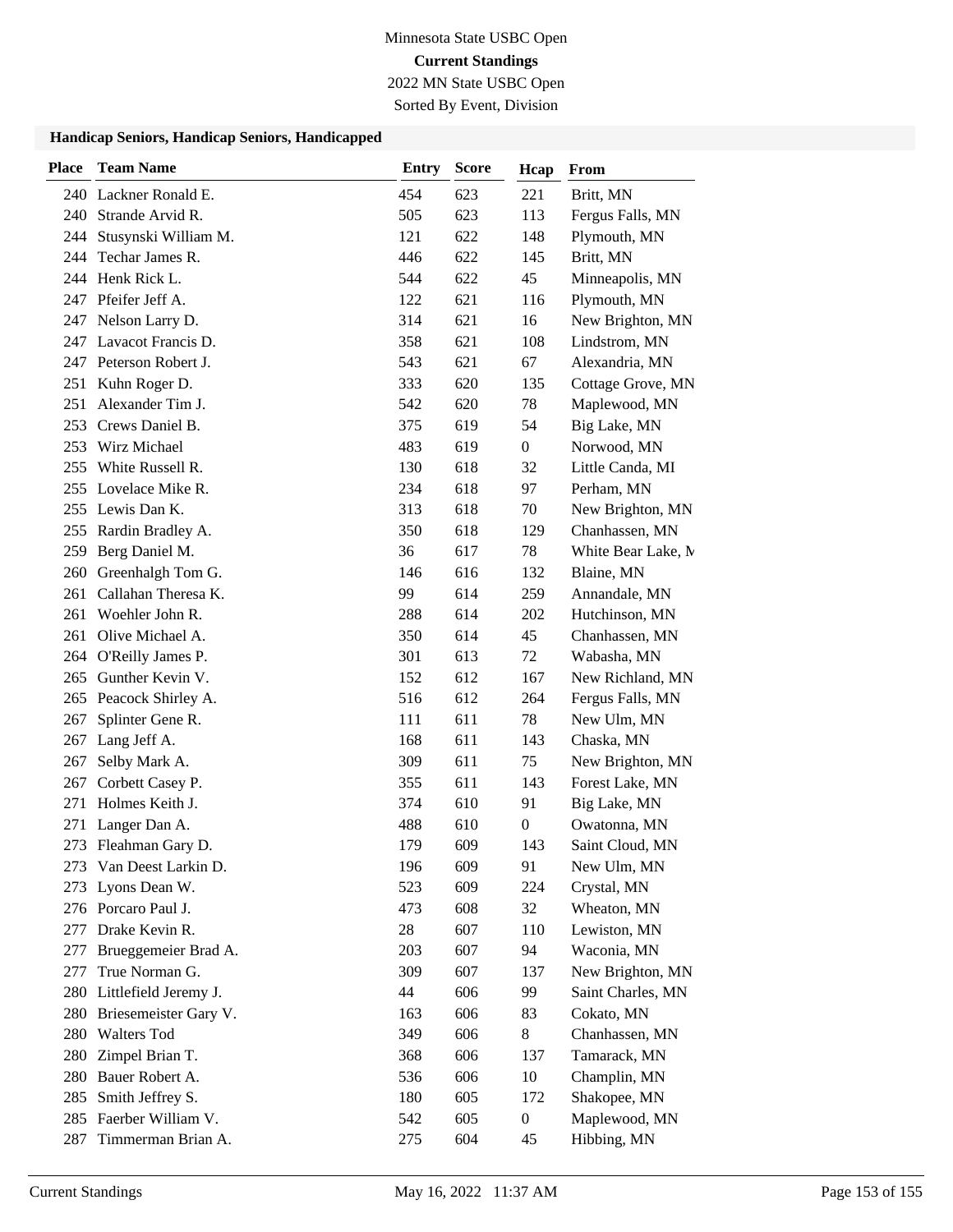Minnesota State USBC Open

**Current Standings**

2022 MN State USBC Open

Sorted By Event, Division

### Handicap Seniors, Handicap Seniors, Handicapped

| Place | Team Name | Entry | Score | Hcap | From |
|---|---|---|---|---|---|
| 240 | Lackner Ronald E. | 454 | 623 | 221 | Britt, MN |
| 240 | Strande Arvid R. | 505 | 623 | 113 | Fergus Falls, MN |
| 244 | Stusynski William M. | 121 | 622 | 148 | Plymouth, MN |
| 244 | Techar James R. | 446 | 622 | 145 | Britt, MN |
| 244 | Henk Rick L. | 544 | 622 | 45 | Minneapolis, MN |
| 247 | Pfeifer Jeff A. | 122 | 621 | 116 | Plymouth, MN |
| 247 | Nelson Larry D. | 314 | 621 | 16 | New Brighton, MN |
| 247 | Lavacot Francis D. | 358 | 621 | 108 | Lindstrom, MN |
| 247 | Peterson Robert J. | 543 | 621 | 67 | Alexandria, MN |
| 251 | Kuhn Roger D. | 333 | 620 | 135 | Cottage Grove, MN |
| 251 | Alexander Tim J. | 542 | 620 | 78 | Maplewood, MN |
| 253 | Crews Daniel B. | 375 | 619 | 54 | Big Lake, MN |
| 253 | Wirz Michael | 483 | 619 | 0 | Norwood, MN |
| 255 | White Russell R. | 130 | 618 | 32 | Little Canda, MI |
| 255 | Lovelace Mike R. | 234 | 618 | 97 | Perham, MN |
| 255 | Lewis Dan K. | 313 | 618 | 70 | New Brighton, MN |
| 255 | Rardin Bradley A. | 350 | 618 | 129 | Chanhassen, MN |
| 259 | Berg Daniel M. | 36 | 617 | 78 | White Bear Lake, M |
| 260 | Greenhalgh Tom G. | 146 | 616 | 132 | Blaine, MN |
| 261 | Callahan Theresa K. | 99 | 614 | 259 | Annandale, MN |
| 261 | Woehler John R. | 288 | 614 | 202 | Hutchinson, MN |
| 261 | Olive Michael A. | 350 | 614 | 45 | Chanhassen, MN |
| 264 | O'Reilly James P. | 301 | 613 | 72 | Wabasha, MN |
| 265 | Gunther Kevin V. | 152 | 612 | 167 | New Richland, MN |
| 265 | Peacock Shirley A. | 516 | 612 | 264 | Fergus Falls, MN |
| 267 | Splinter Gene R. | 111 | 611 | 78 | New Ulm, MN |
| 267 | Lang Jeff A. | 168 | 611 | 143 | Chaska, MN |
| 267 | Selby Mark A. | 309 | 611 | 75 | New Brighton, MN |
| 267 | Corbett Casey P. | 355 | 611 | 143 | Forest Lake, MN |
| 271 | Holmes Keith J. | 374 | 610 | 91 | Big Lake, MN |
| 271 | Langer Dan A. | 488 | 610 | 0 | Owatonna, MN |
| 273 | Fleahman Gary D. | 179 | 609 | 143 | Saint Cloud, MN |
| 273 | Van Deest Larkin D. | 196 | 609 | 91 | New Ulm, MN |
| 273 | Lyons Dean W. | 523 | 609 | 224 | Crystal, MN |
| 276 | Porcaro Paul J. | 473 | 608 | 32 | Wheaton, MN |
| 277 | Drake Kevin R. | 28 | 607 | 110 | Lewiston, MN |
| 277 | Brueggemeier Brad A. | 203 | 607 | 94 | Waconia, MN |
| 277 | True Norman G. | 309 | 607 | 137 | New Brighton, MN |
| 280 | Littlefield Jeremy J. | 44 | 606 | 99 | Saint Charles, MN |
| 280 | Briesemeister Gary V. | 163 | 606 | 83 | Cokato, MN |
| 280 | Walters Tod | 349 | 606 | 8 | Chanhassen, MN |
| 280 | Zimpel Brian T. | 368 | 606 | 137 | Tamarack, MN |
| 280 | Bauer Robert A. | 536 | 606 | 10 | Champlin, MN |
| 285 | Smith Jeffrey S. | 180 | 605 | 172 | Shakopee, MN |
| 285 | Faerber William V. | 542 | 605 | 0 | Maplewood, MN |
| 287 | Timmerman Brian A. | 275 | 604 | 45 | Hibbing, MN |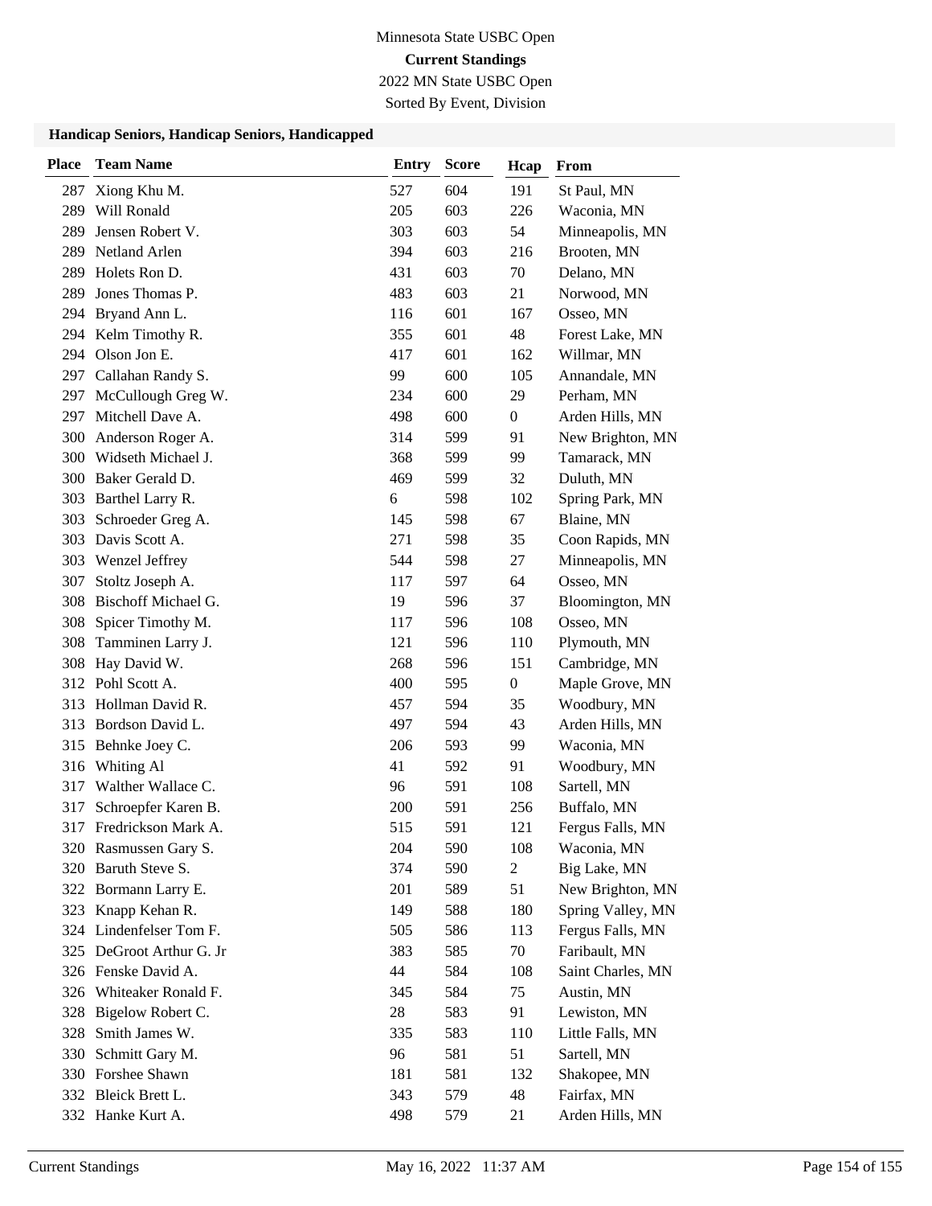Minnesota State USBC Open

**Current Standings**

2022 MN State USBC Open

Sorted By Event, Division

### Handicap Seniors, Handicap Seniors, Handicapped

| Place | Team Name | Entry | Score | Hcap | From |
|---|---|---|---|---|---|
| 287 | Xiong Khu M. | 527 | 604 | 191 | St Paul, MN |
| 289 | Will Ronald | 205 | 603 | 226 | Waconia, MN |
| 289 | Jensen Robert V. | 303 | 603 | 54 | Minneapolis, MN |
| 289 | Netland Arlen | 394 | 603 | 216 | Brooten, MN |
| 289 | Holets Ron D. | 431 | 603 | 70 | Delano, MN |
| 289 | Jones Thomas P. | 483 | 603 | 21 | Norwood, MN |
| 294 | Bryand Ann L. | 116 | 601 | 167 | Osseo, MN |
| 294 | Kelm Timothy R. | 355 | 601 | 48 | Forest Lake, MN |
| 294 | Olson Jon E. | 417 | 601 | 162 | Willmar, MN |
| 297 | Callahan Randy S. | 99 | 600 | 105 | Annandale, MN |
| 297 | McCullough Greg W. | 234 | 600 | 29 | Perham, MN |
| 297 | Mitchell Dave A. | 498 | 600 | 0 | Arden Hills, MN |
| 300 | Anderson Roger A. | 314 | 599 | 91 | New Brighton, MN |
| 300 | Widseth Michael J. | 368 | 599 | 99 | Tamarack, MN |
| 300 | Baker Gerald D. | 469 | 599 | 32 | Duluth, MN |
| 303 | Barthel Larry R. | 6 | 598 | 102 | Spring Park, MN |
| 303 | Schroeder Greg A. | 145 | 598 | 67 | Blaine, MN |
| 303 | Davis Scott A. | 271 | 598 | 35 | Coon Rapids, MN |
| 303 | Wenzel Jeffrey | 544 | 598 | 27 | Minneapolis, MN |
| 307 | Stoltz Joseph A. | 117 | 597 | 64 | Osseo, MN |
| 308 | Bischoff Michael G. | 19 | 596 | 37 | Bloomington, MN |
| 308 | Spicer Timothy M. | 117 | 596 | 108 | Osseo, MN |
| 308 | Tamminen Larry J. | 121 | 596 | 110 | Plymouth, MN |
| 308 | Hay David W. | 268 | 596 | 151 | Cambridge, MN |
| 312 | Pohl Scott A. | 400 | 595 | 0 | Maple Grove, MN |
| 313 | Hollman David R. | 457 | 594 | 35 | Woodbury, MN |
| 313 | Bordson David L. | 497 | 594 | 43 | Arden Hills, MN |
| 315 | Behnke Joey C. | 206 | 593 | 99 | Waconia, MN |
| 316 | Whiting Al | 41 | 592 | 91 | Woodbury, MN |
| 317 | Walther Wallace C. | 96 | 591 | 108 | Sartell, MN |
| 317 | Schroepfer Karen B. | 200 | 591 | 256 | Buffalo, MN |
| 317 | Fredrickson Mark A. | 515 | 591 | 121 | Fergus Falls, MN |
| 320 | Rasmussen Gary S. | 204 | 590 | 108 | Waconia, MN |
| 320 | Baruth Steve S. | 374 | 590 | 2 | Big Lake, MN |
| 322 | Bormann Larry E. | 201 | 589 | 51 | New Brighton, MN |
| 323 | Knapp Kehan R. | 149 | 588 | 180 | Spring Valley, MN |
| 324 | Lindenfelser Tom F. | 505 | 586 | 113 | Fergus Falls, MN |
| 325 | DeGroot Arthur G. Jr | 383 | 585 | 70 | Faribault, MN |
| 326 | Fenske David A. | 44 | 584 | 108 | Saint Charles, MN |
| 326 | Whiteaker Ronald F. | 345 | 584 | 75 | Austin, MN |
| 328 | Bigelow Robert C. | 28 | 583 | 91 | Lewiston, MN |
| 328 | Smith James W. | 335 | 583 | 110 | Little Falls, MN |
| 330 | Schmitt Gary M. | 96 | 581 | 51 | Sartell, MN |
| 330 | Forshee Shawn | 181 | 581 | 132 | Shakopee, MN |
| 332 | Bleick Brett L. | 343 | 579 | 48 | Fairfax, MN |
| 332 | Hanke Kurt A. | 498 | 579 | 21 | Arden Hills, MN |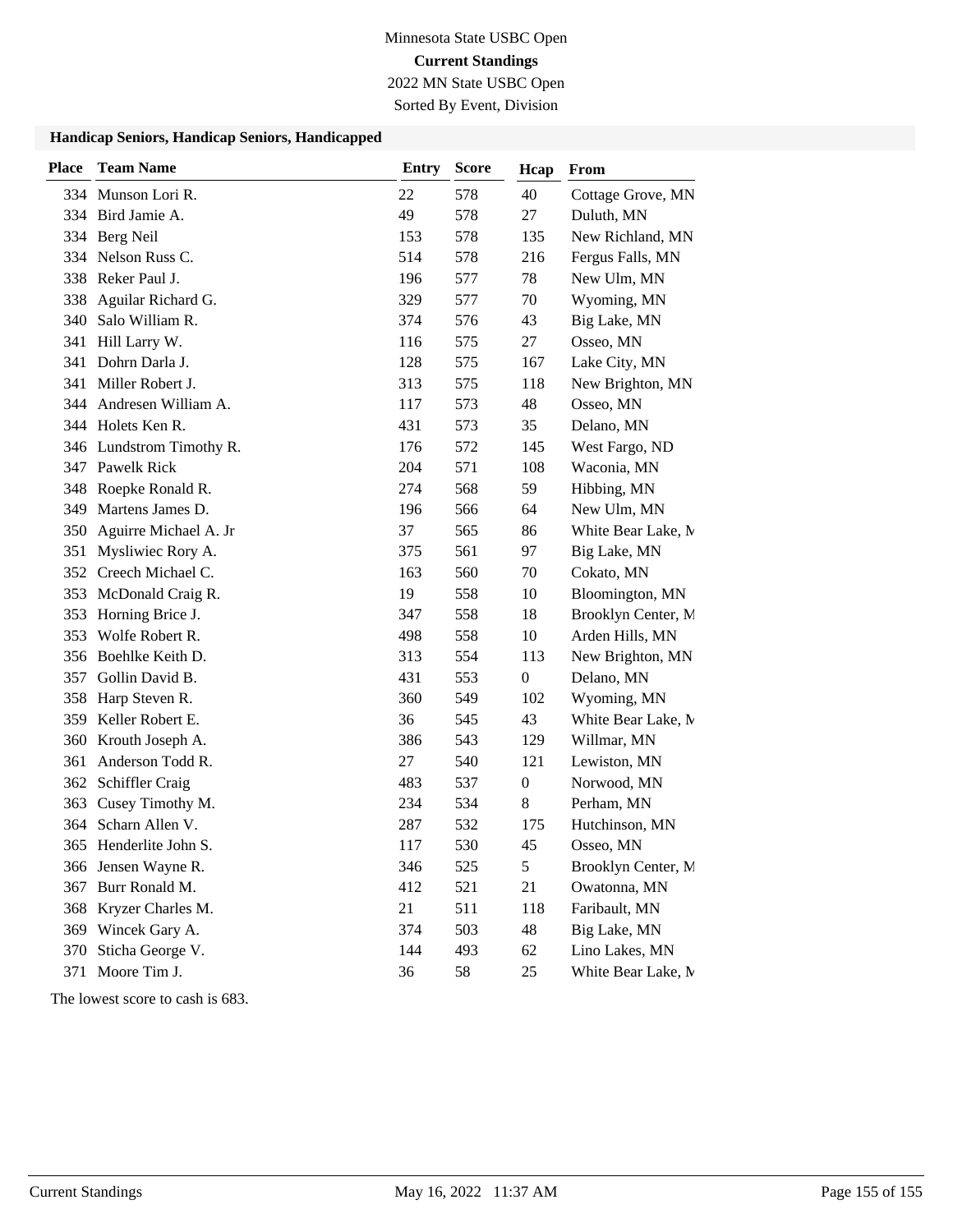Minnesota State USBC Open

**Current Standings**

2022 MN State USBC Open

Sorted By Event, Division

### Handicap Seniors, Handicap Seniors, Handicapped

| Place | Team Name | Entry | Score | Hcap | From |
|---|---|---|---|---|---|
| 334 | Munson Lori R. | 22 | 578 | 40 | Cottage Grove, MN |
| 334 | Bird Jamie A. | 49 | 578 | 27 | Duluth, MN |
| 334 | Berg Neil | 153 | 578 | 135 | New Richland, MN |
| 334 | Nelson Russ C. | 514 | 578 | 216 | Fergus Falls, MN |
| 338 | Reker Paul J. | 196 | 577 | 78 | New Ulm, MN |
| 338 | Aguilar Richard G. | 329 | 577 | 70 | Wyoming, MN |
| 340 | Salo William R. | 374 | 576 | 43 | Big Lake, MN |
| 341 | Hill Larry W. | 116 | 575 | 27 | Osseo, MN |
| 341 | Dohrn Darla J. | 128 | 575 | 167 | Lake City, MN |
| 341 | Miller Robert J. | 313 | 575 | 118 | New Brighton, MN |
| 344 | Andresen William A. | 117 | 573 | 48 | Osseo, MN |
| 344 | Holets Ken R. | 431 | 573 | 35 | Delano, MN |
| 346 | Lundstrom Timothy R. | 176 | 572 | 145 | West Fargo, ND |
| 347 | Pawelk Rick | 204 | 571 | 108 | Waconia, MN |
| 348 | Roepke Ronald R. | 274 | 568 | 59 | Hibbing, MN |
| 349 | Martens James D. | 196 | 566 | 64 | New Ulm, MN |
| 350 | Aguirre Michael A. Jr | 37 | 565 | 86 | White Bear Lake, M |
| 351 | Mysliwiec Rory A. | 375 | 561 | 97 | Big Lake, MN |
| 352 | Creech Michael C. | 163 | 560 | 70 | Cokato, MN |
| 353 | McDonald Craig R. | 19 | 558 | 10 | Bloomington, MN |
| 353 | Horning Brice J. | 347 | 558 | 18 | Brooklyn Center, M |
| 353 | Wolfe Robert R. | 498 | 558 | 10 | Arden Hills, MN |
| 356 | Boehlke Keith D. | 313 | 554 | 113 | New Brighton, MN |
| 357 | Gollin David B. | 431 | 553 | 0 | Delano, MN |
| 358 | Harp Steven R. | 360 | 549 | 102 | Wyoming, MN |
| 359 | Keller Robert E. | 36 | 545 | 43 | White Bear Lake, M |
| 360 | Krouth Joseph A. | 386 | 543 | 129 | Willmar, MN |
| 361 | Anderson Todd R. | 27 | 540 | 121 | Lewiston, MN |
| 362 | Schiffler Craig | 483 | 537 | 0 | Norwood, MN |
| 363 | Cusey Timothy M. | 234 | 534 | 8 | Perham, MN |
| 364 | Scharn Allen V. | 287 | 532 | 175 | Hutchinson, MN |
| 365 | Henderlite John S. | 117 | 530 | 45 | Osseo, MN |
| 366 | Jensen Wayne R. | 346 | 525 | 5 | Brooklyn Center, M |
| 367 | Burr Ronald M. | 412 | 521 | 21 | Owatonna, MN |
| 368 | Kryzer Charles M. | 21 | 511 | 118 | Faribault, MN |
| 369 | Wincek Gary A. | 374 | 503 | 48 | Big Lake, MN |
| 370 | Sticha George V. | 144 | 493 | 62 | Lino Lakes, MN |
| 371 | Moore Tim J. | 36 | 58 | 25 | White Bear Lake, M |

The lowest score to cash is 683.

Current Standings May 16, 2022 11:37 AM